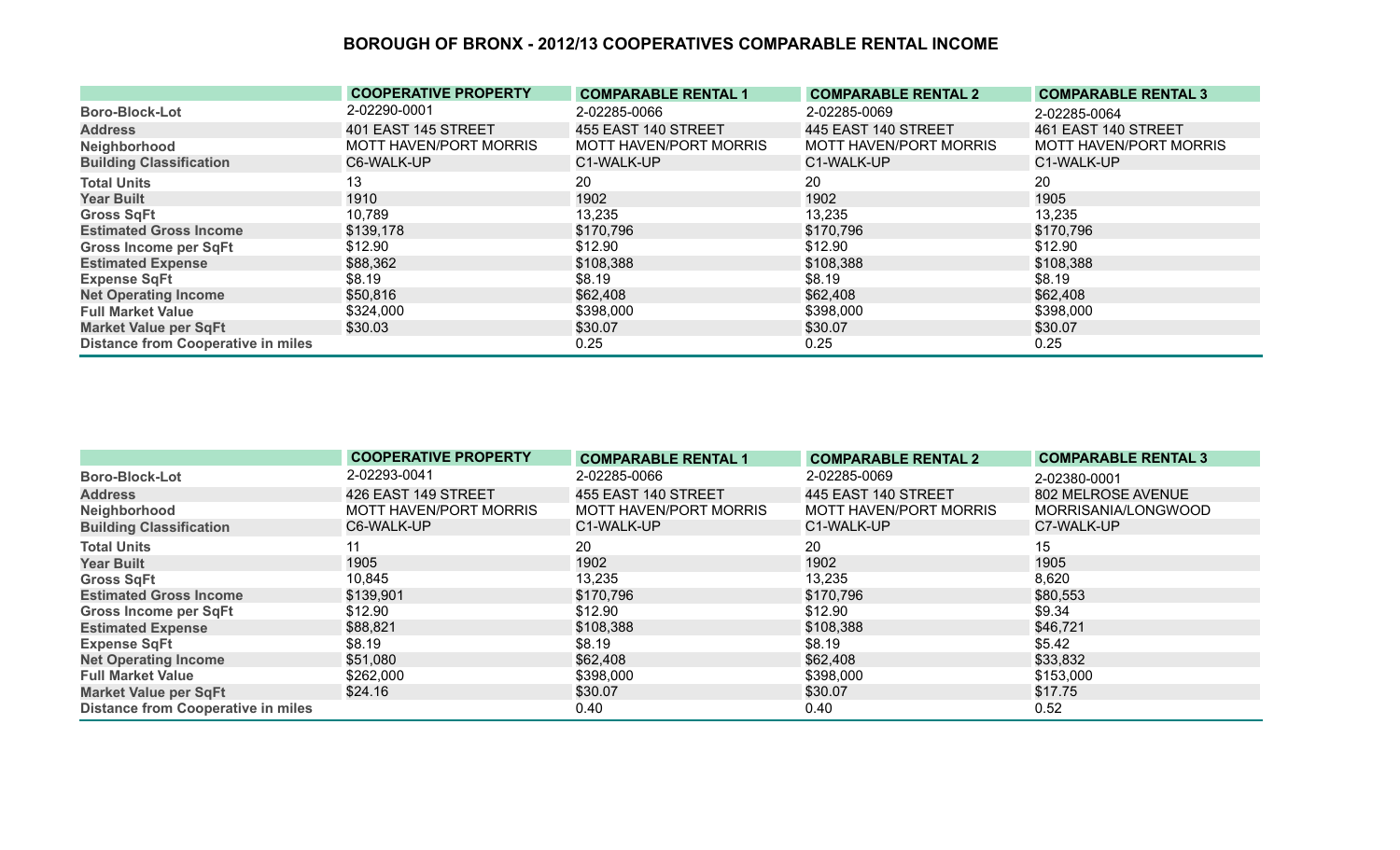# BOROUGH OF BRONX - 2012/13 COOPERATIVES COMPARABLE RENTAL INCOME

| | COOPERATIVE PROPERTY | COMPARABLE RENTAL 1 | COMPARABLE RENTAL 2 | COMPARABLE RENTAL 3 |
|---|---|---|---|---|
| Boro-Block-Lot | 2-02290-0001 | 2-02285-0066 | 2-02285-0069 | 2-02285-0064 |
| Address | 401 EAST 145 STREET | 455 EAST 140 STREET | 445 EAST 140 STREET | 461 EAST 140 STREET |
| Neighborhood | MOTT HAVEN/PORT MORRIS | MOTT HAVEN/PORT MORRIS | MOTT HAVEN/PORT MORRIS | MOTT HAVEN/PORT MORRIS |
| Building Classification | C6-WALK-UP | C1-WALK-UP | C1-WALK-UP | C1-WALK-UP |
| Total Units | 13 | 20 | 20 | 20 |
| Year Built | 1910 | 1902 | 1902 | 1905 |
| Gross SqFt | 10,789 | 13,235 | 13,235 | 13,235 |
| Estimated Gross Income | $139,178 | $170,796 | $170,796 | $170,796 |
| Gross Income per SqFt | $12.90 | $12.90 | $12.90 | $12.90 |
| Estimated Expense | $88,362 | $108,388 | $108,388 | $108,388 |
| Expense SqFt | $8.19 | $8.19 | $8.19 | $8.19 |
| Net Operating Income | $50,816 | $62,408 | $62,408 | $62,408 |
| Full Market Value | $324,000 | $398,000 | $398,000 | $398,000 |
| Market Value per SqFt | $30.03 | $30.07 | $30.07 | $30.07 |
| Distance from Cooperative in miles | | 0.25 | 0.25 | 0.25 |

| | COOPERATIVE PROPERTY | COMPARABLE RENTAL 1 | COMPARABLE RENTAL 2 | COMPARABLE RENTAL 3 |
|---|---|---|---|---|
| Boro-Block-Lot | 2-02293-0041 | 2-02285-0066 | 2-02285-0069 | 2-02380-0001 |
| Address | 426 EAST 149 STREET | 455 EAST 140 STREET | 445 EAST 140 STREET | 802 MELROSE AVENUE |
| Neighborhood | MOTT HAVEN/PORT MORRIS | MOTT HAVEN/PORT MORRIS | MOTT HAVEN/PORT MORRIS | MORRISANIA/LONGWOOD |
| Building Classification | C6-WALK-UP | C1-WALK-UP | C1-WALK-UP | C7-WALK-UP |
| Total Units | 11 | 20 | 20 | 15 |
| Year Built | 1905 | 1902 | 1902 | 1905 |
| Gross SqFt | 10,845 | 13,235 | 13,235 | 8,620 |
| Estimated Gross Income | $139,901 | $170,796 | $170,796 | $80,553 |
| Gross Income per SqFt | $12.90 | $12.90 | $12.90 | $9.34 |
| Estimated Expense | $88,821 | $108,388 | $108,388 | $46,721 |
| Expense SqFt | $8.19 | $8.19 | $8.19 | $5.42 |
| Net Operating Income | $51,080 | $62,408 | $62,408 | $33,832 |
| Full Market Value | $262,000 | $398,000 | $398,000 | $153,000 |
| Market Value per SqFt | $24.16 | $30.07 | $30.07 | $17.75 |
| Distance from Cooperative in miles | | 0.40 | 0.40 | 0.52 |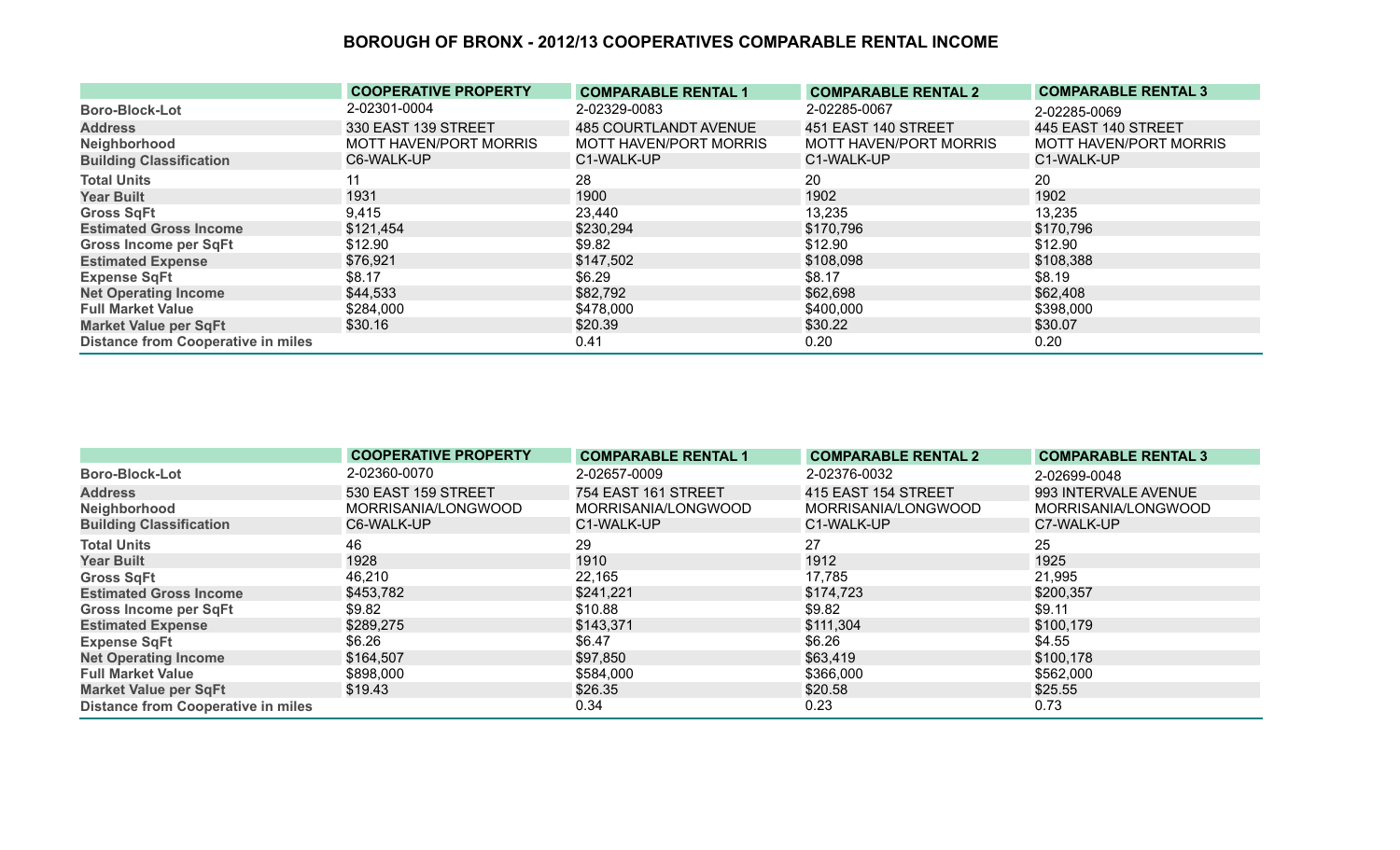# BOROUGH OF BRONX - 2012/13 COOPERATIVES COMPARABLE RENTAL INCOME

| | COOPERATIVE PROPERTY | COMPARABLE RENTAL 1 | COMPARABLE RENTAL 2 | COMPARABLE RENTAL 3 |
|---|---|---|---|---|
| Boro-Block-Lot | 2-02301-0004 | 2-02329-0083 | 2-02285-0067 | 2-02285-0069 |
| Address | 330 EAST 139 STREET | 485 COURTLANDT AVENUE | 451 EAST 140 STREET | 445 EAST 140 STREET |
| Neighborhood | MOTT HAVEN/PORT MORRIS | MOTT HAVEN/PORT MORRIS | MOTT HAVEN/PORT MORRIS | MOTT HAVEN/PORT MORRIS |
| Building Classification | C6-WALK-UP | C1-WALK-UP | C1-WALK-UP | C1-WALK-UP |
| Total Units | 11 | 28 | 20 | 20 |
| Year Built | 1931 | 1900 | 1902 | 1902 |
| Gross SqFt | 9,415 | 23,440 | 13,235 | 13,235 |
| Estimated Gross Income | $121,454 | $230,294 | $170,796 | $170,796 |
| Gross Income per SqFt | $12.90 | $9.82 | $12.90 | $12.90 |
| Estimated Expense | $76,921 | $147,502 | $108,098 | $108,388 |
| Expense SqFt | $8.17 | $6.29 | $8.17 | $8.19 |
| Net Operating Income | $44,533 | $82,792 | $62,698 | $62,408 |
| Full Market Value | $284,000 | $478,000 | $400,000 | $398,000 |
| Market Value per SqFt | $30.16 | $20.39 | $30.22 | $30.07 |
| Distance from Cooperative in miles | | 0.41 | 0.20 | 0.20 |

| | COOPERATIVE PROPERTY | COMPARABLE RENTAL 1 | COMPARABLE RENTAL 2 | COMPARABLE RENTAL 3 |
|---|---|---|---|---|
| Boro-Block-Lot | 2-02360-0070 | 2-02657-0009 | 2-02376-0032 | 2-02699-0048 |
| Address | 530 EAST 159 STREET | 754 EAST 161 STREET | 415 EAST 154 STREET | 993 INTERVALE AVENUE |
| Neighborhood | MORRISANIA/LONGWOOD | MORRISANIA/LONGWOOD | MORRISANIA/LONGWOOD | MORRISANIA/LONGWOOD |
| Building Classification | C6-WALK-UP | C1-WALK-UP | C1-WALK-UP | C7-WALK-UP |
| Total Units | 46 | 29 | 27 | 25 |
| Year Built | 1928 | 1910 | 1912 | 1925 |
| Gross SqFt | 46,210 | 22,165 | 17,785 | 21,995 |
| Estimated Gross Income | $453,782 | $241,221 | $174,723 | $200,357 |
| Gross Income per SqFt | $9.82 | $10.88 | $9.82 | $9.11 |
| Estimated Expense | $289,275 | $143,371 | $111,304 | $100,179 |
| Expense SqFt | $6.26 | $6.47 | $6.26 | $4.55 |
| Net Operating Income | $164,507 | $97,850 | $63,419 | $100,178 |
| Full Market Value | $898,000 | $584,000 | $366,000 | $562,000 |
| Market Value per SqFt | $19.43 | $26.35 | $20.58 | $25.55 |
| Distance from Cooperative in miles | | 0.34 | 0.23 | 0.73 |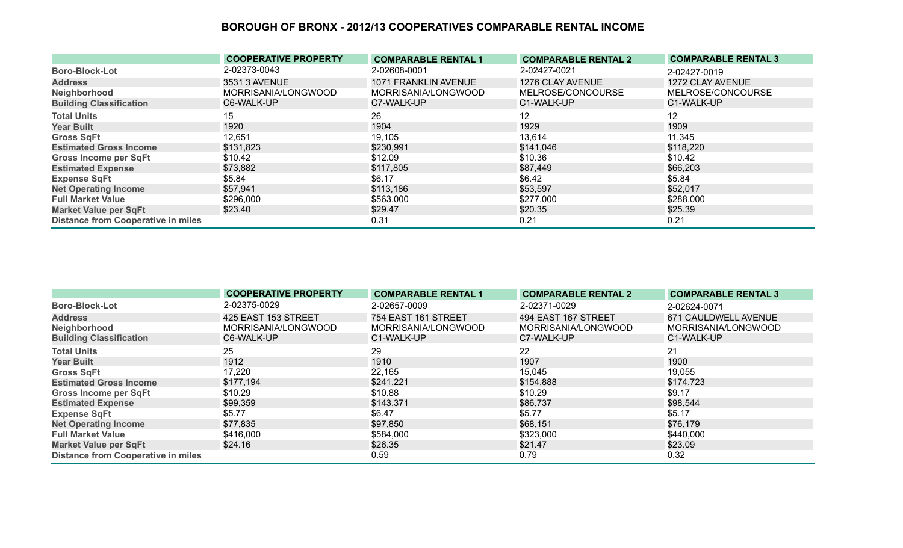# BOROUGH OF BRONX - 2012/13 COOPERATIVES COMPARABLE RENTAL INCOME

| | COOPERATIVE PROPERTY | COMPARABLE RENTAL 1 | COMPARABLE RENTAL 2 | COMPARABLE RENTAL 3 |
|---|---|---|---|---|
| Boro-Block-Lot | 2-02373-0043 | 2-02608-0001 | 2-02427-0021 | 2-02427-0019 |
| Address | 3531 3 AVENUE | 1071 FRANKLIN AVENUE | 1276 CLAY AVENUE | 1272 CLAY AVENUE |
| Neighborhood | MORRISANIA/LONGWOOD | MORRISANIA/LONGWOOD | MELROSE/CONCOURSE | MELROSE/CONCOURSE |
| Building Classification | C6-WALK-UP | C7-WALK-UP | C1-WALK-UP | C1-WALK-UP |
| Total Units | 15 | 26 | 12 | 12 |
| Year Built | 1920 | 1904 | 1929 | 1909 |
| Gross SqFt | 12,651 | 19,105 | 13,614 | 11,345 |
| Estimated Gross Income | $131,823 | $230,991 | $141,046 | $118,220 |
| Gross Income per SqFt | $10.42 | $12.09 | $10.36 | $10.42 |
| Estimated Expense | $73,882 | $117,805 | $87,449 | $66,203 |
| Expense SqFt | $5.84 | $6.17 | $6.42 | $5.84 |
| Net Operating Income | $57,941 | $113,186 | $53,597 | $52,017 |
| Full Market Value | $296,000 | $563,000 | $277,000 | $288,000 |
| Market Value per SqFt | $23.40 | $29.47 | $20.35 | $25.39 |
| Distance from Cooperative in miles | | 0.31 | 0.21 | 0.21 |

| | COOPERATIVE PROPERTY | COMPARABLE RENTAL 1 | COMPARABLE RENTAL 2 | COMPARABLE RENTAL 3 |
|---|---|---|---|---|
| Boro-Block-Lot | 2-02375-0029 | 2-02657-0009 | 2-02371-0029 | 2-02624-0071 |
| Address | 425 EAST 153 STREET | 754 EAST 161 STREET | 494 EAST 167 STREET | 671 CAULDWELL AVENUE |
| Neighborhood | MORRISANIA/LONGWOOD | MORRISANIA/LONGWOOD | MORRISANIA/LONGWOOD | MORRISANIA/LONGWOOD |
| Building Classification | C6-WALK-UP | C1-WALK-UP | C7-WALK-UP | C1-WALK-UP |
| Total Units | 25 | 29 | 22 | 21 |
| Year Built | 1912 | 1910 | 1907 | 1900 |
| Gross SqFt | 17,220 | 22,165 | 15,045 | 19,055 |
| Estimated Gross Income | $177,194 | $241,221 | $154,888 | $174,723 |
| Gross Income per SqFt | $10.29 | $10.88 | $10.29 | $9.17 |
| Estimated Expense | $99,359 | $143,371 | $86,737 | $98,544 |
| Expense SqFt | $5.77 | $6.47 | $5.77 | $5.17 |
| Net Operating Income | $77,835 | $97,850 | $68,151 | $76,179 |
| Full Market Value | $416,000 | $584,000 | $323,000 | $440,000 |
| Market Value per SqFt | $24.16 | $26.35 | $21.47 | $23.09 |
| Distance from Cooperative in miles | | 0.59 | 0.79 | 0.32 |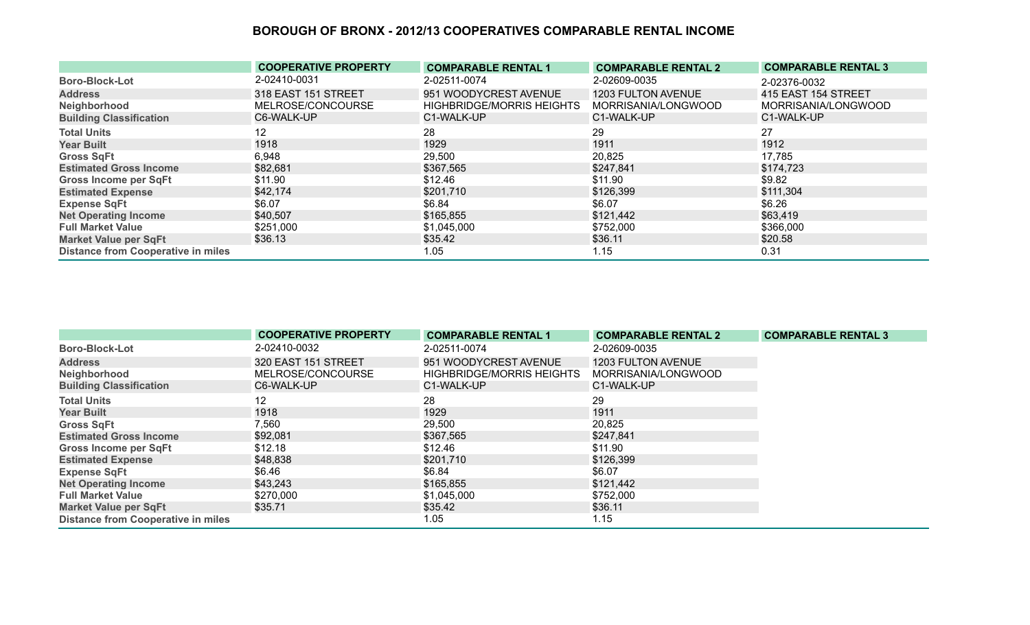# BOROUGH OF BRONX - 2012/13 COOPERATIVES COMPARABLE RENTAL INCOME

| | COOPERATIVE PROPERTY | COMPARABLE RENTAL 1 | COMPARABLE RENTAL 2 | COMPARABLE RENTAL 3 |
|---|---|---|---|---|
| Boro-Block-Lot | 2-02410-0031 | 2-02511-0074 | 2-02609-0035 | 2-02376-0032 |
| Address | 318 EAST 151 STREET | 951 WOODYCREST AVENUE | 1203 FULTON AVENUE | 415 EAST 154 STREET |
| Neighborhood | MELROSE/CONCOURSE | HIGHBRIDGE/MORRIS HEIGHTS | MORRISANIA/LONGWOOD | MORRISANIA/LONGWOOD |
| Building Classification | C6-WALK-UP | C1-WALK-UP | C1-WALK-UP | C1-WALK-UP |
| Total Units | 12 | 28 | 29 | 27 |
| Year Built | 1918 | 1929 | 1911 | 1912 |
| Gross SqFt | 6,948 | 29,500 | 20,825 | 17,785 |
| Estimated Gross Income | $82,681 | $367,565 | $247,841 | $174,723 |
| Gross Income per SqFt | $11.90 | $12.46 | $11.90 | $9.82 |
| Estimated Expense | $42,174 | $201,710 | $126,399 | $111,304 |
| Expense SqFt | $6.07 | $6.84 | $6.07 | $6.26 |
| Net Operating Income | $40,507 | $165,855 | $121,442 | $63,419 |
| Full Market Value | $251,000 | $1,045,000 | $752,000 | $366,000 |
| Market Value per SqFt | $36.13 | $35.42 | $36.11 | $20.58 |
| Distance from Cooperative in miles | | 1.05 | 1.15 | 0.31 |

| | COOPERATIVE PROPERTY | COMPARABLE RENTAL 1 | COMPARABLE RENTAL 2 | COMPARABLE RENTAL 3 |
|---|---|---|---|---|
| Boro-Block-Lot | 2-02410-0032 | 2-02511-0074 | 2-02609-0035 | |
| Address | 320 EAST 151 STREET | 951 WOODYCREST AVENUE | 1203 FULTON AVENUE | |
| Neighborhood | MELROSE/CONCOURSE | HIGHBRIDGE/MORRIS HEIGHTS | MORRISANIA/LONGWOOD | |
| Building Classification | C6-WALK-UP | C1-WALK-UP | C1-WALK-UP | |
| Total Units | 12 | 28 | 29 | |
| Year Built | 1918 | 1929 | 1911 | |
| Gross SqFt | 7,560 | 29,500 | 20,825 | |
| Estimated Gross Income | $92,081 | $367,565 | $247,841 | |
| Gross Income per SqFt | $12.18 | $12.46 | $11.90 | |
| Estimated Expense | $48,838 | $201,710 | $126,399 | |
| Expense SqFt | $6.46 | $6.84 | $6.07 | |
| Net Operating Income | $43,243 | $165,855 | $121,442 | |
| Full Market Value | $270,000 | $1,045,000 | $752,000 | |
| Market Value per SqFt | $35.71 | $35.42 | $36.11 | |
| Distance from Cooperative in miles | | 1.05 | 1.15 | |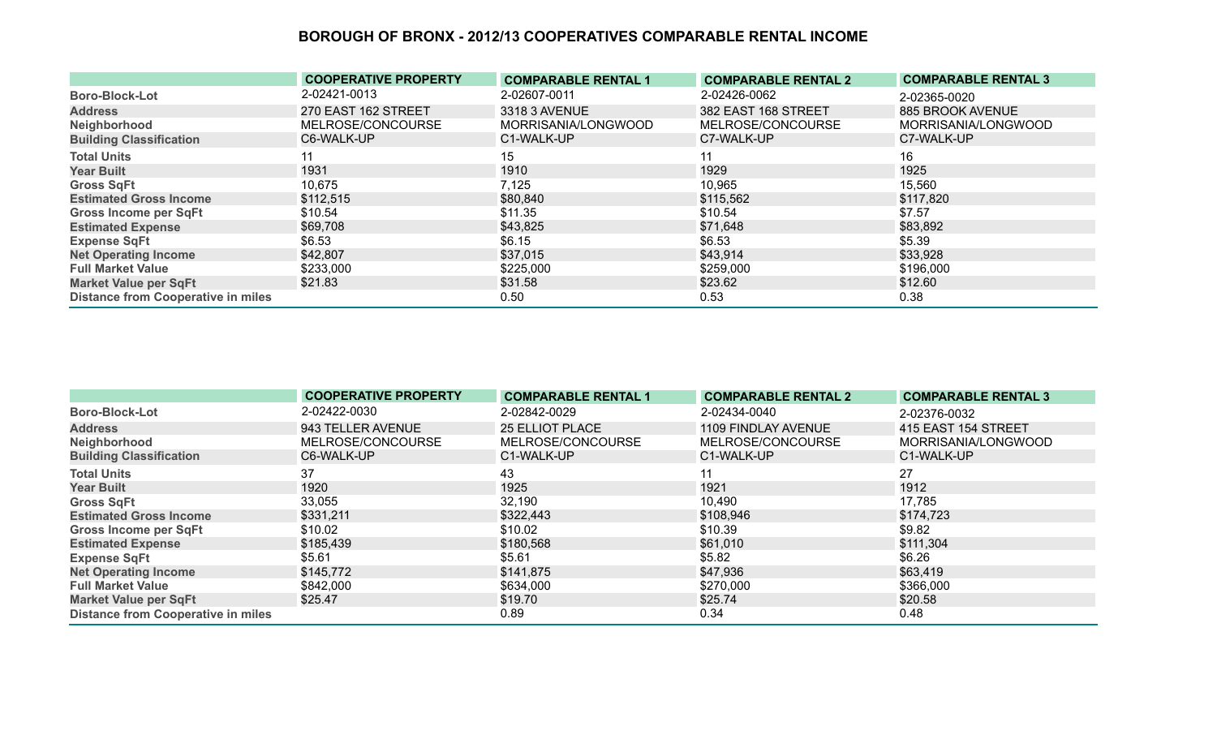# BOROUGH OF BRONX - 2012/13 COOPERATIVES COMPARABLE RENTAL INCOME

| | COOPERATIVE PROPERTY | COMPARABLE RENTAL 1 | COMPARABLE RENTAL 2 | COMPARABLE RENTAL 3 |
|---|---|---|---|---|
| **Boro-Block-Lot** | 2-02421-0013 | 2-02607-0011 | 2-02426-0062 | 2-02365-0020 |
| **Address** | 270 EAST 162 STREET | 3318 3 AVENUE | 382 EAST 168 STREET | 885 BROOK AVENUE |
| **Neighborhood** | MELROSE/CONCOURSE | MORRISANIA/LONGWOOD | MELROSE/CONCOURSE | MORRISANIA/LONGWOOD |
| **Building Classification** | C6-WALK-UP | C1-WALK-UP | C7-WALK-UP | C7-WALK-UP |
| **Total Units** | 11 | 15 | 11 | 16 |
| **Year Built** | 1931 | 1910 | 1929 | 1925 |
| **Gross SqFt** | 10,675 | 7,125 | 10,965 | 15,560 |
| **Estimated Gross Income** | $112,515 | $80,840 | $115,562 | $117,820 |
| **Gross Income per SqFt** | $10.54 | $11.35 | $10.54 | $7.57 |
| **Estimated Expense** | $69,708 | $43,825 | $71,648 | $83,892 |
| **Expense SqFt** | $6.53 | $6.15 | $6.53 | $5.39 |
| **Net Operating Income** | $42,807 | $37,015 | $43,914 | $33,928 |
| **Full Market Value** | $233,000 | $225,000 | $259,000 | $196,000 |
| **Market Value per SqFt** | $21.83 | $31.58 | $23.62 | $12.60 |
| **Distance from Cooperative in miles** | | 0.50 | 0.53 | 0.38 |

| | COOPERATIVE PROPERTY | COMPARABLE RENTAL 1 | COMPARABLE RENTAL 2 | COMPARABLE RENTAL 3 |
|---|---|---|---|---|
| **Boro-Block-Lot** | 2-02422-0030 | 2-02842-0029 | 2-02434-0040 | 2-02376-0032 |
| **Address** | 943 TELLER AVENUE | 25 ELLIOT PLACE | 1109 FINDLAY AVENUE | 415 EAST 154 STREET |
| **Neighborhood** | MELROSE/CONCOURSE | MELROSE/CONCOURSE | MELROSE/CONCOURSE | MORRISANIA/LONGWOOD |
| **Building Classification** | C6-WALK-UP | C1-WALK-UP | C1-WALK-UP | C1-WALK-UP |
| **Total Units** | 37 | 43 | 11 | 27 |
| **Year Built** | 1920 | 1925 | 1921 | 1912 |
| **Gross SqFt** | 33,055 | 32,190 | 10,490 | 17,785 |
| **Estimated Gross Income** | $331,211 | $322,443 | $108,946 | $174,723 |
| **Gross Income per SqFt** | $10.02 | $10.02 | $10.39 | $9.82 |
| **Estimated Expense** | $185,439 | $180,568 | $61,010 | $111,304 |
| **Expense SqFt** | $5.61 | $5.61 | $5.82 | $6.26 |
| **Net Operating Income** | $145,772 | $141,875 | $47,936 | $63,419 |
| **Full Market Value** | $842,000 | $634,000 | $270,000 | $366,000 |
| **Market Value per SqFt** | $25.47 | $19.70 | $25.74 | $20.58 |
| **Distance from Cooperative in miles** | | 0.89 | 0.34 | 0.48 |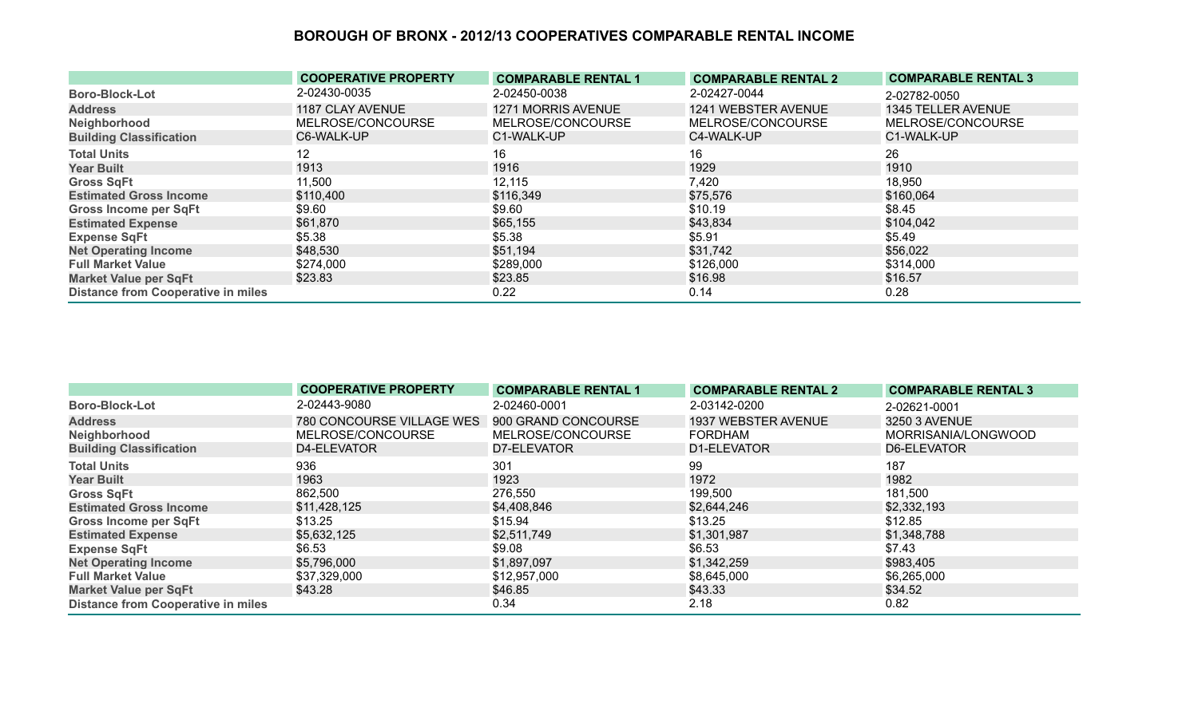# BOROUGH OF BRONX - 2012/13 COOPERATIVES COMPARABLE RENTAL INCOME

| | COOPERATIVE PROPERTY | COMPARABLE RENTAL 1 | COMPARABLE RENTAL 2 | COMPARABLE RENTAL 3 |
|---|---|---|---|---|
| Boro-Block-Lot | 2-02430-0035 | 2-02450-0038 | 2-02427-0044 | 2-02782-0050 |
| Address | 1187 CLAY AVENUE | 1271 MORRIS AVENUE | 1241 WEBSTER AVENUE | 1345 TELLER AVENUE |
| Neighborhood | MELROSE/CONCOURSE | MELROSE/CONCOURSE | MELROSE/CONCOURSE | MELROSE/CONCOURSE |
| Building Classification | C6-WALK-UP | C1-WALK-UP | C4-WALK-UP | C1-WALK-UP |
| Total Units | 12 | 16 | 16 | 26 |
| Year Built | 1913 | 1916 | 1929 | 1910 |
| Gross SqFt | 11,500 | 12,115 | 7,420 | 18,950 |
| Estimated Gross Income | $110,400 | $116,349 | $75,576 | $160,064 |
| Gross Income per SqFt | $9.60 | $9.60 | $10.19 | $8.45 |
| Estimated Expense | $61,870 | $65,155 | $43,834 | $104,042 |
| Expense SqFt | $5.38 | $5.38 | $5.91 | $5.49 |
| Net Operating Income | $48,530 | $51,194 | $31,742 | $56,022 |
| Full Market Value | $274,000 | $289,000 | $126,000 | $314,000 |
| Market Value per SqFt | $23.83 | $23.85 | $16.98 | $16.57 |
| Distance from Cooperative in miles | | 0.22 | 0.14 | 0.28 |

| | COOPERATIVE PROPERTY | COMPARABLE RENTAL 1 | COMPARABLE RENTAL 2 | COMPARABLE RENTAL 3 |
|---|---|---|---|---|
| Boro-Block-Lot | 2-02443-9080 | 2-02460-0001 | 2-03142-0200 | 2-02621-0001 |
| Address | 780 CONCOURSE VILLAGE WES | 900 GRAND CONCOURSE | 1937 WEBSTER AVENUE | 3250 3 AVENUE |
| Neighborhood | MELROSE/CONCOURSE | MELROSE/CONCOURSE | FORDHAM | MORRISANIA/LONGWOOD |
| Building Classification | D4-ELEVATOR | D7-ELEVATOR | D1-ELEVATOR | D6-ELEVATOR |
| Total Units | 936 | 301 | 99 | 187 |
| Year Built | 1963 | 1923 | 1972 | 1982 |
| Gross SqFt | 862,500 | 276,550 | 199,500 | 181,500 |
| Estimated Gross Income | $11,428,125 | $4,408,846 | $2,644,246 | $2,332,193 |
| Gross Income per SqFt | $13.25 | $15.94 | $13.25 | $12.85 |
| Estimated Expense | $5,632,125 | $2,511,749 | $1,301,987 | $1,348,788 |
| Expense SqFt | $6.53 | $9.08 | $6.53 | $7.43 |
| Net Operating Income | $5,796,000 | $1,897,097 | $1,342,259 | $983,405 |
| Full Market Value | $37,329,000 | $12,957,000 | $8,645,000 | $6,265,000 |
| Market Value per SqFt | $43.28 | $46.85 | $43.33 | $34.52 |
| Distance from Cooperative in miles | | 0.34 | 2.18 | 0.82 |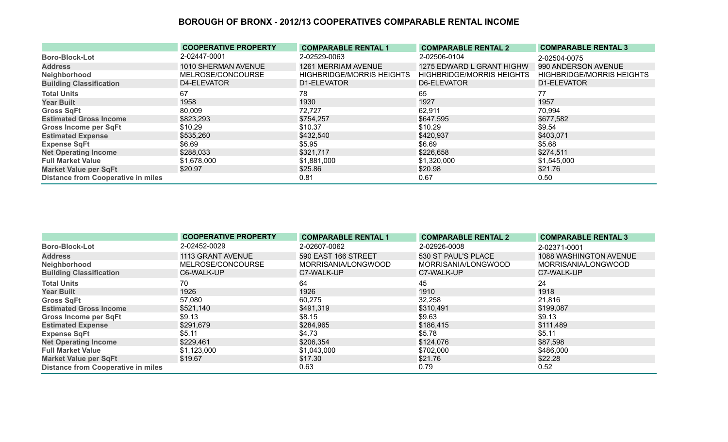# BOROUGH OF BRONX - 2012/13 COOPERATIVES COMPARABLE RENTAL INCOME

| | COOPERATIVE PROPERTY | COMPARABLE RENTAL 1 | COMPARABLE RENTAL 2 | COMPARABLE RENTAL 3 |
|---|---|---|---|---|
| Boro-Block-Lot | 2-02447-0001 | 2-02529-0063 | 2-02506-0104 | 2-02504-0075 |
| Address | 1010 SHERMAN AVENUE | 1261 MERRIAM AVENUE | 1275 EDWARD L GRANT HIGHW | 990 ANDERSON AVENUE |
| Neighborhood | MELROSE/CONCOURSE | HIGHBRIDGE/MORRIS HEIGHTS | HIGHBRIDGE/MORRIS HEIGHTS | HIGHBRIDGE/MORRIS HEIGHTS |
| Building Classification | D4-ELEVATOR | D1-ELEVATOR | D6-ELEVATOR | D1-ELEVATOR |
| Total Units | 67 | 78 | 65 | 77 |
| Year Built | 1958 | 1930 | 1927 | 1957 |
| Gross SqFt | 80,009 | 72,727 | 62,911 | 70,994 |
| Estimated Gross Income | $823,293 | $754,257 | $647,595 | $677,582 |
| Gross Income per SqFt | $10.29 | $10.37 | $10.29 | $9.54 |
| Estimated Expense | $535,260 | $432,540 | $420,937 | $403,071 |
| Expense SqFt | $6.69 | $5.95 | $6.69 | $5.68 |
| Net Operating Income | $288,033 | $321,717 | $226,658 | $274,511 |
| Full Market Value | $1,678,000 | $1,881,000 | $1,320,000 | $1,545,000 |
| Market Value per SqFt | $20.97 | $25.86 | $20.98 | $21.76 |
| Distance from Cooperative in miles | | 0.81 | 0.67 | 0.50 |

| | COOPERATIVE PROPERTY | COMPARABLE RENTAL 1 | COMPARABLE RENTAL 2 | COMPARABLE RENTAL 3 |
|---|---|---|---|---|
| Boro-Block-Lot | 2-02452-0029 | 2-02607-0062 | 2-02926-0008 | 2-02371-0001 |
| Address | 1113 GRANT AVENUE | 590 EAST 166 STREET | 530 ST PAUL'S PLACE | 1088 WASHINGTON AVENUE |
| Neighborhood | MELROSE/CONCOURSE | MORRISANIA/LONGWOOD | MORRISANIA/LONGWOOD | MORRISANIA/LONGWOOD |
| Building Classification | C6-WALK-UP | C7-WALK-UP | C7-WALK-UP | C7-WALK-UP |
| Total Units | 70 | 64 | 45 | 24 |
| Year Built | 1926 | 1926 | 1910 | 1918 |
| Gross SqFt | 57,080 | 60,275 | 32,258 | 21,816 |
| Estimated Gross Income | $521,140 | $491,319 | $310,491 | $199,087 |
| Gross Income per SqFt | $9.13 | $8.15 | $9.63 | $9.13 |
| Estimated Expense | $291,679 | $284,965 | $186,415 | $111,489 |
| Expense SqFt | $5.11 | $4.73 | $5.78 | $5.11 |
| Net Operating Income | $229,461 | $206,354 | $124,076 | $87,598 |
| Full Market Value | $1,123,000 | $1,043,000 | $702,000 | $486,000 |
| Market Value per SqFt | $19.67 | $17.30 | $21.76 | $22.28 |
| Distance from Cooperative in miles | | 0.63 | 0.79 | 0.52 |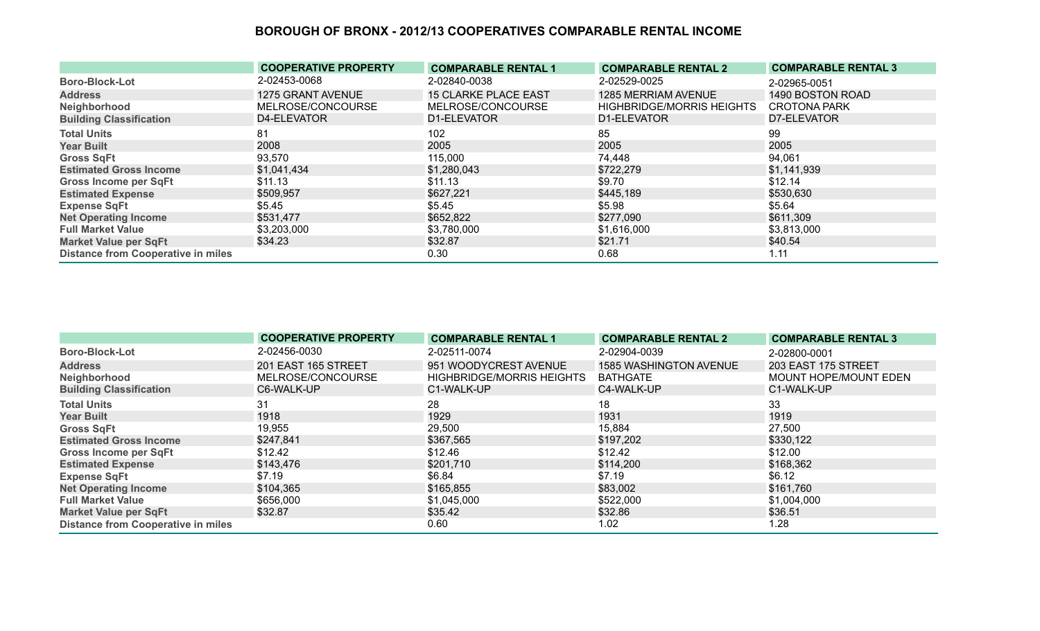# BOROUGH OF BRONX - 2012/13 COOPERATIVES COMPARABLE RENTAL INCOME

| | COOPERATIVE PROPERTY | COMPARABLE RENTAL 1 | COMPARABLE RENTAL 2 | COMPARABLE RENTAL 3 |
|---|---|---|---|---|
| Boro-Block-Lot | 2-02453-0068 | 2-02840-0038 | 2-02529-0025 | 2-02965-0051 |
| Address | 1275 GRANT AVENUE | 15 CLARKE PLACE EAST | 1285 MERRIAM AVENUE | 1490 BOSTON ROAD |
| Neighborhood | MELROSE/CONCOURSE | MELROSE/CONCOURSE | HIGHBRIDGE/MORRIS HEIGHTS | CROTONA PARK |
| Building Classification | D4-ELEVATOR | D1-ELEVATOR | D1-ELEVATOR | D7-ELEVATOR |
| Total Units | 81 | 102 | 85 | 99 |
| Year Built | 2008 | 2005 | 2005 | 2005 |
| Gross SqFt | 93,570 | 115,000 | 74,448 | 94,061 |
| Estimated Gross Income | $1,041,434 | $1,280,043 | $722,279 | $1,141,939 |
| Gross Income per SqFt | $11.13 | $11.13 | $9.70 | $12.14 |
| Estimated Expense | $509,957 | $627,221 | $445,189 | $530,630 |
| Expense SqFt | $5.45 | $5.45 | $5.98 | $5.64 |
| Net Operating Income | $531,477 | $652,822 | $277,090 | $611,309 |
| Full Market Value | $3,203,000 | $3,780,000 | $1,616,000 | $3,813,000 |
| Market Value per SqFt | $34.23 | $32.87 | $21.71 | $40.54 |
| Distance from Cooperative in miles | | 0.30 | 0.68 | 1.11 |

| | COOPERATIVE PROPERTY | COMPARABLE RENTAL 1 | COMPARABLE RENTAL 2 | COMPARABLE RENTAL 3 |
|---|---|---|---|---|
| Boro-Block-Lot | 2-02456-0030 | 2-02511-0074 | 2-02904-0039 | 2-02800-0001 |
| Address | 201 EAST 165 STREET | 951 WOODYCREST AVENUE | 1585 WASHINGTON AVENUE | 203 EAST 175 STREET |
| Neighborhood | MELROSE/CONCOURSE | HIGHBRIDGE/MORRIS HEIGHTS | BATHGATE | MOUNT HOPE/MOUNT EDEN |
| Building Classification | C6-WALK-UP | C1-WALK-UP | C4-WALK-UP | C1-WALK-UP |
| Total Units | 31 | 28 | 18 | 33 |
| Year Built | 1918 | 1929 | 1931 | 1919 |
| Gross SqFt | 19,955 | 29,500 | 15,884 | 27,500 |
| Estimated Gross Income | $247,841 | $367,565 | $197,202 | $330,122 |
| Gross Income per SqFt | $12.42 | $12.46 | $12.42 | $12.00 |
| Estimated Expense | $143,476 | $201,710 | $114,200 | $168,362 |
| Expense SqFt | $7.19 | $6.84 | $7.19 | $6.12 |
| Net Operating Income | $104,365 | $165,855 | $83,002 | $161,760 |
| Full Market Value | $656,000 | $1,045,000 | $522,000 | $1,004,000 |
| Market Value per SqFt | $32.87 | $35.42 | $32.86 | $36.51 |
| Distance from Cooperative in miles | | 0.60 | 1.02 | 1.28 |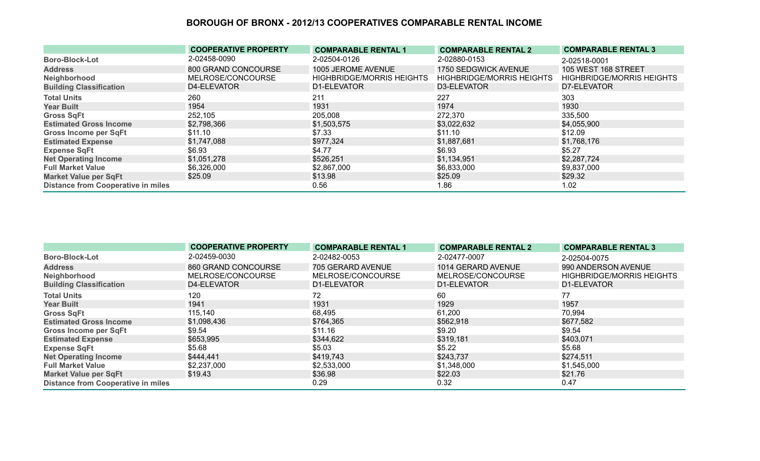# BOROUGH OF BRONX - 2012/13 COOPERATIVES COMPARABLE RENTAL INCOME

| | COOPERATIVE PROPERTY | COMPARABLE RENTAL 1 | COMPARABLE RENTAL 2 | COMPARABLE RENTAL 3 |
|---|---|---|---|---|
| Boro-Block-Lot | 2-02458-0090 | 2-02504-0126 | 2-02880-0153 | 2-02518-0001 |
| Address | 800 GRAND CONCOURSE | 1005 JEROME AVENUE | 1750 SEDGWICK AVENUE | 105 WEST 168 STREET |
| Neighborhood | MELROSE/CONCOURSE | HIGHBRIDGE/MORRIS HEIGHTS | HIGHBRIDGE/MORRIS HEIGHTS | HIGHBRIDGE/MORRIS HEIGHTS |
| Building Classification | D4-ELEVATOR | D1-ELEVATOR | D3-ELEVATOR | D7-ELEVATOR |
| Total Units | 260 | 211 | 227 | 303 |
| Year Built | 1954 | 1931 | 1974 | 1930 |
| Gross SqFt | 252,105 | 205,008 | 272,370 | 335,500 |
| Estimated Gross Income | $2,798,366 | $1,503,575 | $3,022,632 | $4,055,900 |
| Gross Income per SqFt | $11.10 | $7.33 | $11.10 | $12.09 |
| Estimated Expense | $1,747,088 | $977,324 | $1,887,681 | $1,768,176 |
| Expense SqFt | $6.93 | $4.77 | $6.93 | $5.27 |
| Net Operating Income | $1,051,278 | $526,251 | $1,134,951 | $2,287,724 |
| Full Market Value | $6,326,000 | $2,867,000 | $6,833,000 | $9,837,000 |
| Market Value per SqFt | $25.09 | $13.98 | $25.09 | $29.32 |
| Distance from Cooperative in miles | | 0.56 | 1.86 | 1.02 |

| | COOPERATIVE PROPERTY | COMPARABLE RENTAL 1 | COMPARABLE RENTAL 2 | COMPARABLE RENTAL 3 |
|---|---|---|---|---|
| Boro-Block-Lot | 2-02459-0030 | 2-02482-0053 | 2-02477-0007 | 2-02504-0075 |
| Address | 860 GRAND CONCOURSE | 705 GERARD AVENUE | 1014 GERARD AVENUE | 990 ANDERSON AVENUE |
| Neighborhood | MELROSE/CONCOURSE | MELROSE/CONCOURSE | MELROSE/CONCOURSE | HIGHBRIDGE/MORRIS HEIGHTS |
| Building Classification | D4-ELEVATOR | D1-ELEVATOR | D1-ELEVATOR | D1-ELEVATOR |
| Total Units | 120 | 72 | 60 | 77 |
| Year Built | 1941 | 1931 | 1929 | 1957 |
| Gross SqFt | 115,140 | 68,495 | 61,200 | 70,994 |
| Estimated Gross Income | $1,098,436 | $764,365 | $562,918 | $677,582 |
| Gross Income per SqFt | $9.54 | $11.16 | $9.20 | $9.54 |
| Estimated Expense | $653,995 | $344,622 | $319,181 | $403,071 |
| Expense SqFt | $5.68 | $5.03 | $5.22 | $5.68 |
| Net Operating Income | $444,441 | $419,743 | $243,737 | $274,511 |
| Full Market Value | $2,237,000 | $2,533,000 | $1,348,000 | $1,545,000 |
| Market Value per SqFt | $19.43 | $36.98 | $22.03 | $21.76 |
| Distance from Cooperative in miles | | 0.29 | 0.32 | 0.47 |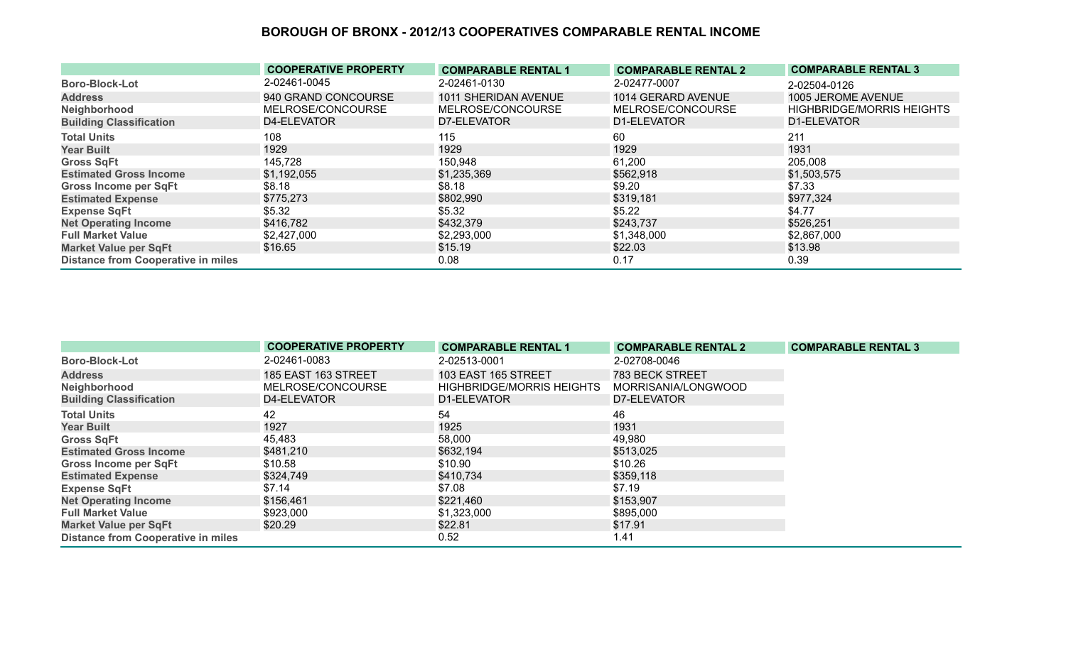# BOROUGH OF BRONX - 2012/13 COOPERATIVES COMPARABLE RENTAL INCOME

| | COOPERATIVE PROPERTY | COMPARABLE RENTAL 1 | COMPARABLE RENTAL 2 | COMPARABLE RENTAL 3 |
|---|---|---|---|---|
| Boro-Block-Lot | 2-02461-0045 | 2-02461-0130 | 2-02477-0007 | 2-02504-0126 |
| Address | 940 GRAND CONCOURSE | 1011 SHERIDAN AVENUE | 1014 GERARD AVENUE | 1005 JEROME AVENUE |
| Neighborhood | MELROSE/CONCOURSE | MELROSE/CONCOURSE | MELROSE/CONCOURSE | HIGHBRIDGE/MORRIS HEIGHTS |
| Building Classification | D4-ELEVATOR | D7-ELEVATOR | D1-ELEVATOR | D1-ELEVATOR |
| Total Units | 108 | 115 | 60 | 211 |
| Year Built | 1929 | 1929 | 1929 | 1931 |
| Gross SqFt | 145,728 | 150,948 | 61,200 | 205,008 |
| Estimated Gross Income | $1,192,055 | $1,235,369 | $562,918 | $1,503,575 |
| Gross Income per SqFt | $8.18 | $8.18 | $9.20 | $7.33 |
| Estimated Expense | $775,273 | $802,990 | $319,181 | $977,324 |
| Expense SqFt | $5.32 | $5.32 | $5.22 | $4.77 |
| Net Operating Income | $416,782 | $432,379 | $243,737 | $526,251 |
| Full Market Value | $2,427,000 | $2,293,000 | $1,348,000 | $2,867,000 |
| Market Value per SqFt | $16.65 | $15.19 | $22.03 | $13.98 |
| Distance from Cooperative in miles | | 0.08 | 0.17 | 0.39 |

| | COOPERATIVE PROPERTY | COMPARABLE RENTAL 1 | COMPARABLE RENTAL 2 | COMPARABLE RENTAL 3 |
|---|---|---|---|---|
| Boro-Block-Lot | 2-02461-0083 | 2-02513-0001 | 2-02708-0046 | |
| Address | 185 EAST 163 STREET | 103 EAST 165 STREET | 783 BECK STREET | |
| Neighborhood | MELROSE/CONCOURSE | HIGHBRIDGE/MORRIS HEIGHTS | MORRISANIA/LONGWOOD | |
| Building Classification | D4-ELEVATOR | D1-ELEVATOR | D7-ELEVATOR | |
| Total Units | 42 | 54 | 46 | |
| Year Built | 1927 | 1925 | 1931 | |
| Gross SqFt | 45,483 | 58,000 | 49,980 | |
| Estimated Gross Income | $481,210 | $632,194 | $513,025 | |
| Gross Income per SqFt | $10.58 | $10.90 | $10.26 | |
| Estimated Expense | $324,749 | $410,734 | $359,118 | |
| Expense SqFt | $7.14 | $7.08 | $7.19 | |
| Net Operating Income | $156,461 | $221,460 | $153,907 | |
| Full Market Value | $923,000 | $1,323,000 | $895,000 | |
| Market Value per SqFt | $20.29 | $22.81 | $17.91 | |
| Distance from Cooperative in miles | | 0.52 | 1.41 | |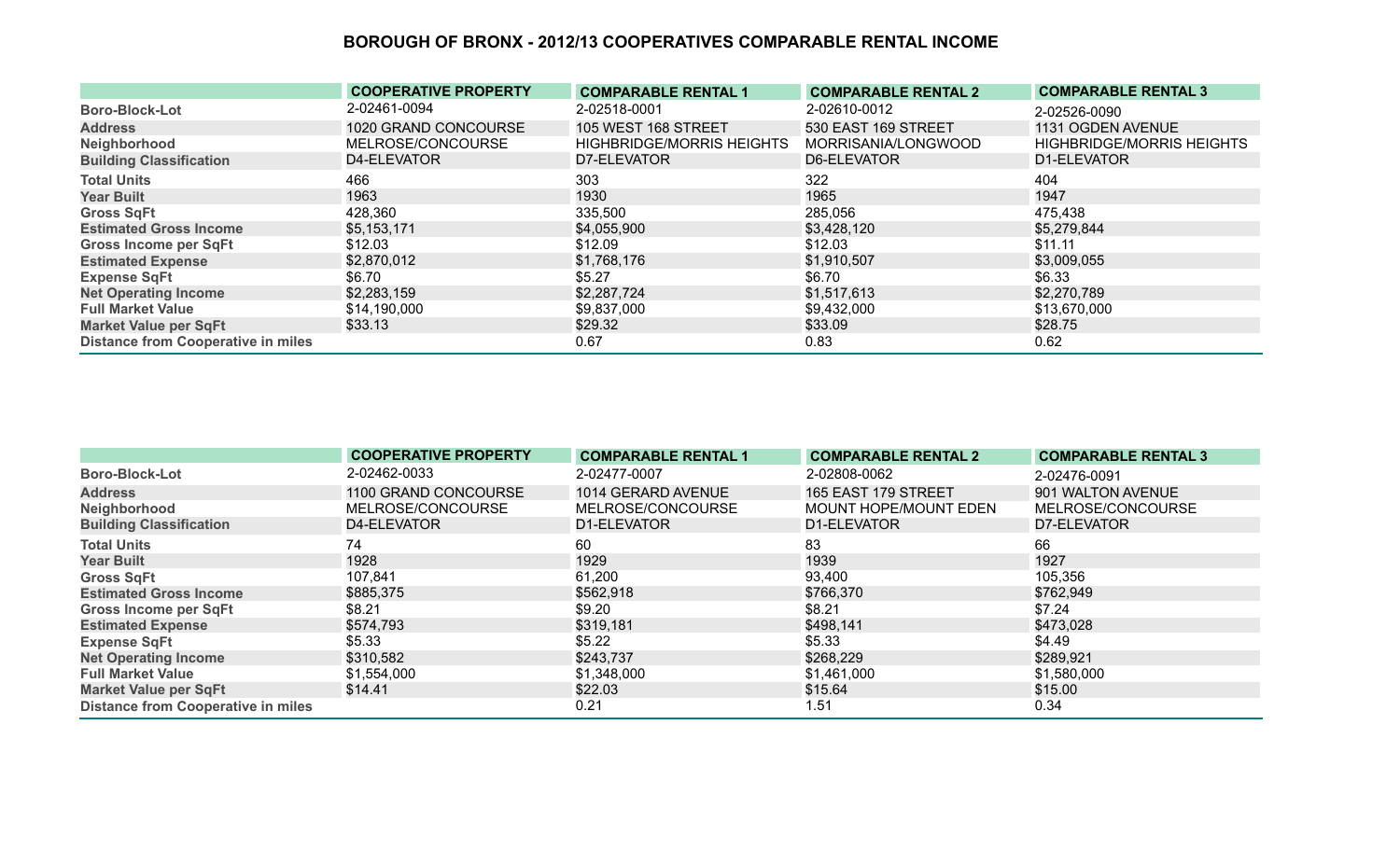## BOROUGH OF BRONX - 2012/13 COOPERATIVES COMPARABLE RENTAL INCOME

| | COOPERATIVE PROPERTY | COMPARABLE RENTAL 1 | COMPARABLE RENTAL 2 | COMPARABLE RENTAL 3 |
|---|---|---|---|---|
| Boro-Block-Lot | 2-02461-0094 | 2-02518-0001 | 2-02610-0012 | 2-02526-0090 |
| Address | 1020 GRAND CONCOURSE | 105 WEST 168 STREET | 530 EAST 169 STREET | 1131 OGDEN AVENUE |
| Neighborhood | MELROSE/CONCOURSE | HIGHBRIDGE/MORRIS HEIGHTS | MORRISANIA/LONGWOOD | HIGHBRIDGE/MORRIS HEIGHTS |
| Building Classification | D4-ELEVATOR | D7-ELEVATOR | D6-ELEVATOR | D1-ELEVATOR |
| Total Units | 466 | 303 | 322 | 404 |
| Year Built | 1963 | 1930 | 1965 | 1947 |
| Gross SqFt | 428,360 | 335,500 | 285,056 | 475,438 |
| Estimated Gross Income | $5,153,171 | $4,055,900 | $3,428,120 | $5,279,844 |
| Gross Income per SqFt | $12.03 | $12.09 | $12.03 | $11.11 |
| Estimated Expense | $2,870,012 | $1,768,176 | $1,910,507 | $3,009,055 |
| Expense SqFt | $6.70 | $5.27 | $6.70 | $6.33 |
| Net Operating Income | $2,283,159 | $2,287,724 | $1,517,613 | $2,270,789 |
| Full Market Value | $14,190,000 | $9,837,000 | $9,432,000 | $13,670,000 |
| Market Value per SqFt | $33.13 | $29.32 | $33.09 | $28.75 |
| Distance from Cooperative in miles | | 0.67 | 0.83 | 0.62 |

| | COOPERATIVE PROPERTY | COMPARABLE RENTAL 1 | COMPARABLE RENTAL 2 | COMPARABLE RENTAL 3 |
|---|---|---|---|---|
| Boro-Block-Lot | 2-02462-0033 | 2-02477-0007 | 2-02808-0062 | 2-02476-0091 |
| Address | 1100 GRAND CONCOURSE | 1014 GERARD AVENUE | 165 EAST 179 STREET | 901 WALTON AVENUE |
| Neighborhood | MELROSE/CONCOURSE | MELROSE/CONCOURSE | MOUNT HOPE/MOUNT EDEN | MELROSE/CONCOURSE |
| Building Classification | D4-ELEVATOR | D1-ELEVATOR | D1-ELEVATOR | D7-ELEVATOR |
| Total Units | 74 | 60 | 83 | 66 |
| Year Built | 1928 | 1929 | 1939 | 1927 |
| Gross SqFt | 107,841 | 61,200 | 93,400 | 105,356 |
| Estimated Gross Income | $885,375 | $562,918 | $766,370 | $762,949 |
| Gross Income per SqFt | $8.21 | $9.20 | $8.21 | $7.24 |
| Estimated Expense | $574,793 | $319,181 | $498,141 | $473,028 |
| Expense SqFt | $5.33 | $5.22 | $5.33 | $4.49 |
| Net Operating Income | $310,582 | $243,737 | $268,229 | $289,921 |
| Full Market Value | $1,554,000 | $1,348,000 | $1,461,000 | $1,580,000 |
| Market Value per SqFt | $14.41 | $22.03 | $15.64 | $15.00 |
| Distance from Cooperative in miles | | 0.21 | 1.51 | 0.34 |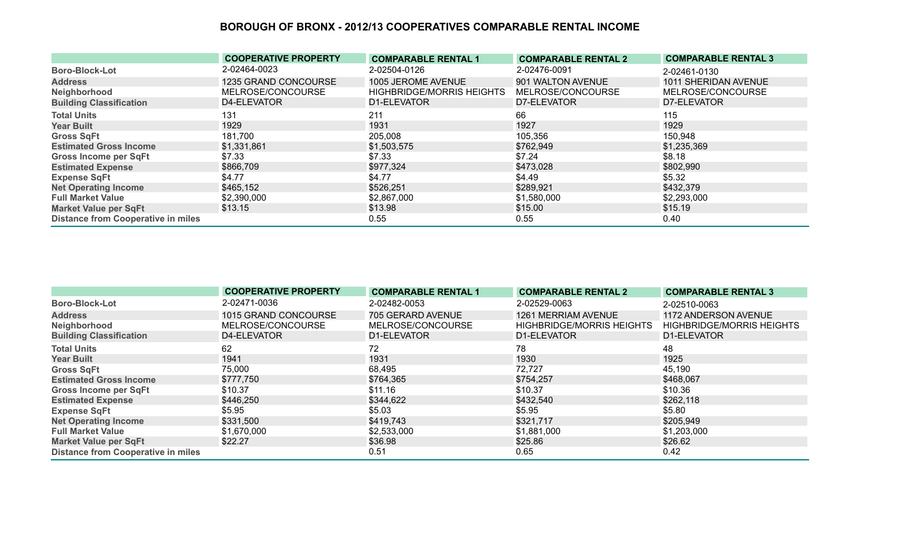# BOROUGH OF BRONX - 2012/13 COOPERATIVES COMPARABLE RENTAL INCOME

| | COOPERATIVE PROPERTY | COMPARABLE RENTAL 1 | COMPARABLE RENTAL 2 | COMPARABLE RENTAL 3 |
|---|---|---|---|---|
| Boro-Block-Lot | 2-02464-0023 | 2-02504-0126 | 2-02476-0091 | 2-02461-0130 |
| Address | 1235 GRAND CONCOURSE | 1005 JEROME AVENUE | 901 WALTON AVENUE | 1011 SHERIDAN AVENUE |
| Neighborhood | MELROSE/CONCOURSE | HIGHBRIDGE/MORRIS HEIGHTS | MELROSE/CONCOURSE | MELROSE/CONCOURSE |
| Building Classification | D4-ELEVATOR | D1-ELEVATOR | D7-ELEVATOR | D7-ELEVATOR |
| Total Units | 131 | 211 | 66 | 115 |
| Year Built | 1929 | 1931 | 1927 | 1929 |
| Gross SqFt | 181,700 | 205,008 | 105,356 | 150,948 |
| Estimated Gross Income | $1,331,861 | $1,503,575 | $762,949 | $1,235,369 |
| Gross Income per SqFt | $7.33 | $7.33 | $7.24 | $8.18 |
| Estimated Expense | $866,709 | $977,324 | $473,028 | $802,990 |
| Expense SqFt | $4.77 | $4.77 | $4.49 | $5.32 |
| Net Operating Income | $465,152 | $526,251 | $289,921 | $432,379 |
| Full Market Value | $2,390,000 | $2,867,000 | $1,580,000 | $2,293,000 |
| Market Value per SqFt | $13.15 | $13.98 | $15.00 | $15.19 |
| Distance from Cooperative in miles | | 0.55 | 0.55 | 0.40 |

| | COOPERATIVE PROPERTY | COMPARABLE RENTAL 1 | COMPARABLE RENTAL 2 | COMPARABLE RENTAL 3 |
|---|---|---|---|---|
| Boro-Block-Lot | 2-02471-0036 | 2-02482-0053 | 2-02529-0063 | 2-02510-0063 |
| Address | 1015 GRAND CONCOURSE | 705 GERARD AVENUE | 1261 MERRIAM AVENUE | 1172 ANDERSON AVENUE |
| Neighborhood | MELROSE/CONCOURSE | MELROSE/CONCOURSE | HIGHBRIDGE/MORRIS HEIGHTS | HIGHBRIDGE/MORRIS HEIGHTS |
| Building Classification | D4-ELEVATOR | D1-ELEVATOR | D1-ELEVATOR | D1-ELEVATOR |
| Total Units | 62 | 72 | 78 | 48 |
| Year Built | 1941 | 1931 | 1930 | 1925 |
| Gross SqFt | 75,000 | 68,495 | 72,727 | 45,190 |
| Estimated Gross Income | $777,750 | $764,365 | $754,257 | $468,067 |
| Gross Income per SqFt | $10.37 | $11.16 | $10.37 | $10.36 |
| Estimated Expense | $446,250 | $344,622 | $432,540 | $262,118 |
| Expense SqFt | $5.95 | $5.03 | $5.95 | $5.80 |
| Net Operating Income | $331,500 | $419,743 | $321,717 | $205,949 |
| Full Market Value | $1,670,000 | $2,533,000 | $1,881,000 | $1,203,000 |
| Market Value per SqFt | $22.27 | $36.98 | $25.86 | $26.62 |
| Distance from Cooperative in miles | | 0.51 | 0.65 | 0.42 |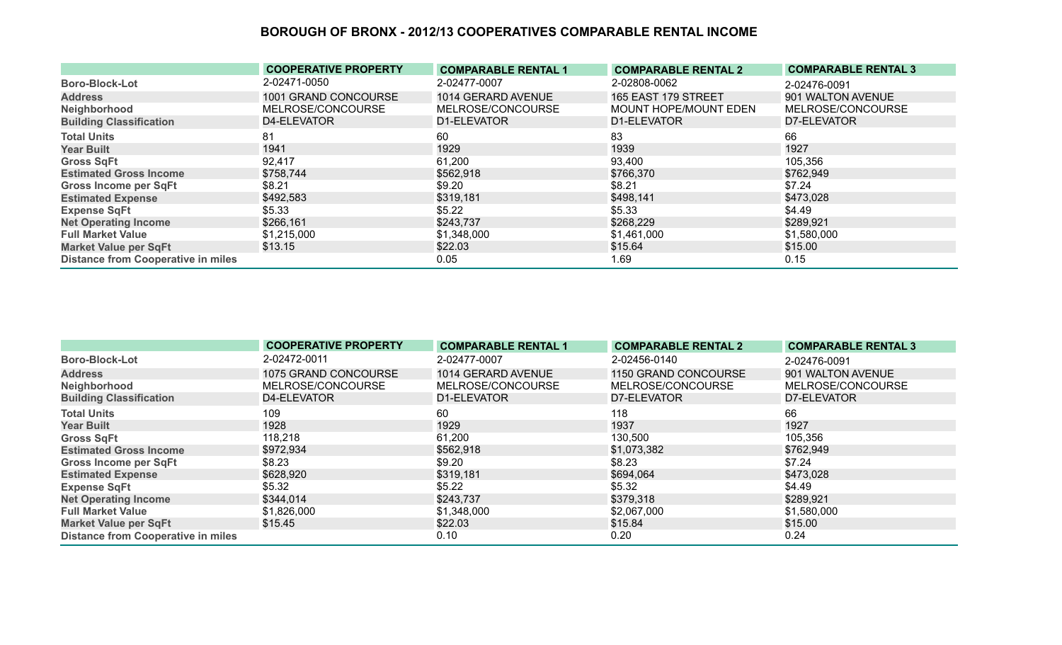# BOROUGH OF BRONX - 2012/13 COOPERATIVES COMPARABLE RENTAL INCOME

| | COOPERATIVE PROPERTY | COMPARABLE RENTAL 1 | COMPARABLE RENTAL 2 | COMPARABLE RENTAL 3 |
|---|---|---|---|---|
| Boro-Block-Lot | 2-02471-0050 | 2-02477-0007 | 2-02808-0062 | 2-02476-0091 |
| Address | 1001 GRAND CONCOURSE | 1014 GERARD AVENUE | 165 EAST 179 STREET | 901 WALTON AVENUE |
| Neighborhood | MELROSE/CONCOURSE | MELROSE/CONCOURSE | MOUNT HOPE/MOUNT EDEN | MELROSE/CONCOURSE |
| Building Classification | D4-ELEVATOR | D1-ELEVATOR | D1-ELEVATOR | D7-ELEVATOR |
| Total Units | 81 | 60 | 83 | 66 |
| Year Built | 1941 | 1929 | 1939 | 1927 |
| Gross SqFt | 92,417 | 61,200 | 93,400 | 105,356 |
| Estimated Gross Income | $758,744 | $562,918 | $766,370 | $762,949 |
| Gross Income per SqFt | $8.21 | $9.20 | $8.21 | $7.24 |
| Estimated Expense | $492,583 | $319,181 | $498,141 | $473,028 |
| Expense SqFt | $5.33 | $5.22 | $5.33 | $4.49 |
| Net Operating Income | $266,161 | $243,737 | $268,229 | $289,921 |
| Full Market Value | $1,215,000 | $1,348,000 | $1,461,000 | $1,580,000 |
| Market Value per SqFt | $13.15 | $22.03 | $15.64 | $15.00 |
| Distance from Cooperative in miles | | 0.05 | 1.69 | 0.15 |

| | COOPERATIVE PROPERTY | COMPARABLE RENTAL 1 | COMPARABLE RENTAL 2 | COMPARABLE RENTAL 3 |
|---|---|---|---|---|
| Boro-Block-Lot | 2-02472-0011 | 2-02477-0007 | 2-02456-0140 | 2-02476-0091 |
| Address | 1075 GRAND CONCOURSE | 1014 GERARD AVENUE | 1150 GRAND CONCOURSE | 901 WALTON AVENUE |
| Neighborhood | MELROSE/CONCOURSE | MELROSE/CONCOURSE | MELROSE/CONCOURSE | MELROSE/CONCOURSE |
| Building Classification | D4-ELEVATOR | D1-ELEVATOR | D7-ELEVATOR | D7-ELEVATOR |
| Total Units | 109 | 60 | 118 | 66 |
| Year Built | 1928 | 1929 | 1937 | 1927 |
| Gross SqFt | 118,218 | 61,200 | 130,500 | 105,356 |
| Estimated Gross Income | $972,934 | $562,918 | $1,073,382 | $762,949 |
| Gross Income per SqFt | $8.23 | $9.20 | $8.23 | $7.24 |
| Estimated Expense | $628,920 | $319,181 | $694,064 | $473,028 |
| Expense SqFt | $5.32 | $5.22 | $5.32 | $4.49 |
| Net Operating Income | $344,014 | $243,737 | $379,318 | $289,921 |
| Full Market Value | $1,826,000 | $1,348,000 | $2,067,000 | $1,580,000 |
| Market Value per SqFt | $15.45 | $22.03 | $15.84 | $15.00 |
| Distance from Cooperative in miles | | 0.10 | 0.20 | 0.24 |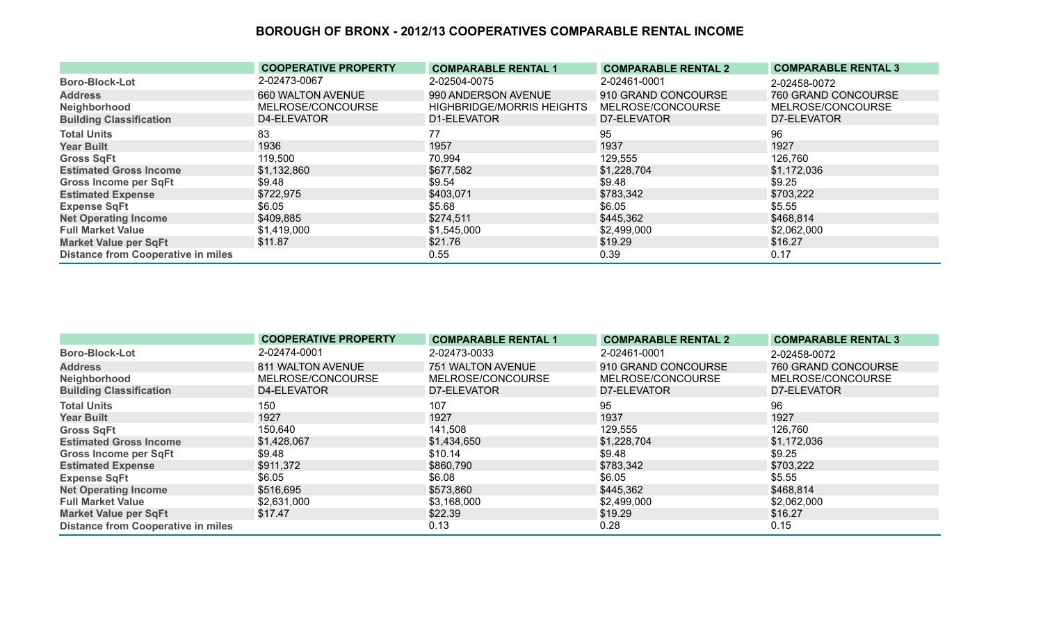# BOROUGH OF BRONX - 2012/13 COOPERATIVES COMPARABLE RENTAL INCOME

| | COOPERATIVE PROPERTY | COMPARABLE RENTAL 1 | COMPARABLE RENTAL 2 | COMPARABLE RENTAL 3 |
|---|---|---|---|---|
| Boro-Block-Lot | 2-02473-0067 | 2-02504-0075 | 2-02461-0001 | 2-02458-0072 |
| Address | 660 WALTON AVENUE | 990 ANDERSON AVENUE | 910 GRAND CONCOURSE | 760 GRAND CONCOURSE |
| Neighborhood | MELROSE/CONCOURSE | HIGHBRIDGE/MORRIS HEIGHTS | MELROSE/CONCOURSE | MELROSE/CONCOURSE |
| Building Classification | D4-ELEVATOR | D1-ELEVATOR | D7-ELEVATOR | D7-ELEVATOR |
| Total Units | 83 | 77 | 95 | 96 |
| Year Built | 1936 | 1957 | 1937 | 1927 |
| Gross SqFt | 119,500 | 70,994 | 129,555 | 126,760 |
| Estimated Gross Income | $1,132,860 | $677,582 | $1,228,704 | $1,172,036 |
| Gross Income per SqFt | $9.48 | $9.54 | $9.48 | $9.25 |
| Estimated Expense | $722,975 | $403,071 | $783,342 | $703,222 |
| Expense SqFt | $6.05 | $5.68 | $6.05 | $5.55 |
| Net Operating Income | $409,885 | $274,511 | $445,362 | $468,814 |
| Full Market Value | $1,419,000 | $1,545,000 | $2,499,000 | $2,062,000 |
| Market Value per SqFt | $11.87 | $21.76 | $19.29 | $16.27 |
| Distance from Cooperative in miles | | 0.55 | 0.39 | 0.17 |

| | COOPERATIVE PROPERTY | COMPARABLE RENTAL 1 | COMPARABLE RENTAL 2 | COMPARABLE RENTAL 3 |
|---|---|---|---|---|
| Boro-Block-Lot | 2-02474-0001 | 2-02473-0033 | 2-02461-0001 | 2-02458-0072 |
| Address | 811 WALTON AVENUE | 751 WALTON AVENUE | 910 GRAND CONCOURSE | 760 GRAND CONCOURSE |
| Neighborhood | MELROSE/CONCOURSE | MELROSE/CONCOURSE | MELROSE/CONCOURSE | MELROSE/CONCOURSE |
| Building Classification | D4-ELEVATOR | D7-ELEVATOR | D7-ELEVATOR | D7-ELEVATOR |
| Total Units | 150 | 107 | 95 | 96 |
| Year Built | 1927 | 1927 | 1937 | 1927 |
| Gross SqFt | 150,640 | 141,508 | 129,555 | 126,760 |
| Estimated Gross Income | $1,428,067 | $1,434,650 | $1,228,704 | $1,172,036 |
| Gross Income per SqFt | $9.48 | $10.14 | $9.48 | $9.25 |
| Estimated Expense | $911,372 | $860,790 | $783,342 | $703,222 |
| Expense SqFt | $6.05 | $6.08 | $6.05 | $5.55 |
| Net Operating Income | $516,695 | $573,860 | $445,362 | $468,814 |
| Full Market Value | $2,631,000 | $3,168,000 | $2,499,000 | $2,062,000 |
| Market Value per SqFt | $17.47 | $22.39 | $19.29 | $16.27 |
| Distance from Cooperative in miles | | 0.13 | 0.28 | 0.15 |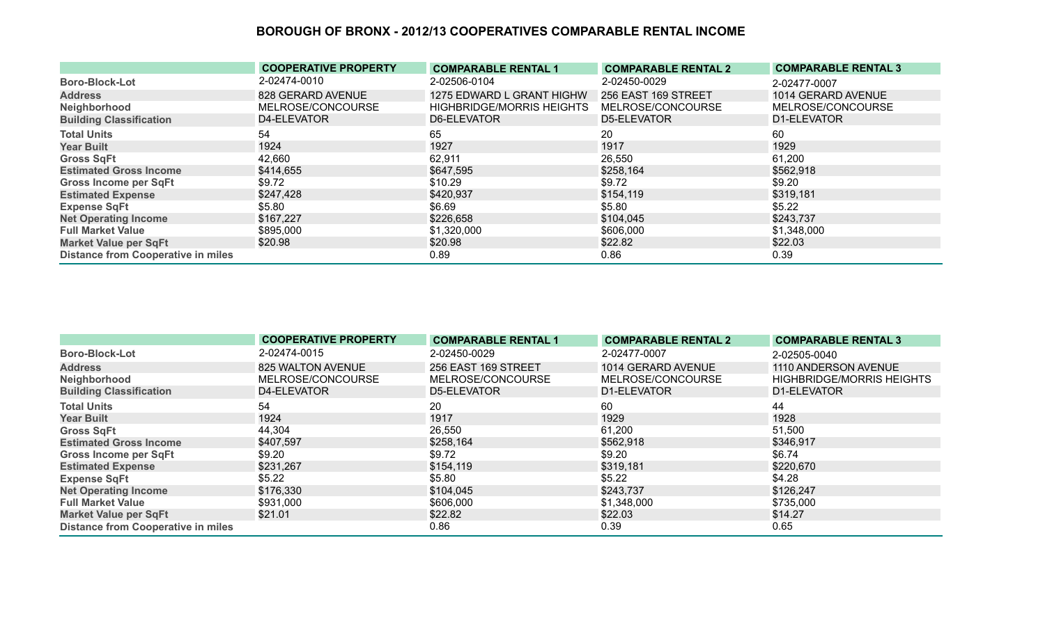# BOROUGH OF BRONX - 2012/13 COOPERATIVES COMPARABLE RENTAL INCOME

| | COOPERATIVE PROPERTY | COMPARABLE RENTAL 1 | COMPARABLE RENTAL 2 | COMPARABLE RENTAL 3 |
|---|---|---|---|---|
| Boro-Block-Lot | 2-02474-0010 | 2-02506-0104 | 2-02450-0029 | 2-02477-0007 |
| Address | 828 GERARD AVENUE | 1275 EDWARD L GRANT HIGHW | 256 EAST 169 STREET | 1014 GERARD AVENUE |
| Neighborhood | MELROSE/CONCOURSE | HIGHBRIDGE/MORRIS HEIGHTS | MELROSE/CONCOURSE | MELROSE/CONCOURSE |
| Building Classification | D4-ELEVATOR | D6-ELEVATOR | D5-ELEVATOR | D1-ELEVATOR |
| Total Units | 54 | 65 | 20 | 60 |
| Year Built | 1924 | 1927 | 1917 | 1929 |
| Gross SqFt | 42,660 | 62,911 | 26,550 | 61,200 |
| Estimated Gross Income | $414,655 | $647,595 | $258,164 | $562,918 |
| Gross Income per SqFt | $9.72 | $10.29 | $9.72 | $9.20 |
| Estimated Expense | $247,428 | $420,937 | $154,119 | $319,181 |
| Expense SqFt | $5.80 | $6.69 | $5.80 | $5.22 |
| Net Operating Income | $167,227 | $226,658 | $104,045 | $243,737 |
| Full Market Value | $895,000 | $1,320,000 | $606,000 | $1,348,000 |
| Market Value per SqFt | $20.98 | $20.98 | $22.82 | $22.03 |
| Distance from Cooperative in miles | | 0.89 | 0.86 | 0.39 |

| | COOPERATIVE PROPERTY | COMPARABLE RENTAL 1 | COMPARABLE RENTAL 2 | COMPARABLE RENTAL 3 |
|---|---|---|---|---|
| Boro-Block-Lot | 2-02474-0015 | 2-02450-0029 | 2-02477-0007 | 2-02505-0040 |
| Address | 825 WALTON AVENUE | 256 EAST 169 STREET | 1014 GERARD AVENUE | 1110 ANDERSON AVENUE |
| Neighborhood | MELROSE/CONCOURSE | MELROSE/CONCOURSE | MELROSE/CONCOURSE | HIGHBRIDGE/MORRIS HEIGHTS |
| Building Classification | D4-ELEVATOR | D5-ELEVATOR | D1-ELEVATOR | D1-ELEVATOR |
| Total Units | 54 | 20 | 60 | 44 |
| Year Built | 1924 | 1917 | 1929 | 1928 |
| Gross SqFt | 44,304 | 26,550 | 61,200 | 51,500 |
| Estimated Gross Income | $407,597 | $258,164 | $562,918 | $346,917 |
| Gross Income per SqFt | $9.20 | $9.72 | $9.20 | $6.74 |
| Estimated Expense | $231,267 | $154,119 | $319,181 | $220,670 |
| Expense SqFt | $5.22 | $5.80 | $5.22 | $4.28 |
| Net Operating Income | $176,330 | $104,045 | $243,737 | $126,247 |
| Full Market Value | $931,000 | $606,000 | $1,348,000 | $735,000 |
| Market Value per SqFt | $21.01 | $22.82 | $22.03 | $14.27 |
| Distance from Cooperative in miles | | 0.86 | 0.39 | 0.65 |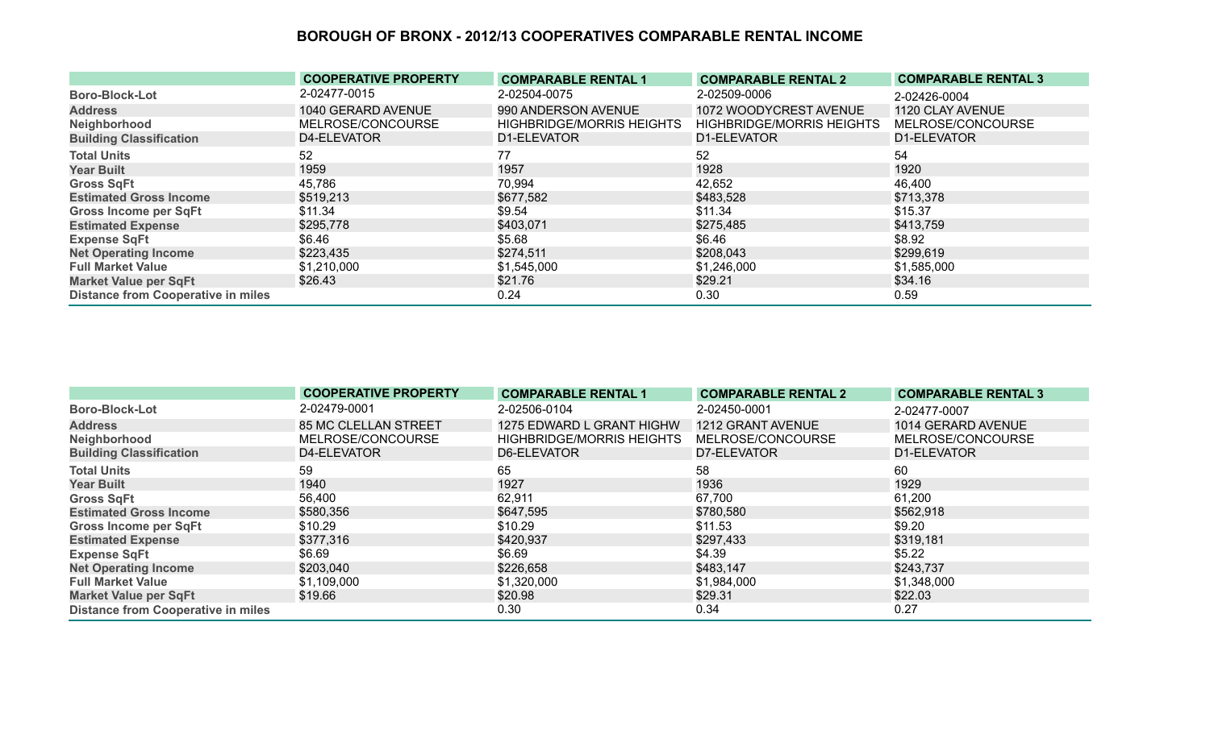## BOROUGH OF BRONX - 2012/13 COOPERATIVES COMPARABLE RENTAL INCOME

| | COOPERATIVE PROPERTY | COMPARABLE RENTAL 1 | COMPARABLE RENTAL 2 | COMPARABLE RENTAL 3 |
|---|---|---|---|---|
| Boro-Block-Lot | 2-02477-0015 | 2-02504-0075 | 2-02509-0006 | 2-02426-0004 |
| Address | 1040 GERARD AVENUE | 990 ANDERSON AVENUE | 1072 WOODYCREST AVENUE | 1120 CLAY AVENUE |
| Neighborhood | MELROSE/CONCOURSE | HIGHBRIDGE/MORRIS HEIGHTS | HIGHBRIDGE/MORRIS HEIGHTS | MELROSE/CONCOURSE |
| Building Classification | D4-ELEVATOR | D1-ELEVATOR | D1-ELEVATOR | D1-ELEVATOR |
| Total Units | 52 | 77 | 52 | 54 |
| Year Built | 1959 | 1957 | 1928 | 1920 |
| Gross SqFt | 45,786 | 70,994 | 42,652 | 46,400 |
| Estimated Gross Income | $519,213 | $677,582 | $483,528 | $713,378 |
| Gross Income per SqFt | $11.34 | $9.54 | $11.34 | $15.37 |
| Estimated Expense | $295,778 | $403,071 | $275,485 | $413,759 |
| Expense SqFt | $6.46 | $5.68 | $6.46 | $8.92 |
| Net Operating Income | $223,435 | $274,511 | $208,043 | $299,619 |
| Full Market Value | $1,210,000 | $1,545,000 | $1,246,000 | $1,585,000 |
| Market Value per SqFt | $26.43 | $21.76 | $29.21 | $34.16 |
| Distance from Cooperative in miles | | 0.24 | 0.30 | 0.59 |

| | COOPERATIVE PROPERTY | COMPARABLE RENTAL 1 | COMPARABLE RENTAL 2 | COMPARABLE RENTAL 3 |
|---|---|---|---|---|
| Boro-Block-Lot | 2-02479-0001 | 2-02506-0104 | 2-02450-0001 | 2-02477-0007 |
| Address | 85 MC CLELLAN STREET | 1275 EDWARD L GRANT HIGHW | 1212 GRANT AVENUE | 1014 GERARD AVENUE |
| Neighborhood | MELROSE/CONCOURSE | HIGHBRIDGE/MORRIS HEIGHTS | MELROSE/CONCOURSE | MELROSE/CONCOURSE |
| Building Classification | D4-ELEVATOR | D6-ELEVATOR | D7-ELEVATOR | D1-ELEVATOR |
| Total Units | 59 | 65 | 58 | 60 |
| Year Built | 1940 | 1927 | 1936 | 1929 |
| Gross SqFt | 56,400 | 62,911 | 67,700 | 61,200 |
| Estimated Gross Income | $580,356 | $647,595 | $780,580 | $562,918 |
| Gross Income per SqFt | $10.29 | $10.29 | $11.53 | $9.20 |
| Estimated Expense | $377,316 | $420,937 | $297,433 | $319,181 |
| Expense SqFt | $6.69 | $6.69 | $4.39 | $5.22 |
| Net Operating Income | $203,040 | $226,658 | $483,147 | $243,737 |
| Full Market Value | $1,109,000 | $1,320,000 | $1,984,000 | $1,348,000 |
| Market Value per SqFt | $19.66 | $20.98 | $29.31 | $22.03 |
| Distance from Cooperative in miles | | 0.30 | 0.34 | 0.27 |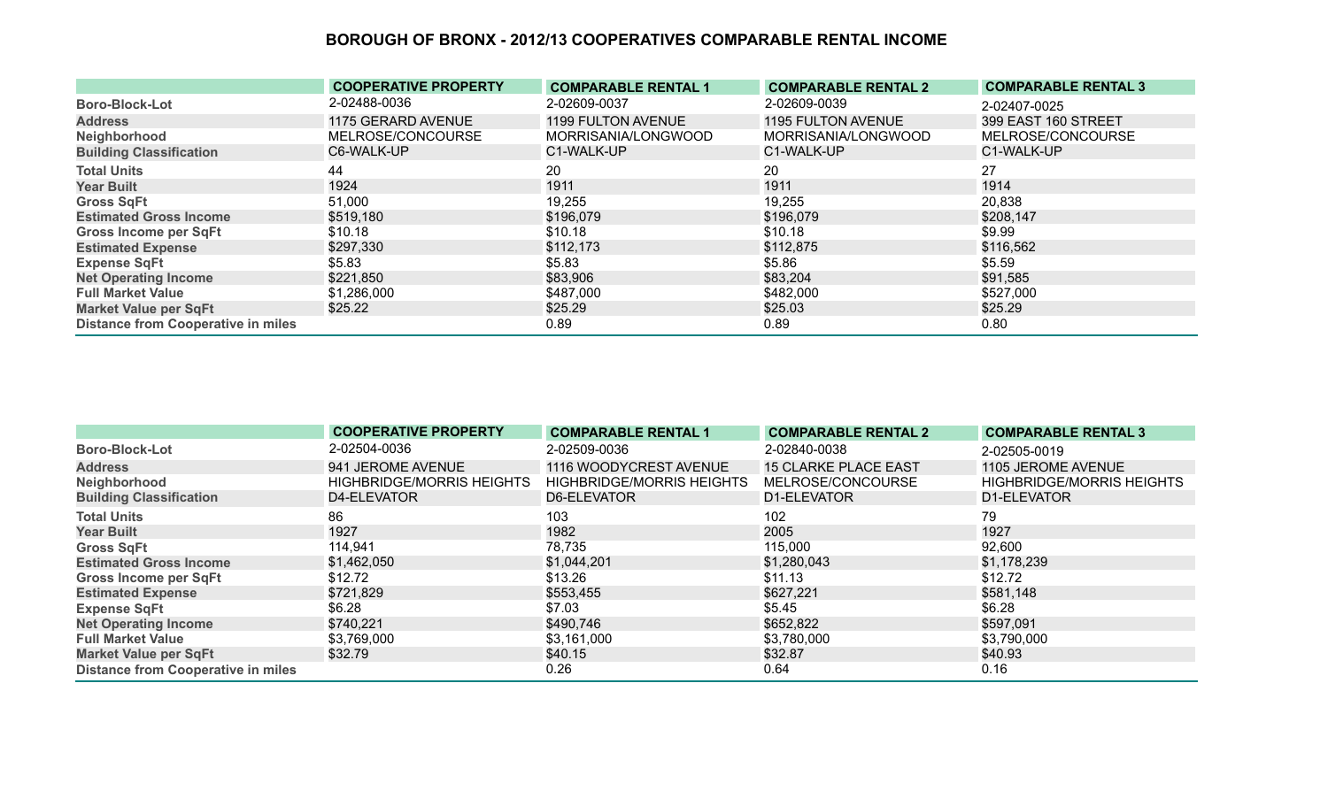# BOROUGH OF BRONX - 2012/13 COOPERATIVES COMPARABLE RENTAL INCOME

| | COOPERATIVE PROPERTY | COMPARABLE RENTAL 1 | COMPARABLE RENTAL 2 | COMPARABLE RENTAL 3 |
|---|---|---|---|---|
| Boro-Block-Lot | 2-02488-0036 | 2-02609-0037 | 2-02609-0039 | 2-02407-0025 |
| Address | 1175 GERARD AVENUE | 1199 FULTON AVENUE | 1195 FULTON AVENUE | 399 EAST 160 STREET |
| Neighborhood | MELROSE/CONCOURSE | MORRISANIA/LONGWOOD | MORRISANIA/LONGWOOD | MELROSE/CONCOURSE |
| Building Classification | C6-WALK-UP | C1-WALK-UP | C1-WALK-UP | C1-WALK-UP |
| Total Units | 44 | 20 | 20 | 27 |
| Year Built | 1924 | 1911 | 1911 | 1914 |
| Gross SqFt | 51,000 | 19,255 | 19,255 | 20,838 |
| Estimated Gross Income | $519,180 | $196,079 | $196,079 | $208,147 |
| Gross Income per SqFt | $10.18 | $10.18 | $10.18 | $9.99 |
| Estimated Expense | $297,330 | $112,173 | $112,875 | $116,562 |
| Expense SqFt | $5.83 | $5.83 | $5.86 | $5.59 |
| Net Operating Income | $221,850 | $83,906 | $83,204 | $91,585 |
| Full Market Value | $1,286,000 | $487,000 | $482,000 | $527,000 |
| Market Value per SqFt | $25.22 | $25.29 | $25.03 | $25.29 |
| Distance from Cooperative in miles | | 0.89 | 0.89 | 0.80 |

| | COOPERATIVE PROPERTY | COMPARABLE RENTAL 1 | COMPARABLE RENTAL 2 | COMPARABLE RENTAL 3 |
|---|---|---|---|---|
| Boro-Block-Lot | 2-02504-0036 | 2-02509-0036 | 2-02840-0038 | 2-02505-0019 |
| Address | 941 JEROME AVENUE | 1116 WOODYCREST AVENUE | 15 CLARKE PLACE EAST | 1105 JEROME AVENUE |
| Neighborhood | HIGHBRIDGE/MORRIS HEIGHTS | HIGHBRIDGE/MORRIS HEIGHTS | MELROSE/CONCOURSE | HIGHBRIDGE/MORRIS HEIGHTS |
| Building Classification | D4-ELEVATOR | D6-ELEVATOR | D1-ELEVATOR | D1-ELEVATOR |
| Total Units | 86 | 103 | 102 | 79 |
| Year Built | 1927 | 1982 | 2005 | 1927 |
| Gross SqFt | 114,941 | 78,735 | 115,000 | 92,600 |
| Estimated Gross Income | $1,462,050 | $1,044,201 | $1,280,043 | $1,178,239 |
| Gross Income per SqFt | $12.72 | $13.26 | $11.13 | $12.72 |
| Estimated Expense | $721,829 | $553,455 | $627,221 | $581,148 |
| Expense SqFt | $6.28 | $7.03 | $5.45 | $6.28 |
| Net Operating Income | $740,221 | $490,746 | $652,822 | $597,091 |
| Full Market Value | $3,769,000 | $3,161,000 | $3,780,000 | $3,790,000 |
| Market Value per SqFt | $32.79 | $40.15 | $32.87 | $40.93 |
| Distance from Cooperative in miles | | 0.26 | 0.64 | 0.16 |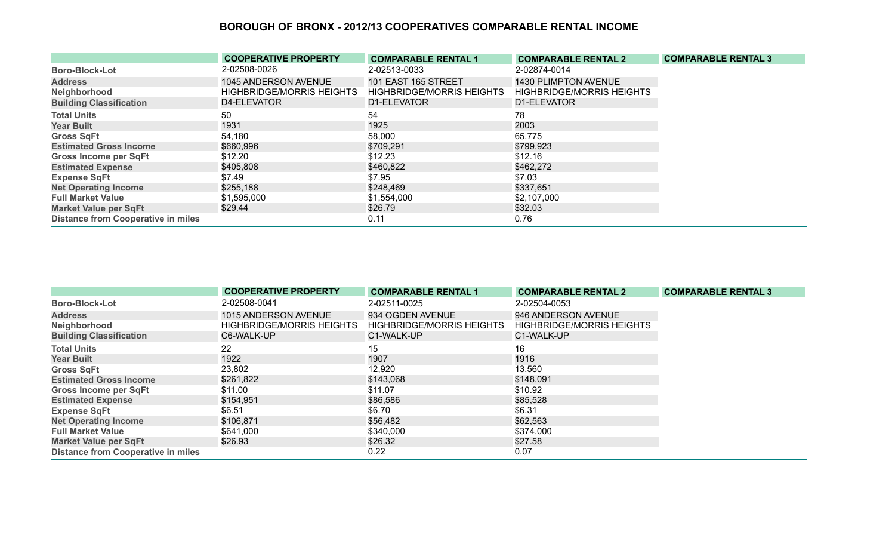# BOROUGH OF BRONX - 2012/13 COOPERATIVES COMPARABLE RENTAL INCOME

| | COOPERATIVE PROPERTY | COMPARABLE RENTAL 1 | COMPARABLE RENTAL 2 | COMPARABLE RENTAL 3 |
|---|---|---|---|---|
| Boro-Block-Lot | 2-02508-0026 | 2-02513-0033 | 2-02874-0014 | |
| Address | 1045 ANDERSON AVENUE | 101 EAST 165 STREET | 1430 PLIMPTON AVENUE | |
| Neighborhood | HIGHBRIDGE/MORRIS HEIGHTS | HIGHBRIDGE/MORRIS HEIGHTS | HIGHBRIDGE/MORRIS HEIGHTS | |
| Building Classification | D4-ELEVATOR | D1-ELEVATOR | D1-ELEVATOR | |
| Total Units | 50 | 54 | 78 | |
| Year Built | 1931 | 1925 | 2003 | |
| Gross SqFt | 54,180 | 58,000 | 65,775 | |
| Estimated Gross Income | $660,996 | $709,291 | $799,923 | |
| Gross Income per SqFt | $12.20 | $12.23 | $12.16 | |
| Estimated Expense | $405,808 | $460,822 | $462,272 | |
| Expense SqFt | $7.49 | $7.95 | $7.03 | |
| Net Operating Income | $255,188 | $248,469 | $337,651 | |
| Full Market Value | $1,595,000 | $1,554,000 | $2,107,000 | |
| Market Value per SqFt | $29.44 | $26.79 | $32.03 | |
| Distance from Cooperative in miles | | 0.11 | 0.76 | |

| | COOPERATIVE PROPERTY | COMPARABLE RENTAL 1 | COMPARABLE RENTAL 2 | COMPARABLE RENTAL 3 |
|---|---|---|---|---|
| Boro-Block-Lot | 2-02508-0041 | 2-02511-0025 | 2-02504-0053 | |
| Address | 1015 ANDERSON AVENUE | 934 OGDEN AVENUE | 946 ANDERSON AVENUE | |
| Neighborhood | HIGHBRIDGE/MORRIS HEIGHTS | HIGHBRIDGE/MORRIS HEIGHTS | HIGHBRIDGE/MORRIS HEIGHTS | |
| Building Classification | C6-WALK-UP | C1-WALK-UP | C1-WALK-UP | |
| Total Units | 22 | 15 | 16 | |
| Year Built | 1922 | 1907 | 1916 | |
| Gross SqFt | 23,802 | 12,920 | 13,560 | |
| Estimated Gross Income | $261,822 | $143,068 | $148,091 | |
| Gross Income per SqFt | $11.00 | $11.07 | $10.92 | |
| Estimated Expense | $154,951 | $86,586 | $85,528 | |
| Expense SqFt | $6.51 | $6.70 | $6.31 | |
| Net Operating Income | $106,871 | $56,482 | $62,563 | |
| Full Market Value | $641,000 | $340,000 | $374,000 | |
| Market Value per SqFt | $26.93 | $26.32 | $27.58 | |
| Distance from Cooperative in miles | | 0.22 | 0.07 | |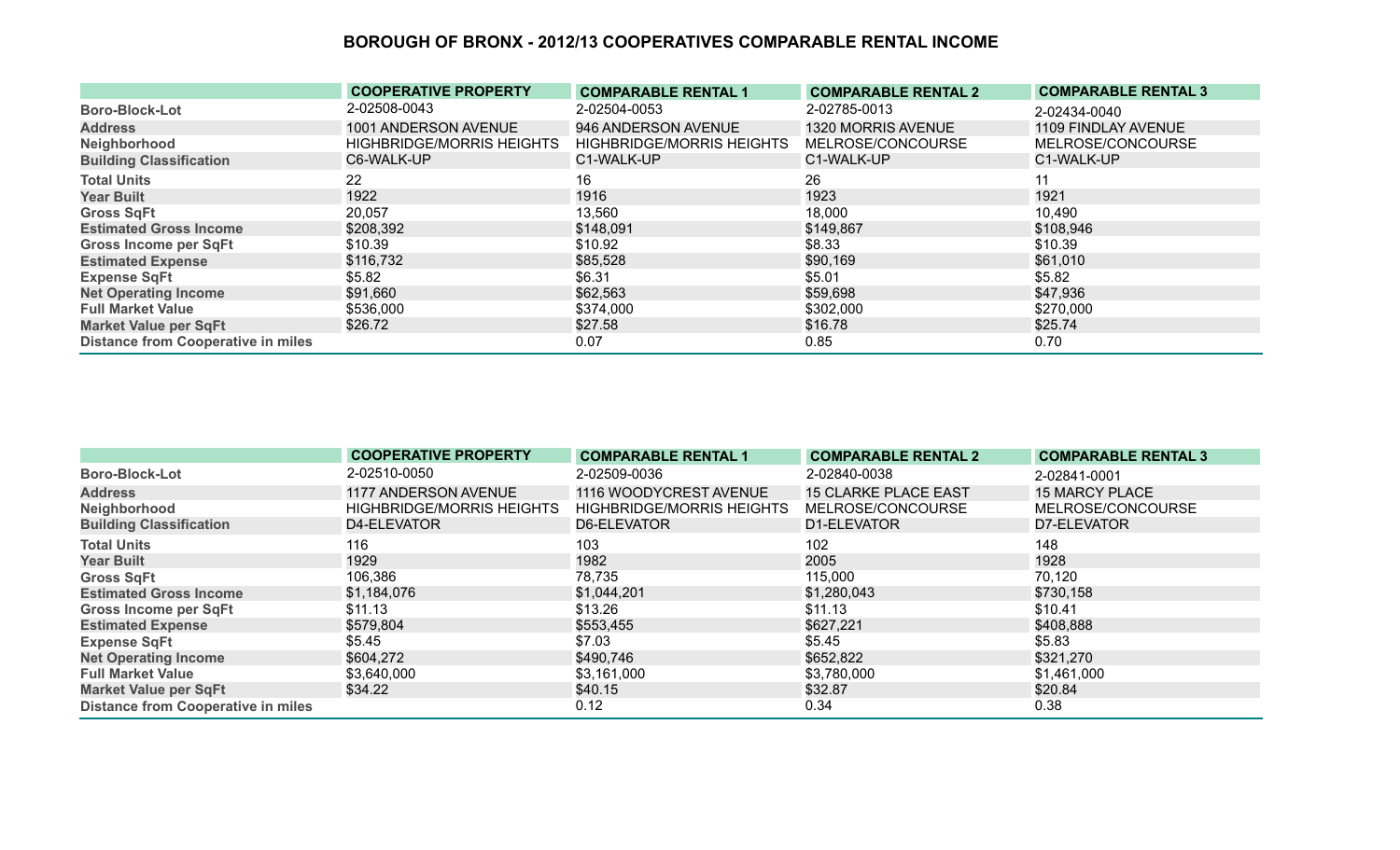# BOROUGH OF BRONX - 2012/13 COOPERATIVES COMPARABLE RENTAL INCOME

| | COOPERATIVE PROPERTY | COMPARABLE RENTAL 1 | COMPARABLE RENTAL 2 | COMPARABLE RENTAL 3 |
|---|---|---|---|---|
| **Boro-Block-Lot** | 2-02508-0043 | 2-02504-0053 | 2-02785-0013 | 2-02434-0040 |
| **Address** | 1001 ANDERSON AVENUE | 946 ANDERSON AVENUE | 1320 MORRIS AVENUE | 1109 FINDLAY AVENUE |
| **Neighborhood** | HIGHBRIDGE/MORRIS HEIGHTS | HIGHBRIDGE/MORRIS HEIGHTS | MELROSE/CONCOURSE | MELROSE/CONCOURSE |
| **Building Classification** | C6-WALK-UP | C1-WALK-UP | C1-WALK-UP | C1-WALK-UP |
| **Total Units** | 22 | 16 | 26 | 11 |
| **Year Built** | 1922 | 1916 | 1923 | 1921 |
| **Gross SqFt** | 20,057 | 13,560 | 18,000 | 10,490 |
| **Estimated Gross Income** | $208,392 | $148,091 | $149,867 | $108,946 |
| **Gross Income per SqFt** | $10.39 | $10.92 | $8.33 | $10.39 |
| **Estimated Expense** | $116,732 | $85,528 | $90,169 | $61,010 |
| **Expense SqFt** | $5.82 | $6.31 | $5.01 | $5.82 |
| **Net Operating Income** | $91,660 | $62,563 | $59,698 | $47,936 |
| **Full Market Value** | $536,000 | $374,000 | $302,000 | $270,000 |
| **Market Value per SqFt** | $26.72 | $27.58 | $16.78 | $25.74 |
| **Distance from Cooperative in miles** | | 0.07 | 0.85 | 0.70 |

| | COOPERATIVE PROPERTY | COMPARABLE RENTAL 1 | COMPARABLE RENTAL 2 | COMPARABLE RENTAL 3 |
|---|---|---|---|---|
| **Boro-Block-Lot** | 2-02510-0050 | 2-02509-0036 | 2-02840-0038 | 2-02841-0001 |
| **Address** | 1177 ANDERSON AVENUE | 1116 WOODYCREST AVENUE | 15 CLARKE PLACE EAST | 15 MARCY PLACE |
| **Neighborhood** | HIGHBRIDGE/MORRIS HEIGHTS | HIGHBRIDGE/MORRIS HEIGHTS | MELROSE/CONCOURSE | MELROSE/CONCOURSE |
| **Building Classification** | D4-ELEVATOR | D6-ELEVATOR | D1-ELEVATOR | D7-ELEVATOR |
| **Total Units** | 116 | 103 | 102 | 148 |
| **Year Built** | 1929 | 1982 | 2005 | 1928 |
| **Gross SqFt** | 106,386 | 78,735 | 115,000 | 70,120 |
| **Estimated Gross Income** | $1,184,076 | $1,044,201 | $1,280,043 | $730,158 |
| **Gross Income per SqFt** | $11.13 | $13.26 | $11.13 | $10.41 |
| **Estimated Expense** | $579,804 | $553,455 | $627,221 | $408,888 |
| **Expense SqFt** | $5.45 | $7.03 | $5.45 | $5.83 |
| **Net Operating Income** | $604,272 | $490,746 | $652,822 | $321,270 |
| **Full Market Value** | $3,640,000 | $3,161,000 | $3,780,000 | $1,461,000 |
| **Market Value per SqFt** | $34.22 | $40.15 | $32.87 | $20.84 |
| **Distance from Cooperative in miles** | | 0.12 | 0.34 | 0.38 |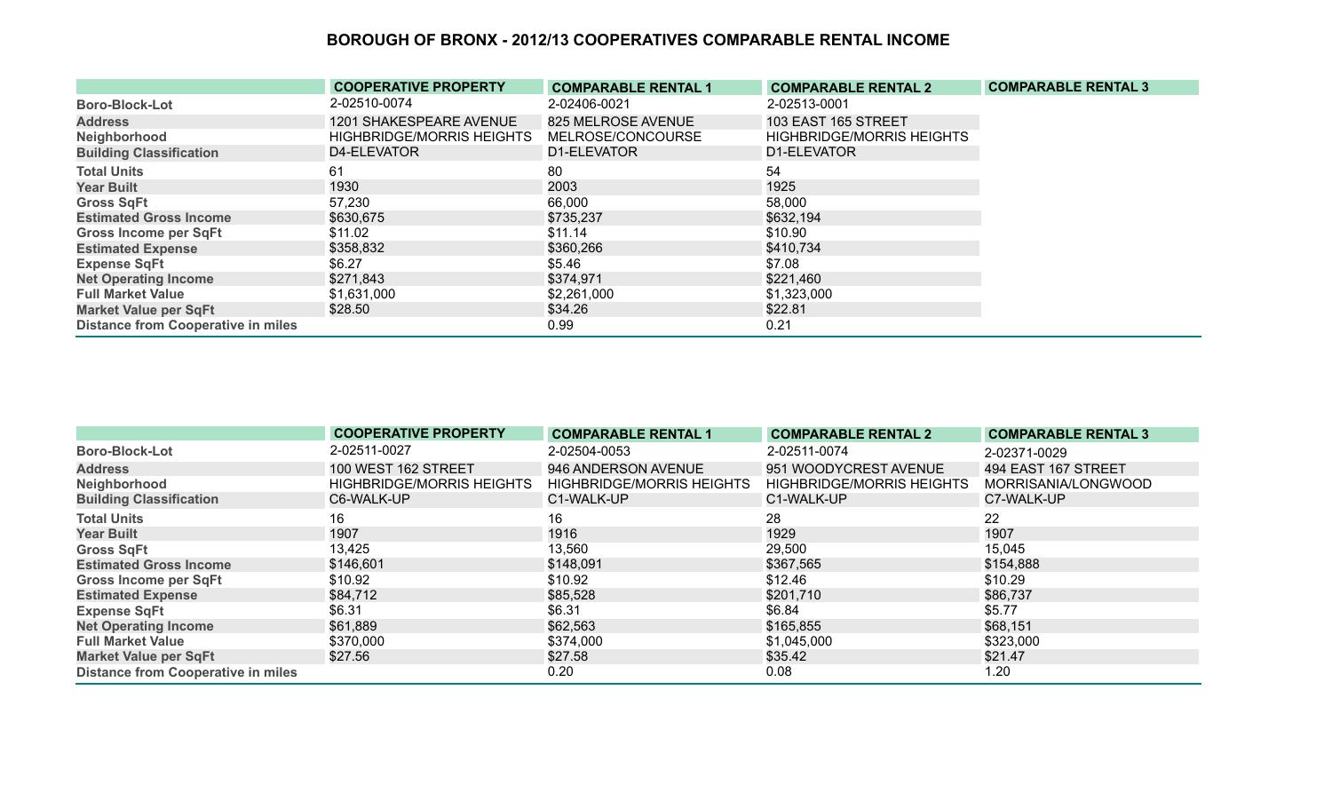# BOROUGH OF BRONX - 2012/13 COOPERATIVES COMPARABLE RENTAL INCOME

| | COOPERATIVE PROPERTY | COMPARABLE RENTAL 1 | COMPARABLE RENTAL 2 | COMPARABLE RENTAL 3 |
|---|---|---|---|---|
| Boro-Block-Lot | 2-02510-0074 | 2-02406-0021 | 2-02513-0001 | |
| Address | 1201 SHAKESPEARE AVENUE | 825 MELROSE AVENUE | 103 EAST 165 STREET | |
| Neighborhood | HIGHBRIDGE/MORRIS HEIGHTS | MELROSE/CONCOURSE | HIGHBRIDGE/MORRIS HEIGHTS | |
| Building Classification | D4-ELEVATOR | D1-ELEVATOR | D1-ELEVATOR | |
| Total Units | 61 | 80 | 54 | |
| Year Built | 1930 | 2003 | 1925 | |
| Gross SqFt | 57,230 | 66,000 | 58,000 | |
| Estimated Gross Income | $630,675 | $735,237 | $632,194 | |
| Gross Income per SqFt | $11.02 | $11.14 | $10.90 | |
| Estimated Expense | $358,832 | $360,266 | $410,734 | |
| Expense SqFt | $6.27 | $5.46 | $7.08 | |
| Net Operating Income | $271,843 | $374,971 | $221,460 | |
| Full Market Value | $1,631,000 | $2,261,000 | $1,323,000 | |
| Market Value per SqFt | $28.50 | $34.26 | $22.81 | |
| Distance from Cooperative in miles | | 0.99 | 0.21 | |

| | COOPERATIVE PROPERTY | COMPARABLE RENTAL 1 | COMPARABLE RENTAL 2 | COMPARABLE RENTAL 3 |
|---|---|---|---|---|
| Boro-Block-Lot | 2-02511-0027 | 2-02504-0053 | 2-02511-0074 | 2-02371-0029 |
| Address | 100 WEST 162 STREET | 946 ANDERSON AVENUE | 951 WOODYCREST AVENUE | 494 EAST 167 STREET |
| Neighborhood | HIGHBRIDGE/MORRIS HEIGHTS | HIGHBRIDGE/MORRIS HEIGHTS | HIGHBRIDGE/MORRIS HEIGHTS | MORRISANIA/LONGWOOD |
| Building Classification | C6-WALK-UP | C1-WALK-UP | C1-WALK-UP | C7-WALK-UP |
| Total Units | 16 | 16 | 28 | 22 |
| Year Built | 1907 | 1916 | 1929 | 1907 |
| Gross SqFt | 13,425 | 13,560 | 29,500 | 15,045 |
| Estimated Gross Income | $146,601 | $148,091 | $367,565 | $154,888 |
| Gross Income per SqFt | $10.92 | $10.92 | $12.46 | $10.29 |
| Estimated Expense | $84,712 | $85,528 | $201,710 | $86,737 |
| Expense SqFt | $6.31 | $6.31 | $6.84 | $5.77 |
| Net Operating Income | $61,889 | $62,563 | $165,855 | $68,151 |
| Full Market Value | $370,000 | $374,000 | $1,045,000 | $323,000 |
| Market Value per SqFt | $27.56 | $27.58 | $35.42 | $21.47 |
| Distance from Cooperative in miles | | 0.20 | 0.08 | 1.20 |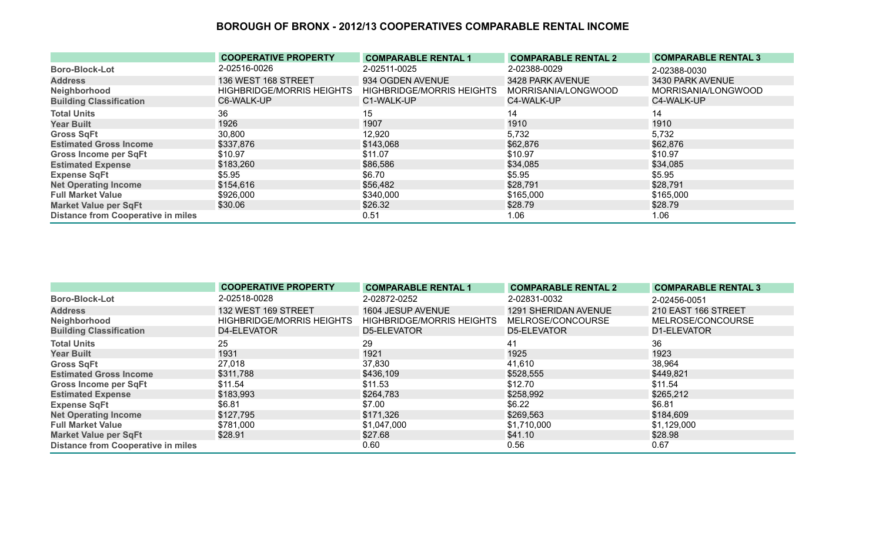# BOROUGH OF BRONX - 2012/13 COOPERATIVES COMPARABLE RENTAL INCOME

| | COOPERATIVE PROPERTY | COMPARABLE RENTAL 1 | COMPARABLE RENTAL 2 | COMPARABLE RENTAL 3 |
|---|---|---|---|---|
| Boro-Block-Lot | 2-02516-0026 | 2-02511-0025 | 2-02388-0029 | 2-02388-0030 |
| Address | 136 WEST 168 STREET | 934 OGDEN AVENUE | 3428 PARK AVENUE | 3430 PARK AVENUE |
| Neighborhood | HIGHBRIDGE/MORRIS HEIGHTS | HIGHBRIDGE/MORRIS HEIGHTS | MORRISANIA/LONGWOOD | MORRISANIA/LONGWOOD |
| Building Classification | C6-WALK-UP | C1-WALK-UP | C4-WALK-UP | C4-WALK-UP |
| Total Units | 36 | 15 | 14 | 14 |
| Year Built | 1926 | 1907 | 1910 | 1910 |
| Gross SqFt | 30,800 | 12,920 | 5,732 | 5,732 |
| Estimated Gross Income | $337,876 | $143,068 | $62,876 | $62,876 |
| Gross Income per SqFt | $10.97 | $11.07 | $10.97 | $10.97 |
| Estimated Expense | $183,260 | $86,586 | $34,085 | $34,085 |
| Expense SqFt | $5.95 | $6.70 | $5.95 | $5.95 |
| Net Operating Income | $154,616 | $56,482 | $28,791 | $28,791 |
| Full Market Value | $926,000 | $340,000 | $165,000 | $165,000 |
| Market Value per SqFt | $30.06 | $26.32 | $28.79 | $28.79 |
| Distance from Cooperative in miles | | 0.51 | 1.06 | 1.06 |

| | COOPERATIVE PROPERTY | COMPARABLE RENTAL 1 | COMPARABLE RENTAL 2 | COMPARABLE RENTAL 3 |
|---|---|---|---|---|
| Boro-Block-Lot | 2-02518-0028 | 2-02872-0252 | 2-02831-0032 | 2-02456-0051 |
| Address | 132 WEST 169 STREET | 1604 JESUP AVENUE | 1291 SHERIDAN AVENUE | 210 EAST 166 STREET |
| Neighborhood | HIGHBRIDGE/MORRIS HEIGHTS | HIGHBRIDGE/MORRIS HEIGHTS | MELROSE/CONCOURSE | MELROSE/CONCOURSE |
| Building Classification | D4-ELEVATOR | D5-ELEVATOR | D5-ELEVATOR | D1-ELEVATOR |
| Total Units | 25 | 29 | 41 | 36 |
| Year Built | 1931 | 1921 | 1925 | 1923 |
| Gross SqFt | 27,018 | 37,830 | 41,610 | 38,964 |
| Estimated Gross Income | $311,788 | $436,109 | $528,555 | $449,821 |
| Gross Income per SqFt | $11.54 | $11.53 | $12.70 | $11.54 |
| Estimated Expense | $183,993 | $264,783 | $258,992 | $265,212 |
| Expense SqFt | $6.81 | $7.00 | $6.22 | $6.81 |
| Net Operating Income | $127,795 | $171,326 | $269,563 | $184,609 |
| Full Market Value | $781,000 | $1,047,000 | $1,710,000 | $1,129,000 |
| Market Value per SqFt | $28.91 | $27.68 | $41.10 | $28.98 |
| Distance from Cooperative in miles | | 0.60 | 0.56 | 0.67 |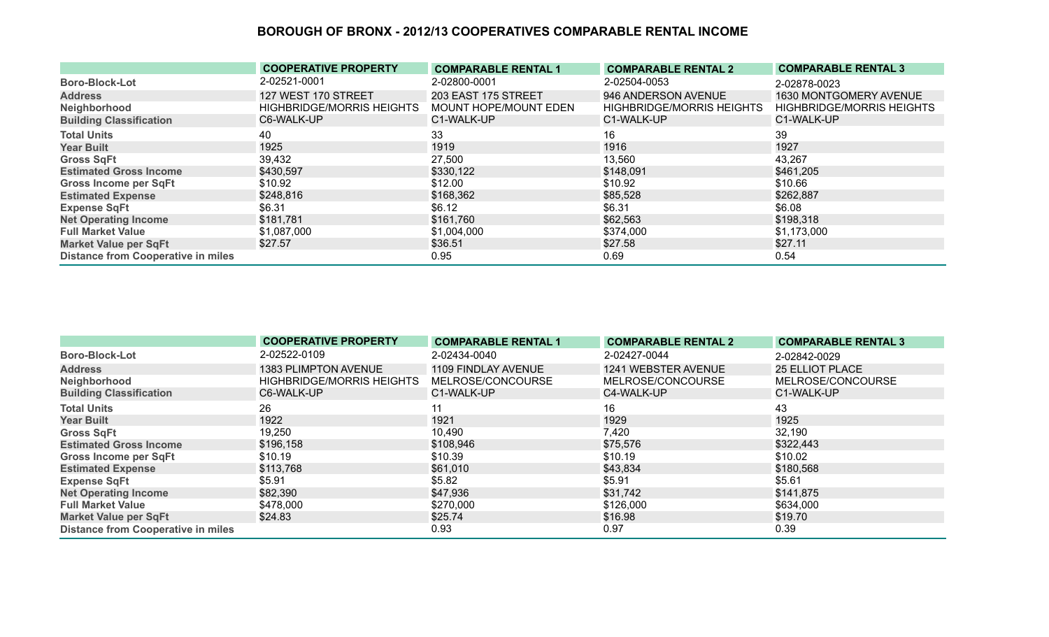# BOROUGH OF BRONX - 2012/13 COOPERATIVES COMPARABLE RENTAL INCOME

| | COOPERATIVE PROPERTY | COMPARABLE RENTAL 1 | COMPARABLE RENTAL 2 | COMPARABLE RENTAL 3 |
|---|---|---|---|---|
| Boro-Block-Lot | 2-02521-0001 | 2-02800-0001 | 2-02504-0053 | 2-02878-0023 |
| Address | 127 WEST 170 STREET | 203 EAST 175 STREET | 946 ANDERSON AVENUE | 1630 MONTGOMERY AVENUE |
| Neighborhood | HIGHBRIDGE/MORRIS HEIGHTS | MOUNT HOPE/MOUNT EDEN | HIGHBRIDGE/MORRIS HEIGHTS | HIGHBRIDGE/MORRIS HEIGHTS |
| Building Classification | C6-WALK-UP | C1-WALK-UP | C1-WALK-UP | C1-WALK-UP |
| Total Units | 40 | 33 | 16 | 39 |
| Year Built | 1925 | 1919 | 1916 | 1927 |
| Gross SqFt | 39,432 | 27,500 | 13,560 | 43,267 |
| Estimated Gross Income | $430,597 | $330,122 | $148,091 | $461,205 |
| Gross Income per SqFt | $10.92 | $12.00 | $10.92 | $10.66 |
| Estimated Expense | $248,816 | $168,362 | $85,528 | $262,887 |
| Expense SqFt | $6.31 | $6.12 | $6.31 | $6.08 |
| Net Operating Income | $181,781 | $161,760 | $62,563 | $198,318 |
| Full Market Value | $1,087,000 | $1,004,000 | $374,000 | $1,173,000 |
| Market Value per SqFt | $27.57 | $36.51 | $27.58 | $27.11 |
| Distance from Cooperative in miles | | 0.95 | 0.69 | 0.54 |

| | COOPERATIVE PROPERTY | COMPARABLE RENTAL 1 | COMPARABLE RENTAL 2 | COMPARABLE RENTAL 3 |
|---|---|---|---|---|
| Boro-Block-Lot | 2-02522-0109 | 2-02434-0040 | 2-02427-0044 | 2-02842-0029 |
| Address | 1383 PLIMPTON AVENUE | 1109 FINDLAY AVENUE | 1241 WEBSTER AVENUE | 25 ELLIOT PLACE |
| Neighborhood | HIGHBRIDGE/MORRIS HEIGHTS | MELROSE/CONCOURSE | MELROSE/CONCOURSE | MELROSE/CONCOURSE |
| Building Classification | C6-WALK-UP | C1-WALK-UP | C4-WALK-UP | C1-WALK-UP |
| Total Units | 26 | 11 | 16 | 43 |
| Year Built | 1922 | 1921 | 1929 | 1925 |
| Gross SqFt | 19,250 | 10,490 | 7,420 | 32,190 |
| Estimated Gross Income | $196,158 | $108,946 | $75,576 | $322,443 |
| Gross Income per SqFt | $10.19 | $10.39 | $10.19 | $10.02 |
| Estimated Expense | $113,768 | $61,010 | $43,834 | $180,568 |
| Expense SqFt | $5.91 | $5.82 | $5.91 | $5.61 |
| Net Operating Income | $82,390 | $47,936 | $31,742 | $141,875 |
| Full Market Value | $478,000 | $270,000 | $126,000 | $634,000 |
| Market Value per SqFt | $24.83 | $25.74 | $16.98 | $19.70 |
| Distance from Cooperative in miles | | 0.93 | 0.97 | 0.39 |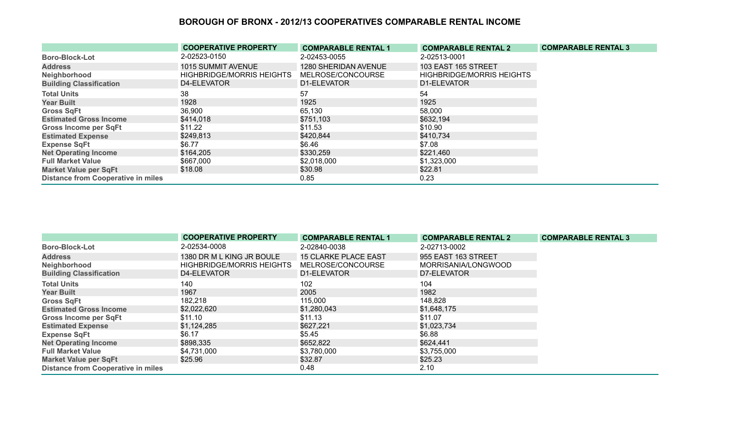# BOROUGH OF BRONX - 2012/13 COOPERATIVES COMPARABLE RENTAL INCOME

| | COOPERATIVE PROPERTY | COMPARABLE RENTAL 1 | COMPARABLE RENTAL 2 | COMPARABLE RENTAL 3 |
|---|---|---|---|---|
| Boro-Block-Lot | 2-02523-0150 | 2-02453-0055 | 2-02513-0001 | |
| Address | 1015 SUMMIT AVENUE | 1280 SHERIDAN AVENUE | 103 EAST 165 STREET | |
| Neighborhood | HIGHBRIDGE/MORRIS HEIGHTS | MELROSE/CONCOURSE | HIGHBRIDGE/MORRIS HEIGHTS | |
| Building Classification | D4-ELEVATOR | D1-ELEVATOR | D1-ELEVATOR | |
| Total Units | 38 | 57 | 54 | |
| Year Built | 1928 | 1925 | 1925 | |
| Gross SqFt | 36,900 | 65,130 | 58,000 | |
| Estimated Gross Income | $414,018 | $751,103 | $632,194 | |
| Gross Income per SqFt | $11.22 | $11.53 | $10.90 | |
| Estimated Expense | $249,813 | $420,844 | $410,734 | |
| Expense SqFt | $6.77 | $6.46 | $7.08 | |
| Net Operating Income | $164,205 | $330,259 | $221,460 | |
| Full Market Value | $667,000 | $2,018,000 | $1,323,000 | |
| Market Value per SqFt | $18.08 | $30.98 | $22.81 | |
| Distance from Cooperative in miles | | 0.85 | 0.23 | |

| | COOPERATIVE PROPERTY | COMPARABLE RENTAL 1 | COMPARABLE RENTAL 2 | COMPARABLE RENTAL 3 |
|---|---|---|---|---|
| Boro-Block-Lot | 2-02534-0008 | 2-02840-0038 | 2-02713-0002 | |
| Address | 1380 DR M L KING JR BOULE | 15 CLARKE PLACE EAST | 955 EAST 163 STREET | |
| Neighborhood | HIGHBRIDGE/MORRIS HEIGHTS | MELROSE/CONCOURSE | MORRISANIA/LONGWOOD | |
| Building Classification | D4-ELEVATOR | D1-ELEVATOR | D7-ELEVATOR | |
| Total Units | 140 | 102 | 104 | |
| Year Built | 1967 | 2005 | 1982 | |
| Gross SqFt | 182,218 | 115,000 | 148,828 | |
| Estimated Gross Income | $2,022,620 | $1,280,043 | $1,648,175 | |
| Gross Income per SqFt | $11.10 | $11.13 | $11.07 | |
| Estimated Expense | $1,124,285 | $627,221 | $1,023,734 | |
| Expense SqFt | $6.17 | $5.45 | $6.88 | |
| Net Operating Income | $898,335 | $652,822 | $624,441 | |
| Full Market Value | $4,731,000 | $3,780,000 | $3,755,000 | |
| Market Value per SqFt | $25.96 | $32.87 | $25.23 | |
| Distance from Cooperative in miles | | 0.48 | 2.10 | |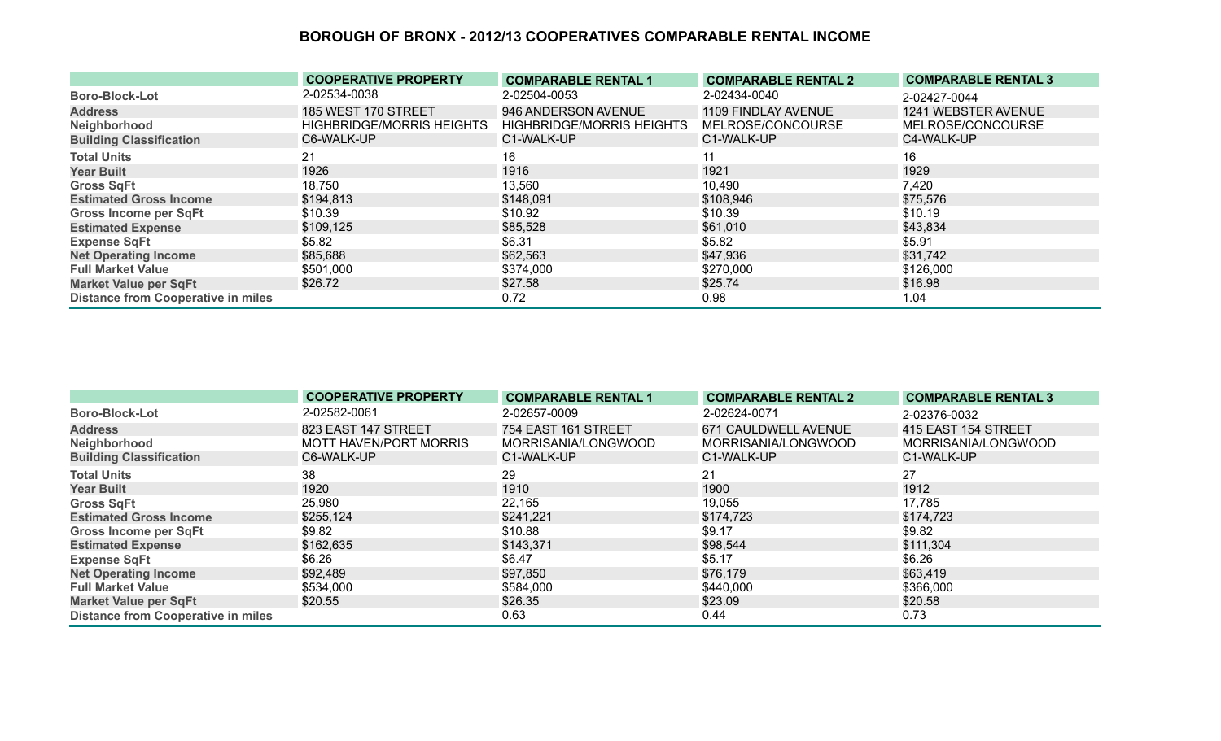# BOROUGH OF BRONX - 2012/13 COOPERATIVES COMPARABLE RENTAL INCOME

| | COOPERATIVE PROPERTY | COMPARABLE RENTAL 1 | COMPARABLE RENTAL 2 | COMPARABLE RENTAL 3 |
|---|---|---|---|---|
| Boro-Block-Lot | 2-02534-0038 | 2-02504-0053 | 2-02434-0040 | 2-02427-0044 |
| Address | 185 WEST 170 STREET | 946 ANDERSON AVENUE | 1109 FINDLAY AVENUE | 1241 WEBSTER AVENUE |
| Neighborhood | HIGHBRIDGE/MORRIS HEIGHTS | HIGHBRIDGE/MORRIS HEIGHTS | MELROSE/CONCOURSE | MELROSE/CONCOURSE |
| Building Classification | C6-WALK-UP | C1-WALK-UP | C1-WALK-UP | C4-WALK-UP |
| Total Units | 21 | 16 | 11 | 16 |
| Year Built | 1926 | 1916 | 1921 | 1929 |
| Gross SqFt | 18,750 | 13,560 | 10,490 | 7,420 |
| Estimated Gross Income | $194,813 | $148,091 | $108,946 | $75,576 |
| Gross Income per SqFt | $10.39 | $10.92 | $10.39 | $10.19 |
| Estimated Expense | $109,125 | $85,528 | $61,010 | $43,834 |
| Expense SqFt | $5.82 | $6.31 | $5.82 | $5.91 |
| Net Operating Income | $85,688 | $62,563 | $47,936 | $31,742 |
| Full Market Value | $501,000 | $374,000 | $270,000 | $126,000 |
| Market Value per SqFt | $26.72 | $27.58 | $25.74 | $16.98 |
| Distance from Cooperative in miles | | 0.72 | 0.98 | 1.04 |

| | COOPERATIVE PROPERTY | COMPARABLE RENTAL 1 | COMPARABLE RENTAL 2 | COMPARABLE RENTAL 3 |
|---|---|---|---|---|
| Boro-Block-Lot | 2-02582-0061 | 2-02657-0009 | 2-02624-0071 | 2-02376-0032 |
| Address | 823 EAST 147 STREET | 754 EAST 161 STREET | 671 CAULDWELL AVENUE | 415 EAST 154 STREET |
| Neighborhood | MOTT HAVEN/PORT MORRIS | MORRISANIA/LONGWOOD | MORRISANIA/LONGWOOD | MORRISANIA/LONGWOOD |
| Building Classification | C6-WALK-UP | C1-WALK-UP | C1-WALK-UP | C1-WALK-UP |
| Total Units | 38 | 29 | 21 | 27 |
| Year Built | 1920 | 1910 | 1900 | 1912 |
| Gross SqFt | 25,980 | 22,165 | 19,055 | 17,785 |
| Estimated Gross Income | $255,124 | $241,221 | $174,723 | $174,723 |
| Gross Income per SqFt | $9.82 | $10.88 | $9.17 | $9.82 |
| Estimated Expense | $162,635 | $143,371 | $98,544 | $111,304 |
| Expense SqFt | $6.26 | $6.47 | $5.17 | $6.26 |
| Net Operating Income | $92,489 | $97,850 | $76,179 | $63,419 |
| Full Market Value | $534,000 | $584,000 | $440,000 | $366,000 |
| Market Value per SqFt | $20.55 | $26.35 | $23.09 | $20.58 |
| Distance from Cooperative in miles | | 0.63 | 0.44 | 0.73 |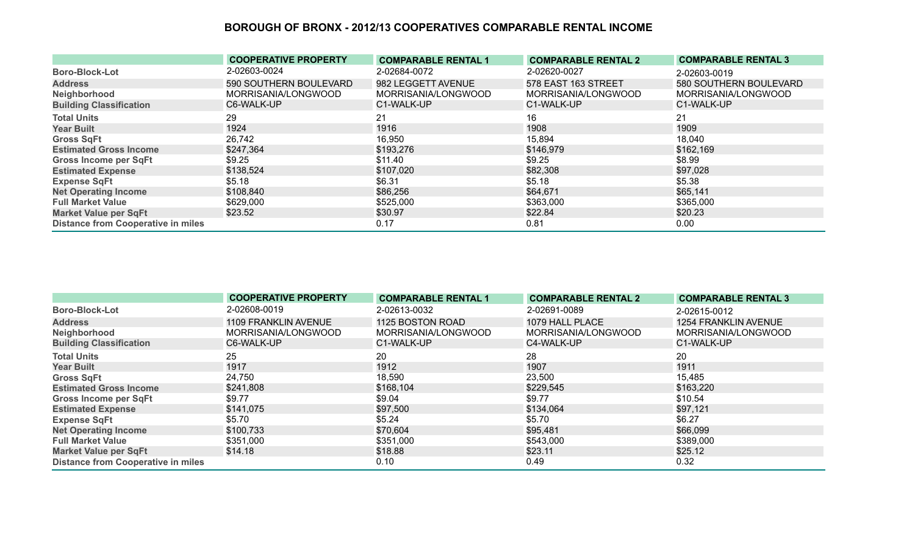# BOROUGH OF BRONX - 2012/13 COOPERATIVES COMPARABLE RENTAL INCOME

| | COOPERATIVE PROPERTY | COMPARABLE RENTAL 1 | COMPARABLE RENTAL 2 | COMPARABLE RENTAL 3 |
|---|---|---|---|---|
| Boro-Block-Lot | 2-02603-0024 | 2-02684-0072 | 2-02620-0027 | 2-02603-0019 |
| Address | 590 SOUTHERN BOULEVARD | 982 LEGGETT AVENUE | 578 EAST 163 STREET | 580 SOUTHERN BOULEVARD |
| Neighborhood | MORRISANIA/LONGWOOD | MORRISANIA/LONGWOOD | MORRISANIA/LONGWOOD | MORRISANIA/LONGWOOD |
| Building Classification | C6-WALK-UP | C1-WALK-UP | C1-WALK-UP | C1-WALK-UP |
| Total Units | 29 | 21 | 16 | 21 |
| Year Built | 1924 | 1916 | 1908 | 1909 |
| Gross SqFt | 26,742 | 16,950 | 15,894 | 18,040 |
| Estimated Gross Income | $247,364 | $193,276 | $146,979 | $162,169 |
| Gross Income per SqFt | $9.25 | $11.40 | $9.25 | $8.99 |
| Estimated Expense | $138,524 | $107,020 | $82,308 | $97,028 |
| Expense SqFt | $5.18 | $6.31 | $5.18 | $5.38 |
| Net Operating Income | $108,840 | $86,256 | $64,671 | $65,141 |
| Full Market Value | $629,000 | $525,000 | $363,000 | $365,000 |
| Market Value per SqFt | $23.52 | $30.97 | $22.84 | $20.23 |
| Distance from Cooperative in miles | | 0.17 | 0.81 | 0.00 |

| | COOPERATIVE PROPERTY | COMPARABLE RENTAL 1 | COMPARABLE RENTAL 2 | COMPARABLE RENTAL 3 |
|---|---|---|---|---|
| Boro-Block-Lot | 2-02608-0019 | 2-02613-0032 | 2-02691-0089 | 2-02615-0012 |
| Address | 1109 FRANKLIN AVENUE | 1125 BOSTON ROAD | 1079 HALL PLACE | 1254 FRANKLIN AVENUE |
| Neighborhood | MORRISANIA/LONGWOOD | MORRISANIA/LONGWOOD | MORRISANIA/LONGWOOD | MORRISANIA/LONGWOOD |
| Building Classification | C6-WALK-UP | C1-WALK-UP | C4-WALK-UP | C1-WALK-UP |
| Total Units | 25 | 20 | 28 | 20 |
| Year Built | 1917 | 1912 | 1907 | 1911 |
| Gross SqFt | 24,750 | 18,590 | 23,500 | 15,485 |
| Estimated Gross Income | $241,808 | $168,104 | $229,545 | $163,220 |
| Gross Income per SqFt | $9.77 | $9.04 | $9.77 | $10.54 |
| Estimated Expense | $141,075 | $97,500 | $134,064 | $97,121 |
| Expense SqFt | $5.70 | $5.24 | $5.70 | $6.27 |
| Net Operating Income | $100,733 | $70,604 | $95,481 | $66,099 |
| Full Market Value | $351,000 | $351,000 | $543,000 | $389,000 |
| Market Value per SqFt | $14.18 | $18.88 | $23.11 | $25.12 |
| Distance from Cooperative in miles | | 0.10 | 0.49 | 0.32 |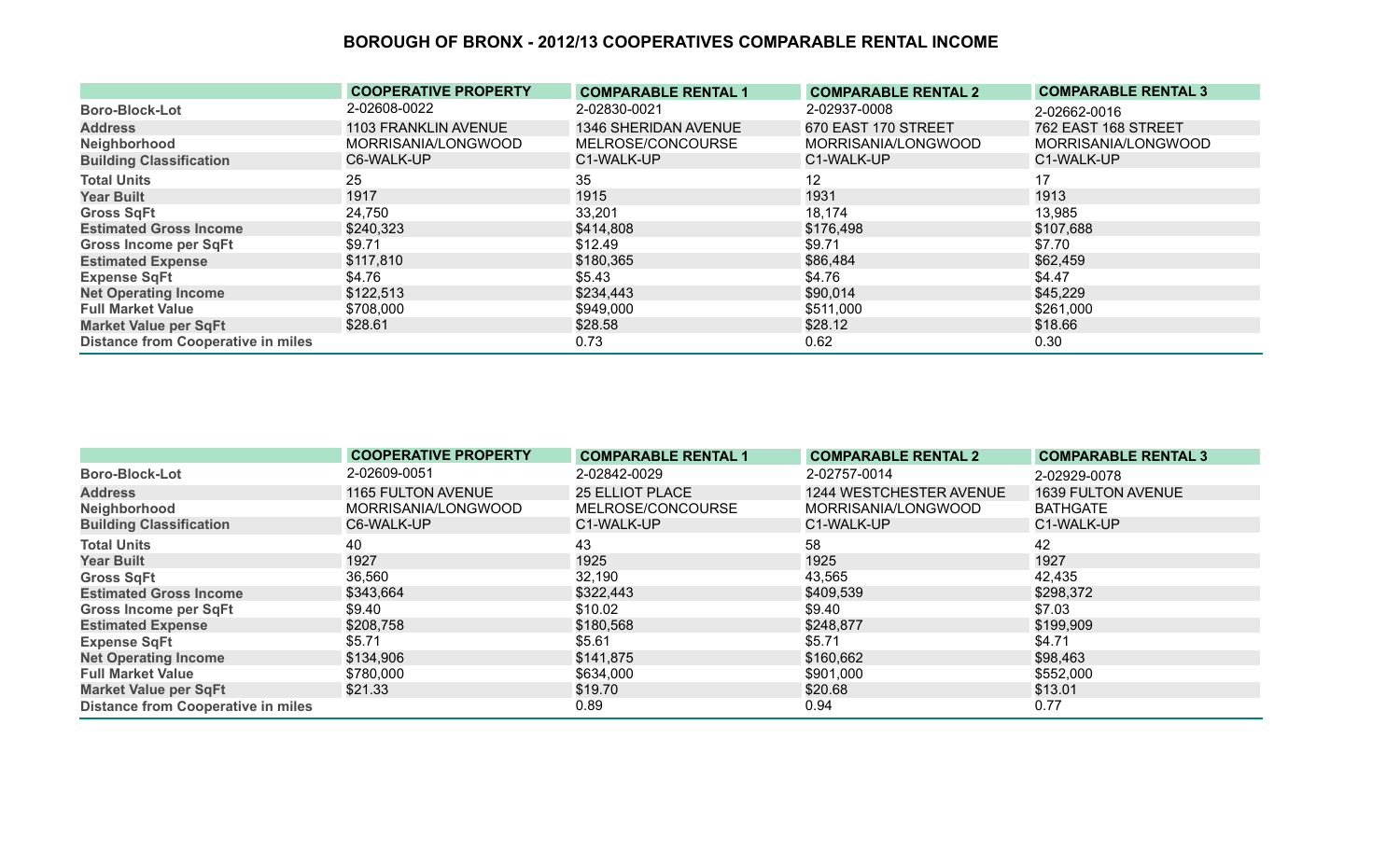# BOROUGH OF BRONX - 2012/13 COOPERATIVES COMPARABLE RENTAL INCOME

| | COOPERATIVE PROPERTY | COMPARABLE RENTAL 1 | COMPARABLE RENTAL 2 | COMPARABLE RENTAL 3 |
|---|---|---|---|---|
| **Boro-Block-Lot** | 2-02608-0022 | 2-02830-0021 | 2-02937-0008 | 2-02662-0016 |
| **Address** | 1103 FRANKLIN AVENUE | 1346 SHERIDAN AVENUE | 670 EAST 170 STREET | 762 EAST 168 STREET |
| **Neighborhood** | MORRISANIA/LONGWOOD | MELROSE/CONCOURSE | MORRISANIA/LONGWOOD | MORRISANIA/LONGWOOD |
| **Building Classification** | C6-WALK-UP | C1-WALK-UP | C1-WALK-UP | C1-WALK-UP |
| **Total Units** | 25 | 35 | 12 | 17 |
| **Year Built** | 1917 | 1915 | 1931 | 1913 |
| **Gross SqFt** | 24,750 | 33,201 | 18,174 | 13,985 |
| **Estimated Gross Income** | $240,323 | $414,808 | $176,498 | $107,688 |
| **Gross Income per SqFt** | $9.71 | $12.49 | $9.71 | $7.70 |
| **Estimated Expense** | $117,810 | $180,365 | $86,484 | $62,459 |
| **Expense SqFt** | $4.76 | $5.43 | $4.76 | $4.47 |
| **Net Operating Income** | $122,513 | $234,443 | $90,014 | $45,229 |
| **Full Market Value** | $708,000 | $949,000 | $511,000 | $261,000 |
| **Market Value per SqFt** | $28.61 | $28.58 | $28.12 | $18.66 |
| **Distance from Cooperative in miles** | | 0.73 | 0.62 | 0.30 |

| | COOPERATIVE PROPERTY | COMPARABLE RENTAL 1 | COMPARABLE RENTAL 2 | COMPARABLE RENTAL 3 |
|---|---|---|---|---|
| **Boro-Block-Lot** | 2-02609-0051 | 2-02842-0029 | 2-02757-0014 | 2-02929-0078 |
| **Address** | 1165 FULTON AVENUE | 25 ELLIOT PLACE | 1244 WESTCHESTER AVENUE | 1639 FULTON AVENUE |
| **Neighborhood** | MORRISANIA/LONGWOOD | MELROSE/CONCOURSE | MORRISANIA/LONGWOOD | BATHGATE |
| **Building Classification** | C6-WALK-UP | C1-WALK-UP | C1-WALK-UP | C1-WALK-UP |
| **Total Units** | 40 | 43 | 58 | 42 |
| **Year Built** | 1927 | 1925 | 1925 | 1927 |
| **Gross SqFt** | 36,560 | 32,190 | 43,565 | 42,435 |
| **Estimated Gross Income** | $343,664 | $322,443 | $409,539 | $298,372 |
| **Gross Income per SqFt** | $9.40 | $10.02 | $9.40 | $7.03 |
| **Estimated Expense** | $208,758 | $180,568 | $248,877 | $199,909 |
| **Expense SqFt** | $5.71 | $5.61 | $5.71 | $4.71 |
| **Net Operating Income** | $134,906 | $141,875 | $160,662 | $98,463 |
| **Full Market Value** | $780,000 | $634,000 | $901,000 | $552,000 |
| **Market Value per SqFt** | $21.33 | $19.70 | $20.68 | $13.01 |
| **Distance from Cooperative in miles** | | 0.89 | 0.94 | 0.77 |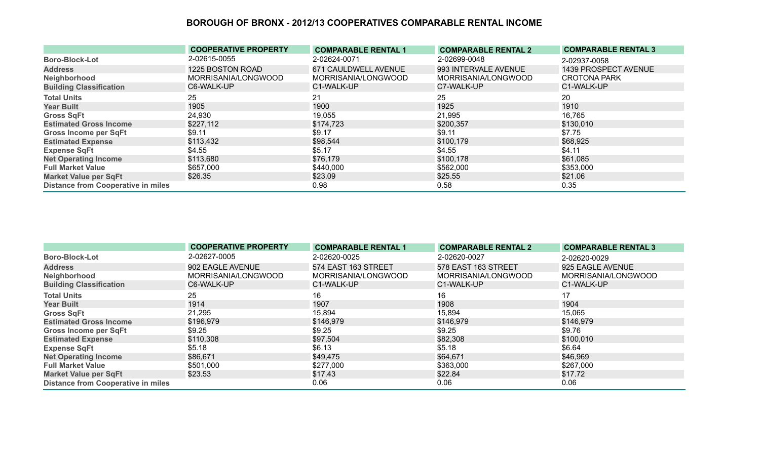## BOROUGH OF BRONX - 2012/13 COOPERATIVES COMPARABLE RENTAL INCOME

| | COOPERATIVE PROPERTY | COMPARABLE RENTAL 1 | COMPARABLE RENTAL 2 | COMPARABLE RENTAL 3 |
|---|---|---|---|---|
| Boro-Block-Lot | 2-02615-0055 | 2-02624-0071 | 2-02699-0048 | 2-02937-0058 |
| Address | 1225 BOSTON ROAD | 671 CAULDWELL AVENUE | 993 INTERVALE AVENUE | 1439 PROSPECT AVENUE |
| Neighborhood | MORRISANIA/LONGWOOD | MORRISANIA/LONGWOOD | MORRISANIA/LONGWOOD | CROTONA PARK |
| Building Classification | C6-WALK-UP | C1-WALK-UP | C7-WALK-UP | C1-WALK-UP |
| Total Units | 25 | 21 | 25 | 20 |
| Year Built | 1905 | 1900 | 1925 | 1910 |
| Gross SqFt | 24,930 | 19,055 | 21,995 | 16,765 |
| Estimated Gross Income | $227,112 | $174,723 | $200,357 | $130,010 |
| Gross Income per SqFt | $9.11 | $9.17 | $9.11 | $7.75 |
| Estimated Expense | $113,432 | $98,544 | $100,179 | $68,925 |
| Expense SqFt | $4.55 | $5.17 | $4.55 | $4.11 |
| Net Operating Income | $113,680 | $76,179 | $100,178 | $61,085 |
| Full Market Value | $657,000 | $440,000 | $562,000 | $353,000 |
| Market Value per SqFt | $26.35 | $23.09 | $25.55 | $21.06 |
| Distance from Cooperative in miles | | 0.98 | 0.58 | 0.35 |

| | COOPERATIVE PROPERTY | COMPARABLE RENTAL 1 | COMPARABLE RENTAL 2 | COMPARABLE RENTAL 3 |
|---|---|---|---|---|
| Boro-Block-Lot | 2-02627-0005 | 2-02620-0025 | 2-02620-0027 | 2-02620-0029 |
| Address | 902 EAGLE AVENUE | 574 EAST 163 STREET | 578 EAST 163 STREET | 925 EAGLE AVENUE |
| Neighborhood | MORRISANIA/LONGWOOD | MORRISANIA/LONGWOOD | MORRISANIA/LONGWOOD | MORRISANIA/LONGWOOD |
| Building Classification | C6-WALK-UP | C1-WALK-UP | C1-WALK-UP | C1-WALK-UP |
| Total Units | 25 | 16 | 16 | 17 |
| Year Built | 1914 | 1907 | 1908 | 1904 |
| Gross SqFt | 21,295 | 15,894 | 15,894 | 15,065 |
| Estimated Gross Income | $196,979 | $146,979 | $146,979 | $146,979 |
| Gross Income per SqFt | $9.25 | $9.25 | $9.25 | $9.76 |
| Estimated Expense | $110,308 | $97,504 | $82,308 | $100,010 |
| Expense SqFt | $5.18 | $6.13 | $5.18 | $6.64 |
| Net Operating Income | $86,671 | $49,475 | $64,671 | $46,969 |
| Full Market Value | $501,000 | $277,000 | $363,000 | $267,000 |
| Market Value per SqFt | $23.53 | $17.43 | $22.84 | $17.72 |
| Distance from Cooperative in miles | | 0.06 | 0.06 | 0.06 |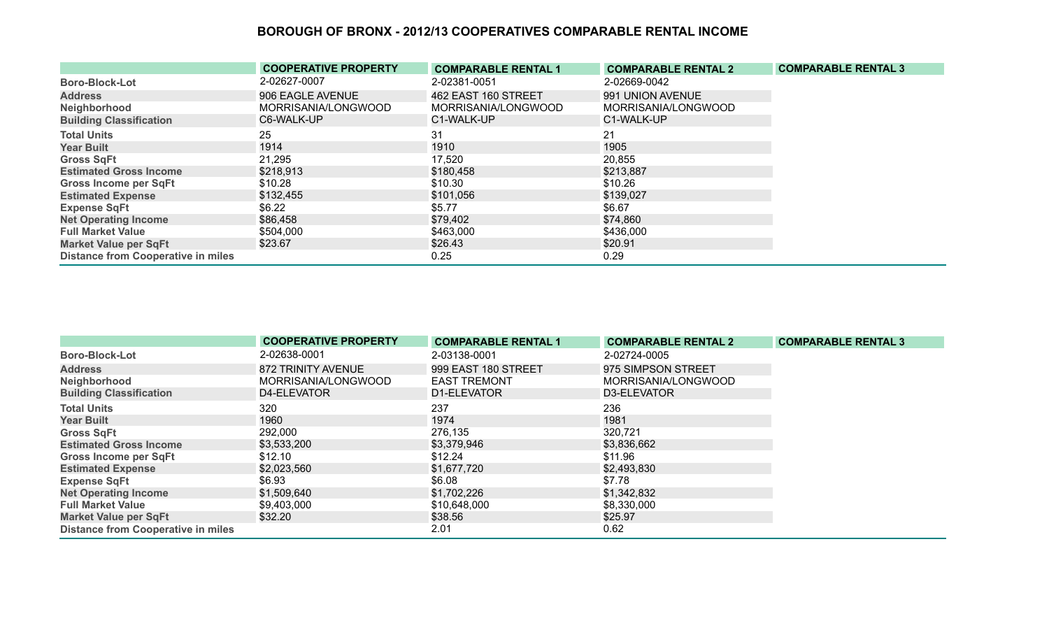# BOROUGH OF BRONX - 2012/13 COOPERATIVES COMPARABLE RENTAL INCOME

| | COOPERATIVE PROPERTY | COMPARABLE RENTAL 1 | COMPARABLE RENTAL 2 | COMPARABLE RENTAL 3 |
|---|---|---|---|---|
| Boro-Block-Lot | 2-02627-0007 | 2-02381-0051 | 2-02669-0042 | |
| Address | 906 EAGLE AVENUE | 462 EAST 160 STREET | 991 UNION AVENUE | |
| Neighborhood | MORRISANIA/LONGWOOD | MORRISANIA/LONGWOOD | MORRISANIA/LONGWOOD | |
| Building Classification | C6-WALK-UP | C1-WALK-UP | C1-WALK-UP | |
| Total Units | 25 | 31 | 21 | |
| Year Built | 1914 | 1910 | 1905 | |
| Gross SqFt | 21,295 | 17,520 | 20,855 | |
| Estimated Gross Income | $218,913 | $180,458 | $213,887 | |
| Gross Income per SqFt | $10.28 | $10.30 | $10.26 | |
| Estimated Expense | $132,455 | $101,056 | $139,027 | |
| Expense SqFt | $6.22 | $5.77 | $6.67 | |
| Net Operating Income | $86,458 | $79,402 | $74,860 | |
| Full Market Value | $504,000 | $463,000 | $436,000 | |
| Market Value per SqFt | $23.67 | $26.43 | $20.91 | |
| Distance from Cooperative in miles | | 0.25 | 0.29 | |

| | COOPERATIVE PROPERTY | COMPARABLE RENTAL 1 | COMPARABLE RENTAL 2 | COMPARABLE RENTAL 3 |
|---|---|---|---|---|
| Boro-Block-Lot | 2-02638-0001 | 2-03138-0001 | 2-02724-0005 | |
| Address | 872 TRINITY AVENUE | 999 EAST 180 STREET | 975 SIMPSON STREET | |
| Neighborhood | MORRISANIA/LONGWOOD | EAST TREMONT | MORRISANIA/LONGWOOD | |
| Building Classification | D4-ELEVATOR | D1-ELEVATOR | D3-ELEVATOR | |
| Total Units | 320 | 237 | 236 | |
| Year Built | 1960 | 1974 | 1981 | |
| Gross SqFt | 292,000 | 276,135 | 320,721 | |
| Estimated Gross Income | $3,533,200 | $3,379,946 | $3,836,662 | |
| Gross Income per SqFt | $12.10 | $12.24 | $11.96 | |
| Estimated Expense | $2,023,560 | $1,677,720 | $2,493,830 | |
| Expense SqFt | $6.93 | $6.08 | $7.78 | |
| Net Operating Income | $1,509,640 | $1,702,226 | $1,342,832 | |
| Full Market Value | $9,403,000 | $10,648,000 | $8,330,000 | |
| Market Value per SqFt | $32.20 | $38.56 | $25.97 | |
| Distance from Cooperative in miles | | 2.01 | 0.62 | |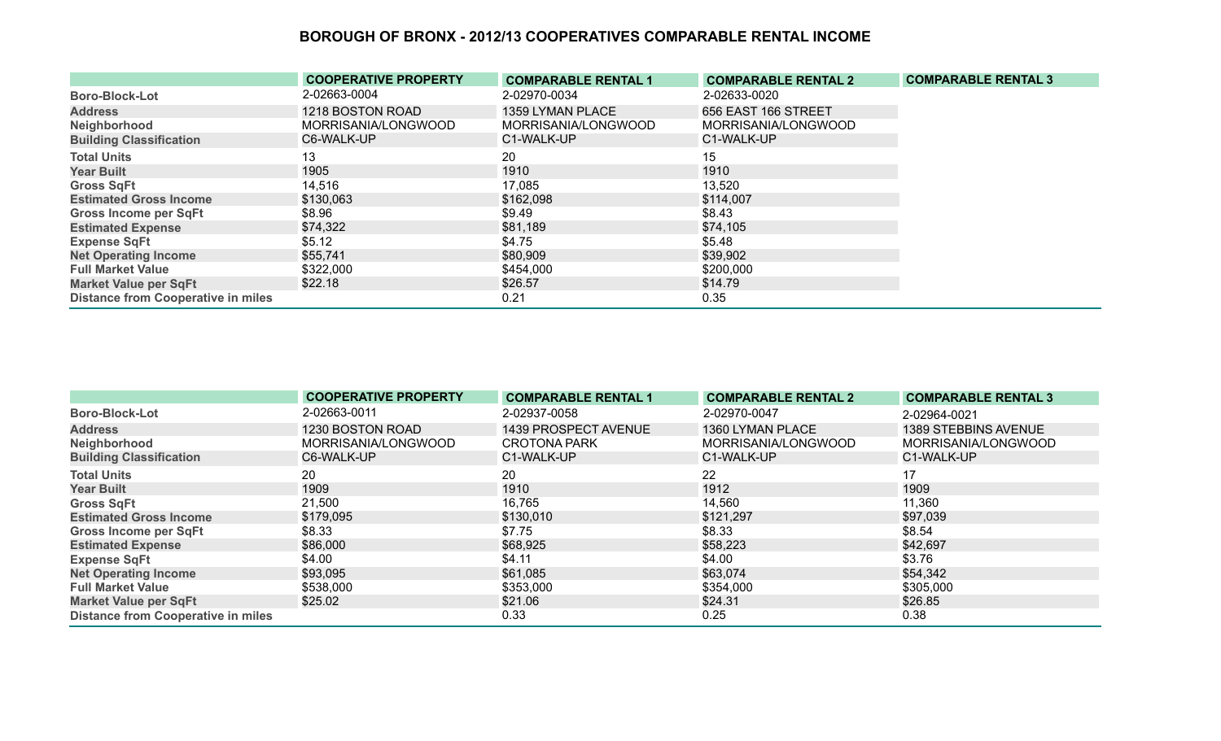## BOROUGH OF BRONX - 2012/13 COOPERATIVES COMPARABLE RENTAL INCOME

| | COOPERATIVE PROPERTY | COMPARABLE RENTAL 1 | COMPARABLE RENTAL 2 | COMPARABLE RENTAL 3 |
|---|---|---|---|---|
| Boro-Block-Lot | 2-02663-0004 | 2-02970-0034 | 2-02633-0020 | |
| Address | 1218 BOSTON ROAD | 1359 LYMAN PLACE | 656 EAST 166 STREET | |
| Neighborhood | MORRISANIA/LONGWOOD | MORRISANIA/LONGWOOD | MORRISANIA/LONGWOOD | |
| Building Classification | C6-WALK-UP | C1-WALK-UP | C1-WALK-UP | |
| Total Units | 13 | 20 | 15 | |
| Year Built | 1905 | 1910 | 1910 | |
| Gross SqFt | 14,516 | 17,085 | 13,520 | |
| Estimated Gross Income | $130,063 | $162,098 | $114,007 | |
| Gross Income per SqFt | $8.96 | $9.49 | $8.43 | |
| Estimated Expense | $74,322 | $81,189 | $74,105 | |
| Expense SqFt | $5.12 | $4.75 | $5.48 | |
| Net Operating Income | $55,741 | $80,909 | $39,902 | |
| Full Market Value | $322,000 | $454,000 | $200,000 | |
| Market Value per SqFt | $22.18 | $26.57 | $14.79 | |
| Distance from Cooperative in miles | | 0.21 | 0.35 | |

| | COOPERATIVE PROPERTY | COMPARABLE RENTAL 1 | COMPARABLE RENTAL 2 | COMPARABLE RENTAL 3 |
|---|---|---|---|---|
| Boro-Block-Lot | 2-02663-0011 | 2-02937-0058 | 2-02970-0047 | 2-02964-0021 |
| Address | 1230 BOSTON ROAD | 1439 PROSPECT AVENUE | 1360 LYMAN PLACE | 1389 STEBBINS AVENUE |
| Neighborhood | MORRISANIA/LONGWOOD | CROTONA PARK | MORRISANIA/LONGWOOD | MORRISANIA/LONGWOOD |
| Building Classification | C6-WALK-UP | C1-WALK-UP | C1-WALK-UP | C1-WALK-UP |
| Total Units | 20 | 20 | 22 | 17 |
| Year Built | 1909 | 1910 | 1912 | 1909 |
| Gross SqFt | 21,500 | 16,765 | 14,560 | 11,360 |
| Estimated Gross Income | $179,095 | $130,010 | $121,297 | $97,039 |
| Gross Income per SqFt | $8.33 | $7.75 | $8.33 | $8.54 |
| Estimated Expense | $86,000 | $68,925 | $58,223 | $42,697 |
| Expense SqFt | $4.00 | $4.11 | $4.00 | $3.76 |
| Net Operating Income | $93,095 | $61,085 | $63,074 | $54,342 |
| Full Market Value | $538,000 | $353,000 | $354,000 | $305,000 |
| Market Value per SqFt | $25.02 | $21.06 | $24.31 | $26.85 |
| Distance from Cooperative in miles | | 0.33 | 0.25 | 0.38 |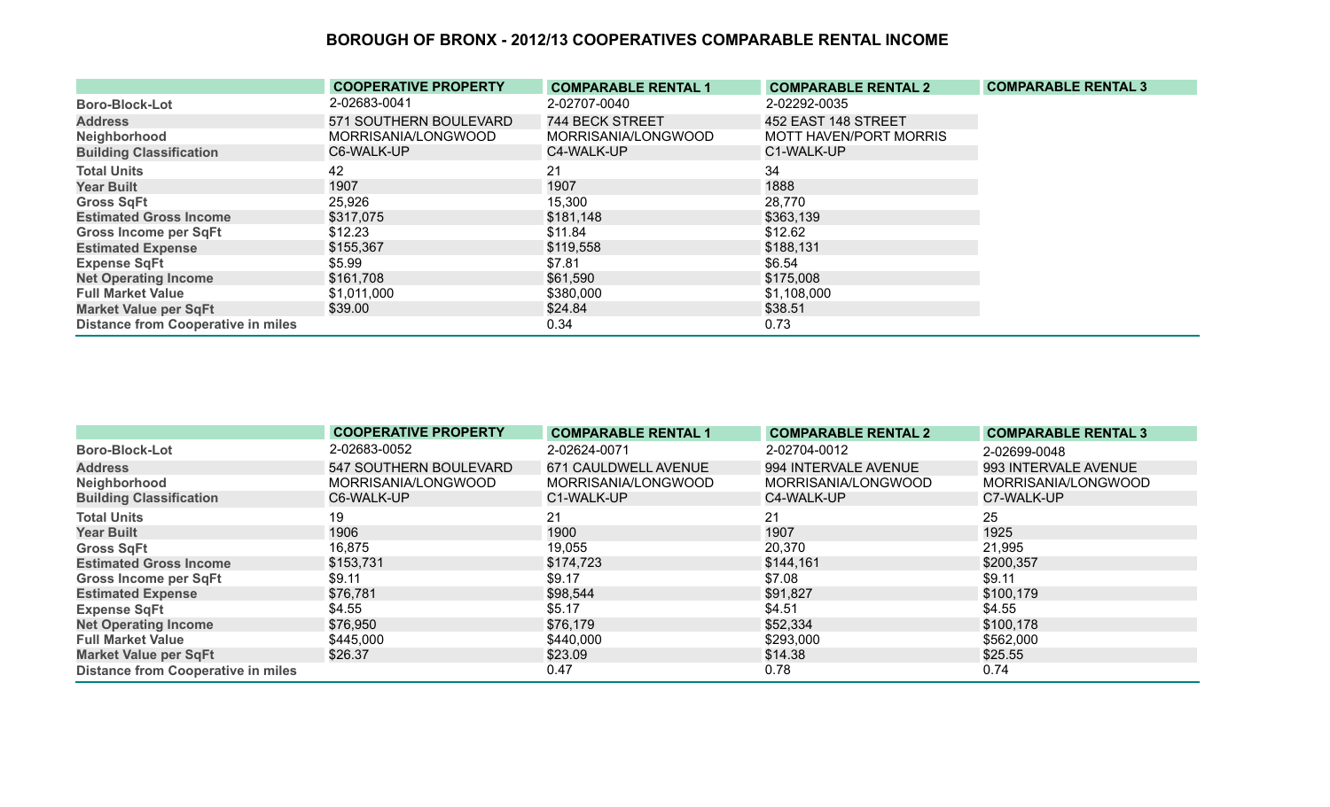# BOROUGH OF BRONX - 2012/13 COOPERATIVES COMPARABLE RENTAL INCOME

| | COOPERATIVE PROPERTY | COMPARABLE RENTAL 1 | COMPARABLE RENTAL 2 | COMPARABLE RENTAL 3 |
|---|---|---|---|---|
| Boro-Block-Lot | 2-02683-0041 | 2-02707-0040 | 2-02292-0035 | |
| Address | 571 SOUTHERN BOULEVARD | 744 BECK STREET | 452 EAST 148 STREET | |
| Neighborhood | MORRISANIA/LONGWOOD | MORRISANIA/LONGWOOD | MOTT HAVEN/PORT MORRIS | |
| Building Classification | C6-WALK-UP | C4-WALK-UP | C1-WALK-UP | |
| Total Units | 42 | 21 | 34 | |
| Year Built | 1907 | 1907 | 1888 | |
| Gross SqFt | 25,926 | 15,300 | 28,770 | |
| Estimated Gross Income | $317,075 | $181,148 | $363,139 | |
| Gross Income per SqFt | $12.23 | $11.84 | $12.62 | |
| Estimated Expense | $155,367 | $119,558 | $188,131 | |
| Expense SqFt | $5.99 | $7.81 | $6.54 | |
| Net Operating Income | $161,708 | $61,590 | $175,008 | |
| Full Market Value | $1,011,000 | $380,000 | $1,108,000 | |
| Market Value per SqFt | $39.00 | $24.84 | $38.51 | |
| Distance from Cooperative in miles | | 0.34 | 0.73 | |

| | COOPERATIVE PROPERTY | COMPARABLE RENTAL 1 | COMPARABLE RENTAL 2 | COMPARABLE RENTAL 3 |
|---|---|---|---|---|
| Boro-Block-Lot | 2-02683-0052 | 2-02624-0071 | 2-02704-0012 | 2-02699-0048 |
| Address | 547 SOUTHERN BOULEVARD | 671 CAULDWELL AVENUE | 994 INTERVALE AVENUE | 993 INTERVALE AVENUE |
| Neighborhood | MORRISANIA/LONGWOOD | MORRISANIA/LONGWOOD | MORRISANIA/LONGWOOD | MORRISANIA/LONGWOOD |
| Building Classification | C6-WALK-UP | C1-WALK-UP | C4-WALK-UP | C7-WALK-UP |
| Total Units | 19 | 21 | 21 | 25 |
| Year Built | 1906 | 1900 | 1907 | 1925 |
| Gross SqFt | 16,875 | 19,055 | 20,370 | 21,995 |
| Estimated Gross Income | $153,731 | $174,723 | $144,161 | $200,357 |
| Gross Income per SqFt | $9.11 | $9.17 | $7.08 | $9.11 |
| Estimated Expense | $76,781 | $98,544 | $91,827 | $100,179 |
| Expense SqFt | $4.55 | $5.17 | $4.51 | $4.55 |
| Net Operating Income | $76,950 | $76,179 | $52,334 | $100,178 |
| Full Market Value | $445,000 | $440,000 | $293,000 | $562,000 |
| Market Value per SqFt | $26.37 | $23.09 | $14.38 | $25.55 |
| Distance from Cooperative in miles | | 0.47 | 0.78 | 0.74 |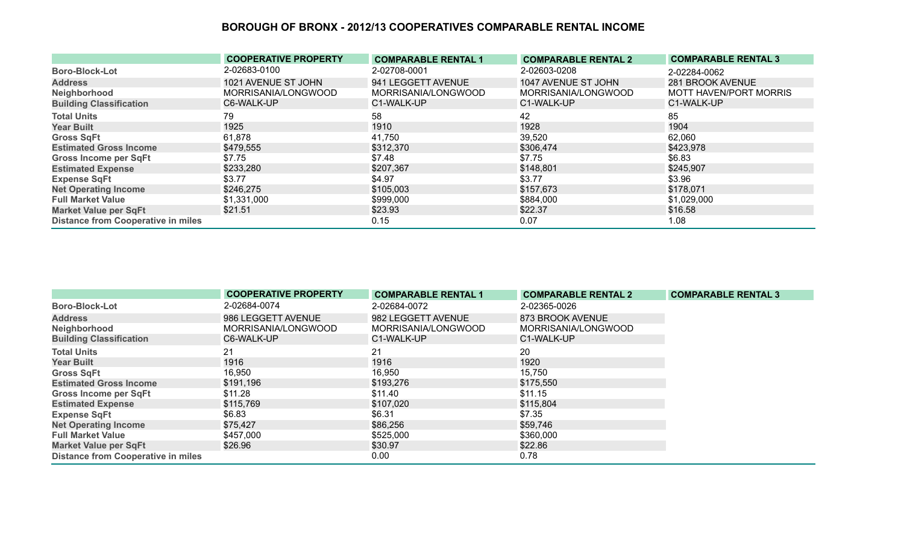# BOROUGH OF BRONX - 2012/13 COOPERATIVES COMPARABLE RENTAL INCOME

| | COOPERATIVE PROPERTY | COMPARABLE RENTAL 1 | COMPARABLE RENTAL 2 | COMPARABLE RENTAL 3 |
|---|---|---|---|---|
| **Boro-Block-Lot** | 2-02683-0100 | 2-02708-0001 | 2-02603-0208 | 2-02284-0062 |
| **Address** | 1021 AVENUE ST JOHN | 941 LEGGETT AVENUE | 1047 AVENUE ST JOHN | 281 BROOK AVENUE |
| **Neighborhood** | MORRISANIA/LONGWOOD | MORRISANIA/LONGWOOD | MORRISANIA/LONGWOOD | MOTT HAVEN/PORT MORRIS |
| **Building Classification** | C6-WALK-UP | C1-WALK-UP | C1-WALK-UP | C1-WALK-UP |
| **Total Units** | 79 | 58 | 42 | 85 |
| **Year Built** | 1925 | 1910 | 1928 | 1904 |
| **Gross SqFt** | 61,878 | 41,750 | 39,520 | 62,060 |
| **Estimated Gross Income** | $479,555 | $312,370 | $306,474 | $423,978 |
| **Gross Income per SqFt** | $7.75 | $7.48 | $7.75 | $6.83 |
| **Estimated Expense** | $233,280 | $207,367 | $148,801 | $245,907 |
| **Expense SqFt** | $3.77 | $4.97 | $3.77 | $3.96 |
| **Net Operating Income** | $246,275 | $105,003 | $157,673 | $178,071 |
| **Full Market Value** | $1,331,000 | $999,000 | $884,000 | $1,029,000 |
| **Market Value per SqFt** | $21.51 | $23.93 | $22.37 | $16.58 |
| **Distance from Cooperative in miles** | | 0.15 | 0.07 | 1.08 |

| | COOPERATIVE PROPERTY | COMPARABLE RENTAL 1 | COMPARABLE RENTAL 2 | COMPARABLE RENTAL 3 |
|---|---|---|---|---|
| **Boro-Block-Lot** | 2-02684-0074 | 2-02684-0072 | 2-02365-0026 | |
| **Address** | 986 LEGGETT AVENUE | 982 LEGGETT AVENUE | 873 BROOK AVENUE | |
| **Neighborhood** | MORRISANIA/LONGWOOD | MORRISANIA/LONGWOOD | MORRISANIA/LONGWOOD | |
| **Building Classification** | C6-WALK-UP | C1-WALK-UP | C1-WALK-UP | |
| **Total Units** | 21 | 21 | 20 | |
| **Year Built** | 1916 | 1916 | 1920 | |
| **Gross SqFt** | 16,950 | 16,950 | 15,750 | |
| **Estimated Gross Income** | $191,196 | $193,276 | $175,550 | |
| **Gross Income per SqFt** | $11.28 | $11.40 | $11.15 | |
| **Estimated Expense** | $115,769 | $107,020 | $115,804 | |
| **Expense SqFt** | $6.83 | $6.31 | $7.35 | |
| **Net Operating Income** | $75,427 | $86,256 | $59,746 | |
| **Full Market Value** | $457,000 | $525,000 | $360,000 | |
| **Market Value per SqFt** | $26.96 | $30.97 | $22.86 | |
| **Distance from Cooperative in miles** | | 0.00 | 0.78 | |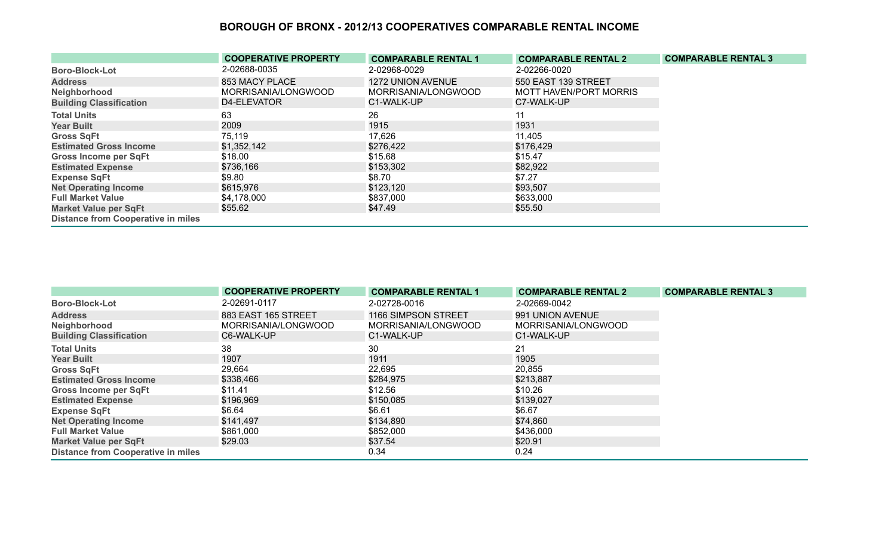# BOROUGH OF BRONX - 2012/13 COOPERATIVES COMPARABLE RENTAL INCOME

| | COOPERATIVE PROPERTY | COMPARABLE RENTAL 1 | COMPARABLE RENTAL 2 | COMPARABLE RENTAL 3 |
|---|---|---|---|---|
| Boro-Block-Lot | 2-02688-0035 | 2-02968-0029 | 2-02266-0020 | |
| Address | 853 MACY PLACE | 1272 UNION AVENUE | 550 EAST 139 STREET | |
| Neighborhood | MORRISANIA/LONGWOOD | MORRISANIA/LONGWOOD | MOTT HAVEN/PORT MORRIS | |
| Building Classification | D4-ELEVATOR | C1-WALK-UP | C7-WALK-UP | |
| Total Units | 63 | 26 | 11 | |
| Year Built | 2009 | 1915 | 1931 | |
| Gross SqFt | 75,119 | 17,626 | 11,405 | |
| Estimated Gross Income | $1,352,142 | $276,422 | $176,429 | |
| Gross Income per SqFt | $18.00 | $15.68 | $15.47 | |
| Estimated Expense | $736,166 | $153,302 | $82,922 | |
| Expense SqFt | $9.80 | $8.70 | $7.27 | |
| Net Operating Income | $615,976 | $123,120 | $93,507 | |
| Full Market Value | $4,178,000 | $837,000 | $633,000 | |
| Market Value per SqFt | $55.62 | $47.49 | $55.50 | |
| Distance from Cooperative in miles | | | | |

| | COOPERATIVE PROPERTY | COMPARABLE RENTAL 1 | COMPARABLE RENTAL 2 | COMPARABLE RENTAL 3 |
|---|---|---|---|---|
| Boro-Block-Lot | 2-02691-0117 | 2-02728-0016 | 2-02669-0042 | |
| Address | 883 EAST 165 STREET | 1166 SIMPSON STREET | 991 UNION AVENUE | |
| Neighborhood | MORRISANIA/LONGWOOD | MORRISANIA/LONGWOOD | MORRISANIA/LONGWOOD | |
| Building Classification | C6-WALK-UP | C1-WALK-UP | C1-WALK-UP | |
| Total Units | 38 | 30 | 21 | |
| Year Built | 1907 | 1911 | 1905 | |
| Gross SqFt | 29,664 | 22,695 | 20,855 | |
| Estimated Gross Income | $338,466 | $284,975 | $213,887 | |
| Gross Income per SqFt | $11.41 | $12.56 | $10.26 | |
| Estimated Expense | $196,969 | $150,085 | $139,027 | |
| Expense SqFt | $6.64 | $6.61 | $6.67 | |
| Net Operating Income | $141,497 | $134,890 | $74,860 | |
| Full Market Value | $861,000 | $852,000 | $436,000 | |
| Market Value per SqFt | $29.03 | $37.54 | $20.91 | |
| Distance from Cooperative in miles | | 0.34 | 0.24 | |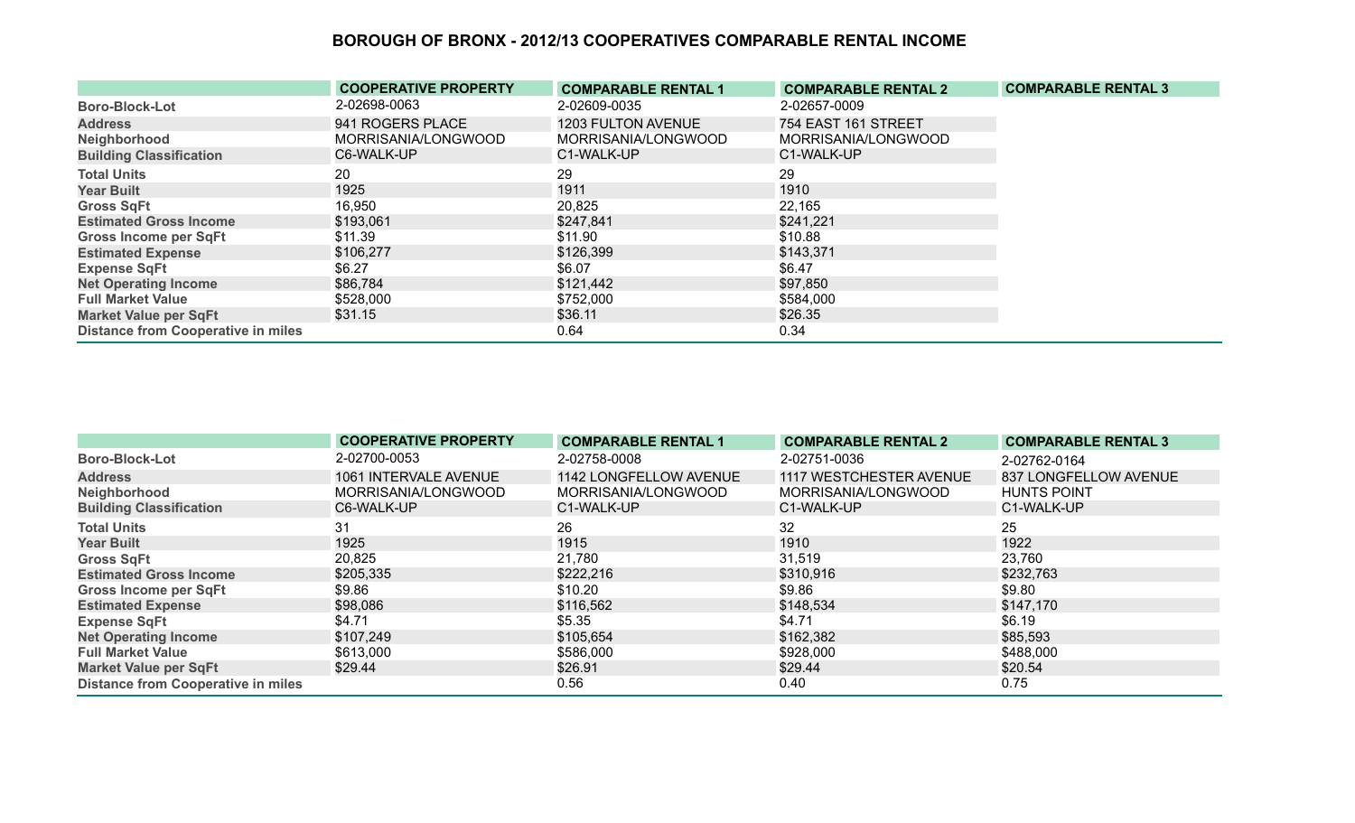# BOROUGH OF BRONX - 2012/13 COOPERATIVES COMPARABLE RENTAL INCOME

| | COOPERATIVE PROPERTY | COMPARABLE RENTAL 1 | COMPARABLE RENTAL 2 | COMPARABLE RENTAL 3 |
|---|---|---|---|---|
| Boro-Block-Lot | 2-02698-0063 | 2-02609-0035 | 2-02657-0009 | |
| Address | 941 ROGERS PLACE | 1203 FULTON AVENUE | 754 EAST 161 STREET | |
| Neighborhood | MORRISANIA/LONGWOOD | MORRISANIA/LONGWOOD | MORRISANIA/LONGWOOD | |
| Building Classification | C6-WALK-UP | C1-WALK-UP | C1-WALK-UP | |
| Total Units | 20 | 29 | 29 | |
| Year Built | 1925 | 1911 | 1910 | |
| Gross SqFt | 16,950 | 20,825 | 22,165 | |
| Estimated Gross Income | $193,061 | $247,841 | $241,221 | |
| Gross Income per SqFt | $11.39 | $11.90 | $10.88 | |
| Estimated Expense | $106,277 | $126,399 | $143,371 | |
| Expense SqFt | $6.27 | $6.07 | $6.47 | |
| Net Operating Income | $86,784 | $121,442 | $97,850 | |
| Full Market Value | $528,000 | $752,000 | $584,000 | |
| Market Value per SqFt | $31.15 | $36.11 | $26.35 | |
| Distance from Cooperative in miles | | 0.64 | 0.34 | |

| | COOPERATIVE PROPERTY | COMPARABLE RENTAL 1 | COMPARABLE RENTAL 2 | COMPARABLE RENTAL 3 |
|---|---|---|---|---|
| Boro-Block-Lot | 2-02700-0053 | 2-02758-0008 | 2-02751-0036 | 2-02762-0164 |
| Address | 1061 INTERVALE AVENUE | 1142 LONGFELLOW AVENUE | 1117 WESTCHESTER AVENUE | 837 LONGFELLOW AVENUE |
| Neighborhood | MORRISANIA/LONGWOOD | MORRISANIA/LONGWOOD | MORRISANIA/LONGWOOD | HUNTS POINT |
| Building Classification | C6-WALK-UP | C1-WALK-UP | C1-WALK-UP | C1-WALK-UP |
| Total Units | 31 | 26 | 32 | 25 |
| Year Built | 1925 | 1915 | 1910 | 1922 |
| Gross SqFt | 20,825 | 21,780 | 31,519 | 23,760 |
| Estimated Gross Income | $205,335 | $222,216 | $310,916 | $232,763 |
| Gross Income per SqFt | $9.86 | $10.20 | $9.86 | $9.80 |
| Estimated Expense | $98,086 | $116,562 | $148,534 | $147,170 |
| Expense SqFt | $4.71 | $5.35 | $4.71 | $6.19 |
| Net Operating Income | $107,249 | $105,654 | $162,382 | $85,593 |
| Full Market Value | $613,000 | $586,000 | $928,000 | $488,000 |
| Market Value per SqFt | $29.44 | $26.91 | $29.44 | $20.54 |
| Distance from Cooperative in miles | | 0.56 | 0.40 | 0.75 |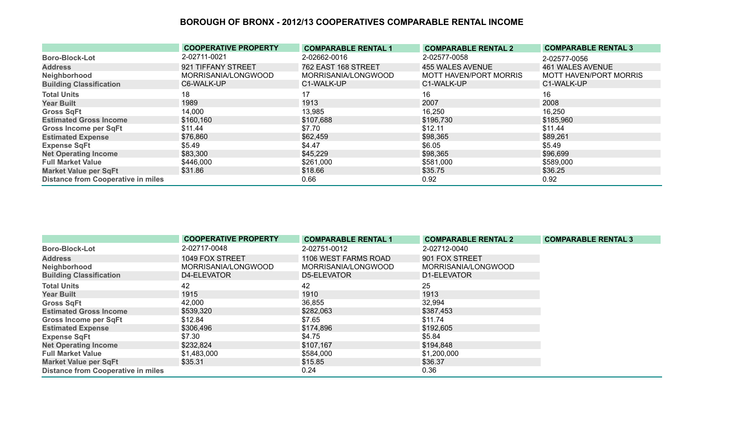# BOROUGH OF BRONX - 2012/13 COOPERATIVES COMPARABLE RENTAL INCOME

| | COOPERATIVE PROPERTY | COMPARABLE RENTAL 1 | COMPARABLE RENTAL 2 | COMPARABLE RENTAL 3 |
|---|---|---|---|---|
| Boro-Block-Lot | 2-02711-0021 | 2-02662-0016 | 2-02577-0058 | 2-02577-0056 |
| Address | 921 TIFFANY STREET | 762 EAST 168 STREET | 455 WALES AVENUE | 461 WALES AVENUE |
| Neighborhood | MORRISANIA/LONGWOOD | MORRISANIA/LONGWOOD | MOTT HAVEN/PORT MORRIS | MOTT HAVEN/PORT MORRIS |
| Building Classification | C6-WALK-UP | C1-WALK-UP | C1-WALK-UP | C1-WALK-UP |
| Total Units | 18 | 17 | 16 | 16 |
| Year Built | 1989 | 1913 | 2007 | 2008 |
| Gross SqFt | 14,000 | 13,985 | 16,250 | 16,250 |
| Estimated Gross Income | $160,160 | $107,688 | $196,730 | $185,960 |
| Gross Income per SqFt | $11.44 | $7.70 | $12.11 | $11.44 |
| Estimated Expense | $76,860 | $62,459 | $98,365 | $89,261 |
| Expense SqFt | $5.49 | $4.47 | $6.05 | $5.49 |
| Net Operating Income | $83,300 | $45,229 | $98,365 | $96,699 |
| Full Market Value | $446,000 | $261,000 | $581,000 | $589,000 |
| Market Value per SqFt | $31.86 | $18.66 | $35.75 | $36.25 |
| Distance from Cooperative in miles | | 0.66 | 0.92 | 0.92 |

| | COOPERATIVE PROPERTY | COMPARABLE RENTAL 1 | COMPARABLE RENTAL 2 | COMPARABLE RENTAL 3 |
|---|---|---|---|---|
| Boro-Block-Lot | 2-02717-0048 | 2-02751-0012 | 2-02712-0040 | |
| Address | 1049 FOX STREET | 1106 WEST FARMS ROAD | 901 FOX STREET | |
| Neighborhood | MORRISANIA/LONGWOOD | MORRISANIA/LONGWOOD | MORRISANIA/LONGWOOD | |
| Building Classification | D4-ELEVATOR | D5-ELEVATOR | D1-ELEVATOR | |
| Total Units | 42 | 42 | 25 | |
| Year Built | 1915 | 1910 | 1913 | |
| Gross SqFt | 42,000 | 36,855 | 32,994 | |
| Estimated Gross Income | $539,320 | $282,063 | $387,453 | |
| Gross Income per SqFt | $12.84 | $7.65 | $11.74 | |
| Estimated Expense | $306,496 | $174,896 | $192,605 | |
| Expense SqFt | $7.30 | $4.75 | $5.84 | |
| Net Operating Income | $232,824 | $107,167 | $194,848 | |
| Full Market Value | $1,483,000 | $584,000 | $1,200,000 | |
| Market Value per SqFt | $35.31 | $15.85 | $36.37 | |
| Distance from Cooperative in miles | | 0.24 | 0.36 | |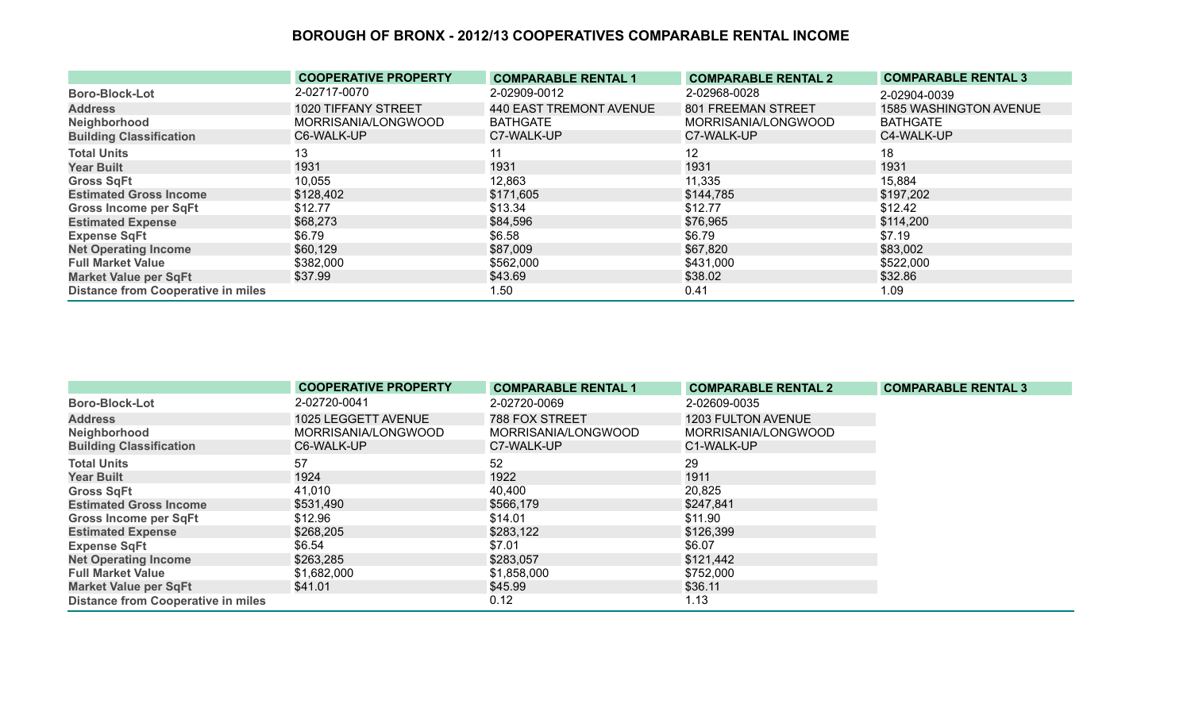# BOROUGH OF BRONX - 2012/13 COOPERATIVES COMPARABLE RENTAL INCOME

| | COOPERATIVE PROPERTY | COMPARABLE RENTAL 1 | COMPARABLE RENTAL 2 | COMPARABLE RENTAL 3 |
|---|---|---|---|---|
| Boro-Block-Lot | 2-02717-0070 | 2-02909-0012 | 2-02968-0028 | 2-02904-0039 |
| Address | 1020 TIFFANY STREET | 440 EAST TREMONT AVENUE | 801 FREEMAN STREET | 1585 WASHINGTON AVENUE |
| Neighborhood | MORRISANIA/LONGWOOD | BATHGATE | MORRISANIA/LONGWOOD | BATHGATE |
| Building Classification | C6-WALK-UP | C7-WALK-UP | C7-WALK-UP | C4-WALK-UP |
| Total Units | 13 | 11 | 12 | 18 |
| Year Built | 1931 | 1931 | 1931 | 1931 |
| Gross SqFt | 10,055 | 12,863 | 11,335 | 15,884 |
| Estimated Gross Income | $128,402 | $171,605 | $144,785 | $197,202 |
| Gross Income per SqFt | $12.77 | $13.34 | $12.77 | $12.42 |
| Estimated Expense | $68,273 | $84,596 | $76,965 | $114,200 |
| Expense SqFt | $6.79 | $6.58 | $6.79 | $7.19 |
| Net Operating Income | $60,129 | $87,009 | $67,820 | $83,002 |
| Full Market Value | $382,000 | $562,000 | $431,000 | $522,000 |
| Market Value per SqFt | $37.99 | $43.69 | $38.02 | $32.86 |
| Distance from Cooperative in miles | | 1.50 | 0.41 | 1.09 |

| | COOPERATIVE PROPERTY | COMPARABLE RENTAL 1 | COMPARABLE RENTAL 2 | COMPARABLE RENTAL 3 |
|---|---|---|---|---|
| Boro-Block-Lot | 2-02720-0041 | 2-02720-0069 | 2-02609-0035 | |
| Address | 1025 LEGGETT AVENUE | 788 FOX STREET | 1203 FULTON AVENUE | |
| Neighborhood | MORRISANIA/LONGWOOD | MORRISANIA/LONGWOOD | MORRISANIA/LONGWOOD | |
| Building Classification | C6-WALK-UP | C7-WALK-UP | C1-WALK-UP | |
| Total Units | 57 | 52 | 29 | |
| Year Built | 1924 | 1922 | 1911 | |
| Gross SqFt | 41,010 | 40,400 | 20,825 | |
| Estimated Gross Income | $531,490 | $566,179 | $247,841 | |
| Gross Income per SqFt | $12.96 | $14.01 | $11.90 | |
| Estimated Expense | $268,205 | $283,122 | $126,399 | |
| Expense SqFt | $6.54 | $7.01 | $6.07 | |
| Net Operating Income | $263,285 | $283,057 | $121,442 | |
| Full Market Value | $1,682,000 | $1,858,000 | $752,000 | |
| Market Value per SqFt | $41.01 | $45.99 | $36.11 | |
| Distance from Cooperative in miles | | 0.12 | 1.13 | |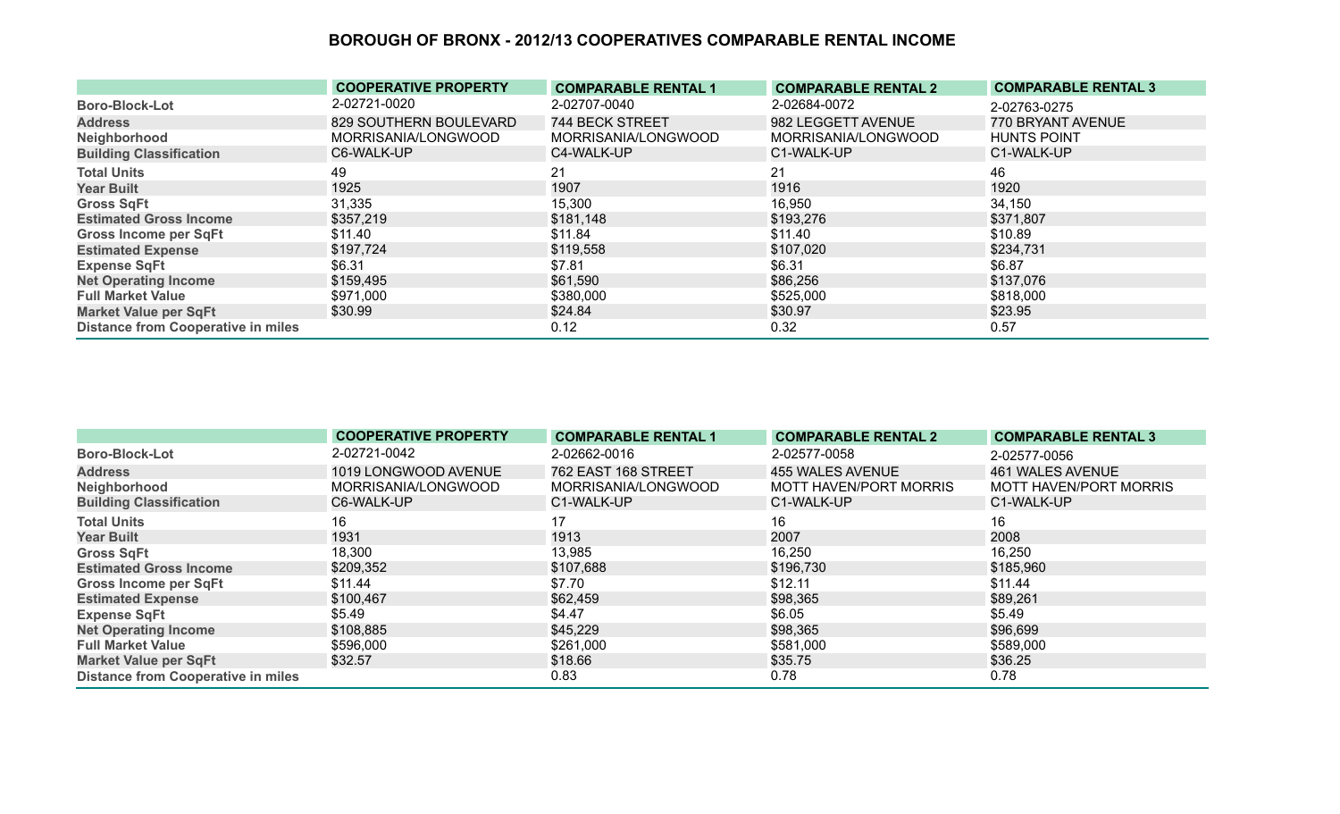## BOROUGH OF BRONX - 2012/13 COOPERATIVES COMPARABLE RENTAL INCOME

| | COOPERATIVE PROPERTY | COMPARABLE RENTAL 1 | COMPARABLE RENTAL 2 | COMPARABLE RENTAL 3 |
|---|---|---|---|---|
| Boro-Block-Lot | 2-02721-0020 | 2-02707-0040 | 2-02684-0072 | 2-02763-0275 |
| Address | 829 SOUTHERN BOULEVARD | 744 BECK STREET | 982 LEGGETT AVENUE | 770 BRYANT AVENUE |
| Neighborhood | MORRISANIA/LONGWOOD | MORRISANIA/LONGWOOD | MORRISANIA/LONGWOOD | HUNTS POINT |
| Building Classification | C6-WALK-UP | C4-WALK-UP | C1-WALK-UP | C1-WALK-UP |
| Total Units | 49 | 21 | 21 | 46 |
| Year Built | 1925 | 1907 | 1916 | 1920 |
| Gross SqFt | 31,335 | 15,300 | 16,950 | 34,150 |
| Estimated Gross Income | $357,219 | $181,148 | $193,276 | $371,807 |
| Gross Income per SqFt | $11.40 | $11.84 | $11.40 | $10.89 |
| Estimated Expense | $197,724 | $119,558 | $107,020 | $234,731 |
| Expense SqFt | $6.31 | $7.81 | $6.31 | $6.87 |
| Net Operating Income | $159,495 | $61,590 | $86,256 | $137,076 |
| Full Market Value | $971,000 | $380,000 | $525,000 | $818,000 |
| Market Value per SqFt | $30.99 | $24.84 | $30.97 | $23.95 |
| Distance from Cooperative in miles | | 0.12 | 0.32 | 0.57 |

| | COOPERATIVE PROPERTY | COMPARABLE RENTAL 1 | COMPARABLE RENTAL 2 | COMPARABLE RENTAL 3 |
|---|---|---|---|---|
| Boro-Block-Lot | 2-02721-0042 | 2-02662-0016 | 2-02577-0058 | 2-02577-0056 |
| Address | 1019 LONGWOOD AVENUE | 762 EAST 168 STREET | 455 WALES AVENUE | 461 WALES AVENUE |
| Neighborhood | MORRISANIA/LONGWOOD | MORRISANIA/LONGWOOD | MOTT HAVEN/PORT MORRIS | MOTT HAVEN/PORT MORRIS |
| Building Classification | C6-WALK-UP | C1-WALK-UP | C1-WALK-UP | C1-WALK-UP |
| Total Units | 16 | 17 | 16 | 16 |
| Year Built | 1931 | 1913 | 2007 | 2008 |
| Gross SqFt | 18,300 | 13,985 | 16,250 | 16,250 |
| Estimated Gross Income | $209,352 | $107,688 | $196,730 | $185,960 |
| Gross Income per SqFt | $11.44 | $7.70 | $12.11 | $11.44 |
| Estimated Expense | $100,467 | $62,459 | $98,365 | $89,261 |
| Expense SqFt | $5.49 | $4.47 | $6.05 | $5.49 |
| Net Operating Income | $108,885 | $45,229 | $98,365 | $96,699 |
| Full Market Value | $596,000 | $261,000 | $581,000 | $589,000 |
| Market Value per SqFt | $32.57 | $18.66 | $35.75 | $36.25 |
| Distance from Cooperative in miles | | 0.83 | 0.78 | 0.78 |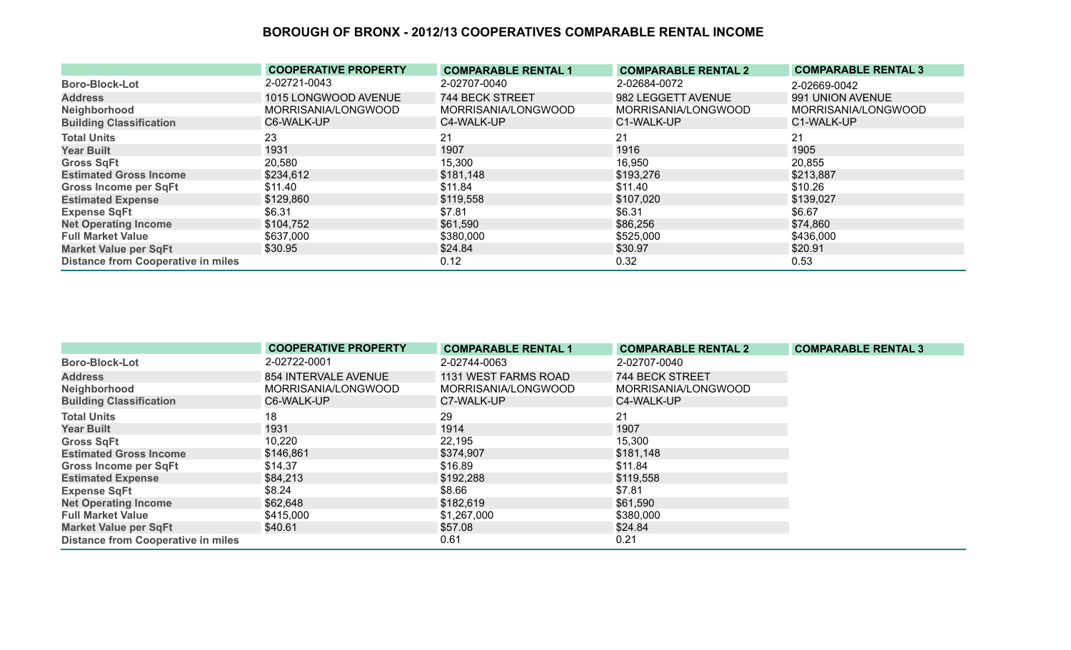# BOROUGH OF BRONX - 2012/13 COOPERATIVES COMPARABLE RENTAL INCOME

| | COOPERATIVE PROPERTY | COMPARABLE RENTAL 1 | COMPARABLE RENTAL 2 | COMPARABLE RENTAL 3 |
|---|---|---|---|---|
| Boro-Block-Lot | 2-02721-0043 | 2-02707-0040 | 2-02684-0072 | 2-02669-0042 |
| Address | 1015 LONGWOOD AVENUE | 744 BECK STREET | 982 LEGGETT AVENUE | 991 UNION AVENUE |
| Neighborhood | MORRISANIA/LONGWOOD | MORRISANIA/LONGWOOD | MORRISANIA/LONGWOOD | MORRISANIA/LONGWOOD |
| Building Classification | C6-WALK-UP | C4-WALK-UP | C1-WALK-UP | C1-WALK-UP |
| Total Units | 23 | 21 | 21 | 21 |
| Year Built | 1931 | 1907 | 1916 | 1905 |
| Gross SqFt | 20,580 | 15,300 | 16,950 | 20,855 |
| Estimated Gross Income | $234,612 | $181,148 | $193,276 | $213,887 |
| Gross Income per SqFt | $11.40 | $11.84 | $11.40 | $10.26 |
| Estimated Expense | $129,860 | $119,558 | $107,020 | $139,027 |
| Expense SqFt | $6.31 | $7.81 | $6.31 | $6.67 |
| Net Operating Income | $104,752 | $61,590 | $86,256 | $74,860 |
| Full Market Value | $637,000 | $380,000 | $525,000 | $436,000 |
| Market Value per SqFt | $30.95 | $24.84 | $30.97 | $20.91 |
| Distance from Cooperative in miles | | 0.12 | 0.32 | 0.53 |

| | COOPERATIVE PROPERTY | COMPARABLE RENTAL 1 | COMPARABLE RENTAL 2 | COMPARABLE RENTAL 3 |
|---|---|---|---|---|
| Boro-Block-Lot | 2-02722-0001 | 2-02744-0063 | 2-02707-0040 | |
| Address | 854 INTERVALE AVENUE | 1131 WEST FARMS ROAD | 744 BECK STREET | |
| Neighborhood | MORRISANIA/LONGWOOD | MORRISANIA/LONGWOOD | MORRISANIA/LONGWOOD | |
| Building Classification | C6-WALK-UP | C7-WALK-UP | C4-WALK-UP | |
| Total Units | 18 | 29 | 21 | |
| Year Built | 1931 | 1914 | 1907 | |
| Gross SqFt | 10,220 | 22,195 | 15,300 | |
| Estimated Gross Income | $146,861 | $374,907 | $181,148 | |
| Gross Income per SqFt | $14.37 | $16.89 | $11.84 | |
| Estimated Expense | $84,213 | $192,288 | $119,558 | |
| Expense SqFt | $8.24 | $8.66 | $7.81 | |
| Net Operating Income | $62,648 | $182,619 | $61,590 | |
| Full Market Value | $415,000 | $1,267,000 | $380,000 | |
| Market Value per SqFt | $40.61 | $57.08 | $24.84 | |
| Distance from Cooperative in miles | | 0.61 | 0.21 | |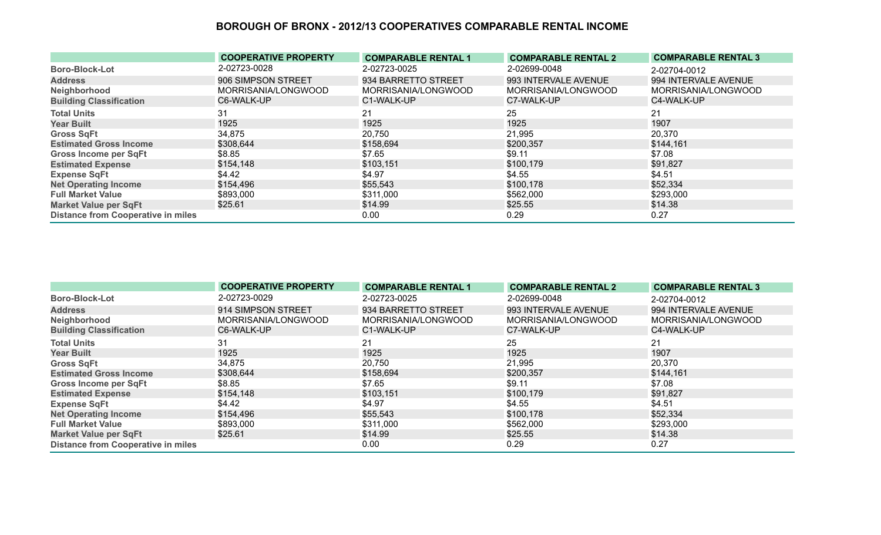## BOROUGH OF BRONX - 2012/13 COOPERATIVES COMPARABLE RENTAL INCOME

| | COOPERATIVE PROPERTY | COMPARABLE RENTAL 1 | COMPARABLE RENTAL 2 | COMPARABLE RENTAL 3 |
|---|---|---|---|---|
| Boro-Block-Lot | 2-02723-0028 | 2-02723-0025 | 2-02699-0048 | 2-02704-0012 |
| Address | 906 SIMPSON STREET | 934 BARRETTO STREET | 993 INTERVALE AVENUE | 994 INTERVALE AVENUE |
| Neighborhood | MORRISANIA/LONGWOOD | MORRISANIA/LONGWOOD | MORRISANIA/LONGWOOD | MORRISANIA/LONGWOOD |
| Building Classification | C6-WALK-UP | C1-WALK-UP | C7-WALK-UP | C4-WALK-UP |
| Total Units | 31 | 21 | 25 | 21 |
| Year Built | 1925 | 1925 | 1925 | 1907 |
| Gross SqFt | 34,875 | 20,750 | 21,995 | 20,370 |
| Estimated Gross Income | $308,644 | $158,694 | $200,357 | $144,161 |
| Gross Income per SqFt | $8.85 | $7.65 | $9.11 | $7.08 |
| Estimated Expense | $154,148 | $103,151 | $100,179 | $91,827 |
| Expense SqFt | $4.42 | $4.97 | $4.55 | $4.51 |
| Net Operating Income | $154,496 | $55,543 | $100,178 | $52,334 |
| Full Market Value | $893,000 | $311,000 | $562,000 | $293,000 |
| Market Value per SqFt | $25.61 | $14.99 | $25.55 | $14.38 |
| Distance from Cooperative in miles | | 0.00 | 0.29 | 0.27 |

| | COOPERATIVE PROPERTY | COMPARABLE RENTAL 1 | COMPARABLE RENTAL 2 | COMPARABLE RENTAL 3 |
|---|---|---|---|---|
| Boro-Block-Lot | 2-02723-0029 | 2-02723-0025 | 2-02699-0048 | 2-02704-0012 |
| Address | 914 SIMPSON STREET | 934 BARRETTO STREET | 993 INTERVALE AVENUE | 994 INTERVALE AVENUE |
| Neighborhood | MORRISANIA/LONGWOOD | MORRISANIA/LONGWOOD | MORRISANIA/LONGWOOD | MORRISANIA/LONGWOOD |
| Building Classification | C6-WALK-UP | C1-WALK-UP | C7-WALK-UP | C4-WALK-UP |
| Total Units | 31 | 21 | 25 | 21 |
| Year Built | 1925 | 1925 | 1925 | 1907 |
| Gross SqFt | 34,875 | 20,750 | 21,995 | 20,370 |
| Estimated Gross Income | $308,644 | $158,694 | $200,357 | $144,161 |
| Gross Income per SqFt | $8.85 | $7.65 | $9.11 | $7.08 |
| Estimated Expense | $154,148 | $103,151 | $100,179 | $91,827 |
| Expense SqFt | $4.42 | $4.97 | $4.55 | $4.51 |
| Net Operating Income | $154,496 | $55,543 | $100,178 | $52,334 |
| Full Market Value | $893,000 | $311,000 | $562,000 | $293,000 |
| Market Value per SqFt | $25.61 | $14.99 | $25.55 | $14.38 |
| Distance from Cooperative in miles | | 0.00 | 0.29 | 0.27 |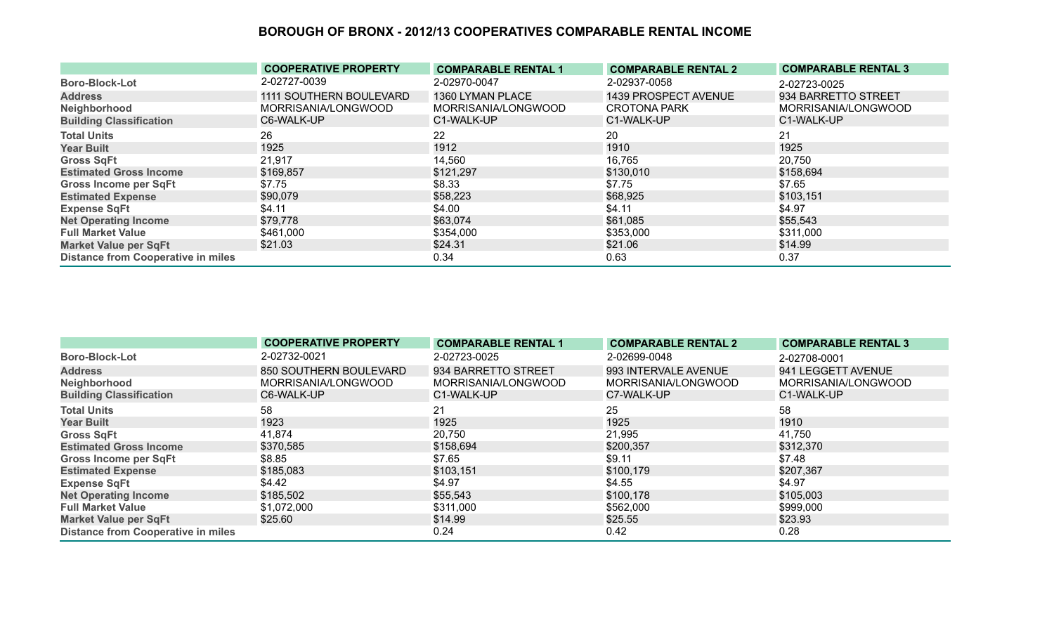# BOROUGH OF BRONX - 2012/13 COOPERATIVES COMPARABLE RENTAL INCOME

| | COOPERATIVE PROPERTY | COMPARABLE RENTAL 1 | COMPARABLE RENTAL 2 | COMPARABLE RENTAL 3 |
|---|---|---|---|---|
| Boro-Block-Lot | 2-02727-0039 | 2-02970-0047 | 2-02937-0058 | 2-02723-0025 |
| Address | 1111 SOUTHERN BOULEVARD | 1360 LYMAN PLACE | 1439 PROSPECT AVENUE | 934 BARRETTO STREET |
| Neighborhood | MORRISANIA/LONGWOOD | MORRISANIA/LONGWOOD | CROTONA PARK | MORRISANIA/LONGWOOD |
| Building Classification | C6-WALK-UP | C1-WALK-UP | C1-WALK-UP | C1-WALK-UP |
| Total Units | 26 | 22 | 20 | 21 |
| Year Built | 1925 | 1912 | 1910 | 1925 |
| Gross SqFt | 21,917 | 14,560 | 16,765 | 20,750 |
| Estimated Gross Income | $169,857 | $121,297 | $130,010 | $158,694 |
| Gross Income per SqFt | $7.75 | $8.33 | $7.75 | $7.65 |
| Estimated Expense | $90,079 | $58,223 | $68,925 | $103,151 |
| Expense SqFt | $4.11 | $4.00 | $4.11 | $4.97 |
| Net Operating Income | $79,778 | $63,074 | $61,085 | $55,543 |
| Full Market Value | $461,000 | $354,000 | $353,000 | $311,000 |
| Market Value per SqFt | $21.03 | $24.31 | $21.06 | $14.99 |
| Distance from Cooperative in miles | | 0.34 | 0.63 | 0.37 |

| | COOPERATIVE PROPERTY | COMPARABLE RENTAL 1 | COMPARABLE RENTAL 2 | COMPARABLE RENTAL 3 |
|---|---|---|---|---|
| Boro-Block-Lot | 2-02732-0021 | 2-02723-0025 | 2-02699-0048 | 2-02708-0001 |
| Address | 850 SOUTHERN BOULEVARD | 934 BARRETTO STREET | 993 INTERVALE AVENUE | 941 LEGGETT AVENUE |
| Neighborhood | MORRISANIA/LONGWOOD | MORRISANIA/LONGWOOD | MORRISANIA/LONGWOOD | MORRISANIA/LONGWOOD |
| Building Classification | C6-WALK-UP | C1-WALK-UP | C7-WALK-UP | C1-WALK-UP |
| Total Units | 58 | 21 | 25 | 58 |
| Year Built | 1923 | 1925 | 1925 | 1910 |
| Gross SqFt | 41,874 | 20,750 | 21,995 | 41,750 |
| Estimated Gross Income | $370,585 | $158,694 | $200,357 | $312,370 |
| Gross Income per SqFt | $8.85 | $7.65 | $9.11 | $7.48 |
| Estimated Expense | $185,083 | $103,151 | $100,179 | $207,367 |
| Expense SqFt | $4.42 | $4.97 | $4.55 | $4.97 |
| Net Operating Income | $185,502 | $55,543 | $100,178 | $105,003 |
| Full Market Value | $1,072,000 | $311,000 | $562,000 | $999,000 |
| Market Value per SqFt | $25.60 | $14.99 | $25.55 | $23.93 |
| Distance from Cooperative in miles | | 0.24 | 0.42 | 0.28 |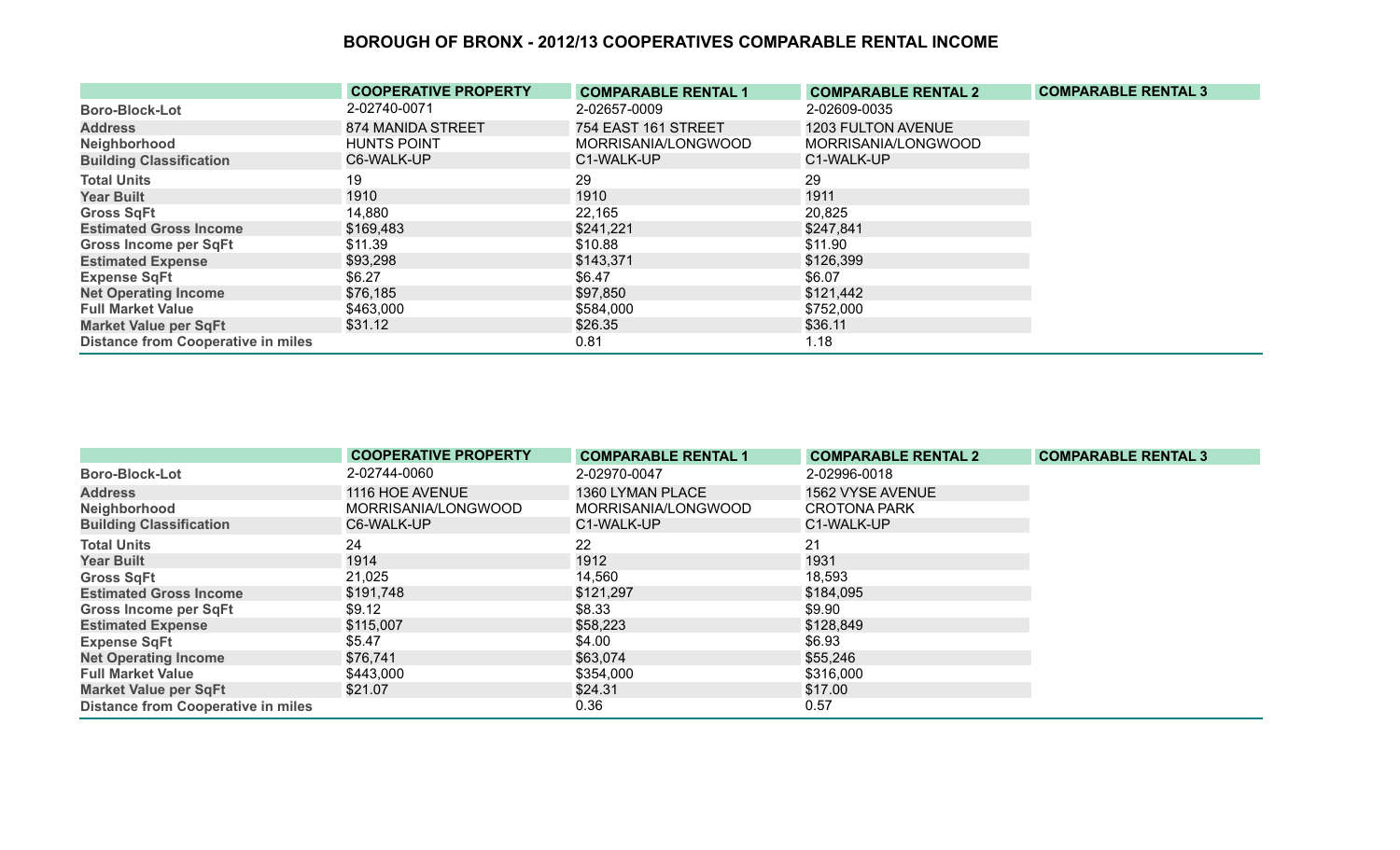# BOROUGH OF BRONX - 2012/13 COOPERATIVES COMPARABLE RENTAL INCOME

| | COOPERATIVE PROPERTY | COMPARABLE RENTAL 1 | COMPARABLE RENTAL 2 | COMPARABLE RENTAL 3 |
|---|---|---|---|---|
| Boro-Block-Lot | 2-02740-0071 | 2-02657-0009 | 2-02609-0035 | |
| Address | 874 MANIDA STREET | 754 EAST 161 STREET | 1203 FULTON AVENUE | |
| Neighborhood | HUNTS POINT | MORRISANIA/LONGWOOD | MORRISANIA/LONGWOOD | |
| Building Classification | C6-WALK-UP | C1-WALK-UP | C1-WALK-UP | |
| Total Units | 19 | 29 | 29 | |
| Year Built | 1910 | 1910 | 1911 | |
| Gross SqFt | 14,880 | 22,165 | 20,825 | |
| Estimated Gross Income | $169,483 | $241,221 | $247,841 | |
| Gross Income per SqFt | $11.39 | $10.88 | $11.90 | |
| Estimated Expense | $93,298 | $143,371 | $126,399 | |
| Expense SqFt | $6.27 | $6.47 | $6.07 | |
| Net Operating Income | $76,185 | $97,850 | $121,442 | |
| Full Market Value | $463,000 | $584,000 | $752,000 | |
| Market Value per SqFt | $31.12 | $26.35 | $36.11 | |
| Distance from Cooperative in miles | | 0.81 | 1.18 | |

| | COOPERATIVE PROPERTY | COMPARABLE RENTAL 1 | COMPARABLE RENTAL 2 | COMPARABLE RENTAL 3 |
|---|---|---|---|---|
| Boro-Block-Lot | 2-02744-0060 | 2-02970-0047 | 2-02996-0018 | |
| Address | 1116 HOE AVENUE | 1360 LYMAN PLACE | 1562 VYSE AVENUE | |
| Neighborhood | MORRISANIA/LONGWOOD | MORRISANIA/LONGWOOD | CROTONA PARK | |
| Building Classification | C6-WALK-UP | C1-WALK-UP | C1-WALK-UP | |
| Total Units | 24 | 22 | 21 | |
| Year Built | 1914 | 1912 | 1931 | |
| Gross SqFt | 21,025 | 14,560 | 18,593 | |
| Estimated Gross Income | $191,748 | $121,297 | $184,095 | |
| Gross Income per SqFt | $9.12 | $8.33 | $9.90 | |
| Estimated Expense | $115,007 | $58,223 | $128,849 | |
| Expense SqFt | $5.47 | $4.00 | $6.93 | |
| Net Operating Income | $76,741 | $63,074 | $55,246 | |
| Full Market Value | $443,000 | $354,000 | $316,000 | |
| Market Value per SqFt | $21.07 | $24.31 | $17.00 | |
| Distance from Cooperative in miles | | 0.36 | 0.57 | |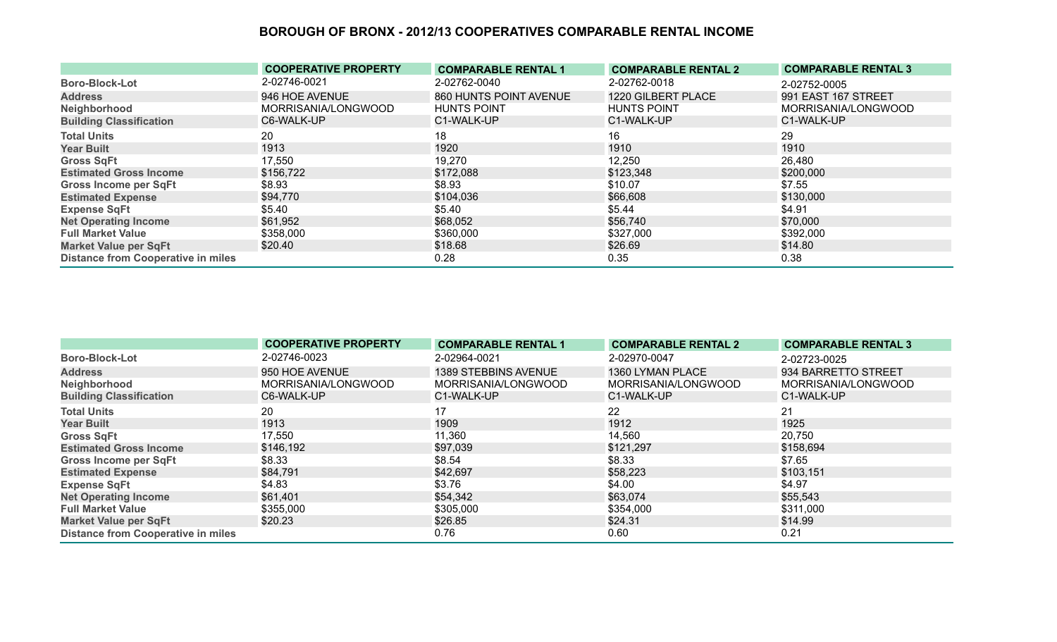# BOROUGH OF BRONX - 2012/13 COOPERATIVES COMPARABLE RENTAL INCOME

| | COOPERATIVE PROPERTY | COMPARABLE RENTAL 1 | COMPARABLE RENTAL 2 | COMPARABLE RENTAL 3 |
|---|---|---|---|---|
| **Boro-Block-Lot** | 2-02746-0021 | 2-02762-0040 | 2-02762-0018 | 2-02752-0005 |
| **Address** | 946 HOE AVENUE | 860 HUNTS POINT AVENUE | 1220 GILBERT PLACE | 991 EAST 167 STREET |
| **Neighborhood** | MORRISANIA/LONGWOOD | HUNTS POINT | HUNTS POINT | MORRISANIA/LONGWOOD |
| **Building Classification** | C6-WALK-UP | C1-WALK-UP | C1-WALK-UP | C1-WALK-UP |
| **Total Units** | 20 | 18 | 16 | 29 |
| **Year Built** | 1913 | 1920 | 1910 | 1910 |
| **Gross SqFt** | 17,550 | 19,270 | 12,250 | 26,480 |
| **Estimated Gross Income** | $156,722 | $172,088 | $123,348 | $200,000 |
| **Gross Income per SqFt** | $8.93 | $8.93 | $10.07 | $7.55 |
| **Estimated Expense** | $94,770 | $104,036 | $66,608 | $130,000 |
| **Expense SqFt** | $5.40 | $5.40 | $5.44 | $4.91 |
| **Net Operating Income** | $61,952 | $68,052 | $56,740 | $70,000 |
| **Full Market Value** | $358,000 | $360,000 | $327,000 | $392,000 |
| **Market Value per SqFt** | $20.40 | $18.68 | $26.69 | $14.80 |
| **Distance from Cooperative in miles** | | 0.28 | 0.35 | 0.38 |

| | COOPERATIVE PROPERTY | COMPARABLE RENTAL 1 | COMPARABLE RENTAL 2 | COMPARABLE RENTAL 3 |
|---|---|---|---|---|
| **Boro-Block-Lot** | 2-02746-0023 | 2-02964-0021 | 2-02970-0047 | 2-02723-0025 |
| **Address** | 950 HOE AVENUE | 1389 STEBBINS AVENUE | 1360 LYMAN PLACE | 934 BARRETTO STREET |
| **Neighborhood** | MORRISANIA/LONGWOOD | MORRISANIA/LONGWOOD | MORRISANIA/LONGWOOD | MORRISANIA/LONGWOOD |
| **Building Classification** | C6-WALK-UP | C1-WALK-UP | C1-WALK-UP | C1-WALK-UP |
| **Total Units** | 20 | 17 | 22 | 21 |
| **Year Built** | 1913 | 1909 | 1912 | 1925 |
| **Gross SqFt** | 17,550 | 11,360 | 14,560 | 20,750 |
| **Estimated Gross Income** | $146,192 | $97,039 | $121,297 | $158,694 |
| **Gross Income per SqFt** | $8.33 | $8.54 | $8.33 | $7.65 |
| **Estimated Expense** | $84,791 | $42,697 | $58,223 | $103,151 |
| **Expense SqFt** | $4.83 | $3.76 | $4.00 | $4.97 |
| **Net Operating Income** | $61,401 | $54,342 | $63,074 | $55,543 |
| **Full Market Value** | $355,000 | $305,000 | $354,000 | $311,000 |
| **Market Value per SqFt** | $20.23 | $26.85 | $24.31 | $14.99 |
| **Distance from Cooperative in miles** | | 0.76 | 0.60 | 0.21 |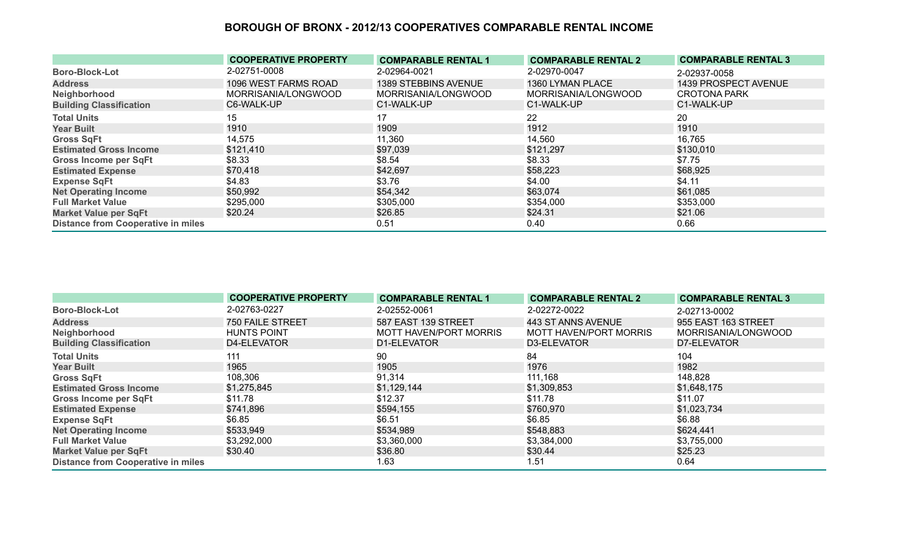## BOROUGH OF BRONX - 2012/13 COOPERATIVES COMPARABLE RENTAL INCOME

| | COOPERATIVE PROPERTY | COMPARABLE RENTAL 1 | COMPARABLE RENTAL 2 | COMPARABLE RENTAL 3 |
|---|---|---|---|---|
| **Boro-Block-Lot** | 2-02751-0008 | 2-02964-0021 | 2-02970-0047 | 2-02937-0058 |
| **Address** | 1096 WEST FARMS ROAD | 1389 STEBBINS AVENUE | 1360 LYMAN PLACE | 1439 PROSPECT AVENUE |
| **Neighborhood** | MORRISANIA/LONGWOOD | MORRISANIA/LONGWOOD | MORRISANIA/LONGWOOD | CROTONA PARK |
| **Building Classification** | C6-WALK-UP | C1-WALK-UP | C1-WALK-UP | C1-WALK-UP |
| **Total Units** | 15 | 17 | 22 | 20 |
| **Year Built** | 1910 | 1909 | 1912 | 1910 |
| **Gross SqFt** | 14,575 | 11,360 | 14,560 | 16,765 |
| **Estimated Gross Income** | $121,410 | $97,039 | $121,297 | $130,010 |
| **Gross Income per SqFt** | $8.33 | $8.54 | $8.33 | $7.75 |
| **Estimated Expense** | $70,418 | $42,697 | $58,223 | $68,925 |
| **Expense SqFt** | $4.83 | $3.76 | $4.00 | $4.11 |
| **Net Operating Income** | $50,992 | $54,342 | $63,074 | $61,085 |
| **Full Market Value** | $295,000 | $305,000 | $354,000 | $353,000 |
| **Market Value per SqFt** | $20.24 | $26.85 | $24.31 | $21.06 |
| **Distance from Cooperative in miles** | | 0.51 | 0.40 | 0.66 |

| | COOPERATIVE PROPERTY | COMPARABLE RENTAL 1 | COMPARABLE RENTAL 2 | COMPARABLE RENTAL 3 |
|---|---|---|---|---|
| **Boro-Block-Lot** | 2-02763-0227 | 2-02552-0061 | 2-02272-0022 | 2-02713-0002 |
| **Address** | 750 FAILE STREET | 587 EAST 139 STREET | 443 ST ANNS AVENUE | 955 EAST 163 STREET |
| **Neighborhood** | HUNTS POINT | MOTT HAVEN/PORT MORRIS | MOTT HAVEN/PORT MORRIS | MORRISANIA/LONGWOOD |
| **Building Classification** | D4-ELEVATOR | D1-ELEVATOR | D3-ELEVATOR | D7-ELEVATOR |
| **Total Units** | 111 | 90 | 84 | 104 |
| **Year Built** | 1965 | 1905 | 1976 | 1982 |
| **Gross SqFt** | 108,306 | 91,314 | 111,168 | 148,828 |
| **Estimated Gross Income** | $1,275,845 | $1,129,144 | $1,309,853 | $1,648,175 |
| **Gross Income per SqFt** | $11.78 | $12.37 | $11.78 | $11.07 |
| **Estimated Expense** | $741,896 | $594,155 | $760,970 | $1,023,734 |
| **Expense SqFt** | $6.85 | $6.51 | $6.85 | $6.88 |
| **Net Operating Income** | $533,949 | $534,989 | $548,883 | $624,441 |
| **Full Market Value** | $3,292,000 | $3,360,000 | $3,384,000 | $3,755,000 |
| **Market Value per SqFt** | $30.40 | $36.80 | $30.44 | $25.23 |
| **Distance from Cooperative in miles** | | 1.63 | 1.51 | 0.64 |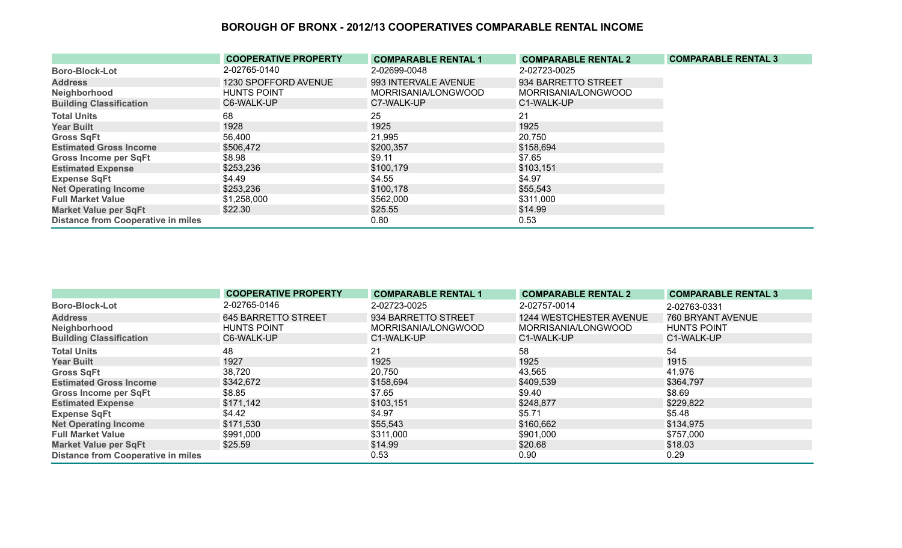# BOROUGH OF BRONX - 2012/13 COOPERATIVES COMPARABLE RENTAL INCOME

| | COOPERATIVE PROPERTY | COMPARABLE RENTAL 1 | COMPARABLE RENTAL 2 | COMPARABLE RENTAL 3 |
|---|---|---|---|---|
| Boro-Block-Lot | 2-02765-0140 | 2-02699-0048 | 2-02723-0025 | |
| Address | 1230 SPOFFORD AVENUE | 993 INTERVALE AVENUE | 934 BARRETTO STREET | |
| Neighborhood | HUNTS POINT | MORRISANIA/LONGWOOD | MORRISANIA/LONGWOOD | |
| Building Classification | C6-WALK-UP | C7-WALK-UP | C1-WALK-UP | |
| Total Units | 68 | 25 | 21 | |
| Year Built | 1928 | 1925 | 1925 | |
| Gross SqFt | 56,400 | 21,995 | 20,750 | |
| Estimated Gross Income | $506,472 | $200,357 | $158,694 | |
| Gross Income per SqFt | $8.98 | $9.11 | $7.65 | |
| Estimated Expense | $253,236 | $100,179 | $103,151 | |
| Expense SqFt | $4.49 | $4.55 | $4.97 | |
| Net Operating Income | $253,236 | $100,178 | $55,543 | |
| Full Market Value | $1,258,000 | $562,000 | $311,000 | |
| Market Value per SqFt | $22.30 | $25.55 | $14.99 | |
| Distance from Cooperative in miles | | 0.80 | 0.53 | |

| | COOPERATIVE PROPERTY | COMPARABLE RENTAL 1 | COMPARABLE RENTAL 2 | COMPARABLE RENTAL 3 |
|---|---|---|---|---|
| Boro-Block-Lot | 2-02765-0146 | 2-02723-0025 | 2-02757-0014 | 2-02763-0331 |
| Address | 645 BARRETTO STREET | 934 BARRETTO STREET | 1244 WESTCHESTER AVENUE | 760 BRYANT AVENUE |
| Neighborhood | HUNTS POINT | MORRISANIA/LONGWOOD | MORRISANIA/LONGWOOD | HUNTS POINT |
| Building Classification | C6-WALK-UP | C1-WALK-UP | C1-WALK-UP | C1-WALK-UP |
| Total Units | 48 | 21 | 58 | 54 |
| Year Built | 1927 | 1925 | 1925 | 1915 |
| Gross SqFt | 38,720 | 20,750 | 43,565 | 41,976 |
| Estimated Gross Income | $342,672 | $158,694 | $409,539 | $364,797 |
| Gross Income per SqFt | $8.85 | $7.65 | $9.40 | $8.69 |
| Estimated Expense | $171,142 | $103,151 | $248,877 | $229,822 |
| Expense SqFt | $4.42 | $4.97 | $5.71 | $5.48 |
| Net Operating Income | $171,530 | $55,543 | $160,662 | $134,975 |
| Full Market Value | $991,000 | $311,000 | $901,000 | $757,000 |
| Market Value per SqFt | $25.59 | $14.99 | $20.68 | $18.03 |
| Distance from Cooperative in miles | | 0.53 | 0.90 | 0.29 |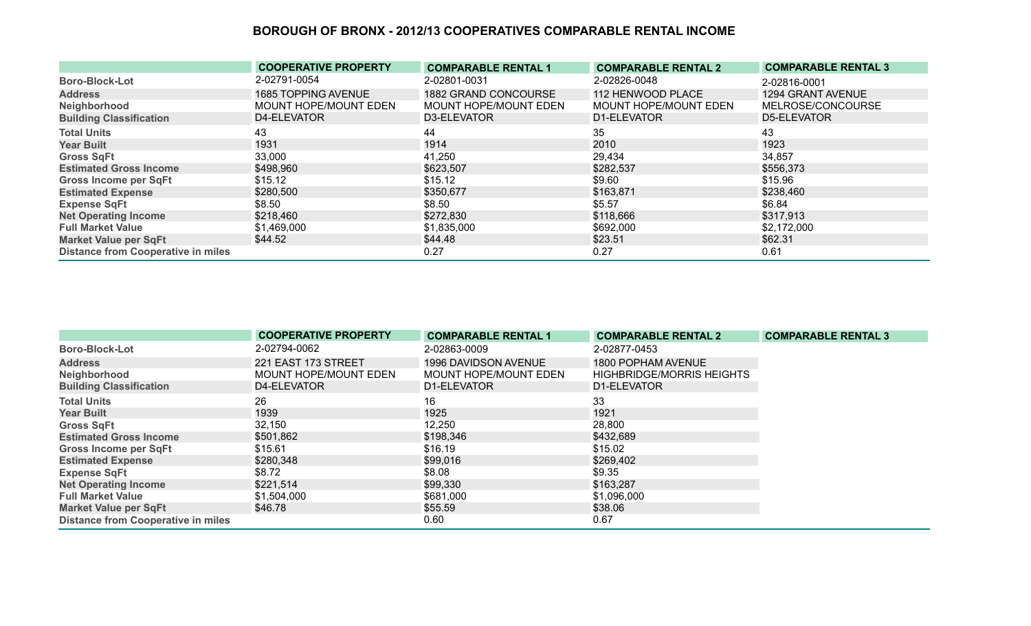# BOROUGH OF BRONX - 2012/13 COOPERATIVES COMPARABLE RENTAL INCOME

| | COOPERATIVE PROPERTY | COMPARABLE RENTAL 1 | COMPARABLE RENTAL 2 | COMPARABLE RENTAL 3 |
|---|---|---|---|---|
| **Boro-Block-Lot** | 2-02791-0054 | 2-02801-0031 | 2-02826-0048 | 2-02816-0001 |
| **Address** | 1685 TOPPING AVENUE | 1882 GRAND CONCOURSE | 112 HENWOOD PLACE | 1294 GRANT AVENUE |
| **Neighborhood** | MOUNT HOPE/MOUNT EDEN | MOUNT HOPE/MOUNT EDEN | MOUNT HOPE/MOUNT EDEN | MELROSE/CONCOURSE |
| **Building Classification** | D4-ELEVATOR | D3-ELEVATOR | D1-ELEVATOR | D5-ELEVATOR |
| **Total Units** | 43 | 44 | 35 | 43 |
| **Year Built** | 1931 | 1914 | 2010 | 1923 |
| **Gross SqFt** | 33,000 | 41,250 | 29,434 | 34,857 |
| **Estimated Gross Income** | $498,960 | $623,507 | $282,537 | $556,373 |
| **Gross Income per SqFt** | $15.12 | $15.12 | $9.60 | $15.96 |
| **Estimated Expense** | $280,500 | $350,677 | $163,871 | $238,460 |
| **Expense SqFt** | $8.50 | $8.50 | $5.57 | $6.84 |
| **Net Operating Income** | $218,460 | $272,830 | $118,666 | $317,913 |
| **Full Market Value** | $1,469,000 | $1,835,000 | $692,000 | $2,172,000 |
| **Market Value per SqFt** | $44.52 | $44.48 | $23.51 | $62.31 |
| **Distance from Cooperative in miles** | | 0.27 | 0.27 | 0.61 |

| | COOPERATIVE PROPERTY | COMPARABLE RENTAL 1 | COMPARABLE RENTAL 2 | COMPARABLE RENTAL 3 |
|---|---|---|---|---|
| **Boro-Block-Lot** | 2-02794-0062 | 2-02863-0009 | 2-02877-0453 | |
| **Address** | 221 EAST 173 STREET | 1996 DAVIDSON AVENUE | 1800 POPHAM AVENUE | |
| **Neighborhood** | MOUNT HOPE/MOUNT EDEN | MOUNT HOPE/MOUNT EDEN | HIGHBRIDGE/MORRIS HEIGHTS | |
| **Building Classification** | D4-ELEVATOR | D1-ELEVATOR | D1-ELEVATOR | |
| **Total Units** | 26 | 16 | 33 | |
| **Year Built** | 1939 | 1925 | 1921 | |
| **Gross SqFt** | 32,150 | 12,250 | 28,800 | |
| **Estimated Gross Income** | $501,862 | $198,346 | $432,689 | |
| **Gross Income per SqFt** | $15.61 | $16.19 | $15.02 | |
| **Estimated Expense** | $280,348 | $99,016 | $269,402 | |
| **Expense SqFt** | $8.72 | $8.08 | $9.35 | |
| **Net Operating Income** | $221,514 | $99,330 | $163,287 | |
| **Full Market Value** | $1,504,000 | $681,000 | $1,096,000 | |
| **Market Value per SqFt** | $46.78 | $55.59 | $38.06 | |
| **Distance from Cooperative in miles** | | 0.60 | 0.67 | |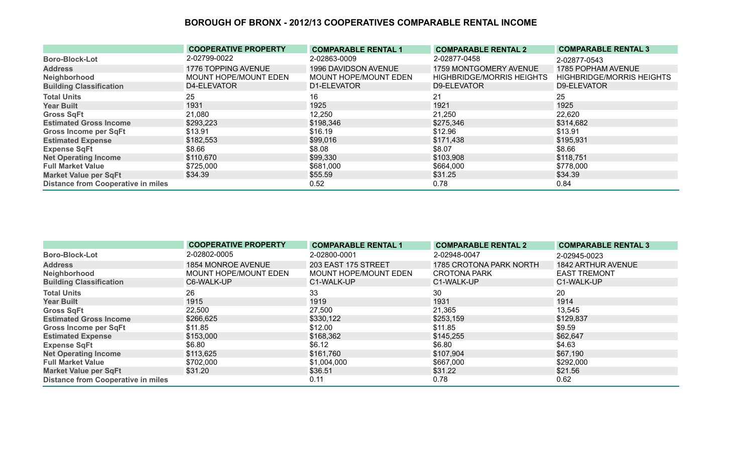# BOROUGH OF BRONX - 2012/13 COOPERATIVES COMPARABLE RENTAL INCOME

| | COOPERATIVE PROPERTY | COMPARABLE RENTAL 1 | COMPARABLE RENTAL 2 | COMPARABLE RENTAL 3 |
|---|---|---|---|---|
| **Boro-Block-Lot** | 2-02799-0022 | 2-02863-0009 | 2-02877-0458 | 2-02877-0543 |
| **Address** | 1776 TOPPING AVENUE | 1996 DAVIDSON AVENUE | 1759 MONTGOMERY AVENUE | 1785 POPHAM AVENUE |
| **Neighborhood** | MOUNT HOPE/MOUNT EDEN | MOUNT HOPE/MOUNT EDEN | HIGHBRIDGE/MORRIS HEIGHTS | HIGHBRIDGE/MORRIS HEIGHTS |
| **Building Classification** | D4-ELEVATOR | D1-ELEVATOR | D9-ELEVATOR | D9-ELEVATOR |
| **Total Units** | 25 | 16 | 21 | 25 |
| **Year Built** | 1931 | 1925 | 1921 | 1925 |
| **Gross SqFt** | 21,080 | 12,250 | 21,250 | 22,620 |
| **Estimated Gross Income** | $293,223 | $198,346 | $275,346 | $314,682 |
| **Gross Income per SqFt** | $13.91 | $16.19 | $12.96 | $13.91 |
| **Estimated Expense** | $182,553 | $99,016 | $171,438 | $195,931 |
| **Expense SqFt** | $8.66 | $8.08 | $8.07 | $8.66 |
| **Net Operating Income** | $110,670 | $99,330 | $103,908 | $118,751 |
| **Full Market Value** | $725,000 | $681,000 | $664,000 | $778,000 |
| **Market Value per SqFt** | $34.39 | $55.59 | $31.25 | $34.39 |
| **Distance from Cooperative in miles** | | 0.52 | 0.78 | 0.84 |

| | COOPERATIVE PROPERTY | COMPARABLE RENTAL 1 | COMPARABLE RENTAL 2 | COMPARABLE RENTAL 3 |
|---|---|---|---|---|
| **Boro-Block-Lot** | 2-02802-0005 | 2-02800-0001 | 2-02948-0047 | 2-02945-0023 |
| **Address** | 1854 MONROE AVENUE | 203 EAST 175 STREET | 1785 CROTONA PARK NORTH | 1842 ARTHUR AVENUE |
| **Neighborhood** | MOUNT HOPE/MOUNT EDEN | MOUNT HOPE/MOUNT EDEN | CROTONA PARK | EAST TREMONT |
| **Building Classification** | C6-WALK-UP | C1-WALK-UP | C1-WALK-UP | C1-WALK-UP |
| **Total Units** | 26 | 33 | 30 | 20 |
| **Year Built** | 1915 | 1919 | 1931 | 1914 |
| **Gross SqFt** | 22,500 | 27,500 | 21,365 | 13,545 |
| **Estimated Gross Income** | $266,625 | $330,122 | $253,159 | $129,837 |
| **Gross Income per SqFt** | $11.85 | $12.00 | $11.85 | $9.59 |
| **Estimated Expense** | $153,000 | $168,362 | $145,255 | $62,647 |
| **Expense SqFt** | $6.80 | $6.12 | $6.80 | $4.63 |
| **Net Operating Income** | $113,625 | $161,760 | $107,904 | $67,190 |
| **Full Market Value** | $702,000 | $1,004,000 | $667,000 | $292,000 |
| **Market Value per SqFt** | $31.20 | $36.51 | $31.22 | $21.56 |
| **Distance from Cooperative in miles** | | 0.11 | 0.78 | 0.62 |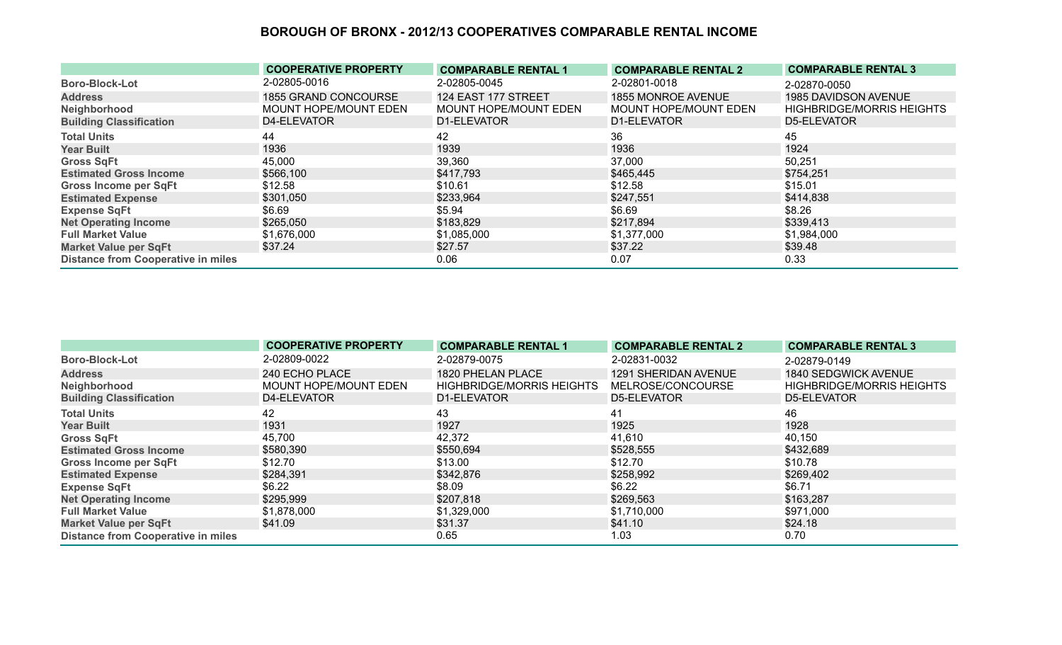# BOROUGH OF BRONX - 2012/13 COOPERATIVES COMPARABLE RENTAL INCOME

| | COOPERATIVE PROPERTY | COMPARABLE RENTAL 1 | COMPARABLE RENTAL 2 | COMPARABLE RENTAL 3 |
|---|---|---|---|---|
| Boro-Block-Lot | 2-02805-0016 | 2-02805-0045 | 2-02801-0018 | 2-02870-0050 |
| Address | 1855 GRAND CONCOURSE | 124 EAST 177 STREET | 1855 MONROE AVENUE | 1985 DAVIDSON AVENUE |
| Neighborhood | MOUNT HOPE/MOUNT EDEN | MOUNT HOPE/MOUNT EDEN | MOUNT HOPE/MOUNT EDEN | HIGHBRIDGE/MORRIS HEIGHTS |
| Building Classification | D4-ELEVATOR | D1-ELEVATOR | D1-ELEVATOR | D5-ELEVATOR |
| Total Units | 44 | 42 | 36 | 45 |
| Year Built | 1936 | 1939 | 1936 | 1924 |
| Gross SqFt | 45,000 | 39,360 | 37,000 | 50,251 |
| Estimated Gross Income | $566,100 | $417,793 | $465,445 | $754,251 |
| Gross Income per SqFt | $12.58 | $10.61 | $12.58 | $15.01 |
| Estimated Expense | $301,050 | $233,964 | $247,551 | $414,838 |
| Expense SqFt | $6.69 | $5.94 | $6.69 | $8.26 |
| Net Operating Income | $265,050 | $183,829 | $217,894 | $339,413 |
| Full Market Value | $1,676,000 | $1,085,000 | $1,377,000 | $1,984,000 |
| Market Value per SqFt | $37.24 | $27.57 | $37.22 | $39.48 |
| Distance from Cooperative in miles | | 0.06 | 0.07 | 0.33 |

| | COOPERATIVE PROPERTY | COMPARABLE RENTAL 1 | COMPARABLE RENTAL 2 | COMPARABLE RENTAL 3 |
|---|---|---|---|---|
| Boro-Block-Lot | 2-02809-0022 | 2-02879-0075 | 2-02831-0032 | 2-02879-0149 |
| Address | 240 ECHO PLACE | 1820 PHELAN PLACE | 1291 SHERIDAN AVENUE | 1840 SEDGWICK AVENUE |
| Neighborhood | MOUNT HOPE/MOUNT EDEN | HIGHBRIDGE/MORRIS HEIGHTS | MELROSE/CONCOURSE | HIGHBRIDGE/MORRIS HEIGHTS |
| Building Classification | D4-ELEVATOR | D1-ELEVATOR | D5-ELEVATOR | D5-ELEVATOR |
| Total Units | 42 | 43 | 41 | 46 |
| Year Built | 1931 | 1927 | 1925 | 1928 |
| Gross SqFt | 45,700 | 42,372 | 41,610 | 40,150 |
| Estimated Gross Income | $580,390 | $550,694 | $528,555 | $432,689 |
| Gross Income per SqFt | $12.70 | $13.00 | $12.70 | $10.78 |
| Estimated Expense | $284,391 | $342,876 | $258,992 | $269,402 |
| Expense SqFt | $6.22 | $8.09 | $6.22 | $6.71 |
| Net Operating Income | $295,999 | $207,818 | $269,563 | $163,287 |
| Full Market Value | $1,878,000 | $1,329,000 | $1,710,000 | $971,000 |
| Market Value per SqFt | $41.09 | $31.37 | $41.10 | $24.18 |
| Distance from Cooperative in miles | | 0.65 | 1.03 | 0.70 |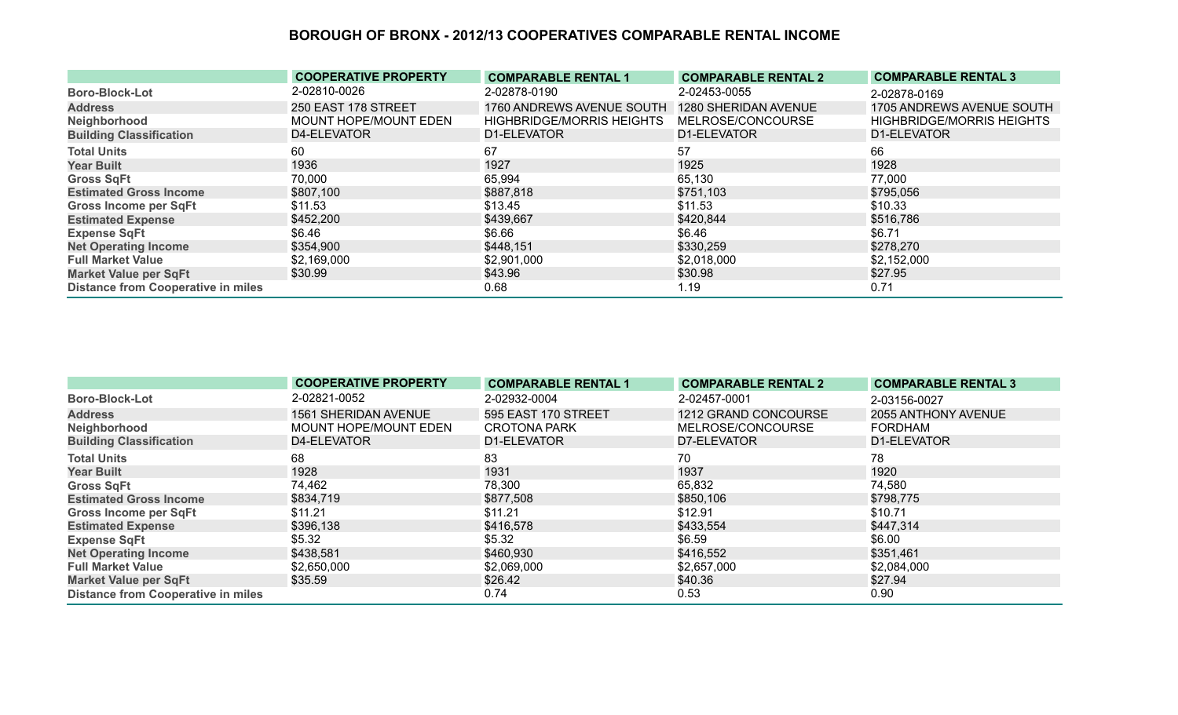# BOROUGH OF BRONX - 2012/13 COOPERATIVES COMPARABLE RENTAL INCOME

| | COOPERATIVE PROPERTY | COMPARABLE RENTAL 1 | COMPARABLE RENTAL 2 | COMPARABLE RENTAL 3 |
|---|---|---|---|---|
| Boro-Block-Lot | 2-02810-0026 | 2-02878-0190 | 2-02453-0055 | 2-02878-0169 |
| Address | 250 EAST 178 STREET | 1760 ANDREWS AVENUE SOUTH | 1280 SHERIDAN AVENUE | 1705 ANDREWS AVENUE SOUTH |
| Neighborhood | MOUNT HOPE/MOUNT EDEN | HIGHBRIDGE/MORRIS HEIGHTS | MELROSE/CONCOURSE | HIGHBRIDGE/MORRIS HEIGHTS |
| Building Classification | D4-ELEVATOR | D1-ELEVATOR | D1-ELEVATOR | D1-ELEVATOR |
| Total Units | 60 | 67 | 57 | 66 |
| Year Built | 1936 | 1927 | 1925 | 1928 |
| Gross SqFt | 70,000 | 65,994 | 65,130 | 77,000 |
| Estimated Gross Income | $807,100 | $887,818 | $751,103 | $795,056 |
| Gross Income per SqFt | $11.53 | $13.45 | $11.53 | $10.33 |
| Estimated Expense | $452,200 | $439,667 | $420,844 | $516,786 |
| Expense SqFt | $6.46 | $6.66 | $6.46 | $6.71 |
| Net Operating Income | $354,900 | $448,151 | $330,259 | $278,270 |
| Full Market Value | $2,169,000 | $2,901,000 | $2,018,000 | $2,152,000 |
| Market Value per SqFt | $30.99 | $43.96 | $30.98 | $27.95 |
| Distance from Cooperative in miles | | 0.68 | 1.19 | 0.71 |

| | COOPERATIVE PROPERTY | COMPARABLE RENTAL 1 | COMPARABLE RENTAL 2 | COMPARABLE RENTAL 3 |
|---|---|---|---|---|
| Boro-Block-Lot | 2-02821-0052 | 2-02932-0004 | 2-02457-0001 | 2-03156-0027 |
| Address | 1561 SHERIDAN AVENUE | 595 EAST 170 STREET | 1212 GRAND CONCOURSE | 2055 ANTHONY AVENUE |
| Neighborhood | MOUNT HOPE/MOUNT EDEN | CROTONA PARK | MELROSE/CONCOURSE | FORDHAM |
| Building Classification | D4-ELEVATOR | D1-ELEVATOR | D7-ELEVATOR | D1-ELEVATOR |
| Total Units | 68 | 83 | 70 | 78 |
| Year Built | 1928 | 1931 | 1937 | 1920 |
| Gross SqFt | 74,462 | 78,300 | 65,832 | 74,580 |
| Estimated Gross Income | $834,719 | $877,508 | $850,106 | $798,775 |
| Gross Income per SqFt | $11.21 | $11.21 | $12.91 | $10.71 |
| Estimated Expense | $396,138 | $416,578 | $433,554 | $447,314 |
| Expense SqFt | $5.32 | $5.32 | $6.59 | $6.00 |
| Net Operating Income | $438,581 | $460,930 | $416,552 | $351,461 |
| Full Market Value | $2,650,000 | $2,069,000 | $2,657,000 | $2,084,000 |
| Market Value per SqFt | $35.59 | $26.42 | $40.36 | $27.94 |
| Distance from Cooperative in miles | | 0.74 | 0.53 | 0.90 |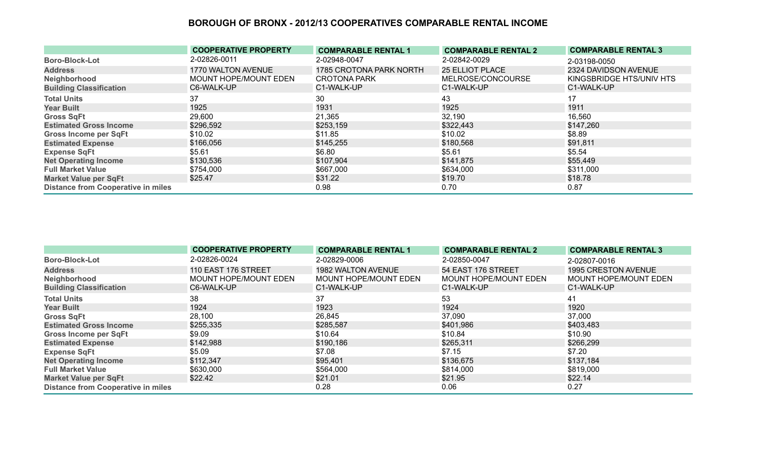# BOROUGH OF BRONX - 2012/13 COOPERATIVES COMPARABLE RENTAL INCOME

| | COOPERATIVE PROPERTY | COMPARABLE RENTAL 1 | COMPARABLE RENTAL 2 | COMPARABLE RENTAL 3 |
|---|---|---|---|---|
| Boro-Block-Lot | 2-02826-0011 | 2-02948-0047 | 2-02842-0029 | 2-03198-0050 |
| Address | 1770 WALTON AVENUE | 1785 CROTONA PARK NORTH | 25 ELLIOT PLACE | 2324 DAVIDSON AVENUE |
| Neighborhood | MOUNT HOPE/MOUNT EDEN | CROTONA PARK | MELROSE/CONCOURSE | KINGSBRIDGE HTS/UNIV HTS |
| Building Classification | C6-WALK-UP | C1-WALK-UP | C1-WALK-UP | C1-WALK-UP |
| Total Units | 37 | 30 | 43 | 17 |
| Year Built | 1925 | 1931 | 1925 | 1911 |
| Gross SqFt | 29,600 | 21,365 | 32,190 | 16,560 |
| Estimated Gross Income | $296,592 | $253,159 | $322,443 | $147,260 |
| Gross Income per SqFt | $10.02 | $11.85 | $10.02 | $8.89 |
| Estimated Expense | $166,056 | $145,255 | $180,568 | $91,811 |
| Expense SqFt | $5.61 | $6.80 | $5.61 | $5.54 |
| Net Operating Income | $130,536 | $107,904 | $141,875 | $55,449 |
| Full Market Value | $754,000 | $667,000 | $634,000 | $311,000 |
| Market Value per SqFt | $25.47 | $31.22 | $19.70 | $18.78 |
| Distance from Cooperative in miles | | 0.98 | 0.70 | 0.87 |

| | COOPERATIVE PROPERTY | COMPARABLE RENTAL 1 | COMPARABLE RENTAL 2 | COMPARABLE RENTAL 3 |
|---|---|---|---|---|
| Boro-Block-Lot | 2-02826-0024 | 2-02829-0006 | 2-02850-0047 | 2-02807-0016 |
| Address | 110 EAST 176 STREET | 1982 WALTON AVENUE | 54 EAST 176 STREET | 1995 CRESTON AVENUE |
| Neighborhood | MOUNT HOPE/MOUNT EDEN | MOUNT HOPE/MOUNT EDEN | MOUNT HOPE/MOUNT EDEN | MOUNT HOPE/MOUNT EDEN |
| Building Classification | C6-WALK-UP | C1-WALK-UP | C1-WALK-UP | C1-WALK-UP |
| Total Units | 38 | 37 | 53 | 41 |
| Year Built | 1924 | 1923 | 1924 | 1920 |
| Gross SqFt | 28,100 | 26,845 | 37,090 | 37,000 |
| Estimated Gross Income | $255,335 | $285,587 | $401,986 | $403,483 |
| Gross Income per SqFt | $9.09 | $10.64 | $10.84 | $10.90 |
| Estimated Expense | $142,988 | $190,186 | $265,311 | $266,299 |
| Expense SqFt | $5.09 | $7.08 | $7.15 | $7.20 |
| Net Operating Income | $112,347 | $95,401 | $136,675 | $137,184 |
| Full Market Value | $630,000 | $564,000 | $814,000 | $819,000 |
| Market Value per SqFt | $22.42 | $21.01 | $21.95 | $22.14 |
| Distance from Cooperative in miles | | 0.28 | 0.06 | 0.27 |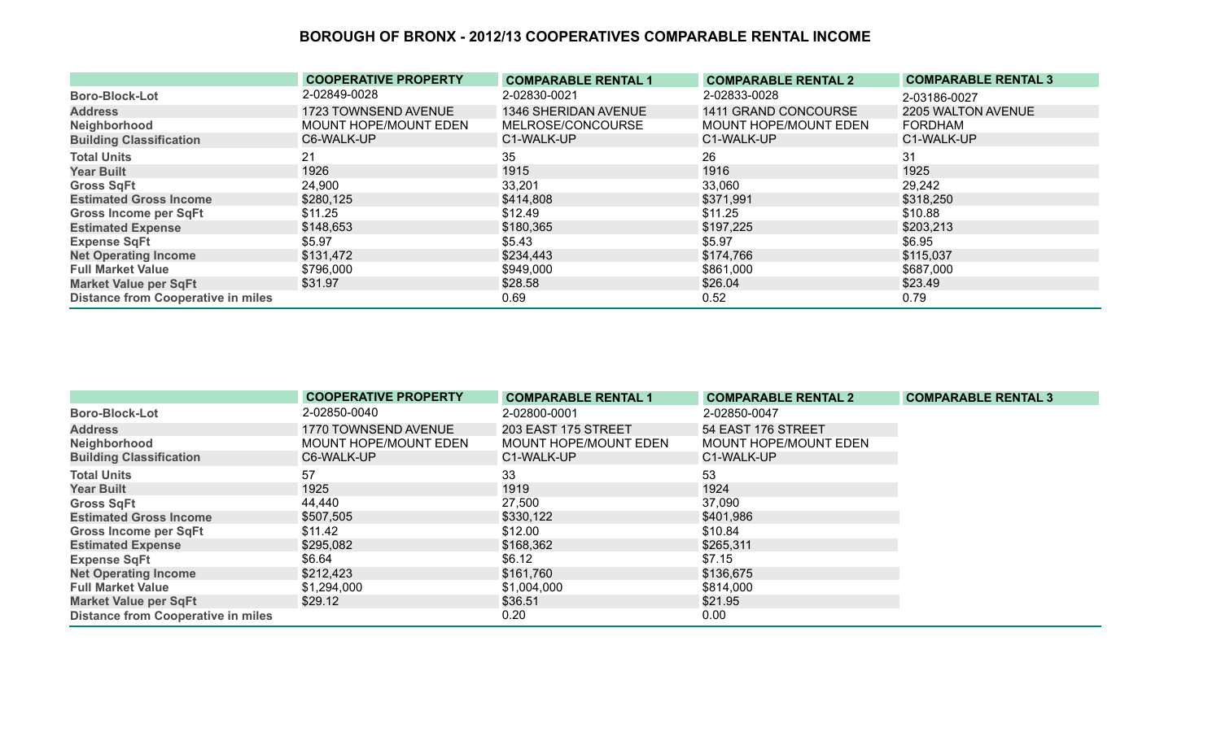# BOROUGH OF BRONX - 2012/13 COOPERATIVES COMPARABLE RENTAL INCOME

| | COOPERATIVE PROPERTY | COMPARABLE RENTAL 1 | COMPARABLE RENTAL 2 | COMPARABLE RENTAL 3 |
|---|---|---|---|---|
| Boro-Block-Lot | 2-02849-0028 | 2-02830-0021 | 2-02833-0028 | 2-03186-0027 |
| Address | 1723 TOWNSEND AVENUE | 1346 SHERIDAN AVENUE | 1411 GRAND CONCOURSE | 2205 WALTON AVENUE |
| Neighborhood | MOUNT HOPE/MOUNT EDEN | MELROSE/CONCOURSE | MOUNT HOPE/MOUNT EDEN | FORDHAM |
| Building Classification | C6-WALK-UP | C1-WALK-UP | C1-WALK-UP | C1-WALK-UP |
| Total Units | 21 | 35 | 26 | 31 |
| Year Built | 1926 | 1915 | 1916 | 1925 |
| Gross SqFt | 24,900 | 33,201 | 33,060 | 29,242 |
| Estimated Gross Income | $280,125 | $414,808 | $371,991 | $318,250 |
| Gross Income per SqFt | $11.25 | $12.49 | $11.25 | $10.88 |
| Estimated Expense | $148,653 | $180,365 | $197,225 | $203,213 |
| Expense SqFt | $5.97 | $5.43 | $5.97 | $6.95 |
| Net Operating Income | $131,472 | $234,443 | $174,766 | $115,037 |
| Full Market Value | $796,000 | $949,000 | $861,000 | $687,000 |
| Market Value per SqFt | $31.97 | $28.58 | $26.04 | $23.49 |
| Distance from Cooperative in miles | | 0.69 | 0.52 | 0.79 |

| | COOPERATIVE PROPERTY | COMPARABLE RENTAL 1 | COMPARABLE RENTAL 2 | COMPARABLE RENTAL 3 |
|---|---|---|---|---|
| Boro-Block-Lot | 2-02850-0040 | 2-02800-0001 | 2-02850-0047 | |
| Address | 1770 TOWNSEND AVENUE | 203 EAST 175 STREET | 54 EAST 176 STREET | |
| Neighborhood | MOUNT HOPE/MOUNT EDEN | MOUNT HOPE/MOUNT EDEN | MOUNT HOPE/MOUNT EDEN | |
| Building Classification | C6-WALK-UP | C1-WALK-UP | C1-WALK-UP | |
| Total Units | 57 | 33 | 53 | |
| Year Built | 1925 | 1919 | 1924 | |
| Gross SqFt | 44,440 | 27,500 | 37,090 | |
| Estimated Gross Income | $507,505 | $330,122 | $401,986 | |
| Gross Income per SqFt | $11.42 | $12.00 | $10.84 | |
| Estimated Expense | $295,082 | $168,362 | $265,311 | |
| Expense SqFt | $6.64 | $6.12 | $7.15 | |
| Net Operating Income | $212,423 | $161,760 | $136,675 | |
| Full Market Value | $1,294,000 | $1,004,000 | $814,000 | |
| Market Value per SqFt | $29.12 | $36.51 | $21.95 | |
| Distance from Cooperative in miles | | 0.20 | 0.00 | |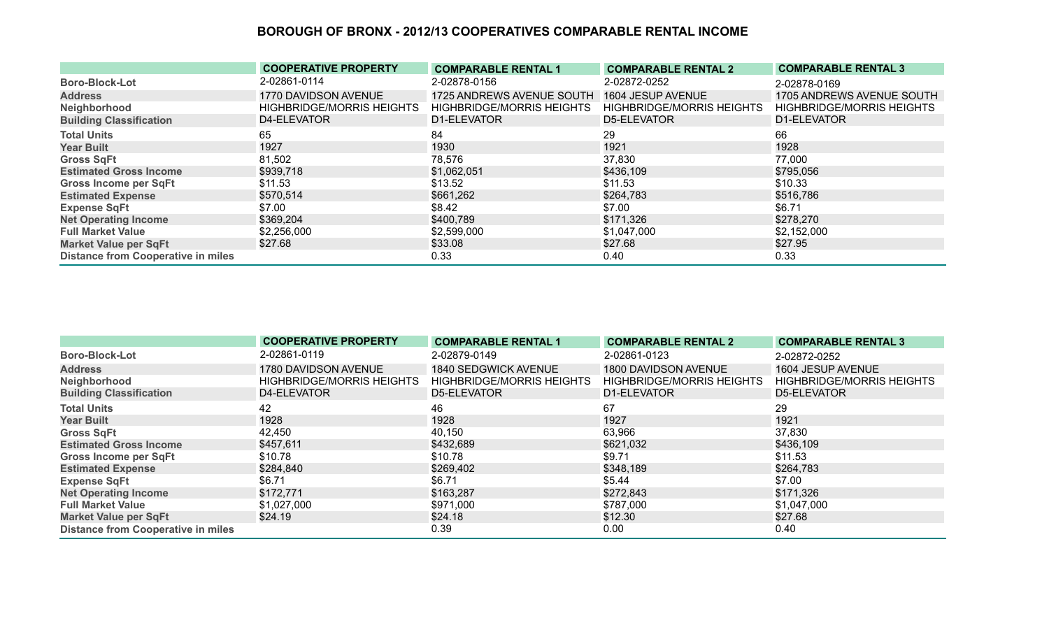# BOROUGH OF BRONX - 2012/13 COOPERATIVES COMPARABLE RENTAL INCOME

| | COOPERATIVE PROPERTY | COMPARABLE RENTAL 1 | COMPARABLE RENTAL 2 | COMPARABLE RENTAL 3 |
|---|---|---|---|---|
| Boro-Block-Lot | 2-02861-0114 | 2-02878-0156 | 2-02872-0252 | 2-02878-0169 |
| Address | 1770 DAVIDSON AVENUE | 1725 ANDREWS AVENUE SOUTH | 1604 JESUP AVENUE | 1705 ANDREWS AVENUE SOUTH |
| Neighborhood | HIGHBRIDGE/MORRIS HEIGHTS | HIGHBRIDGE/MORRIS HEIGHTS | HIGHBRIDGE/MORRIS HEIGHTS | HIGHBRIDGE/MORRIS HEIGHTS |
| Building Classification | D4-ELEVATOR | D1-ELEVATOR | D5-ELEVATOR | D1-ELEVATOR |
| Total Units | 65 | 84 | 29 | 66 |
| Year Built | 1927 | 1930 | 1921 | 1928 |
| Gross SqFt | 81,502 | 78,576 | 37,830 | 77,000 |
| Estimated Gross Income | $939,718 | $1,062,051 | $436,109 | $795,056 |
| Gross Income per SqFt | $11.53 | $13.52 | $11.53 | $10.33 |
| Estimated Expense | $570,514 | $661,262 | $264,783 | $516,786 |
| Expense SqFt | $7.00 | $8.42 | $7.00 | $6.71 |
| Net Operating Income | $369,204 | $400,789 | $171,326 | $278,270 |
| Full Market Value | $2,256,000 | $2,599,000 | $1,047,000 | $2,152,000 |
| Market Value per SqFt | $27.68 | $33.08 | $27.68 | $27.95 |
| Distance from Cooperative in miles | | 0.33 | 0.40 | 0.33 |

| | COOPERATIVE PROPERTY | COMPARABLE RENTAL 1 | COMPARABLE RENTAL 2 | COMPARABLE RENTAL 3 |
|---|---|---|---|---|
| Boro-Block-Lot | 2-02861-0119 | 2-02879-0149 | 2-02861-0123 | 2-02872-0252 |
| Address | 1780 DAVIDSON AVENUE | 1840 SEDGWICK AVENUE | 1800 DAVIDSON AVENUE | 1604 JESUP AVENUE |
| Neighborhood | HIGHBRIDGE/MORRIS HEIGHTS | HIGHBRIDGE/MORRIS HEIGHTS | HIGHBRIDGE/MORRIS HEIGHTS | HIGHBRIDGE/MORRIS HEIGHTS |
| Building Classification | D4-ELEVATOR | D5-ELEVATOR | D1-ELEVATOR | D5-ELEVATOR |
| Total Units | 42 | 46 | 67 | 29 |
| Year Built | 1928 | 1928 | 1927 | 1921 |
| Gross SqFt | 42,450 | 40,150 | 63,966 | 37,830 |
| Estimated Gross Income | $457,611 | $432,689 | $621,032 | $436,109 |
| Gross Income per SqFt | $10.78 | $10.78 | $9.71 | $11.53 |
| Estimated Expense | $284,840 | $269,402 | $348,189 | $264,783 |
| Expense SqFt | $6.71 | $6.71 | $5.44 | $7.00 |
| Net Operating Income | $172,771 | $163,287 | $272,843 | $171,326 |
| Full Market Value | $1,027,000 | $971,000 | $787,000 | $1,047,000 |
| Market Value per SqFt | $24.19 | $24.18 | $12.30 | $27.68 |
| Distance from Cooperative in miles | | 0.39 | 0.00 | 0.40 |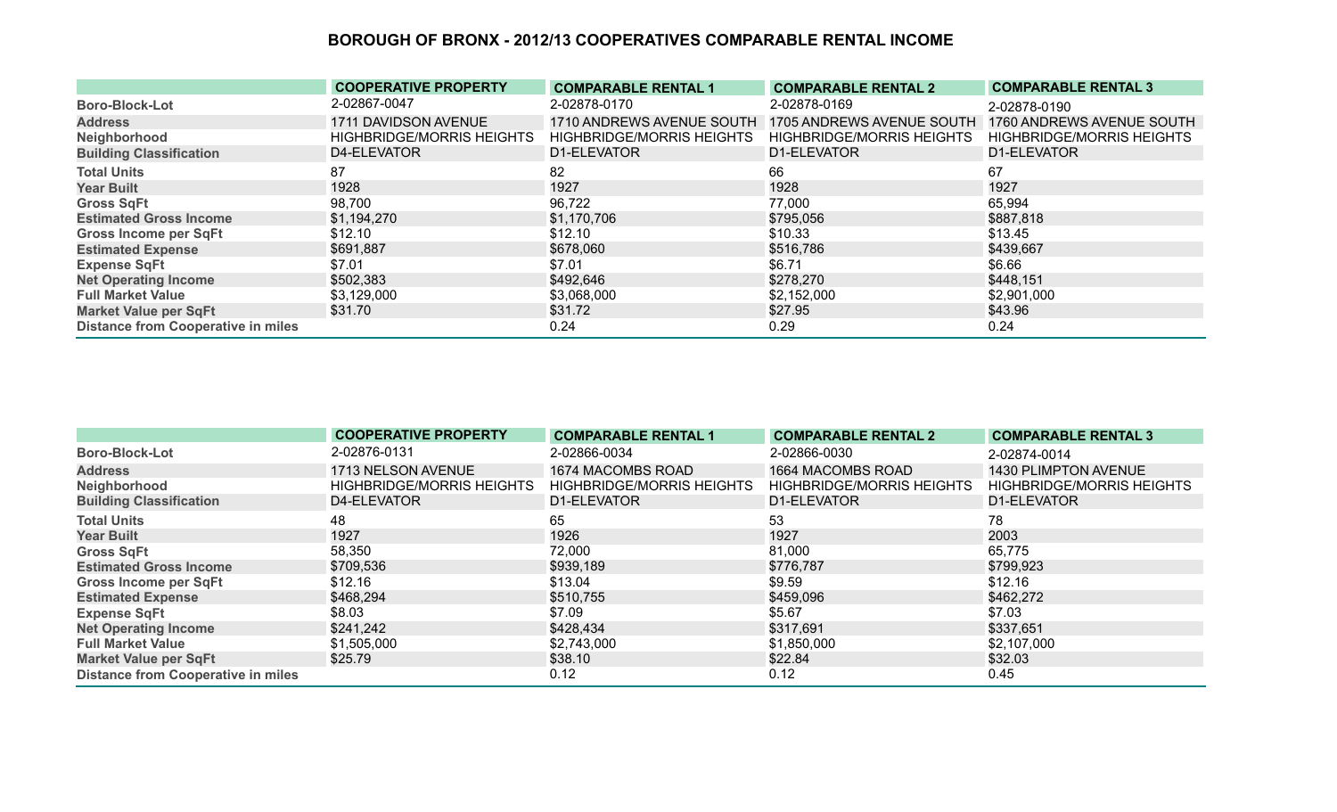## BOROUGH OF BRONX - 2012/13 COOPERATIVES COMPARABLE RENTAL INCOME

| | COOPERATIVE PROPERTY | COMPARABLE RENTAL 1 | COMPARABLE RENTAL 2 | COMPARABLE RENTAL 3 |
|---|---|---|---|---|
| Boro-Block-Lot | 2-02867-0047 | 2-02878-0170 | 2-02878-0169 | 2-02878-0190 |
| Address | 1711 DAVIDSON AVENUE | 1710 ANDREWS AVENUE SOUTH | 1705 ANDREWS AVENUE SOUTH | 1760 ANDREWS AVENUE SOUTH |
| Neighborhood | HIGHBRIDGE/MORRIS HEIGHTS | HIGHBRIDGE/MORRIS HEIGHTS | HIGHBRIDGE/MORRIS HEIGHTS | HIGHBRIDGE/MORRIS HEIGHTS |
| Building Classification | D4-ELEVATOR | D1-ELEVATOR | D1-ELEVATOR | D1-ELEVATOR |
| Total Units | 87 | 82 | 66 | 67 |
| Year Built | 1928 | 1927 | 1928 | 1927 |
| Gross SqFt | 98,700 | 96,722 | 77,000 | 65,994 |
| Estimated Gross Income | $1,194,270 | $1,170,706 | $795,056 | $887,818 |
| Gross Income per SqFt | $12.10 | $12.10 | $10.33 | $13.45 |
| Estimated Expense | $691,887 | $678,060 | $516,786 | $439,667 |
| Expense SqFt | $7.01 | $7.01 | $6.71 | $6.66 |
| Net Operating Income | $502,383 | $492,646 | $278,270 | $448,151 |
| Full Market Value | $3,129,000 | $3,068,000 | $2,152,000 | $2,901,000 |
| Market Value per SqFt | $31.70 | $31.72 | $27.95 | $43.96 |
| Distance from Cooperative in miles | | 0.24 | 0.29 | 0.24 |

| | COOPERATIVE PROPERTY | COMPARABLE RENTAL 1 | COMPARABLE RENTAL 2 | COMPARABLE RENTAL 3 |
|---|---|---|---|---|
| Boro-Block-Lot | 2-02876-0131 | 2-02866-0034 | 2-02866-0030 | 2-02874-0014 |
| Address | 1713 NELSON AVENUE | 1674 MACOMBS ROAD | 1664 MACOMBS ROAD | 1430 PLIMPTON AVENUE |
| Neighborhood | HIGHBRIDGE/MORRIS HEIGHTS | HIGHBRIDGE/MORRIS HEIGHTS | HIGHBRIDGE/MORRIS HEIGHTS | HIGHBRIDGE/MORRIS HEIGHTS |
| Building Classification | D4-ELEVATOR | D1-ELEVATOR | D1-ELEVATOR | D1-ELEVATOR |
| Total Units | 48 | 65 | 53 | 78 |
| Year Built | 1927 | 1926 | 1927 | 2003 |
| Gross SqFt | 58,350 | 72,000 | 81,000 | 65,775 |
| Estimated Gross Income | $709,536 | $939,189 | $776,787 | $799,923 |
| Gross Income per SqFt | $12.16 | $13.04 | $9.59 | $12.16 |
| Estimated Expense | $468,294 | $510,755 | $459,096 | $462,272 |
| Expense SqFt | $8.03 | $7.09 | $5.67 | $7.03 |
| Net Operating Income | $241,242 | $428,434 | $317,691 | $337,651 |
| Full Market Value | $1,505,000 | $2,743,000 | $1,850,000 | $2,107,000 |
| Market Value per SqFt | $25.79 | $38.10 | $22.84 | $32.03 |
| Distance from Cooperative in miles | | 0.12 | 0.12 | 0.45 |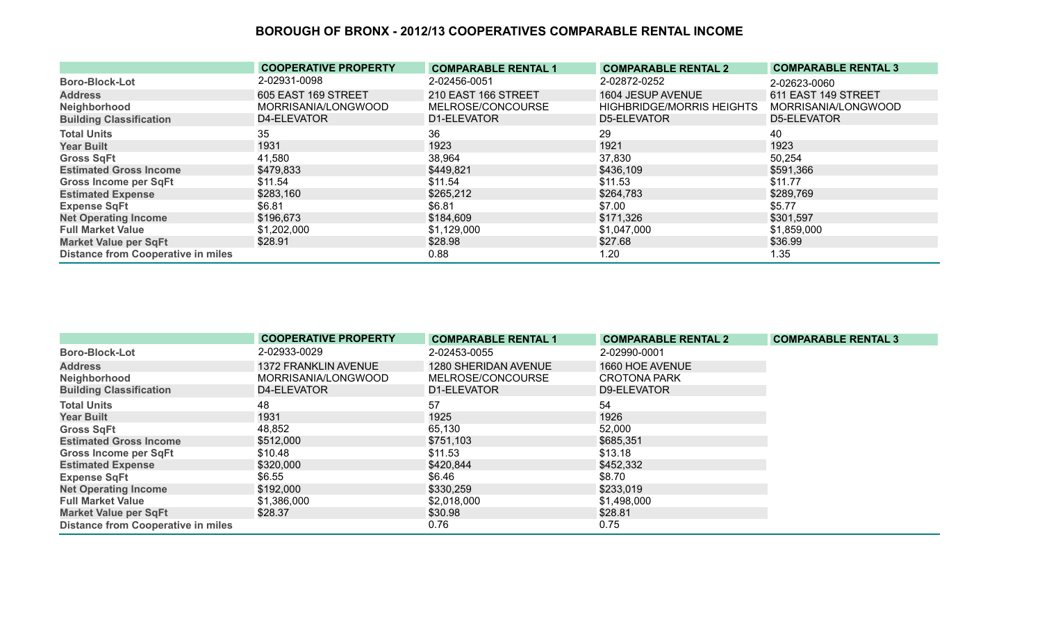# BOROUGH OF BRONX - 2012/13 COOPERATIVES COMPARABLE RENTAL INCOME

| | COOPERATIVE PROPERTY | COMPARABLE RENTAL 1 | COMPARABLE RENTAL 2 | COMPARABLE RENTAL 3 |
|---|---|---|---|---|
| Boro-Block-Lot | 2-02931-0098 | 2-02456-0051 | 2-02872-0252 | 2-02623-0060 |
| Address | 605 EAST 169 STREET | 210 EAST 166 STREET | 1604 JESUP AVENUE | 611 EAST 149 STREET |
| Neighborhood | MORRISANIA/LONGWOOD | MELROSE/CONCOURSE | HIGHBRIDGE/MORRIS HEIGHTS | MORRISANIA/LONGWOOD |
| Building Classification | D4-ELEVATOR | D1-ELEVATOR | D5-ELEVATOR | D5-ELEVATOR |
| Total Units | 35 | 36 | 29 | 40 |
| Year Built | 1931 | 1923 | 1921 | 1923 |
| Gross SqFt | 41,580 | 38,964 | 37,830 | 50,254 |
| Estimated Gross Income | $479,833 | $449,821 | $436,109 | $591,366 |
| Gross Income per SqFt | $11.54 | $11.54 | $11.53 | $11.77 |
| Estimated Expense | $283,160 | $265,212 | $264,783 | $289,769 |
| Expense SqFt | $6.81 | $6.81 | $7.00 | $5.77 |
| Net Operating Income | $196,673 | $184,609 | $171,326 | $301,597 |
| Full Market Value | $1,202,000 | $1,129,000 | $1,047,000 | $1,859,000 |
| Market Value per SqFt | $28.91 | $28.98 | $27.68 | $36.99 |
| Distance from Cooperative in miles | | 0.88 | 1.20 | 1.35 |

| | COOPERATIVE PROPERTY | COMPARABLE RENTAL 1 | COMPARABLE RENTAL 2 | COMPARABLE RENTAL 3 |
|---|---|---|---|---|
| Boro-Block-Lot | 2-02933-0029 | 2-02453-0055 | 2-02990-0001 | |
| Address | 1372 FRANKLIN AVENUE | 1280 SHERIDAN AVENUE | 1660 HOE AVENUE | |
| Neighborhood | MORRISANIA/LONGWOOD | MELROSE/CONCOURSE | CROTONA PARK | |
| Building Classification | D4-ELEVATOR | D1-ELEVATOR | D9-ELEVATOR | |
| Total Units | 48 | 57 | 54 | |
| Year Built | 1931 | 1925 | 1926 | |
| Gross SqFt | 48,852 | 65,130 | 52,000 | |
| Estimated Gross Income | $512,000 | $751,103 | $685,351 | |
| Gross Income per SqFt | $10.48 | $11.53 | $13.18 | |
| Estimated Expense | $320,000 | $420,844 | $452,332 | |
| Expense SqFt | $6.55 | $6.46 | $8.70 | |
| Net Operating Income | $192,000 | $330,259 | $233,019 | |
| Full Market Value | $1,386,000 | $2,018,000 | $1,498,000 | |
| Market Value per SqFt | $28.37 | $30.98 | $28.81 | |
| Distance from Cooperative in miles | | 0.76 | 0.75 | |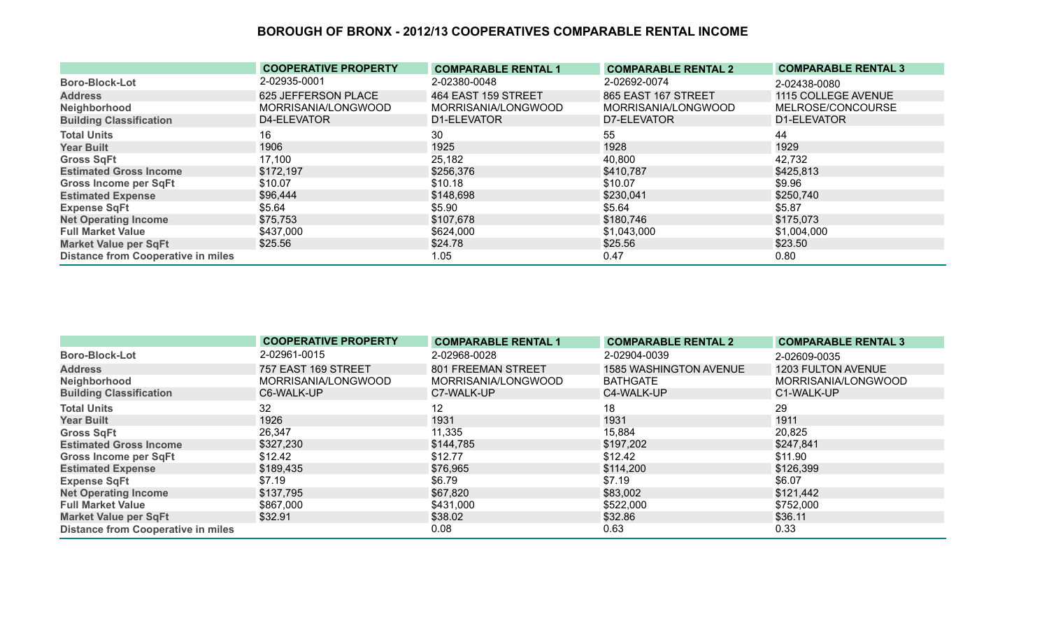# BOROUGH OF BRONX - 2012/13 COOPERATIVES COMPARABLE RENTAL INCOME

| | COOPERATIVE PROPERTY | COMPARABLE RENTAL 1 | COMPARABLE RENTAL 2 | COMPARABLE RENTAL 3 |
|---|---|---|---|---|
| Boro-Block-Lot | 2-02935-0001 | 2-02380-0048 | 2-02692-0074 | 2-02438-0080 |
| Address | 625 JEFFERSON PLACE | 464 EAST 159 STREET | 865 EAST 167 STREET | 1115 COLLEGE AVENUE |
| Neighborhood | MORRISANIA/LONGWOOD | MORRISANIA/LONGWOOD | MORRISANIA/LONGWOOD | MELROSE/CONCOURSE |
| Building Classification | D4-ELEVATOR | D1-ELEVATOR | D7-ELEVATOR | D1-ELEVATOR |
| Total Units | 16 | 30 | 55 | 44 |
| Year Built | 1906 | 1925 | 1928 | 1929 |
| Gross SqFt | 17,100 | 25,182 | 40,800 | 42,732 |
| Estimated Gross Income | $172,197 | $256,376 | $410,787 | $425,813 |
| Gross Income per SqFt | $10.07 | $10.18 | $10.07 | $9.96 |
| Estimated Expense | $96,444 | $148,698 | $230,041 | $250,740 |
| Expense SqFt | $5.64 | $5.90 | $5.64 | $5.87 |
| Net Operating Income | $75,753 | $107,678 | $180,746 | $175,073 |
| Full Market Value | $437,000 | $624,000 | $1,043,000 | $1,004,000 |
| Market Value per SqFt | $25.56 | $24.78 | $25.56 | $23.50 |
| Distance from Cooperative in miles | | 1.05 | 0.47 | 0.80 |

| | COOPERATIVE PROPERTY | COMPARABLE RENTAL 1 | COMPARABLE RENTAL 2 | COMPARABLE RENTAL 3 |
|---|---|---|---|---|
| Boro-Block-Lot | 2-02961-0015 | 2-02968-0028 | 2-02904-0039 | 2-02609-0035 |
| Address | 757 EAST 169 STREET | 801 FREEMAN STREET | 1585 WASHINGTON AVENUE | 1203 FULTON AVENUE |
| Neighborhood | MORRISANIA/LONGWOOD | MORRISANIA/LONGWOOD | BATHGATE | MORRISANIA/LONGWOOD |
| Building Classification | C6-WALK-UP | C7-WALK-UP | C4-WALK-UP | C1-WALK-UP |
| Total Units | 32 | 12 | 18 | 29 |
| Year Built | 1926 | 1931 | 1931 | 1911 |
| Gross SqFt | 26,347 | 11,335 | 15,884 | 20,825 |
| Estimated Gross Income | $327,230 | $144,785 | $197,202 | $247,841 |
| Gross Income per SqFt | $12.42 | $12.77 | $12.42 | $11.90 |
| Estimated Expense | $189,435 | $76,965 | $114,200 | $126,399 |
| Expense SqFt | $7.19 | $6.79 | $7.19 | $6.07 |
| Net Operating Income | $137,795 | $67,820 | $83,002 | $121,442 |
| Full Market Value | $867,000 | $431,000 | $522,000 | $752,000 |
| Market Value per SqFt | $32.91 | $38.02 | $32.86 | $36.11 |
| Distance from Cooperative in miles | | 0.08 | 0.63 | 0.33 |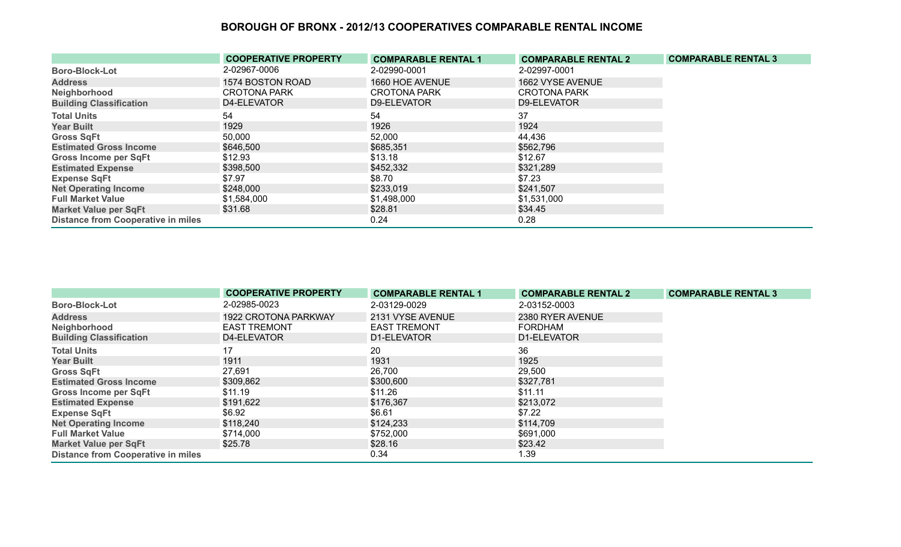# BOROUGH OF BRONX - 2012/13 COOPERATIVES COMPARABLE RENTAL INCOME

| | COOPERATIVE PROPERTY | COMPARABLE RENTAL 1 | COMPARABLE RENTAL 2 | COMPARABLE RENTAL 3 |
|---|---|---|---|---|
| Boro-Block-Lot | 2-02967-0006 | 2-02990-0001 | 2-02997-0001 | |
| Address | 1574 BOSTON ROAD | 1660 HOE AVENUE | 1662 VYSE AVENUE | |
| Neighborhood | CROTONA PARK | CROTONA PARK | CROTONA PARK | |
| Building Classification | D4-ELEVATOR | D9-ELEVATOR | D9-ELEVATOR | |
| Total Units | 54 | 54 | 37 | |
| Year Built | 1929 | 1926 | 1924 | |
| Gross SqFt | 50,000 | 52,000 | 44,436 | |
| Estimated Gross Income | $646,500 | $685,351 | $562,796 | |
| Gross Income per SqFt | $12.93 | $13.18 | $12.67 | |
| Estimated Expense | $398,500 | $452,332 | $321,289 | |
| Expense SqFt | $7.97 | $8.70 | $7.23 | |
| Net Operating Income | $248,000 | $233,019 | $241,507 | |
| Full Market Value | $1,584,000 | $1,498,000 | $1,531,000 | |
| Market Value per SqFt | $31.68 | $28.81 | $34.45 | |
| Distance from Cooperative in miles | | 0.24 | 0.28 | |

| | COOPERATIVE PROPERTY | COMPARABLE RENTAL 1 | COMPARABLE RENTAL 2 | COMPARABLE RENTAL 3 |
|---|---|---|---|---|
| Boro-Block-Lot | 2-02985-0023 | 2-03129-0029 | 2-03152-0003 | |
| Address | 1922 CROTONA PARKWAY | 2131 VYSE AVENUE | 2380 RYER AVENUE | |
| Neighborhood | EAST TREMONT | EAST TREMONT | FORDHAM | |
| Building Classification | D4-ELEVATOR | D1-ELEVATOR | D1-ELEVATOR | |
| Total Units | 17 | 20 | 36 | |
| Year Built | 1911 | 1931 | 1925 | |
| Gross SqFt | 27,691 | 26,700 | 29,500 | |
| Estimated Gross Income | $309,862 | $300,600 | $327,781 | |
| Gross Income per SqFt | $11.19 | $11.26 | $11.11 | |
| Estimated Expense | $191,622 | $176,367 | $213,072 | |
| Expense SqFt | $6.92 | $6.61 | $7.22 | |
| Net Operating Income | $118,240 | $124,233 | $114,709 | |
| Full Market Value | $714,000 | $752,000 | $691,000 | |
| Market Value per SqFt | $25.78 | $28.16 | $23.42 | |
| Distance from Cooperative in miles | | 0.34 | 1.39 | |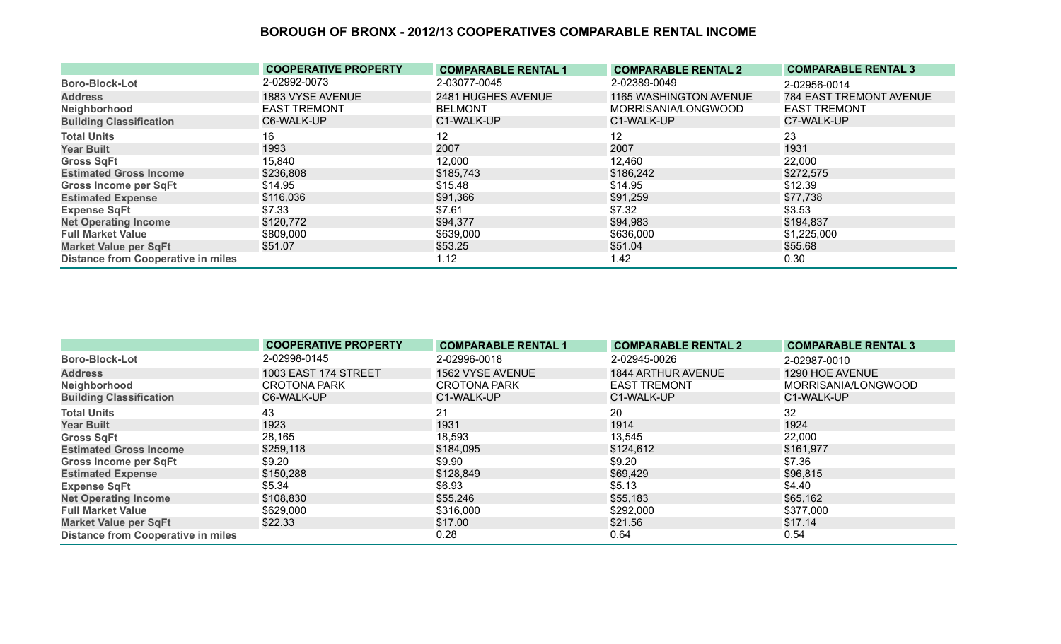# BOROUGH OF BRONX - 2012/13 COOPERATIVES COMPARABLE RENTAL INCOME

| | COOPERATIVE PROPERTY | COMPARABLE RENTAL 1 | COMPARABLE RENTAL 2 | COMPARABLE RENTAL 3 |
|---|---|---|---|---|
| Boro-Block-Lot | 2-02992-0073 | 2-03077-0045 | 2-02389-0049 | 2-02956-0014 |
| Address | 1883 VYSE AVENUE | 2481 HUGHES AVENUE | 1165 WASHINGTON AVENUE | 784 EAST TREMONT AVENUE |
| Neighborhood | EAST TREMONT | BELMONT | MORRISANIA/LONGWOOD | EAST TREMONT |
| Building Classification | C6-WALK-UP | C1-WALK-UP | C1-WALK-UP | C7-WALK-UP |
| Total Units | 16 | 12 | 12 | 23 |
| Year Built | 1993 | 2007 | 2007 | 1931 |
| Gross SqFt | 15,840 | 12,000 | 12,460 | 22,000 |
| Estimated Gross Income | $236,808 | $185,743 | $186,242 | $272,575 |
| Gross Income per SqFt | $14.95 | $15.48 | $14.95 | $12.39 |
| Estimated Expense | $116,036 | $91,366 | $91,259 | $77,738 |
| Expense SqFt | $7.33 | $7.61 | $7.32 | $3.53 |
| Net Operating Income | $120,772 | $94,377 | $94,983 | $194,837 |
| Full Market Value | $809,000 | $639,000 | $636,000 | $1,225,000 |
| Market Value per SqFt | $51.07 | $53.25 | $51.04 | $55.68 |
| Distance from Cooperative in miles | | 1.12 | 1.42 | 0.30 |

| | COOPERATIVE PROPERTY | COMPARABLE RENTAL 1 | COMPARABLE RENTAL 2 | COMPARABLE RENTAL 3 |
|---|---|---|---|---|
| Boro-Block-Lot | 2-02998-0145 | 2-02996-0018 | 2-02945-0026 | 2-02987-0010 |
| Address | 1003 EAST 174 STREET | 1562 VYSE AVENUE | 1844 ARTHUR AVENUE | 1290 HOE AVENUE |
| Neighborhood | CROTONA PARK | CROTONA PARK | EAST TREMONT | MORRISANIA/LONGWOOD |
| Building Classification | C6-WALK-UP | C1-WALK-UP | C1-WALK-UP | C1-WALK-UP |
| Total Units | 43 | 21 | 20 | 32 |
| Year Built | 1923 | 1931 | 1914 | 1924 |
| Gross SqFt | 28,165 | 18,593 | 13,545 | 22,000 |
| Estimated Gross Income | $259,118 | $184,095 | $124,612 | $161,977 |
| Gross Income per SqFt | $9.20 | $9.90 | $9.20 | $7.36 |
| Estimated Expense | $150,288 | $128,849 | $69,429 | $96,815 |
| Expense SqFt | $5.34 | $6.93 | $5.13 | $4.40 |
| Net Operating Income | $108,830 | $55,246 | $55,183 | $65,162 |
| Full Market Value | $629,000 | $316,000 | $292,000 | $377,000 |
| Market Value per SqFt | $22.33 | $17.00 | $21.56 | $17.14 |
| Distance from Cooperative in miles | | 0.28 | 0.64 | 0.54 |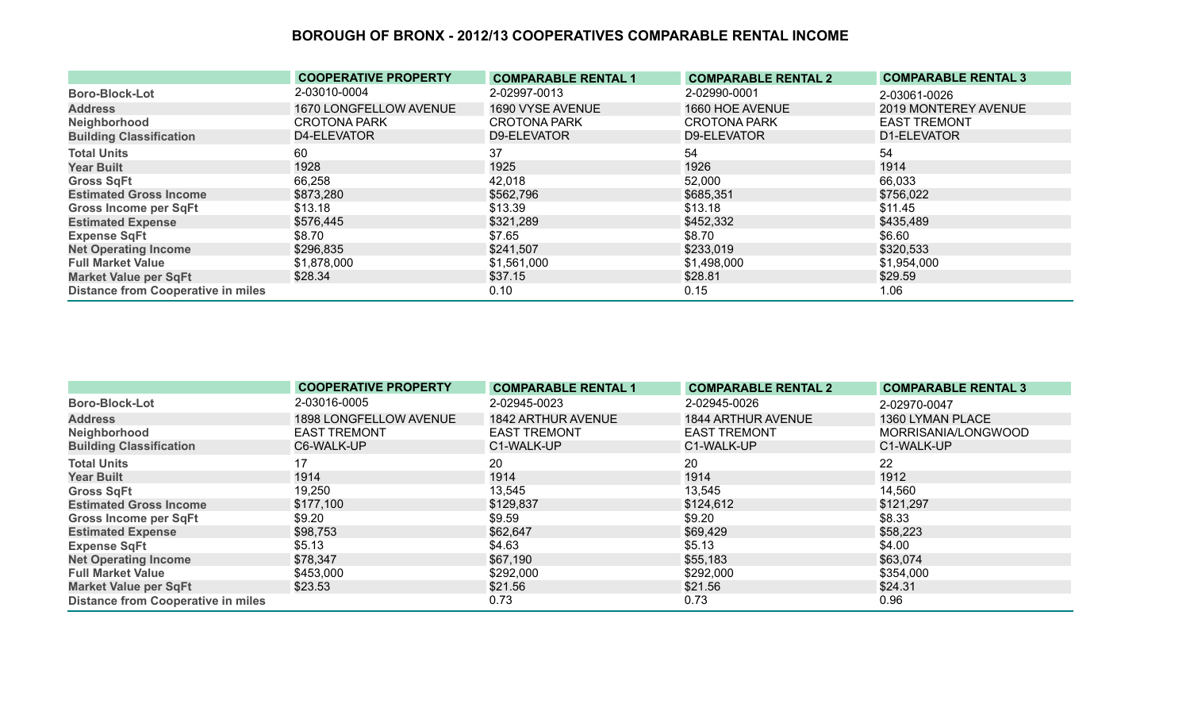## BOROUGH OF BRONX - 2012/13 COOPERATIVES COMPARABLE RENTAL INCOME

| | COOPERATIVE PROPERTY | COMPARABLE RENTAL 1 | COMPARABLE RENTAL 2 | COMPARABLE RENTAL 3 |
|---|---|---|---|---|
| Boro-Block-Lot | 2-03010-0004 | 2-02997-0013 | 2-02990-0001 | 2-03061-0026 |
| Address | 1670 LONGFELLOW AVENUE | 1690 VYSE AVENUE | 1660 HOE AVENUE | 2019 MONTEREY AVENUE |
| Neighborhood | CROTONA PARK | CROTONA PARK | CROTONA PARK | EAST TREMONT |
| Building Classification | D4-ELEVATOR | D9-ELEVATOR | D9-ELEVATOR | D1-ELEVATOR |
| Total Units | 60 | 37 | 54 | 54 |
| Year Built | 1928 | 1925 | 1926 | 1914 |
| Gross SqFt | 66,258 | 42,018 | 52,000 | 66,033 |
| Estimated Gross Income | $873,280 | $562,796 | $685,351 | $756,022 |
| Gross Income per SqFt | $13.18 | $13.39 | $13.18 | $11.45 |
| Estimated Expense | $576,445 | $321,289 | $452,332 | $435,489 |
| Expense SqFt | $8.70 | $7.65 | $8.70 | $6.60 |
| Net Operating Income | $296,835 | $241,507 | $233,019 | $320,533 |
| Full Market Value | $1,878,000 | $1,561,000 | $1,498,000 | $1,954,000 |
| Market Value per SqFt | $28.34 | $37.15 | $28.81 | $29.59 |
| Distance from Cooperative in miles | | 0.10 | 0.15 | 1.06 |

| | COOPERATIVE PROPERTY | COMPARABLE RENTAL 1 | COMPARABLE RENTAL 2 | COMPARABLE RENTAL 3 |
|---|---|---|---|---|
| Boro-Block-Lot | 2-03016-0005 | 2-02945-0023 | 2-02945-0026 | 2-02970-0047 |
| Address | 1898 LONGFELLOW AVENUE | 1842 ARTHUR AVENUE | 1844 ARTHUR AVENUE | 1360 LYMAN PLACE |
| Neighborhood | EAST TREMONT | EAST TREMONT | EAST TREMONT | MORRISANIA/LONGWOOD |
| Building Classification | C6-WALK-UP | C1-WALK-UP | C1-WALK-UP | C1-WALK-UP |
| Total Units | 17 | 20 | 20 | 22 |
| Year Built | 1914 | 1914 | 1914 | 1912 |
| Gross SqFt | 19,250 | 13,545 | 13,545 | 14,560 |
| Estimated Gross Income | $177,100 | $129,837 | $124,612 | $121,297 |
| Gross Income per SqFt | $9.20 | $9.59 | $9.20 | $8.33 |
| Estimated Expense | $98,753 | $62,647 | $69,429 | $58,223 |
| Expense SqFt | $5.13 | $4.63 | $5.13 | $4.00 |
| Net Operating Income | $78,347 | $67,190 | $55,183 | $63,074 |
| Full Market Value | $453,000 | $292,000 | $292,000 | $354,000 |
| Market Value per SqFt | $23.53 | $21.56 | $21.56 | $24.31 |
| Distance from Cooperative in miles | | 0.73 | 0.73 | 0.96 |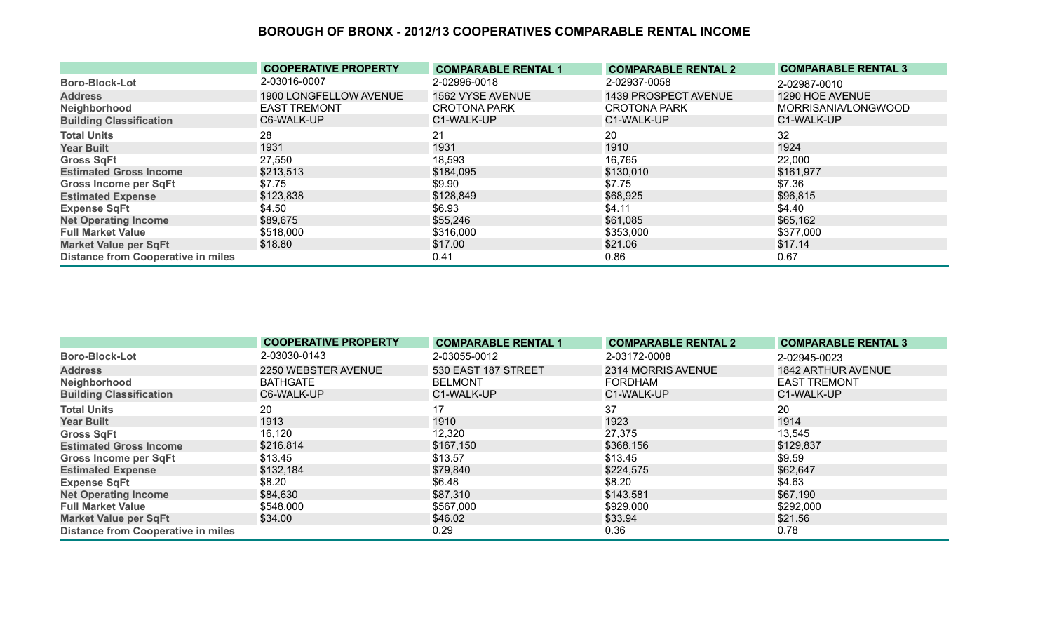# BOROUGH OF BRONX - 2012/13 COOPERATIVES COMPARABLE RENTAL INCOME

| | COOPERATIVE PROPERTY | COMPARABLE RENTAL 1 | COMPARABLE RENTAL 2 | COMPARABLE RENTAL 3 |
|---|---|---|---|---|
| Boro-Block-Lot | 2-03016-0007 | 2-02996-0018 | 2-02937-0058 | 2-02987-0010 |
| Address | 1900 LONGFELLOW AVENUE | 1562 VYSE AVENUE | 1439 PROSPECT AVENUE | 1290 HOE AVENUE |
| Neighborhood | EAST TREMONT | CROTONA PARK | CROTONA PARK | MORRISANIA/LONGWOOD |
| Building Classification | C6-WALK-UP | C1-WALK-UP | C1-WALK-UP | C1-WALK-UP |
| Total Units | 28 | 21 | 20 | 32 |
| Year Built | 1931 | 1931 | 1910 | 1924 |
| Gross SqFt | 27,550 | 18,593 | 16,765 | 22,000 |
| Estimated Gross Income | $213,513 | $184,095 | $130,010 | $161,977 |
| Gross Income per SqFt | $7.75 | $9.90 | $7.75 | $7.36 |
| Estimated Expense | $123,838 | $128,849 | $68,925 | $96,815 |
| Expense SqFt | $4.50 | $6.93 | $4.11 | $4.40 |
| Net Operating Income | $89,675 | $55,246 | $61,085 | $65,162 |
| Full Market Value | $518,000 | $316,000 | $353,000 | $377,000 |
| Market Value per SqFt | $18.80 | $17.00 | $21.06 | $17.14 |
| Distance from Cooperative in miles | | 0.41 | 0.86 | 0.67 |

| | COOPERATIVE PROPERTY | COMPARABLE RENTAL 1 | COMPARABLE RENTAL 2 | COMPARABLE RENTAL 3 |
|---|---|---|---|---|
| Boro-Block-Lot | 2-03030-0143 | 2-03055-0012 | 2-03172-0008 | 2-02945-0023 |
| Address | 2250 WEBSTER AVENUE | 530 EAST 187 STREET | 2314 MORRIS AVENUE | 1842 ARTHUR AVENUE |
| Neighborhood | BATHGATE | BELMONT | FORDHAM | EAST TREMONT |
| Building Classification | C6-WALK-UP | C1-WALK-UP | C1-WALK-UP | C1-WALK-UP |
| Total Units | 20 | 17 | 37 | 20 |
| Year Built | 1913 | 1910 | 1923 | 1914 |
| Gross SqFt | 16,120 | 12,320 | 27,375 | 13,545 |
| Estimated Gross Income | $216,814 | $167,150 | $368,156 | $129,837 |
| Gross Income per SqFt | $13.45 | $13.57 | $13.45 | $9.59 |
| Estimated Expense | $132,184 | $79,840 | $224,575 | $62,647 |
| Expense SqFt | $8.20 | $6.48 | $8.20 | $4.63 |
| Net Operating Income | $84,630 | $87,310 | $143,581 | $67,190 |
| Full Market Value | $548,000 | $567,000 | $929,000 | $292,000 |
| Market Value per SqFt | $34.00 | $46.02 | $33.94 | $21.56 |
| Distance from Cooperative in miles | | 0.29 | 0.36 | 0.78 |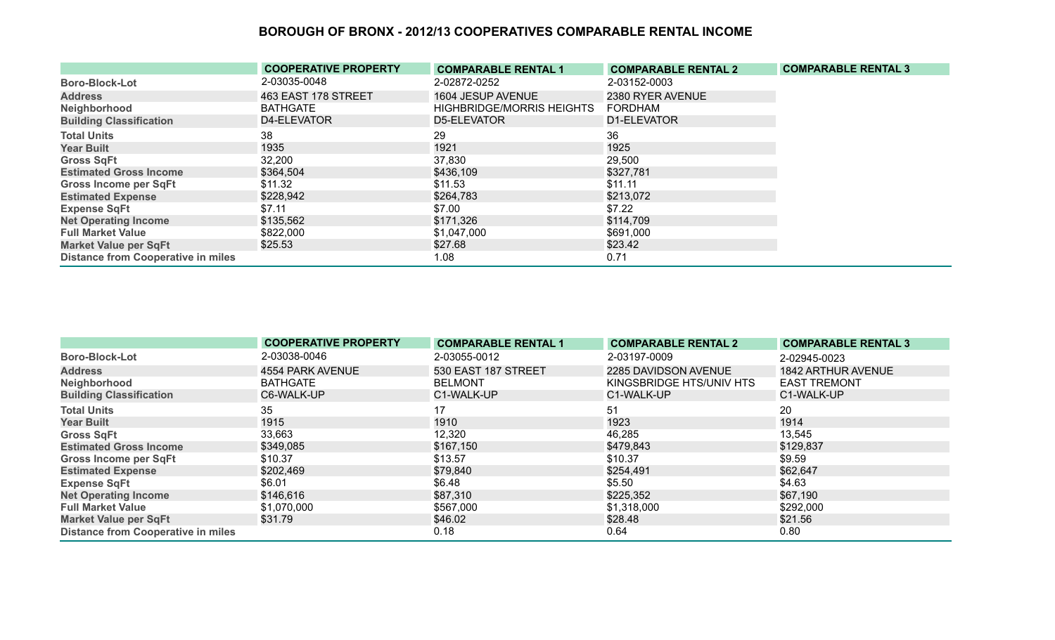# BOROUGH OF BRONX - 2012/13 COOPERATIVES COMPARABLE RENTAL INCOME

| | COOPERATIVE PROPERTY | COMPARABLE RENTAL 1 | COMPARABLE RENTAL 2 | COMPARABLE RENTAL 3 |
|---|---|---|---|---|
| Boro-Block-Lot | 2-03035-0048 | 2-02872-0252 | 2-03152-0003 | |
| Address | 463 EAST 178 STREET | 1604 JESUP AVENUE | 2380 RYER AVENUE | |
| Neighborhood | BATHGATE | HIGHBRIDGE/MORRIS HEIGHTS | FORDHAM | |
| Building Classification | D4-ELEVATOR | D5-ELEVATOR | D1-ELEVATOR | |
| Total Units | 38 | 29 | 36 | |
| Year Built | 1935 | 1921 | 1925 | |
| Gross SqFt | 32,200 | 37,830 | 29,500 | |
| Estimated Gross Income | $364,504 | $436,109 | $327,781 | |
| Gross Income per SqFt | $11.32 | $11.53 | $11.11 | |
| Estimated Expense | $228,942 | $264,783 | $213,072 | |
| Expense SqFt | $7.11 | $7.00 | $7.22 | |
| Net Operating Income | $135,562 | $171,326 | $114,709 | |
| Full Market Value | $822,000 | $1,047,000 | $691,000 | |
| Market Value per SqFt | $25.53 | $27.68 | $23.42 | |
| Distance from Cooperative in miles | | 1.08 | 0.71 | |

| | COOPERATIVE PROPERTY | COMPARABLE RENTAL 1 | COMPARABLE RENTAL 2 | COMPARABLE RENTAL 3 |
|---|---|---|---|---|
| Boro-Block-Lot | 2-03038-0046 | 2-03055-0012 | 2-03197-0009 | 2-02945-0023 |
| Address | 4554 PARK AVENUE | 530 EAST 187 STREET | 2285 DAVIDSON AVENUE | 1842 ARTHUR AVENUE |
| Neighborhood | BATHGATE | BELMONT | KINGSBRIDGE HTS/UNIV HTS | EAST TREMONT |
| Building Classification | C6-WALK-UP | C1-WALK-UP | C1-WALK-UP | C1-WALK-UP |
| Total Units | 35 | 17 | 51 | 20 |
| Year Built | 1915 | 1910 | 1923 | 1914 |
| Gross SqFt | 33,663 | 12,320 | 46,285 | 13,545 |
| Estimated Gross Income | $349,085 | $167,150 | $479,843 | $129,837 |
| Gross Income per SqFt | $10.37 | $13.57 | $10.37 | $9.59 |
| Estimated Expense | $202,469 | $79,840 | $254,491 | $62,647 |
| Expense SqFt | $6.01 | $6.48 | $5.50 | $4.63 |
| Net Operating Income | $146,616 | $87,310 | $225,352 | $67,190 |
| Full Market Value | $1,070,000 | $567,000 | $1,318,000 | $292,000 |
| Market Value per SqFt | $31.79 | $46.02 | $28.48 | $21.56 |
| Distance from Cooperative in miles | | 0.18 | 0.64 | 0.80 |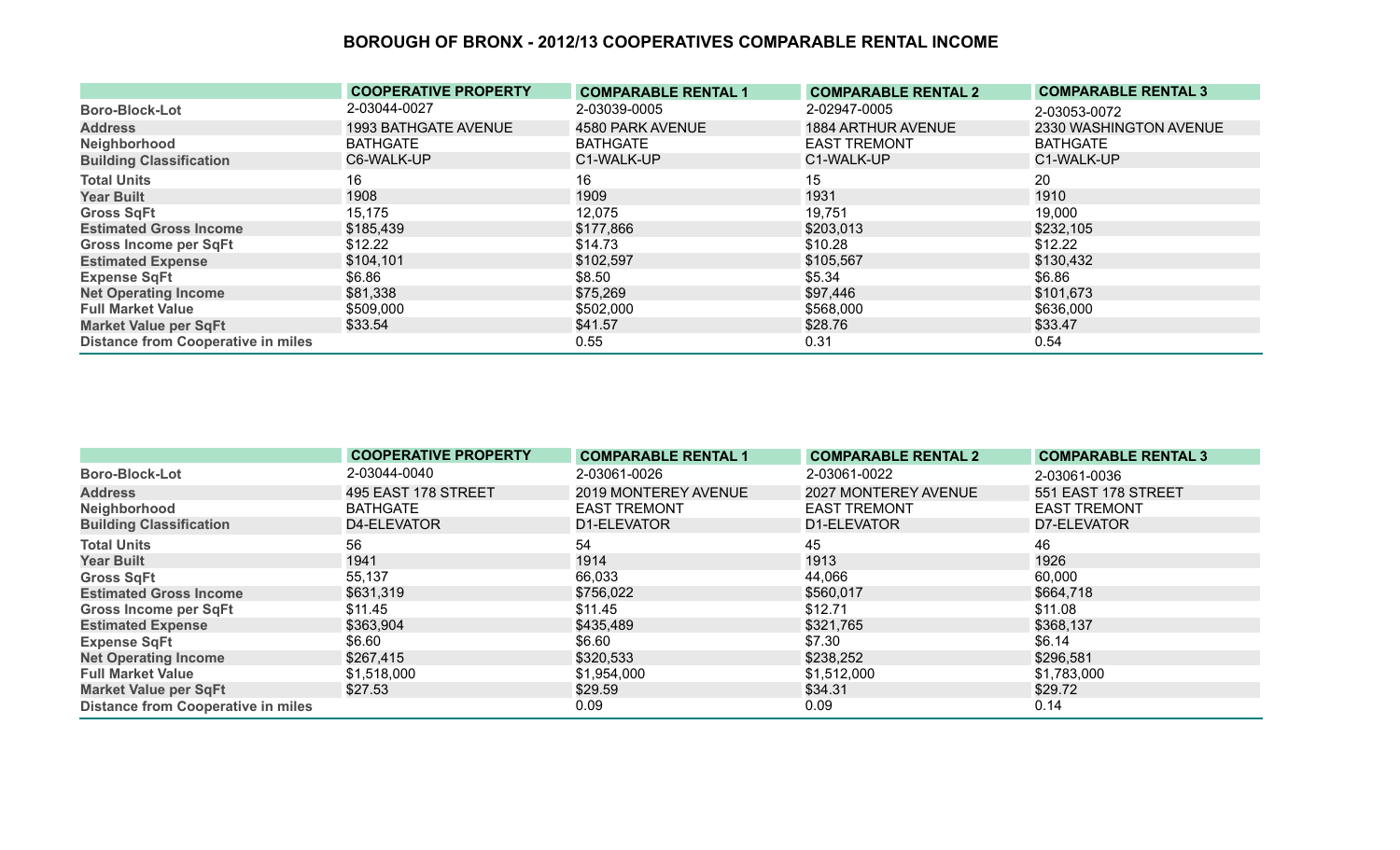# BOROUGH OF BRONX - 2012/13 COOPERATIVES COMPARABLE RENTAL INCOME

| | COOPERATIVE PROPERTY | COMPARABLE RENTAL 1 | COMPARABLE RENTAL 2 | COMPARABLE RENTAL 3 |
|---|---|---|---|---|
| Boro-Block-Lot | 2-03044-0027 | 2-03039-0005 | 2-02947-0005 | 2-03053-0072 |
| Address | 1993 BATHGATE AVENUE | 4580 PARK AVENUE | 1884 ARTHUR AVENUE | 2330 WASHINGTON AVENUE |
| Neighborhood | BATHGATE | BATHGATE | EAST TREMONT | BATHGATE |
| Building Classification | C6-WALK-UP | C1-WALK-UP | C1-WALK-UP | C1-WALK-UP |
| Total Units | 16 | 16 | 15 | 20 |
| Year Built | 1908 | 1909 | 1931 | 1910 |
| Gross SqFt | 15,175 | 12,075 | 19,751 | 19,000 |
| Estimated Gross Income | $185,439 | $177,866 | $203,013 | $232,105 |
| Gross Income per SqFt | $12.22 | $14.73 | $10.28 | $12.22 |
| Estimated Expense | $104,101 | $102,597 | $105,567 | $130,432 |
| Expense SqFt | $6.86 | $8.50 | $5.34 | $6.86 |
| Net Operating Income | $81,338 | $75,269 | $97,446 | $101,673 |
| Full Market Value | $509,000 | $502,000 | $568,000 | $636,000 |
| Market Value per SqFt | $33.54 | $41.57 | $28.76 | $33.47 |
| Distance from Cooperative in miles | | 0.55 | 0.31 | 0.54 |

| | COOPERATIVE PROPERTY | COMPARABLE RENTAL 1 | COMPARABLE RENTAL 2 | COMPARABLE RENTAL 3 |
|---|---|---|---|---|
| Boro-Block-Lot | 2-03044-0040 | 2-03061-0026 | 2-03061-0022 | 2-03061-0036 |
| Address | 495 EAST 178 STREET | 2019 MONTEREY AVENUE | 2027 MONTEREY AVENUE | 551 EAST 178 STREET |
| Neighborhood | BATHGATE | EAST TREMONT | EAST TREMONT | EAST TREMONT |
| Building Classification | D4-ELEVATOR | D1-ELEVATOR | D1-ELEVATOR | D7-ELEVATOR |
| Total Units | 56 | 54 | 45 | 46 |
| Year Built | 1941 | 1914 | 1913 | 1926 |
| Gross SqFt | 55,137 | 66,033 | 44,066 | 60,000 |
| Estimated Gross Income | $631,319 | $756,022 | $560,017 | $664,718 |
| Gross Income per SqFt | $11.45 | $11.45 | $12.71 | $11.08 |
| Estimated Expense | $363,904 | $435,489 | $321,765 | $368,137 |
| Expense SqFt | $6.60 | $6.60 | $7.30 | $6.14 |
| Net Operating Income | $267,415 | $320,533 | $238,252 | $296,581 |
| Full Market Value | $1,518,000 | $1,954,000 | $1,512,000 | $1,783,000 |
| Market Value per SqFt | $27.53 | $29.59 | $34.31 | $29.72 |
| Distance from Cooperative in miles | | 0.09 | 0.09 | 0.14 |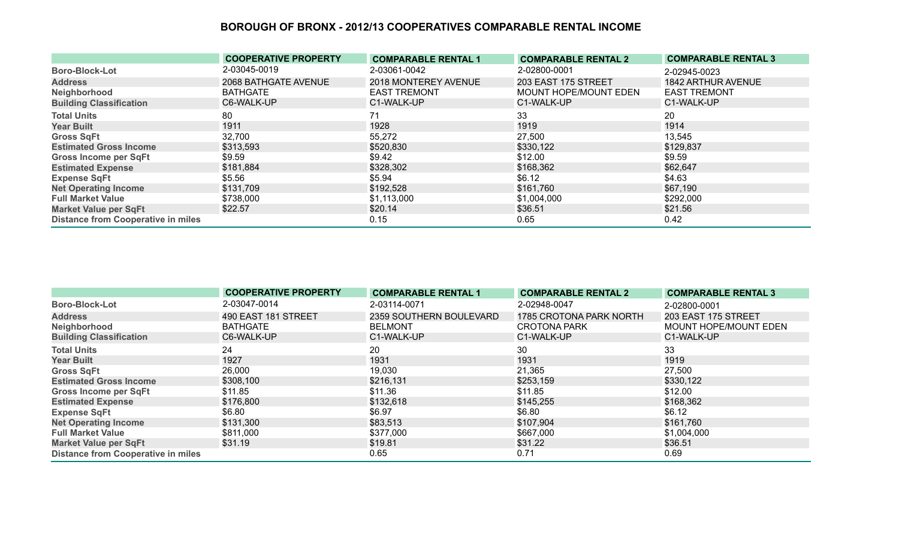# BOROUGH OF BRONX - 2012/13 COOPERATIVES COMPARABLE RENTAL INCOME

| | COOPERATIVE PROPERTY | COMPARABLE RENTAL 1 | COMPARABLE RENTAL 2 | COMPARABLE RENTAL 3 |
|---|---|---|---|---|
| Boro-Block-Lot | 2-03045-0019 | 2-03061-0042 | 2-02800-0001 | 2-02945-0023 |
| Address | 2068 BATHGATE AVENUE | 2018 MONTEREY AVENUE | 203 EAST 175 STREET | 1842 ARTHUR AVENUE |
| Neighborhood | BATHGATE | EAST TREMONT | MOUNT HOPE/MOUNT EDEN | EAST TREMONT |
| Building Classification | C6-WALK-UP | C1-WALK-UP | C1-WALK-UP | C1-WALK-UP |
| Total Units | 80 | 71 | 33 | 20 |
| Year Built | 1911 | 1928 | 1919 | 1914 |
| Gross SqFt | 32,700 | 55,272 | 27,500 | 13,545 |
| Estimated Gross Income | $313,593 | $520,830 | $330,122 | $129,837 |
| Gross Income per SqFt | $9.59 | $9.42 | $12.00 | $9.59 |
| Estimated Expense | $181,884 | $328,302 | $168,362 | $62,647 |
| Expense SqFt | $5.56 | $5.94 | $6.12 | $4.63 |
| Net Operating Income | $131,709 | $192,528 | $161,760 | $67,190 |
| Full Market Value | $738,000 | $1,113,000 | $1,004,000 | $292,000 |
| Market Value per SqFt | $22.57 | $20.14 | $36.51 | $21.56 |
| Distance from Cooperative in miles | | 0.15 | 0.65 | 0.42 |

| | COOPERATIVE PROPERTY | COMPARABLE RENTAL 1 | COMPARABLE RENTAL 2 | COMPARABLE RENTAL 3 |
|---|---|---|---|---|
| Boro-Block-Lot | 2-03047-0014 | 2-03114-0071 | 2-02948-0047 | 2-02800-0001 |
| Address | 490 EAST 181 STREET | 2359 SOUTHERN BOULEVARD | 1785 CROTONA PARK NORTH | 203 EAST 175 STREET |
| Neighborhood | BATHGATE | BELMONT | CROTONA PARK | MOUNT HOPE/MOUNT EDEN |
| Building Classification | C6-WALK-UP | C1-WALK-UP | C1-WALK-UP | C1-WALK-UP |
| Total Units | 24 | 20 | 30 | 33 |
| Year Built | 1927 | 1931 | 1931 | 1919 |
| Gross SqFt | 26,000 | 19,030 | 21,365 | 27,500 |
| Estimated Gross Income | $308,100 | $216,131 | $253,159 | $330,122 |
| Gross Income per SqFt | $11.85 | $11.36 | $11.85 | $12.00 |
| Estimated Expense | $176,800 | $132,618 | $145,255 | $168,362 |
| Expense SqFt | $6.80 | $6.97 | $6.80 | $6.12 |
| Net Operating Income | $131,300 | $83,513 | $107,904 | $161,760 |
| Full Market Value | $811,000 | $377,000 | $667,000 | $1,004,000 |
| Market Value per SqFt | $31.19 | $19.81 | $31.22 | $36.51 |
| Distance from Cooperative in miles | | 0.65 | 0.71 | 0.69 |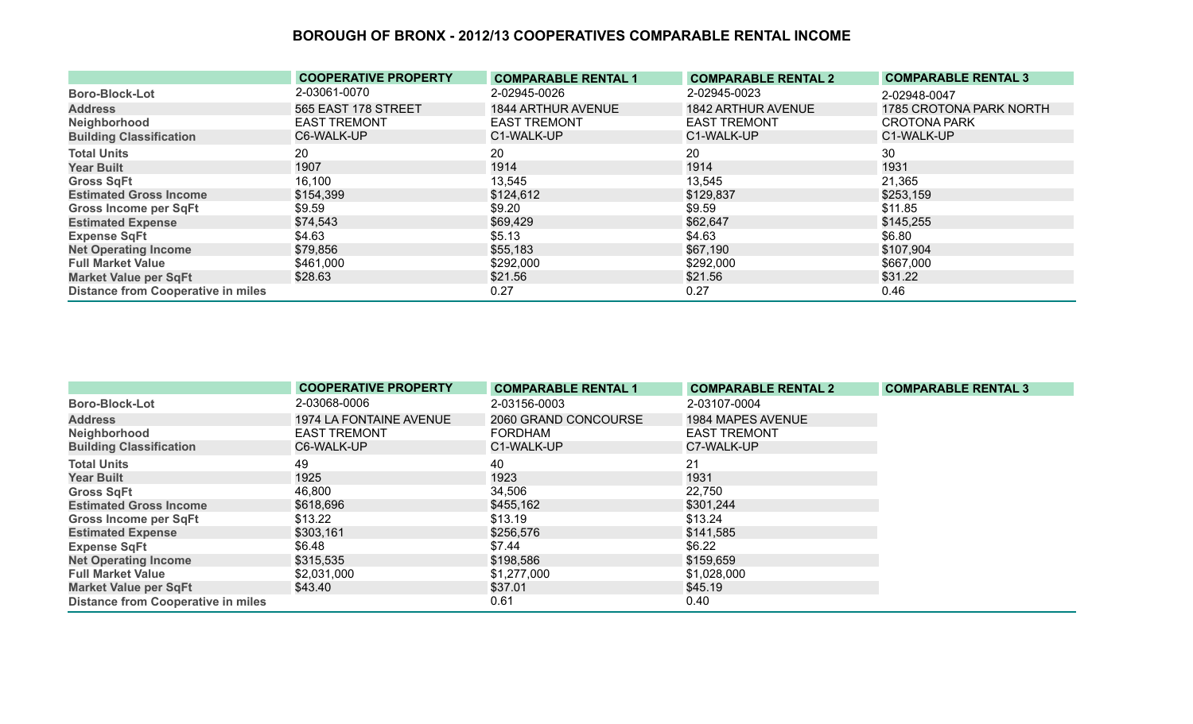## BOROUGH OF BRONX - 2012/13 COOPERATIVES COMPARABLE RENTAL INCOME

| | COOPERATIVE PROPERTY | COMPARABLE RENTAL 1 | COMPARABLE RENTAL 2 | COMPARABLE RENTAL 3 |
|---|---|---|---|---|
| Boro-Block-Lot | 2-03061-0070 | 2-02945-0026 | 2-02945-0023 | 2-02948-0047 |
| Address | 565 EAST 178 STREET | 1844 ARTHUR AVENUE | 1842 ARTHUR AVENUE | 1785 CROTONA PARK NORTH |
| Neighborhood | EAST TREMONT | EAST TREMONT | EAST TREMONT | CROTONA PARK |
| Building Classification | C6-WALK-UP | C1-WALK-UP | C1-WALK-UP | C1-WALK-UP |
| Total Units | 20 | 20 | 20 | 30 |
| Year Built | 1907 | 1914 | 1914 | 1931 |
| Gross SqFt | 16,100 | 13,545 | 13,545 | 21,365 |
| Estimated Gross Income | $154,399 | $124,612 | $129,837 | $253,159 |
| Gross Income per SqFt | $9.59 | $9.20 | $9.59 | $11.85 |
| Estimated Expense | $74,543 | $69,429 | $62,647 | $145,255 |
| Expense SqFt | $4.63 | $5.13 | $4.63 | $6.80 |
| Net Operating Income | $79,856 | $55,183 | $67,190 | $107,904 |
| Full Market Value | $461,000 | $292,000 | $292,000 | $667,000 |
| Market Value per SqFt | $28.63 | $21.56 | $21.56 | $31.22 |
| Distance from Cooperative in miles | | 0.27 | 0.27 | 0.46 |

| | COOPERATIVE PROPERTY | COMPARABLE RENTAL 1 | COMPARABLE RENTAL 2 | COMPARABLE RENTAL 3 |
|---|---|---|---|---|
| Boro-Block-Lot | 2-03068-0006 | 2-03156-0003 | 2-03107-0004 | |
| Address | 1974 LA FONTAINE AVENUE | 2060 GRAND CONCOURSE | 1984 MAPES AVENUE | |
| Neighborhood | EAST TREMONT | FORDHAM | EAST TREMONT | |
| Building Classification | C6-WALK-UP | C1-WALK-UP | C7-WALK-UP | |
| Total Units | 49 | 40 | 21 | |
| Year Built | 1925 | 1923 | 1931 | |
| Gross SqFt | 46,800 | 34,506 | 22,750 | |
| Estimated Gross Income | $618,696 | $455,162 | $301,244 | |
| Gross Income per SqFt | $13.22 | $13.19 | $13.24 | |
| Estimated Expense | $303,161 | $256,576 | $141,585 | |
| Expense SqFt | $6.48 | $7.44 | $6.22 | |
| Net Operating Income | $315,535 | $198,586 | $159,659 | |
| Full Market Value | $2,031,000 | $1,277,000 | $1,028,000 | |
| Market Value per SqFt | $43.40 | $37.01 | $45.19 | |
| Distance from Cooperative in miles | | 0.61 | 0.40 | |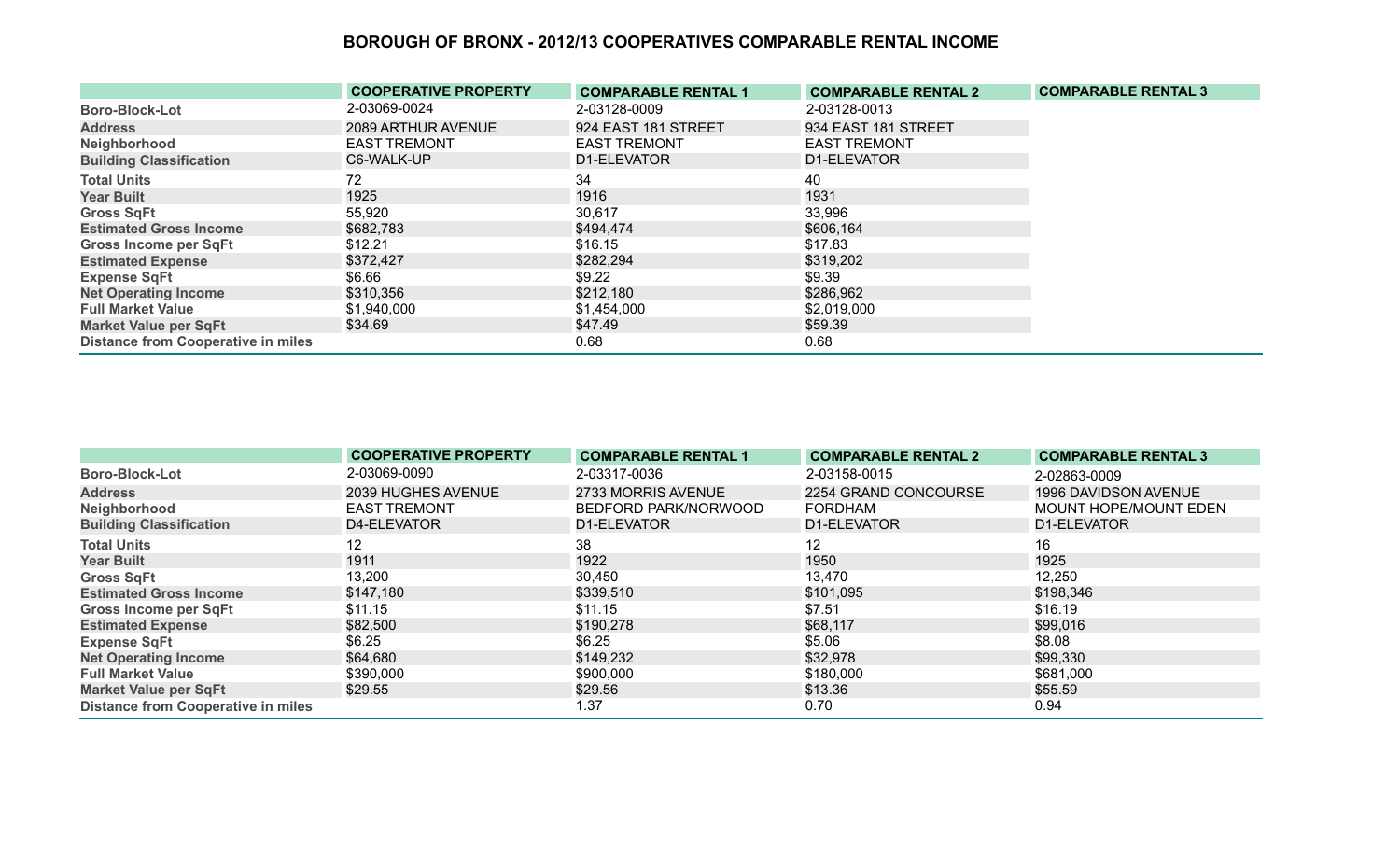# BOROUGH OF BRONX - 2012/13 COOPERATIVES COMPARABLE RENTAL INCOME

| | COOPERATIVE PROPERTY | COMPARABLE RENTAL 1 | COMPARABLE RENTAL 2 | COMPARABLE RENTAL 3 |
|---|---|---|---|---|
| Boro-Block-Lot | 2-03069-0024 | 2-03128-0009 | 2-03128-0013 | |
| Address | 2089 ARTHUR AVENUE | 924 EAST 181 STREET | 934 EAST 181 STREET | |
| Neighborhood | EAST TREMONT | EAST TREMONT | EAST TREMONT | |
| Building Classification | C6-WALK-UP | D1-ELEVATOR | D1-ELEVATOR | |
| Total Units | 72 | 34 | 40 | |
| Year Built | 1925 | 1916 | 1931 | |
| Gross SqFt | 55,920 | 30,617 | 33,996 | |
| Estimated Gross Income | $682,783 | $494,474 | $606,164 | |
| Gross Income per SqFt | $12.21 | $16.15 | $17.83 | |
| Estimated Expense | $372,427 | $282,294 | $319,202 | |
| Expense SqFt | $6.66 | $9.22 | $9.39 | |
| Net Operating Income | $310,356 | $212,180 | $286,962 | |
| Full Market Value | $1,940,000 | $1,454,000 | $2,019,000 | |
| Market Value per SqFt | $34.69 | $47.49 | $59.39 | |
| Distance from Cooperative in miles | | 0.68 | 0.68 | |

| | COOPERATIVE PROPERTY | COMPARABLE RENTAL 1 | COMPARABLE RENTAL 2 | COMPARABLE RENTAL 3 |
|---|---|---|---|---|
| Boro-Block-Lot | 2-03069-0090 | 2-03317-0036 | 2-03158-0015 | 2-02863-0009 |
| Address | 2039 HUGHES AVENUE | 2733 MORRIS AVENUE | 2254 GRAND CONCOURSE | 1996 DAVIDSON AVENUE |
| Neighborhood | EAST TREMONT | BEDFORD PARK/NORWOOD | FORDHAM | MOUNT HOPE/MOUNT EDEN |
| Building Classification | D4-ELEVATOR | D1-ELEVATOR | D1-ELEVATOR | D1-ELEVATOR |
| Total Units | 12 | 38 | 12 | 16 |
| Year Built | 1911 | 1922 | 1950 | 1925 |
| Gross SqFt | 13,200 | 30,450 | 13,470 | 12,250 |
| Estimated Gross Income | $147,180 | $339,510 | $101,095 | $198,346 |
| Gross Income per SqFt | $11.15 | $11.15 | $7.51 | $16.19 |
| Estimated Expense | $82,500 | $190,278 | $68,117 | $99,016 |
| Expense SqFt | $6.25 | $6.25 | $5.06 | $8.08 |
| Net Operating Income | $64,680 | $149,232 | $32,978 | $99,330 |
| Full Market Value | $390,000 | $900,000 | $180,000 | $681,000 |
| Market Value per SqFt | $29.55 | $29.56 | $13.36 | $55.59 |
| Distance from Cooperative in miles | | 1.37 | 0.70 | 0.94 |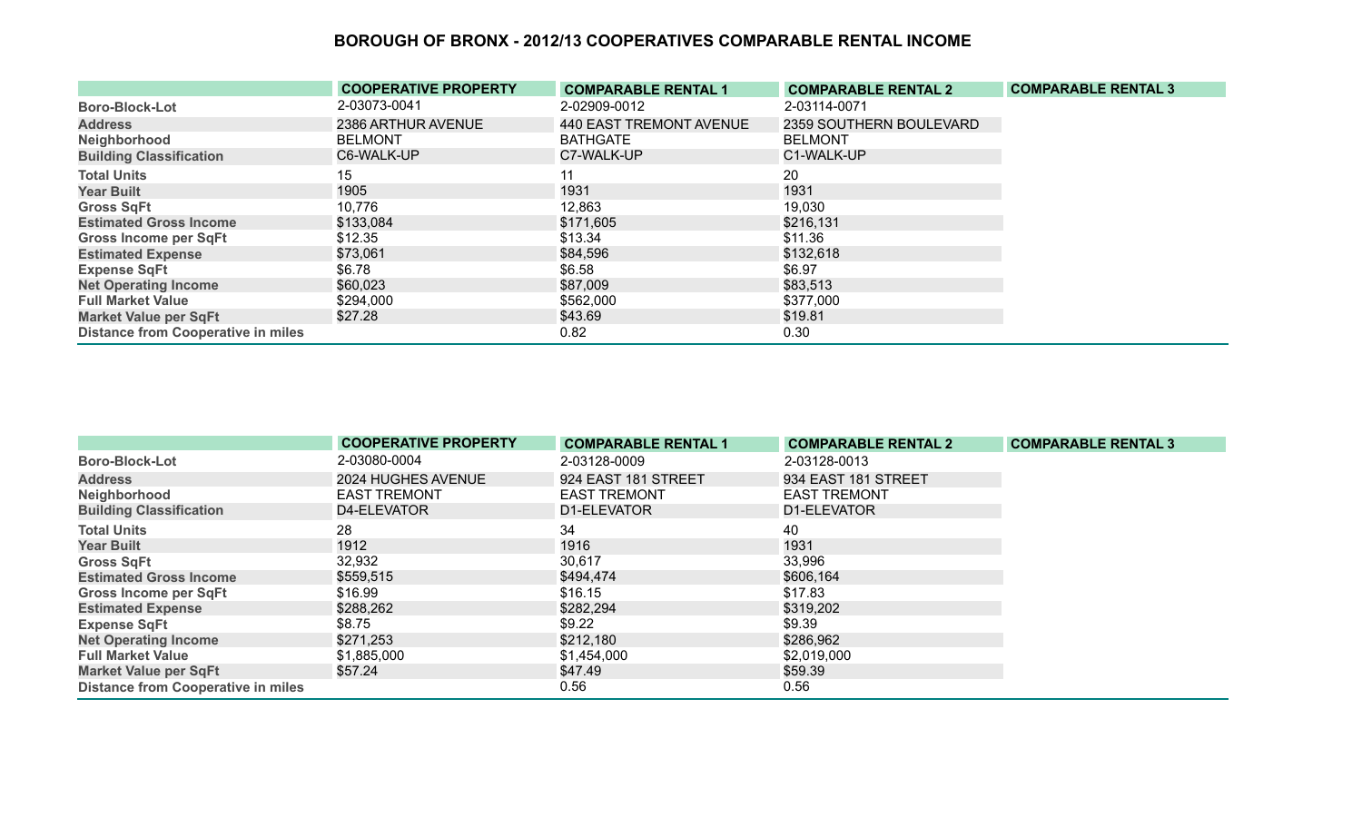# BOROUGH OF BRONX - 2012/13 COOPERATIVES COMPARABLE RENTAL INCOME

| | COOPERATIVE PROPERTY | COMPARABLE RENTAL 1 | COMPARABLE RENTAL 2 | COMPARABLE RENTAL 3 |
|---|---|---|---|---|
| Boro-Block-Lot | 2-03073-0041 | 2-02909-0012 | 2-03114-0071 | |
| Address | 2386 ARTHUR AVENUE | 440 EAST TREMONT AVENUE | 2359 SOUTHERN BOULEVARD | |
| Neighborhood | BELMONT | BATHGATE | BELMONT | |
| Building Classification | C6-WALK-UP | C7-WALK-UP | C1-WALK-UP | |
| Total Units | 15 | 11 | 20 | |
| Year Built | 1905 | 1931 | 1931 | |
| Gross SqFt | 10,776 | 12,863 | 19,030 | |
| Estimated Gross Income | $133,084 | $171,605 | $216,131 | |
| Gross Income per SqFt | $12.35 | $13.34 | $11.36 | |
| Estimated Expense | $73,061 | $84,596 | $132,618 | |
| Expense SqFt | $6.78 | $6.58 | $6.97 | |
| Net Operating Income | $60,023 | $87,009 | $83,513 | |
| Full Market Value | $294,000 | $562,000 | $377,000 | |
| Market Value per SqFt | $27.28 | $43.69 | $19.81 | |
| Distance from Cooperative in miles | | 0.82 | 0.30 | |

| | COOPERATIVE PROPERTY | COMPARABLE RENTAL 1 | COMPARABLE RENTAL 2 | COMPARABLE RENTAL 3 |
|---|---|---|---|---|
| Boro-Block-Lot | 2-03080-0004 | 2-03128-0009 | 2-03128-0013 | |
| Address | 2024 HUGHES AVENUE | 924 EAST 181 STREET | 934 EAST 181 STREET | |
| Neighborhood | EAST TREMONT | EAST TREMONT | EAST TREMONT | |
| Building Classification | D4-ELEVATOR | D1-ELEVATOR | D1-ELEVATOR | |
| Total Units | 28 | 34 | 40 | |
| Year Built | 1912 | 1916 | 1931 | |
| Gross SqFt | 32,932 | 30,617 | 33,996 | |
| Estimated Gross Income | $559,515 | $494,474 | $606,164 | |
| Gross Income per SqFt | $16.99 | $16.15 | $17.83 | |
| Estimated Expense | $288,262 | $282,294 | $319,202 | |
| Expense SqFt | $8.75 | $9.22 | $9.39 | |
| Net Operating Income | $271,253 | $212,180 | $286,962 | |
| Full Market Value | $1,885,000 | $1,454,000 | $2,019,000 | |
| Market Value per SqFt | $57.24 | $47.49 | $59.39 | |
| Distance from Cooperative in miles | | 0.56 | 0.56 | |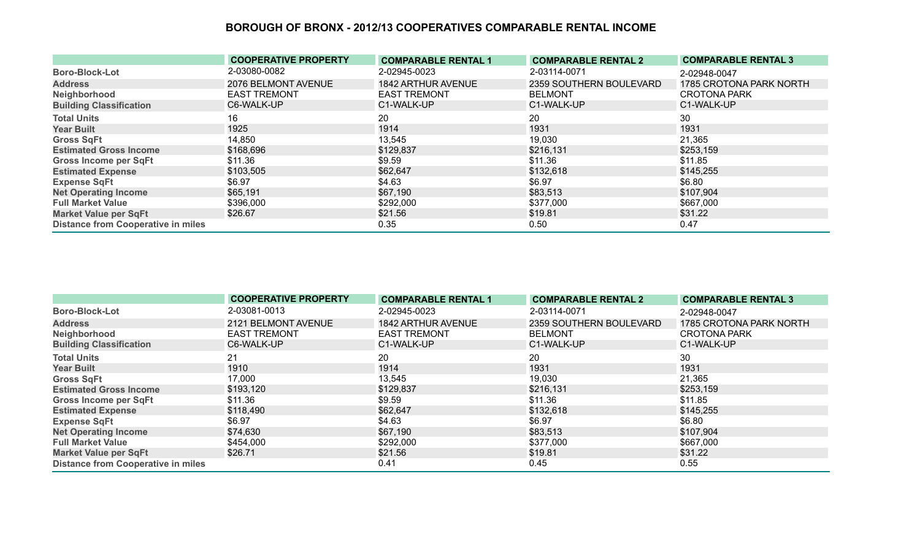# BOROUGH OF BRONX - 2012/13 COOPERATIVES COMPARABLE RENTAL INCOME

| | COOPERATIVE PROPERTY | COMPARABLE RENTAL 1 | COMPARABLE RENTAL 2 | COMPARABLE RENTAL 3 |
|---|---|---|---|---|
| Boro-Block-Lot | 2-03080-0082 | 2-02945-0023 | 2-03114-0071 | 2-02948-0047 |
| Address | 2076 BELMONT AVENUE | 1842 ARTHUR AVENUE | 2359 SOUTHERN BOULEVARD | 1785 CROTONA PARK NORTH |
| Neighborhood | EAST TREMONT | EAST TREMONT | BELMONT | CROTONA PARK |
| Building Classification | C6-WALK-UP | C1-WALK-UP | C1-WALK-UP | C1-WALK-UP |
| Total Units | 16 | 20 | 20 | 30 |
| Year Built | 1925 | 1914 | 1931 | 1931 |
| Gross SqFt | 14,850 | 13,545 | 19,030 | 21,365 |
| Estimated Gross Income | $168,696 | $129,837 | $216,131 | $253,159 |
| Gross Income per SqFt | $11.36 | $9.59 | $11.36 | $11.85 |
| Estimated Expense | $103,505 | $62,647 | $132,618 | $145,255 |
| Expense SqFt | $6.97 | $4.63 | $6.97 | $6.80 |
| Net Operating Income | $65,191 | $67,190 | $83,513 | $107,904 |
| Full Market Value | $396,000 | $292,000 | $377,000 | $667,000 |
| Market Value per SqFt | $26.67 | $21.56 | $19.81 | $31.22 |
| Distance from Cooperative in miles | | 0.35 | 0.50 | 0.47 |

| | COOPERATIVE PROPERTY | COMPARABLE RENTAL 1 | COMPARABLE RENTAL 2 | COMPARABLE RENTAL 3 |
|---|---|---|---|---|
| Boro-Block-Lot | 2-03081-0013 | 2-02945-0023 | 2-03114-0071 | 2-02948-0047 |
| Address | 2121 BELMONT AVENUE | 1842 ARTHUR AVENUE | 2359 SOUTHERN BOULEVARD | 1785 CROTONA PARK NORTH |
| Neighborhood | EAST TREMONT | EAST TREMONT | BELMONT | CROTONA PARK |
| Building Classification | C6-WALK-UP | C1-WALK-UP | C1-WALK-UP | C1-WALK-UP |
| Total Units | 21 | 20 | 20 | 30 |
| Year Built | 1910 | 1914 | 1931 | 1931 |
| Gross SqFt | 17,000 | 13,545 | 19,030 | 21,365 |
| Estimated Gross Income | $193,120 | $129,837 | $216,131 | $253,159 |
| Gross Income per SqFt | $11.36 | $9.59 | $11.36 | $11.85 |
| Estimated Expense | $118,490 | $62,647 | $132,618 | $145,255 |
| Expense SqFt | $6.97 | $4.63 | $6.97 | $6.80 |
| Net Operating Income | $74,630 | $67,190 | $83,513 | $107,904 |
| Full Market Value | $454,000 | $292,000 | $377,000 | $667,000 |
| Market Value per SqFt | $26.71 | $21.56 | $19.81 | $31.22 |
| Distance from Cooperative in miles | | 0.41 | 0.45 | 0.55 |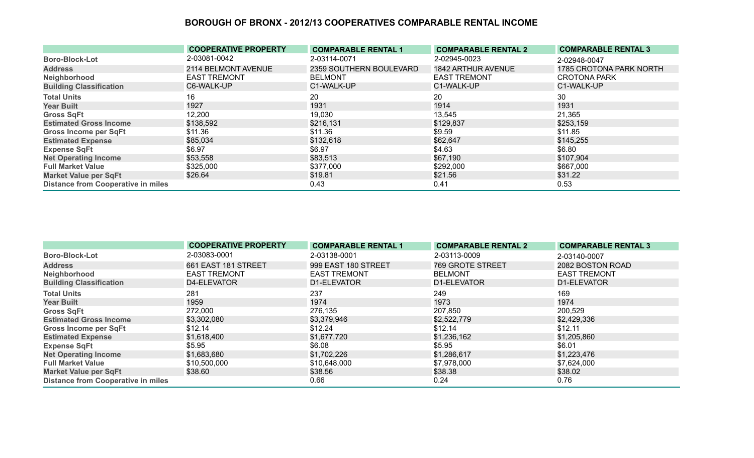# BOROUGH OF BRONX - 2012/13 COOPERATIVES COMPARABLE RENTAL INCOME

| | COOPERATIVE PROPERTY | COMPARABLE RENTAL 1 | COMPARABLE RENTAL 2 | COMPARABLE RENTAL 3 |
|---|---|---|---|---|
| Boro-Block-Lot | 2-03081-0042 | 2-03114-0071 | 2-02945-0023 | 2-02948-0047 |
| Address | 2114 BELMONT AVENUE | 2359 SOUTHERN BOULEVARD | 1842 ARTHUR AVENUE | 1785 CROTONA PARK NORTH |
| Neighborhood | EAST TREMONT | BELMONT | EAST TREMONT | CROTONA PARK |
| Building Classification | C6-WALK-UP | C1-WALK-UP | C1-WALK-UP | C1-WALK-UP |
| Total Units | 16 | 20 | 20 | 30 |
| Year Built | 1927 | 1931 | 1914 | 1931 |
| Gross SqFt | 12,200 | 19,030 | 13,545 | 21,365 |
| Estimated Gross Income | $138,592 | $216,131 | $129,837 | $253,159 |
| Gross Income per SqFt | $11.36 | $11.36 | $9.59 | $11.85 |
| Estimated Expense | $85,034 | $132,618 | $62,647 | $145,255 |
| Expense SqFt | $6.97 | $6.97 | $4.63 | $6.80 |
| Net Operating Income | $53,558 | $83,513 | $67,190 | $107,904 |
| Full Market Value | $325,000 | $377,000 | $292,000 | $667,000 |
| Market Value per SqFt | $26.64 | $19.81 | $21.56 | $31.22 |
| Distance from Cooperative in miles | | 0.43 | 0.41 | 0.53 |

| | COOPERATIVE PROPERTY | COMPARABLE RENTAL 1 | COMPARABLE RENTAL 2 | COMPARABLE RENTAL 3 |
|---|---|---|---|---|
| Boro-Block-Lot | 2-03083-0001 | 2-03138-0001 | 2-03113-0009 | 2-03140-0007 |
| Address | 661 EAST 181 STREET | 999 EAST 180 STREET | 769 GROTE STREET | 2082 BOSTON ROAD |
| Neighborhood | EAST TREMONT | EAST TREMONT | BELMONT | EAST TREMONT |
| Building Classification | D4-ELEVATOR | D1-ELEVATOR | D1-ELEVATOR | D1-ELEVATOR |
| Total Units | 281 | 237 | 249 | 169 |
| Year Built | 1959 | 1974 | 1973 | 1974 |
| Gross SqFt | 272,000 | 276,135 | 207,850 | 200,529 |
| Estimated Gross Income | $3,302,080 | $3,379,946 | $2,522,779 | $2,429,336 |
| Gross Income per SqFt | $12.14 | $12.24 | $12.14 | $12.11 |
| Estimated Expense | $1,618,400 | $1,677,720 | $1,236,162 | $1,205,860 |
| Expense SqFt | $5.95 | $6.08 | $5.95 | $6.01 |
| Net Operating Income | $1,683,680 | $1,702,226 | $1,286,617 | $1,223,476 |
| Full Market Value | $10,500,000 | $10,648,000 | $7,978,000 | $7,624,000 |
| Market Value per SqFt | $38.60 | $38.56 | $38.38 | $38.02 |
| Distance from Cooperative in miles | | 0.66 | 0.24 | 0.76 |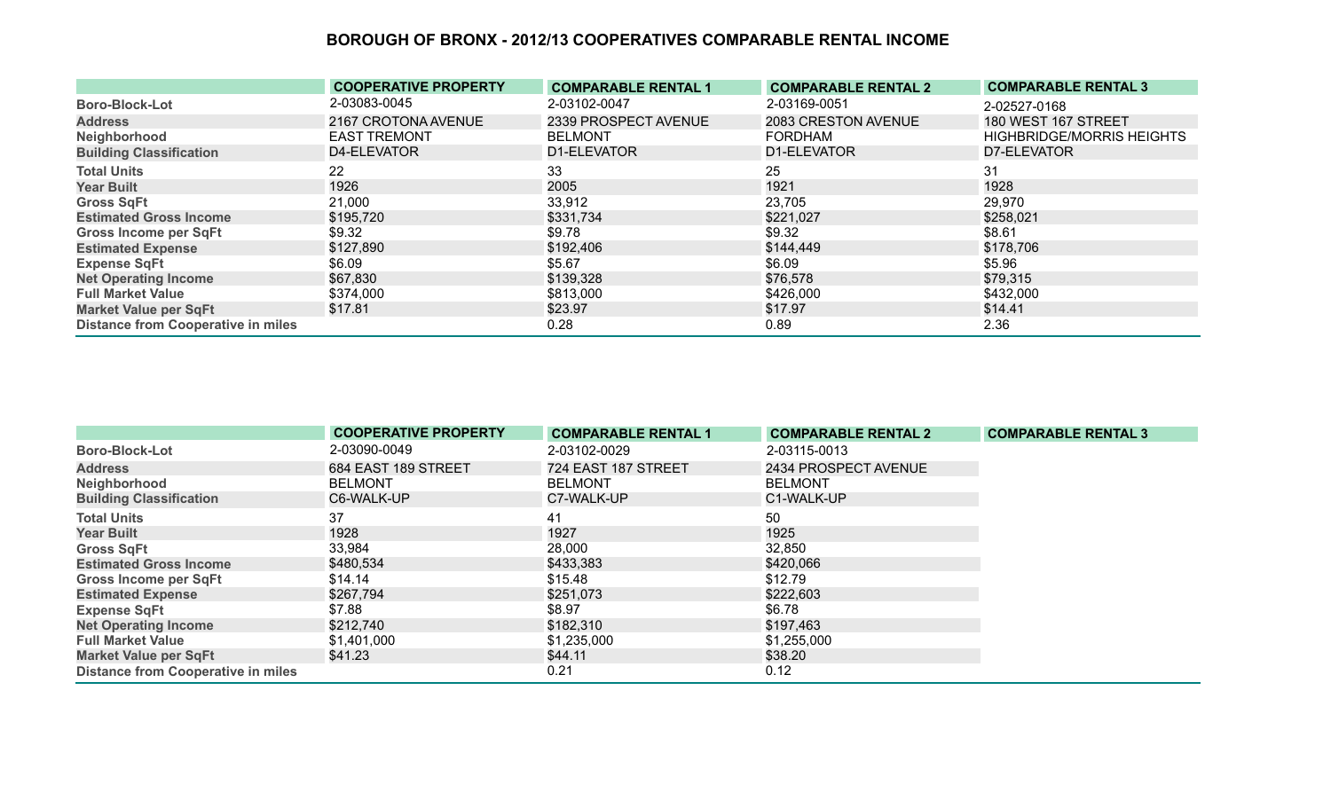# BOROUGH OF BRONX - 2012/13 COOPERATIVES COMPARABLE RENTAL INCOME

| | COOPERATIVE PROPERTY | COMPARABLE RENTAL 1 | COMPARABLE RENTAL 2 | COMPARABLE RENTAL 3 |
|---|---|---|---|---|
| Boro-Block-Lot | 2-03083-0045 | 2-03102-0047 | 2-03169-0051 | 2-02527-0168 |
| Address | 2167 CROTONA AVENUE | 2339 PROSPECT AVENUE | 2083 CRESTON AVENUE | 180 WEST 167 STREET |
| Neighborhood | EAST TREMONT | BELMONT | FORDHAM | HIGHBRIDGE/MORRIS HEIGHTS |
| Building Classification | D4-ELEVATOR | D1-ELEVATOR | D1-ELEVATOR | D7-ELEVATOR |
| Total Units | 22 | 33 | 25 | 31 |
| Year Built | 1926 | 2005 | 1921 | 1928 |
| Gross SqFt | 21,000 | 33,912 | 23,705 | 29,970 |
| Estimated Gross Income | $195,720 | $331,734 | $221,027 | $258,021 |
| Gross Income per SqFt | $9.32 | $9.78 | $9.32 | $8.61 |
| Estimated Expense | $127,890 | $192,406 | $144,449 | $178,706 |
| Expense SqFt | $6.09 | $5.67 | $6.09 | $5.96 |
| Net Operating Income | $67,830 | $139,328 | $76,578 | $79,315 |
| Full Market Value | $374,000 | $813,000 | $426,000 | $432,000 |
| Market Value per SqFt | $17.81 | $23.97 | $17.97 | $14.41 |
| Distance from Cooperative in miles | | 0.28 | 0.89 | 2.36 |

| | COOPERATIVE PROPERTY | COMPARABLE RENTAL 1 | COMPARABLE RENTAL 2 | COMPARABLE RENTAL 3 |
|---|---|---|---|---|
| Boro-Block-Lot | 2-03090-0049 | 2-03102-0029 | 2-03115-0013 | |
| Address | 684 EAST 189 STREET | 724 EAST 187 STREET | 2434 PROSPECT AVENUE | |
| Neighborhood | BELMONT | BELMONT | BELMONT | |
| Building Classification | C6-WALK-UP | C7-WALK-UP | C1-WALK-UP | |
| Total Units | 37 | 41 | 50 | |
| Year Built | 1928 | 1927 | 1925 | |
| Gross SqFt | 33,984 | 28,000 | 32,850 | |
| Estimated Gross Income | $480,534 | $433,383 | $420,066 | |
| Gross Income per SqFt | $14.14 | $15.48 | $12.79 | |
| Estimated Expense | $267,794 | $251,073 | $222,603 | |
| Expense SqFt | $7.88 | $8.97 | $6.78 | |
| Net Operating Income | $212,740 | $182,310 | $197,463 | |
| Full Market Value | $1,401,000 | $1,235,000 | $1,255,000 | |
| Market Value per SqFt | $41.23 | $44.11 | $38.20 | |
| Distance from Cooperative in miles | | 0.21 | 0.12 | |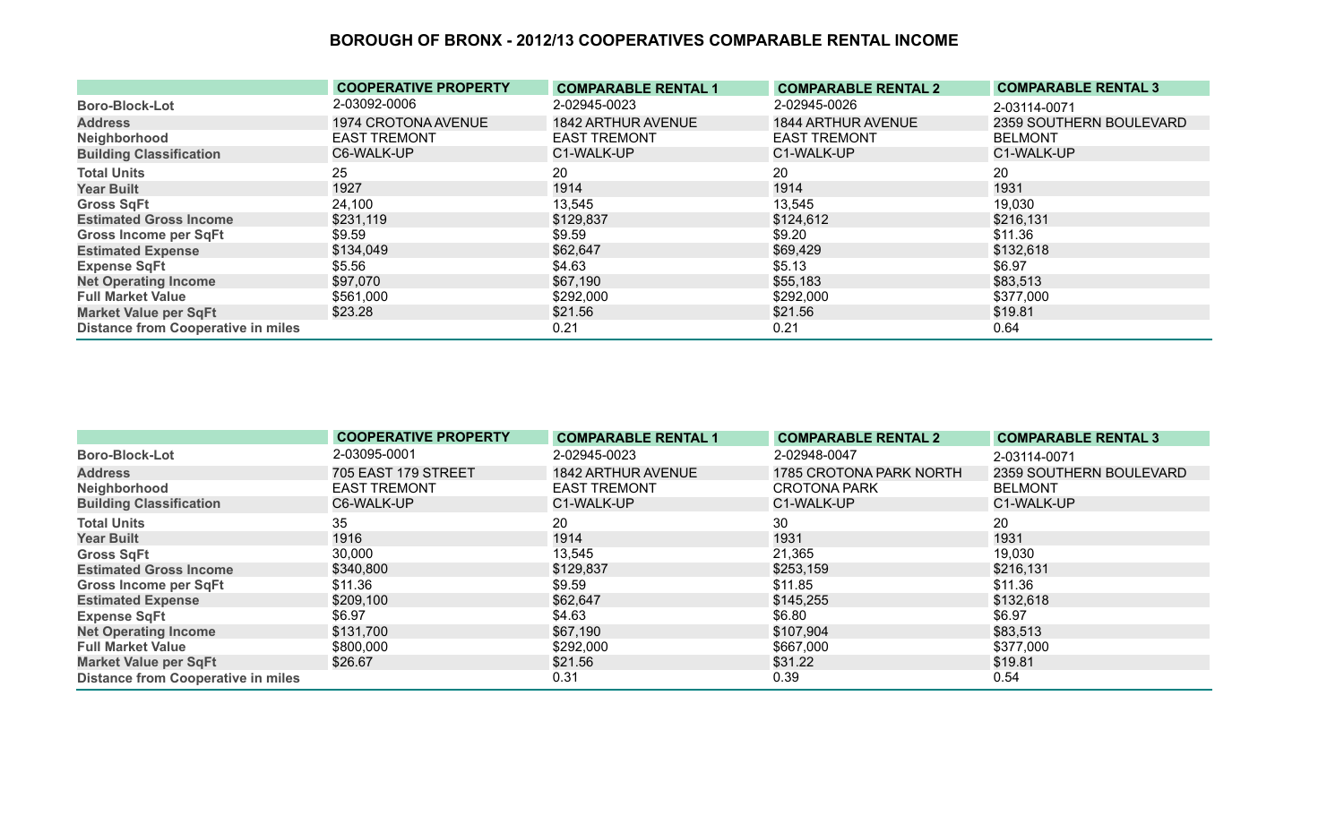# BOROUGH OF BRONX - 2012/13 COOPERATIVES COMPARABLE RENTAL INCOME

| | COOPERATIVE PROPERTY | COMPARABLE RENTAL 1 | COMPARABLE RENTAL 2 | COMPARABLE RENTAL 3 |
|---|---|---|---|---|
| Boro-Block-Lot | 2-03092-0006 | 2-02945-0023 | 2-02945-0026 | 2-03114-0071 |
| Address | 1974 CROTONA AVENUE | 1842 ARTHUR AVENUE | 1844 ARTHUR AVENUE | 2359 SOUTHERN BOULEVARD |
| Neighborhood | EAST TREMONT | EAST TREMONT | EAST TREMONT | BELMONT |
| Building Classification | C6-WALK-UP | C1-WALK-UP | C1-WALK-UP | C1-WALK-UP |
| Total Units | 25 | 20 | 20 | 20 |
| Year Built | 1927 | 1914 | 1914 | 1931 |
| Gross SqFt | 24,100 | 13,545 | 13,545 | 19,030 |
| Estimated Gross Income | $231,119 | $129,837 | $124,612 | $216,131 |
| Gross Income per SqFt | $9.59 | $9.59 | $9.20 | $11.36 |
| Estimated Expense | $134,049 | $62,647 | $69,429 | $132,618 |
| Expense SqFt | $5.56 | $4.63 | $5.13 | $6.97 |
| Net Operating Income | $97,070 | $67,190 | $55,183 | $83,513 |
| Full Market Value | $561,000 | $292,000 | $292,000 | $377,000 |
| Market Value per SqFt | $23.28 | $21.56 | $21.56 | $19.81 |
| Distance from Cooperative in miles | | 0.21 | 0.21 | 0.64 |

| | COOPERATIVE PROPERTY | COMPARABLE RENTAL 1 | COMPARABLE RENTAL 2 | COMPARABLE RENTAL 3 |
|---|---|---|---|---|
| Boro-Block-Lot | 2-03095-0001 | 2-02945-0023 | 2-02948-0047 | 2-03114-0071 |
| Address | 705 EAST 179 STREET | 1842 ARTHUR AVENUE | 1785 CROTONA PARK NORTH | 2359 SOUTHERN BOULEVARD |
| Neighborhood | EAST TREMONT | EAST TREMONT | CROTONA PARK | BELMONT |
| Building Classification | C6-WALK-UP | C1-WALK-UP | C1-WALK-UP | C1-WALK-UP |
| Total Units | 35 | 20 | 30 | 20 |
| Year Built | 1916 | 1914 | 1931 | 1931 |
| Gross SqFt | 30,000 | 13,545 | 21,365 | 19,030 |
| Estimated Gross Income | $340,800 | $129,837 | $253,159 | $216,131 |
| Gross Income per SqFt | $11.36 | $9.59 | $11.85 | $11.36 |
| Estimated Expense | $209,100 | $62,647 | $145,255 | $132,618 |
| Expense SqFt | $6.97 | $4.63 | $6.80 | $6.97 |
| Net Operating Income | $131,700 | $67,190 | $107,904 | $83,513 |
| Full Market Value | $800,000 | $292,000 | $667,000 | $377,000 |
| Market Value per SqFt | $26.67 | $21.56 | $31.22 | $19.81 |
| Distance from Cooperative in miles | | 0.31 | 0.39 | 0.54 |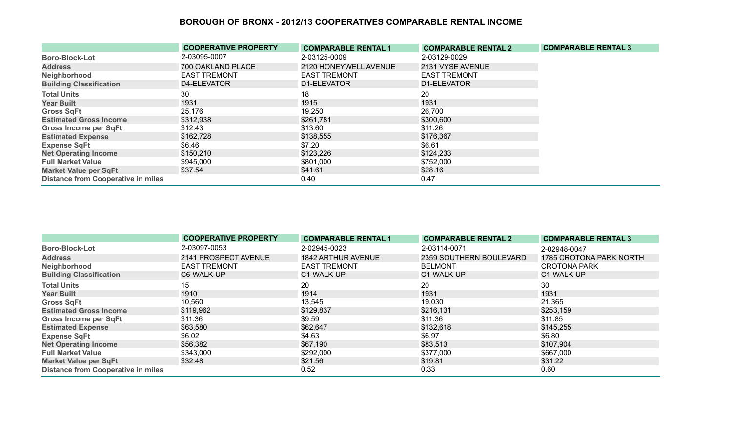# BOROUGH OF BRONX - 2012/13 COOPERATIVES COMPARABLE RENTAL INCOME

| | COOPERATIVE PROPERTY | COMPARABLE RENTAL 1 | COMPARABLE RENTAL 2 | COMPARABLE RENTAL 3 |
|---|---|---|---|---|
| Boro-Block-Lot | 2-03095-0007 | 2-03125-0009 | 2-03129-0029 | |
| Address | 700 OAKLAND PLACE | 2120 HONEYWELL AVENUE | 2131 VYSE AVENUE | |
| Neighborhood | EAST TREMONT | EAST TREMONT | EAST TREMONT | |
| Building Classification | D4-ELEVATOR | D1-ELEVATOR | D1-ELEVATOR | |
| Total Units | 30 | 18 | 20 | |
| Year Built | 1931 | 1915 | 1931 | |
| Gross SqFt | 25,176 | 19,250 | 26,700 | |
| Estimated Gross Income | $312,938 | $261,781 | $300,600 | |
| Gross Income per SqFt | $12.43 | $13.60 | $11.26 | |
| Estimated Expense | $162,728 | $138,555 | $176,367 | |
| Expense SqFt | $6.46 | $7.20 | $6.61 | |
| Net Operating Income | $150,210 | $123,226 | $124,233 | |
| Full Market Value | $945,000 | $801,000 | $752,000 | |
| Market Value per SqFt | $37.54 | $41.61 | $28.16 | |
| Distance from Cooperative in miles | | 0.40 | 0.47 | |

| | COOPERATIVE PROPERTY | COMPARABLE RENTAL 1 | COMPARABLE RENTAL 2 | COMPARABLE RENTAL 3 |
|---|---|---|---|---|
| Boro-Block-Lot | 2-03097-0053 | 2-02945-0023 | 2-03114-0071 | 2-02948-0047 |
| Address | 2141 PROSPECT AVENUE | 1842 ARTHUR AVENUE | 2359 SOUTHERN BOULEVARD | 1785 CROTONA PARK NORTH |
| Neighborhood | EAST TREMONT | EAST TREMONT | BELMONT | CROTONA PARK |
| Building Classification | C6-WALK-UP | C1-WALK-UP | C1-WALK-UP | C1-WALK-UP |
| Total Units | 15 | 20 | 20 | 30 |
| Year Built | 1910 | 1914 | 1931 | 1931 |
| Gross SqFt | 10,560 | 13,545 | 19,030 | 21,365 |
| Estimated Gross Income | $119,962 | $129,837 | $216,131 | $253,159 |
| Gross Income per SqFt | $11.36 | $9.59 | $11.36 | $11.85 |
| Estimated Expense | $63,580 | $62,647 | $132,618 | $145,255 |
| Expense SqFt | $6.02 | $4.63 | $6.97 | $6.80 |
| Net Operating Income | $56,382 | $67,190 | $83,513 | $107,904 |
| Full Market Value | $343,000 | $292,000 | $377,000 | $667,000 |
| Market Value per SqFt | $32.48 | $21.56 | $19.81 | $31.22 |
| Distance from Cooperative in miles | | 0.52 | 0.33 | 0.60 |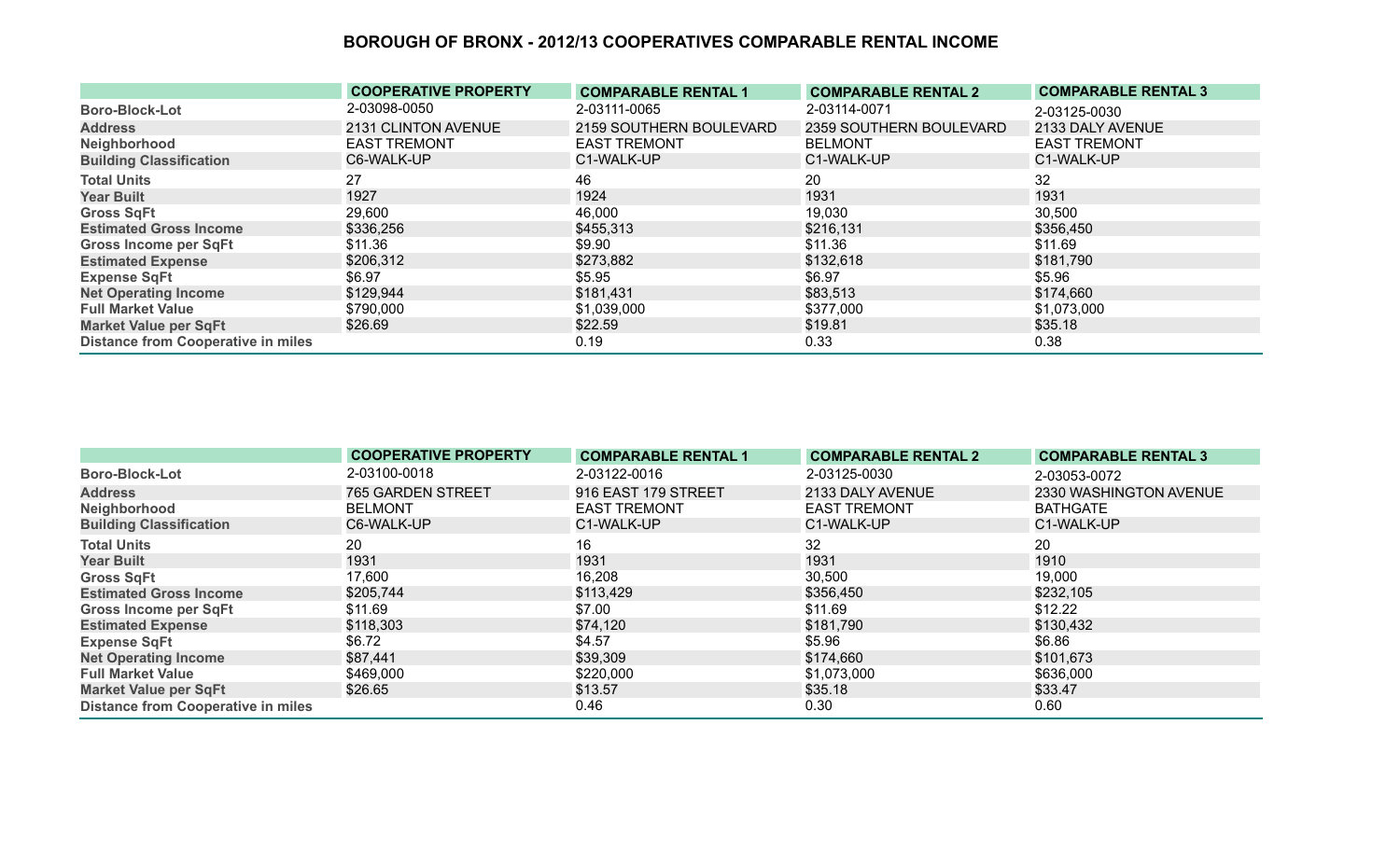# BOROUGH OF BRONX - 2012/13 COOPERATIVES COMPARABLE RENTAL INCOME

| | COOPERATIVE PROPERTY | COMPARABLE RENTAL 1 | COMPARABLE RENTAL 2 | COMPARABLE RENTAL 3 |
|---|---|---|---|---|
| Boro-Block-Lot | 2-03098-0050 | 2-03111-0065 | 2-03114-0071 | 2-03125-0030 |
| Address | 2131 CLINTON AVENUE | 2159 SOUTHERN BOULEVARD | 2359 SOUTHERN BOULEVARD | 2133 DALY AVENUE |
| Neighborhood | EAST TREMONT | EAST TREMONT | BELMONT | EAST TREMONT |
| Building Classification | C6-WALK-UP | C1-WALK-UP | C1-WALK-UP | C1-WALK-UP |
| Total Units | 27 | 46 | 20 | 32 |
| Year Built | 1927 | 1924 | 1931 | 1931 |
| Gross SqFt | 29,600 | 46,000 | 19,030 | 30,500 |
| Estimated Gross Income | $336,256 | $455,313 | $216,131 | $356,450 |
| Gross Income per SqFt | $11.36 | $9.90 | $11.36 | $11.69 |
| Estimated Expense | $206,312 | $273,882 | $132,618 | $181,790 |
| Expense SqFt | $6.97 | $5.95 | $6.97 | $5.96 |
| Net Operating Income | $129,944 | $181,431 | $83,513 | $174,660 |
| Full Market Value | $790,000 | $1,039,000 | $377,000 | $1,073,000 |
| Market Value per SqFt | $26.69 | $22.59 | $19.81 | $35.18 |
| Distance from Cooperative in miles | | 0.19 | 0.33 | 0.38 |

| | COOPERATIVE PROPERTY | COMPARABLE RENTAL 1 | COMPARABLE RENTAL 2 | COMPARABLE RENTAL 3 |
|---|---|---|---|---|
| Boro-Block-Lot | 2-03100-0018 | 2-03122-0016 | 2-03125-0030 | 2-03053-0072 |
| Address | 765 GARDEN STREET | 916 EAST 179 STREET | 2133 DALY AVENUE | 2330 WASHINGTON AVENUE |
| Neighborhood | BELMONT | EAST TREMONT | EAST TREMONT | BATHGATE |
| Building Classification | C6-WALK-UP | C1-WALK-UP | C1-WALK-UP | C1-WALK-UP |
| Total Units | 20 | 16 | 32 | 20 |
| Year Built | 1931 | 1931 | 1931 | 1910 |
| Gross SqFt | 17,600 | 16,208 | 30,500 | 19,000 |
| Estimated Gross Income | $205,744 | $113,429 | $356,450 | $232,105 |
| Gross Income per SqFt | $11.69 | $7.00 | $11.69 | $12.22 |
| Estimated Expense | $118,303 | $74,120 | $181,790 | $130,432 |
| Expense SqFt | $6.72 | $4.57 | $5.96 | $6.86 |
| Net Operating Income | $87,441 | $39,309 | $174,660 | $101,673 |
| Full Market Value | $469,000 | $220,000 | $1,073,000 | $636,000 |
| Market Value per SqFt | $26.65 | $13.57 | $35.18 | $33.47 |
| Distance from Cooperative in miles | | 0.46 | 0.30 | 0.60 |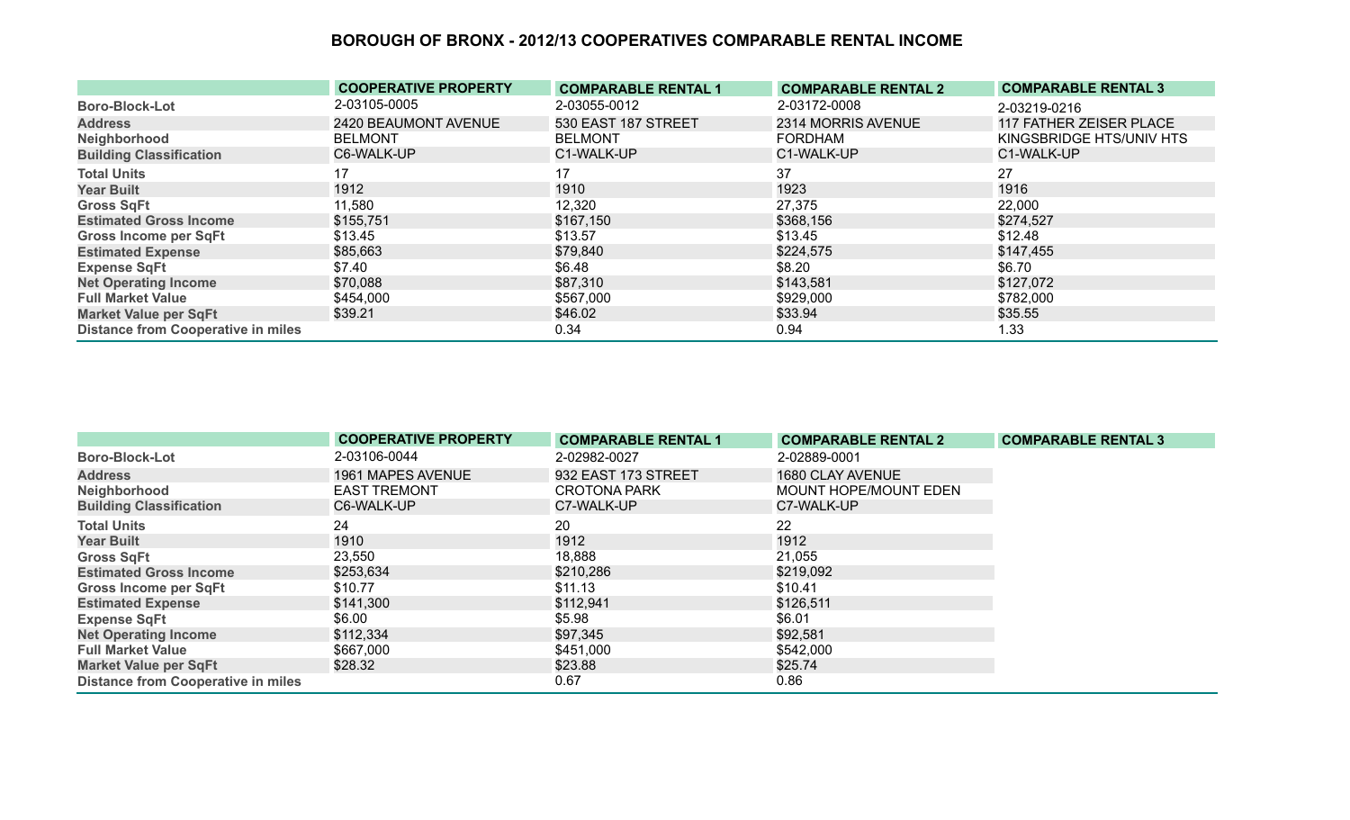# BOROUGH OF BRONX - 2012/13 COOPERATIVES COMPARABLE RENTAL INCOME

| | COOPERATIVE PROPERTY | COMPARABLE RENTAL 1 | COMPARABLE RENTAL 2 | COMPARABLE RENTAL 3 |
|---|---|---|---|---|
| Boro-Block-Lot | 2-03105-0005 | 2-03055-0012 | 2-03172-0008 | 2-03219-0216 |
| Address | 2420 BEAUMONT AVENUE | 530 EAST 187 STREET | 2314 MORRIS AVENUE | 117 FATHER ZEISER PLACE |
| Neighborhood | BELMONT | BELMONT | FORDHAM | KINGSBRIDGE HTS/UNIV HTS |
| Building Classification | C6-WALK-UP | C1-WALK-UP | C1-WALK-UP | C1-WALK-UP |
| Total Units | 17 | 17 | 37 | 27 |
| Year Built | 1912 | 1910 | 1923 | 1916 |
| Gross SqFt | 11,580 | 12,320 | 27,375 | 22,000 |
| Estimated Gross Income | $155,751 | $167,150 | $368,156 | $274,527 |
| Gross Income per SqFt | $13.45 | $13.57 | $13.45 | $12.48 |
| Estimated Expense | $85,663 | $79,840 | $224,575 | $147,455 |
| Expense SqFt | $7.40 | $6.48 | $8.20 | $6.70 |
| Net Operating Income | $70,088 | $87,310 | $143,581 | $127,072 |
| Full Market Value | $454,000 | $567,000 | $929,000 | $782,000 |
| Market Value per SqFt | $39.21 | $46.02 | $33.94 | $35.55 |
| Distance from Cooperative in miles | | 0.34 | 0.94 | 1.33 |

| | COOPERATIVE PROPERTY | COMPARABLE RENTAL 1 | COMPARABLE RENTAL 2 | COMPARABLE RENTAL 3 |
|---|---|---|---|---|
| Boro-Block-Lot | 2-03106-0044 | 2-02982-0027 | 2-02889-0001 | |
| Address | 1961 MAPES AVENUE | 932 EAST 173 STREET | 1680 CLAY AVENUE | |
| Neighborhood | EAST TREMONT | CROTONA PARK | MOUNT HOPE/MOUNT EDEN | |
| Building Classification | C6-WALK-UP | C7-WALK-UP | C7-WALK-UP | |
| Total Units | 24 | 20 | 22 | |
| Year Built | 1910 | 1912 | 1912 | |
| Gross SqFt | 23,550 | 18,888 | 21,055 | |
| Estimated Gross Income | $253,634 | $210,286 | $219,092 | |
| Gross Income per SqFt | $10.77 | $11.13 | $10.41 | |
| Estimated Expense | $141,300 | $112,941 | $126,511 | |
| Expense SqFt | $6.00 | $5.98 | $6.01 | |
| Net Operating Income | $112,334 | $97,345 | $92,581 | |
| Full Market Value | $667,000 | $451,000 | $542,000 | |
| Market Value per SqFt | $28.32 | $23.88 | $25.74 | |
| Distance from Cooperative in miles | | 0.67 | 0.86 | |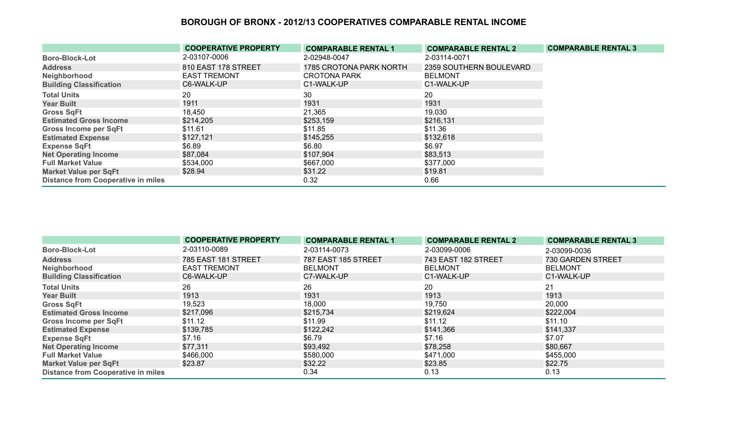# BOROUGH OF BRONX - 2012/13 COOPERATIVES COMPARABLE RENTAL INCOME

| | COOPERATIVE PROPERTY | COMPARABLE RENTAL 1 | COMPARABLE RENTAL 2 | COMPARABLE RENTAL 3 |
|---|---|---|---|---|
| Boro-Block-Lot | 2-03107-0006 | 2-02948-0047 | 2-03114-0071 | |
| Address | 810 EAST 178 STREET | 1785 CROTONA PARK NORTH | 2359 SOUTHERN BOULEVARD | |
| Neighborhood | EAST TREMONT | CROTONA PARK | BELMONT | |
| Building Classification | C6-WALK-UP | C1-WALK-UP | C1-WALK-UP | |
| Total Units | 20 | 30 | 20 | |
| Year Built | 1911 | 1931 | 1931 | |
| Gross SqFt | 18,450 | 21,365 | 19,030 | |
| Estimated Gross Income | $214,205 | $253,159 | $216,131 | |
| Gross Income per SqFt | $11.61 | $11.85 | $11.36 | |
| Estimated Expense | $127,121 | $145,255 | $132,618 | |
| Expense SqFt | $6.89 | $6.80 | $6.97 | |
| Net Operating Income | $87,084 | $107,904 | $83,513 | |
| Full Market Value | $534,000 | $667,000 | $377,000 | |
| Market Value per SqFt | $28.94 | $31.22 | $19.81 | |
| Distance from Cooperative in miles | | 0.32 | 0.66 | |

| | COOPERATIVE PROPERTY | COMPARABLE RENTAL 1 | COMPARABLE RENTAL 2 | COMPARABLE RENTAL 3 |
|---|---|---|---|---|
| Boro-Block-Lot | 2-03110-0089 | 2-03114-0073 | 2-03099-0006 | 2-03099-0036 |
| Address | 785 EAST 181 STREET | 787 EAST 185 STREET | 743 EAST 182 STREET | 730 GARDEN STREET |
| Neighborhood | EAST TREMONT | BELMONT | BELMONT | BELMONT |
| Building Classification | C6-WALK-UP | C7-WALK-UP | C1-WALK-UP | C1-WALK-UP |
| Total Units | 26 | 26 | 20 | 21 |
| Year Built | 1913 | 1931 | 1913 | 1913 |
| Gross SqFt | 19,523 | 18,000 | 19,750 | 20,000 |
| Estimated Gross Income | $217,096 | $215,734 | $219,624 | $222,004 |
| Gross Income per SqFt | $11.12 | $11.99 | $11.12 | $11.10 |
| Estimated Expense | $139,785 | $122,242 | $141,366 | $141,337 |
| Expense SqFt | $7.16 | $6.79 | $7.16 | $7.07 |
| Net Operating Income | $77,311 | $93,492 | $78,258 | $80,667 |
| Full Market Value | $466,000 | $580,000 | $471,000 | $455,000 |
| Market Value per SqFt | $23.87 | $32.22 | $23.85 | $22.75 |
| Distance from Cooperative in miles | | 0.34 | 0.13 | 0.13 |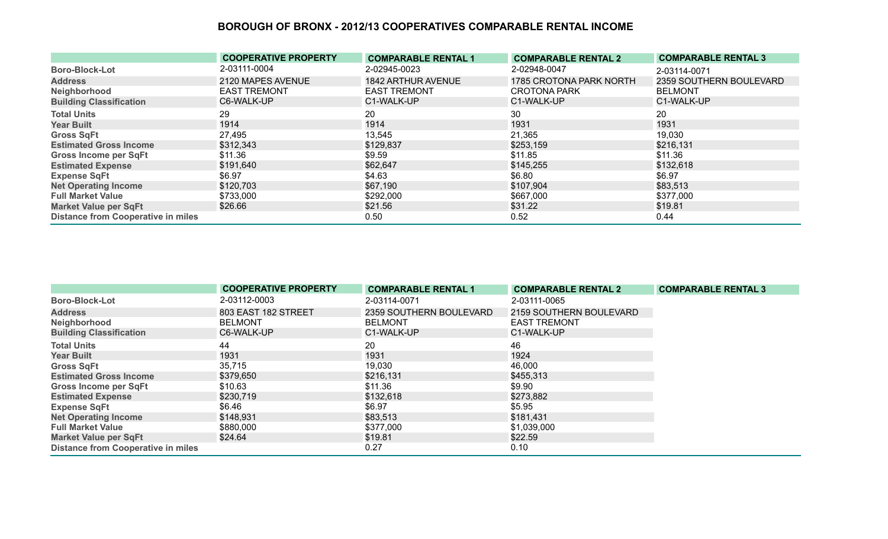# BOROUGH OF BRONX - 2012/13 COOPERATIVES COMPARABLE RENTAL INCOME

| | COOPERATIVE PROPERTY | COMPARABLE RENTAL 1 | COMPARABLE RENTAL 2 | COMPARABLE RENTAL 3 |
|---|---|---|---|---|
| Boro-Block-Lot | 2-03111-0004 | 2-02945-0023 | 2-02948-0047 | 2-03114-0071 |
| Address | 2120 MAPES AVENUE | 1842 ARTHUR AVENUE | 1785 CROTONA PARK NORTH | 2359 SOUTHERN BOULEVARD |
| Neighborhood | EAST TREMONT | EAST TREMONT | CROTONA PARK | BELMONT |
| Building Classification | C6-WALK-UP | C1-WALK-UP | C1-WALK-UP | C1-WALK-UP |
| Total Units | 29 | 20 | 30 | 20 |
| Year Built | 1914 | 1914 | 1931 | 1931 |
| Gross SqFt | 27,495 | 13,545 | 21,365 | 19,030 |
| Estimated Gross Income | $312,343 | $129,837 | $253,159 | $216,131 |
| Gross Income per SqFt | $11.36 | $9.59 | $11.85 | $11.36 |
| Estimated Expense | $191,640 | $62,647 | $145,255 | $132,618 |
| Expense SqFt | $6.97 | $4.63 | $6.80 | $6.97 |
| Net Operating Income | $120,703 | $67,190 | $107,904 | $83,513 |
| Full Market Value | $733,000 | $292,000 | $667,000 | $377,000 |
| Market Value per SqFt | $26.66 | $21.56 | $31.22 | $19.81 |
| Distance from Cooperative in miles | | 0.50 | 0.52 | 0.44 |

| | COOPERATIVE PROPERTY | COMPARABLE RENTAL 1 | COMPARABLE RENTAL 2 | COMPARABLE RENTAL 3 |
|---|---|---|---|---|
| Boro-Block-Lot | 2-03112-0003 | 2-03114-0071 | 2-03111-0065 | |
| Address | 803 EAST 182 STREET | 2359 SOUTHERN BOULEVARD | 2159 SOUTHERN BOULEVARD | |
| Neighborhood | BELMONT | BELMONT | EAST TREMONT | |
| Building Classification | C6-WALK-UP | C1-WALK-UP | C1-WALK-UP | |
| Total Units | 44 | 20 | 46 | |
| Year Built | 1931 | 1931 | 1924 | |
| Gross SqFt | 35,715 | 19,030 | 46,000 | |
| Estimated Gross Income | $379,650 | $216,131 | $455,313 | |
| Gross Income per SqFt | $10.63 | $11.36 | $9.90 | |
| Estimated Expense | $230,719 | $132,618 | $273,882 | |
| Expense SqFt | $6.46 | $6.97 | $5.95 | |
| Net Operating Income | $148,931 | $83,513 | $181,431 | |
| Full Market Value | $880,000 | $377,000 | $1,039,000 | |
| Market Value per SqFt | $24.64 | $19.81 | $22.59 | |
| Distance from Cooperative in miles | | 0.27 | 0.10 | |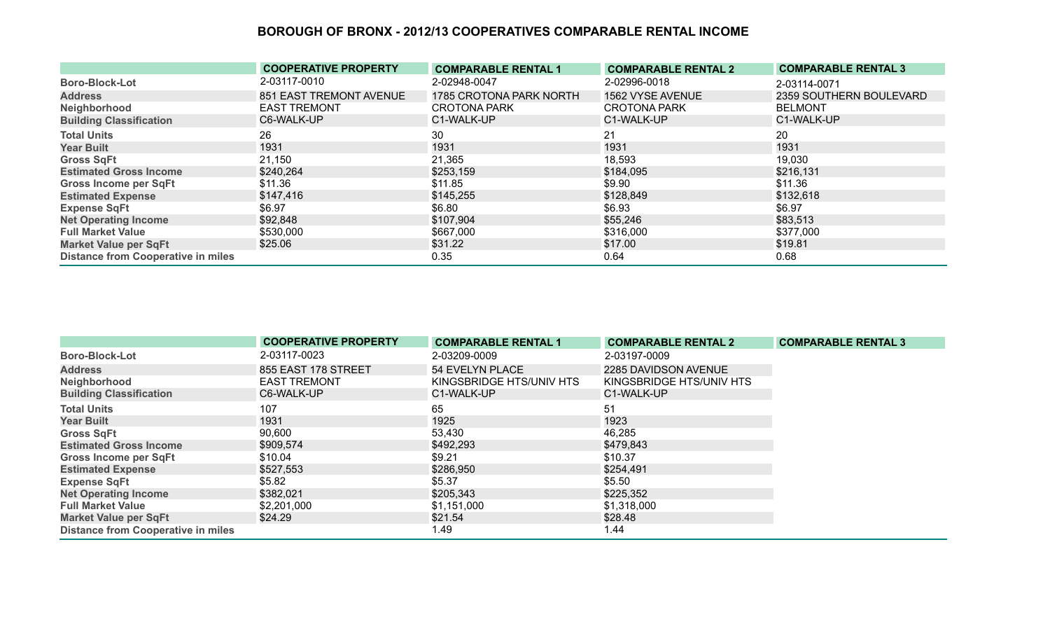## BOROUGH OF BRONX - 2012/13 COOPERATIVES COMPARABLE RENTAL INCOME

| | COOPERATIVE PROPERTY | COMPARABLE RENTAL 1 | COMPARABLE RENTAL 2 | COMPARABLE RENTAL 3 |
|---|---|---|---|---|
| Boro-Block-Lot | 2-03117-0010 | 2-02948-0047 | 2-02996-0018 | 2-03114-0071 |
| Address | 851 EAST TREMONT AVENUE | 1785 CROTONA PARK NORTH | 1562 VYSE AVENUE | 2359 SOUTHERN BOULEVARD |
| Neighborhood | EAST TREMONT | CROTONA PARK | CROTONA PARK | BELMONT |
| Building Classification | C6-WALK-UP | C1-WALK-UP | C1-WALK-UP | C1-WALK-UP |
| Total Units | 26 | 30 | 21 | 20 |
| Year Built | 1931 | 1931 | 1931 | 1931 |
| Gross SqFt | 21,150 | 21,365 | 18,593 | 19,030 |
| Estimated Gross Income | $240,264 | $253,159 | $184,095 | $216,131 |
| Gross Income per SqFt | $11.36 | $11.85 | $9.90 | $11.36 |
| Estimated Expense | $147,416 | $145,255 | $128,849 | $132,618 |
| Expense SqFt | $6.97 | $6.80 | $6.93 | $6.97 |
| Net Operating Income | $92,848 | $107,904 | $55,246 | $83,513 |
| Full Market Value | $530,000 | $667,000 | $316,000 | $377,000 |
| Market Value per SqFt | $25.06 | $31.22 | $17.00 | $19.81 |
| Distance from Cooperative in miles | | 0.35 | 0.64 | 0.68 |

| | COOPERATIVE PROPERTY | COMPARABLE RENTAL 1 | COMPARABLE RENTAL 2 | COMPARABLE RENTAL 3 |
|---|---|---|---|---|
| Boro-Block-Lot | 2-03117-0023 | 2-03209-0009 | 2-03197-0009 | |
| Address | 855 EAST 178 STREET | 54 EVELYN PLACE | 2285 DAVIDSON AVENUE | |
| Neighborhood | EAST TREMONT | KINGSBRIDGE HTS/UNIV HTS | KINGSBRIDGE HTS/UNIV HTS | |
| Building Classification | C6-WALK-UP | C1-WALK-UP | C1-WALK-UP | |
| Total Units | 107 | 65 | 51 | |
| Year Built | 1931 | 1925 | 1923 | |
| Gross SqFt | 90,600 | 53,430 | 46,285 | |
| Estimated Gross Income | $909,574 | $492,293 | $479,843 | |
| Gross Income per SqFt | $10.04 | $9.21 | $10.37 | |
| Estimated Expense | $527,553 | $286,950 | $254,491 | |
| Expense SqFt | $5.82 | $5.37 | $5.50 | |
| Net Operating Income | $382,021 | $205,343 | $225,352 | |
| Full Market Value | $2,201,000 | $1,151,000 | $1,318,000 | |
| Market Value per SqFt | $24.29 | $21.54 | $28.48 | |
| Distance from Cooperative in miles | | 1.49 | 1.44 | |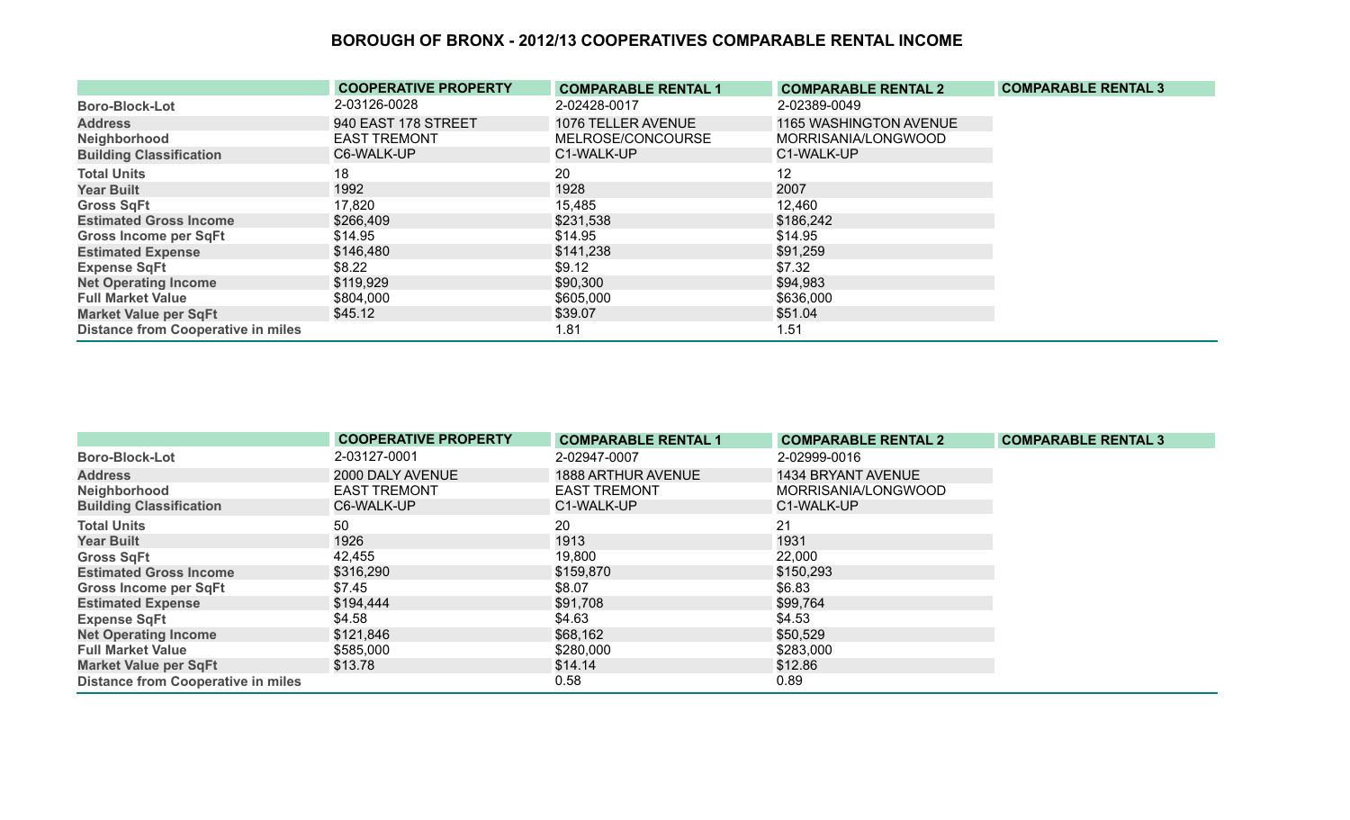# BOROUGH OF BRONX - 2012/13 COOPERATIVES COMPARABLE RENTAL INCOME

| | COOPERATIVE PROPERTY | COMPARABLE RENTAL 1 | COMPARABLE RENTAL 2 | COMPARABLE RENTAL 3 |
|---|---|---|---|---|
| Boro-Block-Lot | 2-03126-0028 | 2-02428-0017 | 2-02389-0049 | |
| Address | 940 EAST 178 STREET | 1076 TELLER AVENUE | 1165 WASHINGTON AVENUE | |
| Neighborhood | EAST TREMONT | MELROSE/CONCOURSE | MORRISANIA/LONGWOOD | |
| Building Classification | C6-WALK-UP | C1-WALK-UP | C1-WALK-UP | |
| Total Units | 18 | 20 | 12 | |
| Year Built | 1992 | 1928 | 2007 | |
| Gross SqFt | 17,820 | 15,485 | 12,460 | |
| Estimated Gross Income | $266,409 | $231,538 | $186,242 | |
| Gross Income per SqFt | $14.95 | $14.95 | $14.95 | |
| Estimated Expense | $146,480 | $141,238 | $91,259 | |
| Expense SqFt | $8.22 | $9.12 | $7.32 | |
| Net Operating Income | $119,929 | $90,300 | $94,983 | |
| Full Market Value | $804,000 | $605,000 | $636,000 | |
| Market Value per SqFt | $45.12 | $39.07 | $51.04 | |
| Distance from Cooperative in miles | | 1.81 | 1.51 | |

| | COOPERATIVE PROPERTY | COMPARABLE RENTAL 1 | COMPARABLE RENTAL 2 | COMPARABLE RENTAL 3 |
|---|---|---|---|---|
| Boro-Block-Lot | 2-03127-0001 | 2-02947-0007 | 2-02999-0016 | |
| Address | 2000 DALY AVENUE | 1888 ARTHUR AVENUE | 1434 BRYANT AVENUE | |
| Neighborhood | EAST TREMONT | EAST TREMONT | MORRISANIA/LONGWOOD | |
| Building Classification | C6-WALK-UP | C1-WALK-UP | C1-WALK-UP | |
| Total Units | 50 | 20 | 21 | |
| Year Built | 1926 | 1913 | 1931 | |
| Gross SqFt | 42,455 | 19,800 | 22,000 | |
| Estimated Gross Income | $316,290 | $159,870 | $150,293 | |
| Gross Income per SqFt | $7.45 | $8.07 | $6.83 | |
| Estimated Expense | $194,444 | $91,708 | $99,764 | |
| Expense SqFt | $4.58 | $4.63 | $4.53 | |
| Net Operating Income | $121,846 | $68,162 | $50,529 | |
| Full Market Value | $585,000 | $280,000 | $283,000 | |
| Market Value per SqFt | $13.78 | $14.14 | $12.86 | |
| Distance from Cooperative in miles | | 0.58 | 0.89 | |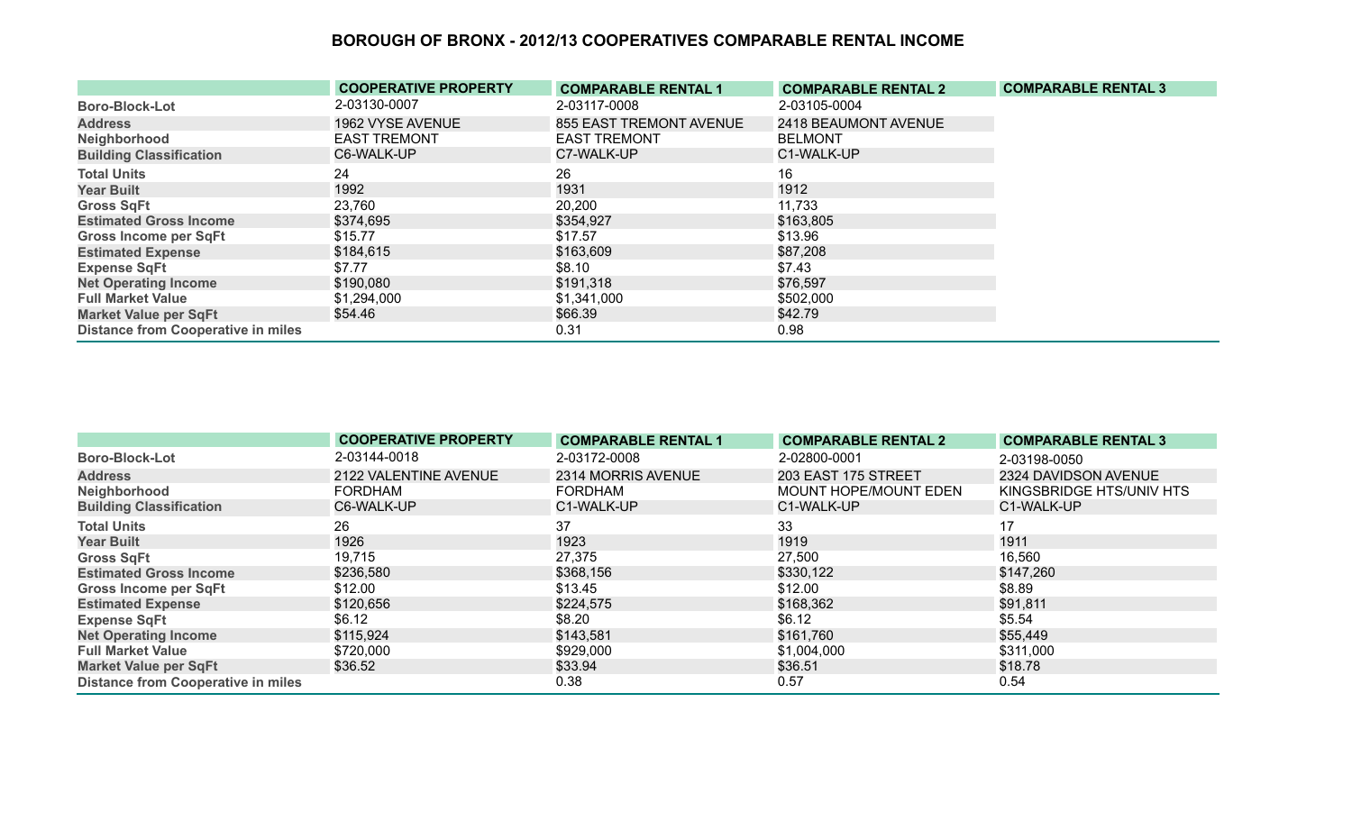# BOROUGH OF BRONX - 2012/13 COOPERATIVES COMPARABLE RENTAL INCOME

| | COOPERATIVE PROPERTY | COMPARABLE RENTAL 1 | COMPARABLE RENTAL 2 | COMPARABLE RENTAL 3 |
|---|---|---|---|---|
| Boro-Block-Lot | 2-03130-0007 | 2-03117-0008 | 2-03105-0004 | |
| Address | 1962 VYSE AVENUE | 855 EAST TREMONT AVENUE | 2418 BEAUMONT AVENUE | |
| Neighborhood | EAST TREMONT | EAST TREMONT | BELMONT | |
| Building Classification | C6-WALK-UP | C7-WALK-UP | C1-WALK-UP | |
| Total Units | 24 | 26 | 16 | |
| Year Built | 1992 | 1931 | 1912 | |
| Gross SqFt | 23,760 | 20,200 | 11,733 | |
| Estimated Gross Income | $374,695 | $354,927 | $163,805 | |
| Gross Income per SqFt | $15.77 | $17.57 | $13.96 | |
| Estimated Expense | $184,615 | $163,609 | $87,208 | |
| Expense SqFt | $7.77 | $8.10 | $7.43 | |
| Net Operating Income | $190,080 | $191,318 | $76,597 | |
| Full Market Value | $1,294,000 | $1,341,000 | $502,000 | |
| Market Value per SqFt | $54.46 | $66.39 | $42.79 | |
| Distance from Cooperative in miles | | 0.31 | 0.98 | |

| | COOPERATIVE PROPERTY | COMPARABLE RENTAL 1 | COMPARABLE RENTAL 2 | COMPARABLE RENTAL 3 |
|---|---|---|---|---|
| Boro-Block-Lot | 2-03144-0018 | 2-03172-0008 | 2-02800-0001 | 2-03198-0050 |
| Address | 2122 VALENTINE AVENUE | 2314 MORRIS AVENUE | 203 EAST 175 STREET | 2324 DAVIDSON AVENUE |
| Neighborhood | FORDHAM | FORDHAM | MOUNT HOPE/MOUNT EDEN | KINGSBRIDGE HTS/UNIV HTS |
| Building Classification | C6-WALK-UP | C1-WALK-UP | C1-WALK-UP | C1-WALK-UP |
| Total Units | 26 | 37 | 33 | 17 |
| Year Built | 1926 | 1923 | 1919 | 1911 |
| Gross SqFt | 19,715 | 27,375 | 27,500 | 16,560 |
| Estimated Gross Income | $236,580 | $368,156 | $330,122 | $147,260 |
| Gross Income per SqFt | $12.00 | $13.45 | $12.00 | $8.89 |
| Estimated Expense | $120,656 | $224,575 | $168,362 | $91,811 |
| Expense SqFt | $6.12 | $8.20 | $6.12 | $5.54 |
| Net Operating Income | $115,924 | $143,581 | $161,760 | $55,449 |
| Full Market Value | $720,000 | $929,000 | $1,004,000 | $311,000 |
| Market Value per SqFt | $36.52 | $33.94 | $36.51 | $18.78 |
| Distance from Cooperative in miles | | 0.38 | 0.57 | 0.54 |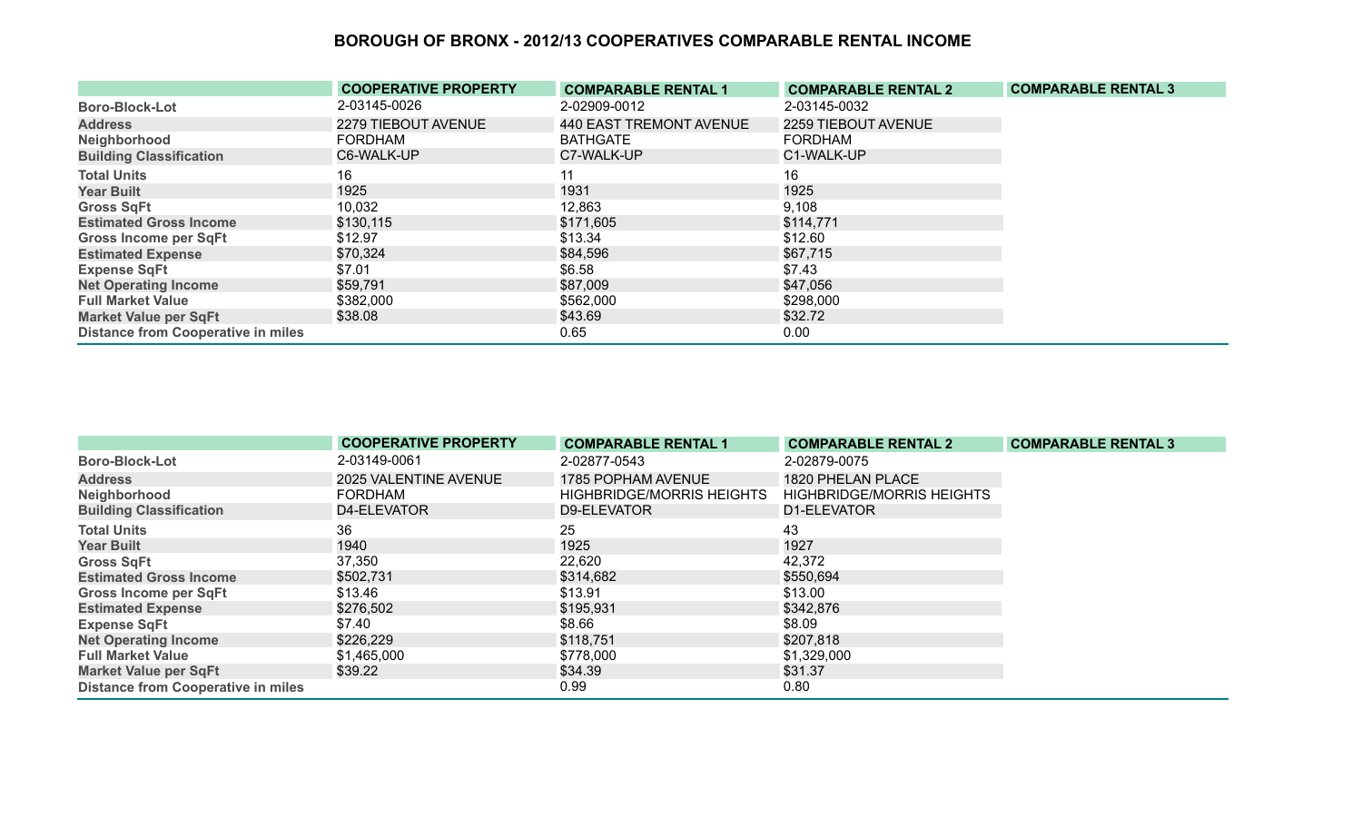# BOROUGH OF BRONX - 2012/13 COOPERATIVES COMPARABLE RENTAL INCOME

| | COOPERATIVE PROPERTY | COMPARABLE RENTAL 1 | COMPARABLE RENTAL 2 | COMPARABLE RENTAL 3 |
|---|---|---|---|---|
| Boro-Block-Lot | 2-03145-0026 | 2-02909-0012 | 2-03145-0032 | |
| Address | 2279 TIEBOUT AVENUE | 440 EAST TREMONT AVENUE | 2259 TIEBOUT AVENUE | |
| Neighborhood | FORDHAM | BATHGATE | FORDHAM | |
| Building Classification | C6-WALK-UP | C7-WALK-UP | C1-WALK-UP | |
| Total Units | 16 | 11 | 16 | |
| Year Built | 1925 | 1931 | 1925 | |
| Gross SqFt | 10,032 | 12,863 | 9,108 | |
| Estimated Gross Income | $130,115 | $171,605 | $114,771 | |
| Gross Income per SqFt | $12.97 | $13.34 | $12.60 | |
| Estimated Expense | $70,324 | $84,596 | $67,715 | |
| Expense SqFt | $7.01 | $6.58 | $7.43 | |
| Net Operating Income | $59,791 | $87,009 | $47,056 | |
| Full Market Value | $382,000 | $562,000 | $298,000 | |
| Market Value per SqFt | $38.08 | $43.69 | $32.72 | |
| Distance from Cooperative in miles | | 0.65 | 0.00 | |

| | COOPERATIVE PROPERTY | COMPARABLE RENTAL 1 | COMPARABLE RENTAL 2 | COMPARABLE RENTAL 3 |
|---|---|---|---|---|
| Boro-Block-Lot | 2-03149-0061 | 2-02877-0543 | 2-02879-0075 | |
| Address | 2025 VALENTINE AVENUE | 1785 POPHAM AVENUE | 1820 PHELAN PLACE | |
| Neighborhood | FORDHAM | HIGHBRIDGE/MORRIS HEIGHTS | HIGHBRIDGE/MORRIS HEIGHTS | |
| Building Classification | D4-ELEVATOR | D9-ELEVATOR | D1-ELEVATOR | |
| Total Units | 36 | 25 | 43 | |
| Year Built | 1940 | 1925 | 1927 | |
| Gross SqFt | 37,350 | 22,620 | 42,372 | |
| Estimated Gross Income | $502,731 | $314,682 | $550,694 | |
| Gross Income per SqFt | $13.46 | $13.91 | $13.00 | |
| Estimated Expense | $276,502 | $195,931 | $342,876 | |
| Expense SqFt | $7.40 | $8.66 | $8.09 | |
| Net Operating Income | $226,229 | $118,751 | $207,818 | |
| Full Market Value | $1,465,000 | $778,000 | $1,329,000 | |
| Market Value per SqFt | $39.22 | $34.39 | $31.37 | |
| Distance from Cooperative in miles | | 0.99 | 0.80 | |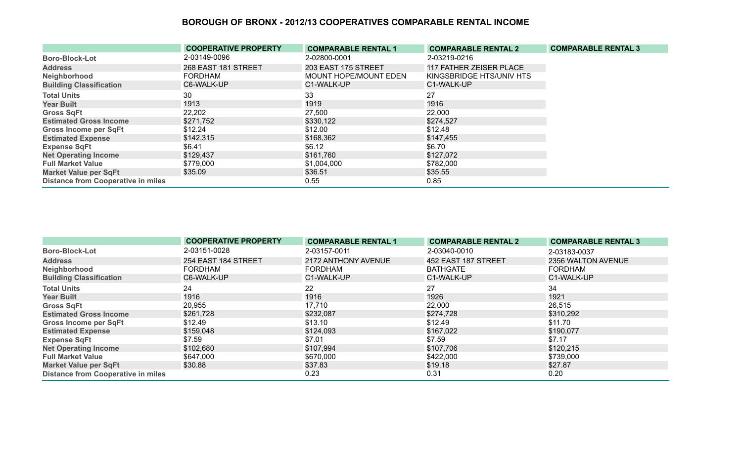# BOROUGH OF BRONX - 2012/13 COOPERATIVES COMPARABLE RENTAL INCOME

| | COOPERATIVE PROPERTY | COMPARABLE RENTAL 1 | COMPARABLE RENTAL 2 | COMPARABLE RENTAL 3 |
|---|---|---|---|---|
| Boro-Block-Lot | 2-03149-0096 | 2-02800-0001 | 2-03219-0216 | |
| Address | 268 EAST 181 STREET | 203 EAST 175 STREET | 117 FATHER ZEISER PLACE | |
| Neighborhood | FORDHAM | MOUNT HOPE/MOUNT EDEN | KINGSBRIDGE HTS/UNIV HTS | |
| Building Classification | C6-WALK-UP | C1-WALK-UP | C1-WALK-UP | |
| Total Units | 30 | 33 | 27 | |
| Year Built | 1913 | 1919 | 1916 | |
| Gross SqFt | 22,202 | 27,500 | 22,000 | |
| Estimated Gross Income | $271,752 | $330,122 | $274,527 | |
| Gross Income per SqFt | $12.24 | $12.00 | $12.48 | |
| Estimated Expense | $142,315 | $168,362 | $147,455 | |
| Expense SqFt | $6.41 | $6.12 | $6.70 | |
| Net Operating Income | $129,437 | $161,760 | $127,072 | |
| Full Market Value | $779,000 | $1,004,000 | $782,000 | |
| Market Value per SqFt | $35.09 | $36.51 | $35.55 | |
| Distance from Cooperative in miles | | 0.55 | 0.85 | |

| | COOPERATIVE PROPERTY | COMPARABLE RENTAL 1 | COMPARABLE RENTAL 2 | COMPARABLE RENTAL 3 |
|---|---|---|---|---|
| Boro-Block-Lot | 2-03151-0028 | 2-03157-0011 | 2-03040-0010 | 2-03183-0037 |
| Address | 254 EAST 184 STREET | 2172 ANTHONY AVENUE | 452 EAST 187 STREET | 2356 WALTON AVENUE |
| Neighborhood | FORDHAM | FORDHAM | BATHGATE | FORDHAM |
| Building Classification | C6-WALK-UP | C1-WALK-UP | C1-WALK-UP | C1-WALK-UP |
| Total Units | 24 | 22 | 27 | 34 |
| Year Built | 1916 | 1916 | 1926 | 1921 |
| Gross SqFt | 20,955 | 17,710 | 22,000 | 26,515 |
| Estimated Gross Income | $261,728 | $232,087 | $274,728 | $310,292 |
| Gross Income per SqFt | $12.49 | $13.10 | $12.49 | $11.70 |
| Estimated Expense | $159,048 | $124,093 | $167,022 | $190,077 |
| Expense SqFt | $7.59 | $7.01 | $7.59 | $7.17 |
| Net Operating Income | $102,680 | $107,994 | $107,706 | $120,215 |
| Full Market Value | $647,000 | $670,000 | $422,000 | $739,000 |
| Market Value per SqFt | $30.88 | $37.83 | $19.18 | $27.87 |
| Distance from Cooperative in miles | | 0.23 | 0.31 | 0.20 |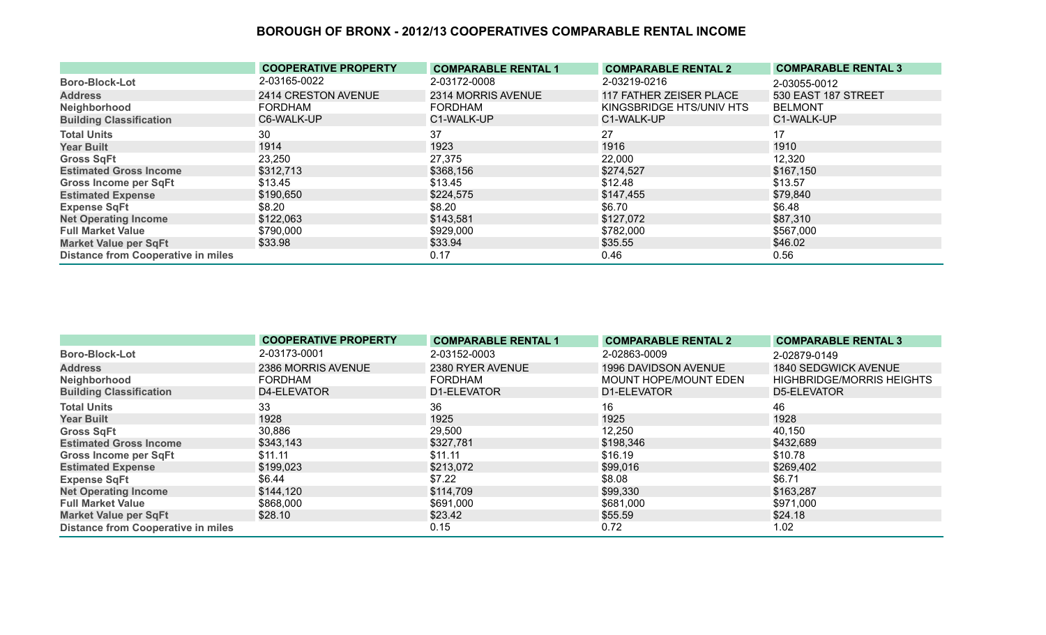## BOROUGH OF BRONX - 2012/13 COOPERATIVES COMPARABLE RENTAL INCOME

| | COOPERATIVE PROPERTY | COMPARABLE RENTAL 1 | COMPARABLE RENTAL 2 | COMPARABLE RENTAL 3 |
|---|---|---|---|---|
| Boro-Block-Lot | 2-03165-0022 | 2-03172-0008 | 2-03219-0216 | 2-03055-0012 |
| Address | 2414 CRESTON AVENUE | 2314 MORRIS AVENUE | 117 FATHER ZEISER PLACE | 530 EAST 187 STREET |
| Neighborhood | FORDHAM | FORDHAM | KINGSBRIDGE HTS/UNIV HTS | BELMONT |
| Building Classification | C6-WALK-UP | C1-WALK-UP | C1-WALK-UP | C1-WALK-UP |
| Total Units | 30 | 37 | 27 | 17 |
| Year Built | 1914 | 1923 | 1916 | 1910 |
| Gross SqFt | 23,250 | 27,375 | 22,000 | 12,320 |
| Estimated Gross Income | $312,713 | $368,156 | $274,527 | $167,150 |
| Gross Income per SqFt | $13.45 | $13.45 | $12.48 | $13.57 |
| Estimated Expense | $190,650 | $224,575 | $147,455 | $79,840 |
| Expense SqFt | $8.20 | $8.20 | $6.70 | $6.48 |
| Net Operating Income | $122,063 | $143,581 | $127,072 | $87,310 |
| Full Market Value | $790,000 | $929,000 | $782,000 | $567,000 |
| Market Value per SqFt | $33.98 | $33.94 | $35.55 | $46.02 |
| Distance from Cooperative in miles | | 0.17 | 0.46 | 0.56 |

| | COOPERATIVE PROPERTY | COMPARABLE RENTAL 1 | COMPARABLE RENTAL 2 | COMPARABLE RENTAL 3 |
|---|---|---|---|---|
| Boro-Block-Lot | 2-03173-0001 | 2-03152-0003 | 2-02863-0009 | 2-02879-0149 |
| Address | 2386 MORRIS AVENUE | 2380 RYER AVENUE | 1996 DAVIDSON AVENUE | 1840 SEDGWICK AVENUE |
| Neighborhood | FORDHAM | FORDHAM | MOUNT HOPE/MOUNT EDEN | HIGHBRIDGE/MORRIS HEIGHTS |
| Building Classification | D4-ELEVATOR | D1-ELEVATOR | D1-ELEVATOR | D5-ELEVATOR |
| Total Units | 33 | 36 | 16 | 46 |
| Year Built | 1928 | 1925 | 1925 | 1928 |
| Gross SqFt | 30,886 | 29,500 | 12,250 | 40,150 |
| Estimated Gross Income | $343,143 | $327,781 | $198,346 | $432,689 |
| Gross Income per SqFt | $11.11 | $11.11 | $16.19 | $10.78 |
| Estimated Expense | $199,023 | $213,072 | $99,016 | $269,402 |
| Expense SqFt | $6.44 | $7.22 | $8.08 | $6.71 |
| Net Operating Income | $144,120 | $114,709 | $99,330 | $163,287 |
| Full Market Value | $868,000 | $691,000 | $681,000 | $971,000 |
| Market Value per SqFt | $28.10 | $23.42 | $55.59 | $24.18 |
| Distance from Cooperative in miles | | 0.15 | 0.72 | 1.02 |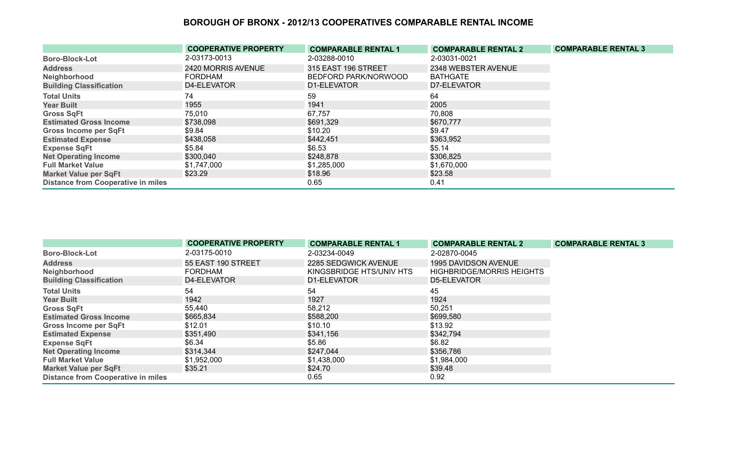# BOROUGH OF BRONX - 2012/13 COOPERATIVES COMPARABLE RENTAL INCOME

| | COOPERATIVE PROPERTY | COMPARABLE RENTAL 1 | COMPARABLE RENTAL 2 | COMPARABLE RENTAL 3 |
|---|---|---|---|---|
| Boro-Block-Lot | 2-03173-0013 | 2-03288-0010 | 2-03031-0021 | |
| Address | 2420 MORRIS AVENUE | 315 EAST 196 STREET | 2348 WEBSTER AVENUE | |
| Neighborhood | FORDHAM | BEDFORD PARK/NORWOOD | BATHGATE | |
| Building Classification | D4-ELEVATOR | D1-ELEVATOR | D7-ELEVATOR | |
| Total Units | 74 | 59 | 64 | |
| Year Built | 1955 | 1941 | 2005 | |
| Gross SqFt | 75,010 | 67,757 | 70,808 | |
| Estimated Gross Income | $738,098 | $691,329 | $670,777 | |
| Gross Income per SqFt | $9.84 | $10.20 | $9.47 | |
| Estimated Expense | $438,058 | $442,451 | $363,952 | |
| Expense SqFt | $5.84 | $6.53 | $5.14 | |
| Net Operating Income | $300,040 | $248,878 | $306,825 | |
| Full Market Value | $1,747,000 | $1,285,000 | $1,670,000 | |
| Market Value per SqFt | $23.29 | $18.96 | $23.58 | |
| Distance from Cooperative in miles | | 0.65 | 0.41 | |

| | COOPERATIVE PROPERTY | COMPARABLE RENTAL 1 | COMPARABLE RENTAL 2 | COMPARABLE RENTAL 3 |
|---|---|---|---|---|
| Boro-Block-Lot | 2-03175-0010 | 2-03234-0049 | 2-02870-0045 | |
| Address | 55 EAST 190 STREET | 2285 SEDGWICK AVENUE | 1995 DAVIDSON AVENUE | |
| Neighborhood | FORDHAM | KINGSBRIDGE HTS/UNIV HTS | HIGHBRIDGE/MORRIS HEIGHTS | |
| Building Classification | D4-ELEVATOR | D1-ELEVATOR | D5-ELEVATOR | |
| Total Units | 54 | 54 | 45 | |
| Year Built | 1942 | 1927 | 1924 | |
| Gross SqFt | 55,440 | 58,212 | 50,251 | |
| Estimated Gross Income | $665,834 | $588,200 | $699,580 | |
| Gross Income per SqFt | $12.01 | $10.10 | $13.92 | |
| Estimated Expense | $351,490 | $341,156 | $342,794 | |
| Expense SqFt | $6.34 | $5.86 | $6.82 | |
| Net Operating Income | $314,344 | $247,044 | $356,786 | |
| Full Market Value | $1,952,000 | $1,438,000 | $1,984,000 | |
| Market Value per SqFt | $35.21 | $24.70 | $39.48 | |
| Distance from Cooperative in miles | | 0.65 | 0.92 | |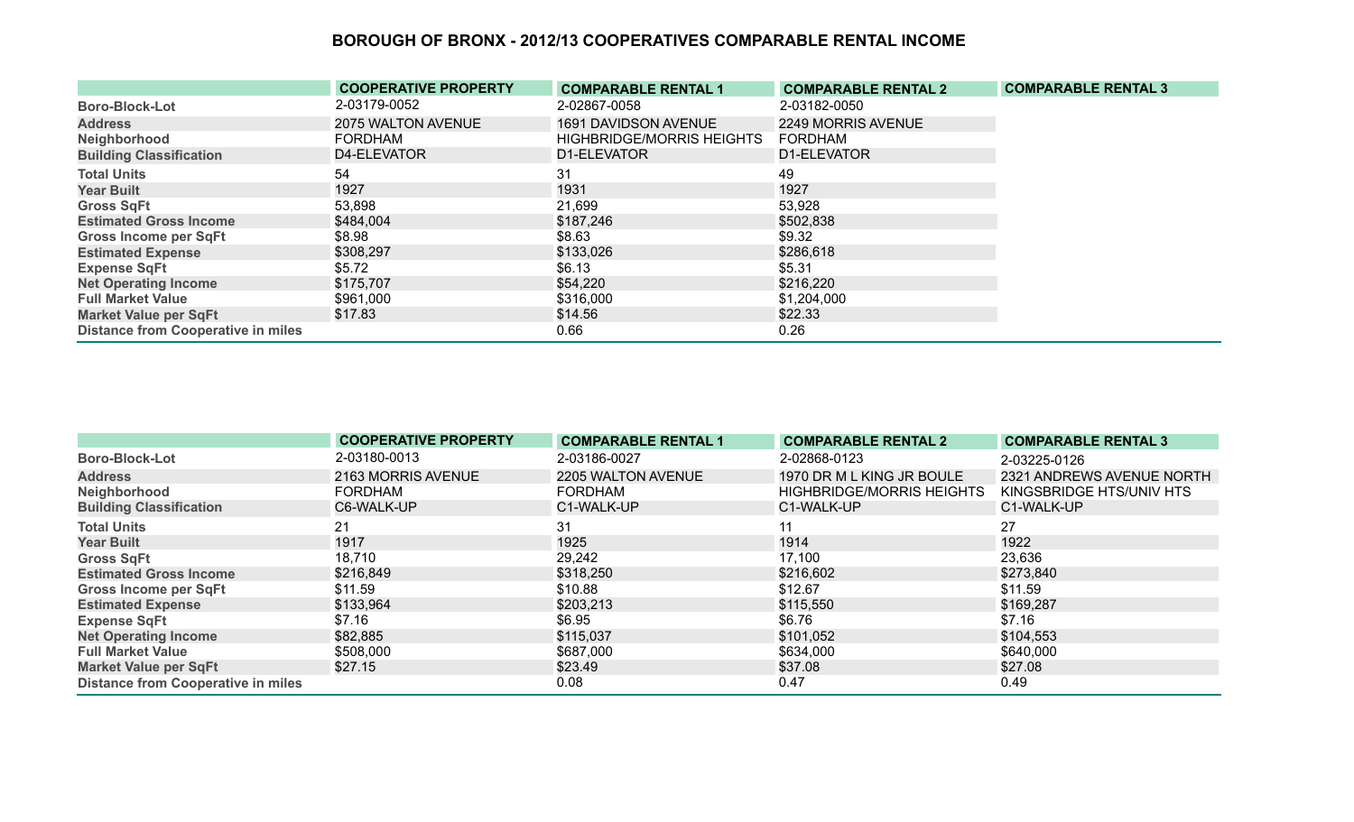# BOROUGH OF BRONX - 2012/13 COOPERATIVES COMPARABLE RENTAL INCOME

| | COOPERATIVE PROPERTY | COMPARABLE RENTAL 1 | COMPARABLE RENTAL 2 | COMPARABLE RENTAL 3 |
|---|---|---|---|---|
| Boro-Block-Lot | 2-03179-0052 | 2-02867-0058 | 2-03182-0050 | |
| Address | 2075 WALTON AVENUE | 1691 DAVIDSON AVENUE | 2249 MORRIS AVENUE | |
| Neighborhood | FORDHAM | HIGHBRIDGE/MORRIS HEIGHTS | FORDHAM | |
| Building Classification | D4-ELEVATOR | D1-ELEVATOR | D1-ELEVATOR | |
| Total Units | 54 | 31 | 49 | |
| Year Built | 1927 | 1931 | 1927 | |
| Gross SqFt | 53,898 | 21,699 | 53,928 | |
| Estimated Gross Income | $484,004 | $187,246 | $502,838 | |
| Gross Income per SqFt | $8.98 | $8.63 | $9.32 | |
| Estimated Expense | $308,297 | $133,026 | $286,618 | |
| Expense SqFt | $5.72 | $6.13 | $5.31 | |
| Net Operating Income | $175,707 | $54,220 | $216,220 | |
| Full Market Value | $961,000 | $316,000 | $1,204,000 | |
| Market Value per SqFt | $17.83 | $14.56 | $22.33 | |
| Distance from Cooperative in miles | | 0.66 | 0.26 | |

| | COOPERATIVE PROPERTY | COMPARABLE RENTAL 1 | COMPARABLE RENTAL 2 | COMPARABLE RENTAL 3 |
|---|---|---|---|---|
| Boro-Block-Lot | 2-03180-0013 | 2-03186-0027 | 2-02868-0123 | 2-03225-0126 |
| Address | 2163 MORRIS AVENUE | 2205 WALTON AVENUE | 1970 DR M L KING JR BOULE | 2321 ANDREWS AVENUE NORTH |
| Neighborhood | FORDHAM | FORDHAM | HIGHBRIDGE/MORRIS HEIGHTS | KINGSBRIDGE HTS/UNIV HTS |
| Building Classification | C6-WALK-UP | C1-WALK-UP | C1-WALK-UP | C1-WALK-UP |
| Total Units | 21 | 31 | 11 | 27 |
| Year Built | 1917 | 1925 | 1914 | 1922 |
| Gross SqFt | 18,710 | 29,242 | 17,100 | 23,636 |
| Estimated Gross Income | $216,849 | $318,250 | $216,602 | $273,840 |
| Gross Income per SqFt | $11.59 | $10.88 | $12.67 | $11.59 |
| Estimated Expense | $133,964 | $203,213 | $115,550 | $169,287 |
| Expense SqFt | $7.16 | $6.95 | $6.76 | $7.16 |
| Net Operating Income | $82,885 | $115,037 | $101,052 | $104,553 |
| Full Market Value | $508,000 | $687,000 | $634,000 | $640,000 |
| Market Value per SqFt | $27.15 | $23.49 | $37.08 | $27.08 |
| Distance from Cooperative in miles | | 0.08 | 0.47 | 0.49 |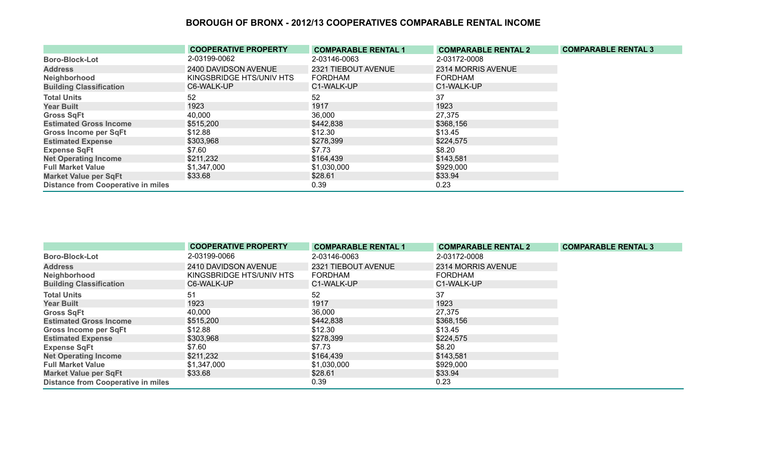# BOROUGH OF BRONX - 2012/13 COOPERATIVES COMPARABLE RENTAL INCOME

| | COOPERATIVE PROPERTY | COMPARABLE RENTAL 1 | COMPARABLE RENTAL 2 | COMPARABLE RENTAL 3 |
|---|---|---|---|---|
| Boro-Block-Lot | 2-03199-0062 | 2-03146-0063 | 2-03172-0008 | |
| Address | 2400 DAVIDSON AVENUE | 2321 TIEBOUT AVENUE | 2314 MORRIS AVENUE | |
| Neighborhood | KINGSBRIDGE HTS/UNIV HTS | FORDHAM | FORDHAM | |
| Building Classification | C6-WALK-UP | C1-WALK-UP | C1-WALK-UP | |
| Total Units | 52 | 52 | 37 | |
| Year Built | 1923 | 1917 | 1923 | |
| Gross SqFt | 40,000 | 36,000 | 27,375 | |
| Estimated Gross Income | $515,200 | $442,838 | $368,156 | |
| Gross Income per SqFt | $12.88 | $12.30 | $13.45 | |
| Estimated Expense | $303,968 | $278,399 | $224,575 | |
| Expense SqFt | $7.60 | $7.73 | $8.20 | |
| Net Operating Income | $211,232 | $164,439 | $143,581 | |
| Full Market Value | $1,347,000 | $1,030,000 | $929,000 | |
| Market Value per SqFt | $33.68 | $28.61 | $33.94 | |
| Distance from Cooperative in miles | | 0.39 | 0.23 | |

| | COOPERATIVE PROPERTY | COMPARABLE RENTAL 1 | COMPARABLE RENTAL 2 | COMPARABLE RENTAL 3 |
|---|---|---|---|---|
| Boro-Block-Lot | 2-03199-0066 | 2-03146-0063 | 2-03172-0008 | |
| Address | 2410 DAVIDSON AVENUE | 2321 TIEBOUT AVENUE | 2314 MORRIS AVENUE | |
| Neighborhood | KINGSBRIDGE HTS/UNIV HTS | FORDHAM | FORDHAM | |
| Building Classification | C6-WALK-UP | C1-WALK-UP | C1-WALK-UP | |
| Total Units | 51 | 52 | 37 | |
| Year Built | 1923 | 1917 | 1923 | |
| Gross SqFt | 40,000 | 36,000 | 27,375 | |
| Estimated Gross Income | $515,200 | $442,838 | $368,156 | |
| Gross Income per SqFt | $12.88 | $12.30 | $13.45 | |
| Estimated Expense | $303,968 | $278,399 | $224,575 | |
| Expense SqFt | $7.60 | $7.73 | $8.20 | |
| Net Operating Income | $211,232 | $164,439 | $143,581 | |
| Full Market Value | $1,347,000 | $1,030,000 | $929,000 | |
| Market Value per SqFt | $33.68 | $28.61 | $33.94 | |
| Distance from Cooperative in miles | | 0.39 | 0.23 | |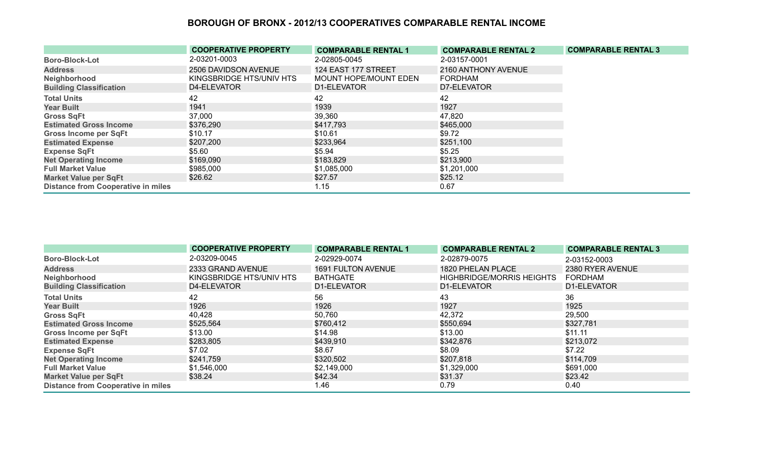# BOROUGH OF BRONX - 2012/13 COOPERATIVES COMPARABLE RENTAL INCOME

| | COOPERATIVE PROPERTY | COMPARABLE RENTAL 1 | COMPARABLE RENTAL 2 | COMPARABLE RENTAL 3 |
|---|---|---|---|---|
| Boro-Block-Lot | 2-03201-0003 | 2-02805-0045 | 2-03157-0001 | |
| Address | 2506 DAVIDSON AVENUE | 124 EAST 177 STREET | 2160 ANTHONY AVENUE | |
| Neighborhood | KINGSBRIDGE HTS/UNIV HTS | MOUNT HOPE/MOUNT EDEN | FORDHAM | |
| Building Classification | D4-ELEVATOR | D1-ELEVATOR | D7-ELEVATOR | |
| Total Units | 42 | 42 | 42 | |
| Year Built | 1941 | 1939 | 1927 | |
| Gross SqFt | 37,000 | 39,360 | 47,820 | |
| Estimated Gross Income | $376,290 | $417,793 | $465,000 | |
| Gross Income per SqFt | $10.17 | $10.61 | $9.72 | |
| Estimated Expense | $207,200 | $233,964 | $251,100 | |
| Expense SqFt | $5.60 | $5.94 | $5.25 | |
| Net Operating Income | $169,090 | $183,829 | $213,900 | |
| Full Market Value | $985,000 | $1,085,000 | $1,201,000 | |
| Market Value per SqFt | $26.62 | $27.57 | $25.12 | |
| Distance from Cooperative in miles | | 1.15 | 0.67 | |

| | COOPERATIVE PROPERTY | COMPARABLE RENTAL 1 | COMPARABLE RENTAL 2 | COMPARABLE RENTAL 3 |
|---|---|---|---|---|
| Boro-Block-Lot | 2-03209-0045 | 2-02929-0074 | 2-02879-0075 | 2-03152-0003 |
| Address | 2333 GRAND AVENUE | 1691 FULTON AVENUE | 1820 PHELAN PLACE | 2380 RYER AVENUE |
| Neighborhood | KINGSBRIDGE HTS/UNIV HTS | BATHGATE | HIGHBRIDGE/MORRIS HEIGHTS | FORDHAM |
| Building Classification | D4-ELEVATOR | D1-ELEVATOR | D1-ELEVATOR | D1-ELEVATOR |
| Total Units | 42 | 56 | 43 | 36 |
| Year Built | 1926 | 1926 | 1927 | 1925 |
| Gross SqFt | 40,428 | 50,760 | 42,372 | 29,500 |
| Estimated Gross Income | $525,564 | $760,412 | $550,694 | $327,781 |
| Gross Income per SqFt | $13.00 | $14.98 | $13.00 | $11.11 |
| Estimated Expense | $283,805 | $439,910 | $342,876 | $213,072 |
| Expense SqFt | $7.02 | $8.67 | $8.09 | $7.22 |
| Net Operating Income | $241,759 | $320,502 | $207,818 | $114,709 |
| Full Market Value | $1,546,000 | $2,149,000 | $1,329,000 | $691,000 |
| Market Value per SqFt | $38.24 | $42.34 | $31.37 | $23.42 |
| Distance from Cooperative in miles | | 1.46 | 0.79 | 0.40 |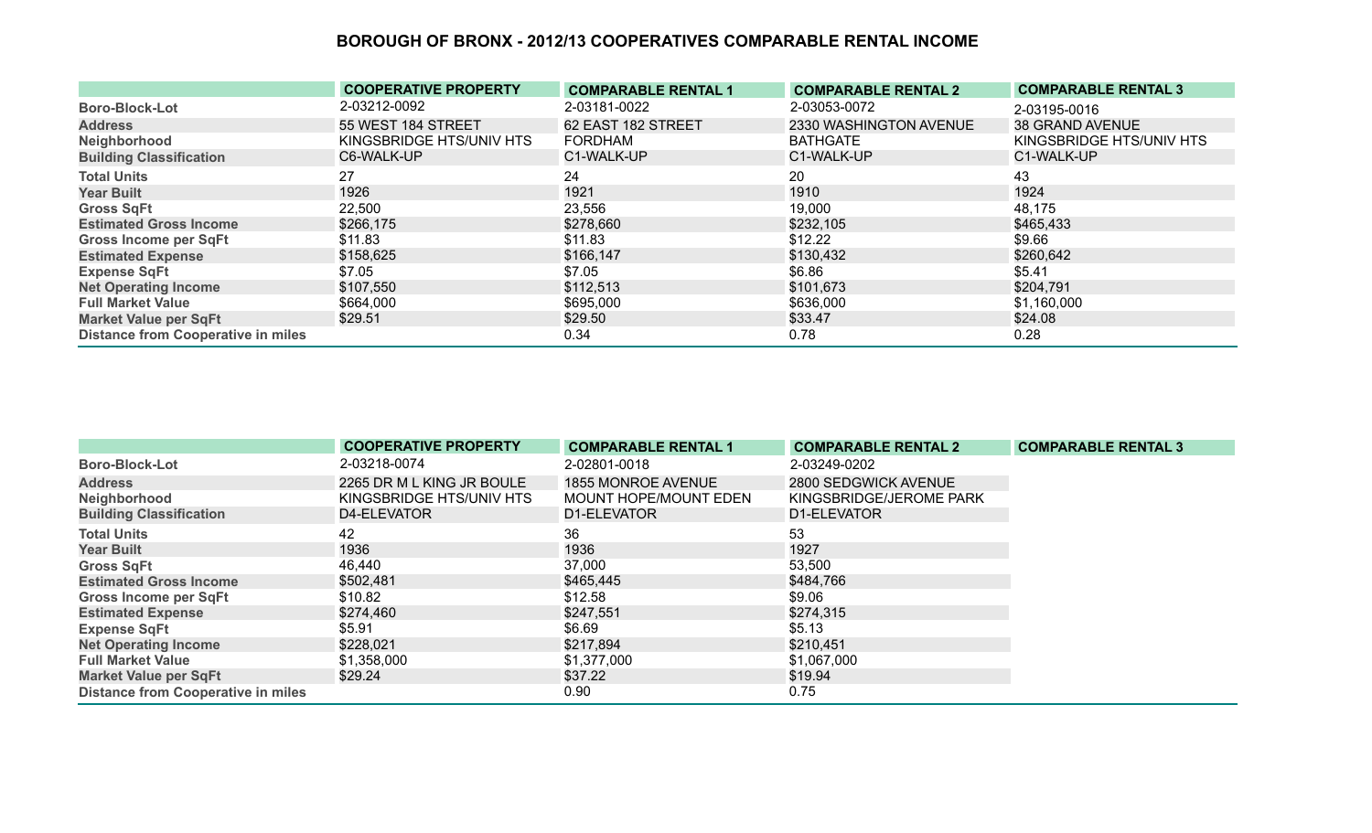# BOROUGH OF BRONX - 2012/13 COOPERATIVES COMPARABLE RENTAL INCOME

| | COOPERATIVE PROPERTY | COMPARABLE RENTAL 1 | COMPARABLE RENTAL 2 | COMPARABLE RENTAL 3 |
|---|---|---|---|---|
| Boro-Block-Lot | 2-03212-0092 | 2-03181-0022 | 2-03053-0072 | 2-03195-0016 |
| Address | 55 WEST 184 STREET | 62 EAST 182 STREET | 2330 WASHINGTON AVENUE | 38 GRAND AVENUE |
| Neighborhood | KINGSBRIDGE HTS/UNIV HTS | FORDHAM | BATHGATE | KINGSBRIDGE HTS/UNIV HTS |
| Building Classification | C6-WALK-UP | C1-WALK-UP | C1-WALK-UP | C1-WALK-UP |
| Total Units | 27 | 24 | 20 | 43 |
| Year Built | 1926 | 1921 | 1910 | 1924 |
| Gross SqFt | 22,500 | 23,556 | 19,000 | 48,175 |
| Estimated Gross Income | $266,175 | $278,660 | $232,105 | $465,433 |
| Gross Income per SqFt | $11.83 | $11.83 | $12.22 | $9.66 |
| Estimated Expense | $158,625 | $166,147 | $130,432 | $260,642 |
| Expense SqFt | $7.05 | $7.05 | $6.86 | $5.41 |
| Net Operating Income | $107,550 | $112,513 | $101,673 | $204,791 |
| Full Market Value | $664,000 | $695,000 | $636,000 | $1,160,000 |
| Market Value per SqFt | $29.51 | $29.50 | $33.47 | $24.08 |
| Distance from Cooperative in miles | | 0.34 | 0.78 | 0.28 |

| | COOPERATIVE PROPERTY | COMPARABLE RENTAL 1 | COMPARABLE RENTAL 2 | COMPARABLE RENTAL 3 |
|---|---|---|---|---|
| Boro-Block-Lot | 2-03218-0074 | 2-02801-0018 | 2-03249-0202 | |
| Address | 2265 DR M L KING JR BOULE | 1855 MONROE AVENUE | 2800 SEDGWICK AVENUE | |
| Neighborhood | KINGSBRIDGE HTS/UNIV HTS | MOUNT HOPE/MOUNT EDEN | KINGSBRIDGE/JEROME PARK | |
| Building Classification | D4-ELEVATOR | D1-ELEVATOR | D1-ELEVATOR | |
| Total Units | 42 | 36 | 53 | |
| Year Built | 1936 | 1936 | 1927 | |
| Gross SqFt | 46,440 | 37,000 | 53,500 | |
| Estimated Gross Income | $502,481 | $465,445 | $484,766 | |
| Gross Income per SqFt | $10.82 | $12.58 | $9.06 | |
| Estimated Expense | $274,460 | $247,551 | $274,315 | |
| Expense SqFt | $5.91 | $6.69 | $5.13 | |
| Net Operating Income | $228,021 | $217,894 | $210,451 | |
| Full Market Value | $1,358,000 | $1,377,000 | $1,067,000 | |
| Market Value per SqFt | $29.24 | $37.22 | $19.94 | |
| Distance from Cooperative in miles | | 0.90 | 0.75 | |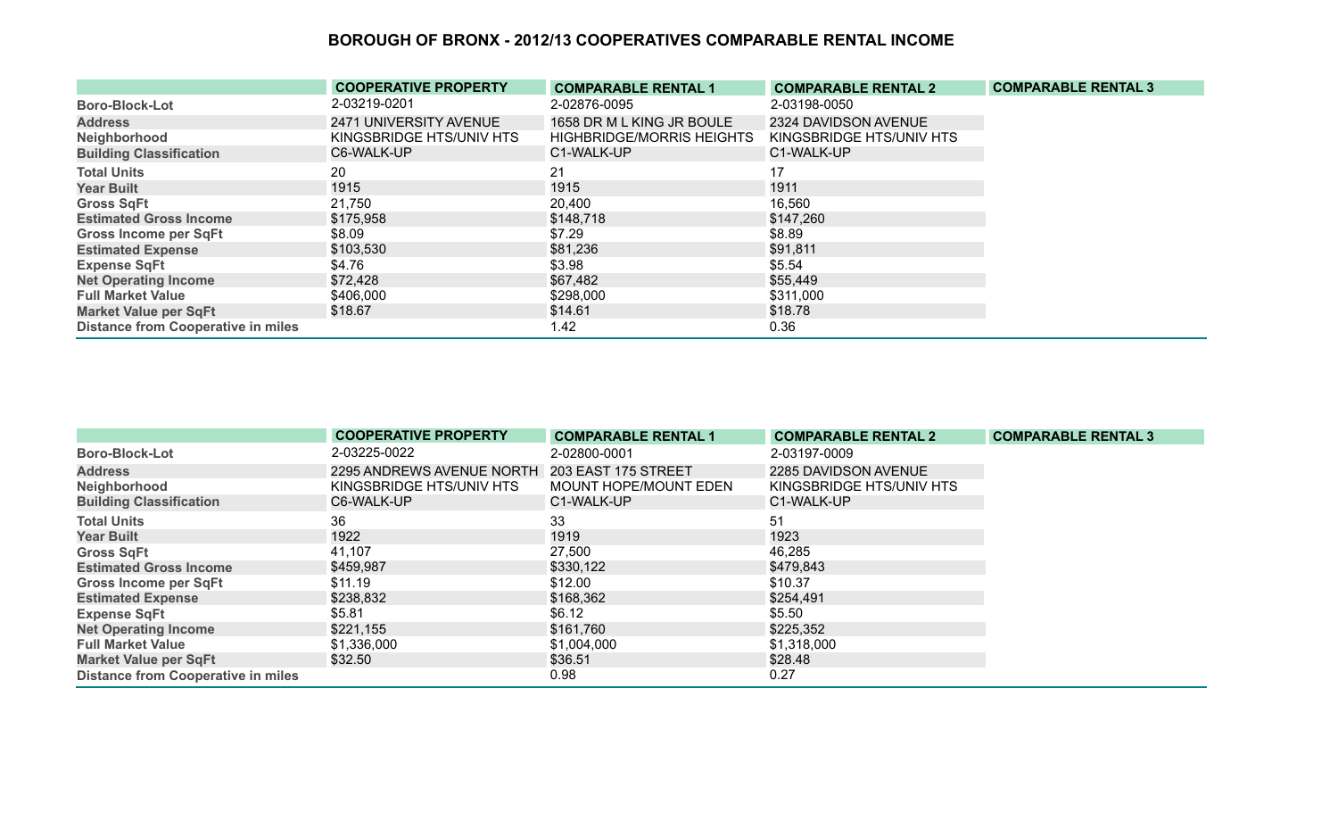# BOROUGH OF BRONX - 2012/13 COOPERATIVES COMPARABLE RENTAL INCOME

| | COOPERATIVE PROPERTY | COMPARABLE RENTAL 1 | COMPARABLE RENTAL 2 | COMPARABLE RENTAL 3 |
|---|---|---|---|---|
| Boro-Block-Lot | 2-03219-0201 | 2-02876-0095 | 2-03198-0050 | |
| Address | 2471 UNIVERSITY AVENUE | 1658 DR M L KING JR BOULE | 2324 DAVIDSON AVENUE | |
| Neighborhood | KINGSBRIDGE HTS/UNIV HTS | HIGHBRIDGE/MORRIS HEIGHTS | KINGSBRIDGE HTS/UNIV HTS | |
| Building Classification | C6-WALK-UP | C1-WALK-UP | C1-WALK-UP | |
| Total Units | 20 | 21 | 17 | |
| Year Built | 1915 | 1915 | 1911 | |
| Gross SqFt | 21,750 | 20,400 | 16,560 | |
| Estimated Gross Income | $175,958 | $148,718 | $147,260 | |
| Gross Income per SqFt | $8.09 | $7.29 | $8.89 | |
| Estimated Expense | $103,530 | $81,236 | $91,811 | |
| Expense SqFt | $4.76 | $3.98 | $5.54 | |
| Net Operating Income | $72,428 | $67,482 | $55,449 | |
| Full Market Value | $406,000 | $298,000 | $311,000 | |
| Market Value per SqFt | $18.67 | $14.61 | $18.78 | |
| Distance from Cooperative in miles | | 1.42 | 0.36 | |

| | COOPERATIVE PROPERTY | COMPARABLE RENTAL 1 | COMPARABLE RENTAL 2 | COMPARABLE RENTAL 3 |
|---|---|---|---|---|
| Boro-Block-Lot | 2-03225-0022 | 2-02800-0001 | 2-03197-0009 | |
| Address | 2295 ANDREWS AVENUE NORTH | 203 EAST 175 STREET | 2285 DAVIDSON AVENUE | |
| Neighborhood | KINGSBRIDGE HTS/UNIV HTS | MOUNT HOPE/MOUNT EDEN | KINGSBRIDGE HTS/UNIV HTS | |
| Building Classification | C6-WALK-UP | C1-WALK-UP | C1-WALK-UP | |
| Total Units | 36 | 33 | 51 | |
| Year Built | 1922 | 1919 | 1923 | |
| Gross SqFt | 41,107 | 27,500 | 46,285 | |
| Estimated Gross Income | $459,987 | $330,122 | $479,843 | |
| Gross Income per SqFt | $11.19 | $12.00 | $10.37 | |
| Estimated Expense | $238,832 | $168,362 | $254,491 | |
| Expense SqFt | $5.81 | $6.12 | $5.50 | |
| Net Operating Income | $221,155 | $161,760 | $225,352 | |
| Full Market Value | $1,336,000 | $1,004,000 | $1,318,000 | |
| Market Value per SqFt | $32.50 | $36.51 | $28.48 | |
| Distance from Cooperative in miles | | 0.98 | 0.27 | |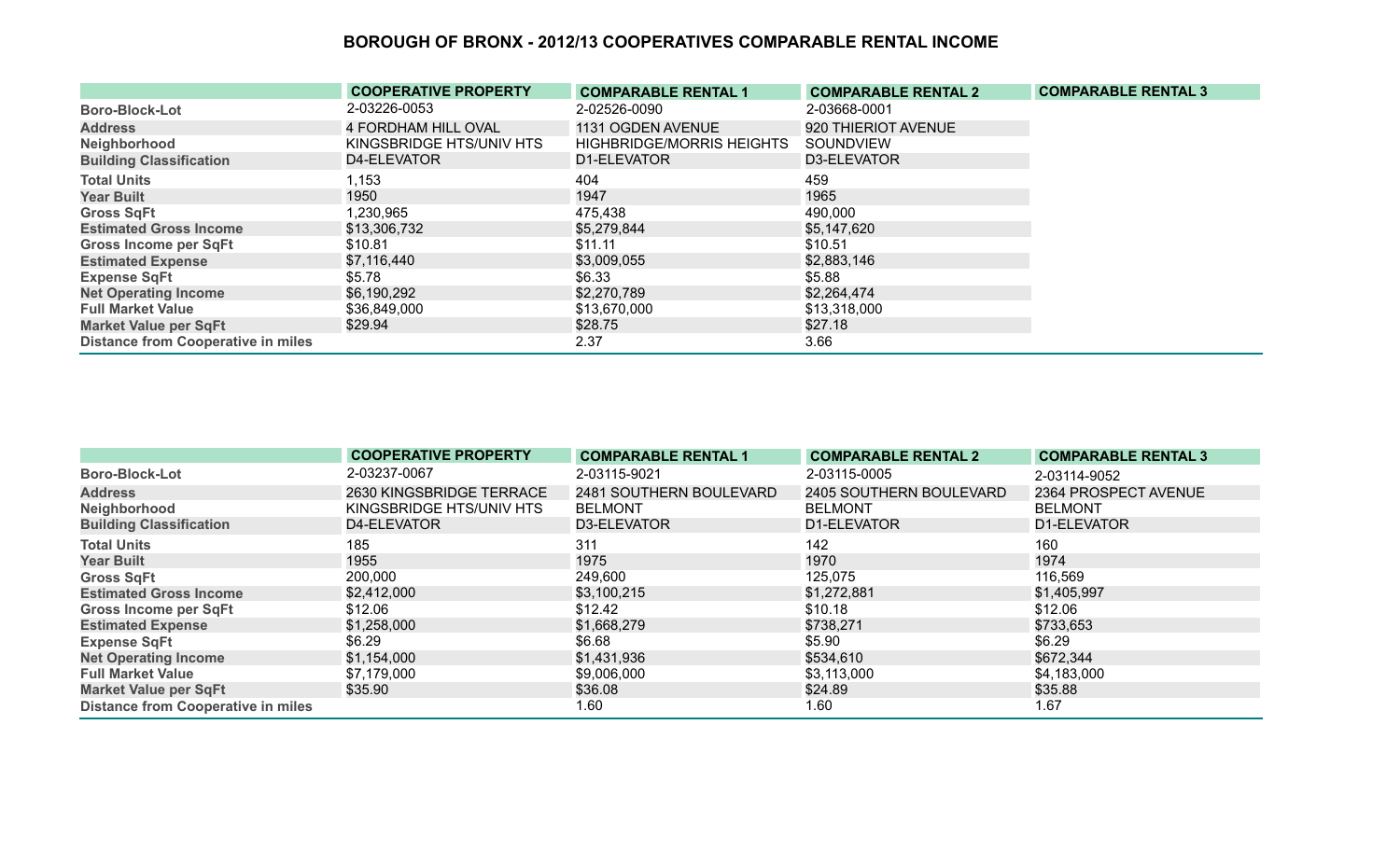# BOROUGH OF BRONX - 2012/13 COOPERATIVES COMPARABLE RENTAL INCOME

| | COOPERATIVE PROPERTY | COMPARABLE RENTAL 1 | COMPARABLE RENTAL 2 | COMPARABLE RENTAL 3 |
|---|---|---|---|---|
| Boro-Block-Lot | 2-03226-0053 | 2-02526-0090 | 2-03668-0001 | |
| Address | 4 FORDHAM HILL OVAL | 1131 OGDEN AVENUE | 920 THIERIOT AVENUE | |
| Neighborhood | KINGSBRIDGE HTS/UNIV HTS | HIGHBRIDGE/MORRIS HEIGHTS | SOUNDVIEW | |
| Building Classification | D4-ELEVATOR | D1-ELEVATOR | D3-ELEVATOR | |
| Total Units | 1,153 | 404 | 459 | |
| Year Built | 1950 | 1947 | 1965 | |
| Gross SqFt | 1,230,965 | 475,438 | 490,000 | |
| Estimated Gross Income | $13,306,732 | $5,279,844 | $5,147,620 | |
| Gross Income per SqFt | $10.81 | $11.11 | $10.51 | |
| Estimated Expense | $7,116,440 | $3,009,055 | $2,883,146 | |
| Expense SqFt | $5.78 | $6.33 | $5.88 | |
| Net Operating Income | $6,190,292 | $2,270,789 | $2,264,474 | |
| Full Market Value | $36,849,000 | $13,670,000 | $13,318,000 | |
| Market Value per SqFt | $29.94 | $28.75 | $27.18 | |
| Distance from Cooperative in miles | | 2.37 | 3.66 | |

| | COOPERATIVE PROPERTY | COMPARABLE RENTAL 1 | COMPARABLE RENTAL 2 | COMPARABLE RENTAL 3 |
|---|---|---|---|---|
| Boro-Block-Lot | 2-03237-0067 | 2-03115-9021 | 2-03115-0005 | 2-03114-9052 |
| Address | 2630 KINGSBRIDGE TERRACE | 2481 SOUTHERN BOULEVARD | 2405 SOUTHERN BOULEVARD | 2364 PROSPECT AVENUE |
| Neighborhood | KINGSBRIDGE HTS/UNIV HTS | BELMONT | BELMONT | BELMONT |
| Building Classification | D4-ELEVATOR | D3-ELEVATOR | D1-ELEVATOR | D1-ELEVATOR |
| Total Units | 185 | 311 | 142 | 160 |
| Year Built | 1955 | 1975 | 1970 | 1974 |
| Gross SqFt | 200,000 | 249,600 | 125,075 | 116,569 |
| Estimated Gross Income | $2,412,000 | $3,100,215 | $1,272,881 | $1,405,997 |
| Gross Income per SqFt | $12.06 | $12.42 | $10.18 | $12.06 |
| Estimated Expense | $1,258,000 | $1,668,279 | $738,271 | $733,653 |
| Expense SqFt | $6.29 | $6.68 | $5.90 | $6.29 |
| Net Operating Income | $1,154,000 | $1,431,936 | $534,610 | $672,344 |
| Full Market Value | $7,179,000 | $9,006,000 | $3,113,000 | $4,183,000 |
| Market Value per SqFt | $35.90 | $36.08 | $24.89 | $35.88 |
| Distance from Cooperative in miles | | 1.60 | 1.60 | 1.67 |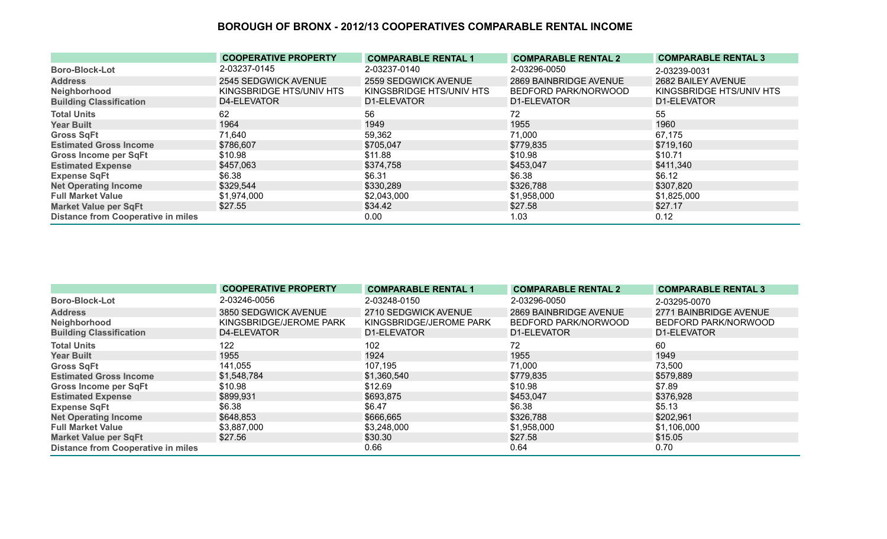## BOROUGH OF BRONX - 2012/13 COOPERATIVES COMPARABLE RENTAL INCOME

| | COOPERATIVE PROPERTY | COMPARABLE RENTAL 1 | COMPARABLE RENTAL 2 | COMPARABLE RENTAL 3 |
|---|---|---|---|---|
| **Boro-Block-Lot** | 2-03237-0145 | 2-03237-0140 | 2-03296-0050 | 2-03239-0031 |
| **Address** | 2545 SEDGWICK AVENUE | 2559 SEDGWICK AVENUE | 2869 BAINBRIDGE AVENUE | 2682 BAILEY AVENUE |
| **Neighborhood** | KINGSBRIDGE HTS/UNIV HTS | KINGSBRIDGE HTS/UNIV HTS | BEDFORD PARK/NORWOOD | KINGSBRIDGE HTS/UNIV HTS |
| **Building Classification** | D4-ELEVATOR | D1-ELEVATOR | D1-ELEVATOR | D1-ELEVATOR |
| **Total Units** | 62 | 56 | 72 | 55 |
| **Year Built** | 1964 | 1949 | 1955 | 1960 |
| **Gross SqFt** | 71,640 | 59,362 | 71,000 | 67,175 |
| **Estimated Gross Income** | $786,607 | $705,047 | $779,835 | $719,160 |
| **Gross Income per SqFt** | $10.98 | $11.88 | $10.98 | $10.71 |
| **Estimated Expense** | $457,063 | $374,758 | $453,047 | $411,340 |
| **Expense SqFt** | $6.38 | $6.31 | $6.38 | $6.12 |
| **Net Operating Income** | $329,544 | $330,289 | $326,788 | $307,820 |
| **Full Market Value** | $1,974,000 | $2,043,000 | $1,958,000 | $1,825,000 |
| **Market Value per SqFt** | $27.55 | $34.42 | $27.58 | $27.17 |
| **Distance from Cooperative in miles** | | 0.00 | 1.03 | 0.12 |

| | COOPERATIVE PROPERTY | COMPARABLE RENTAL 1 | COMPARABLE RENTAL 2 | COMPARABLE RENTAL 3 |
|---|---|---|---|---|
| **Boro-Block-Lot** | 2-03246-0056 | 2-03248-0150 | 2-03296-0050 | 2-03295-0070 |
| **Address** | 3850 SEDGWICK AVENUE | 2710 SEDGWICK AVENUE | 2869 BAINBRIDGE AVENUE | 2771 BAINBRIDGE AVENUE |
| **Neighborhood** | KINGSBRIDGE/JEROME PARK | KINGSBRIDGE/JEROME PARK | BEDFORD PARK/NORWOOD | BEDFORD PARK/NORWOOD |
| **Building Classification** | D4-ELEVATOR | D1-ELEVATOR | D1-ELEVATOR | D1-ELEVATOR |
| **Total Units** | 122 | 102 | 72 | 60 |
| **Year Built** | 1955 | 1924 | 1955 | 1949 |
| **Gross SqFt** | 141,055 | 107,195 | 71,000 | 73,500 |
| **Estimated Gross Income** | $1,548,784 | $1,360,540 | $779,835 | $579,889 |
| **Gross Income per SqFt** | $10.98 | $12.69 | $10.98 | $7.89 |
| **Estimated Expense** | $899,931 | $693,875 | $453,047 | $376,928 |
| **Expense SqFt** | $6.38 | $6.47 | $6.38 | $5.13 |
| **Net Operating Income** | $648,853 | $666,665 | $326,788 | $202,961 |
| **Full Market Value** | $3,887,000 | $3,248,000 | $1,958,000 | $1,106,000 |
| **Market Value per SqFt** | $27.56 | $30.30 | $27.58 | $15.05 |
| **Distance from Cooperative in miles** | | 0.66 | 0.64 | 0.70 |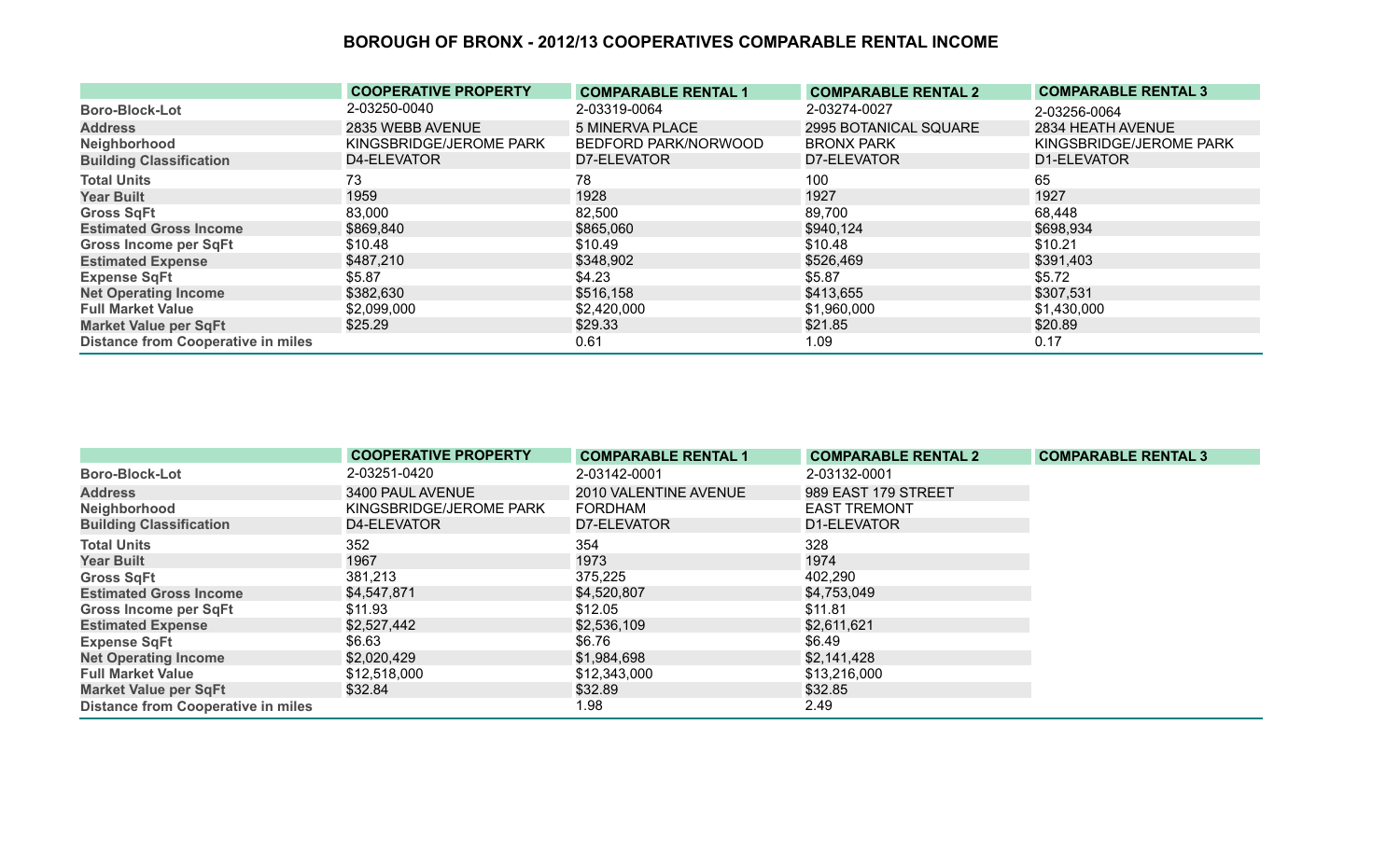## BOROUGH OF BRONX - 2012/13 COOPERATIVES COMPARABLE RENTAL INCOME

| | COOPERATIVE PROPERTY | COMPARABLE RENTAL 1 | COMPARABLE RENTAL 2 | COMPARABLE RENTAL 3 |
|---|---|---|---|---|
| Boro-Block-Lot | 2-03250-0040 | 2-03319-0064 | 2-03274-0027 | 2-03256-0064 |
| Address | 2835 WEBB AVENUE | 5 MINERVA PLACE | 2995 BOTANICAL SQUARE | 2834 HEATH AVENUE |
| Neighborhood | KINGSBRIDGE/JEROME PARK | BEDFORD PARK/NORWOOD | BRONX PARK | KINGSBRIDGE/JEROME PARK |
| Building Classification | D4-ELEVATOR | D7-ELEVATOR | D7-ELEVATOR | D1-ELEVATOR |
| Total Units | 73 | 78 | 100 | 65 |
| Year Built | 1959 | 1928 | 1927 | 1927 |
| Gross SqFt | 83,000 | 82,500 | 89,700 | 68,448 |
| Estimated Gross Income | $869,840 | $865,060 | $940,124 | $698,934 |
| Gross Income per SqFt | $10.48 | $10.49 | $10.48 | $10.21 |
| Estimated Expense | $487,210 | $348,902 | $526,469 | $391,403 |
| Expense SqFt | $5.87 | $4.23 | $5.87 | $5.72 |
| Net Operating Income | $382,630 | $516,158 | $413,655 | $307,531 |
| Full Market Value | $2,099,000 | $2,420,000 | $1,960,000 | $1,430,000 |
| Market Value per SqFt | $25.29 | $29.33 | $21.85 | $20.89 |
| Distance from Cooperative in miles | | 0.61 | 1.09 | 0.17 |

| | COOPERATIVE PROPERTY | COMPARABLE RENTAL 1 | COMPARABLE RENTAL 2 | COMPARABLE RENTAL 3 |
|---|---|---|---|---|
| Boro-Block-Lot | 2-03251-0420 | 2-03142-0001 | 2-03132-0001 | |
| Address | 3400 PAUL AVENUE | 2010 VALENTINE AVENUE | 989 EAST 179 STREET | |
| Neighborhood | KINGSBRIDGE/JEROME PARK | FORDHAM | EAST TREMONT | |
| Building Classification | D4-ELEVATOR | D7-ELEVATOR | D1-ELEVATOR | |
| Total Units | 352 | 354 | 328 | |
| Year Built | 1967 | 1973 | 1974 | |
| Gross SqFt | 381,213 | 375,225 | 402,290 | |
| Estimated Gross Income | $4,547,871 | $4,520,807 | $4,753,049 | |
| Gross Income per SqFt | $11.93 | $12.05 | $11.81 | |
| Estimated Expense | $2,527,442 | $2,536,109 | $2,611,621 | |
| Expense SqFt | $6.63 | $6.76 | $6.49 | |
| Net Operating Income | $2,020,429 | $1,984,698 | $2,141,428 | |
| Full Market Value | $12,518,000 | $12,343,000 | $13,216,000 | |
| Market Value per SqFt | $32.84 | $32.89 | $32.85 | |
| Distance from Cooperative in miles | | 1.98 | 2.49 | |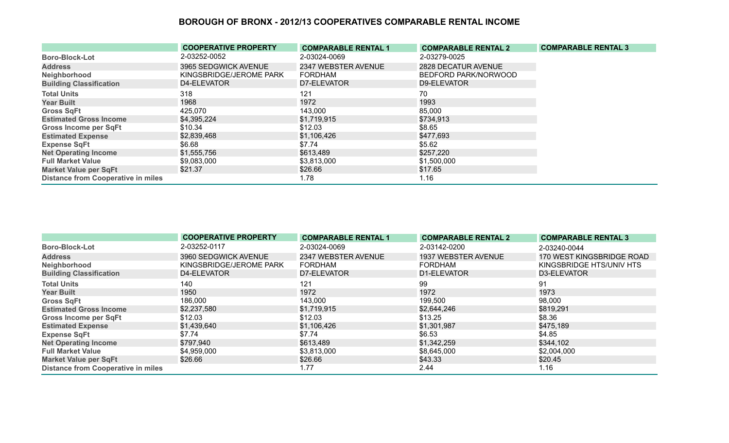# BOROUGH OF BRONX - 2012/13 COOPERATIVES COMPARABLE RENTAL INCOME

| | COOPERATIVE PROPERTY | COMPARABLE RENTAL 1 | COMPARABLE RENTAL 2 | COMPARABLE RENTAL 3 |
|---|---|---|---|---|
| Boro-Block-Lot | 2-03252-0052 | 2-03024-0069 | 2-03279-0025 | |
| Address | 3965 SEDGWICK AVENUE | 2347 WEBSTER AVENUE | 2828 DECATUR AVENUE | |
| Neighborhood | KINGSBRIDGE/JEROME PARK | FORDHAM | BEDFORD PARK/NORWOOD | |
| Building Classification | D4-ELEVATOR | D7-ELEVATOR | D9-ELEVATOR | |
| Total Units | 318 | 121 | 70 | |
| Year Built | 1968 | 1972 | 1993 | |
| Gross SqFt | 425,070 | 143,000 | 85,000 | |
| Estimated Gross Income | $4,395,224 | $1,719,915 | $734,913 | |
| Gross Income per SqFt | $10.34 | $12.03 | $8.65 | |
| Estimated Expense | $2,839,468 | $1,106,426 | $477,693 | |
| Expense SqFt | $6.68 | $7.74 | $5.62 | |
| Net Operating Income | $1,555,756 | $613,489 | $257,220 | |
| Full Market Value | $9,083,000 | $3,813,000 | $1,500,000 | |
| Market Value per SqFt | $21.37 | $26.66 | $17.65 | |
| Distance from Cooperative in miles | | 1.78 | 1.16 | |

| | COOPERATIVE PROPERTY | COMPARABLE RENTAL 1 | COMPARABLE RENTAL 2 | COMPARABLE RENTAL 3 |
|---|---|---|---|---|
| Boro-Block-Lot | 2-03252-0117 | 2-03024-0069 | 2-03142-0200 | 2-03240-0044 |
| Address | 3960 SEDGWICK AVENUE | 2347 WEBSTER AVENUE | 1937 WEBSTER AVENUE | 170 WEST KINGSBRIDGE ROAD |
| Neighborhood | KINGSBRIDGE/JEROME PARK | FORDHAM | FORDHAM | KINGSBRIDGE HTS/UNIV HTS |
| Building Classification | D4-ELEVATOR | D7-ELEVATOR | D1-ELEVATOR | D3-ELEVATOR |
| Total Units | 140 | 121 | 99 | 91 |
| Year Built | 1950 | 1972 | 1972 | 1973 |
| Gross SqFt | 186,000 | 143,000 | 199,500 | 98,000 |
| Estimated Gross Income | $2,237,580 | $1,719,915 | $2,644,246 | $819,291 |
| Gross Income per SqFt | $12.03 | $12.03 | $13.25 | $8.36 |
| Estimated Expense | $1,439,640 | $1,106,426 | $1,301,987 | $475,189 |
| Expense SqFt | $7.74 | $7.74 | $6.53 | $4.85 |
| Net Operating Income | $797,940 | $613,489 | $1,342,259 | $344,102 |
| Full Market Value | $4,959,000 | $3,813,000 | $8,645,000 | $2,004,000 |
| Market Value per SqFt | $26.66 | $26.66 | $43.33 | $20.45 |
| Distance from Cooperative in miles | | 1.77 | 2.44 | 1.16 |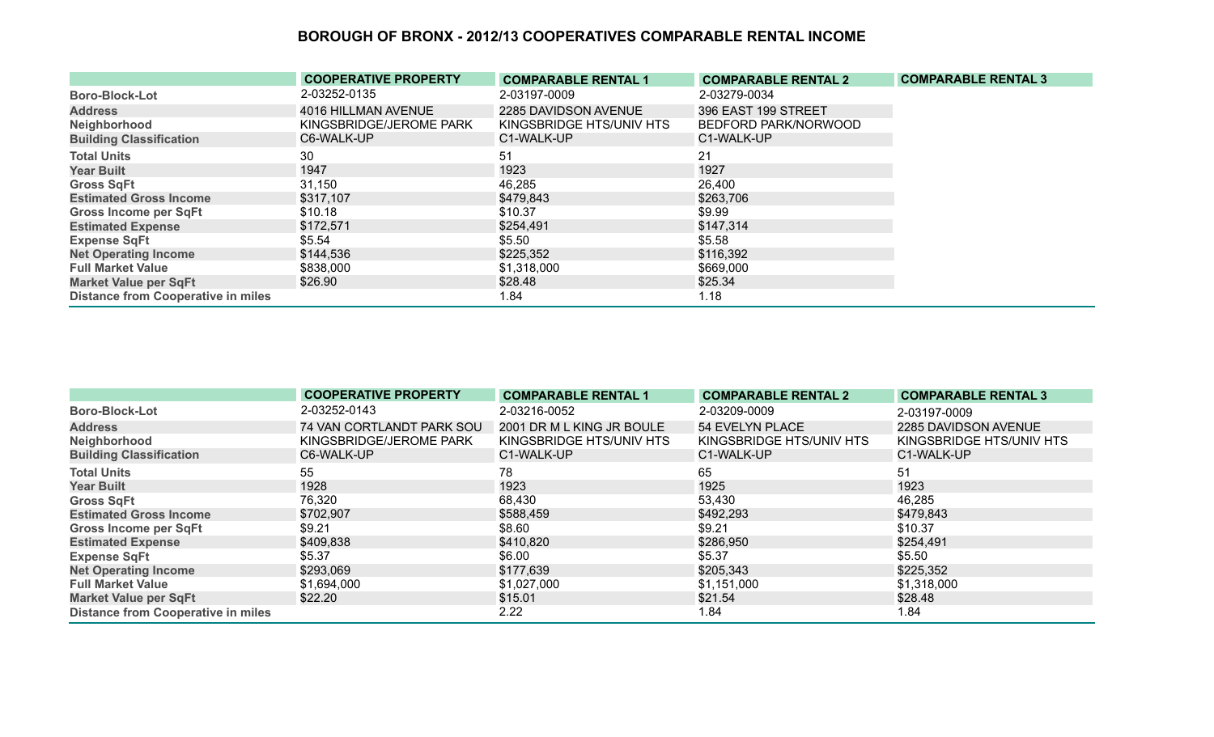# BOROUGH OF BRONX - 2012/13 COOPERATIVES COMPARABLE RENTAL INCOME

| | COOPERATIVE PROPERTY | COMPARABLE RENTAL 1 | COMPARABLE RENTAL 2 | COMPARABLE RENTAL 3 |
|---|---|---|---|---|
| Boro-Block-Lot | 2-03252-0135 | 2-03197-0009 | 2-03279-0034 | |
| Address | 4016 HILLMAN AVENUE | 2285 DAVIDSON AVENUE | 396 EAST 199 STREET | |
| Neighborhood | KINGSBRIDGE/JEROME PARK | KINGSBRIDGE HTS/UNIV HTS | BEDFORD PARK/NORWOOD | |
| Building Classification | C6-WALK-UP | C1-WALK-UP | C1-WALK-UP | |
| Total Units | 30 | 51 | 21 | |
| Year Built | 1947 | 1923 | 1927 | |
| Gross SqFt | 31,150 | 46,285 | 26,400 | |
| Estimated Gross Income | $317,107 | $479,843 | $263,706 | |
| Gross Income per SqFt | $10.18 | $10.37 | $9.99 | |
| Estimated Expense | $172,571 | $254,491 | $147,314 | |
| Expense SqFt | $5.54 | $5.50 | $5.58 | |
| Net Operating Income | $144,536 | $225,352 | $116,392 | |
| Full Market Value | $838,000 | $1,318,000 | $669,000 | |
| Market Value per SqFt | $26.90 | $28.48 | $25.34 | |
| Distance from Cooperative in miles | | 1.84 | 1.18 | |

| | COOPERATIVE PROPERTY | COMPARABLE RENTAL 1 | COMPARABLE RENTAL 2 | COMPARABLE RENTAL 3 |
|---|---|---|---|---|
| Boro-Block-Lot | 2-03252-0143 | 2-03216-0052 | 2-03209-0009 | 2-03197-0009 |
| Address | 74 VAN CORTLANDT PARK SOU | 2001 DR M L KING JR BOULE | 54 EVELYN PLACE | 2285 DAVIDSON AVENUE |
| Neighborhood | KINGSBRIDGE/JEROME PARK | KINGSBRIDGE HTS/UNIV HTS | KINGSBRIDGE HTS/UNIV HTS | KINGSBRIDGE HTS/UNIV HTS |
| Building Classification | C6-WALK-UP | C1-WALK-UP | C1-WALK-UP | C1-WALK-UP |
| Total Units | 55 | 78 | 65 | 51 |
| Year Built | 1928 | 1923 | 1925 | 1923 |
| Gross SqFt | 76,320 | 68,430 | 53,430 | 46,285 |
| Estimated Gross Income | $702,907 | $588,459 | $492,293 | $479,843 |
| Gross Income per SqFt | $9.21 | $8.60 | $9.21 | $10.37 |
| Estimated Expense | $409,838 | $410,820 | $286,950 | $254,491 |
| Expense SqFt | $5.37 | $6.00 | $5.37 | $5.50 |
| Net Operating Income | $293,069 | $177,639 | $205,343 | $225,352 |
| Full Market Value | $1,694,000 | $1,027,000 | $1,151,000 | $1,318,000 |
| Market Value per SqFt | $22.20 | $15.01 | $21.54 | $28.48 |
| Distance from Cooperative in miles | | 2.22 | 1.84 | 1.84 |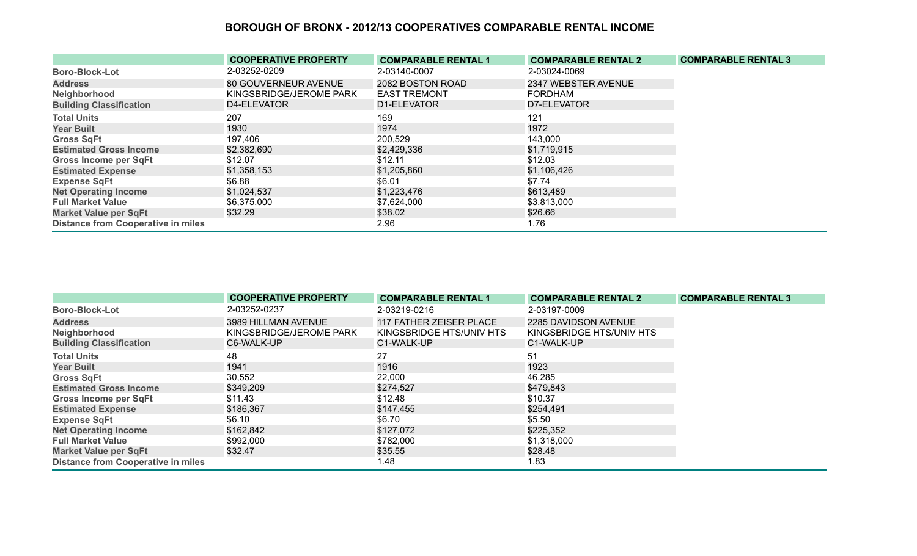# BOROUGH OF BRONX - 2012/13 COOPERATIVES COMPARABLE RENTAL INCOME

| | COOPERATIVE PROPERTY | COMPARABLE RENTAL 1 | COMPARABLE RENTAL 2 | COMPARABLE RENTAL 3 |
|---|---|---|---|---|
| Boro-Block-Lot | 2-03252-0209 | 2-03140-0007 | 2-03024-0069 | |
| Address | 80 GOUVERNEUR AVENUE | 2082 BOSTON ROAD | 2347 WEBSTER AVENUE | |
| Neighborhood | KINGSBRIDGE/JEROME PARK | EAST TREMONT | FORDHAM | |
| Building Classification | D4-ELEVATOR | D1-ELEVATOR | D7-ELEVATOR | |
| Total Units | 207 | 169 | 121 | |
| Year Built | 1930 | 1974 | 1972 | |
| Gross SqFt | 197,406 | 200,529 | 143,000 | |
| Estimated Gross Income | $2,382,690 | $2,429,336 | $1,719,915 | |
| Gross Income per SqFt | $12.07 | $12.11 | $12.03 | |
| Estimated Expense | $1,358,153 | $1,205,860 | $1,106,426 | |
| Expense SqFt | $6.88 | $6.01 | $7.74 | |
| Net Operating Income | $1,024,537 | $1,223,476 | $613,489 | |
| Full Market Value | $6,375,000 | $7,624,000 | $3,813,000 | |
| Market Value per SqFt | $32.29 | $38.02 | $26.66 | |
| Distance from Cooperative in miles | | 2.96 | 1.76 | |

| | COOPERATIVE PROPERTY | COMPARABLE RENTAL 1 | COMPARABLE RENTAL 2 | COMPARABLE RENTAL 3 |
|---|---|---|---|---|
| Boro-Block-Lot | 2-03252-0237 | 2-03219-0216 | 2-03197-0009 | |
| Address | 3989 HILLMAN AVENUE | 117 FATHER ZEISER PLACE | 2285 DAVIDSON AVENUE | |
| Neighborhood | KINGSBRIDGE/JEROME PARK | KINGSBRIDGE HTS/UNIV HTS | KINGSBRIDGE HTS/UNIV HTS | |
| Building Classification | C6-WALK-UP | C1-WALK-UP | C1-WALK-UP | |
| Total Units | 48 | 27 | 51 | |
| Year Built | 1941 | 1916 | 1923 | |
| Gross SqFt | 30,552 | 22,000 | 46,285 | |
| Estimated Gross Income | $349,209 | $274,527 | $479,843 | |
| Gross Income per SqFt | $11.43 | $12.48 | $10.37 | |
| Estimated Expense | $186,367 | $147,455 | $254,491 | |
| Expense SqFt | $6.10 | $6.70 | $5.50 | |
| Net Operating Income | $162,842 | $127,072 | $225,352 | |
| Full Market Value | $992,000 | $782,000 | $1,318,000 | |
| Market Value per SqFt | $32.47 | $35.55 | $28.48 | |
| Distance from Cooperative in miles | | 1.48 | 1.83 | |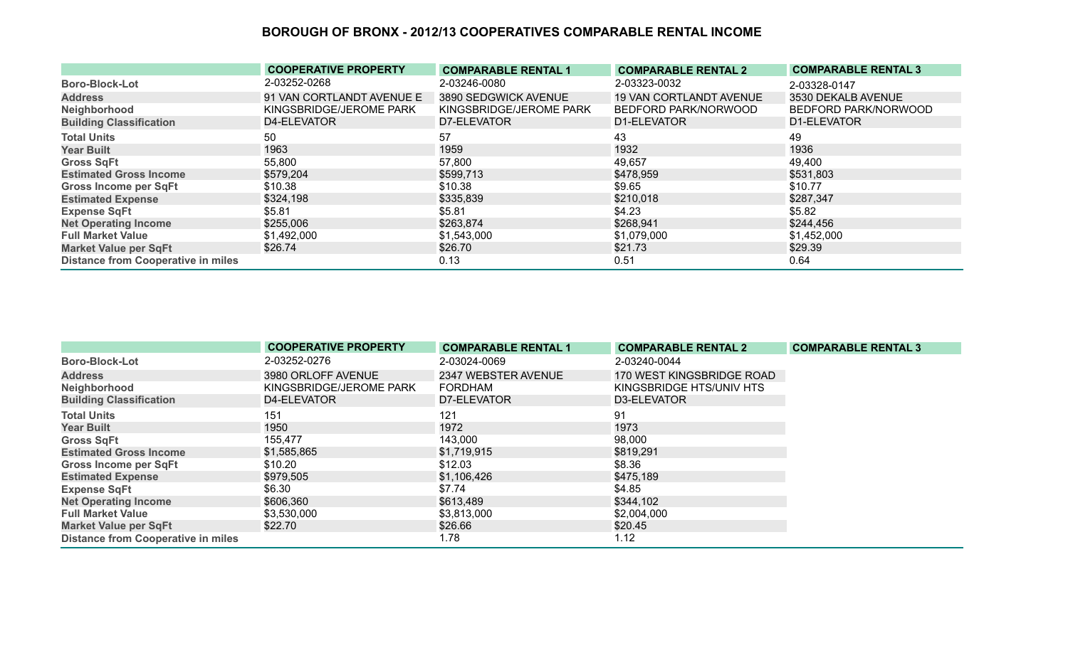# BOROUGH OF BRONX - 2012/13 COOPERATIVES COMPARABLE RENTAL INCOME

| | COOPERATIVE PROPERTY | COMPARABLE RENTAL 1 | COMPARABLE RENTAL 2 | COMPARABLE RENTAL 3 |
|---|---|---|---|---|
| **Boro-Block-Lot** | 2-03252-0268 | 2-03246-0080 | 2-03323-0032 | 2-03328-0147 |
| **Address** | 91 VAN CORTLANDT AVENUE E | 3890 SEDGWICK AVENUE | 19 VAN CORTLANDT AVENUE | 3530 DEKALB AVENUE |
| **Neighborhood** | KINGSBRIDGE/JEROME PARK | KINGSBRIDGE/JEROME PARK | BEDFORD PARK/NORWOOD | BEDFORD PARK/NORWOOD |
| **Building Classification** | D4-ELEVATOR | D7-ELEVATOR | D1-ELEVATOR | D1-ELEVATOR |
| **Total Units** | 50 | 57 | 43 | 49 |
| **Year Built** | 1963 | 1959 | 1932 | 1936 |
| **Gross SqFt** | 55,800 | 57,800 | 49,657 | 49,400 |
| **Estimated Gross Income** | $579,204 | $599,713 | $478,959 | $531,803 |
| **Gross Income per SqFt** | $10.38 | $10.38 | $9.65 | $10.77 |
| **Estimated Expense** | $324,198 | $335,839 | $210,018 | $287,347 |
| **Expense SqFt** | $5.81 | $5.81 | $4.23 | $5.82 |
| **Net Operating Income** | $255,006 | $263,874 | $268,941 | $244,456 |
| **Full Market Value** | $1,492,000 | $1,543,000 | $1,079,000 | $1,452,000 |
| **Market Value per SqFt** | $26.74 | $26.70 | $21.73 | $29.39 |
| **Distance from Cooperative in miles** | | 0.13 | 0.51 | 0.64 |

| | COOPERATIVE PROPERTY | COMPARABLE RENTAL 1 | COMPARABLE RENTAL 2 | COMPARABLE RENTAL 3 |
|---|---|---|---|---|
| **Boro-Block-Lot** | 2-03252-0276 | 2-03024-0069 | 2-03240-0044 | |
| **Address** | 3980 ORLOFF AVENUE | 2347 WEBSTER AVENUE | 170 WEST KINGSBRIDGE ROAD | |
| **Neighborhood** | KINGSBRIDGE/JEROME PARK | FORDHAM | KINGSBRIDGE HTS/UNIV HTS | |
| **Building Classification** | D4-ELEVATOR | D7-ELEVATOR | D3-ELEVATOR | |
| **Total Units** | 151 | 121 | 91 | |
| **Year Built** | 1950 | 1972 | 1973 | |
| **Gross SqFt** | 155,477 | 143,000 | 98,000 | |
| **Estimated Gross Income** | $1,585,865 | $1,719,915 | $819,291 | |
| **Gross Income per SqFt** | $10.20 | $12.03 | $8.36 | |
| **Estimated Expense** | $979,505 | $1,106,426 | $475,189 | |
| **Expense SqFt** | $6.30 | $7.74 | $4.85 | |
| **Net Operating Income** | $606,360 | $613,489 | $344,102 | |
| **Full Market Value** | $3,530,000 | $3,813,000 | $2,004,000 | |
| **Market Value per SqFt** | $22.70 | $26.66 | $20.45 | |
| **Distance from Cooperative in miles** | | 1.78 | 1.12 | |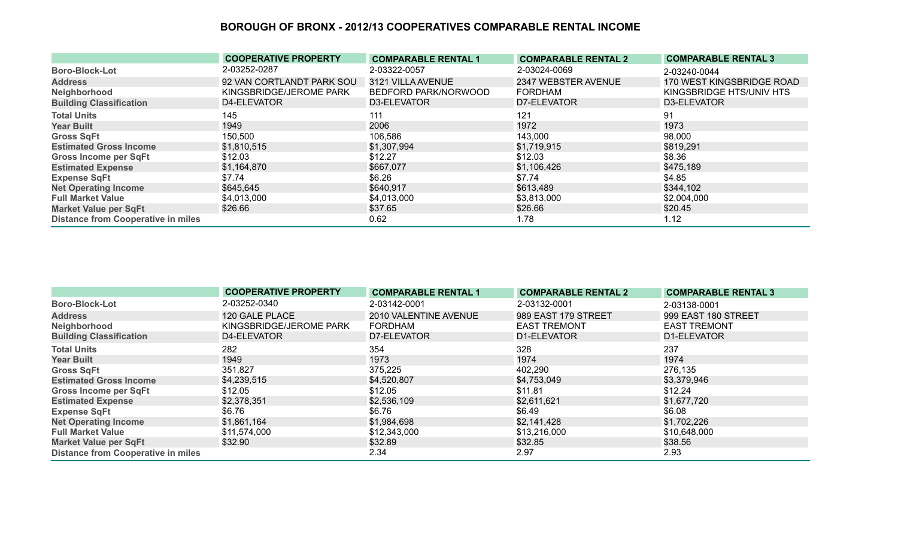# BOROUGH OF BRONX - 2012/13 COOPERATIVES COMPARABLE RENTAL INCOME

| | COOPERATIVE PROPERTY | COMPARABLE RENTAL 1 | COMPARABLE RENTAL 2 | COMPARABLE RENTAL 3 |
|---|---|---|---|---|
| Boro-Block-Lot | 2-03252-0287 | 2-03322-0057 | 2-03024-0069 | 2-03240-0044 |
| Address | 92 VAN CORTLANDT PARK SOU | 3121 VILLA AVENUE | 2347 WEBSTER AVENUE | 170 WEST KINGSBRIDGE ROAD |
| Neighborhood | KINGSBRIDGE/JEROME PARK | BEDFORD PARK/NORWOOD | FORDHAM | KINGSBRIDGE HTS/UNIV HTS |
| Building Classification | D4-ELEVATOR | D3-ELEVATOR | D7-ELEVATOR | D3-ELEVATOR |
| Total Units | 145 | 111 | 121 | 91 |
| Year Built | 1949 | 2006 | 1972 | 1973 |
| Gross SqFt | 150,500 | 106,586 | 143,000 | 98,000 |
| Estimated Gross Income | $1,810,515 | $1,307,994 | $1,719,915 | $819,291 |
| Gross Income per SqFt | $12.03 | $12.27 | $12.03 | $8.36 |
| Estimated Expense | $1,164,870 | $667,077 | $1,106,426 | $475,189 |
| Expense SqFt | $7.74 | $6.26 | $7.74 | $4.85 |
| Net Operating Income | $645,645 | $640,917 | $613,489 | $344,102 |
| Full Market Value | $4,013,000 | $4,013,000 | $3,813,000 | $2,004,000 |
| Market Value per SqFt | $26.66 | $37.65 | $26.66 | $20.45 |
| Distance from Cooperative in miles | | 0.62 | 1.78 | 1.12 |

| | COOPERATIVE PROPERTY | COMPARABLE RENTAL 1 | COMPARABLE RENTAL 2 | COMPARABLE RENTAL 3 |
|---|---|---|---|---|
| Boro-Block-Lot | 2-03252-0340 | 2-03142-0001 | 2-03132-0001 | 2-03138-0001 |
| Address | 120 GALE PLACE | 2010 VALENTINE AVENUE | 989 EAST 179 STREET | 999 EAST 180 STREET |
| Neighborhood | KINGSBRIDGE/JEROME PARK | FORDHAM | EAST TREMONT | EAST TREMONT |
| Building Classification | D4-ELEVATOR | D7-ELEVATOR | D1-ELEVATOR | D1-ELEVATOR |
| Total Units | 282 | 354 | 328 | 237 |
| Year Built | 1949 | 1973 | 1974 | 1974 |
| Gross SqFt | 351,827 | 375,225 | 402,290 | 276,135 |
| Estimated Gross Income | $4,239,515 | $4,520,807 | $4,753,049 | $3,379,946 |
| Gross Income per SqFt | $12.05 | $12.05 | $11.81 | $12.24 |
| Estimated Expense | $2,378,351 | $2,536,109 | $2,611,621 | $1,677,720 |
| Expense SqFt | $6.76 | $6.76 | $6.49 | $6.08 |
| Net Operating Income | $1,861,164 | $1,984,698 | $2,141,428 | $1,702,226 |
| Full Market Value | $11,574,000 | $12,343,000 | $13,216,000 | $10,648,000 |
| Market Value per SqFt | $32.90 | $32.89 | $32.85 | $38.56 |
| Distance from Cooperative in miles | | 2.34 | 2.97 | 2.93 |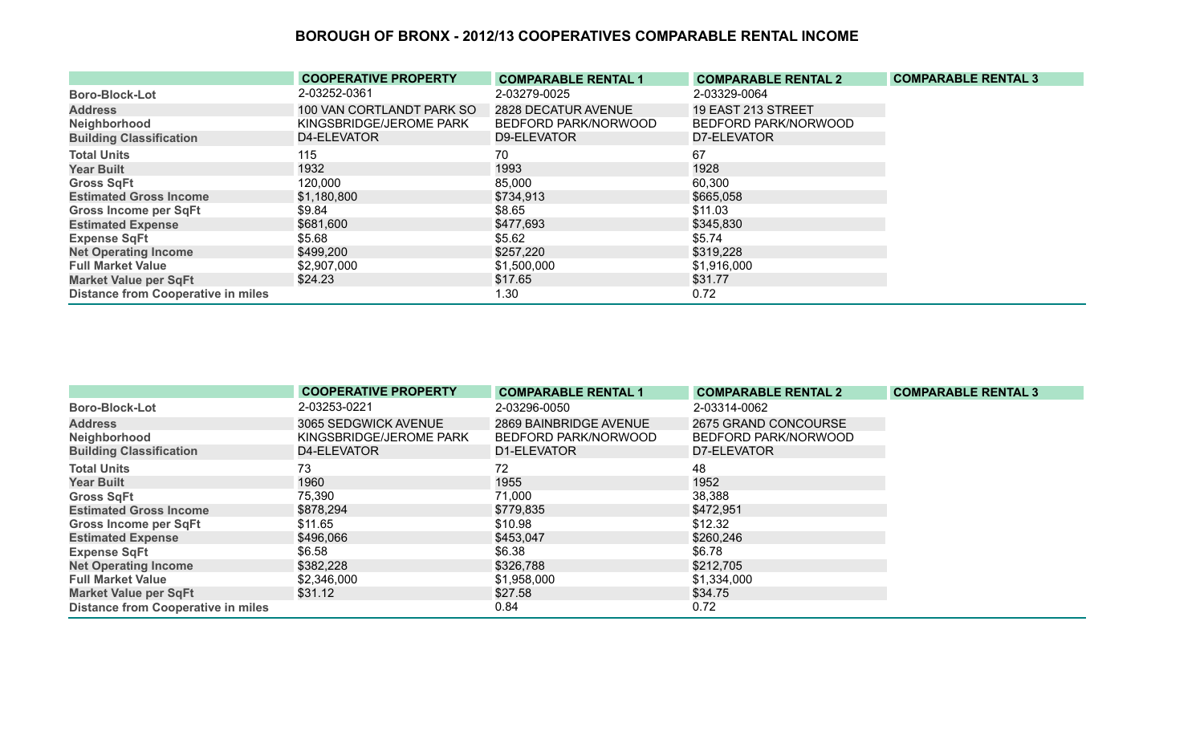# BOROUGH OF BRONX - 2012/13 COOPERATIVES COMPARABLE RENTAL INCOME

| | COOPERATIVE PROPERTY | COMPARABLE RENTAL 1 | COMPARABLE RENTAL 2 | COMPARABLE RENTAL 3 |
|---|---|---|---|---|
| Boro-Block-Lot | 2-03252-0361 | 2-03279-0025 | 2-03329-0064 | |
| Address | 100 VAN CORTLANDT PARK SO | 2828 DECATUR AVENUE | 19 EAST 213 STREET | |
| Neighborhood | KINGSBRIDGE/JEROME PARK | BEDFORD PARK/NORWOOD | BEDFORD PARK/NORWOOD | |
| Building Classification | D4-ELEVATOR | D9-ELEVATOR | D7-ELEVATOR | |
| Total Units | 115 | 70 | 67 | |
| Year Built | 1932 | 1993 | 1928 | |
| Gross SqFt | 120,000 | 85,000 | 60,300 | |
| Estimated Gross Income | $1,180,800 | $734,913 | $665,058 | |
| Gross Income per SqFt | $9.84 | $8.65 | $11.03 | |
| Estimated Expense | $681,600 | $477,693 | $345,830 | |
| Expense SqFt | $5.68 | $5.62 | $5.74 | |
| Net Operating Income | $499,200 | $257,220 | $319,228 | |
| Full Market Value | $2,907,000 | $1,500,000 | $1,916,000 | |
| Market Value per SqFt | $24.23 | $17.65 | $31.77 | |
| Distance from Cooperative in miles | | 1.30 | 0.72 | |

| | COOPERATIVE PROPERTY | COMPARABLE RENTAL 1 | COMPARABLE RENTAL 2 | COMPARABLE RENTAL 3 |
|---|---|---|---|---|
| Boro-Block-Lot | 2-03253-0221 | 2-03296-0050 | 2-03314-0062 | |
| Address | 3065 SEDGWICK AVENUE | 2869 BAINBRIDGE AVENUE | 2675 GRAND CONCOURSE | |
| Neighborhood | KINGSBRIDGE/JEROME PARK | BEDFORD PARK/NORWOOD | BEDFORD PARK/NORWOOD | |
| Building Classification | D4-ELEVATOR | D1-ELEVATOR | D7-ELEVATOR | |
| Total Units | 73 | 72 | 48 | |
| Year Built | 1960 | 1955 | 1952 | |
| Gross SqFt | 75,390 | 71,000 | 38,388 | |
| Estimated Gross Income | $878,294 | $779,835 | $472,951 | |
| Gross Income per SqFt | $11.65 | $10.98 | $12.32 | |
| Estimated Expense | $496,066 | $453,047 | $260,246 | |
| Expense SqFt | $6.58 | $6.38 | $6.78 | |
| Net Operating Income | $382,228 | $326,788 | $212,705 | |
| Full Market Value | $2,346,000 | $1,958,000 | $1,334,000 | |
| Market Value per SqFt | $31.12 | $27.58 | $34.75 | |
| Distance from Cooperative in miles | | 0.84 | 0.72 | |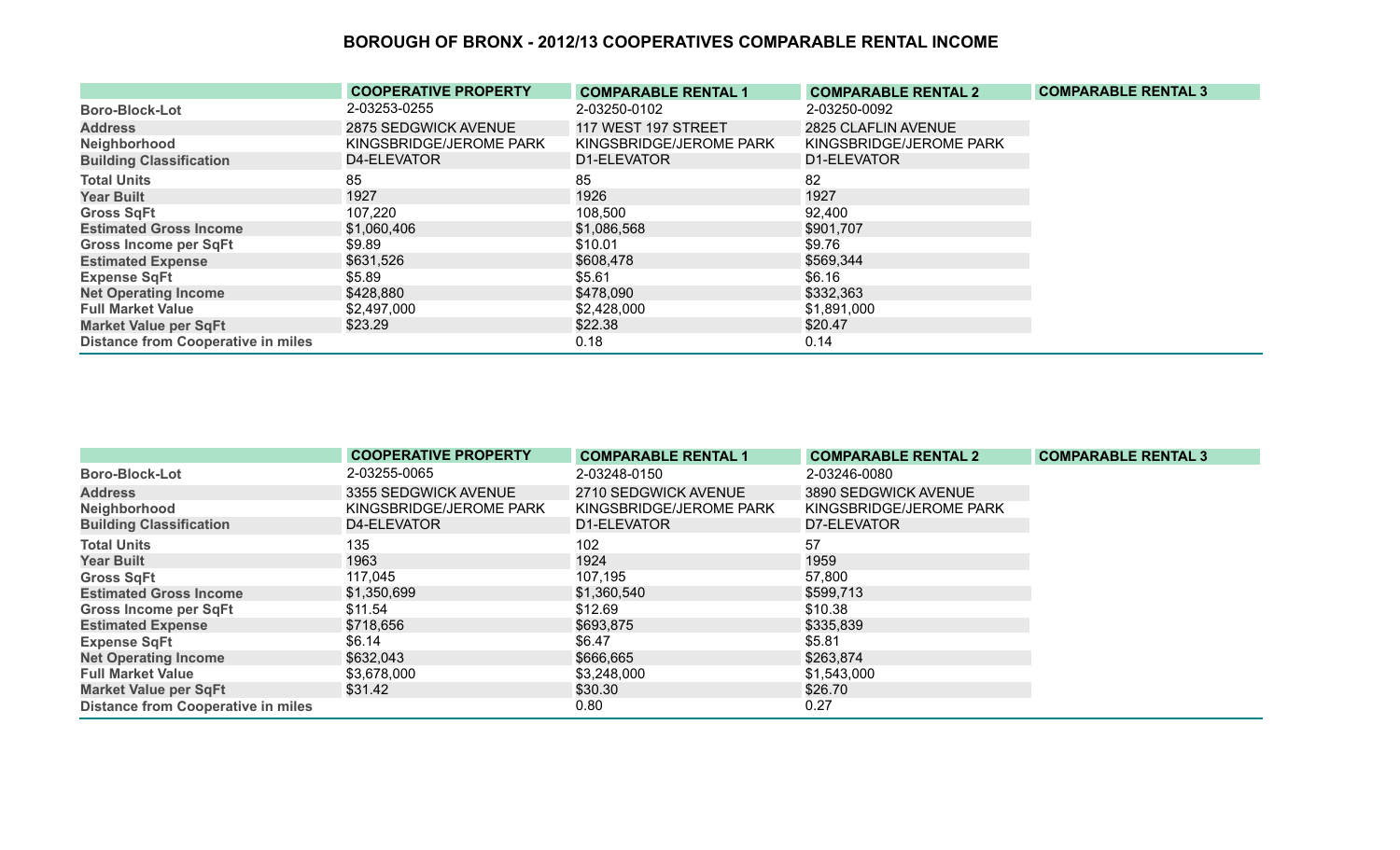# BOROUGH OF BRONX - 2012/13 COOPERATIVES COMPARABLE RENTAL INCOME

| | COOPERATIVE PROPERTY | COMPARABLE RENTAL 1 | COMPARABLE RENTAL 2 | COMPARABLE RENTAL 3 |
|---|---|---|---|---|
| Boro-Block-Lot | 2-03253-0255 | 2-03250-0102 | 2-03250-0092 | |
| Address | 2875 SEDGWICK AVENUE | 117 WEST 197 STREET | 2825 CLAFLIN AVENUE | |
| Neighborhood | KINGSBRIDGE/JEROME PARK | KINGSBRIDGE/JEROME PARK | KINGSBRIDGE/JEROME PARK | |
| Building Classification | D4-ELEVATOR | D1-ELEVATOR | D1-ELEVATOR | |
| Total Units | 85 | 85 | 82 | |
| Year Built | 1927 | 1926 | 1927 | |
| Gross SqFt | 107,220 | 108,500 | 92,400 | |
| Estimated Gross Income | $1,060,406 | $1,086,568 | $901,707 | |
| Gross Income per SqFt | $9.89 | $10.01 | $9.76 | |
| Estimated Expense | $631,526 | $608,478 | $569,344 | |
| Expense SqFt | $5.89 | $5.61 | $6.16 | |
| Net Operating Income | $428,880 | $478,090 | $332,363 | |
| Full Market Value | $2,497,000 | $2,428,000 | $1,891,000 | |
| Market Value per SqFt | $23.29 | $22.38 | $20.47 | |
| Distance from Cooperative in miles | | 0.18 | 0.14 | |

| | COOPERATIVE PROPERTY | COMPARABLE RENTAL 1 | COMPARABLE RENTAL 2 | COMPARABLE RENTAL 3 |
|---|---|---|---|---|
| Boro-Block-Lot | 2-03255-0065 | 2-03248-0150 | 2-03246-0080 | |
| Address | 3355 SEDGWICK AVENUE | 2710 SEDGWICK AVENUE | 3890 SEDGWICK AVENUE | |
| Neighborhood | KINGSBRIDGE/JEROME PARK | KINGSBRIDGE/JEROME PARK | KINGSBRIDGE/JEROME PARK | |
| Building Classification | D4-ELEVATOR | D1-ELEVATOR | D7-ELEVATOR | |
| Total Units | 135 | 102 | 57 | |
| Year Built | 1963 | 1924 | 1959 | |
| Gross SqFt | 117,045 | 107,195 | 57,800 | |
| Estimated Gross Income | $1,350,699 | $1,360,540 | $599,713 | |
| Gross Income per SqFt | $11.54 | $12.69 | $10.38 | |
| Estimated Expense | $718,656 | $693,875 | $335,839 | |
| Expense SqFt | $6.14 | $6.47 | $5.81 | |
| Net Operating Income | $632,043 | $666,665 | $263,874 | |
| Full Market Value | $3,678,000 | $3,248,000 | $1,543,000 | |
| Market Value per SqFt | $31.42 | $30.30 | $26.70 | |
| Distance from Cooperative in miles | | 0.80 | 0.27 | |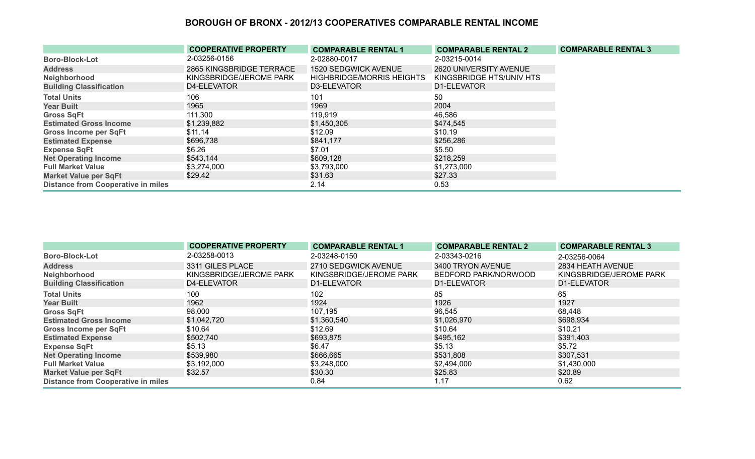## BOROUGH OF BRONX - 2012/13 COOPERATIVES COMPARABLE RENTAL INCOME

| | COOPERATIVE PROPERTY | COMPARABLE RENTAL 1 | COMPARABLE RENTAL 2 | COMPARABLE RENTAL 3 |
|---|---|---|---|---|
| Boro-Block-Lot | 2-03256-0156 | 2-02880-0017 | 2-03215-0014 | |
| Address | 2865 KINGSBRIDGE TERRACE | 1520 SEDGWICK AVENUE | 2620 UNIVERSITY AVENUE | |
| Neighborhood | KINGSBRIDGE/JEROME PARK | HIGHBRIDGE/MORRIS HEIGHTS | KINGSBRIDGE HTS/UNIV HTS | |
| Building Classification | D4-ELEVATOR | D3-ELEVATOR | D1-ELEVATOR | |
| Total Units | 106 | 101 | 50 | |
| Year Built | 1965 | 1969 | 2004 | |
| Gross SqFt | 111,300 | 119,919 | 46,586 | |
| Estimated Gross Income | $1,239,882 | $1,450,305 | $474,545 | |
| Gross Income per SqFt | $11.14 | $12.09 | $10.19 | |
| Estimated Expense | $696,738 | $841,177 | $256,286 | |
| Expense SqFt | $6.26 | $7.01 | $5.50 | |
| Net Operating Income | $543,144 | $609,128 | $218,259 | |
| Full Market Value | $3,274,000 | $3,793,000 | $1,273,000 | |
| Market Value per SqFt | $29.42 | $31.63 | $27.33 | |
| Distance from Cooperative in miles | | 2.14 | 0.53 | |

| | COOPERATIVE PROPERTY | COMPARABLE RENTAL 1 | COMPARABLE RENTAL 2 | COMPARABLE RENTAL 3 |
|---|---|---|---|---|
| Boro-Block-Lot | 2-03258-0013 | 2-03248-0150 | 2-03343-0216 | 2-03256-0064 |
| Address | 3311 GILES PLACE | 2710 SEDGWICK AVENUE | 3400 TRYON AVENUE | 2834 HEATH AVENUE |
| Neighborhood | KINGSBRIDGE/JEROME PARK | KINGSBRIDGE/JEROME PARK | BEDFORD PARK/NORWOOD | KINGSBRIDGE/JEROME PARK |
| Building Classification | D4-ELEVATOR | D1-ELEVATOR | D1-ELEVATOR | D1-ELEVATOR |
| Total Units | 100 | 102 | 85 | 65 |
| Year Built | 1962 | 1924 | 1926 | 1927 |
| Gross SqFt | 98,000 | 107,195 | 96,545 | 68,448 |
| Estimated Gross Income | $1,042,720 | $1,360,540 | $1,026,970 | $698,934 |
| Gross Income per SqFt | $10.64 | $12.69 | $10.64 | $10.21 |
| Estimated Expense | $502,740 | $693,875 | $495,162 | $391,403 |
| Expense SqFt | $5.13 | $6.47 | $5.13 | $5.72 |
| Net Operating Income | $539,980 | $666,665 | $531,808 | $307,531 |
| Full Market Value | $3,192,000 | $3,248,000 | $2,494,000 | $1,430,000 |
| Market Value per SqFt | $32.57 | $30.30 | $25.83 | $20.89 |
| Distance from Cooperative in miles | | 0.84 | 1.17 | 0.62 |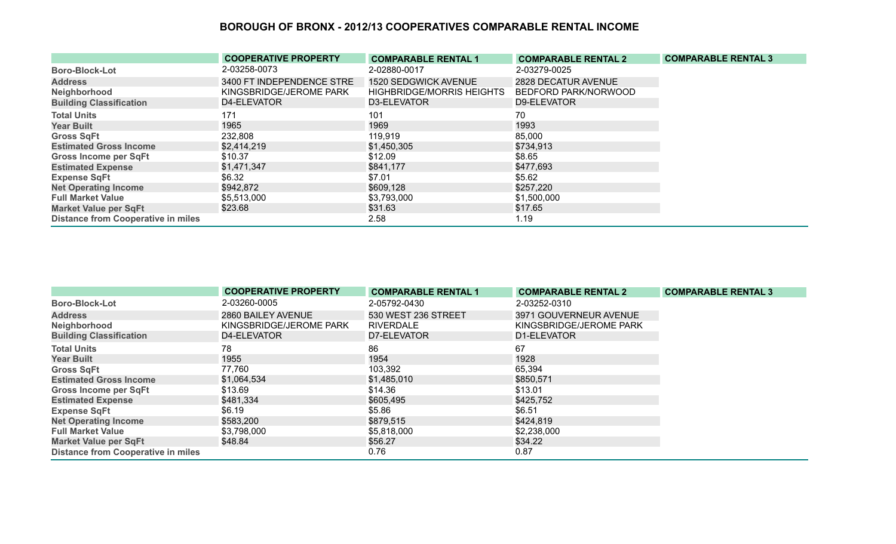# BOROUGH OF BRONX - 2012/13 COOPERATIVES COMPARABLE RENTAL INCOME

| | COOPERATIVE PROPERTY | COMPARABLE RENTAL 1 | COMPARABLE RENTAL 2 | COMPARABLE RENTAL 3 |
|---|---|---|---|---|
| Boro-Block-Lot | 2-03258-0073 | 2-02880-0017 | 2-03279-0025 | |
| Address | 3400 FT INDEPENDENCE STRE | 1520 SEDGWICK AVENUE | 2828 DECATUR AVENUE | |
| Neighborhood | KINGSBRIDGE/JEROME PARK | HIGHBRIDGE/MORRIS HEIGHTS | BEDFORD PARK/NORWOOD | |
| Building Classification | D4-ELEVATOR | D3-ELEVATOR | D9-ELEVATOR | |
| Total Units | 171 | 101 | 70 | |
| Year Built | 1965 | 1969 | 1993 | |
| Gross SqFt | 232,808 | 119,919 | 85,000 | |
| Estimated Gross Income | $2,414,219 | $1,450,305 | $734,913 | |
| Gross Income per SqFt | $10.37 | $12.09 | $8.65 | |
| Estimated Expense | $1,471,347 | $841,177 | $477,693 | |
| Expense SqFt | $6.32 | $7.01 | $5.62 | |
| Net Operating Income | $942,872 | $609,128 | $257,220 | |
| Full Market Value | $5,513,000 | $3,793,000 | $1,500,000 | |
| Market Value per SqFt | $23.68 | $31.63 | $17.65 | |
| Distance from Cooperative in miles | | 2.58 | 1.19 | |

| | COOPERATIVE PROPERTY | COMPARABLE RENTAL 1 | COMPARABLE RENTAL 2 | COMPARABLE RENTAL 3 |
|---|---|---|---|---|
| Boro-Block-Lot | 2-03260-0005 | 2-05792-0430 | 2-03252-0310 | |
| Address | 2860 BAILEY AVENUE | 530 WEST 236 STREET | 3971 GOUVERNEUR AVENUE | |
| Neighborhood | KINGSBRIDGE/JEROME PARK | RIVERDALE | KINGSBRIDGE/JEROME PARK | |
| Building Classification | D4-ELEVATOR | D7-ELEVATOR | D1-ELEVATOR | |
| Total Units | 78 | 86 | 67 | |
| Year Built | 1955 | 1954 | 1928 | |
| Gross SqFt | 77,760 | 103,392 | 65,394 | |
| Estimated Gross Income | $1,064,534 | $1,485,010 | $850,571 | |
| Gross Income per SqFt | $13.69 | $14.36 | $13.01 | |
| Estimated Expense | $481,334 | $605,495 | $425,752 | |
| Expense SqFt | $6.19 | $5.86 | $6.51 | |
| Net Operating Income | $583,200 | $879,515 | $424,819 | |
| Full Market Value | $3,798,000 | $5,818,000 | $2,238,000 | |
| Market Value per SqFt | $48.84 | $56.27 | $34.22 | |
| Distance from Cooperative in miles | | 0.76 | 0.87 | |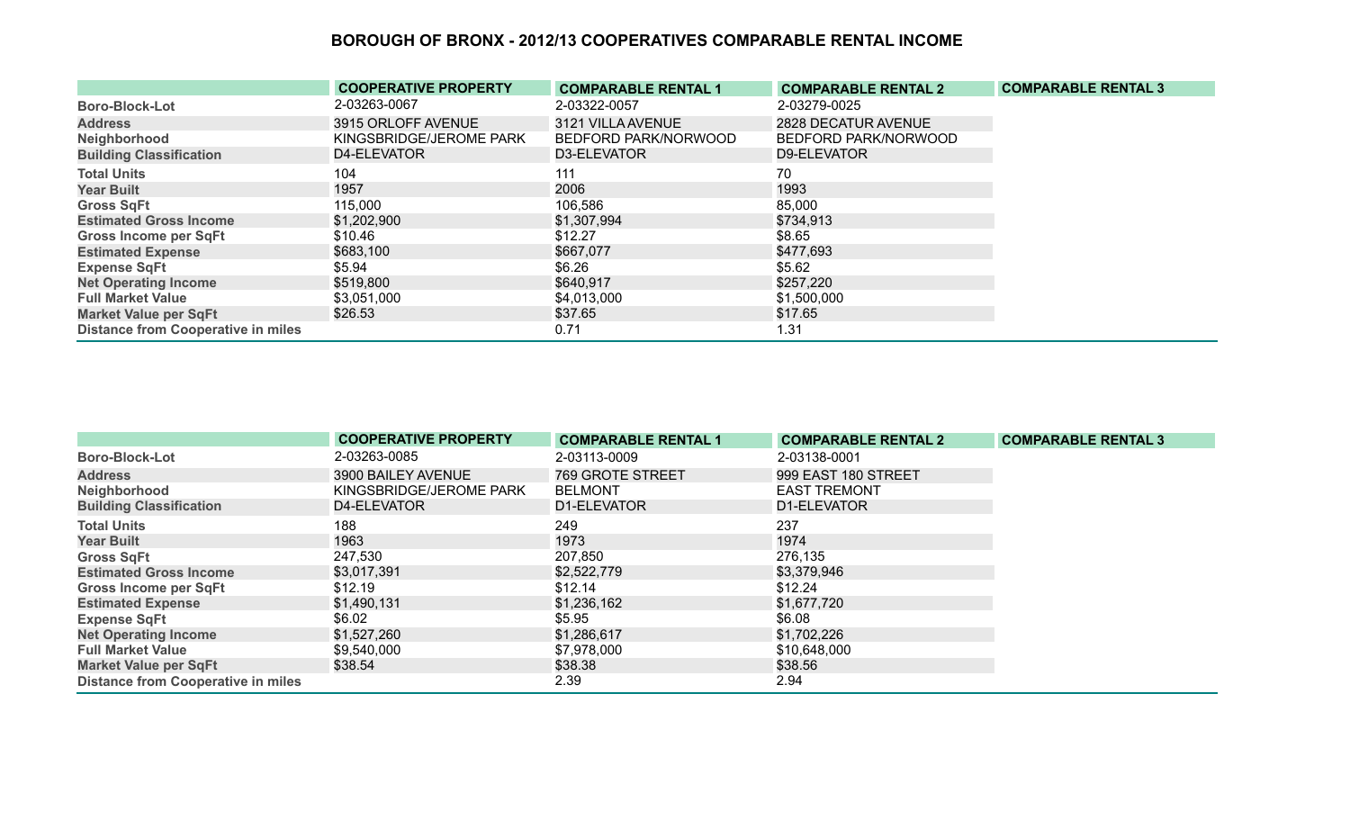# BOROUGH OF BRONX - 2012/13 COOPERATIVES COMPARABLE RENTAL INCOME

| | COOPERATIVE PROPERTY | COMPARABLE RENTAL 1 | COMPARABLE RENTAL 2 | COMPARABLE RENTAL 3 |
|---|---|---|---|---|
| Boro-Block-Lot | 2-03263-0067 | 2-03322-0057 | 2-03279-0025 | |
| Address | 3915 ORLOFF AVENUE | 3121 VILLA AVENUE | 2828 DECATUR AVENUE | |
| Neighborhood | KINGSBRIDGE/JEROME PARK | BEDFORD PARK/NORWOOD | BEDFORD PARK/NORWOOD | |
| Building Classification | D4-ELEVATOR | D3-ELEVATOR | D9-ELEVATOR | |
| Total Units | 104 | 111 | 70 | |
| Year Built | 1957 | 2006 | 1993 | |
| Gross SqFt | 115,000 | 106,586 | 85,000 | |
| Estimated Gross Income | $1,202,900 | $1,307,994 | $734,913 | |
| Gross Income per SqFt | $10.46 | $12.27 | $8.65 | |
| Estimated Expense | $683,100 | $667,077 | $477,693 | |
| Expense SqFt | $5.94 | $6.26 | $5.62 | |
| Net Operating Income | $519,800 | $640,917 | $257,220 | |
| Full Market Value | $3,051,000 | $4,013,000 | $1,500,000 | |
| Market Value per SqFt | $26.53 | $37.65 | $17.65 | |
| Distance from Cooperative in miles | | 0.71 | 1.31 | |

| | COOPERATIVE PROPERTY | COMPARABLE RENTAL 1 | COMPARABLE RENTAL 2 | COMPARABLE RENTAL 3 |
|---|---|---|---|---|
| Boro-Block-Lot | 2-03263-0085 | 2-03113-0009 | 2-03138-0001 | |
| Address | 3900 BAILEY AVENUE | 769 GROTE STREET | 999 EAST 180 STREET | |
| Neighborhood | KINGSBRIDGE/JEROME PARK | BELMONT | EAST TREMONT | |
| Building Classification | D4-ELEVATOR | D1-ELEVATOR | D1-ELEVATOR | |
| Total Units | 188 | 249 | 237 | |
| Year Built | 1963 | 1973 | 1974 | |
| Gross SqFt | 247,530 | 207,850 | 276,135 | |
| Estimated Gross Income | $3,017,391 | $2,522,779 | $3,379,946 | |
| Gross Income per SqFt | $12.19 | $12.14 | $12.24 | |
| Estimated Expense | $1,490,131 | $1,236,162 | $1,677,720 | |
| Expense SqFt | $6.02 | $5.95 | $6.08 | |
| Net Operating Income | $1,527,260 | $1,286,617 | $1,702,226 | |
| Full Market Value | $9,540,000 | $7,978,000 | $10,648,000 | |
| Market Value per SqFt | $38.54 | $38.38 | $38.56 | |
| Distance from Cooperative in miles | | 2.39 | 2.94 | |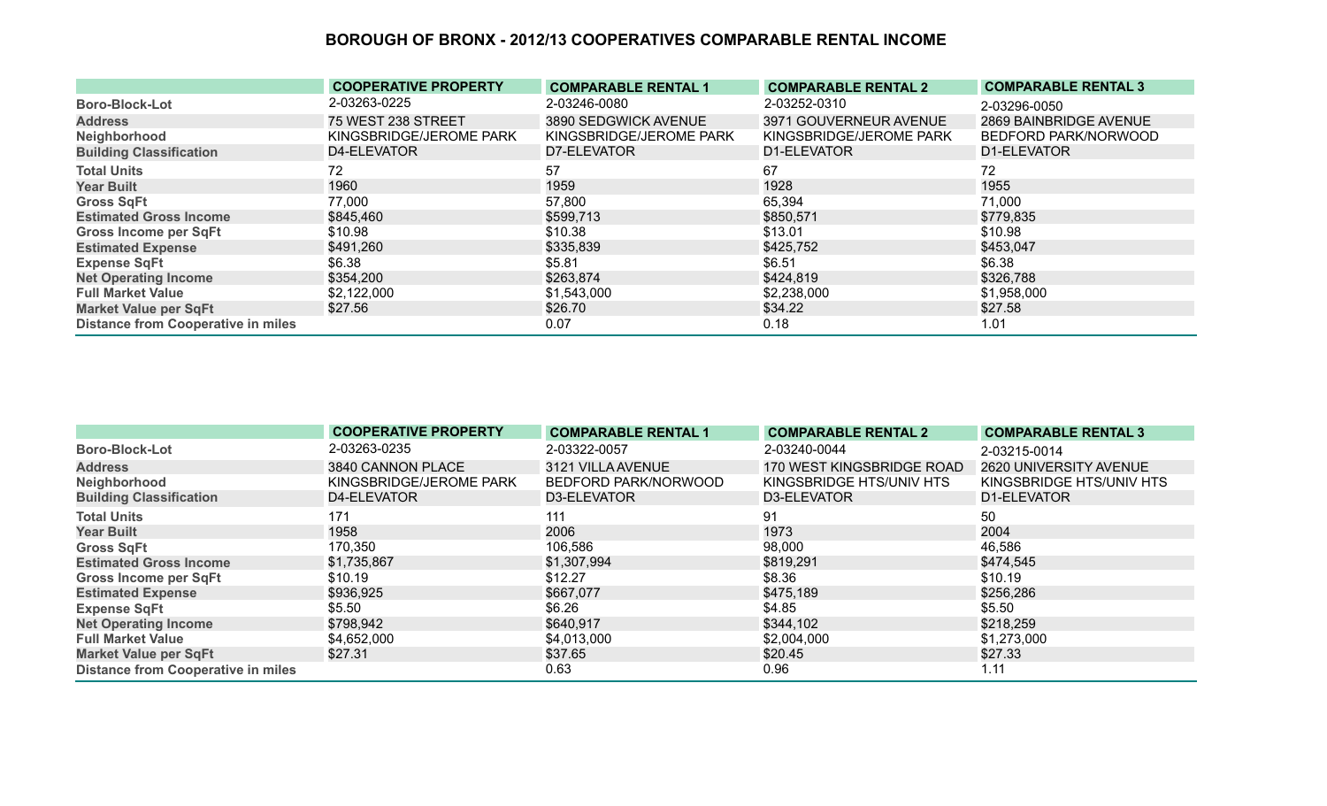## BOROUGH OF BRONX - 2012/13 COOPERATIVES COMPARABLE RENTAL INCOME

| | COOPERATIVE PROPERTY | COMPARABLE RENTAL 1 | COMPARABLE RENTAL 2 | COMPARABLE RENTAL 3 |
|---|---|---|---|---|
| Boro-Block-Lot | 2-03263-0225 | 2-03246-0080 | 2-03252-0310 | 2-03296-0050 |
| Address | 75 WEST 238 STREET | 3890 SEDGWICK AVENUE | 3971 GOUVERNEUR AVENUE | 2869 BAINBRIDGE AVENUE |
| Neighborhood | KINGSBRIDGE/JEROME PARK | KINGSBRIDGE/JEROME PARK | KINGSBRIDGE/JEROME PARK | BEDFORD PARK/NORWOOD |
| Building Classification | D4-ELEVATOR | D7-ELEVATOR | D1-ELEVATOR | D1-ELEVATOR |
| Total Units | 72 | 57 | 67 | 72 |
| Year Built | 1960 | 1959 | 1928 | 1955 |
| Gross SqFt | 77,000 | 57,800 | 65,394 | 71,000 |
| Estimated Gross Income | $845,460 | $599,713 | $850,571 | $779,835 |
| Gross Income per SqFt | $10.98 | $10.38 | $13.01 | $10.98 |
| Estimated Expense | $491,260 | $335,839 | $425,752 | $453,047 |
| Expense SqFt | $6.38 | $5.81 | $6.51 | $6.38 |
| Net Operating Income | $354,200 | $263,874 | $424,819 | $326,788 |
| Full Market Value | $2,122,000 | $1,543,000 | $2,238,000 | $1,958,000 |
| Market Value per SqFt | $27.56 | $26.70 | $34.22 | $27.58 |
| Distance from Cooperative in miles | | 0.07 | 0.18 | 1.01 |

| | COOPERATIVE PROPERTY | COMPARABLE RENTAL 1 | COMPARABLE RENTAL 2 | COMPARABLE RENTAL 3 |
|---|---|---|---|---|
| Boro-Block-Lot | 2-03263-0235 | 2-03322-0057 | 2-03240-0044 | 2-03215-0014 |
| Address | 3840 CANNON PLACE | 3121 VILLA AVENUE | 170 WEST KINGSBRIDGE ROAD | 2620 UNIVERSITY AVENUE |
| Neighborhood | KINGSBRIDGE/JEROME PARK | BEDFORD PARK/NORWOOD | KINGSBRIDGE HTS/UNIV HTS | KINGSBRIDGE HTS/UNIV HTS |
| Building Classification | D4-ELEVATOR | D3-ELEVATOR | D3-ELEVATOR | D1-ELEVATOR |
| Total Units | 171 | 111 | 91 | 50 |
| Year Built | 1958 | 2006 | 1973 | 2004 |
| Gross SqFt | 170,350 | 106,586 | 98,000 | 46,586 |
| Estimated Gross Income | $1,735,867 | $1,307,994 | $819,291 | $474,545 |
| Gross Income per SqFt | $10.19 | $12.27 | $8.36 | $10.19 |
| Estimated Expense | $936,925 | $667,077 | $475,189 | $256,286 |
| Expense SqFt | $5.50 | $6.26 | $4.85 | $5.50 |
| Net Operating Income | $798,942 | $640,917 | $344,102 | $218,259 |
| Full Market Value | $4,652,000 | $4,013,000 | $2,004,000 | $1,273,000 |
| Market Value per SqFt | $27.31 | $37.65 | $20.45 | $27.33 |
| Distance from Cooperative in miles | | 0.63 | 0.96 | 1.11 |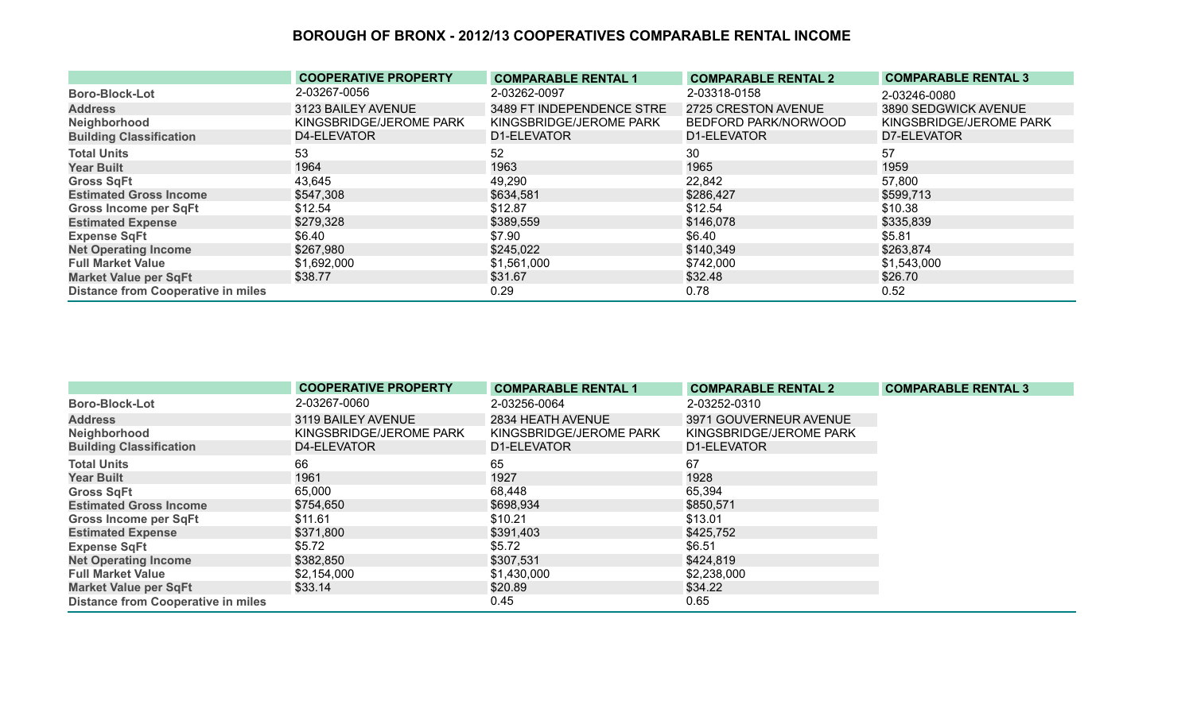# BOROUGH OF BRONX - 2012/13 COOPERATIVES COMPARABLE RENTAL INCOME

| | COOPERATIVE PROPERTY | COMPARABLE RENTAL 1 | COMPARABLE RENTAL 2 | COMPARABLE RENTAL 3 |
|---|---|---|---|---|
| Boro-Block-Lot | 2-03267-0056 | 2-03262-0097 | 2-03318-0158 | 2-03246-0080 |
| Address | 3123 BAILEY AVENUE | 3489 FT INDEPENDENCE STRE | 2725 CRESTON AVENUE | 3890 SEDGWICK AVENUE |
| Neighborhood | KINGSBRIDGE/JEROME PARK | KINGSBRIDGE/JEROME PARK | BEDFORD PARK/NORWOOD | KINGSBRIDGE/JEROME PARK |
| Building Classification | D4-ELEVATOR | D1-ELEVATOR | D1-ELEVATOR | D7-ELEVATOR |
| Total Units | 53 | 52 | 30 | 57 |
| Year Built | 1964 | 1963 | 1965 | 1959 |
| Gross SqFt | 43,645 | 49,290 | 22,842 | 57,800 |
| Estimated Gross Income | $547,308 | $634,581 | $286,427 | $599,713 |
| Gross Income per SqFt | $12.54 | $12.87 | $12.54 | $10.38 |
| Estimated Expense | $279,328 | $389,559 | $146,078 | $335,839 |
| Expense SqFt | $6.40 | $7.90 | $6.40 | $5.81 |
| Net Operating Income | $267,980 | $245,022 | $140,349 | $263,874 |
| Full Market Value | $1,692,000 | $1,561,000 | $742,000 | $1,543,000 |
| Market Value per SqFt | $38.77 | $31.67 | $32.48 | $26.70 |
| Distance from Cooperative in miles | | 0.29 | 0.78 | 0.52 |

| | COOPERATIVE PROPERTY | COMPARABLE RENTAL 1 | COMPARABLE RENTAL 2 | COMPARABLE RENTAL 3 |
|---|---|---|---|---|
| Boro-Block-Lot | 2-03267-0060 | 2-03256-0064 | 2-03252-0310 | |
| Address | 3119 BAILEY AVENUE | 2834 HEATH AVENUE | 3971 GOUVERNEUR AVENUE | |
| Neighborhood | KINGSBRIDGE/JEROME PARK | KINGSBRIDGE/JEROME PARK | KINGSBRIDGE/JEROME PARK | |
| Building Classification | D4-ELEVATOR | D1-ELEVATOR | D1-ELEVATOR | |
| Total Units | 66 | 65 | 67 | |
| Year Built | 1961 | 1927 | 1928 | |
| Gross SqFt | 65,000 | 68,448 | 65,394 | |
| Estimated Gross Income | $754,650 | $698,934 | $850,571 | |
| Gross Income per SqFt | $11.61 | $10.21 | $13.01 | |
| Estimated Expense | $371,800 | $391,403 | $425,752 | |
| Expense SqFt | $5.72 | $5.72 | $6.51 | |
| Net Operating Income | $382,850 | $307,531 | $424,819 | |
| Full Market Value | $2,154,000 | $1,430,000 | $2,238,000 | |
| Market Value per SqFt | $33.14 | $20.89 | $34.22 | |
| Distance from Cooperative in miles | | 0.45 | 0.65 | |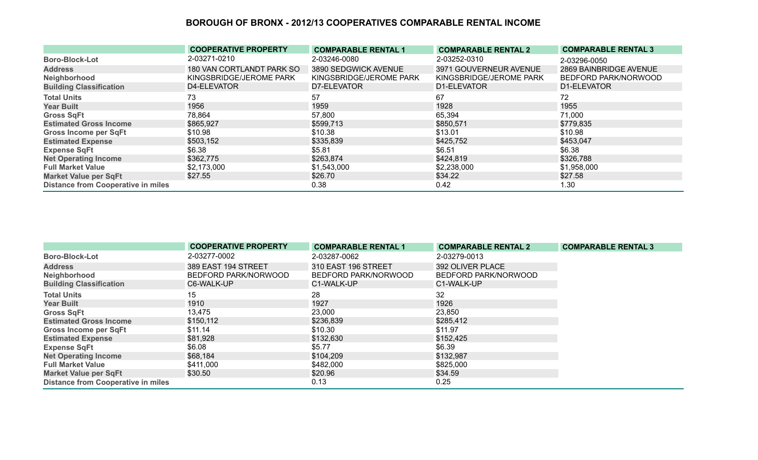# BOROUGH OF BRONX - 2012/13 COOPERATIVES COMPARABLE RENTAL INCOME

| | COOPERATIVE PROPERTY | COMPARABLE RENTAL 1 | COMPARABLE RENTAL 2 | COMPARABLE RENTAL 3 |
|---|---|---|---|---|
| Boro-Block-Lot | 2-03271-0210 | 2-03246-0080 | 2-03252-0310 | 2-03296-0050 |
| Address | 180 VAN CORTLANDT PARK SO | 3890 SEDGWICK AVENUE | 3971 GOUVERNEUR AVENUE | 2869 BAINBRIDGE AVENUE |
| Neighborhood | KINGSBRIDGE/JEROME PARK | KINGSBRIDGE/JEROME PARK | KINGSBRIDGE/JEROME PARK | BEDFORD PARK/NORWOOD |
| Building Classification | D4-ELEVATOR | D7-ELEVATOR | D1-ELEVATOR | D1-ELEVATOR |
| Total Units | 73 | 57 | 67 | 72 |
| Year Built | 1956 | 1959 | 1928 | 1955 |
| Gross SqFt | 78,864 | 57,800 | 65,394 | 71,000 |
| Estimated Gross Income | $865,927 | $599,713 | $850,571 | $779,835 |
| Gross Income per SqFt | $10.98 | $10.38 | $13.01 | $10.98 |
| Estimated Expense | $503,152 | $335,839 | $425,752 | $453,047 |
| Expense SqFt | $6.38 | $5.81 | $6.51 | $6.38 |
| Net Operating Income | $362,775 | $263,874 | $424,819 | $326,788 |
| Full Market Value | $2,173,000 | $1,543,000 | $2,238,000 | $1,958,000 |
| Market Value per SqFt | $27.55 | $26.70 | $34.22 | $27.58 |
| Distance from Cooperative in miles | | 0.38 | 0.42 | 1.30 |

| | COOPERATIVE PROPERTY | COMPARABLE RENTAL 1 | COMPARABLE RENTAL 2 | COMPARABLE RENTAL 3 |
|---|---|---|---|---|
| Boro-Block-Lot | 2-03277-0002 | 2-03287-0062 | 2-03279-0013 | |
| Address | 389 EAST 194 STREET | 310 EAST 196 STREET | 392 OLIVER PLACE | |
| Neighborhood | BEDFORD PARK/NORWOOD | BEDFORD PARK/NORWOOD | BEDFORD PARK/NORWOOD | |
| Building Classification | C6-WALK-UP | C1-WALK-UP | C1-WALK-UP | |
| Total Units | 15 | 28 | 32 | |
| Year Built | 1910 | 1927 | 1926 | |
| Gross SqFt | 13,475 | 23,000 | 23,850 | |
| Estimated Gross Income | $150,112 | $236,839 | $285,412 | |
| Gross Income per SqFt | $11.14 | $10.30 | $11.97 | |
| Estimated Expense | $81,928 | $132,630 | $152,425 | |
| Expense SqFt | $6.08 | $5.77 | $6.39 | |
| Net Operating Income | $68,184 | $104,209 | $132,987 | |
| Full Market Value | $411,000 | $482,000 | $825,000 | |
| Market Value per SqFt | $30.50 | $20.96 | $34.59 | |
| Distance from Cooperative in miles | | 0.13 | 0.25 | |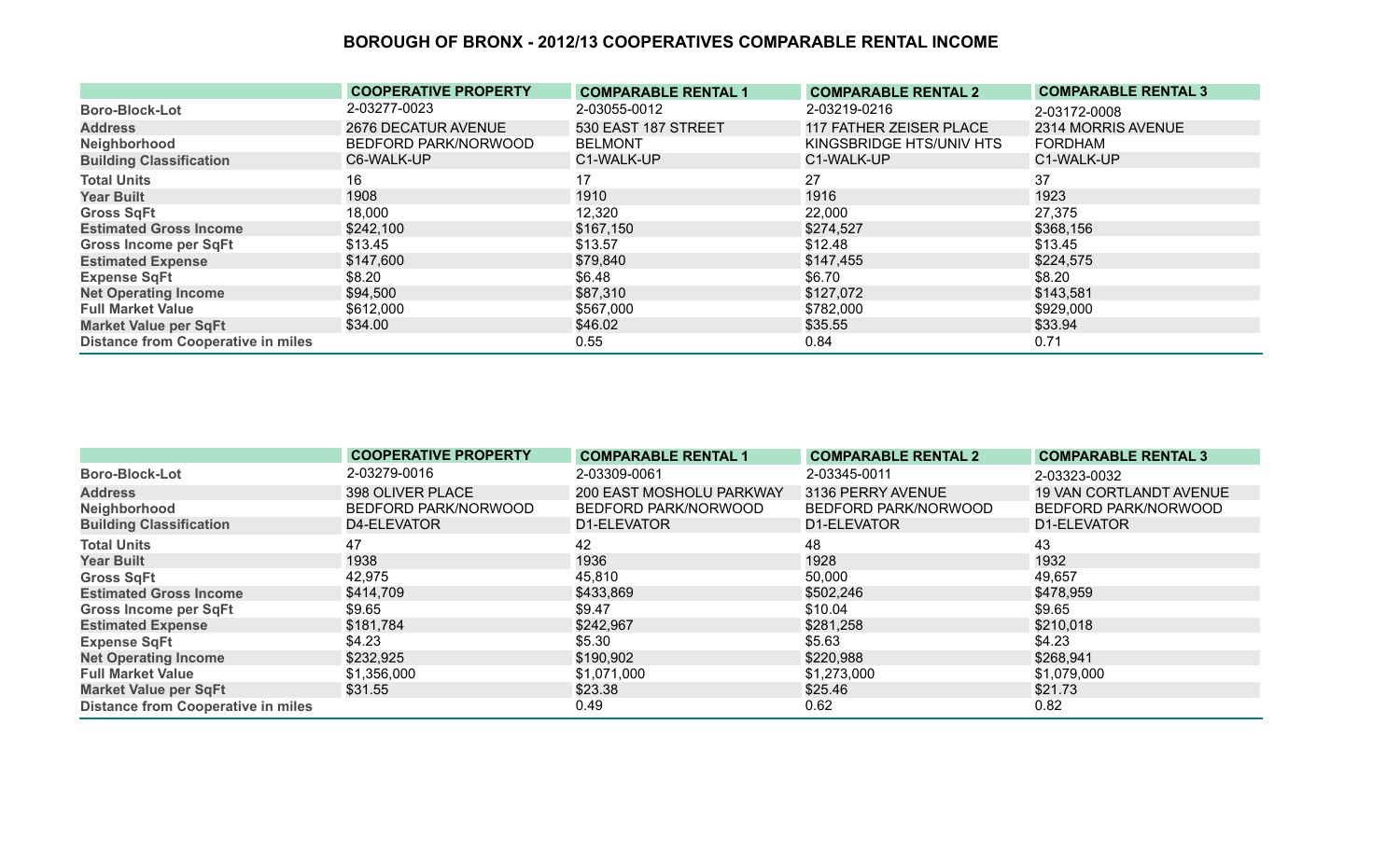# BOROUGH OF BRONX - 2012/13 COOPERATIVES COMPARABLE RENTAL INCOME

| | COOPERATIVE PROPERTY | COMPARABLE RENTAL 1 | COMPARABLE RENTAL 2 | COMPARABLE RENTAL 3 |
|---|---|---|---|---|
| Boro-Block-Lot | 2-03277-0023 | 2-03055-0012 | 2-03219-0216 | 2-03172-0008 |
| Address | 2676 DECATUR AVENUE | 530 EAST 187 STREET | 117 FATHER ZEISER PLACE | 2314 MORRIS AVENUE |
| Neighborhood | BEDFORD PARK/NORWOOD | BELMONT | KINGSBRIDGE HTS/UNIV HTS | FORDHAM |
| Building Classification | C6-WALK-UP | C1-WALK-UP | C1-WALK-UP | C1-WALK-UP |
| Total Units | 16 | 17 | 27 | 37 |
| Year Built | 1908 | 1910 | 1916 | 1923 |
| Gross SqFt | 18,000 | 12,320 | 22,000 | 27,375 |
| Estimated Gross Income | $242,100 | $167,150 | $274,527 | $368,156 |
| Gross Income per SqFt | $13.45 | $13.57 | $12.48 | $13.45 |
| Estimated Expense | $147,600 | $79,840 | $147,455 | $224,575 |
| Expense SqFt | $8.20 | $6.48 | $6.70 | $8.20 |
| Net Operating Income | $94,500 | $87,310 | $127,072 | $143,581 |
| Full Market Value | $612,000 | $567,000 | $782,000 | $929,000 |
| Market Value per SqFt | $34.00 | $46.02 | $35.55 | $33.94 |
| Distance from Cooperative in miles | | 0.55 | 0.84 | 0.71 |

| | COOPERATIVE PROPERTY | COMPARABLE RENTAL 1 | COMPARABLE RENTAL 2 | COMPARABLE RENTAL 3 |
|---|---|---|---|---|
| Boro-Block-Lot | 2-03279-0016 | 2-03309-0061 | 2-03345-0011 | 2-03323-0032 |
| Address | 398 OLIVER PLACE | 200 EAST MOSHOLU PARKWAY | 3136 PERRY AVENUE | 19 VAN CORTLANDT AVENUE |
| Neighborhood | BEDFORD PARK/NORWOOD | BEDFORD PARK/NORWOOD | BEDFORD PARK/NORWOOD | BEDFORD PARK/NORWOOD |
| Building Classification | D4-ELEVATOR | D1-ELEVATOR | D1-ELEVATOR | D1-ELEVATOR |
| Total Units | 47 | 42 | 48 | 43 |
| Year Built | 1938 | 1936 | 1928 | 1932 |
| Gross SqFt | 42,975 | 45,810 | 50,000 | 49,657 |
| Estimated Gross Income | $414,709 | $433,869 | $502,246 | $478,959 |
| Gross Income per SqFt | $9.65 | $9.47 | $10.04 | $9.65 |
| Estimated Expense | $181,784 | $242,967 | $281,258 | $210,018 |
| Expense SqFt | $4.23 | $5.30 | $5.63 | $4.23 |
| Net Operating Income | $232,925 | $190,902 | $220,988 | $268,941 |
| Full Market Value | $1,356,000 | $1,071,000 | $1,273,000 | $1,079,000 |
| Market Value per SqFt | $31.55 | $23.38 | $25.46 | $21.73 |
| Distance from Cooperative in miles | | 0.49 | 0.62 | 0.82 |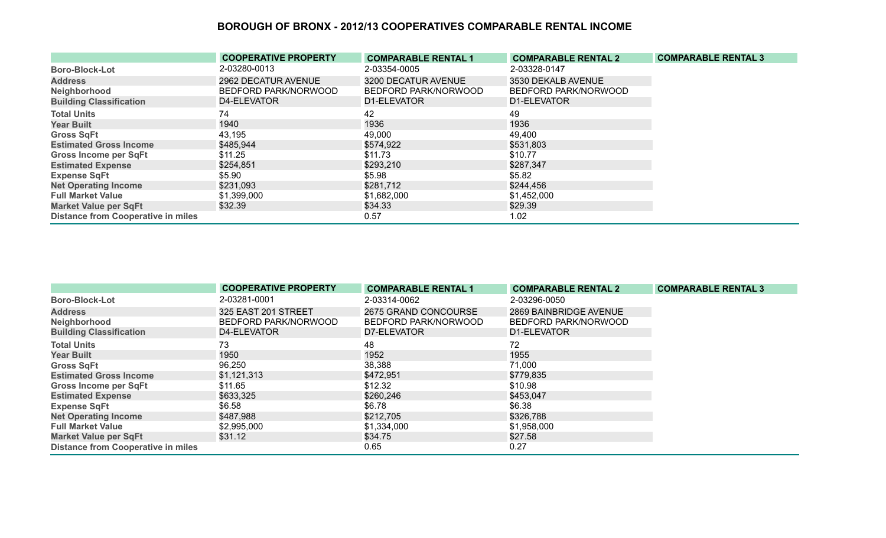## BOROUGH OF BRONX - 2012/13 COOPERATIVES COMPARABLE RENTAL INCOME

| | COOPERATIVE PROPERTY | COMPARABLE RENTAL 1 | COMPARABLE RENTAL 2 | COMPARABLE RENTAL 3 |
|---|---|---|---|---|
| Boro-Block-Lot | 2-03280-0013 | 2-03354-0005 | 2-03328-0147 | |
| Address | 2962 DECATUR AVENUE | 3200 DECATUR AVENUE | 3530 DEKALB AVENUE | |
| Neighborhood | BEDFORD PARK/NORWOOD | BEDFORD PARK/NORWOOD | BEDFORD PARK/NORWOOD | |
| Building Classification | D4-ELEVATOR | D1-ELEVATOR | D1-ELEVATOR | |
| Total Units | 74 | 42 | 49 | |
| Year Built | 1940 | 1936 | 1936 | |
| Gross SqFt | 43,195 | 49,000 | 49,400 | |
| Estimated Gross Income | $485,944 | $574,922 | $531,803 | |
| Gross Income per SqFt | $11.25 | $11.73 | $10.77 | |
| Estimated Expense | $254,851 | $293,210 | $287,347 | |
| Expense SqFt | $5.90 | $5.98 | $5.82 | |
| Net Operating Income | $231,093 | $281,712 | $244,456 | |
| Full Market Value | $1,399,000 | $1,682,000 | $1,452,000 | |
| Market Value per SqFt | $32.39 | $34.33 | $29.39 | |
| Distance from Cooperative in miles | | 0.57 | 1.02 | |

| | COOPERATIVE PROPERTY | COMPARABLE RENTAL 1 | COMPARABLE RENTAL 2 | COMPARABLE RENTAL 3 |
|---|---|---|---|---|
| Boro-Block-Lot | 2-03281-0001 | 2-03314-0062 | 2-03296-0050 | |
| Address | 325 EAST 201 STREET | 2675 GRAND CONCOURSE | 2869 BAINBRIDGE AVENUE | |
| Neighborhood | BEDFORD PARK/NORWOOD | BEDFORD PARK/NORWOOD | BEDFORD PARK/NORWOOD | |
| Building Classification | D4-ELEVATOR | D7-ELEVATOR | D1-ELEVATOR | |
| Total Units | 73 | 48 | 72 | |
| Year Built | 1950 | 1952 | 1955 | |
| Gross SqFt | 96,250 | 38,388 | 71,000 | |
| Estimated Gross Income | $1,121,313 | $472,951 | $779,835 | |
| Gross Income per SqFt | $11.65 | $12.32 | $10.98 | |
| Estimated Expense | $633,325 | $260,246 | $453,047 | |
| Expense SqFt | $6.58 | $6.78 | $6.38 | |
| Net Operating Income | $487,988 | $212,705 | $326,788 | |
| Full Market Value | $2,995,000 | $1,334,000 | $1,958,000 | |
| Market Value per SqFt | $31.12 | $34.75 | $27.58 | |
| Distance from Cooperative in miles | | 0.65 | 0.27 | |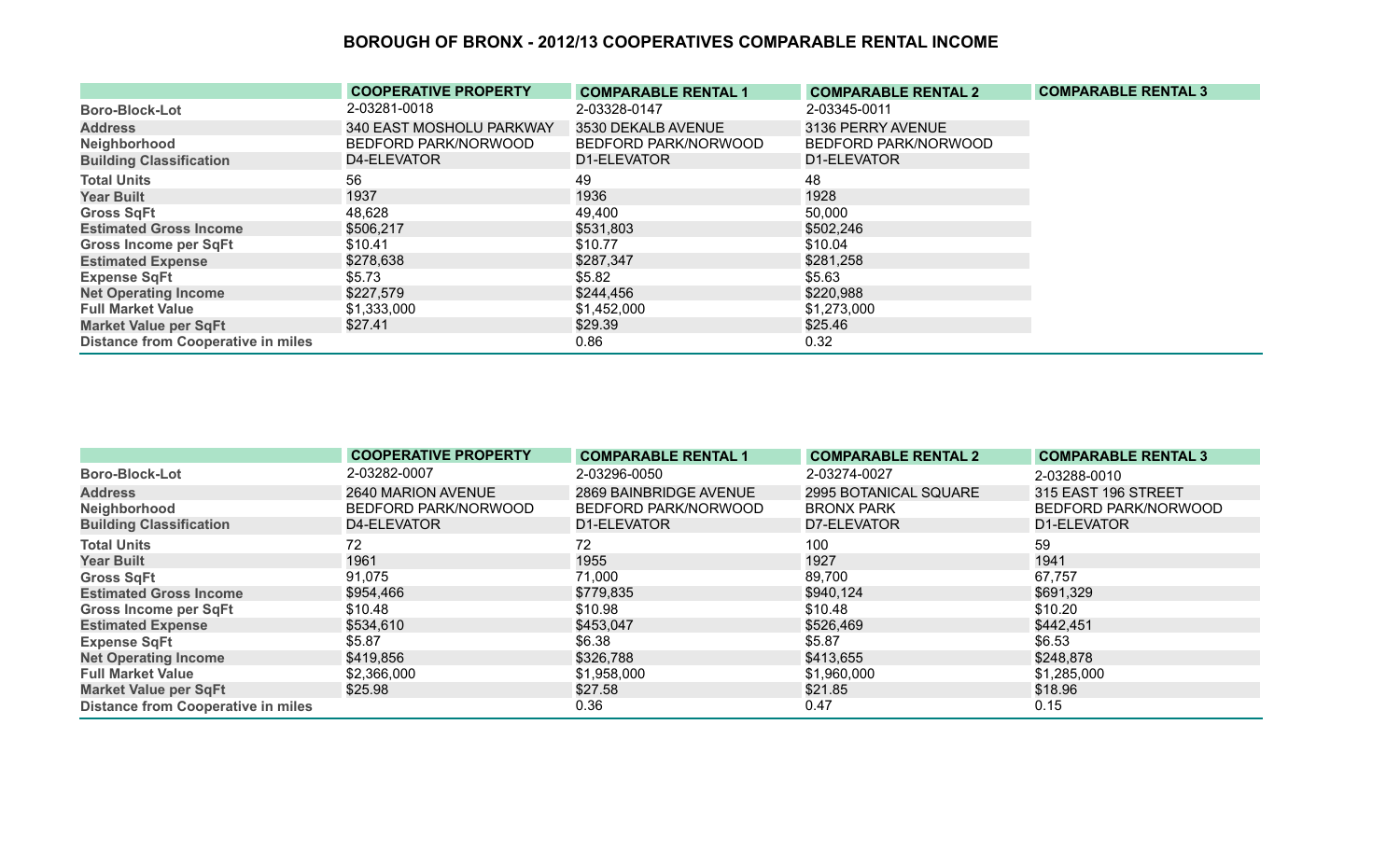# BOROUGH OF BRONX - 2012/13 COOPERATIVES COMPARABLE RENTAL INCOME

| | COOPERATIVE PROPERTY | COMPARABLE RENTAL 1 | COMPARABLE RENTAL 2 | COMPARABLE RENTAL 3 |
|---|---|---|---|---|
| Boro-Block-Lot | 2-03281-0018 | 2-03328-0147 | 2-03345-0011 | |
| Address | 340 EAST MOSHOLU PARKWAY | 3530 DEKALB AVENUE | 3136 PERRY AVENUE | |
| Neighborhood | BEDFORD PARK/NORWOOD | BEDFORD PARK/NORWOOD | BEDFORD PARK/NORWOOD | |
| Building Classification | D4-ELEVATOR | D1-ELEVATOR | D1-ELEVATOR | |
| Total Units | 56 | 49 | 48 | |
| Year Built | 1937 | 1936 | 1928 | |
| Gross SqFt | 48,628 | 49,400 | 50,000 | |
| Estimated Gross Income | $506,217 | $531,803 | $502,246 | |
| Gross Income per SqFt | $10.41 | $10.77 | $10.04 | |
| Estimated Expense | $278,638 | $287,347 | $281,258 | |
| Expense SqFt | $5.73 | $5.82 | $5.63 | |
| Net Operating Income | $227,579 | $244,456 | $220,988 | |
| Full Market Value | $1,333,000 | $1,452,000 | $1,273,000 | |
| Market Value per SqFt | $27.41 | $29.39 | $25.46 | |
| Distance from Cooperative in miles | | 0.86 | 0.32 | |

| | COOPERATIVE PROPERTY | COMPARABLE RENTAL 1 | COMPARABLE RENTAL 2 | COMPARABLE RENTAL 3 |
|---|---|---|---|---|
| Boro-Block-Lot | 2-03282-0007 | 2-03296-0050 | 2-03274-0027 | 2-03288-0010 |
| Address | 2640 MARION AVENUE | 2869 BAINBRIDGE AVENUE | 2995 BOTANICAL SQUARE | 315 EAST 196 STREET |
| Neighborhood | BEDFORD PARK/NORWOOD | BEDFORD PARK/NORWOOD | BRONX PARK | BEDFORD PARK/NORWOOD |
| Building Classification | D4-ELEVATOR | D1-ELEVATOR | D7-ELEVATOR | D1-ELEVATOR |
| Total Units | 72 | 72 | 100 | 59 |
| Year Built | 1961 | 1955 | 1927 | 1941 |
| Gross SqFt | 91,075 | 71,000 | 89,700 | 67,757 |
| Estimated Gross Income | $954,466 | $779,835 | $940,124 | $691,329 |
| Gross Income per SqFt | $10.48 | $10.98 | $10.48 | $10.20 |
| Estimated Expense | $534,610 | $453,047 | $526,469 | $442,451 |
| Expense SqFt | $5.87 | $6.38 | $5.87 | $6.53 |
| Net Operating Income | $419,856 | $326,788 | $413,655 | $248,878 |
| Full Market Value | $2,366,000 | $1,958,000 | $1,960,000 | $1,285,000 |
| Market Value per SqFt | $25.98 | $27.58 | $21.85 | $18.96 |
| Distance from Cooperative in miles | | 0.36 | 0.47 | 0.15 |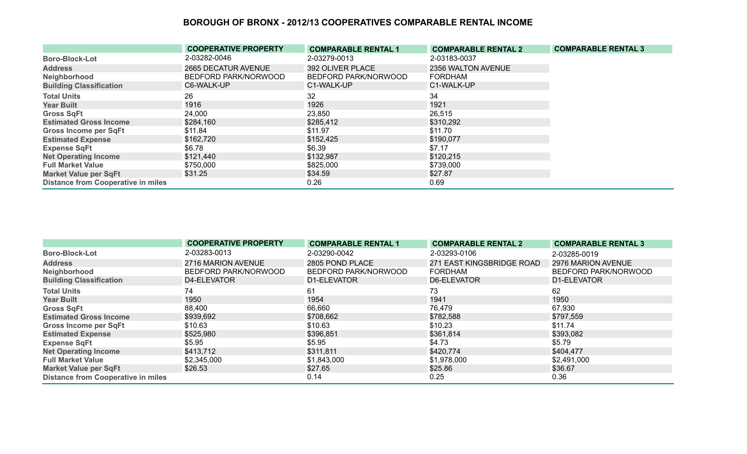# BOROUGH OF BRONX - 2012/13 COOPERATIVES COMPARABLE RENTAL INCOME

| | COOPERATIVE PROPERTY | COMPARABLE RENTAL 1 | COMPARABLE RENTAL 2 | COMPARABLE RENTAL 3 |
|---|---|---|---|---|
| Boro-Block-Lot | 2-03282-0046 | 2-03279-0013 | 2-03183-0037 | |
| Address | 2665 DECATUR AVENUE | 392 OLIVER PLACE | 2356 WALTON AVENUE | |
| Neighborhood | BEDFORD PARK/NORWOOD | BEDFORD PARK/NORWOOD | FORDHAM | |
| Building Classification | C6-WALK-UP | C1-WALK-UP | C1-WALK-UP | |
| Total Units | 26 | 32 | 34 | |
| Year Built | 1916 | 1926 | 1921 | |
| Gross SqFt | 24,000 | 23,850 | 26,515 | |
| Estimated Gross Income | $284,160 | $285,412 | $310,292 | |
| Gross Income per SqFt | $11.84 | $11.97 | $11.70 | |
| Estimated Expense | $162,720 | $152,425 | $190,077 | |
| Expense SqFt | $6.78 | $6.39 | $7.17 | |
| Net Operating Income | $121,440 | $132,987 | $120,215 | |
| Full Market Value | $750,000 | $825,000 | $739,000 | |
| Market Value per SqFt | $31.25 | $34.59 | $27.87 | |
| Distance from Cooperative in miles | | 0.26 | 0.69 | |

| | COOPERATIVE PROPERTY | COMPARABLE RENTAL 1 | COMPARABLE RENTAL 2 | COMPARABLE RENTAL 3 |
|---|---|---|---|---|
| Boro-Block-Lot | 2-03283-0013 | 2-03290-0042 | 2-03293-0106 | 2-03285-0019 |
| Address | 2716 MARION AVENUE | 2805 POND PLACE | 271 EAST KINGSBRIDGE ROAD | 2976 MARION AVENUE |
| Neighborhood | BEDFORD PARK/NORWOOD | BEDFORD PARK/NORWOOD | FORDHAM | BEDFORD PARK/NORWOOD |
| Building Classification | D4-ELEVATOR | D1-ELEVATOR | D6-ELEVATOR | D1-ELEVATOR |
| Total Units | 74 | 61 | 73 | 62 |
| Year Built | 1950 | 1954 | 1941 | 1950 |
| Gross SqFt | 88,400 | 66,660 | 76,479 | 67,930 |
| Estimated Gross Income | $939,692 | $708,662 | $782,588 | $797,559 |
| Gross Income per SqFt | $10.63 | $10.63 | $10.23 | $11.74 |
| Estimated Expense | $525,980 | $396,851 | $361,814 | $393,082 |
| Expense SqFt | $5.95 | $5.95 | $4.73 | $5.79 |
| Net Operating Income | $413,712 | $311,811 | $420,774 | $404,477 |
| Full Market Value | $2,345,000 | $1,843,000 | $1,978,000 | $2,491,000 |
| Market Value per SqFt | $26.53 | $27.65 | $25.86 | $36.67 |
| Distance from Cooperative in miles | | 0.14 | 0.25 | 0.36 |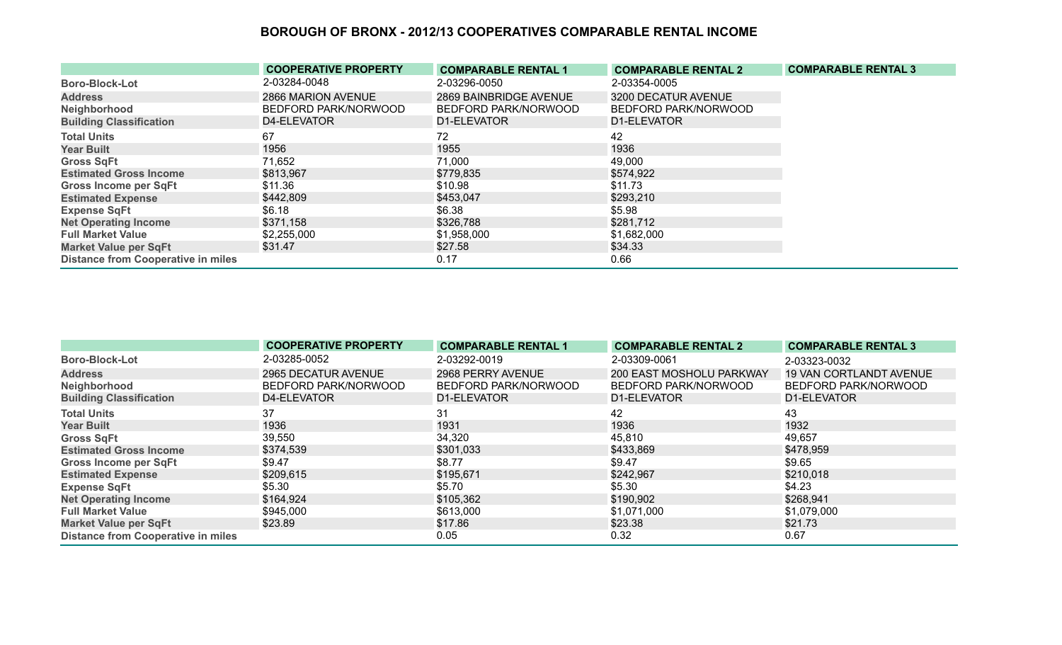# BOROUGH OF BRONX - 2012/13 COOPERATIVES COMPARABLE RENTAL INCOME

| | COOPERATIVE PROPERTY | COMPARABLE RENTAL 1 | COMPARABLE RENTAL 2 | COMPARABLE RENTAL 3 |
|---|---|---|---|---|
| Boro-Block-Lot | 2-03284-0048 | 2-03296-0050 | 2-03354-0005 | |
| Address | 2866 MARION AVENUE | 2869 BAINBRIDGE AVENUE | 3200 DECATUR AVENUE | |
| Neighborhood | BEDFORD PARK/NORWOOD | BEDFORD PARK/NORWOOD | BEDFORD PARK/NORWOOD | |
| Building Classification | D4-ELEVATOR | D1-ELEVATOR | D1-ELEVATOR | |
| Total Units | 67 | 72 | 42 | |
| Year Built | 1956 | 1955 | 1936 | |
| Gross SqFt | 71,652 | 71,000 | 49,000 | |
| Estimated Gross Income | $813,967 | $779,835 | $574,922 | |
| Gross Income per SqFt | $11.36 | $10.98 | $11.73 | |
| Estimated Expense | $442,809 | $453,047 | $293,210 | |
| Expense SqFt | $6.18 | $6.38 | $5.98 | |
| Net Operating Income | $371,158 | $326,788 | $281,712 | |
| Full Market Value | $2,255,000 | $1,958,000 | $1,682,000 | |
| Market Value per SqFt | $31.47 | $27.58 | $34.33 | |
| Distance from Cooperative in miles | | 0.17 | 0.66 | |

| | COOPERATIVE PROPERTY | COMPARABLE RENTAL 1 | COMPARABLE RENTAL 2 | COMPARABLE RENTAL 3 |
|---|---|---|---|---|
| Boro-Block-Lot | 2-03285-0052 | 2-03292-0019 | 2-03309-0061 | 2-03323-0032 |
| Address | 2965 DECATUR AVENUE | 2968 PERRY AVENUE | 200 EAST MOSHOLU PARKWAY | 19 VAN CORTLANDT AVENUE |
| Neighborhood | BEDFORD PARK/NORWOOD | BEDFORD PARK/NORWOOD | BEDFORD PARK/NORWOOD | BEDFORD PARK/NORWOOD |
| Building Classification | D4-ELEVATOR | D1-ELEVATOR | D1-ELEVATOR | D1-ELEVATOR |
| Total Units | 37 | 31 | 42 | 43 |
| Year Built | 1936 | 1931 | 1936 | 1932 |
| Gross SqFt | 39,550 | 34,320 | 45,810 | 49,657 |
| Estimated Gross Income | $374,539 | $301,033 | $433,869 | $478,959 |
| Gross Income per SqFt | $9.47 | $8.77 | $9.47 | $9.65 |
| Estimated Expense | $209,615 | $195,671 | $242,967 | $210,018 |
| Expense SqFt | $5.30 | $5.70 | $5.30 | $4.23 |
| Net Operating Income | $164,924 | $105,362 | $190,902 | $268,941 |
| Full Market Value | $945,000 | $613,000 | $1,071,000 | $1,079,000 |
| Market Value per SqFt | $23.89 | $17.86 | $23.38 | $21.73 |
| Distance from Cooperative in miles | | 0.05 | 0.32 | 0.67 |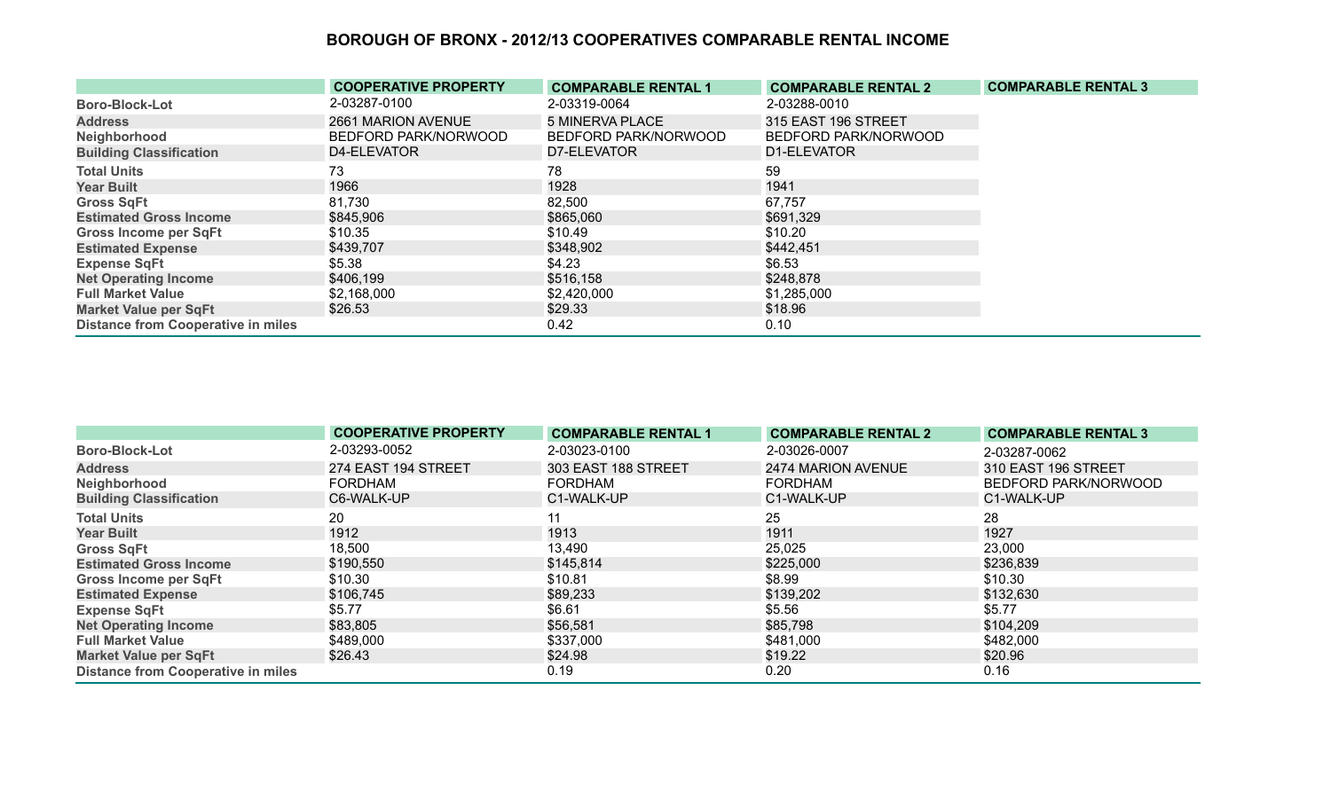# BOROUGH OF BRONX - 2012/13 COOPERATIVES COMPARABLE RENTAL INCOME

| | COOPERATIVE PROPERTY | COMPARABLE RENTAL 1 | COMPARABLE RENTAL 2 | COMPARABLE RENTAL 3 |
|---|---|---|---|---|
| Boro-Block-Lot | 2-03287-0100 | 2-03319-0064 | 2-03288-0010 | |
| Address | 2661 MARION AVENUE | 5 MINERVA PLACE | 315 EAST 196 STREET | |
| Neighborhood | BEDFORD PARK/NORWOOD | BEDFORD PARK/NORWOOD | BEDFORD PARK/NORWOOD | |
| Building Classification | D4-ELEVATOR | D7-ELEVATOR | D1-ELEVATOR | |
| Total Units | 73 | 78 | 59 | |
| Year Built | 1966 | 1928 | 1941 | |
| Gross SqFt | 81,730 | 82,500 | 67,757 | |
| Estimated Gross Income | $845,906 | $865,060 | $691,329 | |
| Gross Income per SqFt | $10.35 | $10.49 | $10.20 | |
| Estimated Expense | $439,707 | $348,902 | $442,451 | |
| Expense SqFt | $5.38 | $4.23 | $6.53 | |
| Net Operating Income | $406,199 | $516,158 | $248,878 | |
| Full Market Value | $2,168,000 | $2,420,000 | $1,285,000 | |
| Market Value per SqFt | $26.53 | $29.33 | $18.96 | |
| Distance from Cooperative in miles | | 0.42 | 0.10 | |

| | COOPERATIVE PROPERTY | COMPARABLE RENTAL 1 | COMPARABLE RENTAL 2 | COMPARABLE RENTAL 3 |
|---|---|---|---|---|
| Boro-Block-Lot | 2-03293-0052 | 2-03023-0100 | 2-03026-0007 | 2-03287-0062 |
| Address | 274 EAST 194 STREET | 303 EAST 188 STREET | 2474 MARION AVENUE | 310 EAST 196 STREET |
| Neighborhood | FORDHAM | FORDHAM | FORDHAM | BEDFORD PARK/NORWOOD |
| Building Classification | C6-WALK-UP | C1-WALK-UP | C1-WALK-UP | C1-WALK-UP |
| Total Units | 20 | 11 | 25 | 28 |
| Year Built | 1912 | 1913 | 1911 | 1927 |
| Gross SqFt | 18,500 | 13,490 | 25,025 | 23,000 |
| Estimated Gross Income | $190,550 | $145,814 | $225,000 | $236,839 |
| Gross Income per SqFt | $10.30 | $10.81 | $8.99 | $10.30 |
| Estimated Expense | $106,745 | $89,233 | $139,202 | $132,630 |
| Expense SqFt | $5.77 | $6.61 | $5.56 | $5.77 |
| Net Operating Income | $83,805 | $56,581 | $85,798 | $104,209 |
| Full Market Value | $489,000 | $337,000 | $481,000 | $482,000 |
| Market Value per SqFt | $26.43 | $24.98 | $19.22 | $20.96 |
| Distance from Cooperative in miles | | 0.19 | 0.20 | 0.16 |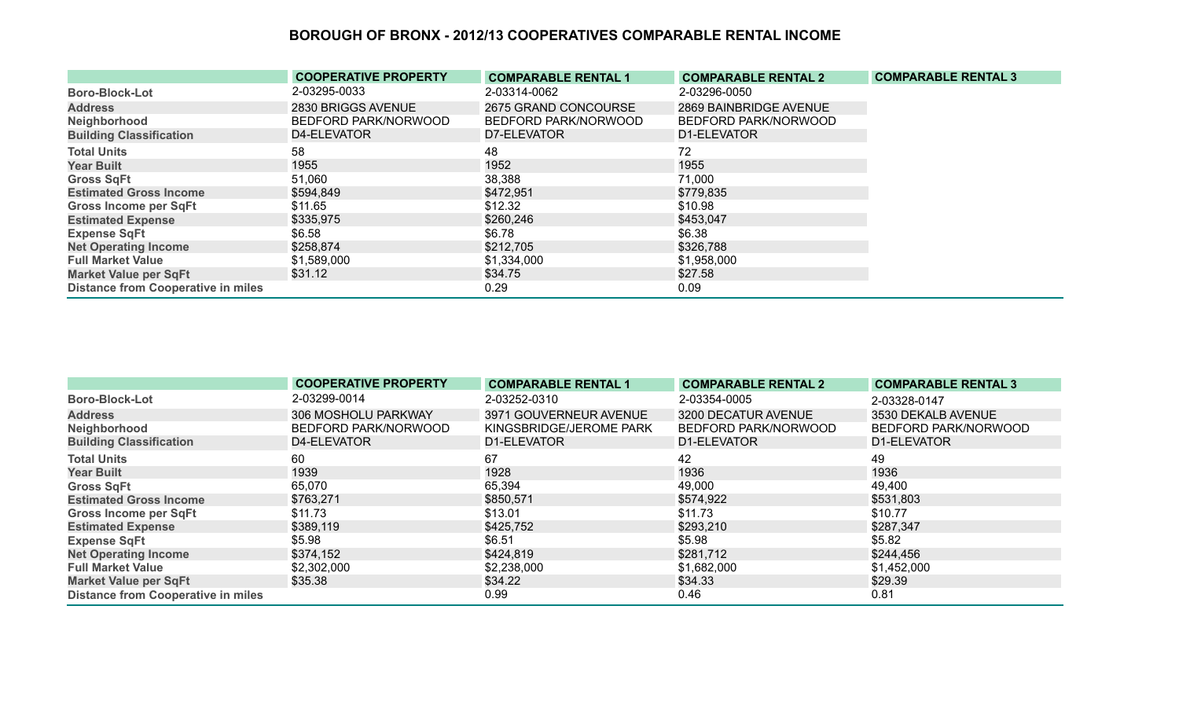# BOROUGH OF BRONX - 2012/13 COOPERATIVES COMPARABLE RENTAL INCOME

| | COOPERATIVE PROPERTY | COMPARABLE RENTAL 1 | COMPARABLE RENTAL 2 | COMPARABLE RENTAL 3 |
|---|---|---|---|---|
| Boro-Block-Lot | 2-03295-0033 | 2-03314-0062 | 2-03296-0050 | |
| Address | 2830 BRIGGS AVENUE | 2675 GRAND CONCOURSE | 2869 BAINBRIDGE AVENUE | |
| Neighborhood | BEDFORD PARK/NORWOOD | BEDFORD PARK/NORWOOD | BEDFORD PARK/NORWOOD | |
| Building Classification | D4-ELEVATOR | D7-ELEVATOR | D1-ELEVATOR | |
| Total Units | 58 | 48 | 72 | |
| Year Built | 1955 | 1952 | 1955 | |
| Gross SqFt | 51,060 | 38,388 | 71,000 | |
| Estimated Gross Income | $594,849 | $472,951 | $779,835 | |
| Gross Income per SqFt | $11.65 | $12.32 | $10.98 | |
| Estimated Expense | $335,975 | $260,246 | $453,047 | |
| Expense SqFt | $6.58 | $6.78 | $6.38 | |
| Net Operating Income | $258,874 | $212,705 | $326,788 | |
| Full Market Value | $1,589,000 | $1,334,000 | $1,958,000 | |
| Market Value per SqFt | $31.12 | $34.75 | $27.58 | |
| Distance from Cooperative in miles | | 0.29 | 0.09 | |

| | COOPERATIVE PROPERTY | COMPARABLE RENTAL 1 | COMPARABLE RENTAL 2 | COMPARABLE RENTAL 3 |
|---|---|---|---|---|
| Boro-Block-Lot | 2-03299-0014 | 2-03252-0310 | 2-03354-0005 | 2-03328-0147 |
| Address | 306 MOSHOLU PARKWAY | 3971 GOUVERNEUR AVENUE | 3200 DECATUR AVENUE | 3530 DEKALB AVENUE |
| Neighborhood | BEDFORD PARK/NORWOOD | KINGSBRIDGE/JEROME PARK | BEDFORD PARK/NORWOOD | BEDFORD PARK/NORWOOD |
| Building Classification | D4-ELEVATOR | D1-ELEVATOR | D1-ELEVATOR | D1-ELEVATOR |
| Total Units | 60 | 67 | 42 | 49 |
| Year Built | 1939 | 1928 | 1936 | 1936 |
| Gross SqFt | 65,070 | 65,394 | 49,000 | 49,400 |
| Estimated Gross Income | $763,271 | $850,571 | $574,922 | $531,803 |
| Gross Income per SqFt | $11.73 | $13.01 | $11.73 | $10.77 |
| Estimated Expense | $389,119 | $425,752 | $293,210 | $287,347 |
| Expense SqFt | $5.98 | $6.51 | $5.98 | $5.82 |
| Net Operating Income | $374,152 | $424,819 | $281,712 | $244,456 |
| Full Market Value | $2,302,000 | $2,238,000 | $1,682,000 | $1,452,000 |
| Market Value per SqFt | $35.38 | $34.22 | $34.33 | $29.39 |
| Distance from Cooperative in miles | | 0.99 | 0.46 | 0.81 |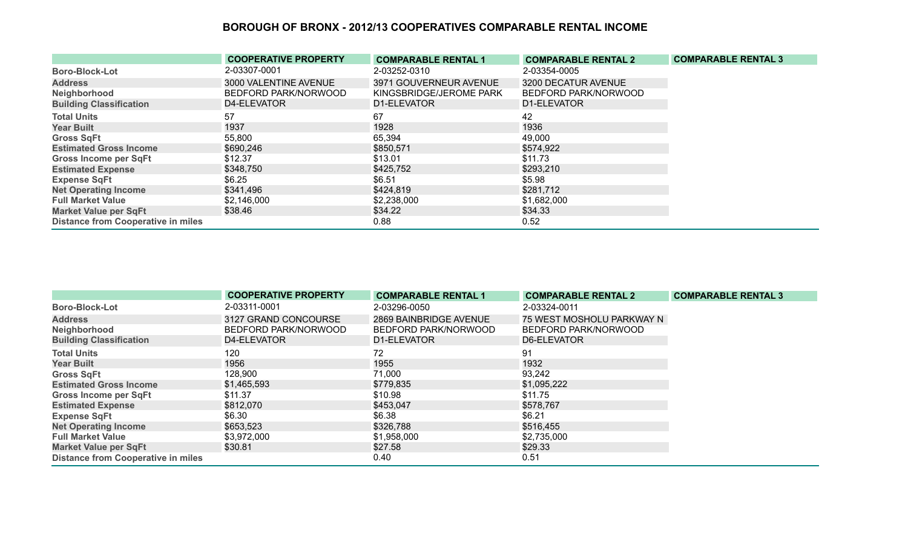# BOROUGH OF BRONX - 2012/13 COOPERATIVES COMPARABLE RENTAL INCOME

| | COOPERATIVE PROPERTY | COMPARABLE RENTAL 1 | COMPARABLE RENTAL 2 | COMPARABLE RENTAL 3 |
|---|---|---|---|---|
| Boro-Block-Lot | 2-03307-0001 | 2-03252-0310 | 2-03354-0005 | |
| Address | 3000 VALENTINE AVENUE | 3971 GOUVERNEUR AVENUE | 3200 DECATUR AVENUE | |
| Neighborhood | BEDFORD PARK/NORWOOD | KINGSBRIDGE/JEROME PARK | BEDFORD PARK/NORWOOD | |
| Building Classification | D4-ELEVATOR | D1-ELEVATOR | D1-ELEVATOR | |
| Total Units | 57 | 67 | 42 | |
| Year Built | 1937 | 1928 | 1936 | |
| Gross SqFt | 55,800 | 65,394 | 49,000 | |
| Estimated Gross Income | $690,246 | $850,571 | $574,922 | |
| Gross Income per SqFt | $12.37 | $13.01 | $11.73 | |
| Estimated Expense | $348,750 | $425,752 | $293,210 | |
| Expense SqFt | $6.25 | $6.51 | $5.98 | |
| Net Operating Income | $341,496 | $424,819 | $281,712 | |
| Full Market Value | $2,146,000 | $2,238,000 | $1,682,000 | |
| Market Value per SqFt | $38.46 | $34.22 | $34.33 | |
| Distance from Cooperative in miles | | 0.88 | 0.52 | |

| | COOPERATIVE PROPERTY | COMPARABLE RENTAL 1 | COMPARABLE RENTAL 2 | COMPARABLE RENTAL 3 |
|---|---|---|---|---|
| Boro-Block-Lot | 2-03311-0001 | 2-03296-0050 | 2-03324-0011 | |
| Address | 3127 GRAND CONCOURSE | 2869 BAINBRIDGE AVENUE | 75 WEST MOSHOLU PARKWAY N | |
| Neighborhood | BEDFORD PARK/NORWOOD | BEDFORD PARK/NORWOOD | BEDFORD PARK/NORWOOD | |
| Building Classification | D4-ELEVATOR | D1-ELEVATOR | D6-ELEVATOR | |
| Total Units | 120 | 72 | 91 | |
| Year Built | 1956 | 1955 | 1932 | |
| Gross SqFt | 128,900 | 71,000 | 93,242 | |
| Estimated Gross Income | $1,465,593 | $779,835 | $1,095,222 | |
| Gross Income per SqFt | $11.37 | $10.98 | $11.75 | |
| Estimated Expense | $812,070 | $453,047 | $578,767 | |
| Expense SqFt | $6.30 | $6.38 | $6.21 | |
| Net Operating Income | $653,523 | $326,788 | $516,455 | |
| Full Market Value | $3,972,000 | $1,958,000 | $2,735,000 | |
| Market Value per SqFt | $30.81 | $27.58 | $29.33 | |
| Distance from Cooperative in miles | | 0.40 | 0.51 | |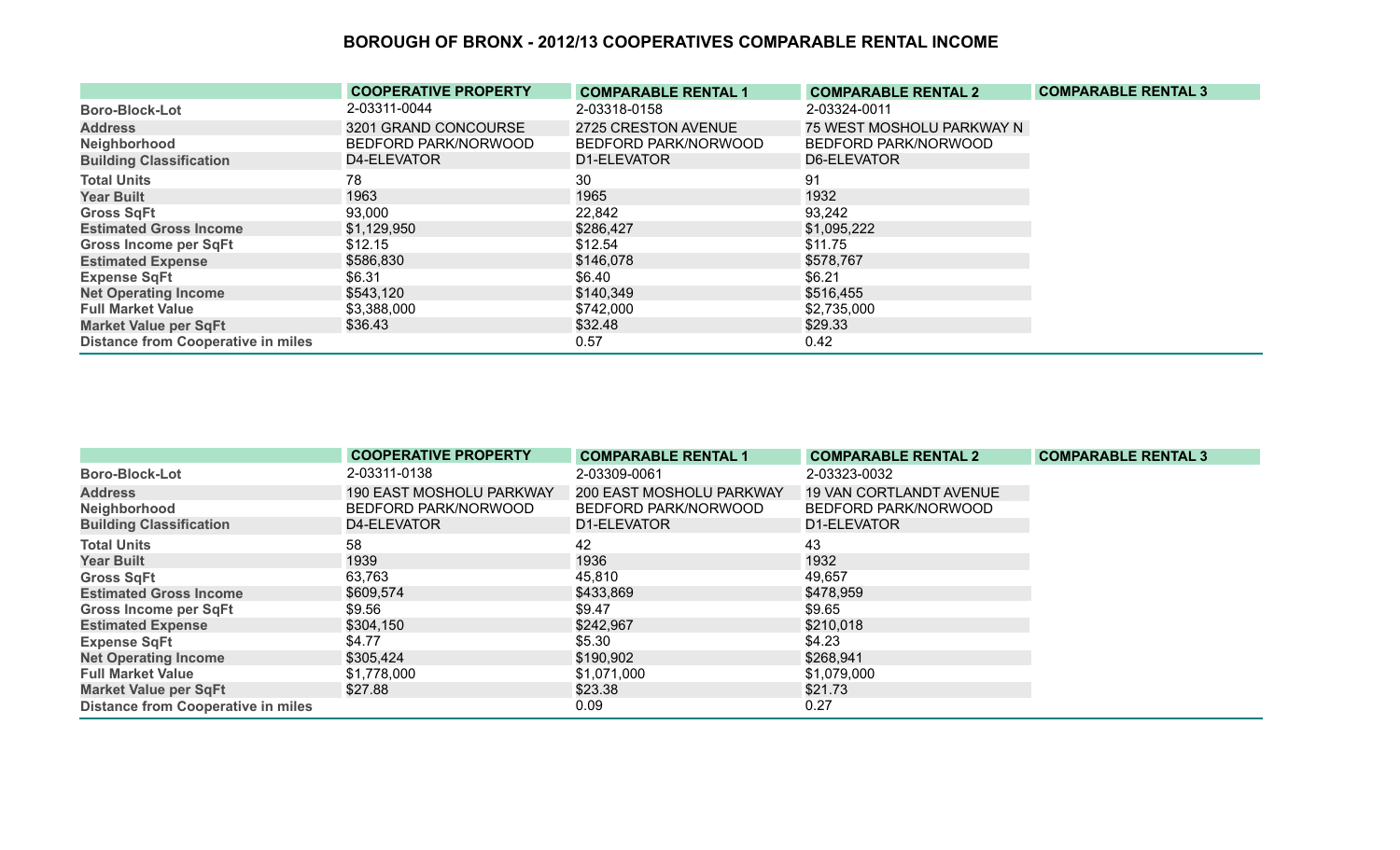# BOROUGH OF BRONX - 2012/13 COOPERATIVES COMPARABLE RENTAL INCOME

| | COOPERATIVE PROPERTY | COMPARABLE RENTAL 1 | COMPARABLE RENTAL 2 | COMPARABLE RENTAL 3 |
|---|---|---|---|---|
| Boro-Block-Lot | 2-03311-0044 | 2-03318-0158 | 2-03324-0011 | |
| Address | 3201 GRAND CONCOURSE | 2725 CRESTON AVENUE | 75 WEST MOSHOLU PARKWAY N | |
| Neighborhood | BEDFORD PARK/NORWOOD | BEDFORD PARK/NORWOOD | BEDFORD PARK/NORWOOD | |
| Building Classification | D4-ELEVATOR | D1-ELEVATOR | D6-ELEVATOR | |
| Total Units | 78 | 30 | 91 | |
| Year Built | 1963 | 1965 | 1932 | |
| Gross SqFt | 93,000 | 22,842 | 93,242 | |
| Estimated Gross Income | $1,129,950 | $286,427 | $1,095,222 | |
| Gross Income per SqFt | $12.15 | $12.54 | $11.75 | |
| Estimated Expense | $586,830 | $146,078 | $578,767 | |
| Expense SqFt | $6.31 | $6.40 | $6.21 | |
| Net Operating Income | $543,120 | $140,349 | $516,455 | |
| Full Market Value | $3,388,000 | $742,000 | $2,735,000 | |
| Market Value per SqFt | $36.43 | $32.48 | $29.33 | |
| Distance from Cooperative in miles | | 0.57 | 0.42 | |

| | COOPERATIVE PROPERTY | COMPARABLE RENTAL 1 | COMPARABLE RENTAL 2 | COMPARABLE RENTAL 3 |
|---|---|---|---|---|
| Boro-Block-Lot | 2-03311-0138 | 2-03309-0061 | 2-03323-0032 | |
| Address | 190 EAST MOSHOLU PARKWAY | 200 EAST MOSHOLU PARKWAY | 19 VAN CORTLANDT AVENUE | |
| Neighborhood | BEDFORD PARK/NORWOOD | BEDFORD PARK/NORWOOD | BEDFORD PARK/NORWOOD | |
| Building Classification | D4-ELEVATOR | D1-ELEVATOR | D1-ELEVATOR | |
| Total Units | 58 | 42 | 43 | |
| Year Built | 1939 | 1936 | 1932 | |
| Gross SqFt | 63,763 | 45,810 | 49,657 | |
| Estimated Gross Income | $609,574 | $433,869 | $478,959 | |
| Gross Income per SqFt | $9.56 | $9.47 | $9.65 | |
| Estimated Expense | $304,150 | $242,967 | $210,018 | |
| Expense SqFt | $4.77 | $5.30 | $4.23 | |
| Net Operating Income | $305,424 | $190,902 | $268,941 | |
| Full Market Value | $1,778,000 | $1,071,000 | $1,079,000 | |
| Market Value per SqFt | $27.88 | $23.38 | $21.73 | |
| Distance from Cooperative in miles | | 0.09 | 0.27 | |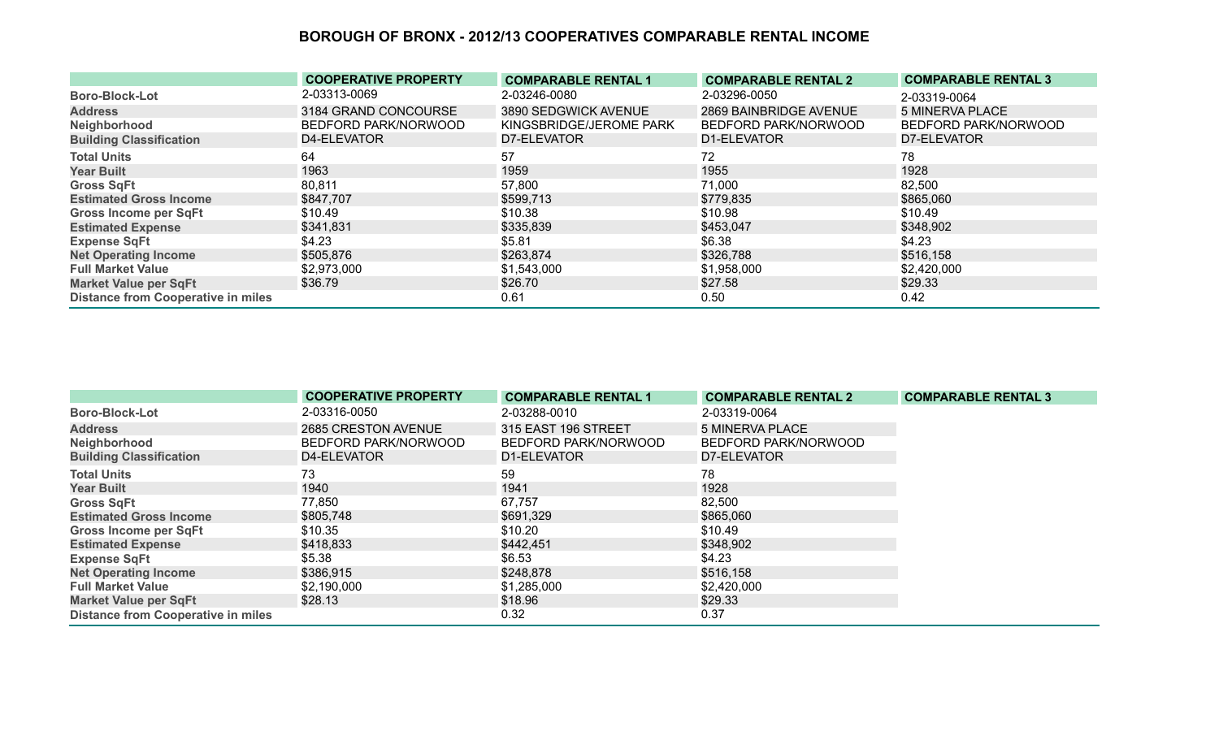# BOROUGH OF BRONX - 2012/13 COOPERATIVES COMPARABLE RENTAL INCOME

| | COOPERATIVE PROPERTY | COMPARABLE RENTAL 1 | COMPARABLE RENTAL 2 | COMPARABLE RENTAL 3 |
|---|---|---|---|---|
| Boro-Block-Lot | 2-03313-0069 | 2-03246-0080 | 2-03296-0050 | 2-03319-0064 |
| Address | 3184 GRAND CONCOURSE | 3890 SEDGWICK AVENUE | 2869 BAINBRIDGE AVENUE | 5 MINERVA PLACE |
| Neighborhood | BEDFORD PARK/NORWOOD | KINGSBRIDGE/JEROME PARK | BEDFORD PARK/NORWOOD | BEDFORD PARK/NORWOOD |
| Building Classification | D4-ELEVATOR | D7-ELEVATOR | D1-ELEVATOR | D7-ELEVATOR |
| Total Units | 64 | 57 | 72 | 78 |
| Year Built | 1963 | 1959 | 1955 | 1928 |
| Gross SqFt | 80,811 | 57,800 | 71,000 | 82,500 |
| Estimated Gross Income | $847,707 | $599,713 | $779,835 | $865,060 |
| Gross Income per SqFt | $10.49 | $10.38 | $10.98 | $10.49 |
| Estimated Expense | $341,831 | $335,839 | $453,047 | $348,902 |
| Expense SqFt | $4.23 | $5.81 | $6.38 | $4.23 |
| Net Operating Income | $505,876 | $263,874 | $326,788 | $516,158 |
| Full Market Value | $2,973,000 | $1,543,000 | $1,958,000 | $2,420,000 |
| Market Value per SqFt | $36.79 | $26.70 | $27.58 | $29.33 |
| Distance from Cooperative in miles | | 0.61 | 0.50 | 0.42 |

| | COOPERATIVE PROPERTY | COMPARABLE RENTAL 1 | COMPARABLE RENTAL 2 | COMPARABLE RENTAL 3 |
|---|---|---|---|---|
| Boro-Block-Lot | 2-03316-0050 | 2-03288-0010 | 2-03319-0064 | |
| Address | 2685 CRESTON AVENUE | 315 EAST 196 STREET | 5 MINERVA PLACE | |
| Neighborhood | BEDFORD PARK/NORWOOD | BEDFORD PARK/NORWOOD | BEDFORD PARK/NORWOOD | |
| Building Classification | D4-ELEVATOR | D1-ELEVATOR | D7-ELEVATOR | |
| Total Units | 73 | 59 | 78 | |
| Year Built | 1940 | 1941 | 1928 | |
| Gross SqFt | 77,850 | 67,757 | 82,500 | |
| Estimated Gross Income | $805,748 | $691,329 | $865,060 | |
| Gross Income per SqFt | $10.35 | $10.20 | $10.49 | |
| Estimated Expense | $418,833 | $442,451 | $348,902 | |
| Expense SqFt | $5.38 | $6.53 | $4.23 | |
| Net Operating Income | $386,915 | $248,878 | $516,158 | |
| Full Market Value | $2,190,000 | $1,285,000 | $2,420,000 | |
| Market Value per SqFt | $28.13 | $18.96 | $29.33 | |
| Distance from Cooperative in miles | | 0.32 | 0.37 | |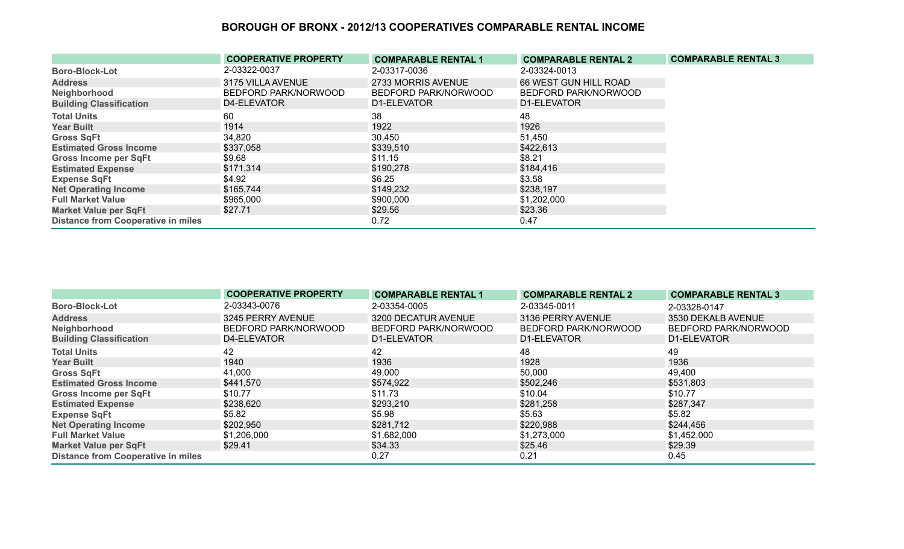## BOROUGH OF BRONX - 2012/13 COOPERATIVES COMPARABLE RENTAL INCOME

| | COOPERATIVE PROPERTY | COMPARABLE RENTAL 1 | COMPARABLE RENTAL 2 | COMPARABLE RENTAL 3 |
|---|---|---|---|---|
| Boro-Block-Lot | 2-03322-0037 | 2-03317-0036 | 2-03324-0013 | |
| Address | 3175 VILLA AVENUE | 2733 MORRIS AVENUE | 66 WEST GUN HILL ROAD | |
| Neighborhood | BEDFORD PARK/NORWOOD | BEDFORD PARK/NORWOOD | BEDFORD PARK/NORWOOD | |
| Building Classification | D4-ELEVATOR | D1-ELEVATOR | D1-ELEVATOR | |
| Total Units | 60 | 38 | 48 | |
| Year Built | 1914 | 1922 | 1926 | |
| Gross SqFt | 34,820 | 30,450 | 51,450 | |
| Estimated Gross Income | $337,058 | $339,510 | $422,613 | |
| Gross Income per SqFt | $9.68 | $11.15 | $8.21 | |
| Estimated Expense | $171,314 | $190,278 | $184,416 | |
| Expense SqFt | $4.92 | $6.25 | $3.58 | |
| Net Operating Income | $165,744 | $149,232 | $238,197 | |
| Full Market Value | $965,000 | $900,000 | $1,202,000 | |
| Market Value per SqFt | $27.71 | $29.56 | $23.36 | |
| Distance from Cooperative in miles | | 0.72 | 0.47 | |

| | COOPERATIVE PROPERTY | COMPARABLE RENTAL 1 | COMPARABLE RENTAL 2 | COMPARABLE RENTAL 3 |
|---|---|---|---|---|
| Boro-Block-Lot | 2-03343-0076 | 2-03354-0005 | 2-03345-0011 | 2-03328-0147 |
| Address | 3245 PERRY AVENUE | 3200 DECATUR AVENUE | 3136 PERRY AVENUE | 3530 DEKALB AVENUE |
| Neighborhood | BEDFORD PARK/NORWOOD | BEDFORD PARK/NORWOOD | BEDFORD PARK/NORWOOD | BEDFORD PARK/NORWOOD |
| Building Classification | D4-ELEVATOR | D1-ELEVATOR | D1-ELEVATOR | D1-ELEVATOR |
| Total Units | 42 | 42 | 48 | 49 |
| Year Built | 1940 | 1936 | 1928 | 1936 |
| Gross SqFt | 41,000 | 49,000 | 50,000 | 49,400 |
| Estimated Gross Income | $441,570 | $574,922 | $502,246 | $531,803 |
| Gross Income per SqFt | $10.77 | $11.73 | $10.04 | $10.77 |
| Estimated Expense | $238,620 | $293,210 | $281,258 | $287,347 |
| Expense SqFt | $5.82 | $5.98 | $5.63 | $5.82 |
| Net Operating Income | $202,950 | $281,712 | $220,988 | $244,456 |
| Full Market Value | $1,206,000 | $1,682,000 | $1,273,000 | $1,452,000 |
| Market Value per SqFt | $29.41 | $34.33 | $25.46 | $29.39 |
| Distance from Cooperative in miles | | 0.27 | 0.21 | 0.45 |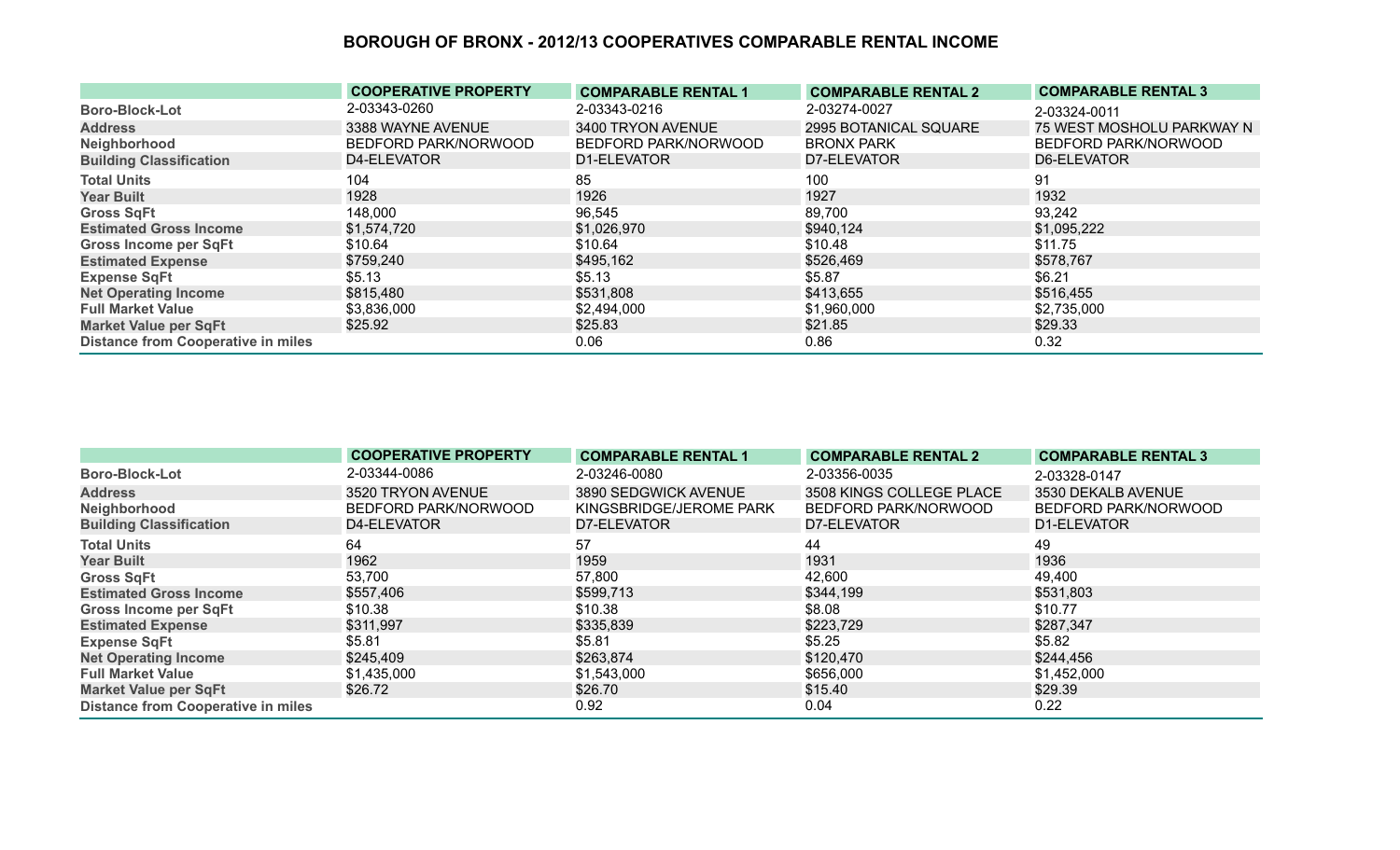# BOROUGH OF BRONX - 2012/13 COOPERATIVES COMPARABLE RENTAL INCOME

| | COOPERATIVE PROPERTY | COMPARABLE RENTAL 1 | COMPARABLE RENTAL 2 | COMPARABLE RENTAL 3 |
|---|---|---|---|---|
| Boro-Block-Lot | 2-03343-0260 | 2-03343-0216 | 2-03274-0027 | 2-03324-0011 |
| Address | 3388 WAYNE AVENUE | 3400 TRYON AVENUE | 2995 BOTANICAL SQUARE | 75 WEST MOSHOLU PARKWAY N |
| Neighborhood | BEDFORD PARK/NORWOOD | BEDFORD PARK/NORWOOD | BRONX PARK | BEDFORD PARK/NORWOOD |
| Building Classification | D4-ELEVATOR | D1-ELEVATOR | D7-ELEVATOR | D6-ELEVATOR |
| Total Units | 104 | 85 | 100 | 91 |
| Year Built | 1928 | 1926 | 1927 | 1932 |
| Gross SqFt | 148,000 | 96,545 | 89,700 | 93,242 |
| Estimated Gross Income | $1,574,720 | $1,026,970 | $940,124 | $1,095,222 |
| Gross Income per SqFt | $10.64 | $10.64 | $10.48 | $11.75 |
| Estimated Expense | $759,240 | $495,162 | $526,469 | $578,767 |
| Expense SqFt | $5.13 | $5.13 | $5.87 | $6.21 |
| Net Operating Income | $815,480 | $531,808 | $413,655 | $516,455 |
| Full Market Value | $3,836,000 | $2,494,000 | $1,960,000 | $2,735,000 |
| Market Value per SqFt | $25.92 | $25.83 | $21.85 | $29.33 |
| Distance from Cooperative in miles | | 0.06 | 0.86 | 0.32 |

| | COOPERATIVE PROPERTY | COMPARABLE RENTAL 1 | COMPARABLE RENTAL 2 | COMPARABLE RENTAL 3 |
|---|---|---|---|---|
| Boro-Block-Lot | 2-03344-0086 | 2-03246-0080 | 2-03356-0035 | 2-03328-0147 |
| Address | 3520 TRYON AVENUE | 3890 SEDGWICK AVENUE | 3508 KINGS COLLEGE PLACE | 3530 DEKALB AVENUE |
| Neighborhood | BEDFORD PARK/NORWOOD | KINGSBRIDGE/JEROME PARK | BEDFORD PARK/NORWOOD | BEDFORD PARK/NORWOOD |
| Building Classification | D4-ELEVATOR | D7-ELEVATOR | D7-ELEVATOR | D1-ELEVATOR |
| Total Units | 64 | 57 | 44 | 49 |
| Year Built | 1962 | 1959 | 1931 | 1936 |
| Gross SqFt | 53,700 | 57,800 | 42,600 | 49,400 |
| Estimated Gross Income | $557,406 | $599,713 | $344,199 | $531,803 |
| Gross Income per SqFt | $10.38 | $10.38 | $8.08 | $10.77 |
| Estimated Expense | $311,997 | $335,839 | $223,729 | $287,347 |
| Expense SqFt | $5.81 | $5.81 | $5.25 | $5.82 |
| Net Operating Income | $245,409 | $263,874 | $120,470 | $244,456 |
| Full Market Value | $1,435,000 | $1,543,000 | $656,000 | $1,452,000 |
| Market Value per SqFt | $26.72 | $26.70 | $15.40 | $29.39 |
| Distance from Cooperative in miles | | 0.92 | 0.04 | 0.22 |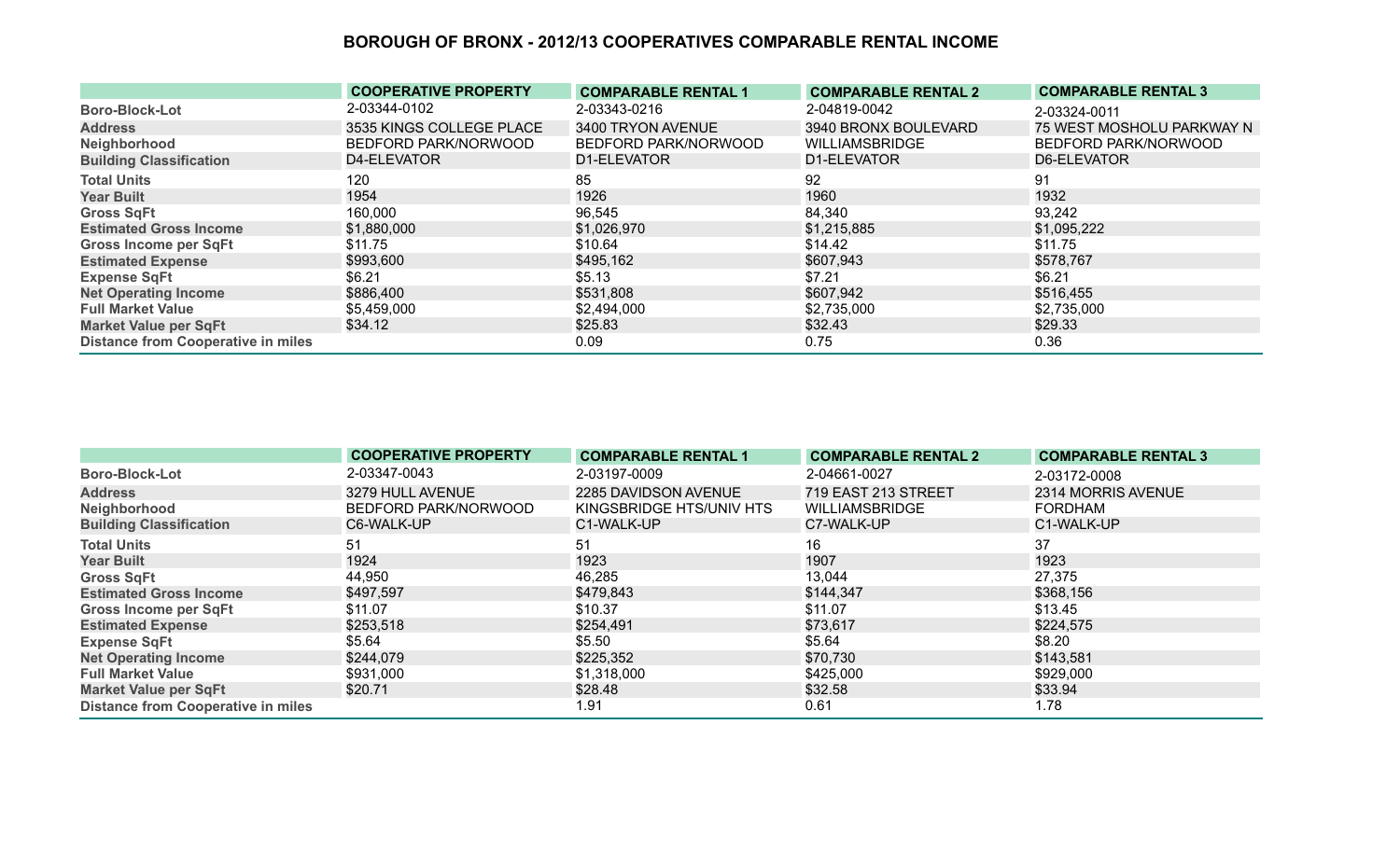# BOROUGH OF BRONX - 2012/13 COOPERATIVES COMPARABLE RENTAL INCOME

| | COOPERATIVE PROPERTY | COMPARABLE RENTAL 1 | COMPARABLE RENTAL 2 | COMPARABLE RENTAL 3 |
|---|---|---|---|---|
| Boro-Block-Lot | 2-03344-0102 | 2-03343-0216 | 2-04819-0042 | 2-03324-0011 |
| Address | 3535 KINGS COLLEGE PLACE | 3400 TRYON AVENUE | 3940 BRONX BOULEVARD | 75 WEST MOSHOLU PARKWAY N |
| Neighborhood | BEDFORD PARK/NORWOOD | BEDFORD PARK/NORWOOD | WILLIAMSBRIDGE | BEDFORD PARK/NORWOOD |
| Building Classification | D4-ELEVATOR | D1-ELEVATOR | D1-ELEVATOR | D6-ELEVATOR |
| Total Units | 120 | 85 | 92 | 91 |
| Year Built | 1954 | 1926 | 1960 | 1932 |
| Gross SqFt | 160,000 | 96,545 | 84,340 | 93,242 |
| Estimated Gross Income | $1,880,000 | $1,026,970 | $1,215,885 | $1,095,222 |
| Gross Income per SqFt | $11.75 | $10.64 | $14.42 | $11.75 |
| Estimated Expense | $993,600 | $495,162 | $607,943 | $578,767 |
| Expense SqFt | $6.21 | $5.13 | $7.21 | $6.21 |
| Net Operating Income | $886,400 | $531,808 | $607,942 | $516,455 |
| Full Market Value | $5,459,000 | $2,494,000 | $2,735,000 | $2,735,000 |
| Market Value per SqFt | $34.12 | $25.83 | $32.43 | $29.33 |
| Distance from Cooperative in miles | | 0.09 | 0.75 | 0.36 |

| | COOPERATIVE PROPERTY | COMPARABLE RENTAL 1 | COMPARABLE RENTAL 2 | COMPARABLE RENTAL 3 |
|---|---|---|---|---|
| Boro-Block-Lot | 2-03347-0043 | 2-03197-0009 | 2-04661-0027 | 2-03172-0008 |
| Address | 3279 HULL AVENUE | 2285 DAVIDSON AVENUE | 719 EAST 213 STREET | 2314 MORRIS AVENUE |
| Neighborhood | BEDFORD PARK/NORWOOD | KINGSBRIDGE HTS/UNIV HTS | WILLIAMSBRIDGE | FORDHAM |
| Building Classification | C6-WALK-UP | C1-WALK-UP | C7-WALK-UP | C1-WALK-UP |
| Total Units | 51 | 51 | 16 | 37 |
| Year Built | 1924 | 1923 | 1907 | 1923 |
| Gross SqFt | 44,950 | 46,285 | 13,044 | 27,375 |
| Estimated Gross Income | $497,597 | $479,843 | $144,347 | $368,156 |
| Gross Income per SqFt | $11.07 | $10.37 | $11.07 | $13.45 |
| Estimated Expense | $253,518 | $254,491 | $73,617 | $224,575 |
| Expense SqFt | $5.64 | $5.50 | $5.64 | $8.20 |
| Net Operating Income | $244,079 | $225,352 | $70,730 | $143,581 |
| Full Market Value | $931,000 | $1,318,000 | $425,000 | $929,000 |
| Market Value per SqFt | $20.71 | $28.48 | $32.58 | $33.94 |
| Distance from Cooperative in miles | | 1.91 | 0.61 | 1.78 |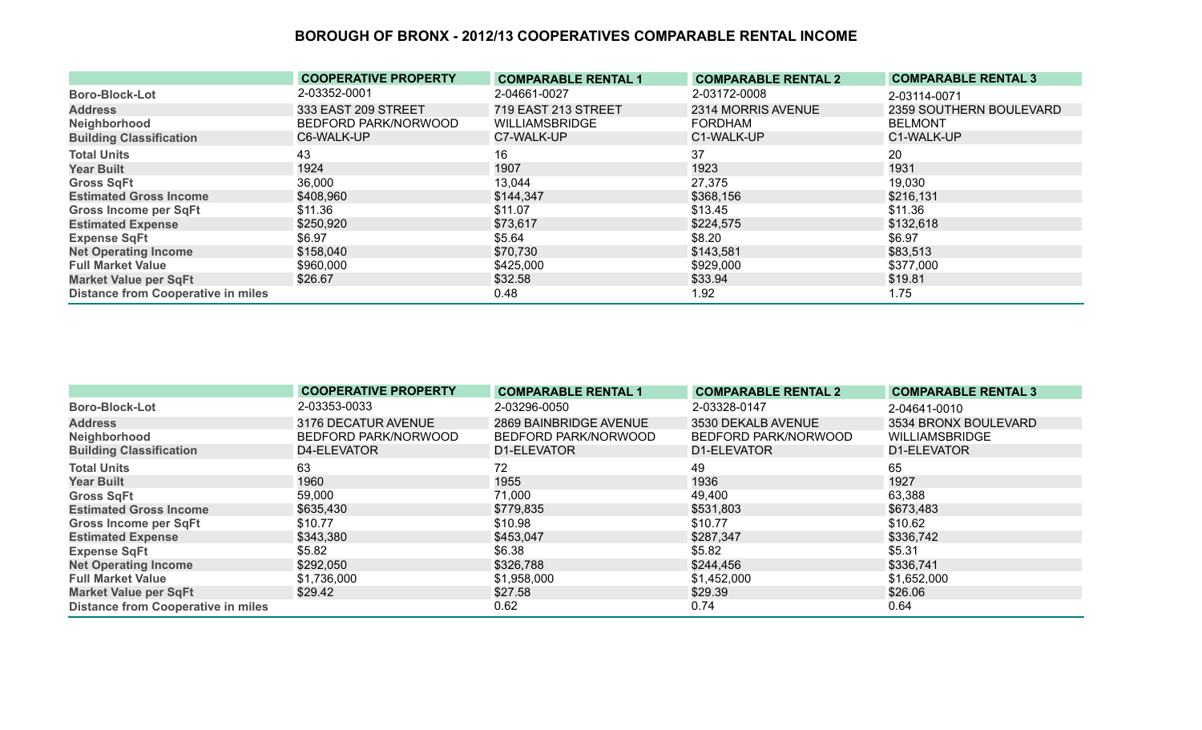# BOROUGH OF BRONX - 2012/13 COOPERATIVES COMPARABLE RENTAL INCOME

| | COOPERATIVE PROPERTY | COMPARABLE RENTAL 1 | COMPARABLE RENTAL 2 | COMPARABLE RENTAL 3 |
|---|---|---|---|---|
| Boro-Block-Lot | 2-03352-0001 | 2-04661-0027 | 2-03172-0008 | 2-03114-0071 |
| Address | 333 EAST 209 STREET | 719 EAST 213 STREET | 2314 MORRIS AVENUE | 2359 SOUTHERN BOULEVARD |
| Neighborhood | BEDFORD PARK/NORWOOD | WILLIAMSBRIDGE | FORDHAM | BELMONT |
| Building Classification | C6-WALK-UP | C7-WALK-UP | C1-WALK-UP | C1-WALK-UP |
| Total Units | 43 | 16 | 37 | 20 |
| Year Built | 1924 | 1907 | 1923 | 1931 |
| Gross SqFt | 36,000 | 13,044 | 27,375 | 19,030 |
| Estimated Gross Income | $408,960 | $144,347 | $368,156 | $216,131 |
| Gross Income per SqFt | $11.36 | $11.07 | $13.45 | $11.36 |
| Estimated Expense | $250,920 | $73,617 | $224,575 | $132,618 |
| Expense SqFt | $6.97 | $5.64 | $8.20 | $6.97 |
| Net Operating Income | $158,040 | $70,730 | $143,581 | $83,513 |
| Full Market Value | $960,000 | $425,000 | $929,000 | $377,000 |
| Market Value per SqFt | $26.67 | $32.58 | $33.94 | $19.81 |
| Distance from Cooperative in miles | | 0.48 | 1.92 | 1.75 |

| | COOPERATIVE PROPERTY | COMPARABLE RENTAL 1 | COMPARABLE RENTAL 2 | COMPARABLE RENTAL 3 |
|---|---|---|---|---|
| Boro-Block-Lot | 2-03353-0033 | 2-03296-0050 | 2-03328-0147 | 2-04641-0010 |
| Address | 3176 DECATUR AVENUE | 2869 BAINBRIDGE AVENUE | 3530 DEKALB AVENUE | 3534 BRONX BOULEVARD |
| Neighborhood | BEDFORD PARK/NORWOOD | BEDFORD PARK/NORWOOD | BEDFORD PARK/NORWOOD | WILLIAMSBRIDGE |
| Building Classification | D4-ELEVATOR | D1-ELEVATOR | D1-ELEVATOR | D1-ELEVATOR |
| Total Units | 63 | 72 | 49 | 65 |
| Year Built | 1960 | 1955 | 1936 | 1927 |
| Gross SqFt | 59,000 | 71,000 | 49,400 | 63,388 |
| Estimated Gross Income | $635,430 | $779,835 | $531,803 | $673,483 |
| Gross Income per SqFt | $10.77 | $10.98 | $10.77 | $10.62 |
| Estimated Expense | $343,380 | $453,047 | $287,347 | $336,742 |
| Expense SqFt | $5.82 | $6.38 | $5.82 | $5.31 |
| Net Operating Income | $292,050 | $326,788 | $244,456 | $336,741 |
| Full Market Value | $1,736,000 | $1,958,000 | $1,452,000 | $1,652,000 |
| Market Value per SqFt | $29.42 | $27.58 | $29.39 | $26.06 |
| Distance from Cooperative in miles | | 0.62 | 0.74 | 0.64 |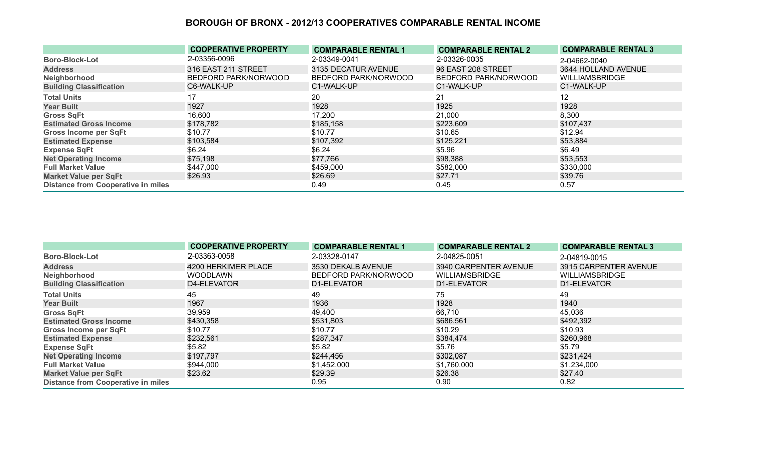# BOROUGH OF BRONX - 2012/13 COOPERATIVES COMPARABLE RENTAL INCOME

| | COOPERATIVE PROPERTY | COMPARABLE RENTAL 1 | COMPARABLE RENTAL 2 | COMPARABLE RENTAL 3 |
|---|---|---|---|---|
| Boro-Block-Lot | 2-03356-0096 | 2-03349-0041 | 2-03326-0035 | 2-04662-0040 |
| Address | 316 EAST 211 STREET | 3135 DECATUR AVENUE | 96 EAST 208 STREET | 3644 HOLLAND AVENUE |
| Neighborhood | BEDFORD PARK/NORWOOD | BEDFORD PARK/NORWOOD | BEDFORD PARK/NORWOOD | WILLIAMSBRIDGE |
| Building Classification | C6-WALK-UP | C1-WALK-UP | C1-WALK-UP | C1-WALK-UP |
| Total Units | 17 | 20 | 21 | 12 |
| Year Built | 1927 | 1928 | 1925 | 1928 |
| Gross SqFt | 16,600 | 17,200 | 21,000 | 8,300 |
| Estimated Gross Income | $178,782 | $185,158 | $223,609 | $107,437 |
| Gross Income per SqFt | $10.77 | $10.77 | $10.65 | $12.94 |
| Estimated Expense | $103,584 | $107,392 | $125,221 | $53,884 |
| Expense SqFt | $6.24 | $6.24 | $5.96 | $6.49 |
| Net Operating Income | $75,198 | $77,766 | $98,388 | $53,553 |
| Full Market Value | $447,000 | $459,000 | $582,000 | $330,000 |
| Market Value per SqFt | $26.93 | $26.69 | $27.71 | $39.76 |
| Distance from Cooperative in miles | | 0.49 | 0.45 | 0.57 |

| | COOPERATIVE PROPERTY | COMPARABLE RENTAL 1 | COMPARABLE RENTAL 2 | COMPARABLE RENTAL 3 |
|---|---|---|---|---|
| Boro-Block-Lot | 2-03363-0058 | 2-03328-0147 | 2-04825-0051 | 2-04819-0015 |
| Address | 4200 HERKIMER PLACE | 3530 DEKALB AVENUE | 3940 CARPENTER AVENUE | 3915 CARPENTER AVENUE |
| Neighborhood | WOODLAWN | BEDFORD PARK/NORWOOD | WILLIAMSBRIDGE | WILLIAMSBRIDGE |
| Building Classification | D4-ELEVATOR | D1-ELEVATOR | D1-ELEVATOR | D1-ELEVATOR |
| Total Units | 45 | 49 | 75 | 49 |
| Year Built | 1967 | 1936 | 1928 | 1940 |
| Gross SqFt | 39,959 | 49,400 | 66,710 | 45,036 |
| Estimated Gross Income | $430,358 | $531,803 | $686,561 | $492,392 |
| Gross Income per SqFt | $10.77 | $10.77 | $10.29 | $10.93 |
| Estimated Expense | $232,561 | $287,347 | $384,474 | $260,968 |
| Expense SqFt | $5.82 | $5.82 | $5.76 | $5.79 |
| Net Operating Income | $197,797 | $244,456 | $302,087 | $231,424 |
| Full Market Value | $944,000 | $1,452,000 | $1,760,000 | $1,234,000 |
| Market Value per SqFt | $23.62 | $29.39 | $26.38 | $27.40 |
| Distance from Cooperative in miles | | 0.95 | 0.90 | 0.82 |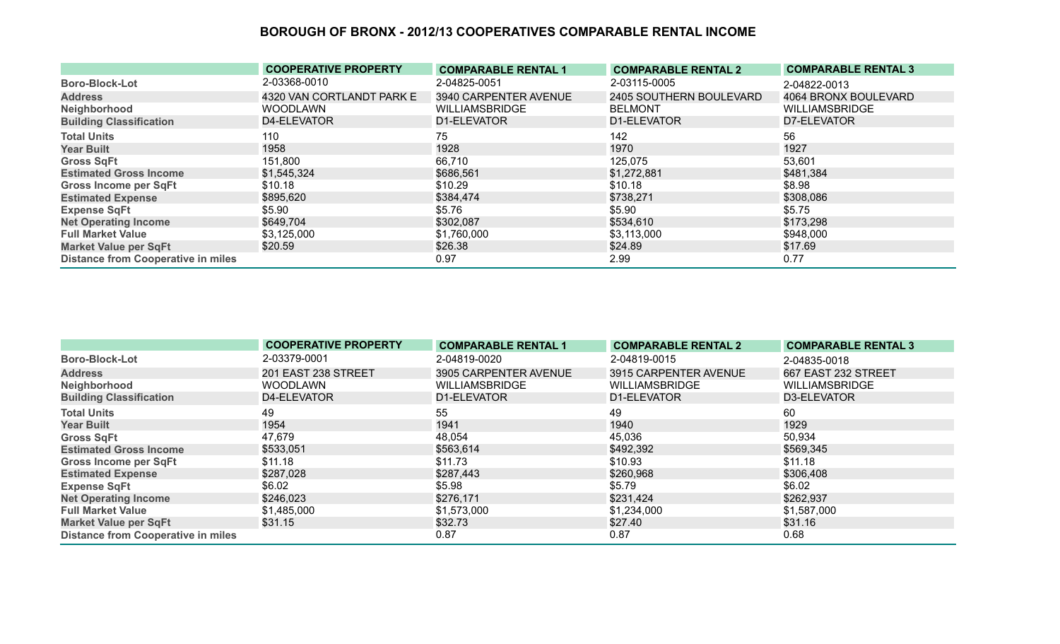## BOROUGH OF BRONX - 2012/13 COOPERATIVES COMPARABLE RENTAL INCOME

| | COOPERATIVE PROPERTY | COMPARABLE RENTAL 1 | COMPARABLE RENTAL 2 | COMPARABLE RENTAL 3 |
|---|---|---|---|---|
| Boro-Block-Lot | 2-03368-0010 | 2-04825-0051 | 2-03115-0005 | 2-04822-0013 |
| Address | 4320 VAN CORTLANDT PARK E | 3940 CARPENTER AVENUE | 2405 SOUTHERN BOULEVARD | 4064 BRONX BOULEVARD |
| Neighborhood | WOODLAWN | WILLIAMSBRIDGE | BELMONT | WILLIAMSBRIDGE |
| Building Classification | D4-ELEVATOR | D1-ELEVATOR | D1-ELEVATOR | D7-ELEVATOR |
| Total Units | 110 | 75 | 142 | 56 |
| Year Built | 1958 | 1928 | 1970 | 1927 |
| Gross SqFt | 151,800 | 66,710 | 125,075 | 53,601 |
| Estimated Gross Income | $1,545,324 | $686,561 | $1,272,881 | $481,384 |
| Gross Income per SqFt | $10.18 | $10.29 | $10.18 | $8.98 |
| Estimated Expense | $895,620 | $384,474 | $738,271 | $308,086 |
| Expense SqFt | $5.90 | $5.76 | $5.90 | $5.75 |
| Net Operating Income | $649,704 | $302,087 | $534,610 | $173,298 |
| Full Market Value | $3,125,000 | $1,760,000 | $3,113,000 | $948,000 |
| Market Value per SqFt | $20.59 | $26.38 | $24.89 | $17.69 |
| Distance from Cooperative in miles | | 0.97 | 2.99 | 0.77 |

| | COOPERATIVE PROPERTY | COMPARABLE RENTAL 1 | COMPARABLE RENTAL 2 | COMPARABLE RENTAL 3 |
|---|---|---|---|---|
| Boro-Block-Lot | 2-03379-0001 | 2-04819-0020 | 2-04819-0015 | 2-04835-0018 |
| Address | 201 EAST 238 STREET | 3905 CARPENTER AVENUE | 3915 CARPENTER AVENUE | 667 EAST 232 STREET |
| Neighborhood | WOODLAWN | WILLIAMSBRIDGE | WILLIAMSBRIDGE | WILLIAMSBRIDGE |
| Building Classification | D4-ELEVATOR | D1-ELEVATOR | D1-ELEVATOR | D3-ELEVATOR |
| Total Units | 49 | 55 | 49 | 60 |
| Year Built | 1954 | 1941 | 1940 | 1929 |
| Gross SqFt | 47,679 | 48,054 | 45,036 | 50,934 |
| Estimated Gross Income | $533,051 | $563,614 | $492,392 | $569,345 |
| Gross Income per SqFt | $11.18 | $11.73 | $10.93 | $11.18 |
| Estimated Expense | $287,028 | $287,443 | $260,968 | $306,408 |
| Expense SqFt | $6.02 | $5.98 | $5.79 | $6.02 |
| Net Operating Income | $246,023 | $276,171 | $231,424 | $262,937 |
| Full Market Value | $1,485,000 | $1,573,000 | $1,234,000 | $1,587,000 |
| Market Value per SqFt | $31.15 | $32.73 | $27.40 | $31.16 |
| Distance from Cooperative in miles | | 0.87 | 0.87 | 0.68 |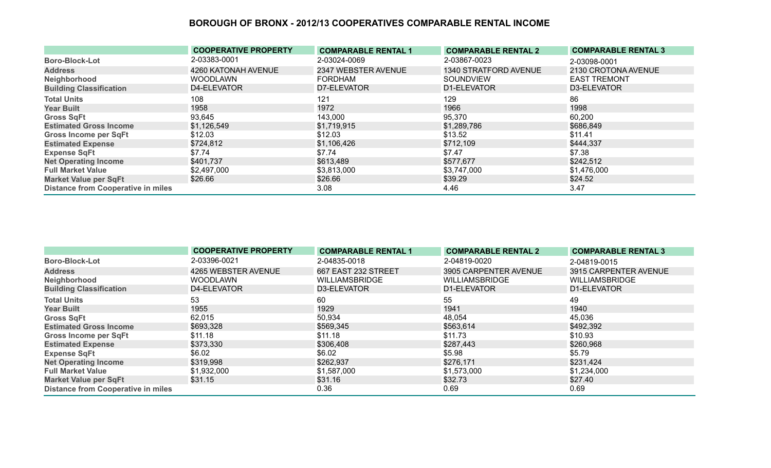# BOROUGH OF BRONX - 2012/13 COOPERATIVES COMPARABLE RENTAL INCOME

| | COOPERATIVE PROPERTY | COMPARABLE RENTAL 1 | COMPARABLE RENTAL 2 | COMPARABLE RENTAL 3 |
|---|---|---|---|---|
| Boro-Block-Lot | 2-03383-0001 | 2-03024-0069 | 2-03867-0023 | 2-03098-0001 |
| Address | 4260 KATONAH AVENUE | 2347 WEBSTER AVENUE | 1340 STRATFORD AVENUE | 2130 CROTONA AVENUE |
| Neighborhood | WOODLAWN | FORDHAM | SOUNDVIEW | EAST TREMONT |
| Building Classification | D4-ELEVATOR | D7-ELEVATOR | D1-ELEVATOR | D3-ELEVATOR |
| Total Units | 108 | 121 | 129 | 86 |
| Year Built | 1958 | 1972 | 1966 | 1998 |
| Gross SqFt | 93,645 | 143,000 | 95,370 | 60,200 |
| Estimated Gross Income | $1,126,549 | $1,719,915 | $1,289,786 | $686,849 |
| Gross Income per SqFt | $12.03 | $12.03 | $13.52 | $11.41 |
| Estimated Expense | $724,812 | $1,106,426 | $712,109 | $444,337 |
| Expense SqFt | $7.74 | $7.74 | $7.47 | $7.38 |
| Net Operating Income | $401,737 | $613,489 | $577,677 | $242,512 |
| Full Market Value | $2,497,000 | $3,813,000 | $3,747,000 | $1,476,000 |
| Market Value per SqFt | $26.66 | $26.66 | $39.29 | $24.52 |
| Distance from Cooperative in miles | | 3.08 | 4.46 | 3.47 |

| | COOPERATIVE PROPERTY | COMPARABLE RENTAL 1 | COMPARABLE RENTAL 2 | COMPARABLE RENTAL 3 |
|---|---|---|---|---|
| Boro-Block-Lot | 2-03396-0021 | 2-04835-0018 | 2-04819-0020 | 2-04819-0015 |
| Address | 4265 WEBSTER AVENUE | 667 EAST 232 STREET | 3905 CARPENTER AVENUE | 3915 CARPENTER AVENUE |
| Neighborhood | WOODLAWN | WILLIAMSBRIDGE | WILLIAMSBRIDGE | WILLIAMSBRIDGE |
| Building Classification | D4-ELEVATOR | D3-ELEVATOR | D1-ELEVATOR | D1-ELEVATOR |
| Total Units | 53 | 60 | 55 | 49 |
| Year Built | 1955 | 1929 | 1941 | 1940 |
| Gross SqFt | 62,015 | 50,934 | 48,054 | 45,036 |
| Estimated Gross Income | $693,328 | $569,345 | $563,614 | $492,392 |
| Gross Income per SqFt | $11.18 | $11.18 | $11.73 | $10.93 |
| Estimated Expense | $373,330 | $306,408 | $287,443 | $260,968 |
| Expense SqFt | $6.02 | $6.02 | $5.98 | $5.79 |
| Net Operating Income | $319,998 | $262,937 | $276,171 | $231,424 |
| Full Market Value | $1,932,000 | $1,587,000 | $1,573,000 | $1,234,000 |
| Market Value per SqFt | $31.15 | $31.16 | $32.73 | $27.40 |
| Distance from Cooperative in miles | | 0.36 | 0.69 | 0.69 |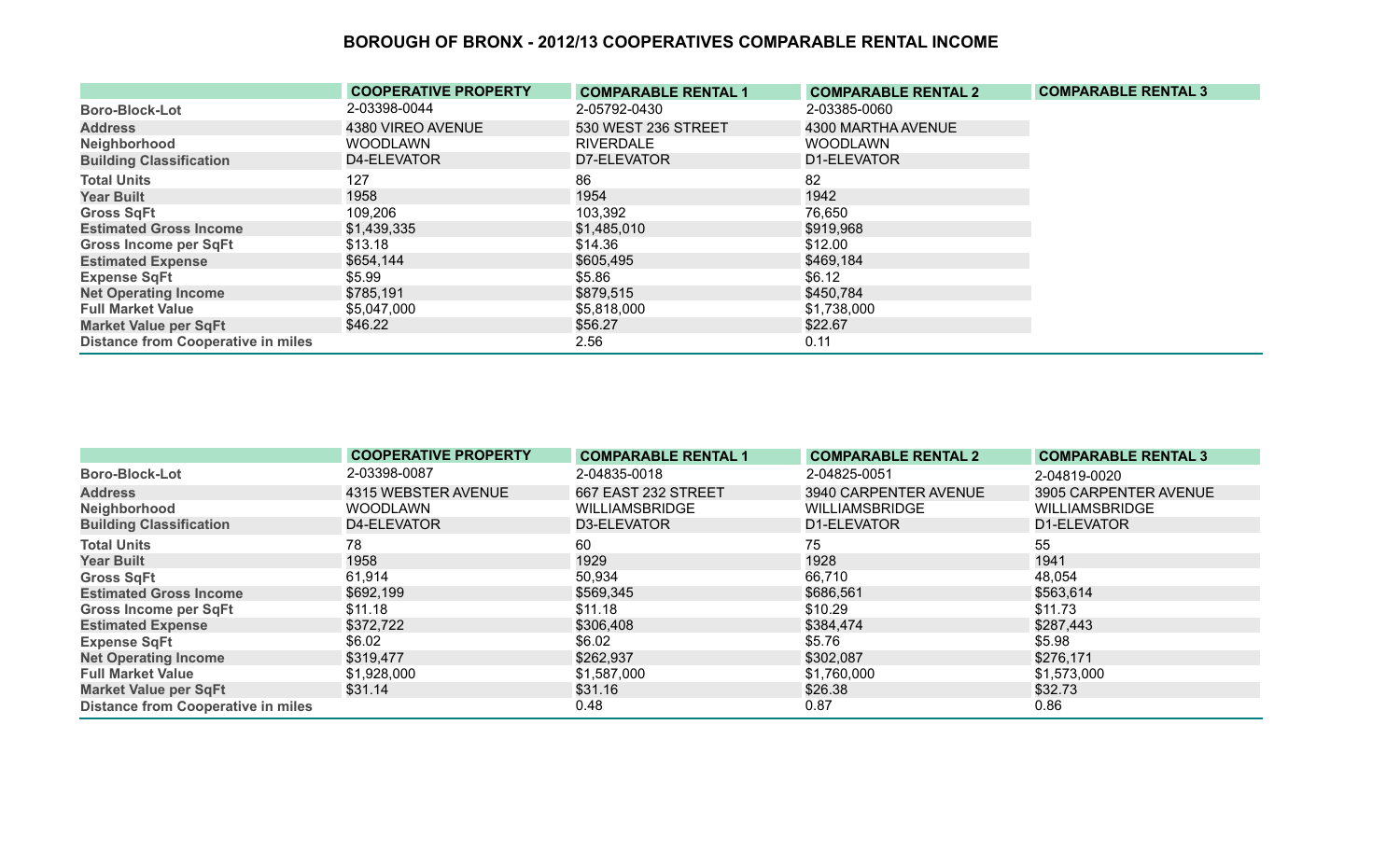## BOROUGH OF BRONX - 2012/13 COOPERATIVES COMPARABLE RENTAL INCOME

| | COOPERATIVE PROPERTY | COMPARABLE RENTAL 1 | COMPARABLE RENTAL 2 | COMPARABLE RENTAL 3 |
|---|---|---|---|---|
| Boro-Block-Lot | 2-03398-0044 | 2-05792-0430 | 2-03385-0060 | |
| Address | 4380 VIREO AVENUE | 530 WEST 236 STREET | 4300 MARTHA AVENUE | |
| Neighborhood | WOODLAWN | RIVERDALE | WOODLAWN | |
| Building Classification | D4-ELEVATOR | D7-ELEVATOR | D1-ELEVATOR | |
| Total Units | 127 | 86 | 82 | |
| Year Built | 1958 | 1954 | 1942 | |
| Gross SqFt | 109,206 | 103,392 | 76,650 | |
| Estimated Gross Income | $1,439,335 | $1,485,010 | $919,968 | |
| Gross Income per SqFt | $13.18 | $14.36 | $12.00 | |
| Estimated Expense | $654,144 | $605,495 | $469,184 | |
| Expense SqFt | $5.99 | $5.86 | $6.12 | |
| Net Operating Income | $785,191 | $879,515 | $450,784 | |
| Full Market Value | $5,047,000 | $5,818,000 | $1,738,000 | |
| Market Value per SqFt | $46.22 | $56.27 | $22.67 | |
| Distance from Cooperative in miles | | 2.56 | 0.11 | |

| | COOPERATIVE PROPERTY | COMPARABLE RENTAL 1 | COMPARABLE RENTAL 2 | COMPARABLE RENTAL 3 |
|---|---|---|---|---|
| Boro-Block-Lot | 2-03398-0087 | 2-04835-0018 | 2-04825-0051 | 2-04819-0020 |
| Address | 4315 WEBSTER AVENUE | 667 EAST 232 STREET | 3940 CARPENTER AVENUE | 3905 CARPENTER AVENUE |
| Neighborhood | WOODLAWN | WILLIAMSBRIDGE | WILLIAMSBRIDGE | WILLIAMSBRIDGE |
| Building Classification | D4-ELEVATOR | D3-ELEVATOR | D1-ELEVATOR | D1-ELEVATOR |
| Total Units | 78 | 60 | 75 | 55 |
| Year Built | 1958 | 1929 | 1928 | 1941 |
| Gross SqFt | 61,914 | 50,934 | 66,710 | 48,054 |
| Estimated Gross Income | $692,199 | $569,345 | $686,561 | $563,614 |
| Gross Income per SqFt | $11.18 | $11.18 | $10.29 | $11.73 |
| Estimated Expense | $372,722 | $306,408 | $384,474 | $287,443 |
| Expense SqFt | $6.02 | $6.02 | $5.76 | $5.98 |
| Net Operating Income | $319,477 | $262,937 | $302,087 | $276,171 |
| Full Market Value | $1,928,000 | $1,587,000 | $1,760,000 | $1,573,000 |
| Market Value per SqFt | $31.14 | $31.16 | $26.38 | $32.73 |
| Distance from Cooperative in miles | | 0.48 | 0.87 | 0.86 |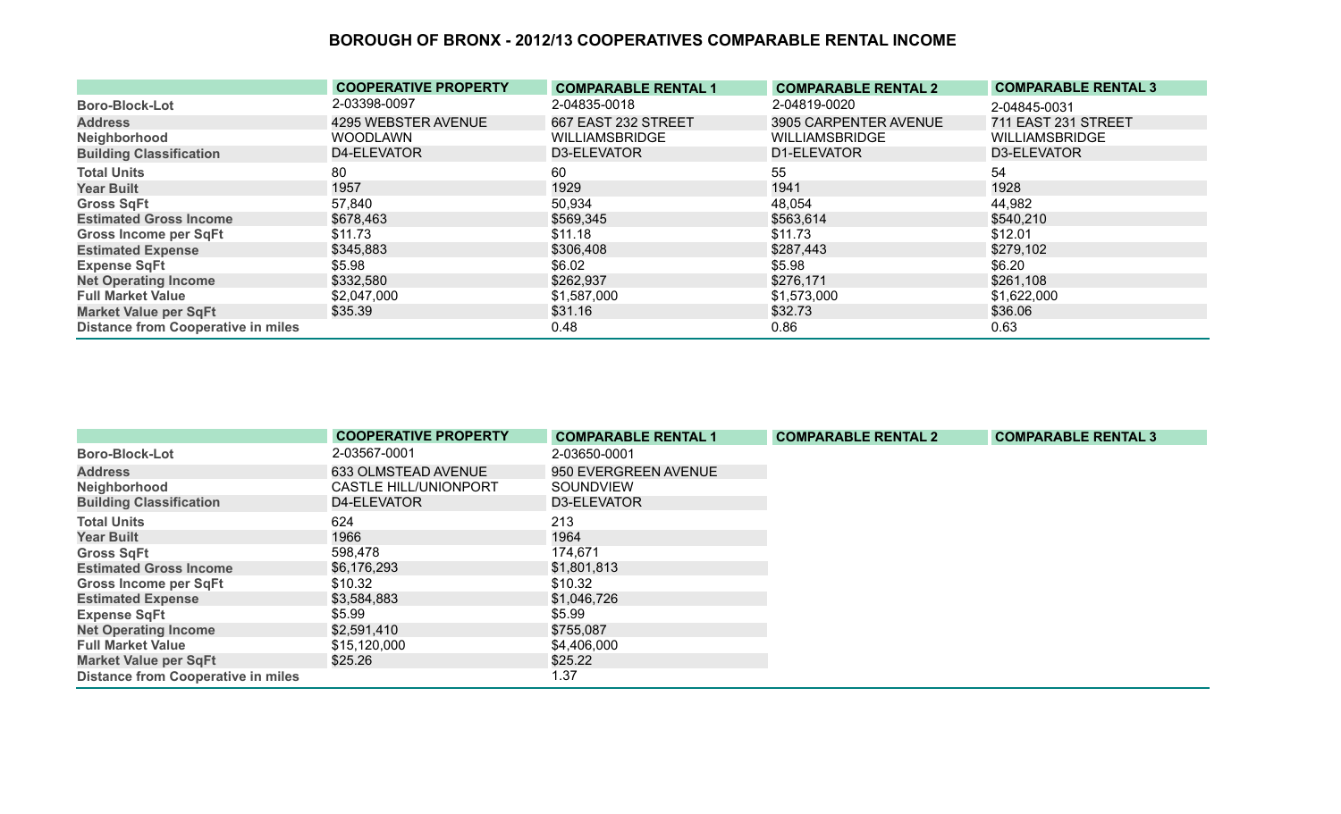## BOROUGH OF BRONX - 2012/13 COOPERATIVES COMPARABLE RENTAL INCOME

| | COOPERATIVE PROPERTY | COMPARABLE RENTAL 1 | COMPARABLE RENTAL 2 | COMPARABLE RENTAL 3 |
|---|---|---|---|---|
| Boro-Block-Lot | 2-03398-0097 | 2-04835-0018 | 2-04819-0020 | 2-04845-0031 |
| Address | 4295 WEBSTER AVENUE | 667 EAST 232 STREET | 3905 CARPENTER AVENUE | 711 EAST 231 STREET |
| Neighborhood | WOODLAWN | WILLIAMSBRIDGE | WILLIAMSBRIDGE | WILLIAMSBRIDGE |
| Building Classification | D4-ELEVATOR | D3-ELEVATOR | D1-ELEVATOR | D3-ELEVATOR |
| Total Units | 80 | 60 | 55 | 54 |
| Year Built | 1957 | 1929 | 1941 | 1928 |
| Gross SqFt | 57,840 | 50,934 | 48,054 | 44,982 |
| Estimated Gross Income | $678,463 | $569,345 | $563,614 | $540,210 |
| Gross Income per SqFt | $11.73 | $11.18 | $11.73 | $12.01 |
| Estimated Expense | $345,883 | $306,408 | $287,443 | $279,102 |
| Expense SqFt | $5.98 | $6.02 | $5.98 | $6.20 |
| Net Operating Income | $332,580 | $262,937 | $276,171 | $261,108 |
| Full Market Value | $2,047,000 | $1,587,000 | $1,573,000 | $1,622,000 |
| Market Value per SqFt | $35.39 | $31.16 | $32.73 | $36.06 |
| Distance from Cooperative in miles | | 0.48 | 0.86 | 0.63 |

| | COOPERATIVE PROPERTY | COMPARABLE RENTAL 1 | COMPARABLE RENTAL 2 | COMPARABLE RENTAL 3 |
|---|---|---|---|---|
| Boro-Block-Lot | 2-03567-0001 | 2-03650-0001 | | |
| Address | 633 OLMSTEAD AVENUE | 950 EVERGREEN AVENUE | | |
| Neighborhood | CASTLE HILL/UNIONPORT | SOUNDVIEW | | |
| Building Classification | D4-ELEVATOR | D3-ELEVATOR | | |
| Total Units | 624 | 213 | | |
| Year Built | 1966 | 1964 | | |
| Gross SqFt | 598,478 | 174,671 | | |
| Estimated Gross Income | $6,176,293 | $1,801,813 | | |
| Gross Income per SqFt | $10.32 | $10.32 | | |
| Estimated Expense | $3,584,883 | $1,046,726 | | |
| Expense SqFt | $5.99 | $5.99 | | |
| Net Operating Income | $2,591,410 | $755,087 | | |
| Full Market Value | $15,120,000 | $4,406,000 | | |
| Market Value per SqFt | $25.26 | $25.22 | | |
| Distance from Cooperative in miles | | 1.37 | | |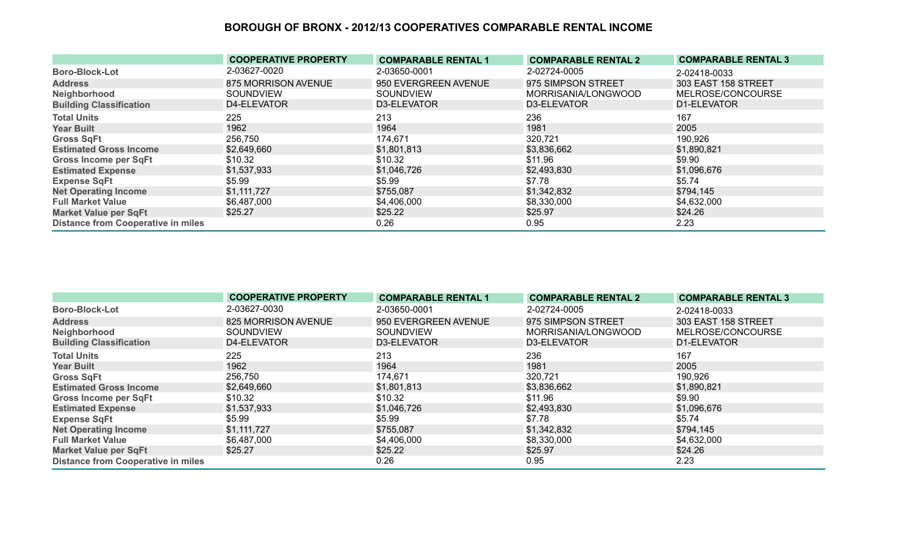# BOROUGH OF BRONX - 2012/13 COOPERATIVES COMPARABLE RENTAL INCOME

| | COOPERATIVE PROPERTY | COMPARABLE RENTAL 1 | COMPARABLE RENTAL 2 | COMPARABLE RENTAL 3 |
|---|---|---|---|---|
| **Boro-Block-Lot** | 2-03627-0020 | 2-03650-0001 | 2-02724-0005 | 2-02418-0033 |
| **Address** | 875 MORRISON AVENUE | 950 EVERGREEN AVENUE | 975 SIMPSON STREET | 303 EAST 158 STREET |
| **Neighborhood** | SOUNDVIEW | SOUNDVIEW | MORRISANIA/LONGWOOD | MELROSE/CONCOURSE |
| **Building Classification** | D4-ELEVATOR | D3-ELEVATOR | D3-ELEVATOR | D1-ELEVATOR |
| **Total Units** | 225 | 213 | 236 | 167 |
| **Year Built** | 1962 | 1964 | 1981 | 2005 |
| **Gross SqFt** | 256,750 | 174,671 | 320,721 | 190,926 |
| **Estimated Gross Income** | $2,649,660 | $1,801,813 | $3,836,662 | $1,890,821 |
| **Gross Income per SqFt** | $10.32 | $10.32 | $11.96 | $9.90 |
| **Estimated Expense** | $1,537,933 | $1,046,726 | $2,493,830 | $1,096,676 |
| **Expense SqFt** | $5.99 | $5.99 | $7.78 | $5.74 |
| **Net Operating Income** | $1,111,727 | $755,087 | $1,342,832 | $794,145 |
| **Full Market Value** | $6,487,000 | $4,406,000 | $8,330,000 | $4,632,000 |
| **Market Value per SqFt** | $25.27 | $25.22 | $25.97 | $24.26 |
| **Distance from Cooperative in miles** | | 0.26 | 0.95 | 2.23 |

| | COOPERATIVE PROPERTY | COMPARABLE RENTAL 1 | COMPARABLE RENTAL 2 | COMPARABLE RENTAL 3 |
|---|---|---|---|---|
| **Boro-Block-Lot** | 2-03627-0030 | 2-03650-0001 | 2-02724-0005 | 2-02418-0033 |
| **Address** | 825 MORRISON AVENUE | 950 EVERGREEN AVENUE | 975 SIMPSON STREET | 303 EAST 158 STREET |
| **Neighborhood** | SOUNDVIEW | SOUNDVIEW | MORRISANIA/LONGWOOD | MELROSE/CONCOURSE |
| **Building Classification** | D4-ELEVATOR | D3-ELEVATOR | D3-ELEVATOR | D1-ELEVATOR |
| **Total Units** | 225 | 213 | 236 | 167 |
| **Year Built** | 1962 | 1964 | 1981 | 2005 |
| **Gross SqFt** | 256,750 | 174,671 | 320,721 | 190,926 |
| **Estimated Gross Income** | $2,649,660 | $1,801,813 | $3,836,662 | $1,890,821 |
| **Gross Income per SqFt** | $10.32 | $10.32 | $11.96 | $9.90 |
| **Estimated Expense** | $1,537,933 | $1,046,726 | $2,493,830 | $1,096,676 |
| **Expense SqFt** | $5.99 | $5.99 | $7.78 | $5.74 |
| **Net Operating Income** | $1,111,727 | $755,087 | $1,342,832 | $794,145 |
| **Full Market Value** | $6,487,000 | $4,406,000 | $8,330,000 | $4,632,000 |
| **Market Value per SqFt** | $25.27 | $25.22 | $25.97 | $24.26 |
| **Distance from Cooperative in miles** | | 0.26 | 0.95 | 2.23 |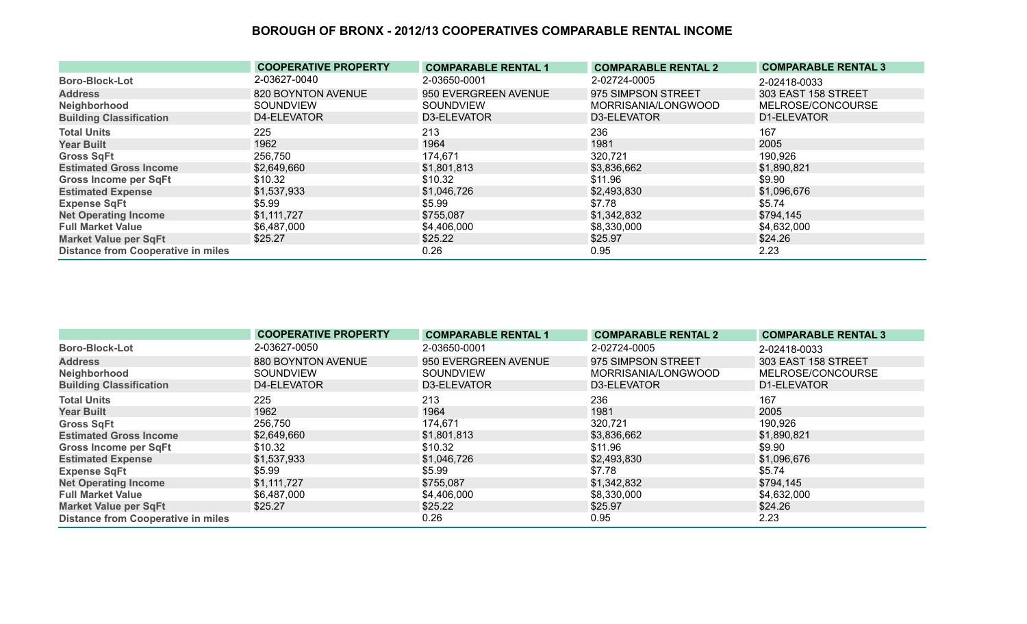# BOROUGH OF BRONX - 2012/13 COOPERATIVES COMPARABLE RENTAL INCOME

| | COOPERATIVE PROPERTY | COMPARABLE RENTAL 1 | COMPARABLE RENTAL 2 | COMPARABLE RENTAL 3 |
|---|---|---|---|---|
| **Boro-Block-Lot** | 2-03627-0040 | 2-03650-0001 | 2-02724-0005 | 2-02418-0033 |
| **Address** | 820 BOYNTON AVENUE | 950 EVERGREEN AVENUE | 975 SIMPSON STREET | 303 EAST 158 STREET |
| **Neighborhood** | SOUNDVIEW | SOUNDVIEW | MORRISANIA/LONGWOOD | MELROSE/CONCOURSE |
| **Building Classification** | D4-ELEVATOR | D3-ELEVATOR | D3-ELEVATOR | D1-ELEVATOR |
| **Total Units** | 225 | 213 | 236 | 167 |
| **Year Built** | 1962 | 1964 | 1981 | 2005 |
| **Gross SqFt** | 256,750 | 174,671 | 320,721 | 190,926 |
| **Estimated Gross Income** | $2,649,660 | $1,801,813 | $3,836,662 | $1,890,821 |
| **Gross Income per SqFt** | $10.32 | $10.32 | $11.96 | $9.90 |
| **Estimated Expense** | $1,537,933 | $1,046,726 | $2,493,830 | $1,096,676 |
| **Expense SqFt** | $5.99 | $5.99 | $7.78 | $5.74 |
| **Net Operating Income** | $1,111,727 | $755,087 | $1,342,832 | $794,145 |
| **Full Market Value** | $6,487,000 | $4,406,000 | $8,330,000 | $4,632,000 |
| **Market Value per SqFt** | $25.27 | $25.22 | $25.97 | $24.26 |
| **Distance from Cooperative in miles** | | 0.26 | 0.95 | 2.23 |

| | COOPERATIVE PROPERTY | COMPARABLE RENTAL 1 | COMPARABLE RENTAL 2 | COMPARABLE RENTAL 3 |
|---|---|---|---|---|
| **Boro-Block-Lot** | 2-03627-0050 | 2-03650-0001 | 2-02724-0005 | 2-02418-0033 |
| **Address** | 880 BOYNTON AVENUE | 950 EVERGREEN AVENUE | 975 SIMPSON STREET | 303 EAST 158 STREET |
| **Neighborhood** | SOUNDVIEW | SOUNDVIEW | MORRISANIA/LONGWOOD | MELROSE/CONCOURSE |
| **Building Classification** | D4-ELEVATOR | D3-ELEVATOR | D3-ELEVATOR | D1-ELEVATOR |
| **Total Units** | 225 | 213 | 236 | 167 |
| **Year Built** | 1962 | 1964 | 1981 | 2005 |
| **Gross SqFt** | 256,750 | 174,671 | 320,721 | 190,926 |
| **Estimated Gross Income** | $2,649,660 | $1,801,813 | $3,836,662 | $1,890,821 |
| **Gross Income per SqFt** | $10.32 | $10.32 | $11.96 | $9.90 |
| **Estimated Expense** | $1,537,933 | $1,046,726 | $2,493,830 | $1,096,676 |
| **Expense SqFt** | $5.99 | $5.99 | $7.78 | $5.74 |
| **Net Operating Income** | $1,111,727 | $755,087 | $1,342,832 | $794,145 |
| **Full Market Value** | $6,487,000 | $4,406,000 | $8,330,000 | $4,632,000 |
| **Market Value per SqFt** | $25.27 | $25.22 | $25.97 | $24.26 |
| **Distance from Cooperative in miles** | | 0.26 | 0.95 | 2.23 |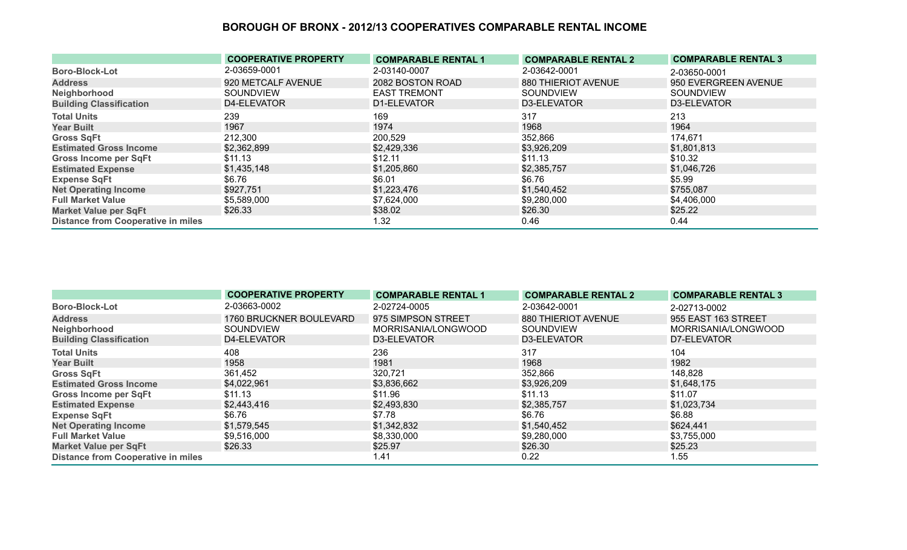## BOROUGH OF BRONX - 2012/13 COOPERATIVES COMPARABLE RENTAL INCOME

| | COOPERATIVE PROPERTY | COMPARABLE RENTAL 1 | COMPARABLE RENTAL 2 | COMPARABLE RENTAL 3 |
|---|---|---|---|---|
| Boro-Block-Lot | 2-03659-0001 | 2-03140-0007 | 2-03642-0001 | 2-03650-0001 |
| Address | 920 METCALF AVENUE | 2082 BOSTON ROAD | 880 THIERIOT AVENUE | 950 EVERGREEN AVENUE |
| Neighborhood | SOUNDVIEW | EAST TREMONT | SOUNDVIEW | SOUNDVIEW |
| Building Classification | D4-ELEVATOR | D1-ELEVATOR | D3-ELEVATOR | D3-ELEVATOR |
| Total Units | 239 | 169 | 317 | 213 |
| Year Built | 1967 | 1974 | 1968 | 1964 |
| Gross SqFt | 212,300 | 200,529 | 352,866 | 174,671 |
| Estimated Gross Income | $2,362,899 | $2,429,336 | $3,926,209 | $1,801,813 |
| Gross Income per SqFt | $11.13 | $12.11 | $11.13 | $10.32 |
| Estimated Expense | $1,435,148 | $1,205,860 | $2,385,757 | $1,046,726 |
| Expense SqFt | $6.76 | $6.01 | $6.76 | $5.99 |
| Net Operating Income | $927,751 | $1,223,476 | $1,540,452 | $755,087 |
| Full Market Value | $5,589,000 | $7,624,000 | $9,280,000 | $4,406,000 |
| Market Value per SqFt | $26.33 | $38.02 | $26.30 | $25.22 |
| Distance from Cooperative in miles | | 1.32 | 0.46 | 0.44 |

| | COOPERATIVE PROPERTY | COMPARABLE RENTAL 1 | COMPARABLE RENTAL 2 | COMPARABLE RENTAL 3 |
|---|---|---|---|---|
| Boro-Block-Lot | 2-03663-0002 | 2-02724-0005 | 2-03642-0001 | 2-02713-0002 |
| Address | 1760 BRUCKNER BOULEVARD | 975 SIMPSON STREET | 880 THIERIOT AVENUE | 955 EAST 163 STREET |
| Neighborhood | SOUNDVIEW | MORRISANIA/LONGWOOD | SOUNDVIEW | MORRISANIA/LONGWOOD |
| Building Classification | D4-ELEVATOR | D3-ELEVATOR | D3-ELEVATOR | D7-ELEVATOR |
| Total Units | 408 | 236 | 317 | 104 |
| Year Built | 1958 | 1981 | 1968 | 1982 |
| Gross SqFt | 361,452 | 320,721 | 352,866 | 148,828 |
| Estimated Gross Income | $4,022,961 | $3,836,662 | $3,926,209 | $1,648,175 |
| Gross Income per SqFt | $11.13 | $11.96 | $11.13 | $11.07 |
| Estimated Expense | $2,443,416 | $2,493,830 | $2,385,757 | $1,023,734 |
| Expense SqFt | $6.76 | $7.78 | $6.76 | $6.88 |
| Net Operating Income | $1,579,545 | $1,342,832 | $1,540,452 | $624,441 |
| Full Market Value | $9,516,000 | $8,330,000 | $9,280,000 | $3,755,000 |
| Market Value per SqFt | $26.33 | $25.97 | $26.30 | $25.23 |
| Distance from Cooperative in miles | | 1.41 | 0.22 | 1.55 |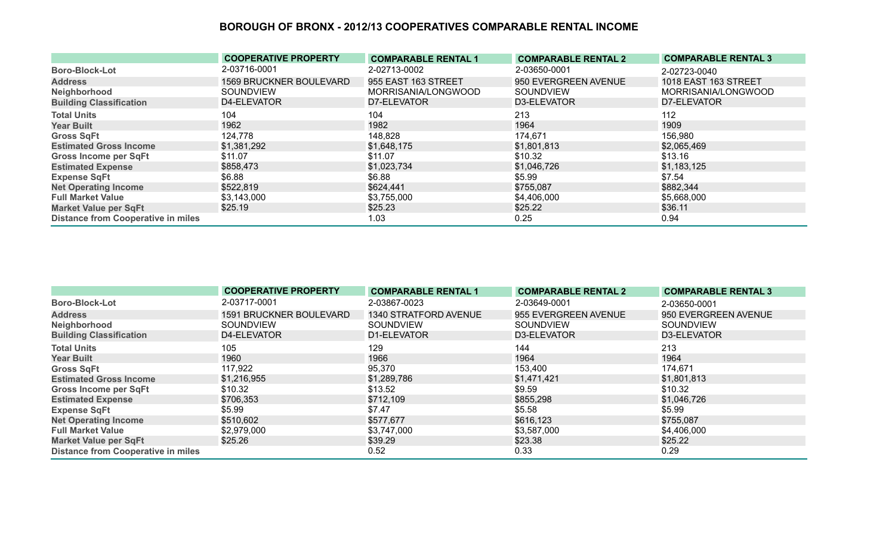# BOROUGH OF BRONX - 2012/13 COOPERATIVES COMPARABLE RENTAL INCOME

| | COOPERATIVE PROPERTY | COMPARABLE RENTAL 1 | COMPARABLE RENTAL 2 | COMPARABLE RENTAL 3 |
|---|---|---|---|---|
| Boro-Block-Lot | 2-03716-0001 | 2-02713-0002 | 2-03650-0001 | 2-02723-0040 |
| Address | 1569 BRUCKNER BOULEVARD | 955 EAST 163 STREET | 950 EVERGREEN AVENUE | 1018 EAST 163 STREET |
| Neighborhood | SOUNDVIEW | MORRISANIA/LONGWOOD | SOUNDVIEW | MORRISANIA/LONGWOOD |
| Building Classification | D4-ELEVATOR | D7-ELEVATOR | D3-ELEVATOR | D7-ELEVATOR |
| Total Units | 104 | 104 | 213 | 112 |
| Year Built | 1962 | 1982 | 1964 | 1909 |
| Gross SqFt | 124,778 | 148,828 | 174,671 | 156,980 |
| Estimated Gross Income | $1,381,292 | $1,648,175 | $1,801,813 | $2,065,469 |
| Gross Income per SqFt | $11.07 | $11.07 | $10.32 | $13.16 |
| Estimated Expense | $858,473 | $1,023,734 | $1,046,726 | $1,183,125 |
| Expense SqFt | $6.88 | $6.88 | $5.99 | $7.54 |
| Net Operating Income | $522,819 | $624,441 | $755,087 | $882,344 |
| Full Market Value | $3,143,000 | $3,755,000 | $4,406,000 | $5,668,000 |
| Market Value per SqFt | $25.19 | $25.23 | $25.22 | $36.11 |
| Distance from Cooperative in miles | | 1.03 | 0.25 | 0.94 |

| | COOPERATIVE PROPERTY | COMPARABLE RENTAL 1 | COMPARABLE RENTAL 2 | COMPARABLE RENTAL 3 |
|---|---|---|---|---|
| Boro-Block-Lot | 2-03717-0001 | 2-03867-0023 | 2-03649-0001 | 2-03650-0001 |
| Address | 1591 BRUCKNER BOULEVARD | 1340 STRATFORD AVENUE | 955 EVERGREEN AVENUE | 950 EVERGREEN AVENUE |
| Neighborhood | SOUNDVIEW | SOUNDVIEW | SOUNDVIEW | SOUNDVIEW |
| Building Classification | D4-ELEVATOR | D1-ELEVATOR | D3-ELEVATOR | D3-ELEVATOR |
| Total Units | 105 | 129 | 144 | 213 |
| Year Built | 1960 | 1966 | 1964 | 1964 |
| Gross SqFt | 117,922 | 95,370 | 153,400 | 174,671 |
| Estimated Gross Income | $1,216,955 | $1,289,786 | $1,471,421 | $1,801,813 |
| Gross Income per SqFt | $10.32 | $13.52 | $9.59 | $10.32 |
| Estimated Expense | $706,353 | $712,109 | $855,298 | $1,046,726 |
| Expense SqFt | $5.99 | $7.47 | $5.58 | $5.99 |
| Net Operating Income | $510,602 | $577,677 | $616,123 | $755,087 |
| Full Market Value | $2,979,000 | $3,747,000 | $3,587,000 | $4,406,000 |
| Market Value per SqFt | $25.26 | $39.29 | $23.38 | $25.22 |
| Distance from Cooperative in miles | | 0.52 | 0.33 | 0.29 |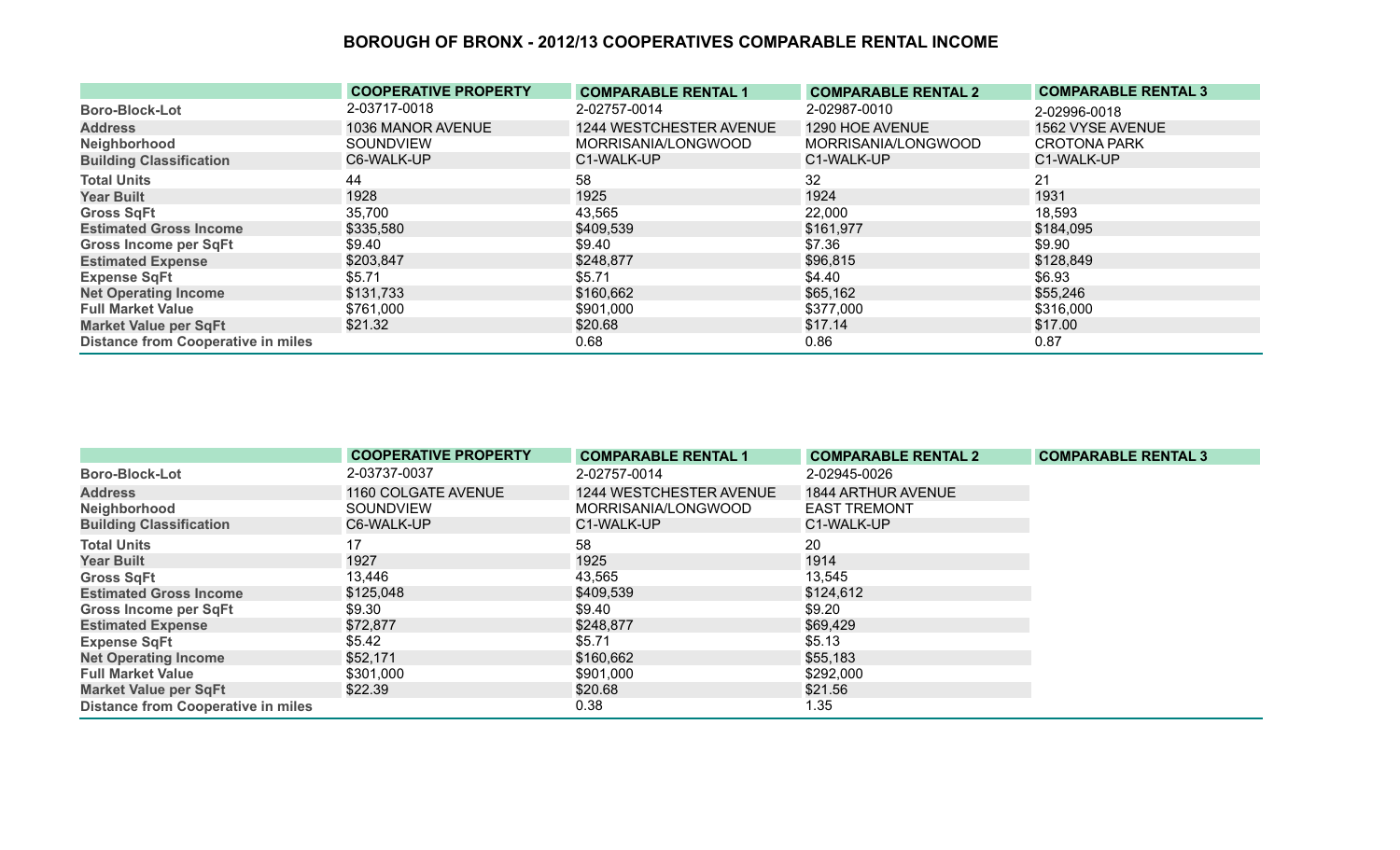# BOROUGH OF BRONX - 2012/13 COOPERATIVES COMPARABLE RENTAL INCOME

| | COOPERATIVE PROPERTY | COMPARABLE RENTAL 1 | COMPARABLE RENTAL 2 | COMPARABLE RENTAL 3 |
|---|---|---|---|---|
| **Boro-Block-Lot** | 2-03717-0018 | 2-02757-0014 | 2-02987-0010 | 2-02996-0018 |
| **Address** | 1036 MANOR AVENUE | 1244 WESTCHESTER AVENUE | 1290 HOE AVENUE | 1562 VYSE AVENUE |
| **Neighborhood** | SOUNDVIEW | MORRISANIA/LONGWOOD | MORRISANIA/LONGWOOD | CROTONA PARK |
| **Building Classification** | C6-WALK-UP | C1-WALK-UP | C1-WALK-UP | C1-WALK-UP |
| **Total Units** | 44 | 58 | 32 | 21 |
| **Year Built** | 1928 | 1925 | 1924 | 1931 |
| **Gross SqFt** | 35,700 | 43,565 | 22,000 | 18,593 |
| **Estimated Gross Income** | $335,580 | $409,539 | $161,977 | $184,095 |
| **Gross Income per SqFt** | $9.40 | $9.40 | $7.36 | $9.90 |
| **Estimated Expense** | $203,847 | $248,877 | $96,815 | $128,849 |
| **Expense SqFt** | $5.71 | $5.71 | $4.40 | $6.93 |
| **Net Operating Income** | $131,733 | $160,662 | $65,162 | $55,246 |
| **Full Market Value** | $761,000 | $901,000 | $377,000 | $316,000 |
| **Market Value per SqFt** | $21.32 | $20.68 | $17.14 | $17.00 |
| **Distance from Cooperative in miles** | | 0.68 | 0.86 | 0.87 |

| | COOPERATIVE PROPERTY | COMPARABLE RENTAL 1 | COMPARABLE RENTAL 2 | COMPARABLE RENTAL 3 |
|---|---|---|---|---|
| **Boro-Block-Lot** | 2-03737-0037 | 2-02757-0014 | 2-02945-0026 | |
| **Address** | 1160 COLGATE AVENUE | 1244 WESTCHESTER AVENUE | 1844 ARTHUR AVENUE | |
| **Neighborhood** | SOUNDVIEW | MORRISANIA/LONGWOOD | EAST TREMONT | |
| **Building Classification** | C6-WALK-UP | C1-WALK-UP | C1-WALK-UP | |
| **Total Units** | 17 | 58 | 20 | |
| **Year Built** | 1927 | 1925 | 1914 | |
| **Gross SqFt** | 13,446 | 43,565 | 13,545 | |
| **Estimated Gross Income** | $125,048 | $409,539 | $124,612 | |
| **Gross Income per SqFt** | $9.30 | $9.40 | $9.20 | |
| **Estimated Expense** | $72,877 | $248,877 | $69,429 | |
| **Expense SqFt** | $5.42 | $5.71 | $5.13 | |
| **Net Operating Income** | $52,171 | $160,662 | $55,183 | |
| **Full Market Value** | $301,000 | $901,000 | $292,000 | |
| **Market Value per SqFt** | $22.39 | $20.68 | $21.56 | |
| **Distance from Cooperative in miles** | | 0.38 | 1.35 | |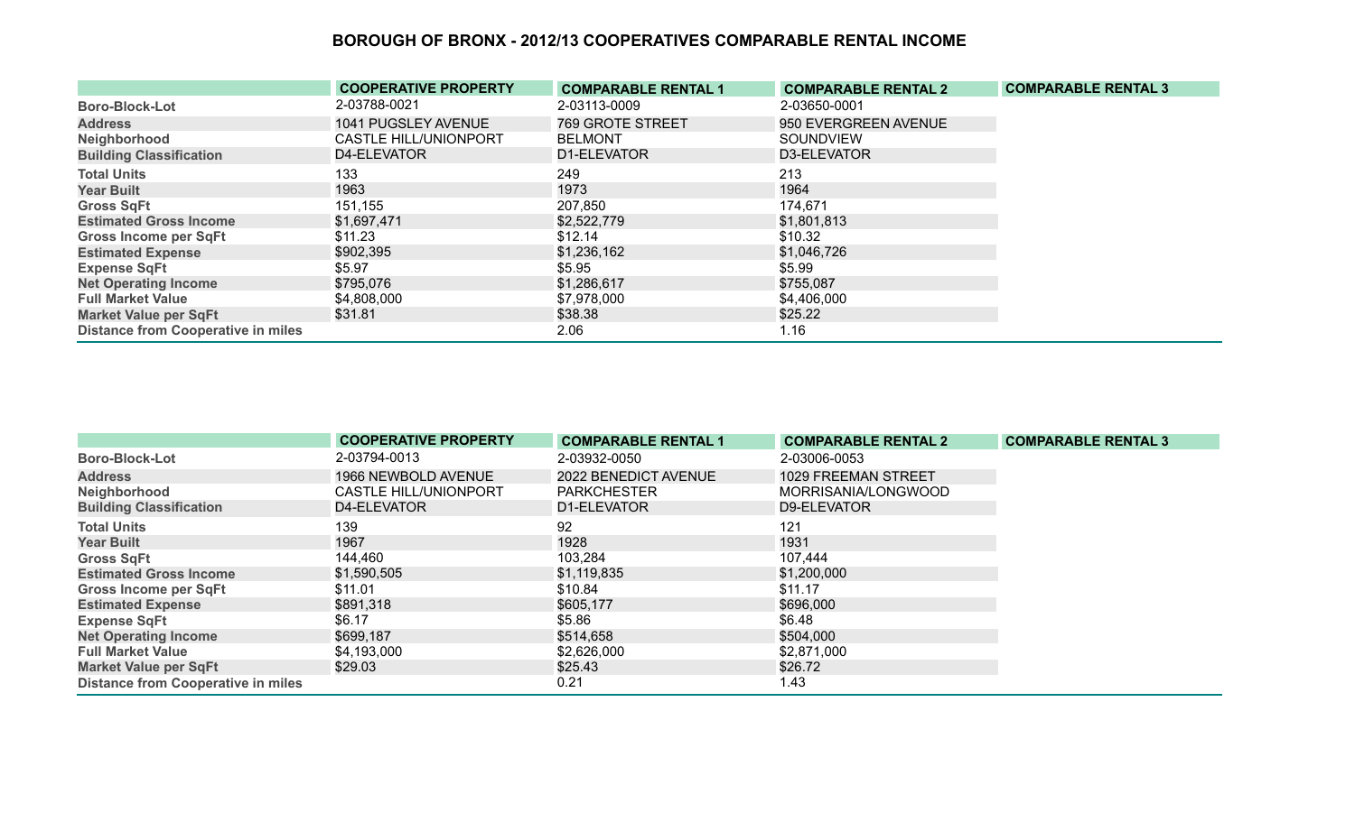## BOROUGH OF BRONX - 2012/13 COOPERATIVES COMPARABLE RENTAL INCOME

| | COOPERATIVE PROPERTY | COMPARABLE RENTAL 1 | COMPARABLE RENTAL 2 | COMPARABLE RENTAL 3 |
|---|---|---|---|---|
| Boro-Block-Lot | 2-03788-0021 | 2-03113-0009 | 2-03650-0001 | |
| Address | 1041 PUGSLEY AVENUE | 769 GROTE STREET | 950 EVERGREEN AVENUE | |
| Neighborhood | CASTLE HILL/UNIONPORT | BELMONT | SOUNDVIEW | |
| Building Classification | D4-ELEVATOR | D1-ELEVATOR | D3-ELEVATOR | |
| Total Units | 133 | 249 | 213 | |
| Year Built | 1963 | 1973 | 1964 | |
| Gross SqFt | 151,155 | 207,850 | 174,671 | |
| Estimated Gross Income | $1,697,471 | $2,522,779 | $1,801,813 | |
| Gross Income per SqFt | $11.23 | $12.14 | $10.32 | |
| Estimated Expense | $902,395 | $1,236,162 | $1,046,726 | |
| Expense SqFt | $5.97 | $5.95 | $5.99 | |
| Net Operating Income | $795,076 | $1,286,617 | $755,087 | |
| Full Market Value | $4,808,000 | $7,978,000 | $4,406,000 | |
| Market Value per SqFt | $31.81 | $38.38 | $25.22 | |
| Distance from Cooperative in miles | | 2.06 | 1.16 | |

| | COOPERATIVE PROPERTY | COMPARABLE RENTAL 1 | COMPARABLE RENTAL 2 | COMPARABLE RENTAL 3 |
|---|---|---|---|---|
| Boro-Block-Lot | 2-03794-0013 | 2-03932-0050 | 2-03006-0053 | |
| Address | 1966 NEWBOLD AVENUE | 2022 BENEDICT AVENUE | 1029 FREEMAN STREET | |
| Neighborhood | CASTLE HILL/UNIONPORT | PARKCHESTER | MORRISANIA/LONGWOOD | |
| Building Classification | D4-ELEVATOR | D1-ELEVATOR | D9-ELEVATOR | |
| Total Units | 139 | 92 | 121 | |
| Year Built | 1967 | 1928 | 1931 | |
| Gross SqFt | 144,460 | 103,284 | 107,444 | |
| Estimated Gross Income | $1,590,505 | $1,119,835 | $1,200,000 | |
| Gross Income per SqFt | $11.01 | $10.84 | $11.17 | |
| Estimated Expense | $891,318 | $605,177 | $696,000 | |
| Expense SqFt | $6.17 | $5.86 | $6.48 | |
| Net Operating Income | $699,187 | $514,658 | $504,000 | |
| Full Market Value | $4,193,000 | $2,626,000 | $2,871,000 | |
| Market Value per SqFt | $29.03 | $25.43 | $26.72 | |
| Distance from Cooperative in miles | | 0.21 | 1.43 | |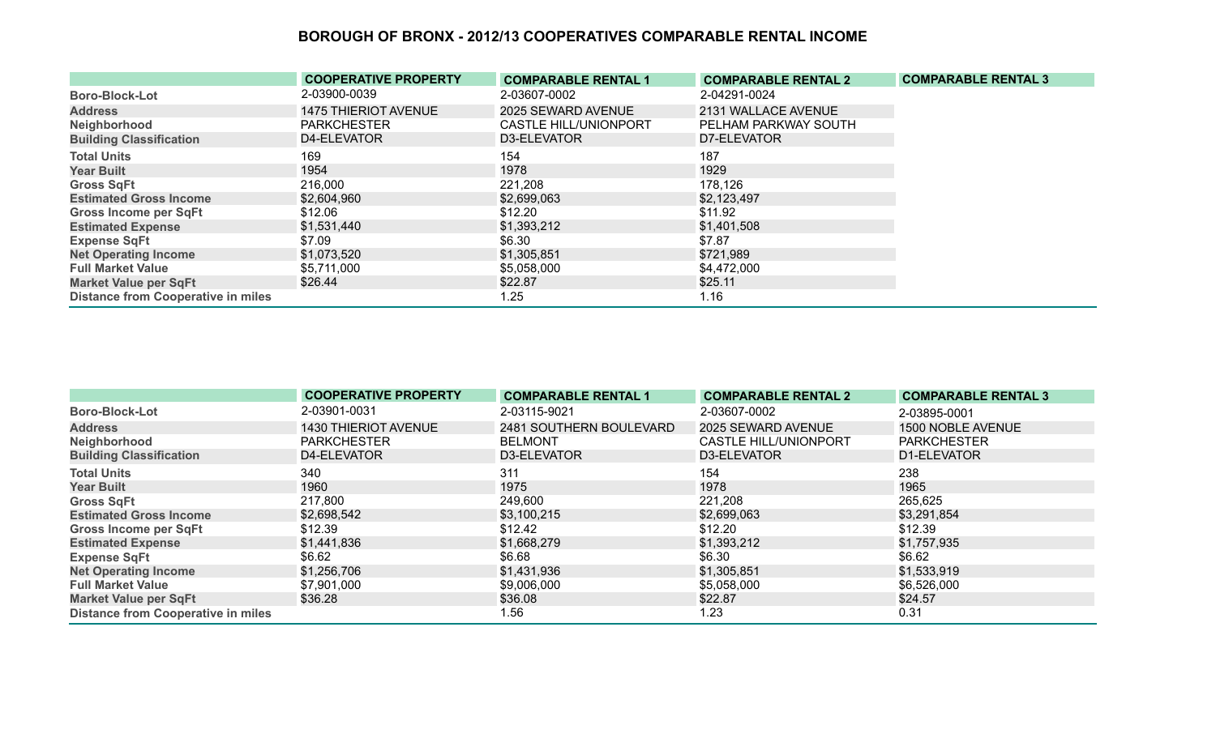# BOROUGH OF BRONX - 2012/13 COOPERATIVES COMPARABLE RENTAL INCOME

| | COOPERATIVE PROPERTY | COMPARABLE RENTAL 1 | COMPARABLE RENTAL 2 | COMPARABLE RENTAL 3 |
|---|---|---|---|---|
| **Boro-Block-Lot** | 2-03900-0039 | 2-03607-0002 | 2-04291-0024 | |
| **Address** | 1475 THIERIOT AVENUE | 2025 SEWARD AVENUE | 2131 WALLACE AVENUE | |
| **Neighborhood** | PARKCHESTER | CASTLE HILL/UNIONPORT | PELHAM PARKWAY SOUTH | |
| **Building Classification** | D4-ELEVATOR | D3-ELEVATOR | D7-ELEVATOR | |
| **Total Units** | 169 | 154 | 187 | |
| **Year Built** | 1954 | 1978 | 1929 | |
| **Gross SqFt** | 216,000 | 221,208 | 178,126 | |
| **Estimated Gross Income** | $2,604,960 | $2,699,063 | $2,123,497 | |
| **Gross Income per SqFt** | $12.06 | $12.20 | $11.92 | |
| **Estimated Expense** | $1,531,440 | $1,393,212 | $1,401,508 | |
| **Expense SqFt** | $7.09 | $6.30 | $7.87 | |
| **Net Operating Income** | $1,073,520 | $1,305,851 | $721,989 | |
| **Full Market Value** | $5,711,000 | $5,058,000 | $4,472,000 | |
| **Market Value per SqFt** | $26.44 | $22.87 | $25.11 | |
| **Distance from Cooperative in miles** | | 1.25 | 1.16 | |

| | COOPERATIVE PROPERTY | COMPARABLE RENTAL 1 | COMPARABLE RENTAL 2 | COMPARABLE RENTAL 3 |
|---|---|---|---|---|
| **Boro-Block-Lot** | 2-03901-0031 | 2-03115-9021 | 2-03607-0002 | 2-03895-0001 |
| **Address** | 1430 THIERIOT AVENUE | 2481 SOUTHERN BOULEVARD | 2025 SEWARD AVENUE | 1500 NOBLE AVENUE |
| **Neighborhood** | PARKCHESTER | BELMONT | CASTLE HILL/UNIONPORT | PARKCHESTER |
| **Building Classification** | D4-ELEVATOR | D3-ELEVATOR | D3-ELEVATOR | D1-ELEVATOR |
| **Total Units** | 340 | 311 | 154 | 238 |
| **Year Built** | 1960 | 1975 | 1978 | 1965 |
| **Gross SqFt** | 217,800 | 249,600 | 221,208 | 265,625 |
| **Estimated Gross Income** | $2,698,542 | $3,100,215 | $2,699,063 | $3,291,854 |
| **Gross Income per SqFt** | $12.39 | $12.42 | $12.20 | $12.39 |
| **Estimated Expense** | $1,441,836 | $1,668,279 | $1,393,212 | $1,757,935 |
| **Expense SqFt** | $6.62 | $6.68 | $6.30 | $6.62 |
| **Net Operating Income** | $1,256,706 | $1,431,936 | $1,305,851 | $1,533,919 |
| **Full Market Value** | $7,901,000 | $9,006,000 | $5,058,000 | $6,526,000 |
| **Market Value per SqFt** | $36.28 | $36.08 | $22.87 | $24.57 |
| **Distance from Cooperative in miles** | | 1.56 | 1.23 | 0.31 |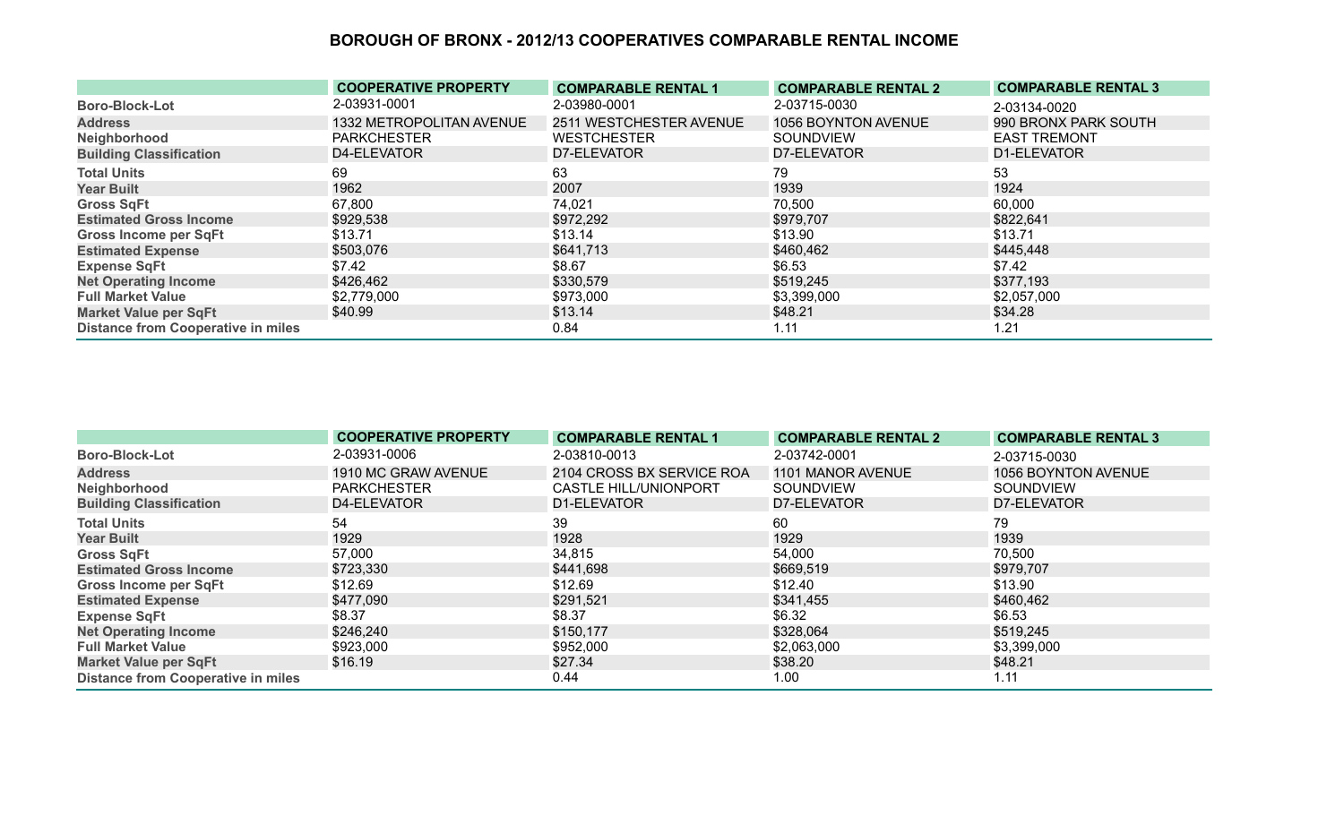# BOROUGH OF BRONX - 2012/13 COOPERATIVES COMPARABLE RENTAL INCOME

| | COOPERATIVE PROPERTY | COMPARABLE RENTAL 1 | COMPARABLE RENTAL 2 | COMPARABLE RENTAL 3 |
|---|---|---|---|---|
| Boro-Block-Lot | 2-03931-0001 | 2-03980-0001 | 2-03715-0030 | 2-03134-0020 |
| Address | 1332 METROPOLITAN AVENUE | 2511 WESTCHESTER AVENUE | 1056 BOYNTON AVENUE | 990 BRONX PARK SOUTH |
| Neighborhood | PARKCHESTER | WESTCHESTER | SOUNDVIEW | EAST TREMONT |
| Building Classification | D4-ELEVATOR | D7-ELEVATOR | D7-ELEVATOR | D1-ELEVATOR |
| Total Units | 69 | 63 | 79 | 53 |
| Year Built | 1962 | 2007 | 1939 | 1924 |
| Gross SqFt | 67,800 | 74,021 | 70,500 | 60,000 |
| Estimated Gross Income | $929,538 | $972,292 | $979,707 | $822,641 |
| Gross Income per SqFt | $13.71 | $13.14 | $13.90 | $13.71 |
| Estimated Expense | $503,076 | $641,713 | $460,462 | $445,448 |
| Expense SqFt | $7.42 | $8.67 | $6.53 | $7.42 |
| Net Operating Income | $426,462 | $330,579 | $519,245 | $377,193 |
| Full Market Value | $2,779,000 | $973,000 | $3,399,000 | $2,057,000 |
| Market Value per SqFt | $40.99 | $13.14 | $48.21 | $34.28 |
| Distance from Cooperative in miles | | 0.84 | 1.11 | 1.21 |

| | COOPERATIVE PROPERTY | COMPARABLE RENTAL 1 | COMPARABLE RENTAL 2 | COMPARABLE RENTAL 3 |
|---|---|---|---|---|
| Boro-Block-Lot | 2-03931-0006 | 2-03810-0013 | 2-03742-0001 | 2-03715-0030 |
| Address | 1910 MC GRAW AVENUE | 2104 CROSS BX SERVICE ROA | 1101 MANOR AVENUE | 1056 BOYNTON AVENUE |
| Neighborhood | PARKCHESTER | CASTLE HILL/UNIONPORT | SOUNDVIEW | SOUNDVIEW |
| Building Classification | D4-ELEVATOR | D1-ELEVATOR | D7-ELEVATOR | D7-ELEVATOR |
| Total Units | 54 | 39 | 60 | 79 |
| Year Built | 1929 | 1928 | 1929 | 1939 |
| Gross SqFt | 57,000 | 34,815 | 54,000 | 70,500 |
| Estimated Gross Income | $723,330 | $441,698 | $669,519 | $979,707 |
| Gross Income per SqFt | $12.69 | $12.69 | $12.40 | $13.90 |
| Estimated Expense | $477,090 | $291,521 | $341,455 | $460,462 |
| Expense SqFt | $8.37 | $8.37 | $6.32 | $6.53 |
| Net Operating Income | $246,240 | $150,177 | $328,064 | $519,245 |
| Full Market Value | $923,000 | $952,000 | $2,063,000 | $3,399,000 |
| Market Value per SqFt | $16.19 | $27.34 | $38.20 | $48.21 |
| Distance from Cooperative in miles | | 0.44 | 1.00 | 1.11 |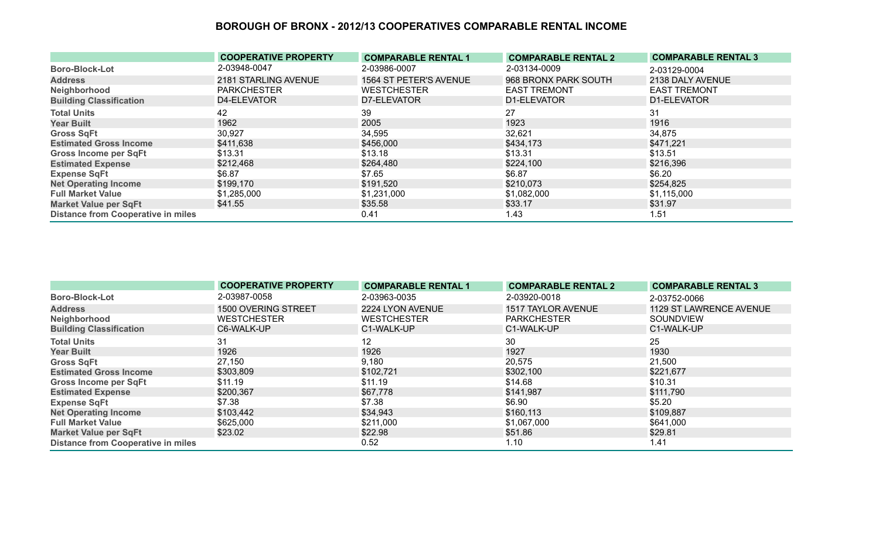# BOROUGH OF BRONX - 2012/13 COOPERATIVES COMPARABLE RENTAL INCOME

| | COOPERATIVE PROPERTY | COMPARABLE RENTAL 1 | COMPARABLE RENTAL 2 | COMPARABLE RENTAL 3 |
|---|---|---|---|---|
| Boro-Block-Lot | 2-03948-0047 | 2-03986-0007 | 2-03134-0009 | 2-03129-0004 |
| Address | 2181 STARLING AVENUE | 1564 ST PETER'S AVENUE | 968 BRONX PARK SOUTH | 2138 DALY AVENUE |
| Neighborhood | PARKCHESTER | WESTCHESTER | EAST TREMONT | EAST TREMONT |
| Building Classification | D4-ELEVATOR | D7-ELEVATOR | D1-ELEVATOR | D1-ELEVATOR |
| Total Units | 42 | 39 | 27 | 31 |
| Year Built | 1962 | 2005 | 1923 | 1916 |
| Gross SqFt | 30,927 | 34,595 | 32,621 | 34,875 |
| Estimated Gross Income | $411,638 | $456,000 | $434,173 | $471,221 |
| Gross Income per SqFt | $13.31 | $13.18 | $13.31 | $13.51 |
| Estimated Expense | $212,468 | $264,480 | $224,100 | $216,396 |
| Expense SqFt | $6.87 | $7.65 | $6.87 | $6.20 |
| Net Operating Income | $199,170 | $191,520 | $210,073 | $254,825 |
| Full Market Value | $1,285,000 | $1,231,000 | $1,082,000 | $1,115,000 |
| Market Value per SqFt | $41.55 | $35.58 | $33.17 | $31.97 |
| Distance from Cooperative in miles | | 0.41 | 1.43 | 1.51 |

| | COOPERATIVE PROPERTY | COMPARABLE RENTAL 1 | COMPARABLE RENTAL 2 | COMPARABLE RENTAL 3 |
|---|---|---|---|---|
| Boro-Block-Lot | 2-03987-0058 | 2-03963-0035 | 2-03920-0018 | 2-03752-0066 |
| Address | 1500 OVERING STREET | 2224 LYON AVENUE | 1517 TAYLOR AVENUE | 1129 ST LAWRENCE AVENUE |
| Neighborhood | WESTCHESTER | WESTCHESTER | PARKCHESTER | SOUNDVIEW |
| Building Classification | C6-WALK-UP | C1-WALK-UP | C1-WALK-UP | C1-WALK-UP |
| Total Units | 31 | 12 | 30 | 25 |
| Year Built | 1926 | 1926 | 1927 | 1930 |
| Gross SqFt | 27,150 | 9,180 | 20,575 | 21,500 |
| Estimated Gross Income | $303,809 | $102,721 | $302,100 | $221,677 |
| Gross Income per SqFt | $11.19 | $11.19 | $14.68 | $10.31 |
| Estimated Expense | $200,367 | $67,778 | $141,987 | $111,790 |
| Expense SqFt | $7.38 | $7.38 | $6.90 | $5.20 |
| Net Operating Income | $103,442 | $34,943 | $160,113 | $109,887 |
| Full Market Value | $625,000 | $211,000 | $1,067,000 | $641,000 |
| Market Value per SqFt | $23.02 | $22.98 | $51.86 | $29.81 |
| Distance from Cooperative in miles | | 0.52 | 1.10 | 1.41 |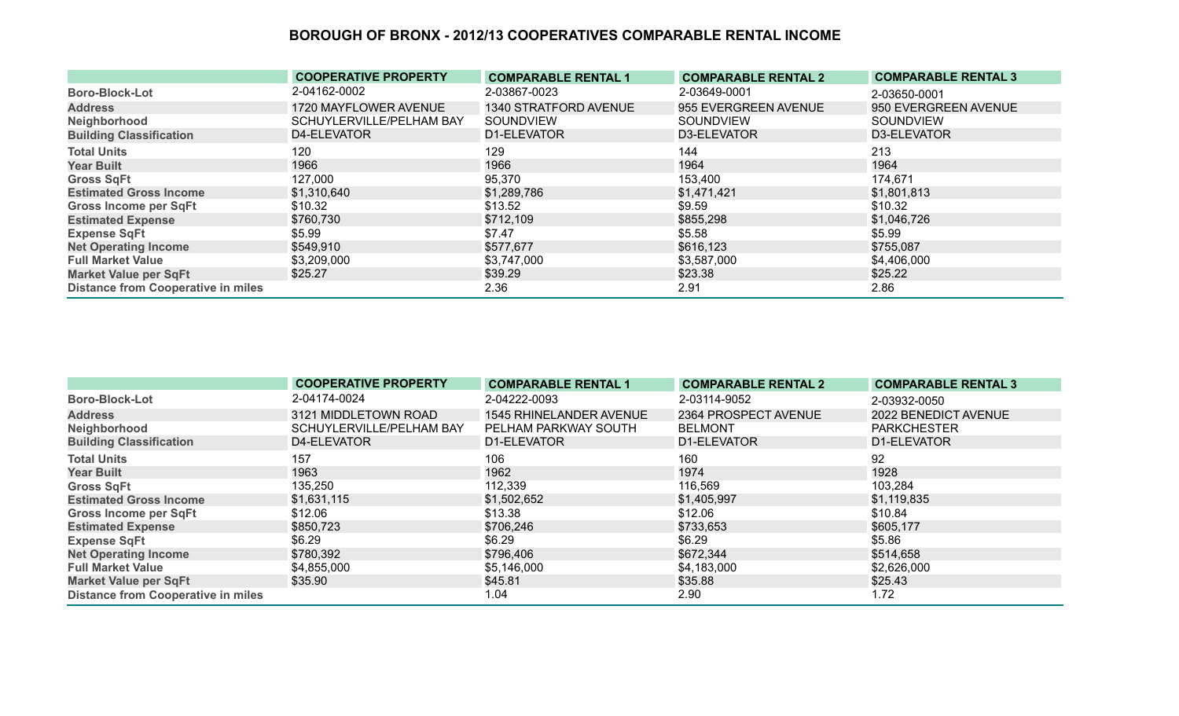# BOROUGH OF BRONX - 2012/13 COOPERATIVES COMPARABLE RENTAL INCOME

| | COOPERATIVE PROPERTY | COMPARABLE RENTAL 1 | COMPARABLE RENTAL 2 | COMPARABLE RENTAL 3 |
|---|---|---|---|---|
| Boro-Block-Lot | 2-04162-0002 | 2-03867-0023 | 2-03649-0001 | 2-03650-0001 |
| Address | 1720 MAYFLOWER AVENUE | 1340 STRATFORD AVENUE | 955 EVERGREEN AVENUE | 950 EVERGREEN AVENUE |
| Neighborhood | SCHUYLERVILLE/PELHAM BAY | SOUNDVIEW | SOUNDVIEW | SOUNDVIEW |
| Building Classification | D4-ELEVATOR | D1-ELEVATOR | D3-ELEVATOR | D3-ELEVATOR |
| Total Units | 120 | 129 | 144 | 213 |
| Year Built | 1966 | 1966 | 1964 | 1964 |
| Gross SqFt | 127,000 | 95,370 | 153,400 | 174,671 |
| Estimated Gross Income | $1,310,640 | $1,289,786 | $1,471,421 | $1,801,813 |
| Gross Income per SqFt | $10.32 | $13.52 | $9.59 | $10.32 |
| Estimated Expense | $760,730 | $712,109 | $855,298 | $1,046,726 |
| Expense SqFt | $5.99 | $7.47 | $5.58 | $5.99 |
| Net Operating Income | $549,910 | $577,677 | $616,123 | $755,087 |
| Full Market Value | $3,209,000 | $3,747,000 | $3,587,000 | $4,406,000 |
| Market Value per SqFt | $25.27 | $39.29 | $23.38 | $25.22 |
| Distance from Cooperative in miles | | 2.36 | 2.91 | 2.86 |

| | COOPERATIVE PROPERTY | COMPARABLE RENTAL 1 | COMPARABLE RENTAL 2 | COMPARABLE RENTAL 3 |
|---|---|---|---|---|
| Boro-Block-Lot | 2-04174-0024 | 2-04222-0093 | 2-03114-9052 | 2-03932-0050 |
| Address | 3121 MIDDLETOWN ROAD | 1545 RHINELANDER AVENUE | 2364 PROSPECT AVENUE | 2022 BENEDICT AVENUE |
| Neighborhood | SCHUYLERVILLE/PELHAM BAY | PELHAM PARKWAY SOUTH | BELMONT | PARKCHESTER |
| Building Classification | D4-ELEVATOR | D1-ELEVATOR | D1-ELEVATOR | D1-ELEVATOR |
| Total Units | 157 | 106 | 160 | 92 |
| Year Built | 1963 | 1962 | 1974 | 1928 |
| Gross SqFt | 135,250 | 112,339 | 116,569 | 103,284 |
| Estimated Gross Income | $1,631,115 | $1,502,652 | $1,405,997 | $1,119,835 |
| Gross Income per SqFt | $12.06 | $13.38 | $12.06 | $10.84 |
| Estimated Expense | $850,723 | $706,246 | $733,653 | $605,177 |
| Expense SqFt | $6.29 | $6.29 | $6.29 | $5.86 |
| Net Operating Income | $780,392 | $796,406 | $672,344 | $514,658 |
| Full Market Value | $4,855,000 | $5,146,000 | $4,183,000 | $2,626,000 |
| Market Value per SqFt | $35.90 | $45.81 | $35.88 | $25.43 |
| Distance from Cooperative in miles | | 1.04 | 2.90 | 1.72 |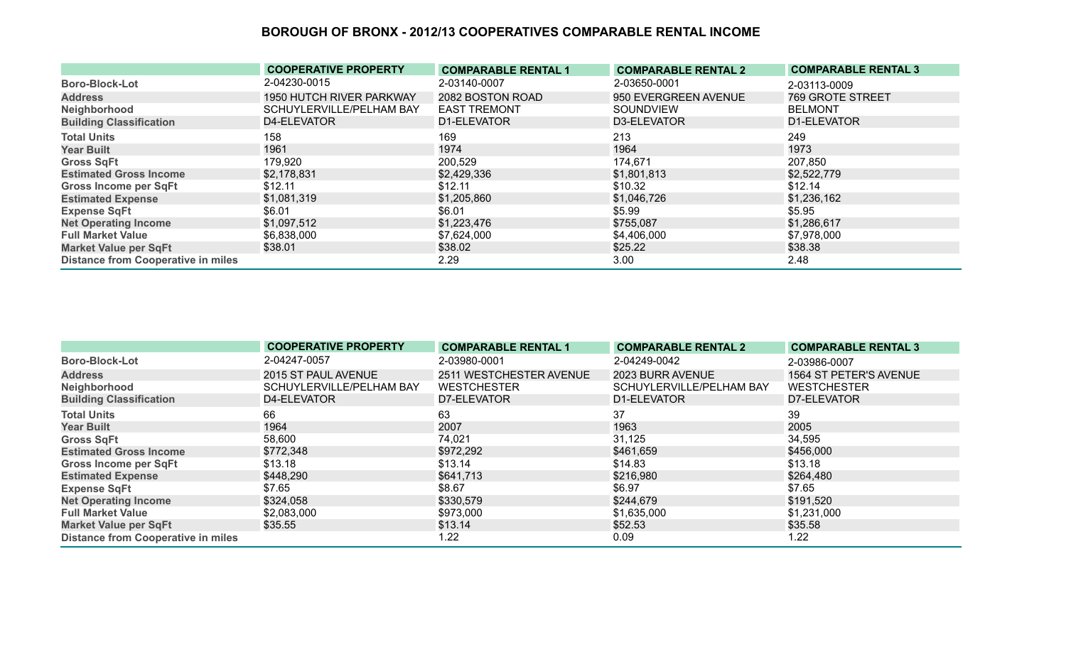# BOROUGH OF BRONX - 2012/13 COOPERATIVES COMPARABLE RENTAL INCOME

| | COOPERATIVE PROPERTY | COMPARABLE RENTAL 1 | COMPARABLE RENTAL 2 | COMPARABLE RENTAL 3 |
|---|---|---|---|---|
| Boro-Block-Lot | 2-04230-0015 | 2-03140-0007 | 2-03650-0001 | 2-03113-0009 |
| Address | 1950 HUTCH RIVER PARKWAY | 2082 BOSTON ROAD | 950 EVERGREEN AVENUE | 769 GROTE STREET |
| Neighborhood | SCHUYLERVILLE/PELHAM BAY | EAST TREMONT | SOUNDVIEW | BELMONT |
| Building Classification | D4-ELEVATOR | D1-ELEVATOR | D3-ELEVATOR | D1-ELEVATOR |
| Total Units | 158 | 169 | 213 | 249 |
| Year Built | 1961 | 1974 | 1964 | 1973 |
| Gross SqFt | 179,920 | 200,529 | 174,671 | 207,850 |
| Estimated Gross Income | $2,178,831 | $2,429,336 | $1,801,813 | $2,522,779 |
| Gross Income per SqFt | $12.11 | $12.11 | $10.32 | $12.14 |
| Estimated Expense | $1,081,319 | $1,205,860 | $1,046,726 | $1,236,162 |
| Expense SqFt | $6.01 | $6.01 | $5.99 | $5.95 |
| Net Operating Income | $1,097,512 | $1,223,476 | $755,087 | $1,286,617 |
| Full Market Value | $6,838,000 | $7,624,000 | $4,406,000 | $7,978,000 |
| Market Value per SqFt | $38.01 | $38.02 | $25.22 | $38.38 |
| Distance from Cooperative in miles | | 2.29 | 3.00 | 2.48 |

| | COOPERATIVE PROPERTY | COMPARABLE RENTAL 1 | COMPARABLE RENTAL 2 | COMPARABLE RENTAL 3 |
|---|---|---|---|---|
| Boro-Block-Lot | 2-04247-0057 | 2-03980-0001 | 2-04249-0042 | 2-03986-0007 |
| Address | 2015 ST PAUL AVENUE | 2511 WESTCHESTER AVENUE | 2023 BURR AVENUE | 1564 ST PETER'S AVENUE |
| Neighborhood | SCHUYLERVILLE/PELHAM BAY | WESTCHESTER | SCHUYLERVILLE/PELHAM BAY | WESTCHESTER |
| Building Classification | D4-ELEVATOR | D7-ELEVATOR | D1-ELEVATOR | D7-ELEVATOR |
| Total Units | 66 | 63 | 37 | 39 |
| Year Built | 1964 | 2007 | 1963 | 2005 |
| Gross SqFt | 58,600 | 74,021 | 31,125 | 34,595 |
| Estimated Gross Income | $772,348 | $972,292 | $461,659 | $456,000 |
| Gross Income per SqFt | $13.18 | $13.14 | $14.83 | $13.18 |
| Estimated Expense | $448,290 | $641,713 | $216,980 | $264,480 |
| Expense SqFt | $7.65 | $8.67 | $6.97 | $7.65 |
| Net Operating Income | $324,058 | $330,579 | $244,679 | $191,520 |
| Full Market Value | $2,083,000 | $973,000 | $1,635,000 | $1,231,000 |
| Market Value per SqFt | $35.55 | $13.14 | $52.53 | $35.58 |
| Distance from Cooperative in miles | | 1.22 | 0.09 | 1.22 |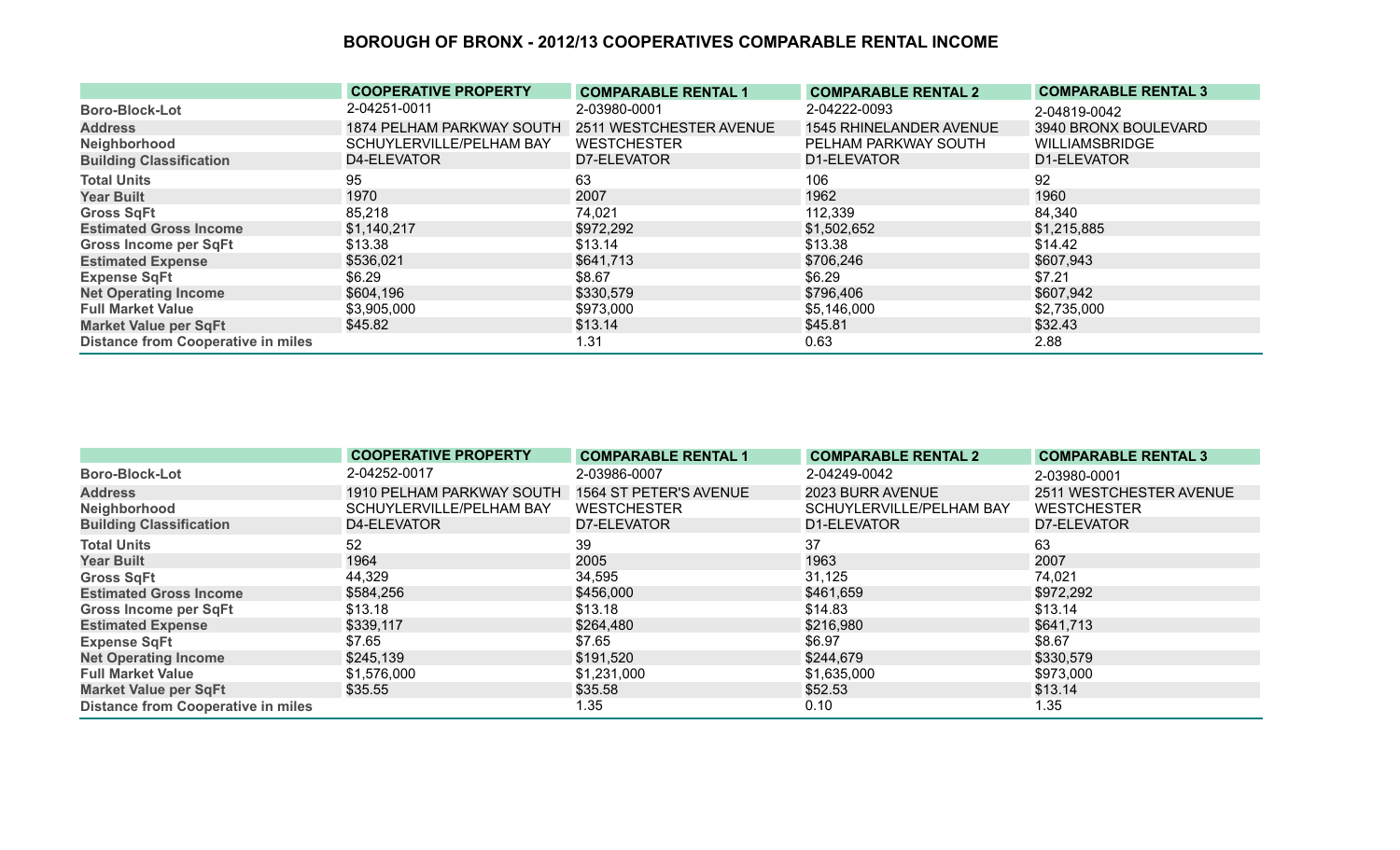# BOROUGH OF BRONX - 2012/13 COOPERATIVES COMPARABLE RENTAL INCOME

| | COOPERATIVE PROPERTY | COMPARABLE RENTAL 1 | COMPARABLE RENTAL 2 | COMPARABLE RENTAL 3 |
|---|---|---|---|---|
| **Boro-Block-Lot** | 2-04251-0011 | 2-03980-0001 | 2-04222-0093 | 2-04819-0042 |
| **Address** | 1874 PELHAM PARKWAY SOUTH | 2511 WESTCHESTER AVENUE | 1545 RHINELANDER AVENUE | 3940 BRONX BOULEVARD |
| **Neighborhood** | SCHUYLERVILLE/PELHAM BAY | WESTCHESTER | PELHAM PARKWAY SOUTH | WILLIAMSBRIDGE |
| **Building Classification** | D4-ELEVATOR | D7-ELEVATOR | D1-ELEVATOR | D1-ELEVATOR |
| **Total Units** | 95 | 63 | 106 | 92 |
| **Year Built** | 1970 | 2007 | 1962 | 1960 |
| **Gross SqFt** | 85,218 | 74,021 | 112,339 | 84,340 |
| **Estimated Gross Income** | $1,140,217 | $972,292 | $1,502,652 | $1,215,885 |
| **Gross Income per SqFt** | $13.38 | $13.14 | $13.38 | $14.42 |
| **Estimated Expense** | $536,021 | $641,713 | $706,246 | $607,943 |
| **Expense SqFt** | $6.29 | $8.67 | $6.29 | $7.21 |
| **Net Operating Income** | $604,196 | $330,579 | $796,406 | $607,942 |
| **Full Market Value** | $3,905,000 | $973,000 | $5,146,000 | $2,735,000 |
| **Market Value per SqFt** | $45.82 | $13.14 | $45.81 | $32.43 |
| **Distance from Cooperative in miles** | | 1.31 | 0.63 | 2.88 |

| | COOPERATIVE PROPERTY | COMPARABLE RENTAL 1 | COMPARABLE RENTAL 2 | COMPARABLE RENTAL 3 |
|---|---|---|---|---|
| **Boro-Block-Lot** | 2-04252-0017 | 2-03986-0007 | 2-04249-0042 | 2-03980-0001 |
| **Address** | 1910 PELHAM PARKWAY SOUTH | 1564 ST PETER'S AVENUE | 2023 BURR AVENUE | 2511 WESTCHESTER AVENUE |
| **Neighborhood** | SCHUYLERVILLE/PELHAM BAY | WESTCHESTER | SCHUYLERVILLE/PELHAM BAY | WESTCHESTER |
| **Building Classification** | D4-ELEVATOR | D7-ELEVATOR | D1-ELEVATOR | D7-ELEVATOR |
| **Total Units** | 52 | 39 | 37 | 63 |
| **Year Built** | 1964 | 2005 | 1963 | 2007 |
| **Gross SqFt** | 44,329 | 34,595 | 31,125 | 74,021 |
| **Estimated Gross Income** | $584,256 | $456,000 | $461,659 | $972,292 |
| **Gross Income per SqFt** | $13.18 | $13.18 | $14.83 | $13.14 |
| **Estimated Expense** | $339,117 | $264,480 | $216,980 | $641,713 |
| **Expense SqFt** | $7.65 | $7.65 | $6.97 | $8.67 |
| **Net Operating Income** | $245,139 | $191,520 | $244,679 | $330,579 |
| **Full Market Value** | $1,576,000 | $1,231,000 | $1,635,000 | $973,000 |
| **Market Value per SqFt** | $35.55 | $35.58 | $52.53 | $13.14 |
| **Distance from Cooperative in miles** | | 1.35 | 0.10 | 1.35 |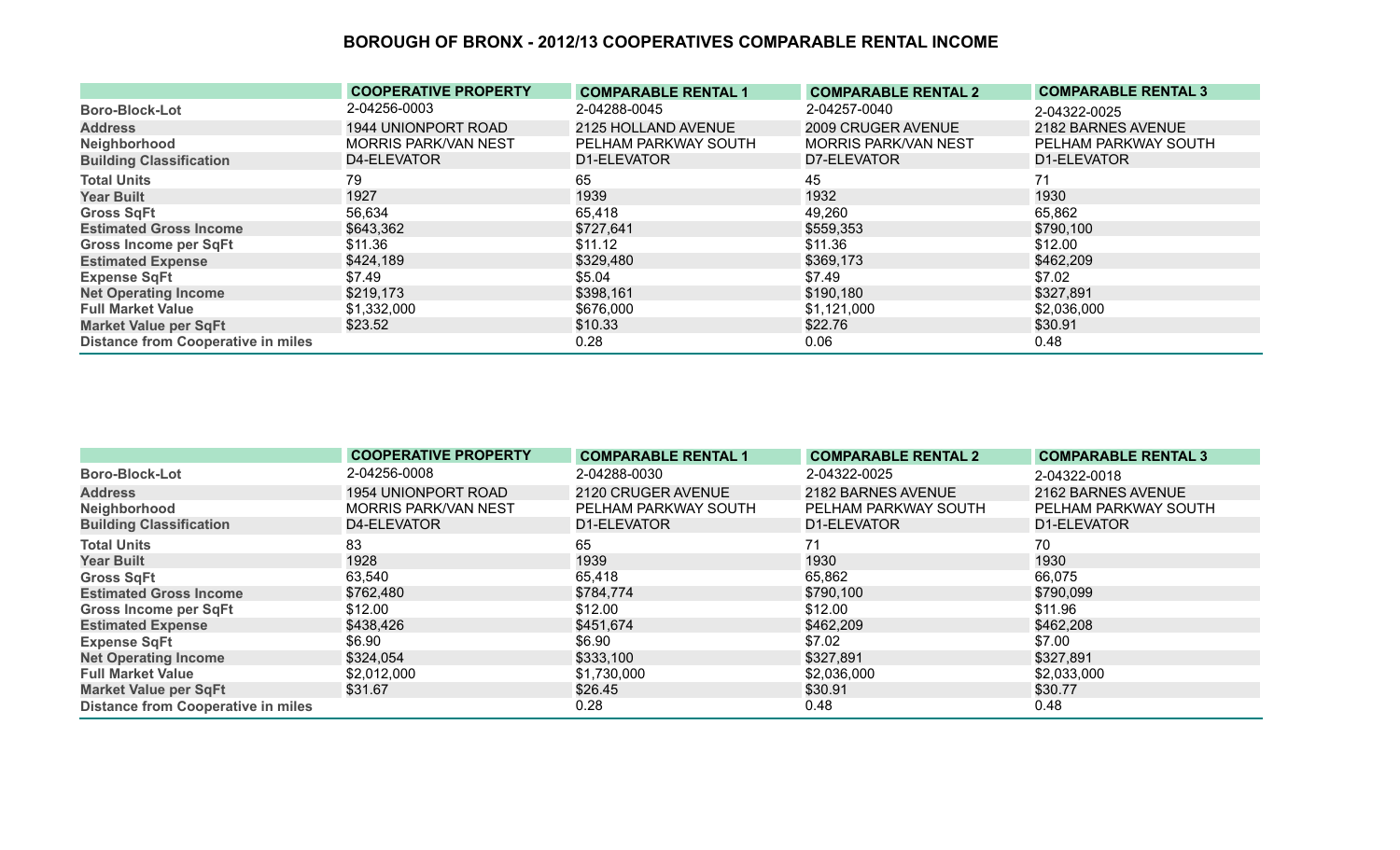# BOROUGH OF BRONX - 2012/13 COOPERATIVES COMPARABLE RENTAL INCOME

| | COOPERATIVE PROPERTY | COMPARABLE RENTAL 1 | COMPARABLE RENTAL 2 | COMPARABLE RENTAL 3 |
|---|---|---|---|---|
| Boro-Block-Lot | 2-04256-0003 | 2-04288-0045 | 2-04257-0040 | 2-04322-0025 |
| Address | 1944 UNIONPORT ROAD | 2125 HOLLAND AVENUE | 2009 CRUGER AVENUE | 2182 BARNES AVENUE |
| Neighborhood | MORRIS PARK/VAN NEST | PELHAM PARKWAY SOUTH | MORRIS PARK/VAN NEST | PELHAM PARKWAY SOUTH |
| Building Classification | D4-ELEVATOR | D1-ELEVATOR | D7-ELEVATOR | D1-ELEVATOR |
| Total Units | 79 | 65 | 45 | 71 |
| Year Built | 1927 | 1939 | 1932 | 1930 |
| Gross SqFt | 56,634 | 65,418 | 49,260 | 65,862 |
| Estimated Gross Income | $643,362 | $727,641 | $559,353 | $790,100 |
| Gross Income per SqFt | $11.36 | $11.12 | $11.36 | $12.00 |
| Estimated Expense | $424,189 | $329,480 | $369,173 | $462,209 |
| Expense SqFt | $7.49 | $5.04 | $7.49 | $7.02 |
| Net Operating Income | $219,173 | $398,161 | $190,180 | $327,891 |
| Full Market Value | $1,332,000 | $676,000 | $1,121,000 | $2,036,000 |
| Market Value per SqFt | $23.52 | $10.33 | $22.76 | $30.91 |
| Distance from Cooperative in miles | | 0.28 | 0.06 | 0.48 |

| | COOPERATIVE PROPERTY | COMPARABLE RENTAL 1 | COMPARABLE RENTAL 2 | COMPARABLE RENTAL 3 |
|---|---|---|---|---|
| Boro-Block-Lot | 2-04256-0008 | 2-04288-0030 | 2-04322-0025 | 2-04322-0018 |
| Address | 1954 UNIONPORT ROAD | 2120 CRUGER AVENUE | 2182 BARNES AVENUE | 2162 BARNES AVENUE |
| Neighborhood | MORRIS PARK/VAN NEST | PELHAM PARKWAY SOUTH | PELHAM PARKWAY SOUTH | PELHAM PARKWAY SOUTH |
| Building Classification | D4-ELEVATOR | D1-ELEVATOR | D1-ELEVATOR | D1-ELEVATOR |
| Total Units | 83 | 65 | 71 | 70 |
| Year Built | 1928 | 1939 | 1930 | 1930 |
| Gross SqFt | 63,540 | 65,418 | 65,862 | 66,075 |
| Estimated Gross Income | $762,480 | $784,774 | $790,100 | $790,099 |
| Gross Income per SqFt | $12.00 | $12.00 | $12.00 | $11.96 |
| Estimated Expense | $438,426 | $451,674 | $462,209 | $462,208 |
| Expense SqFt | $6.90 | $6.90 | $7.02 | $7.00 |
| Net Operating Income | $324,054 | $333,100 | $327,891 | $327,891 |
| Full Market Value | $2,012,000 | $1,730,000 | $2,036,000 | $2,033,000 |
| Market Value per SqFt | $31.67 | $26.45 | $30.91 | $30.77 |
| Distance from Cooperative in miles | | 0.28 | 0.48 | 0.48 |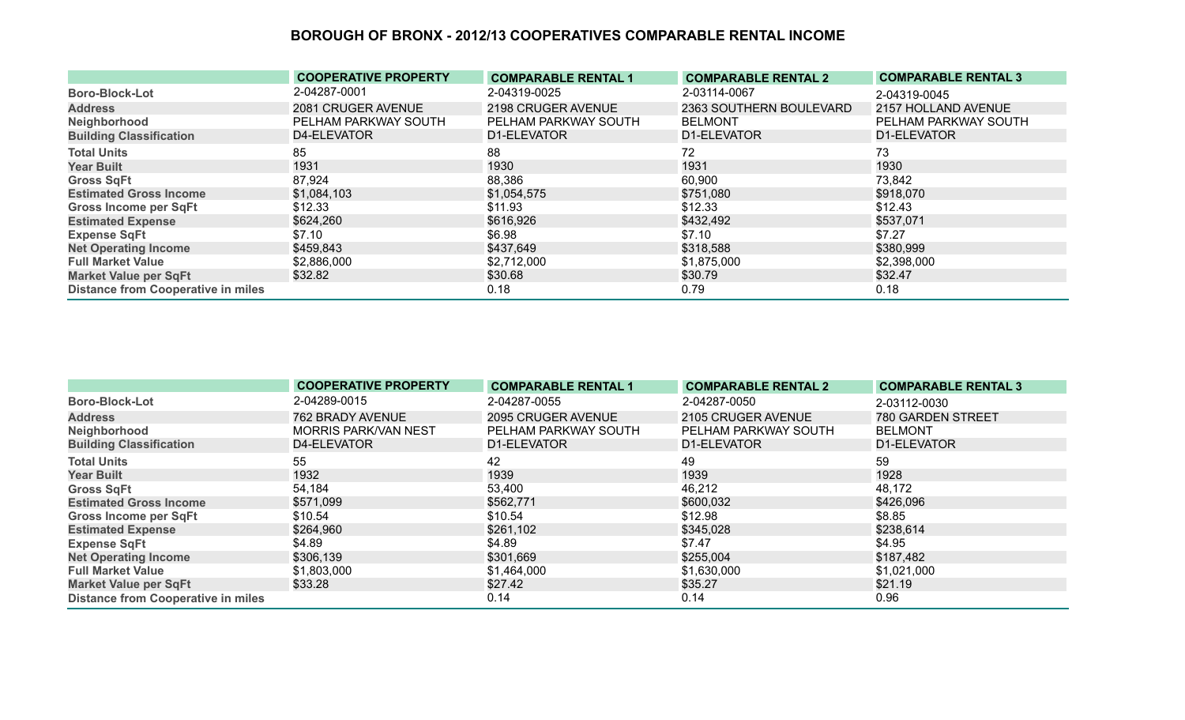# BOROUGH OF BRONX - 2012/13 COOPERATIVES COMPARABLE RENTAL INCOME

| | COOPERATIVE PROPERTY | COMPARABLE RENTAL 1 | COMPARABLE RENTAL 2 | COMPARABLE RENTAL 3 |
|---|---|---|---|---|
| **Boro-Block-Lot** | 2-04287-0001 | 2-04319-0025 | 2-03114-0067 | 2-04319-0045 |
| **Address** | 2081 CRUGER AVENUE | 2198 CRUGER AVENUE | 2363 SOUTHERN BOULEVARD | 2157 HOLLAND AVENUE |
| **Neighborhood** | PELHAM PARKWAY SOUTH | PELHAM PARKWAY SOUTH | BELMONT | PELHAM PARKWAY SOUTH |
| **Building Classification** | D4-ELEVATOR | D1-ELEVATOR | D1-ELEVATOR | D1-ELEVATOR |
| **Total Units** | 85 | 88 | 72 | 73 |
| **Year Built** | 1931 | 1930 | 1931 | 1930 |
| **Gross SqFt** | 87,924 | 88,386 | 60,900 | 73,842 |
| **Estimated Gross Income** | $1,084,103 | $1,054,575 | $751,080 | $918,070 |
| **Gross Income per SqFt** | $12.33 | $11.93 | $12.33 | $12.43 |
| **Estimated Expense** | $624,260 | $616,926 | $432,492 | $537,071 |
| **Expense SqFt** | $7.10 | $6.98 | $7.10 | $7.27 |
| **Net Operating Income** | $459,843 | $437,649 | $318,588 | $380,999 |
| **Full Market Value** | $2,886,000 | $2,712,000 | $1,875,000 | $2,398,000 |
| **Market Value per SqFt** | $32.82 | $30.68 | $30.79 | $32.47 |
| **Distance from Cooperative in miles** | | 0.18 | 0.79 | 0.18 |

| | COOPERATIVE PROPERTY | COMPARABLE RENTAL 1 | COMPARABLE RENTAL 2 | COMPARABLE RENTAL 3 |
|---|---|---|---|---|
| **Boro-Block-Lot** | 2-04289-0015 | 2-04287-0055 | 2-04287-0050 | 2-03112-0030 |
| **Address** | 762 BRADY AVENUE | 2095 CRUGER AVENUE | 2105 CRUGER AVENUE | 780 GARDEN STREET |
| **Neighborhood** | MORRIS PARK/VAN NEST | PELHAM PARKWAY SOUTH | PELHAM PARKWAY SOUTH | BELMONT |
| **Building Classification** | D4-ELEVATOR | D1-ELEVATOR | D1-ELEVATOR | D1-ELEVATOR |
| **Total Units** | 55 | 42 | 49 | 59 |
| **Year Built** | 1932 | 1939 | 1939 | 1928 |
| **Gross SqFt** | 54,184 | 53,400 | 46,212 | 48,172 |
| **Estimated Gross Income** | $571,099 | $562,771 | $600,032 | $426,096 |
| **Gross Income per SqFt** | $10.54 | $10.54 | $12.98 | $8.85 |
| **Estimated Expense** | $264,960 | $261,102 | $345,028 | $238,614 |
| **Expense SqFt** | $4.89 | $4.89 | $7.47 | $4.95 |
| **Net Operating Income** | $306,139 | $301,669 | $255,004 | $187,482 |
| **Full Market Value** | $1,803,000 | $1,464,000 | $1,630,000 | $1,021,000 |
| **Market Value per SqFt** | $33.28 | $27.42 | $35.27 | $21.19 |
| **Distance from Cooperative in miles** | | 0.14 | 0.14 | 0.96 |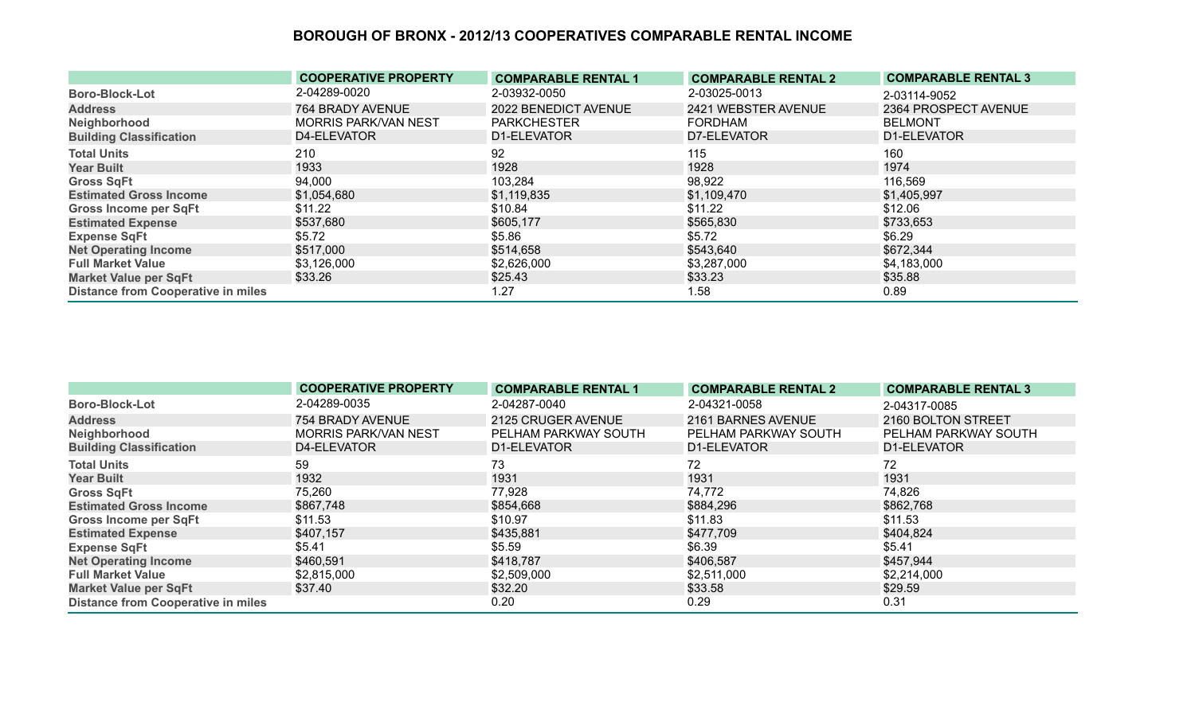# BOROUGH OF BRONX - 2012/13 COOPERATIVES COMPARABLE RENTAL INCOME

| | COOPERATIVE PROPERTY | COMPARABLE RENTAL 1 | COMPARABLE RENTAL 2 | COMPARABLE RENTAL 3 |
|---|---|---|---|---|
| **Boro-Block-Lot** | 2-04289-0020 | 2-03932-0050 | 2-03025-0013 | 2-03114-9052 |
| **Address** | 764 BRADY AVENUE | 2022 BENEDICT AVENUE | 2421 WEBSTER AVENUE | 2364 PROSPECT AVENUE |
| **Neighborhood** | MORRIS PARK/VAN NEST | PARKCHESTER | FORDHAM | BELMONT |
| **Building Classification** | D4-ELEVATOR | D1-ELEVATOR | D7-ELEVATOR | D1-ELEVATOR |
| **Total Units** | 210 | 92 | 115 | 160 |
| **Year Built** | 1933 | 1928 | 1928 | 1974 |
| **Gross SqFt** | 94,000 | 103,284 | 98,922 | 116,569 |
| **Estimated Gross Income** | $1,054,680 | $1,119,835 | $1,109,470 | $1,405,997 |
| **Gross Income per SqFt** | $11.22 | $10.84 | $11.22 | $12.06 |
| **Estimated Expense** | $537,680 | $605,177 | $565,830 | $733,653 |
| **Expense SqFt** | $5.72 | $5.86 | $5.72 | $6.29 |
| **Net Operating Income** | $517,000 | $514,658 | $543,640 | $672,344 |
| **Full Market Value** | $3,126,000 | $2,626,000 | $3,287,000 | $4,183,000 |
| **Market Value per SqFt** | $33.26 | $25.43 | $33.23 | $35.88 |
| **Distance from Cooperative in miles** | | 1.27 | 1.58 | 0.89 |

| | COOPERATIVE PROPERTY | COMPARABLE RENTAL 1 | COMPARABLE RENTAL 2 | COMPARABLE RENTAL 3 |
|---|---|---|---|---|
| **Boro-Block-Lot** | 2-04289-0035 | 2-04287-0040 | 2-04321-0058 | 2-04317-0085 |
| **Address** | 754 BRADY AVENUE | 2125 CRUGER AVENUE | 2161 BARNES AVENUE | 2160 BOLTON STREET |
| **Neighborhood** | MORRIS PARK/VAN NEST | PELHAM PARKWAY SOUTH | PELHAM PARKWAY SOUTH | PELHAM PARKWAY SOUTH |
| **Building Classification** | D4-ELEVATOR | D1-ELEVATOR | D1-ELEVATOR | D1-ELEVATOR |
| **Total Units** | 59 | 73 | 72 | 72 |
| **Year Built** | 1932 | 1931 | 1931 | 1931 |
| **Gross SqFt** | 75,260 | 77,928 | 74,772 | 74,826 |
| **Estimated Gross Income** | $867,748 | $854,668 | $884,296 | $862,768 |
| **Gross Income per SqFt** | $11.53 | $10.97 | $11.83 | $11.53 |
| **Estimated Expense** | $407,157 | $435,881 | $477,709 | $404,824 |
| **Expense SqFt** | $5.41 | $5.59 | $6.39 | $5.41 |
| **Net Operating Income** | $460,591 | $418,787 | $406,587 | $457,944 |
| **Full Market Value** | $2,815,000 | $2,509,000 | $2,511,000 | $2,214,000 |
| **Market Value per SqFt** | $37.40 | $32.20 | $33.58 | $29.59 |
| **Distance from Cooperative in miles** | | 0.20 | 0.29 | 0.31 |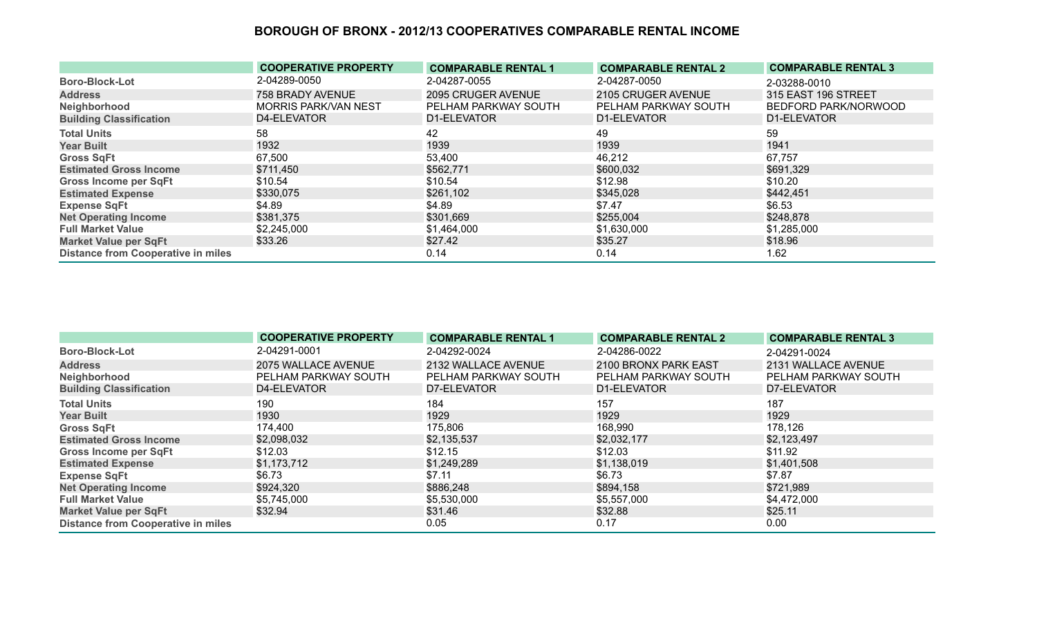# BOROUGH OF BRONX - 2012/13 COOPERATIVES COMPARABLE RENTAL INCOME

| | COOPERATIVE PROPERTY | COMPARABLE RENTAL 1 | COMPARABLE RENTAL 2 | COMPARABLE RENTAL 3 |
|---|---|---|---|---|
| Boro-Block-Lot | 2-04289-0050 | 2-04287-0055 | 2-04287-0050 | 2-03288-0010 |
| Address | 758 BRADY AVENUE | 2095 CRUGER AVENUE | 2105 CRUGER AVENUE | 315 EAST 196 STREET |
| Neighborhood | MORRIS PARK/VAN NEST | PELHAM PARKWAY SOUTH | PELHAM PARKWAY SOUTH | BEDFORD PARK/NORWOOD |
| Building Classification | D4-ELEVATOR | D1-ELEVATOR | D1-ELEVATOR | D1-ELEVATOR |
| Total Units | 58 | 42 | 49 | 59 |
| Year Built | 1932 | 1939 | 1939 | 1941 |
| Gross SqFt | 67,500 | 53,400 | 46,212 | 67,757 |
| Estimated Gross Income | $711,450 | $562,771 | $600,032 | $691,329 |
| Gross Income per SqFt | $10.54 | $10.54 | $12.98 | $10.20 |
| Estimated Expense | $330,075 | $261,102 | $345,028 | $442,451 |
| Expense SqFt | $4.89 | $4.89 | $7.47 | $6.53 |
| Net Operating Income | $381,375 | $301,669 | $255,004 | $248,878 |
| Full Market Value | $2,245,000 | $1,464,000 | $1,630,000 | $1,285,000 |
| Market Value per SqFt | $33.26 | $27.42 | $35.27 | $18.96 |
| Distance from Cooperative in miles | | 0.14 | 0.14 | 1.62 |

| | COOPERATIVE PROPERTY | COMPARABLE RENTAL 1 | COMPARABLE RENTAL 2 | COMPARABLE RENTAL 3 |
|---|---|---|---|---|
| Boro-Block-Lot | 2-04291-0001 | 2-04292-0024 | 2-04286-0022 | 2-04291-0024 |
| Address | 2075 WALLACE AVENUE | 2132 WALLACE AVENUE | 2100 BRONX PARK EAST | 2131 WALLACE AVENUE |
| Neighborhood | PELHAM PARKWAY SOUTH | PELHAM PARKWAY SOUTH | PELHAM PARKWAY SOUTH | PELHAM PARKWAY SOUTH |
| Building Classification | D4-ELEVATOR | D7-ELEVATOR | D1-ELEVATOR | D7-ELEVATOR |
| Total Units | 190 | 184 | 157 | 187 |
| Year Built | 1930 | 1929 | 1929 | 1929 |
| Gross SqFt | 174,400 | 175,806 | 168,990 | 178,126 |
| Estimated Gross Income | $2,098,032 | $2,135,537 | $2,032,177 | $2,123,497 |
| Gross Income per SqFt | $12.03 | $12.15 | $12.03 | $11.92 |
| Estimated Expense | $1,173,712 | $1,249,289 | $1,138,019 | $1,401,508 |
| Expense SqFt | $6.73 | $7.11 | $6.73 | $7.87 |
| Net Operating Income | $924,320 | $886,248 | $894,158 | $721,989 |
| Full Market Value | $5,745,000 | $5,530,000 | $5,557,000 | $4,472,000 |
| Market Value per SqFt | $32.94 | $31.46 | $32.88 | $25.11 |
| Distance from Cooperative in miles | | 0.05 | 0.17 | 0.00 |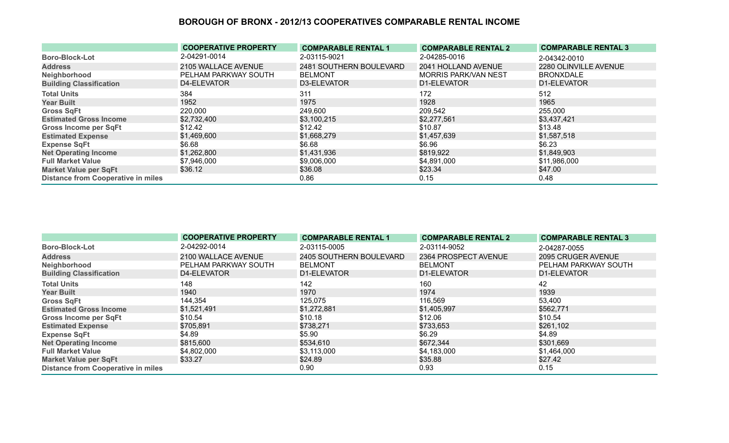# BOROUGH OF BRONX - 2012/13 COOPERATIVES COMPARABLE RENTAL INCOME

| | COOPERATIVE PROPERTY | COMPARABLE RENTAL 1 | COMPARABLE RENTAL 2 | COMPARABLE RENTAL 3 |
|---|---|---|---|---|
| **Boro-Block-Lot** | 2-04291-0014 | 2-03115-9021 | 2-04285-0016 | 2-04342-0010 |
| **Address** | 2105 WALLACE AVENUE | 2481 SOUTHERN BOULEVARD | 2041 HOLLAND AVENUE | 2280 OLINVILLE AVENUE |
| **Neighborhood** | PELHAM PARKWAY SOUTH | BELMONT | MORRIS PARK/VAN NEST | BRONXDALE |
| **Building Classification** | D4-ELEVATOR | D3-ELEVATOR | D1-ELEVATOR | D1-ELEVATOR |
| **Total Units** | 384 | 311 | 172 | 512 |
| **Year Built** | 1952 | 1975 | 1928 | 1965 |
| **Gross SqFt** | 220,000 | 249,600 | 209,542 | 255,000 |
| **Estimated Gross Income** | $2,732,400 | $3,100,215 | $2,277,561 | $3,437,421 |
| **Gross Income per SqFt** | $12.42 | $12.42 | $10.87 | $13.48 |
| **Estimated Expense** | $1,469,600 | $1,668,279 | $1,457,639 | $1,587,518 |
| **Expense SqFt** | $6.68 | $6.68 | $6.96 | $6.23 |
| **Net Operating Income** | $1,262,800 | $1,431,936 | $819,922 | $1,849,903 |
| **Full Market Value** | $7,946,000 | $9,006,000 | $4,891,000 | $11,986,000 |
| **Market Value per SqFt** | $36.12 | $36.08 | $23.34 | $47.00 |
| **Distance from Cooperative in miles** | | 0.86 | 0.15 | 0.48 |

| | COOPERATIVE PROPERTY | COMPARABLE RENTAL 1 | COMPARABLE RENTAL 2 | COMPARABLE RENTAL 3 |
|---|---|---|---|---|
| **Boro-Block-Lot** | 2-04292-0014 | 2-03115-0005 | 2-03114-9052 | 2-04287-0055 |
| **Address** | 2100 WALLACE AVENUE | 2405 SOUTHERN BOULEVARD | 2364 PROSPECT AVENUE | 2095 CRUGER AVENUE |
| **Neighborhood** | PELHAM PARKWAY SOUTH | BELMONT | BELMONT | PELHAM PARKWAY SOUTH |
| **Building Classification** | D4-ELEVATOR | D1-ELEVATOR | D1-ELEVATOR | D1-ELEVATOR |
| **Total Units** | 148 | 142 | 160 | 42 |
| **Year Built** | 1940 | 1970 | 1974 | 1939 |
| **Gross SqFt** | 144,354 | 125,075 | 116,569 | 53,400 |
| **Estimated Gross Income** | $1,521,491 | $1,272,881 | $1,405,997 | $562,771 |
| **Gross Income per SqFt** | $10.54 | $10.18 | $12.06 | $10.54 |
| **Estimated Expense** | $705,891 | $738,271 | $733,653 | $261,102 |
| **Expense SqFt** | $4.89 | $5.90 | $6.29 | $4.89 |
| **Net Operating Income** | $815,600 | $534,610 | $672,344 | $301,669 |
| **Full Market Value** | $4,802,000 | $3,113,000 | $4,183,000 | $1,464,000 |
| **Market Value per SqFt** | $33.27 | $24.89 | $35.88 | $27.42 |
| **Distance from Cooperative in miles** | | 0.90 | 0.93 | 0.15 |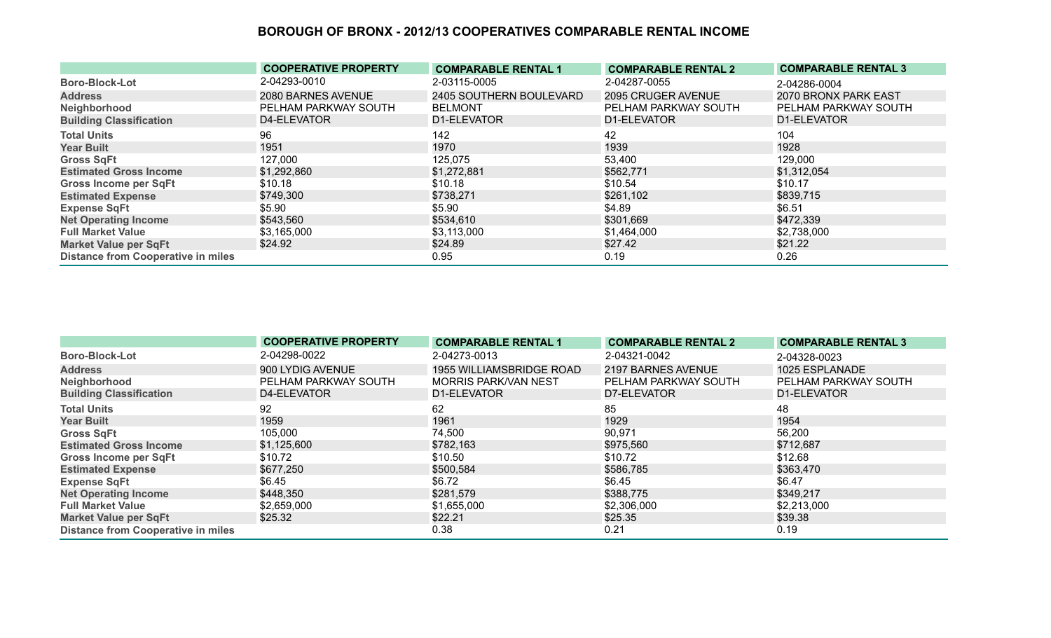## BOROUGH OF BRONX - 2012/13 COOPERATIVES COMPARABLE RENTAL INCOME

| | COOPERATIVE PROPERTY | COMPARABLE RENTAL 1 | COMPARABLE RENTAL 2 | COMPARABLE RENTAL 3 |
|---|---|---|---|---|
| **Boro-Block-Lot** | 2-04293-0010 | 2-03115-0005 | 2-04287-0055 | 2-04286-0004 |
| **Address** | 2080 BARNES AVENUE | 2405 SOUTHERN BOULEVARD | 2095 CRUGER AVENUE | 2070 BRONX PARK EAST |
| **Neighborhood** | PELHAM PARKWAY SOUTH | BELMONT | PELHAM PARKWAY SOUTH | PELHAM PARKWAY SOUTH |
| **Building Classification** | D4-ELEVATOR | D1-ELEVATOR | D1-ELEVATOR | D1-ELEVATOR |
| **Total Units** | 96 | 142 | 42 | 104 |
| **Year Built** | 1951 | 1970 | 1939 | 1928 |
| **Gross SqFt** | 127,000 | 125,075 | 53,400 | 129,000 |
| **Estimated Gross Income** | $1,292,860 | $1,272,881 | $562,771 | $1,312,054 |
| **Gross Income per SqFt** | $10.18 | $10.18 | $10.54 | $10.17 |
| **Estimated Expense** | $749,300 | $738,271 | $261,102 | $839,715 |
| **Expense SqFt** | $5.90 | $5.90 | $4.89 | $6.51 |
| **Net Operating Income** | $543,560 | $534,610 | $301,669 | $472,339 |
| **Full Market Value** | $3,165,000 | $3,113,000 | $1,464,000 | $2,738,000 |
| **Market Value per SqFt** | $24.92 | $24.89 | $27.42 | $21.22 |
| **Distance from Cooperative in miles** | | 0.95 | 0.19 | 0.26 |

| | COOPERATIVE PROPERTY | COMPARABLE RENTAL 1 | COMPARABLE RENTAL 2 | COMPARABLE RENTAL 3 |
|---|---|---|---|---|
| **Boro-Block-Lot** | 2-04298-0022 | 2-04273-0013 | 2-04321-0042 | 2-04328-0023 |
| **Address** | 900 LYDIG AVENUE | 1955 WILLIAMSBRIDGE ROAD | 2197 BARNES AVENUE | 1025 ESPLANADE |
| **Neighborhood** | PELHAM PARKWAY SOUTH | MORRIS PARK/VAN NEST | PELHAM PARKWAY SOUTH | PELHAM PARKWAY SOUTH |
| **Building Classification** | D4-ELEVATOR | D1-ELEVATOR | D7-ELEVATOR | D1-ELEVATOR |
| **Total Units** | 92 | 62 | 85 | 48 |
| **Year Built** | 1959 | 1961 | 1929 | 1954 |
| **Gross SqFt** | 105,000 | 74,500 | 90,971 | 56,200 |
| **Estimated Gross Income** | $1,125,600 | $782,163 | $975,560 | $712,687 |
| **Gross Income per SqFt** | $10.72 | $10.50 | $10.72 | $12.68 |
| **Estimated Expense** | $677,250 | $500,584 | $586,785 | $363,470 |
| **Expense SqFt** | $6.45 | $6.72 | $6.45 | $6.47 |
| **Net Operating Income** | $448,350 | $281,579 | $388,775 | $349,217 |
| **Full Market Value** | $2,659,000 | $1,655,000 | $2,306,000 | $2,213,000 |
| **Market Value per SqFt** | $25.32 | $22.21 | $25.35 | $39.38 |
| **Distance from Cooperative in miles** | | 0.38 | 0.21 | 0.19 |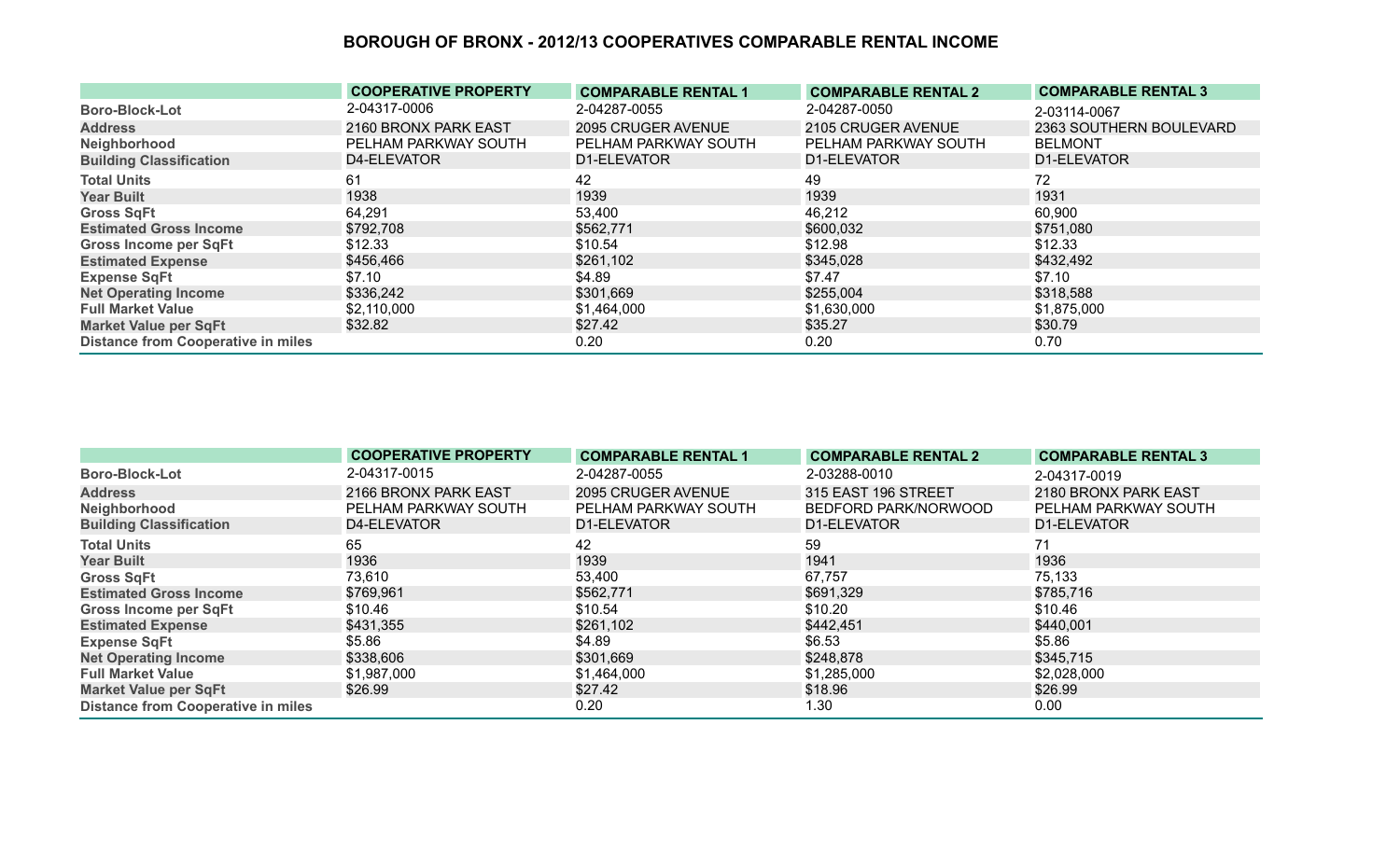# BOROUGH OF BRONX - 2012/13 COOPERATIVES COMPARABLE RENTAL INCOME

| | COOPERATIVE PROPERTY | COMPARABLE RENTAL 1 | COMPARABLE RENTAL 2 | COMPARABLE RENTAL 3 |
|---|---|---|---|---|
| Boro-Block-Lot | 2-04317-0006 | 2-04287-0055 | 2-04287-0050 | 2-03114-0067 |
| Address | 2160 BRONX PARK EAST | 2095 CRUGER AVENUE | 2105 CRUGER AVENUE | 2363 SOUTHERN BOULEVARD |
| Neighborhood | PELHAM PARKWAY SOUTH | PELHAM PARKWAY SOUTH | PELHAM PARKWAY SOUTH | BELMONT |
| Building Classification | D4-ELEVATOR | D1-ELEVATOR | D1-ELEVATOR | D1-ELEVATOR |
| Total Units | 61 | 42 | 49 | 72 |
| Year Built | 1938 | 1939 | 1939 | 1931 |
| Gross SqFt | 64,291 | 53,400 | 46,212 | 60,900 |
| Estimated Gross Income | $792,708 | $562,771 | $600,032 | $751,080 |
| Gross Income per SqFt | $12.33 | $10.54 | $12.98 | $12.33 |
| Estimated Expense | $456,466 | $261,102 | $345,028 | $432,492 |
| Expense SqFt | $7.10 | $4.89 | $7.47 | $7.10 |
| Net Operating Income | $336,242 | $301,669 | $255,004 | $318,588 |
| Full Market Value | $2,110,000 | $1,464,000 | $1,630,000 | $1,875,000 |
| Market Value per SqFt | $32.82 | $27.42 | $35.27 | $30.79 |
| Distance from Cooperative in miles | | 0.20 | 0.20 | 0.70 |

| | COOPERATIVE PROPERTY | COMPARABLE RENTAL 1 | COMPARABLE RENTAL 2 | COMPARABLE RENTAL 3 |
|---|---|---|---|---|
| Boro-Block-Lot | 2-04317-0015 | 2-04287-0055 | 2-03288-0010 | 2-04317-0019 |
| Address | 2166 BRONX PARK EAST | 2095 CRUGER AVENUE | 315 EAST 196 STREET | 2180 BRONX PARK EAST |
| Neighborhood | PELHAM PARKWAY SOUTH | PELHAM PARKWAY SOUTH | BEDFORD PARK/NORWOOD | PELHAM PARKWAY SOUTH |
| Building Classification | D4-ELEVATOR | D1-ELEVATOR | D1-ELEVATOR | D1-ELEVATOR |
| Total Units | 65 | 42 | 59 | 71 |
| Year Built | 1936 | 1939 | 1941 | 1936 |
| Gross SqFt | 73,610 | 53,400 | 67,757 | 75,133 |
| Estimated Gross Income | $769,961 | $562,771 | $691,329 | $785,716 |
| Gross Income per SqFt | $10.46 | $10.54 | $10.20 | $10.46 |
| Estimated Expense | $431,355 | $261,102 | $442,451 | $440,001 |
| Expense SqFt | $5.86 | $4.89 | $6.53 | $5.86 |
| Net Operating Income | $338,606 | $301,669 | $248,878 | $345,715 |
| Full Market Value | $1,987,000 | $1,464,000 | $1,285,000 | $2,028,000 |
| Market Value per SqFt | $26.99 | $27.42 | $18.96 | $26.99 |
| Distance from Cooperative in miles | | 0.20 | 1.30 | 0.00 |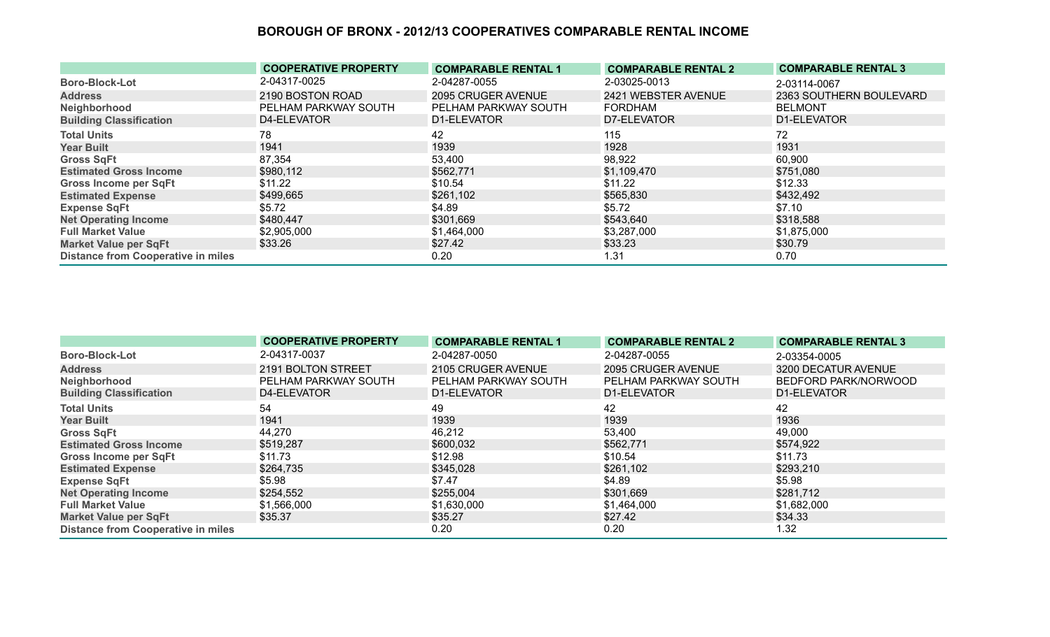# BOROUGH OF BRONX - 2012/13 COOPERATIVES COMPARABLE RENTAL INCOME

| | COOPERATIVE PROPERTY | COMPARABLE RENTAL 1 | COMPARABLE RENTAL 2 | COMPARABLE RENTAL 3 |
|---|---|---|---|---|
| Boro-Block-Lot | 2-04317-0025 | 2-04287-0055 | 2-03025-0013 | 2-03114-0067 |
| Address | 2190 BOSTON ROAD | 2095 CRUGER AVENUE | 2421 WEBSTER AVENUE | 2363 SOUTHERN BOULEVARD |
| Neighborhood | PELHAM PARKWAY SOUTH | PELHAM PARKWAY SOUTH | FORDHAM | BELMONT |
| Building Classification | D4-ELEVATOR | D1-ELEVATOR | D7-ELEVATOR | D1-ELEVATOR |
| Total Units | 78 | 42 | 115 | 72 |
| Year Built | 1941 | 1939 | 1928 | 1931 |
| Gross SqFt | 87,354 | 53,400 | 98,922 | 60,900 |
| Estimated Gross Income | $980,112 | $562,771 | $1,109,470 | $751,080 |
| Gross Income per SqFt | $11.22 | $10.54 | $11.22 | $12.33 |
| Estimated Expense | $499,665 | $261,102 | $565,830 | $432,492 |
| Expense SqFt | $5.72 | $4.89 | $5.72 | $7.10 |
| Net Operating Income | $480,447 | $301,669 | $543,640 | $318,588 |
| Full Market Value | $2,905,000 | $1,464,000 | $3,287,000 | $1,875,000 |
| Market Value per SqFt | $33.26 | $27.42 | $33.23 | $30.79 |
| Distance from Cooperative in miles | | 0.20 | 1.31 | 0.70 |

| | COOPERATIVE PROPERTY | COMPARABLE RENTAL 1 | COMPARABLE RENTAL 2 | COMPARABLE RENTAL 3 |
|---|---|---|---|---|
| Boro-Block-Lot | 2-04317-0037 | 2-04287-0050 | 2-04287-0055 | 2-03354-0005 |
| Address | 2191 BOLTON STREET | 2105 CRUGER AVENUE | 2095 CRUGER AVENUE | 3200 DECATUR AVENUE |
| Neighborhood | PELHAM PARKWAY SOUTH | PELHAM PARKWAY SOUTH | PELHAM PARKWAY SOUTH | BEDFORD PARK/NORWOOD |
| Building Classification | D4-ELEVATOR | D1-ELEVATOR | D1-ELEVATOR | D1-ELEVATOR |
| Total Units | 54 | 49 | 42 | 42 |
| Year Built | 1941 | 1939 | 1939 | 1936 |
| Gross SqFt | 44,270 | 46,212 | 53,400 | 49,000 |
| Estimated Gross Income | $519,287 | $600,032 | $562,771 | $574,922 |
| Gross Income per SqFt | $11.73 | $12.98 | $10.54 | $11.73 |
| Estimated Expense | $264,735 | $345,028 | $261,102 | $293,210 |
| Expense SqFt | $5.98 | $7.47 | $4.89 | $5.98 |
| Net Operating Income | $254,552 | $255,004 | $301,669 | $281,712 |
| Full Market Value | $1,566,000 | $1,630,000 | $1,464,000 | $1,682,000 |
| Market Value per SqFt | $35.37 | $35.27 | $27.42 | $34.33 |
| Distance from Cooperative in miles | | 0.20 | 0.20 | 1.32 |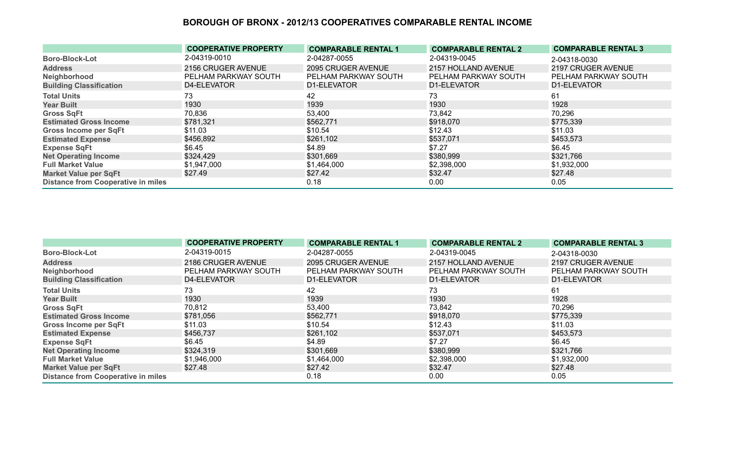## BOROUGH OF BRONX - 2012/13 COOPERATIVES COMPARABLE RENTAL INCOME

| | COOPERATIVE PROPERTY | COMPARABLE RENTAL 1 | COMPARABLE RENTAL 2 | COMPARABLE RENTAL 3 |
|---|---|---|---|---|
| Boro-Block-Lot | 2-04319-0010 | 2-04287-0055 | 2-04319-0045 | 2-04318-0030 |
| Address | 2156 CRUGER AVENUE | 2095 CRUGER AVENUE | 2157 HOLLAND AVENUE | 2197 CRUGER AVENUE |
| Neighborhood | PELHAM PARKWAY SOUTH | PELHAM PARKWAY SOUTH | PELHAM PARKWAY SOUTH | PELHAM PARKWAY SOUTH |
| Building Classification | D4-ELEVATOR | D1-ELEVATOR | D1-ELEVATOR | D1-ELEVATOR |
| Total Units | 73 | 42 | 73 | 61 |
| Year Built | 1930 | 1939 | 1930 | 1928 |
| Gross SqFt | 70,836 | 53,400 | 73,842 | 70,296 |
| Estimated Gross Income | $781,321 | $562,771 | $918,070 | $775,339 |
| Gross Income per SqFt | $11.03 | $10.54 | $12.43 | $11.03 |
| Estimated Expense | $456,892 | $261,102 | $537,071 | $453,573 |
| Expense SqFt | $6.45 | $4.89 | $7.27 | $6.45 |
| Net Operating Income | $324,429 | $301,669 | $380,999 | $321,766 |
| Full Market Value | $1,947,000 | $1,464,000 | $2,398,000 | $1,932,000 |
| Market Value per SqFt | $27.49 | $27.42 | $32.47 | $27.48 |
| Distance from Cooperative in miles | | 0.18 | 0.00 | 0.05 |

| | COOPERATIVE PROPERTY | COMPARABLE RENTAL 1 | COMPARABLE RENTAL 2 | COMPARABLE RENTAL 3 |
|---|---|---|---|---|
| Boro-Block-Lot | 2-04319-0015 | 2-04287-0055 | 2-04319-0045 | 2-04318-0030 |
| Address | 2186 CRUGER AVENUE | 2095 CRUGER AVENUE | 2157 HOLLAND AVENUE | 2197 CRUGER AVENUE |
| Neighborhood | PELHAM PARKWAY SOUTH | PELHAM PARKWAY SOUTH | PELHAM PARKWAY SOUTH | PELHAM PARKWAY SOUTH |
| Building Classification | D4-ELEVATOR | D1-ELEVATOR | D1-ELEVATOR | D1-ELEVATOR |
| Total Units | 73 | 42 | 73 | 61 |
| Year Built | 1930 | 1939 | 1930 | 1928 |
| Gross SqFt | 70,812 | 53,400 | 73,842 | 70,296 |
| Estimated Gross Income | $781,056 | $562,771 | $918,070 | $775,339 |
| Gross Income per SqFt | $11.03 | $10.54 | $12.43 | $11.03 |
| Estimated Expense | $456,737 | $261,102 | $537,071 | $453,573 |
| Expense SqFt | $6.45 | $4.89 | $7.27 | $6.45 |
| Net Operating Income | $324,319 | $301,669 | $380,999 | $321,766 |
| Full Market Value | $1,946,000 | $1,464,000 | $2,398,000 | $1,932,000 |
| Market Value per SqFt | $27.48 | $27.42 | $32.47 | $27.48 |
| Distance from Cooperative in miles | | 0.18 | 0.00 | 0.05 |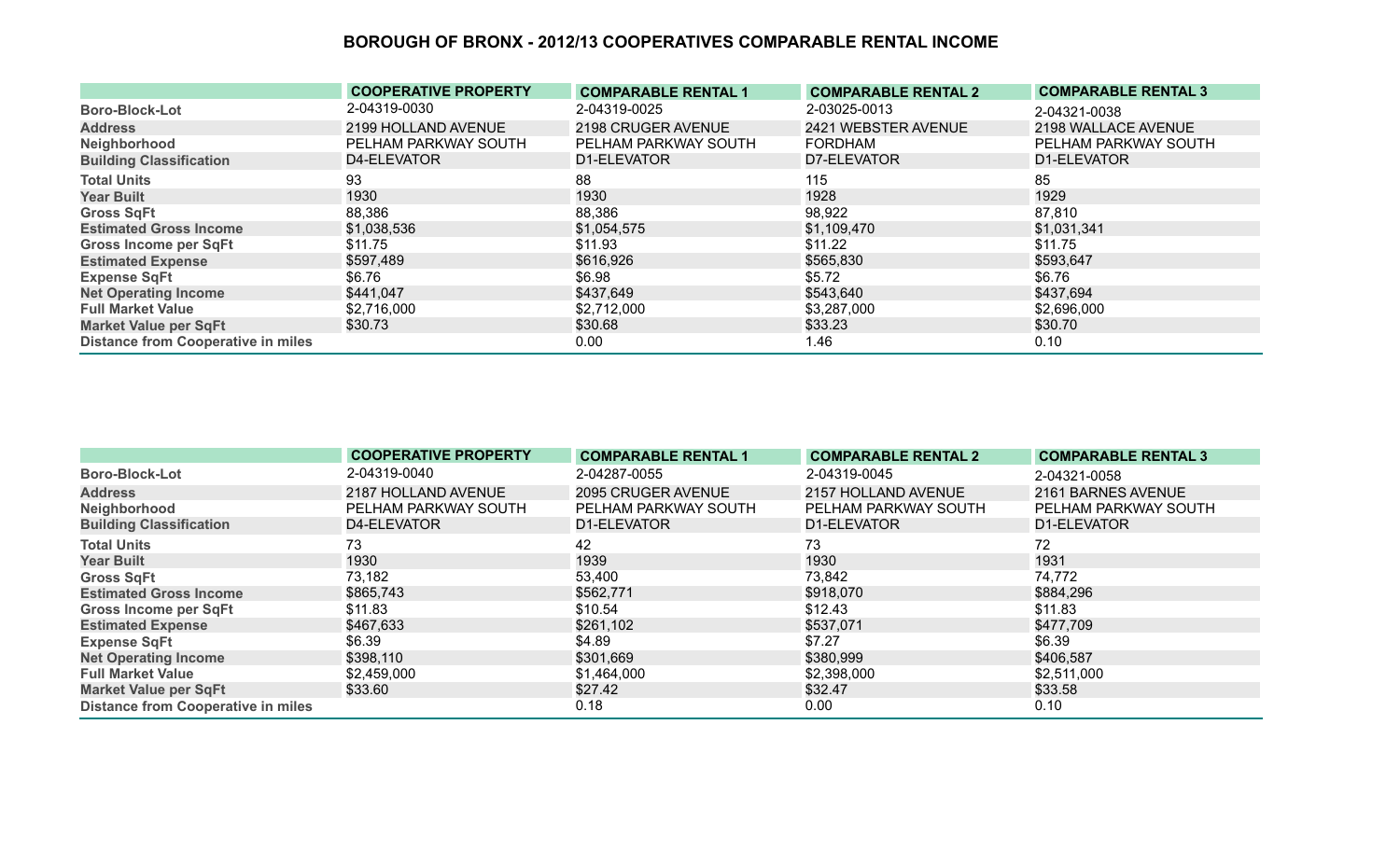# BOROUGH OF BRONX - 2012/13 COOPERATIVES COMPARABLE RENTAL INCOME

| | COOPERATIVE PROPERTY | COMPARABLE RENTAL 1 | COMPARABLE RENTAL 2 | COMPARABLE RENTAL 3 |
|---|---|---|---|---|
| Boro-Block-Lot | 2-04319-0030 | 2-04319-0025 | 2-03025-0013 | 2-04321-0038 |
| Address | 2199 HOLLAND AVENUE | 2198 CRUGER AVENUE | 2421 WEBSTER AVENUE | 2198 WALLACE AVENUE |
| Neighborhood | PELHAM PARKWAY SOUTH | PELHAM PARKWAY SOUTH | FORDHAM | PELHAM PARKWAY SOUTH |
| Building Classification | D4-ELEVATOR | D1-ELEVATOR | D7-ELEVATOR | D1-ELEVATOR |
| Total Units | 93 | 88 | 115 | 85 |
| Year Built | 1930 | 1930 | 1928 | 1929 |
| Gross SqFt | 88,386 | 88,386 | 98,922 | 87,810 |
| Estimated Gross Income | $1,038,536 | $1,054,575 | $1,109,470 | $1,031,341 |
| Gross Income per SqFt | $11.75 | $11.93 | $11.22 | $11.75 |
| Estimated Expense | $597,489 | $616,926 | $565,830 | $593,647 |
| Expense SqFt | $6.76 | $6.98 | $5.72 | $6.76 |
| Net Operating Income | $441,047 | $437,649 | $543,640 | $437,694 |
| Full Market Value | $2,716,000 | $2,712,000 | $3,287,000 | $2,696,000 |
| Market Value per SqFt | $30.73 | $30.68 | $33.23 | $30.70 |
| Distance from Cooperative in miles | | 0.00 | 1.46 | 0.10 |

| | COOPERATIVE PROPERTY | COMPARABLE RENTAL 1 | COMPARABLE RENTAL 2 | COMPARABLE RENTAL 3 |
|---|---|---|---|---|
| Boro-Block-Lot | 2-04319-0040 | 2-04287-0055 | 2-04319-0045 | 2-04321-0058 |
| Address | 2187 HOLLAND AVENUE | 2095 CRUGER AVENUE | 2157 HOLLAND AVENUE | 2161 BARNES AVENUE |
| Neighborhood | PELHAM PARKWAY SOUTH | PELHAM PARKWAY SOUTH | PELHAM PARKWAY SOUTH | PELHAM PARKWAY SOUTH |
| Building Classification | D4-ELEVATOR | D1-ELEVATOR | D1-ELEVATOR | D1-ELEVATOR |
| Total Units | 73 | 42 | 73 | 72 |
| Year Built | 1930 | 1939 | 1930 | 1931 |
| Gross SqFt | 73,182 | 53,400 | 73,842 | 74,772 |
| Estimated Gross Income | $865,743 | $562,771 | $918,070 | $884,296 |
| Gross Income per SqFt | $11.83 | $10.54 | $12.43 | $11.83 |
| Estimated Expense | $467,633 | $261,102 | $537,071 | $477,709 |
| Expense SqFt | $6.39 | $4.89 | $7.27 | $6.39 |
| Net Operating Income | $398,110 | $301,669 | $380,999 | $406,587 |
| Full Market Value | $2,459,000 | $1,464,000 | $2,398,000 | $2,511,000 |
| Market Value per SqFt | $33.60 | $27.42 | $32.47 | $33.58 |
| Distance from Cooperative in miles | | 0.18 | 0.00 | 0.10 |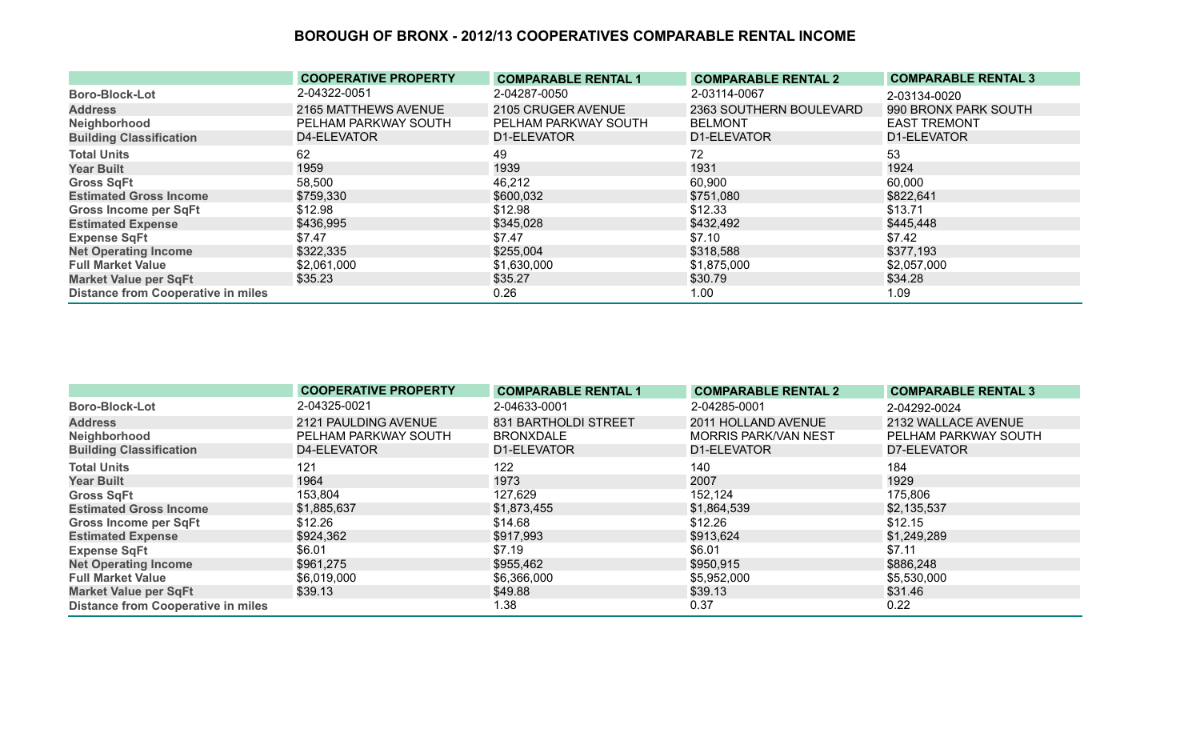## BOROUGH OF BRONX - 2012/13 COOPERATIVES COMPARABLE RENTAL INCOME

| | COOPERATIVE PROPERTY | COMPARABLE RENTAL 1 | COMPARABLE RENTAL 2 | COMPARABLE RENTAL 3 |
|---|---|---|---|---|
| Boro-Block-Lot | 2-04322-0051 | 2-04287-0050 | 2-03114-0067 | 2-03134-0020 |
| Address | 2165 MATTHEWS AVENUE | 2105 CRUGER AVENUE | 2363 SOUTHERN BOULEVARD | 990 BRONX PARK SOUTH |
| Neighborhood | PELHAM PARKWAY SOUTH | PELHAM PARKWAY SOUTH | BELMONT | EAST TREMONT |
| Building Classification | D4-ELEVATOR | D1-ELEVATOR | D1-ELEVATOR | D1-ELEVATOR |
| Total Units | 62 | 49 | 72 | 53 |
| Year Built | 1959 | 1939 | 1931 | 1924 |
| Gross SqFt | 58,500 | 46,212 | 60,900 | 60,000 |
| Estimated Gross Income | $759,330 | $600,032 | $751,080 | $822,641 |
| Gross Income per SqFt | $12.98 | $12.98 | $12.33 | $13.71 |
| Estimated Expense | $436,995 | $345,028 | $432,492 | $445,448 |
| Expense SqFt | $7.47 | $7.47 | $7.10 | $7.42 |
| Net Operating Income | $322,335 | $255,004 | $318,588 | $377,193 |
| Full Market Value | $2,061,000 | $1,630,000 | $1,875,000 | $2,057,000 |
| Market Value per SqFt | $35.23 | $35.27 | $30.79 | $34.28 |
| Distance from Cooperative in miles | | 0.26 | 1.00 | 1.09 |

| | COOPERATIVE PROPERTY | COMPARABLE RENTAL 1 | COMPARABLE RENTAL 2 | COMPARABLE RENTAL 3 |
|---|---|---|---|---|
| Boro-Block-Lot | 2-04325-0021 | 2-04633-0001 | 2-04285-0001 | 2-04292-0024 |
| Address | 2121 PAULDING AVENUE | 831 BARTHOLDI STREET | 2011 HOLLAND AVENUE | 2132 WALLACE AVENUE |
| Neighborhood | PELHAM PARKWAY SOUTH | BRONXDALE | MORRIS PARK/VAN NEST | PELHAM PARKWAY SOUTH |
| Building Classification | D4-ELEVATOR | D1-ELEVATOR | D1-ELEVATOR | D7-ELEVATOR |
| Total Units | 121 | 122 | 140 | 184 |
| Year Built | 1964 | 1973 | 2007 | 1929 |
| Gross SqFt | 153,804 | 127,629 | 152,124 | 175,806 |
| Estimated Gross Income | $1,885,637 | $1,873,455 | $1,864,539 | $2,135,537 |
| Gross Income per SqFt | $12.26 | $14.68 | $12.26 | $12.15 |
| Estimated Expense | $924,362 | $917,993 | $913,624 | $1,249,289 |
| Expense SqFt | $6.01 | $7.19 | $6.01 | $7.11 |
| Net Operating Income | $961,275 | $955,462 | $950,915 | $886,248 |
| Full Market Value | $6,019,000 | $6,366,000 | $5,952,000 | $5,530,000 |
| Market Value per SqFt | $39.13 | $49.88 | $39.13 | $31.46 |
| Distance from Cooperative in miles | | 1.38 | 0.37 | 0.22 |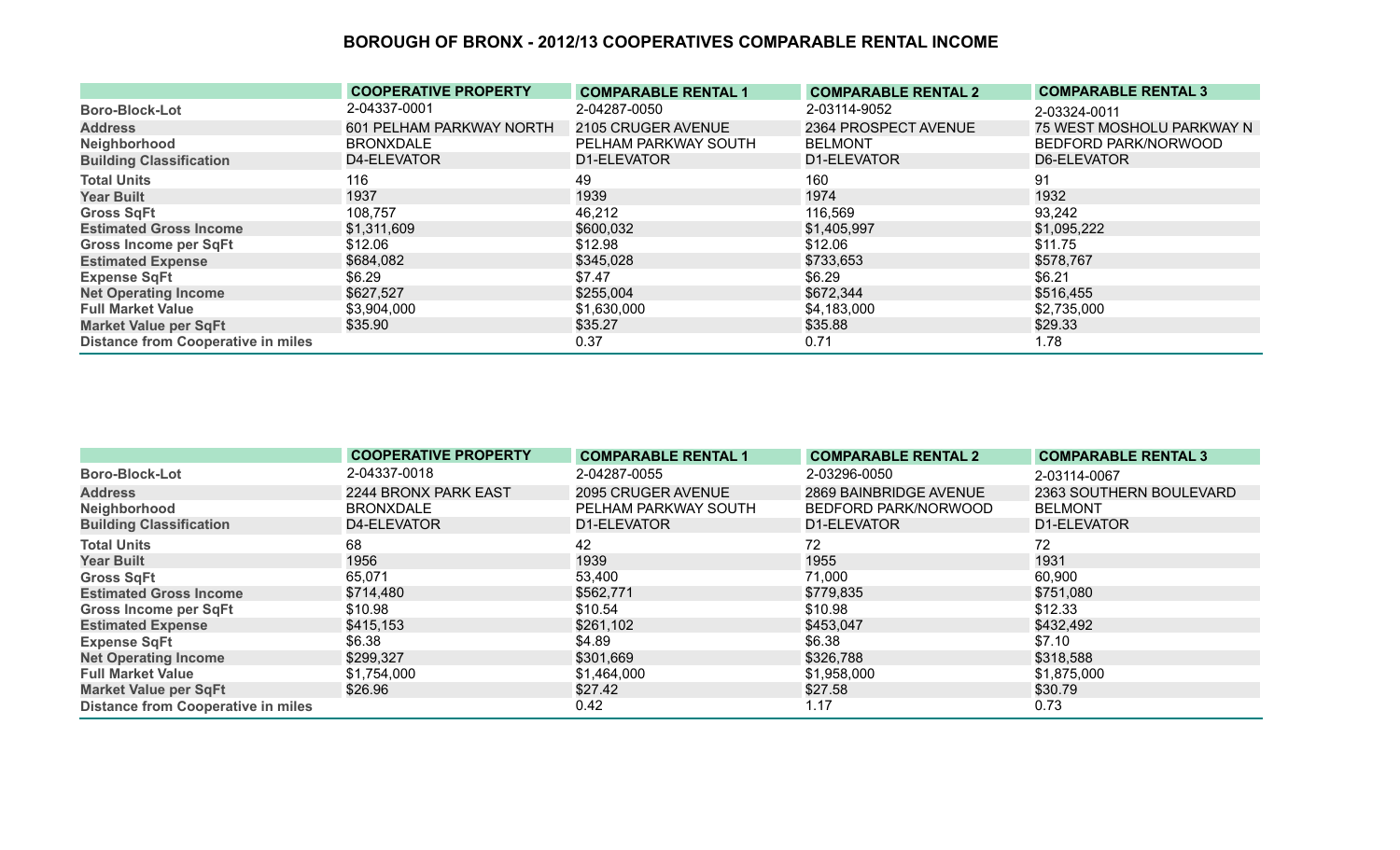# BOROUGH OF BRONX - 2012/13 COOPERATIVES COMPARABLE RENTAL INCOME

| | COOPERATIVE PROPERTY | COMPARABLE RENTAL 1 | COMPARABLE RENTAL 2 | COMPARABLE RENTAL 3 |
|---|---|---|---|---|
| Boro-Block-Lot | 2-04337-0001 | 2-04287-0050 | 2-03114-9052 | 2-03324-0011 |
| Address | 601 PELHAM PARKWAY NORTH | 2105 CRUGER AVENUE | 2364 PROSPECT AVENUE | 75 WEST MOSHOLU PARKWAY N |
| Neighborhood | BRONXDALE | PELHAM PARKWAY SOUTH | BELMONT | BEDFORD PARK/NORWOOD |
| Building Classification | D4-ELEVATOR | D1-ELEVATOR | D1-ELEVATOR | D6-ELEVATOR |
| Total Units | 116 | 49 | 160 | 91 |
| Year Built | 1937 | 1939 | 1974 | 1932 |
| Gross SqFt | 108,757 | 46,212 | 116,569 | 93,242 |
| Estimated Gross Income | $1,311,609 | $600,032 | $1,405,997 | $1,095,222 |
| Gross Income per SqFt | $12.06 | $12.98 | $12.06 | $11.75 |
| Estimated Expense | $684,082 | $345,028 | $733,653 | $578,767 |
| Expense SqFt | $6.29 | $7.47 | $6.29 | $6.21 |
| Net Operating Income | $627,527 | $255,004 | $672,344 | $516,455 |
| Full Market Value | $3,904,000 | $1,630,000 | $4,183,000 | $2,735,000 |
| Market Value per SqFt | $35.90 | $35.27 | $35.88 | $29.33 |
| Distance from Cooperative in miles | | 0.37 | 0.71 | 1.78 |

| | COOPERATIVE PROPERTY | COMPARABLE RENTAL 1 | COMPARABLE RENTAL 2 | COMPARABLE RENTAL 3 |
|---|---|---|---|---|
| Boro-Block-Lot | 2-04337-0018 | 2-04287-0055 | 2-03296-0050 | 2-03114-0067 |
| Address | 2244 BRONX PARK EAST | 2095 CRUGER AVENUE | 2869 BAINBRIDGE AVENUE | 2363 SOUTHERN BOULEVARD |
| Neighborhood | BRONXDALE | PELHAM PARKWAY SOUTH | BEDFORD PARK/NORWOOD | BELMONT |
| Building Classification | D4-ELEVATOR | D1-ELEVATOR | D1-ELEVATOR | D1-ELEVATOR |
| Total Units | 68 | 42 | 72 | 72 |
| Year Built | 1956 | 1939 | 1955 | 1931 |
| Gross SqFt | 65,071 | 53,400 | 71,000 | 60,900 |
| Estimated Gross Income | $714,480 | $562,771 | $779,835 | $751,080 |
| Gross Income per SqFt | $10.98 | $10.54 | $10.98 | $12.33 |
| Estimated Expense | $415,153 | $261,102 | $453,047 | $432,492 |
| Expense SqFt | $6.38 | $4.89 | $6.38 | $7.10 |
| Net Operating Income | $299,327 | $301,669 | $326,788 | $318,588 |
| Full Market Value | $1,754,000 | $1,464,000 | $1,958,000 | $1,875,000 |
| Market Value per SqFt | $26.96 | $27.42 | $27.58 | $30.79 |
| Distance from Cooperative in miles | | 0.42 | 1.17 | 0.73 |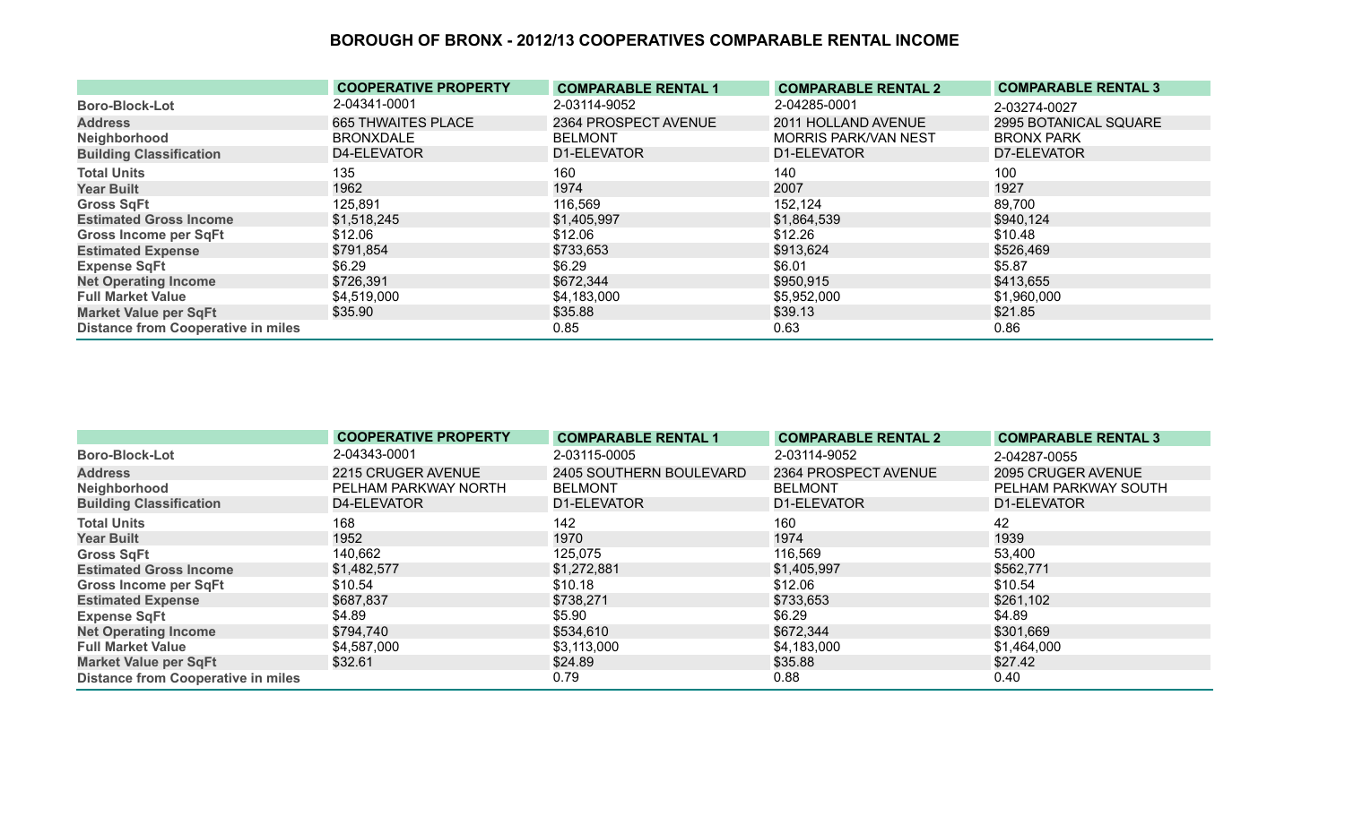# BOROUGH OF BRONX - 2012/13 COOPERATIVES COMPARABLE RENTAL INCOME

| | COOPERATIVE PROPERTY | COMPARABLE RENTAL 1 | COMPARABLE RENTAL 2 | COMPARABLE RENTAL 3 |
|---|---|---|---|---|
| Boro-Block-Lot | 2-04341-0001 | 2-03114-9052 | 2-04285-0001 | 2-03274-0027 |
| Address | 665 THWAITES PLACE | 2364 PROSPECT AVENUE | 2011 HOLLAND AVENUE | 2995 BOTANICAL SQUARE |
| Neighborhood | BRONXDALE | BELMONT | MORRIS PARK/VAN NEST | BRONX PARK |
| Building Classification | D4-ELEVATOR | D1-ELEVATOR | D1-ELEVATOR | D7-ELEVATOR |
| Total Units | 135 | 160 | 140 | 100 |
| Year Built | 1962 | 1974 | 2007 | 1927 |
| Gross SqFt | 125,891 | 116,569 | 152,124 | 89,700 |
| Estimated Gross Income | $1,518,245 | $1,405,997 | $1,864,539 | $940,124 |
| Gross Income per SqFt | $12.06 | $12.06 | $12.26 | $10.48 |
| Estimated Expense | $791,854 | $733,653 | $913,624 | $526,469 |
| Expense SqFt | $6.29 | $6.29 | $6.01 | $5.87 |
| Net Operating Income | $726,391 | $672,344 | $950,915 | $413,655 |
| Full Market Value | $4,519,000 | $4,183,000 | $5,952,000 | $1,960,000 |
| Market Value per SqFt | $35.90 | $35.88 | $39.13 | $21.85 |
| Distance from Cooperative in miles | | 0.85 | 0.63 | 0.86 |

| | COOPERATIVE PROPERTY | COMPARABLE RENTAL 1 | COMPARABLE RENTAL 2 | COMPARABLE RENTAL 3 |
|---|---|---|---|---|
| Boro-Block-Lot | 2-04343-0001 | 2-03115-0005 | 2-03114-9052 | 2-04287-0055 |
| Address | 2215 CRUGER AVENUE | 2405 SOUTHERN BOULEVARD | 2364 PROSPECT AVENUE | 2095 CRUGER AVENUE |
| Neighborhood | PELHAM PARKWAY NORTH | BELMONT | BELMONT | PELHAM PARKWAY SOUTH |
| Building Classification | D4-ELEVATOR | D1-ELEVATOR | D1-ELEVATOR | D1-ELEVATOR |
| Total Units | 168 | 142 | 160 | 42 |
| Year Built | 1952 | 1970 | 1974 | 1939 |
| Gross SqFt | 140,662 | 125,075 | 116,569 | 53,400 |
| Estimated Gross Income | $1,482,577 | $1,272,881 | $1,405,997 | $562,771 |
| Gross Income per SqFt | $10.54 | $10.18 | $12.06 | $10.54 |
| Estimated Expense | $687,837 | $738,271 | $733,653 | $261,102 |
| Expense SqFt | $4.89 | $5.90 | $6.29 | $4.89 |
| Net Operating Income | $794,740 | $534,610 | $672,344 | $301,669 |
| Full Market Value | $4,587,000 | $3,113,000 | $4,183,000 | $1,464,000 |
| Market Value per SqFt | $32.61 | $24.89 | $35.88 | $27.42 |
| Distance from Cooperative in miles | | 0.79 | 0.88 | 0.40 |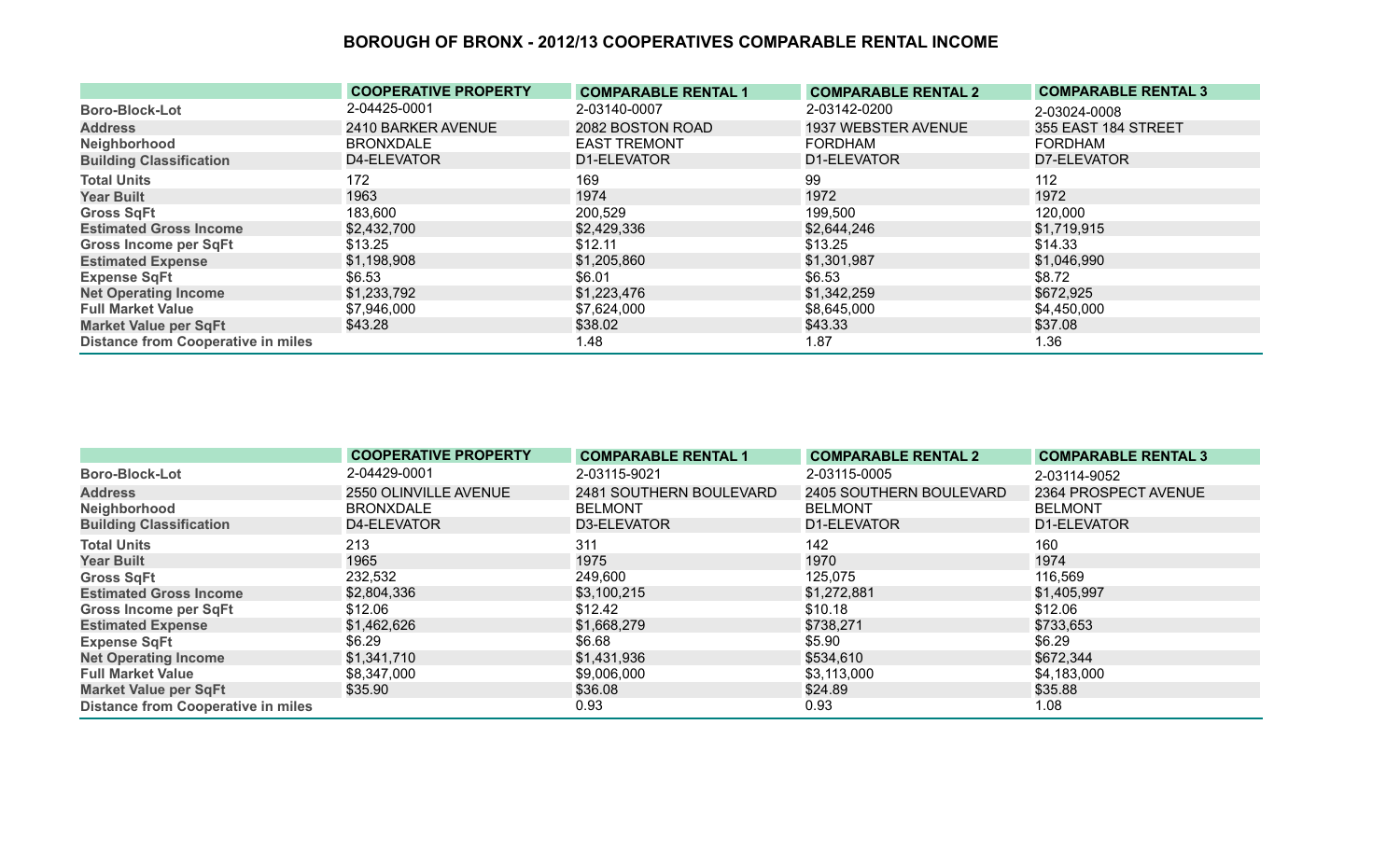# BOROUGH OF BRONX - 2012/13 COOPERATIVES COMPARABLE RENTAL INCOME

| | COOPERATIVE PROPERTY | COMPARABLE RENTAL 1 | COMPARABLE RENTAL 2 | COMPARABLE RENTAL 3 |
|---|---|---|---|---|
| **Boro-Block-Lot** | 2-04425-0001 | 2-03140-0007 | 2-03142-0200 | 2-03024-0008 |
| **Address** | 2410 BARKER AVENUE | 2082 BOSTON ROAD | 1937 WEBSTER AVENUE | 355 EAST 184 STREET |
| **Neighborhood** | BRONXDALE | EAST TREMONT | FORDHAM | FORDHAM |
| **Building Classification** | D4-ELEVATOR | D1-ELEVATOR | D1-ELEVATOR | D7-ELEVATOR |
| **Total Units** | 172 | 169 | 99 | 112 |
| **Year Built** | 1963 | 1974 | 1972 | 1972 |
| **Gross SqFt** | 183,600 | 200,529 | 199,500 | 120,000 |
| **Estimated Gross Income** | $2,432,700 | $2,429,336 | $2,644,246 | $1,719,915 |
| **Gross Income per SqFt** | $13.25 | $12.11 | $13.25 | $14.33 |
| **Estimated Expense** | $1,198,908 | $1,205,860 | $1,301,987 | $1,046,990 |
| **Expense SqFt** | $6.53 | $6.01 | $6.53 | $8.72 |
| **Net Operating Income** | $1,233,792 | $1,223,476 | $1,342,259 | $672,925 |
| **Full Market Value** | $7,946,000 | $7,624,000 | $8,645,000 | $4,450,000 |
| **Market Value per SqFt** | $43.28 | $38.02 | $43.33 | $37.08 |
| **Distance from Cooperative in miles** | | 1.48 | 1.87 | 1.36 |

| | COOPERATIVE PROPERTY | COMPARABLE RENTAL 1 | COMPARABLE RENTAL 2 | COMPARABLE RENTAL 3 |
|---|---|---|---|---|
| **Boro-Block-Lot** | 2-04429-0001 | 2-03115-9021 | 2-03115-0005 | 2-03114-9052 |
| **Address** | 2550 OLINVILLE AVENUE | 2481 SOUTHERN BOULEVARD | 2405 SOUTHERN BOULEVARD | 2364 PROSPECT AVENUE |
| **Neighborhood** | BRONXDALE | BELMONT | BELMONT | BELMONT |
| **Building Classification** | D4-ELEVATOR | D3-ELEVATOR | D1-ELEVATOR | D1-ELEVATOR |
| **Total Units** | 213 | 311 | 142 | 160 |
| **Year Built** | 1965 | 1975 | 1970 | 1974 |
| **Gross SqFt** | 232,532 | 249,600 | 125,075 | 116,569 |
| **Estimated Gross Income** | $2,804,336 | $3,100,215 | $1,272,881 | $1,405,997 |
| **Gross Income per SqFt** | $12.06 | $12.42 | $10.18 | $12.06 |
| **Estimated Expense** | $1,462,626 | $1,668,279 | $738,271 | $733,653 |
| **Expense SqFt** | $6.29 | $6.68 | $5.90 | $6.29 |
| **Net Operating Income** | $1,341,710 | $1,431,936 | $534,610 | $672,344 |
| **Full Market Value** | $8,347,000 | $9,006,000 | $3,113,000 | $4,183,000 |
| **Market Value per SqFt** | $35.90 | $36.08 | $24.89 | $35.88 |
| **Distance from Cooperative in miles** | | 0.93 | 0.93 | 1.08 |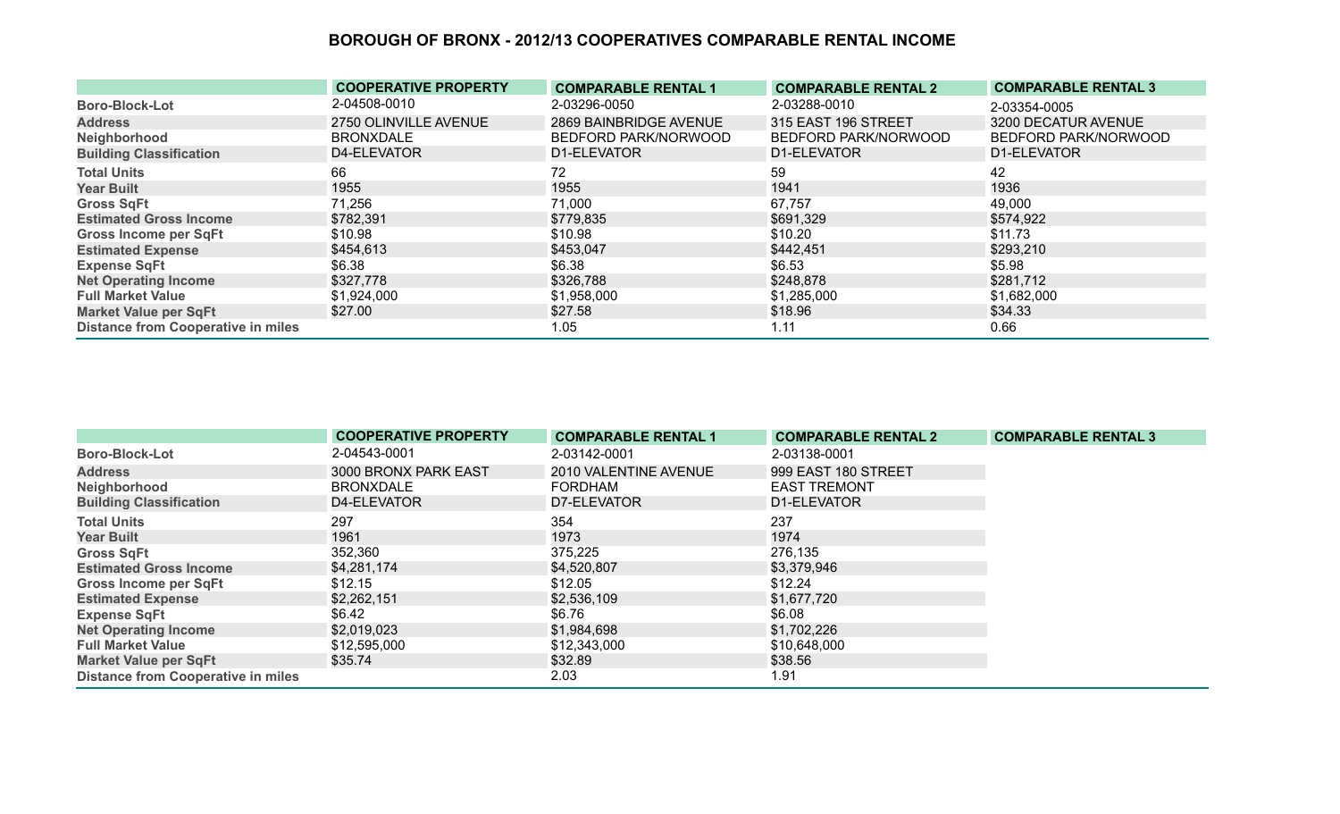# BOROUGH OF BRONX - 2012/13 COOPERATIVES COMPARABLE RENTAL INCOME

| | COOPERATIVE PROPERTY | COMPARABLE RENTAL 1 | COMPARABLE RENTAL 2 | COMPARABLE RENTAL 3 |
|---|---|---|---|---|
| Boro-Block-Lot | 2-04508-0010 | 2-03296-0050 | 2-03288-0010 | 2-03354-0005 |
| Address | 2750 OLINVILLE AVENUE | 2869 BAINBRIDGE AVENUE | 315 EAST 196 STREET | 3200 DECATUR AVENUE |
| Neighborhood | BRONXDALE | BEDFORD PARK/NORWOOD | BEDFORD PARK/NORWOOD | BEDFORD PARK/NORWOOD |
| Building Classification | D4-ELEVATOR | D1-ELEVATOR | D1-ELEVATOR | D1-ELEVATOR |
| Total Units | 66 | 72 | 59 | 42 |
| Year Built | 1955 | 1955 | 1941 | 1936 |
| Gross SqFt | 71,256 | 71,000 | 67,757 | 49,000 |
| Estimated Gross Income | $782,391 | $779,835 | $691,329 | $574,922 |
| Gross Income per SqFt | $10.98 | $10.98 | $10.20 | $11.73 |
| Estimated Expense | $454,613 | $453,047 | $442,451 | $293,210 |
| Expense SqFt | $6.38 | $6.38 | $6.53 | $5.98 |
| Net Operating Income | $327,778 | $326,788 | $248,878 | $281,712 |
| Full Market Value | $1,924,000 | $1,958,000 | $1,285,000 | $1,682,000 |
| Market Value per SqFt | $27.00 | $27.58 | $18.96 | $34.33 |
| Distance from Cooperative in miles | | 1.05 | 1.11 | 0.66 |

| | COOPERATIVE PROPERTY | COMPARABLE RENTAL 1 | COMPARABLE RENTAL 2 | COMPARABLE RENTAL 3 |
|---|---|---|---|---|
| Boro-Block-Lot | 2-04543-0001 | 2-03142-0001 | 2-03138-0001 | |
| Address | 3000 BRONX PARK EAST | 2010 VALENTINE AVENUE | 999 EAST 180 STREET | |
| Neighborhood | BRONXDALE | FORDHAM | EAST TREMONT | |
| Building Classification | D4-ELEVATOR | D7-ELEVATOR | D1-ELEVATOR | |
| Total Units | 297 | 354 | 237 | |
| Year Built | 1961 | 1973 | 1974 | |
| Gross SqFt | 352,360 | 375,225 | 276,135 | |
| Estimated Gross Income | $4,281,174 | $4,520,807 | $3,379,946 | |
| Gross Income per SqFt | $12.15 | $12.05 | $12.24 | |
| Estimated Expense | $2,262,151 | $2,536,109 | $1,677,720 | |
| Expense SqFt | $6.42 | $6.76 | $6.08 | |
| Net Operating Income | $2,019,023 | $1,984,698 | $1,702,226 | |
| Full Market Value | $12,595,000 | $12,343,000 | $10,648,000 | |
| Market Value per SqFt | $35.74 | $32.89 | $38.56 | |
| Distance from Cooperative in miles | | 2.03 | 1.91 | |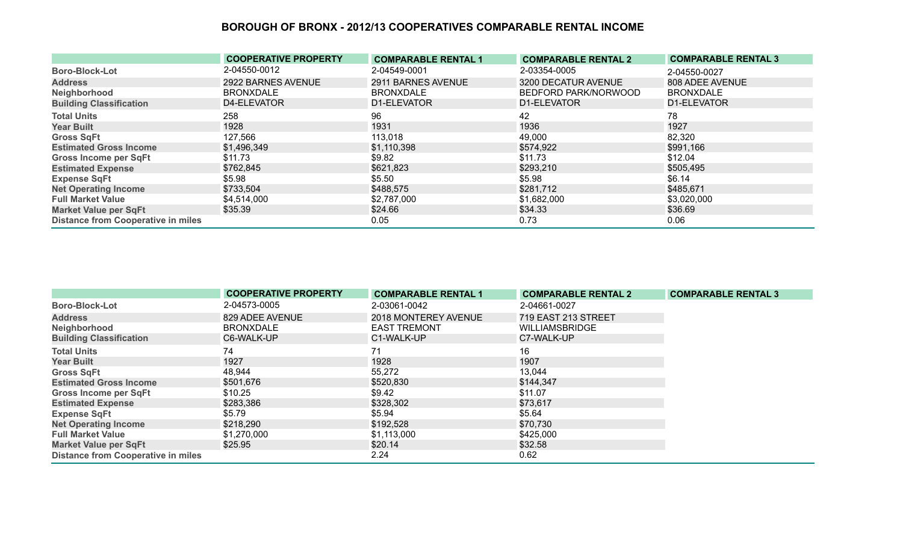# BOROUGH OF BRONX - 2012/13 COOPERATIVES COMPARABLE RENTAL INCOME

| | COOPERATIVE PROPERTY | COMPARABLE RENTAL 1 | COMPARABLE RENTAL 2 | COMPARABLE RENTAL 3 |
|---|---|---|---|---|
| Boro-Block-Lot | 2-04550-0012 | 2-04549-0001 | 2-03354-0005 | 2-04550-0027 |
| Address | 2922 BARNES AVENUE | 2911 BARNES AVENUE | 3200 DECATUR AVENUE | 808 ADEE AVENUE |
| Neighborhood | BRONXDALE | BRONXDALE | BEDFORD PARK/NORWOOD | BRONXDALE |
| Building Classification | D4-ELEVATOR | D1-ELEVATOR | D1-ELEVATOR | D1-ELEVATOR |
| Total Units | 258 | 96 | 42 | 78 |
| Year Built | 1928 | 1931 | 1936 | 1927 |
| Gross SqFt | 127,566 | 113,018 | 49,000 | 82,320 |
| Estimated Gross Income | $1,496,349 | $1,110,398 | $574,922 | $991,166 |
| Gross Income per SqFt | $11.73 | $9.82 | $11.73 | $12.04 |
| Estimated Expense | $762,845 | $621,823 | $293,210 | $505,495 |
| Expense SqFt | $5.98 | $5.50 | $5.98 | $6.14 |
| Net Operating Income | $733,504 | $488,575 | $281,712 | $485,671 |
| Full Market Value | $4,514,000 | $2,787,000 | $1,682,000 | $3,020,000 |
| Market Value per SqFt | $35.39 | $24.66 | $34.33 | $36.69 |
| Distance from Cooperative in miles | | 0.05 | 0.73 | 0.06 |

| | COOPERATIVE PROPERTY | COMPARABLE RENTAL 1 | COMPARABLE RENTAL 2 | COMPARABLE RENTAL 3 |
|---|---|---|---|---|
| Boro-Block-Lot | 2-04573-0005 | 2-03061-0042 | 2-04661-0027 | |
| Address | 829 ADEE AVENUE | 2018 MONTEREY AVENUE | 719 EAST 213 STREET | |
| Neighborhood | BRONXDALE | EAST TREMONT | WILLIAMSBRIDGE | |
| Building Classification | C6-WALK-UP | C1-WALK-UP | C7-WALK-UP | |
| Total Units | 74 | 71 | 16 | |
| Year Built | 1927 | 1928 | 1907 | |
| Gross SqFt | 48,944 | 55,272 | 13,044 | |
| Estimated Gross Income | $501,676 | $520,830 | $144,347 | |
| Gross Income per SqFt | $10.25 | $9.42 | $11.07 | |
| Estimated Expense | $283,386 | $328,302 | $73,617 | |
| Expense SqFt | $5.79 | $5.94 | $5.64 | |
| Net Operating Income | $218,290 | $192,528 | $70,730 | |
| Full Market Value | $1,270,000 | $1,113,000 | $425,000 | |
| Market Value per SqFt | $25.95 | $20.14 | $32.58 | |
| Distance from Cooperative in miles | | 2.24 | 0.62 | |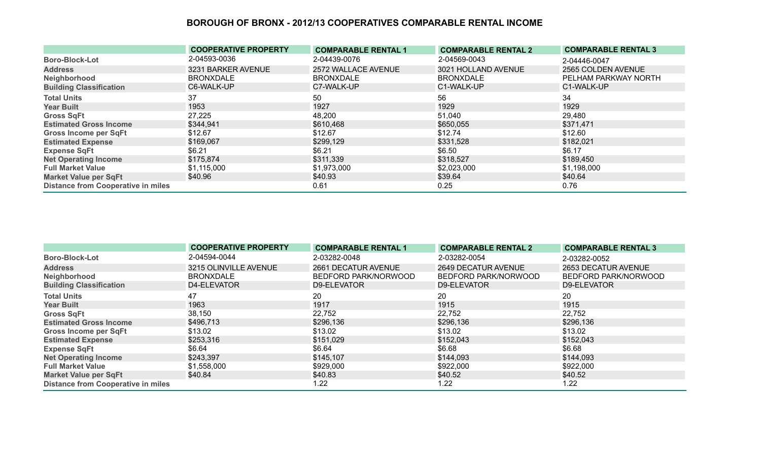# BOROUGH OF BRONX - 2012/13 COOPERATIVES COMPARABLE RENTAL INCOME

| | COOPERATIVE PROPERTY | COMPARABLE RENTAL 1 | COMPARABLE RENTAL 2 | COMPARABLE RENTAL 3 |
|---|---|---|---|---|
| Boro-Block-Lot | 2-04593-0036 | 2-04439-0076 | 2-04569-0043 | 2-04446-0047 |
| Address | 3231 BARKER AVENUE | 2572 WALLACE AVENUE | 3021 HOLLAND AVENUE | 2565 COLDEN AVENUE |
| Neighborhood | BRONXDALE | BRONXDALE | BRONXDALE | PELHAM PARKWAY NORTH |
| Building Classification | C6-WALK-UP | C7-WALK-UP | C1-WALK-UP | C1-WALK-UP |
| Total Units | 37 | 50 | 56 | 34 |
| Year Built | 1953 | 1927 | 1929 | 1929 |
| Gross SqFt | 27,225 | 48,200 | 51,040 | 29,480 |
| Estimated Gross Income | $344,941 | $610,468 | $650,055 | $371,471 |
| Gross Income per SqFt | $12.67 | $12.67 | $12.74 | $12.60 |
| Estimated Expense | $169,067 | $299,129 | $331,528 | $182,021 |
| Expense SqFt | $6.21 | $6.21 | $6.50 | $6.17 |
| Net Operating Income | $175,874 | $311,339 | $318,527 | $189,450 |
| Full Market Value | $1,115,000 | $1,973,000 | $2,023,000 | $1,198,000 |
| Market Value per SqFt | $40.96 | $40.93 | $39.64 | $40.64 |
| Distance from Cooperative in miles | | 0.61 | 0.25 | 0.76 |

| | COOPERATIVE PROPERTY | COMPARABLE RENTAL 1 | COMPARABLE RENTAL 2 | COMPARABLE RENTAL 3 |
|---|---|---|---|---|
| Boro-Block-Lot | 2-04594-0044 | 2-03282-0048 | 2-03282-0054 | 2-03282-0052 |
| Address | 3215 OLINVILLE AVENUE | 2661 DECATUR AVENUE | 2649 DECATUR AVENUE | 2653 DECATUR AVENUE |
| Neighborhood | BRONXDALE | BEDFORD PARK/NORWOOD | BEDFORD PARK/NORWOOD | BEDFORD PARK/NORWOOD |
| Building Classification | D4-ELEVATOR | D9-ELEVATOR | D9-ELEVATOR | D9-ELEVATOR |
| Total Units | 47 | 20 | 20 | 20 |
| Year Built | 1963 | 1917 | 1915 | 1915 |
| Gross SqFt | 38,150 | 22,752 | 22,752 | 22,752 |
| Estimated Gross Income | $496,713 | $296,136 | $296,136 | $296,136 |
| Gross Income per SqFt | $13.02 | $13.02 | $13.02 | $13.02 |
| Estimated Expense | $253,316 | $151,029 | $152,043 | $152,043 |
| Expense SqFt | $6.64 | $6.64 | $6.68 | $6.68 |
| Net Operating Income | $243,397 | $145,107 | $144,093 | $144,093 |
| Full Market Value | $1,558,000 | $929,000 | $922,000 | $922,000 |
| Market Value per SqFt | $40.84 | $40.83 | $40.52 | $40.52 |
| Distance from Cooperative in miles | | 1.22 | 1.22 | 1.22 |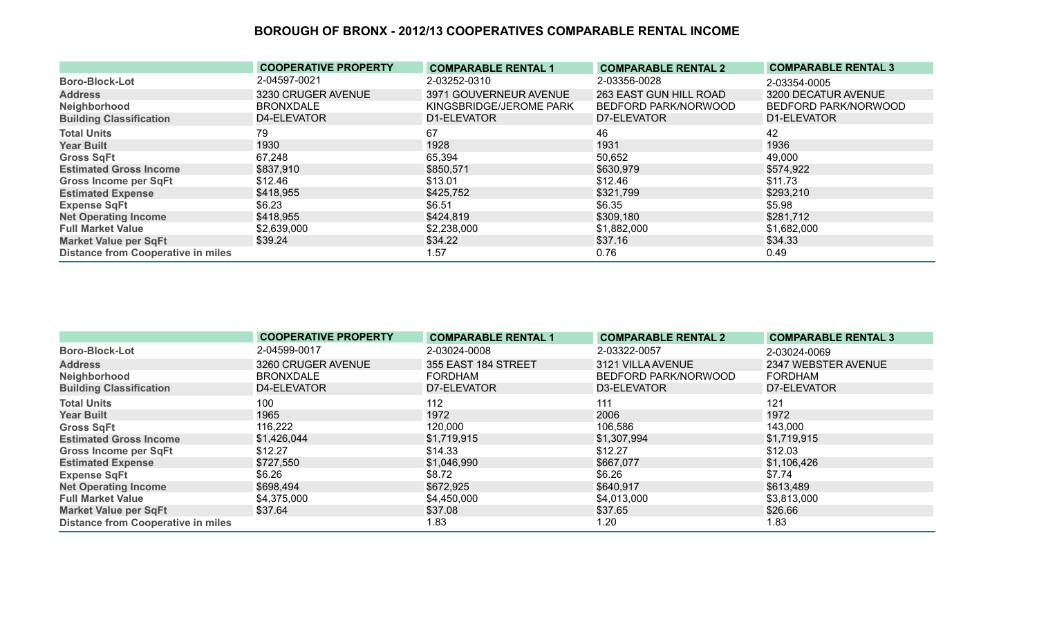# BOROUGH OF BRONX - 2012/13 COOPERATIVES COMPARABLE RENTAL INCOME

| | COOPERATIVE PROPERTY | COMPARABLE RENTAL 1 | COMPARABLE RENTAL 2 | COMPARABLE RENTAL 3 |
|---|---|---|---|---|
| Boro-Block-Lot | 2-04597-0021 | 2-03252-0310 | 2-03356-0028 | 2-03354-0005 |
| Address | 3230 CRUGER AVENUE | 3971 GOUVERNEUR AVENUE | 263 EAST GUN HILL ROAD | 3200 DECATUR AVENUE |
| Neighborhood | BRONXDALE | KINGSBRIDGE/JEROME PARK | BEDFORD PARK/NORWOOD | BEDFORD PARK/NORWOOD |
| Building Classification | D4-ELEVATOR | D1-ELEVATOR | D7-ELEVATOR | D1-ELEVATOR |
| Total Units | 79 | 67 | 46 | 42 |
| Year Built | 1930 | 1928 | 1931 | 1936 |
| Gross SqFt | 67,248 | 65,394 | 50,652 | 49,000 |
| Estimated Gross Income | $837,910 | $850,571 | $630,979 | $574,922 |
| Gross Income per SqFt | $12.46 | $13.01 | $12.46 | $11.73 |
| Estimated Expense | $418,955 | $425,752 | $321,799 | $293,210 |
| Expense SqFt | $6.23 | $6.51 | $6.35 | $5.98 |
| Net Operating Income | $418,955 | $424,819 | $309,180 | $281,712 |
| Full Market Value | $2,639,000 | $2,238,000 | $1,882,000 | $1,682,000 |
| Market Value per SqFt | $39.24 | $34.22 | $37.16 | $34.33 |
| Distance from Cooperative in miles | | 1.57 | 0.76 | 0.49 |

| | COOPERATIVE PROPERTY | COMPARABLE RENTAL 1 | COMPARABLE RENTAL 2 | COMPARABLE RENTAL 3 |
|---|---|---|---|---|
| Boro-Block-Lot | 2-04599-0017 | 2-03024-0008 | 2-03322-0057 | 2-03024-0069 |
| Address | 3260 CRUGER AVENUE | 355 EAST 184 STREET | 3121 VILLA AVENUE | 2347 WEBSTER AVENUE |
| Neighborhood | BRONXDALE | FORDHAM | BEDFORD PARK/NORWOOD | FORDHAM |
| Building Classification | D4-ELEVATOR | D7-ELEVATOR | D3-ELEVATOR | D7-ELEVATOR |
| Total Units | 100 | 112 | 111 | 121 |
| Year Built | 1965 | 1972 | 2006 | 1972 |
| Gross SqFt | 116,222 | 120,000 | 106,586 | 143,000 |
| Estimated Gross Income | $1,426,044 | $1,719,915 | $1,307,994 | $1,719,915 |
| Gross Income per SqFt | $12.27 | $14.33 | $12.27 | $12.03 |
| Estimated Expense | $727,550 | $1,046,990 | $667,077 | $1,106,426 |
| Expense SqFt | $6.26 | $8.72 | $6.26 | $7.74 |
| Net Operating Income | $698,494 | $672,925 | $640,917 | $613,489 |
| Full Market Value | $4,375,000 | $4,450,000 | $4,013,000 | $3,813,000 |
| Market Value per SqFt | $37.64 | $37.08 | $37.65 | $26.66 |
| Distance from Cooperative in miles | | 1.83 | 1.20 | 1.83 |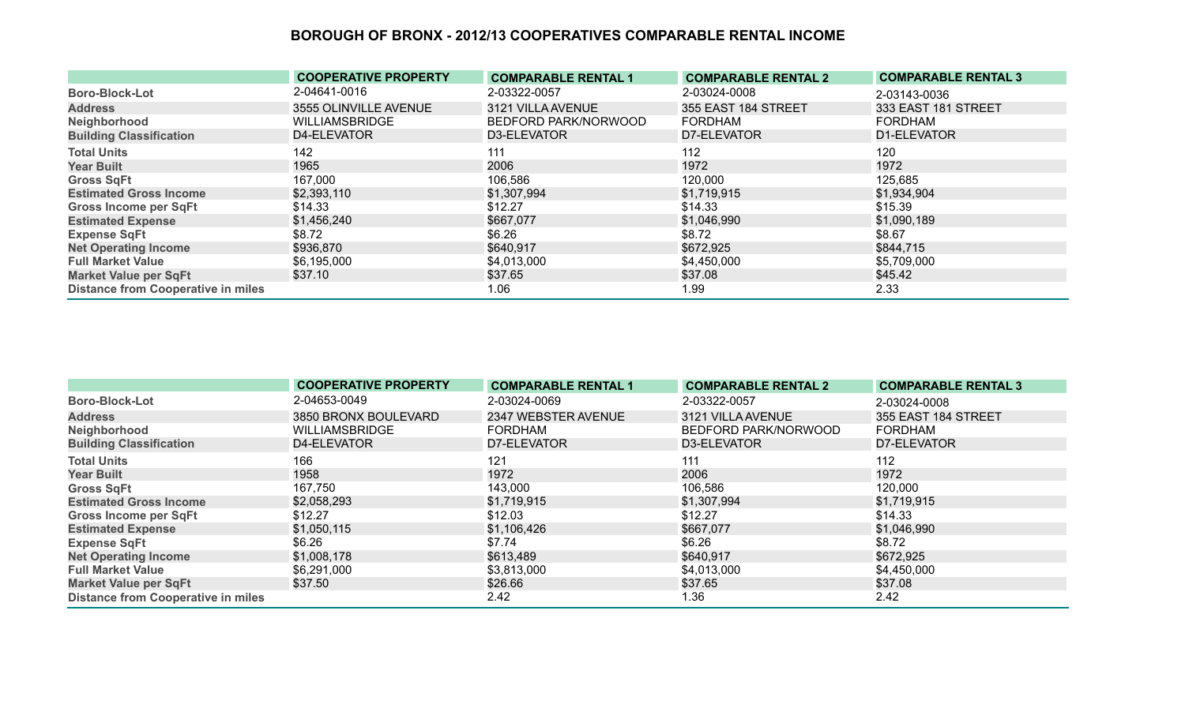# BOROUGH OF BRONX - 2012/13 COOPERATIVES COMPARABLE RENTAL INCOME

| | COOPERATIVE PROPERTY | COMPARABLE RENTAL 1 | COMPARABLE RENTAL 2 | COMPARABLE RENTAL 3 |
|---|---|---|---|---|
| **Boro-Block-Lot** | 2-04641-0016 | 2-03322-0057 | 2-03024-0008 | 2-03143-0036 |
| **Address** | 3555 OLINVILLE AVENUE | 3121 VILLA AVENUE | 355 EAST 184 STREET | 333 EAST 181 STREET |
| **Neighborhood** | WILLIAMSBRIDGE | BEDFORD PARK/NORWOOD | FORDHAM | FORDHAM |
| **Building Classification** | D4-ELEVATOR | D3-ELEVATOR | D7-ELEVATOR | D1-ELEVATOR |
| **Total Units** | 142 | 111 | 112 | 120 |
| **Year Built** | 1965 | 2006 | 1972 | 1972 |
| **Gross SqFt** | 167,000 | 106,586 | 120,000 | 125,685 |
| **Estimated Gross Income** | $2,393,110 | $1,307,994 | $1,719,915 | $1,934,904 |
| **Gross Income per SqFt** | $14.33 | $12.27 | $14.33 | $15.39 |
| **Estimated Expense** | $1,456,240 | $667,077 | $1,046,990 | $1,090,189 |
| **Expense SqFt** | $8.72 | $6.26 | $8.72 | $8.67 |
| **Net Operating Income** | $936,870 | $640,917 | $672,925 | $844,715 |
| **Full Market Value** | $6,195,000 | $4,013,000 | $4,450,000 | $5,709,000 |
| **Market Value per SqFt** | $37.10 | $37.65 | $37.08 | $45.42 |
| **Distance from Cooperative in miles** | | 1.06 | 1.99 | 2.33 |

| | COOPERATIVE PROPERTY | COMPARABLE RENTAL 1 | COMPARABLE RENTAL 2 | COMPARABLE RENTAL 3 |
|---|---|---|---|---|
| **Boro-Block-Lot** | 2-04653-0049 | 2-03024-0069 | 2-03322-0057 | 2-03024-0008 |
| **Address** | 3850 BRONX BOULEVARD | 2347 WEBSTER AVENUE | 3121 VILLA AVENUE | 355 EAST 184 STREET |
| **Neighborhood** | WILLIAMSBRIDGE | FORDHAM | BEDFORD PARK/NORWOOD | FORDHAM |
| **Building Classification** | D4-ELEVATOR | D7-ELEVATOR | D3-ELEVATOR | D7-ELEVATOR |
| **Total Units** | 166 | 121 | 111 | 112 |
| **Year Built** | 1958 | 1972 | 2006 | 1972 |
| **Gross SqFt** | 167,750 | 143,000 | 106,586 | 120,000 |
| **Estimated Gross Income** | $2,058,293 | $1,719,915 | $1,307,994 | $1,719,915 |
| **Gross Income per SqFt** | $12.27 | $12.03 | $12.27 | $14.33 |
| **Estimated Expense** | $1,050,115 | $1,106,426 | $667,077 | $1,046,990 |
| **Expense SqFt** | $6.26 | $7.74 | $6.26 | $8.72 |
| **Net Operating Income** | $1,008,178 | $613,489 | $640,917 | $672,925 |
| **Full Market Value** | $6,291,000 | $3,813,000 | $4,013,000 | $4,450,000 |
| **Market Value per SqFt** | $37.50 | $26.66 | $37.65 | $37.08 |
| **Distance from Cooperative in miles** | | 2.42 | 1.36 | 2.42 |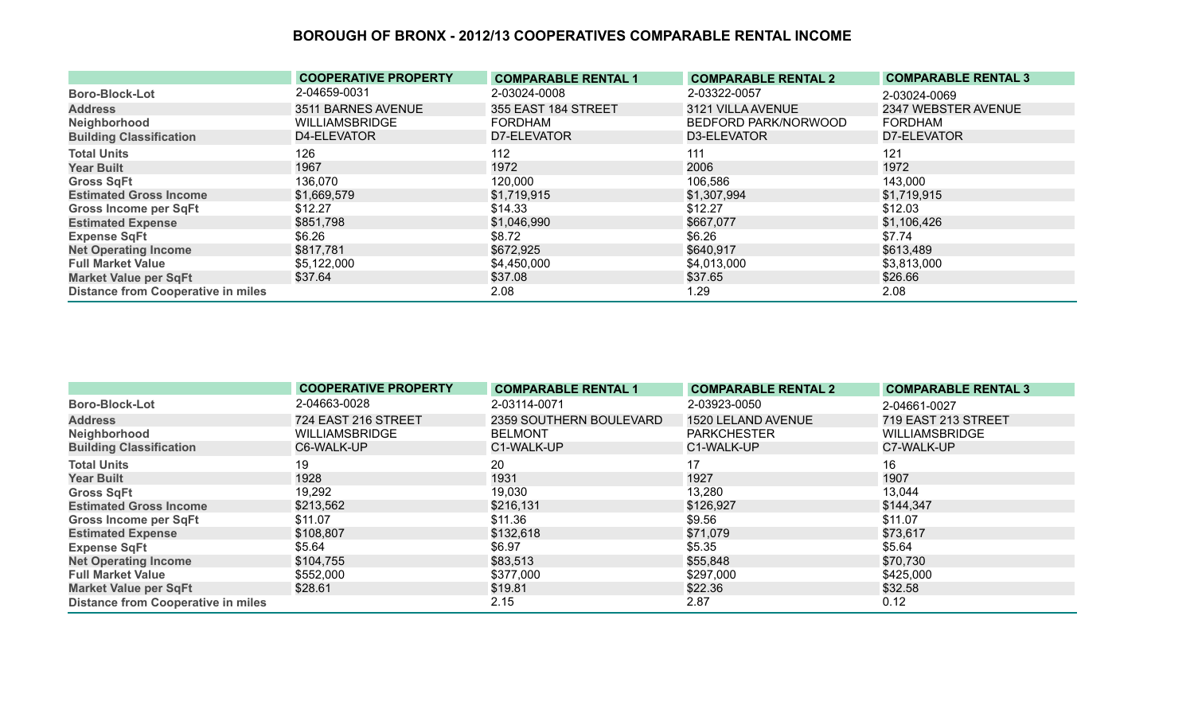# BOROUGH OF BRONX - 2012/13 COOPERATIVES COMPARABLE RENTAL INCOME

| | COOPERATIVE PROPERTY | COMPARABLE RENTAL 1 | COMPARABLE RENTAL 2 | COMPARABLE RENTAL 3 |
|---|---|---|---|---|
| Boro-Block-Lot | 2-04659-0031 | 2-03024-0008 | 2-03322-0057 | 2-03024-0069 |
| Address | 3511 BARNES AVENUE | 355 EAST 184 STREET | 3121 VILLA AVENUE | 2347 WEBSTER AVENUE |
| Neighborhood | WILLIAMSBRIDGE | FORDHAM | BEDFORD PARK/NORWOOD | FORDHAM |
| Building Classification | D4-ELEVATOR | D7-ELEVATOR | D3-ELEVATOR | D7-ELEVATOR |
| Total Units | 126 | 112 | 111 | 121 |
| Year Built | 1967 | 1972 | 2006 | 1972 |
| Gross SqFt | 136,070 | 120,000 | 106,586 | 143,000 |
| Estimated Gross Income | $1,669,579 | $1,719,915 | $1,307,994 | $1,719,915 |
| Gross Income per SqFt | $12.27 | $14.33 | $12.27 | $12.03 |
| Estimated Expense | $851,798 | $1,046,990 | $667,077 | $1,106,426 |
| Expense SqFt | $6.26 | $8.72 | $6.26 | $7.74 |
| Net Operating Income | $817,781 | $672,925 | $640,917 | $613,489 |
| Full Market Value | $5,122,000 | $4,450,000 | $4,013,000 | $3,813,000 |
| Market Value per SqFt | $37.64 | $37.08 | $37.65 | $26.66 |
| Distance from Cooperative in miles | | 2.08 | 1.29 | 2.08 |

| | COOPERATIVE PROPERTY | COMPARABLE RENTAL 1 | COMPARABLE RENTAL 2 | COMPARABLE RENTAL 3 |
|---|---|---|---|---|
| Boro-Block-Lot | 2-04663-0028 | 2-03114-0071 | 2-03923-0050 | 2-04661-0027 |
| Address | 724 EAST 216 STREET | 2359 SOUTHERN BOULEVARD | 1520 LELAND AVENUE | 719 EAST 213 STREET |
| Neighborhood | WILLIAMSBRIDGE | BELMONT | PARKCHESTER | WILLIAMSBRIDGE |
| Building Classification | C6-WALK-UP | C1-WALK-UP | C1-WALK-UP | C7-WALK-UP |
| Total Units | 19 | 20 | 17 | 16 |
| Year Built | 1928 | 1931 | 1927 | 1907 |
| Gross SqFt | 19,292 | 19,030 | 13,280 | 13,044 |
| Estimated Gross Income | $213,562 | $216,131 | $126,927 | $144,347 |
| Gross Income per SqFt | $11.07 | $11.36 | $9.56 | $11.07 |
| Estimated Expense | $108,807 | $132,618 | $71,079 | $73,617 |
| Expense SqFt | $5.64 | $6.97 | $5.35 | $5.64 |
| Net Operating Income | $104,755 | $83,513 | $55,848 | $70,730 |
| Full Market Value | $552,000 | $377,000 | $297,000 | $425,000 |
| Market Value per SqFt | $28.61 | $19.81 | $22.36 | $32.58 |
| Distance from Cooperative in miles | | 2.15 | 2.87 | 0.12 |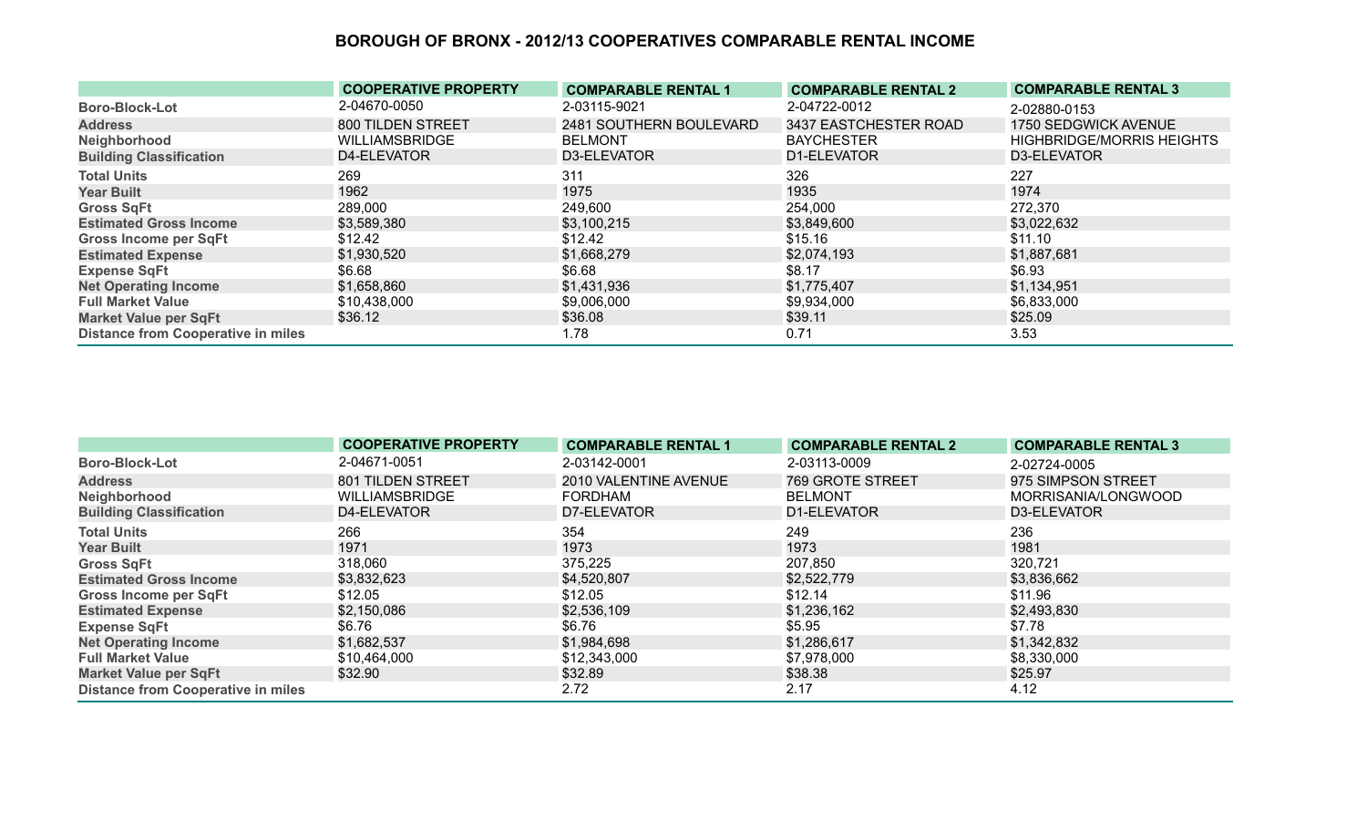# BOROUGH OF BRONX - 2012/13 COOPERATIVES COMPARABLE RENTAL INCOME

| | COOPERATIVE PROPERTY | COMPARABLE RENTAL 1 | COMPARABLE RENTAL 2 | COMPARABLE RENTAL 3 |
|---|---|---|---|---|
| Boro-Block-Lot | 2-04670-0050 | 2-03115-9021 | 2-04722-0012 | 2-02880-0153 |
| Address | 800 TILDEN STREET | 2481 SOUTHERN BOULEVARD | 3437 EASTCHESTER ROAD | 1750 SEDGWICK AVENUE |
| Neighborhood | WILLIAMSBRIDGE | BELMONT | BAYCHESTER | HIGHBRIDGE/MORRIS HEIGHTS |
| Building Classification | D4-ELEVATOR | D3-ELEVATOR | D1-ELEVATOR | D3-ELEVATOR |
| Total Units | 269 | 311 | 326 | 227 |
| Year Built | 1962 | 1975 | 1935 | 1974 |
| Gross SqFt | 289,000 | 249,600 | 254,000 | 272,370 |
| Estimated Gross Income | $3,589,380 | $3,100,215 | $3,849,600 | $3,022,632 |
| Gross Income per SqFt | $12.42 | $12.42 | $15.16 | $11.10 |
| Estimated Expense | $1,930,520 | $1,668,279 | $2,074,193 | $1,887,681 |
| Expense SqFt | $6.68 | $6.68 | $8.17 | $6.93 |
| Net Operating Income | $1,658,860 | $1,431,936 | $1,775,407 | $1,134,951 |
| Full Market Value | $10,438,000 | $9,006,000 | $9,934,000 | $6,833,000 |
| Market Value per SqFt | $36.12 | $36.08 | $39.11 | $25.09 |
| Distance from Cooperative in miles | | 1.78 | 0.71 | 3.53 |

| | COOPERATIVE PROPERTY | COMPARABLE RENTAL 1 | COMPARABLE RENTAL 2 | COMPARABLE RENTAL 3 |
|---|---|---|---|---|
| Boro-Block-Lot | 2-04671-0051 | 2-03142-0001 | 2-03113-0009 | 2-02724-0005 |
| Address | 801 TILDEN STREET | 2010 VALENTINE AVENUE | 769 GROTE STREET | 975 SIMPSON STREET |
| Neighborhood | WILLIAMSBRIDGE | FORDHAM | BELMONT | MORRISANIA/LONGWOOD |
| Building Classification | D4-ELEVATOR | D7-ELEVATOR | D1-ELEVATOR | D3-ELEVATOR |
| Total Units | 266 | 354 | 249 | 236 |
| Year Built | 1971 | 1973 | 1973 | 1981 |
| Gross SqFt | 318,060 | 375,225 | 207,850 | 320,721 |
| Estimated Gross Income | $3,832,623 | $4,520,807 | $2,522,779 | $3,836,662 |
| Gross Income per SqFt | $12.05 | $12.05 | $12.14 | $11.96 |
| Estimated Expense | $2,150,086 | $2,536,109 | $1,236,162 | $2,493,830 |
| Expense SqFt | $6.76 | $6.76 | $5.95 | $7.78 |
| Net Operating Income | $1,682,537 | $1,984,698 | $1,286,617 | $1,342,832 |
| Full Market Value | $10,464,000 | $12,343,000 | $7,978,000 | $8,330,000 |
| Market Value per SqFt | $32.90 | $32.89 | $38.38 | $25.97 |
| Distance from Cooperative in miles | | 2.72 | 2.17 | 4.12 |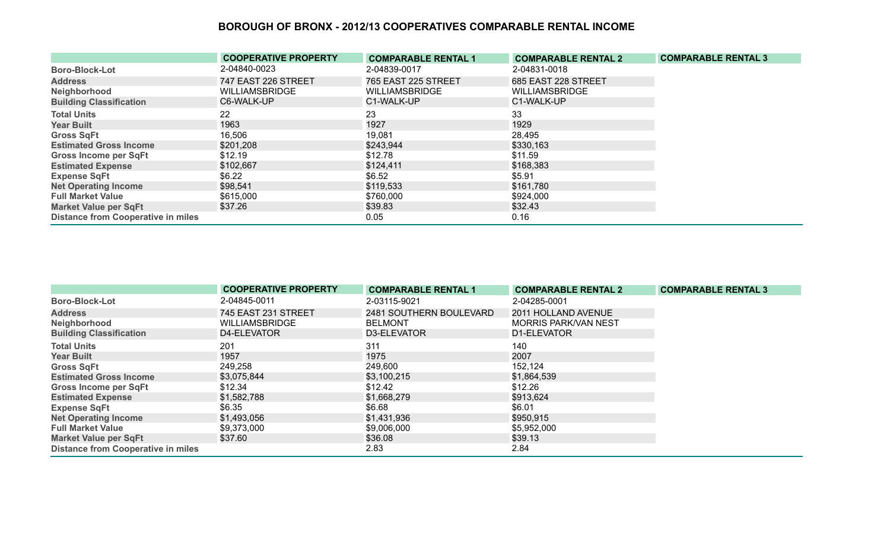# BOROUGH OF BRONX - 2012/13 COOPERATIVES COMPARABLE RENTAL INCOME

| | COOPERATIVE PROPERTY | COMPARABLE RENTAL 1 | COMPARABLE RENTAL 2 | COMPARABLE RENTAL 3 |
|---|---|---|---|---|
| Boro-Block-Lot | 2-04840-0023 | 2-04839-0017 | 2-04831-0018 | |
| Address | 747 EAST 226 STREET | 765 EAST 225 STREET | 685 EAST 228 STREET | |
| Neighborhood | WILLIAMSBRIDGE | WILLIAMSBRIDGE | WILLIAMSBRIDGE | |
| Building Classification | C6-WALK-UP | C1-WALK-UP | C1-WALK-UP | |
| Total Units | 22 | 23 | 33 | |
| Year Built | 1963 | 1927 | 1929 | |
| Gross SqFt | 16,506 | 19,081 | 28,495 | |
| Estimated Gross Income | $201,208 | $243,944 | $330,163 | |
| Gross Income per SqFt | $12.19 | $12.78 | $11.59 | |
| Estimated Expense | $102,667 | $124,411 | $168,383 | |
| Expense SqFt | $6.22 | $6.52 | $5.91 | |
| Net Operating Income | $98,541 | $119,533 | $161,780 | |
| Full Market Value | $615,000 | $760,000 | $924,000 | |
| Market Value per SqFt | $37.26 | $39.83 | $32.43 | |
| Distance from Cooperative in miles | | 0.05 | 0.16 | |

| | COOPERATIVE PROPERTY | COMPARABLE RENTAL 1 | COMPARABLE RENTAL 2 | COMPARABLE RENTAL 3 |
|---|---|---|---|---|
| Boro-Block-Lot | 2-04845-0011 | 2-03115-9021 | 2-04285-0001 | |
| Address | 745 EAST 231 STREET | 2481 SOUTHERN BOULEVARD | 2011 HOLLAND AVENUE | |
| Neighborhood | WILLIAMSBRIDGE | BELMONT | MORRIS PARK/VAN NEST | |
| Building Classification | D4-ELEVATOR | D3-ELEVATOR | D1-ELEVATOR | |
| Total Units | 201 | 311 | 140 | |
| Year Built | 1957 | 1975 | 2007 | |
| Gross SqFt | 249,258 | 249,600 | 152,124 | |
| Estimated Gross Income | $3,075,844 | $3,100,215 | $1,864,539 | |
| Gross Income per SqFt | $12.34 | $12.42 | $12.26 | |
| Estimated Expense | $1,582,788 | $1,668,279 | $913,624 | |
| Expense SqFt | $6.35 | $6.68 | $6.01 | |
| Net Operating Income | $1,493,056 | $1,431,936 | $950,915 | |
| Full Market Value | $9,373,000 | $9,006,000 | $5,952,000 | |
| Market Value per SqFt | $37.60 | $36.08 | $39.13 | |
| Distance from Cooperative in miles | | 2.83 | 2.84 | |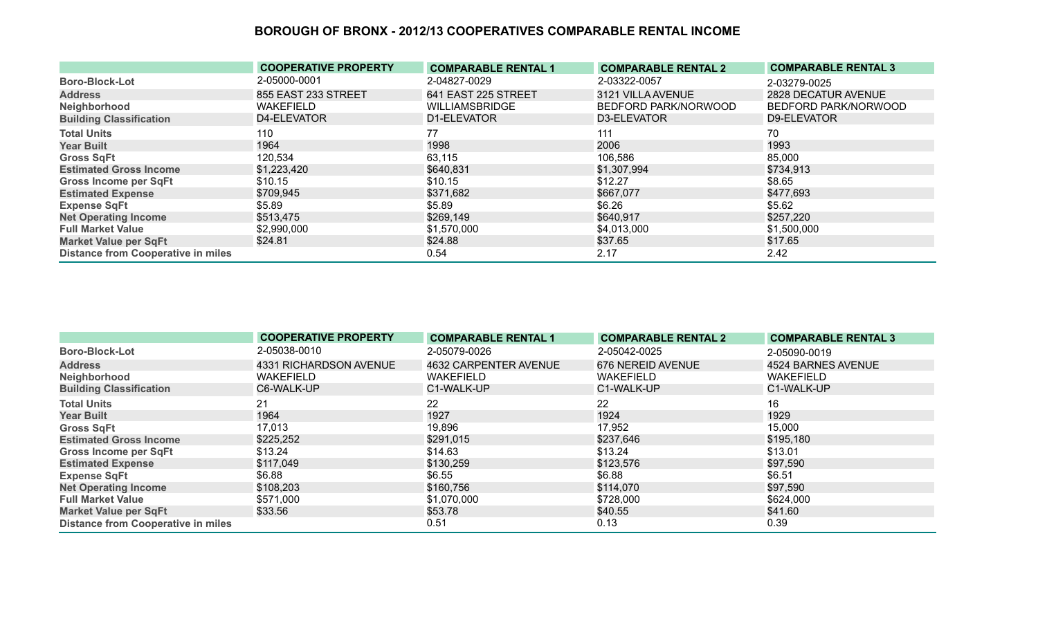## BOROUGH OF BRONX - 2012/13 COOPERATIVES COMPARABLE RENTAL INCOME

| | COOPERATIVE PROPERTY | COMPARABLE RENTAL 1 | COMPARABLE RENTAL 2 | COMPARABLE RENTAL 3 |
|---|---|---|---|---|
| Boro-Block-Lot | 2-05000-0001 | 2-04827-0029 | 2-03322-0057 | 2-03279-0025 |
| Address | 855 EAST 233 STREET | 641 EAST 225 STREET | 3121 VILLA AVENUE | 2828 DECATUR AVENUE |
| Neighborhood | WAKEFIELD | WILLIAMSBRIDGE | BEDFORD PARK/NORWOOD | BEDFORD PARK/NORWOOD |
| Building Classification | D4-ELEVATOR | D1-ELEVATOR | D3-ELEVATOR | D9-ELEVATOR |
| Total Units | 110 | 77 | 111 | 70 |
| Year Built | 1964 | 1998 | 2006 | 1993 |
| Gross SqFt | 120,534 | 63,115 | 106,586 | 85,000 |
| Estimated Gross Income | $1,223,420 | $640,831 | $1,307,994 | $734,913 |
| Gross Income per SqFt | $10.15 | $10.15 | $12.27 | $8.65 |
| Estimated Expense | $709,945 | $371,682 | $667,077 | $477,693 |
| Expense SqFt | $5.89 | $5.89 | $6.26 | $5.62 |
| Net Operating Income | $513,475 | $269,149 | $640,917 | $257,220 |
| Full Market Value | $2,990,000 | $1,570,000 | $4,013,000 | $1,500,000 |
| Market Value per SqFt | $24.81 | $24.88 | $37.65 | $17.65 |
| Distance from Cooperative in miles | | 0.54 | 2.17 | 2.42 |

| | COOPERATIVE PROPERTY | COMPARABLE RENTAL 1 | COMPARABLE RENTAL 2 | COMPARABLE RENTAL 3 |
|---|---|---|---|---|
| Boro-Block-Lot | 2-05038-0010 | 2-05079-0026 | 2-05042-0025 | 2-05090-0019 |
| Address | 4331 RICHARDSON AVENUE | 4632 CARPENTER AVENUE | 676 NEREID AVENUE | 4524 BARNES AVENUE |
| Neighborhood | WAKEFIELD | WAKEFIELD | WAKEFIELD | WAKEFIELD |
| Building Classification | C6-WALK-UP | C1-WALK-UP | C1-WALK-UP | C1-WALK-UP |
| Total Units | 21 | 22 | 22 | 16 |
| Year Built | 1964 | 1927 | 1924 | 1929 |
| Gross SqFt | 17,013 | 19,896 | 17,952 | 15,000 |
| Estimated Gross Income | $225,252 | $291,015 | $237,646 | $195,180 |
| Gross Income per SqFt | $13.24 | $14.63 | $13.24 | $13.01 |
| Estimated Expense | $117,049 | $130,259 | $123,576 | $97,590 |
| Expense SqFt | $6.88 | $6.55 | $6.88 | $6.51 |
| Net Operating Income | $108,203 | $160,756 | $114,070 | $97,590 |
| Full Market Value | $571,000 | $1,070,000 | $728,000 | $624,000 |
| Market Value per SqFt | $33.56 | $53.78 | $40.55 | $41.60 |
| Distance from Cooperative in miles | | 0.51 | 0.13 | 0.39 |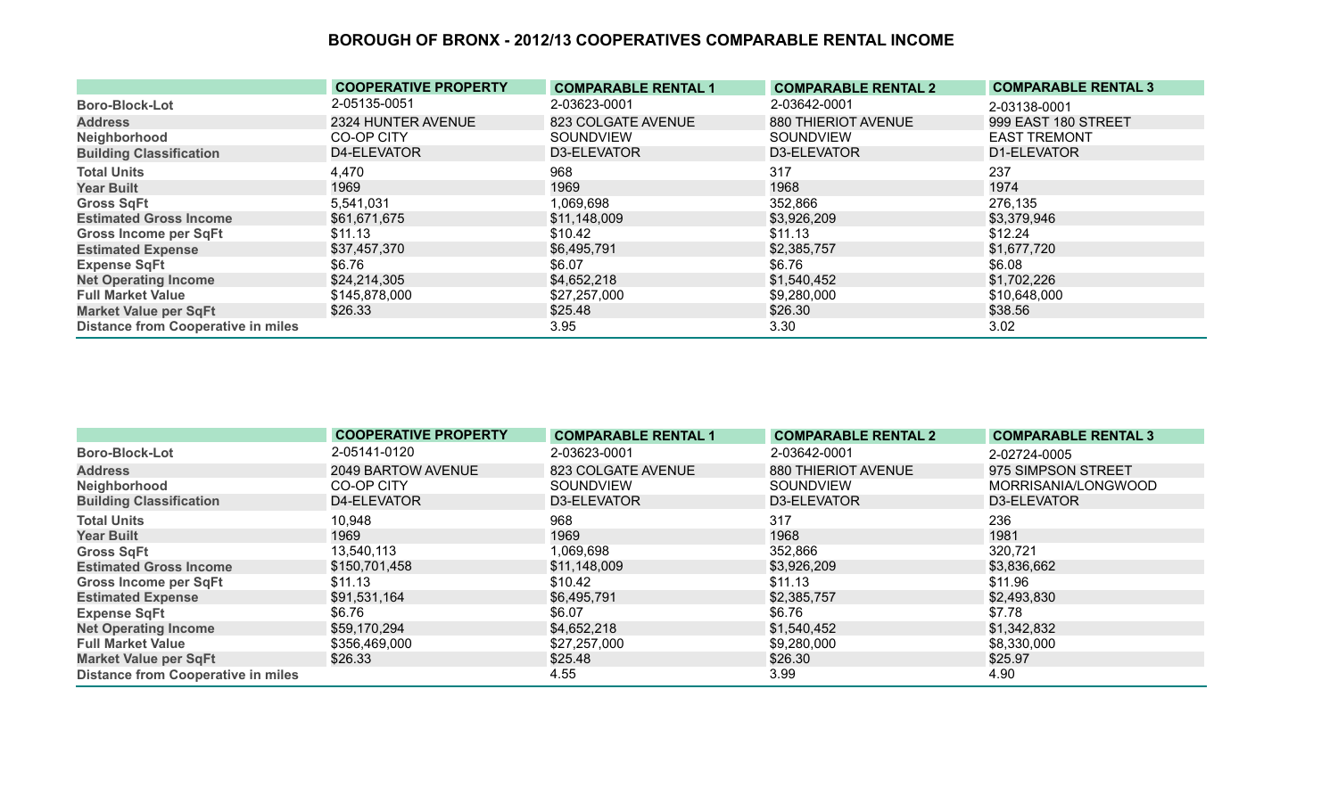# BOROUGH OF BRONX - 2012/13 COOPERATIVES COMPARABLE RENTAL INCOME

| | COOPERATIVE PROPERTY | COMPARABLE RENTAL 1 | COMPARABLE RENTAL 2 | COMPARABLE RENTAL 3 |
|---|---|---|---|---|
| Boro-Block-Lot | 2-05135-0051 | 2-03623-0001 | 2-03642-0001 | 2-03138-0001 |
| Address | 2324 HUNTER AVENUE | 823 COLGATE AVENUE | 880 THIERIOT AVENUE | 999 EAST 180 STREET |
| Neighborhood | CO-OP CITY | SOUNDVIEW | SOUNDVIEW | EAST TREMONT |
| Building Classification | D4-ELEVATOR | D3-ELEVATOR | D3-ELEVATOR | D1-ELEVATOR |
| Total Units | 4,470 | 968 | 317 | 237 |
| Year Built | 1969 | 1969 | 1968 | 1974 |
| Gross SqFt | 5,541,031 | 1,069,698 | 352,866 | 276,135 |
| Estimated Gross Income | $61,671,675 | $11,148,009 | $3,926,209 | $3,379,946 |
| Gross Income per SqFt | $11.13 | $10.42 | $11.13 | $12.24 |
| Estimated Expense | $37,457,370 | $6,495,791 | $2,385,757 | $1,677,720 |
| Expense SqFt | $6.76 | $6.07 | $6.76 | $6.08 |
| Net Operating Income | $24,214,305 | $4,652,218 | $1,540,452 | $1,702,226 |
| Full Market Value | $145,878,000 | $27,257,000 | $9,280,000 | $10,648,000 |
| Market Value per SqFt | $26.33 | $25.48 | $26.30 | $38.56 |
| Distance from Cooperative in miles | | 3.95 | 3.30 | 3.02 |

| | COOPERATIVE PROPERTY | COMPARABLE RENTAL 1 | COMPARABLE RENTAL 2 | COMPARABLE RENTAL 3 |
|---|---|---|---|---|
| Boro-Block-Lot | 2-05141-0120 | 2-03623-0001 | 2-03642-0001 | 2-02724-0005 |
| Address | 2049 BARTOW AVENUE | 823 COLGATE AVENUE | 880 THIERIOT AVENUE | 975 SIMPSON STREET |
| Neighborhood | CO-OP CITY | SOUNDVIEW | SOUNDVIEW | MORRISANIA/LONGWOOD |
| Building Classification | D4-ELEVATOR | D3-ELEVATOR | D3-ELEVATOR | D3-ELEVATOR |
| Total Units | 10,948 | 968 | 317 | 236 |
| Year Built | 1969 | 1969 | 1968 | 1981 |
| Gross SqFt | 13,540,113 | 1,069,698 | 352,866 | 320,721 |
| Estimated Gross Income | $150,701,458 | $11,148,009 | $3,926,209 | $3,836,662 |
| Gross Income per SqFt | $11.13 | $10.42 | $11.13 | $11.96 |
| Estimated Expense | $91,531,164 | $6,495,791 | $2,385,757 | $2,493,830 |
| Expense SqFt | $6.76 | $6.07 | $6.76 | $7.78 |
| Net Operating Income | $59,170,294 | $4,652,218 | $1,540,452 | $1,342,832 |
| Full Market Value | $356,469,000 | $27,257,000 | $9,280,000 | $8,330,000 |
| Market Value per SqFt | $26.33 | $25.48 | $26.30 | $25.97 |
| Distance from Cooperative in miles | | 4.55 | 3.99 | 4.90 |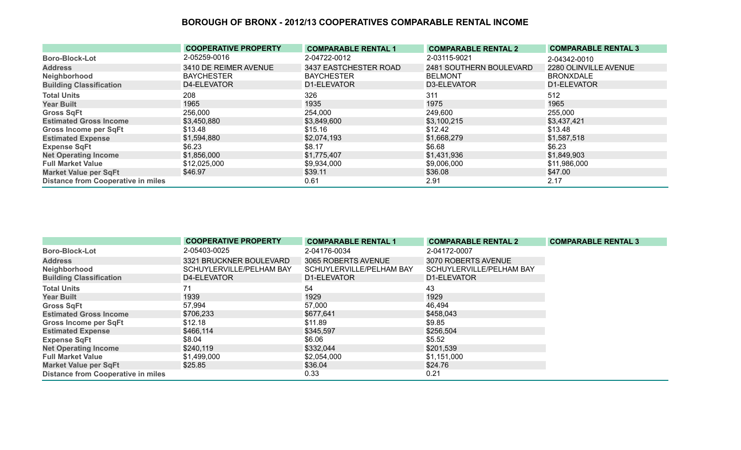# BOROUGH OF BRONX - 2012/13 COOPERATIVES COMPARABLE RENTAL INCOME

| | COOPERATIVE PROPERTY | COMPARABLE RENTAL 1 | COMPARABLE RENTAL 2 | COMPARABLE RENTAL 3 |
|---|---|---|---|---|
| Boro-Block-Lot | 2-05259-0016 | 2-04722-0012 | 2-03115-9021 | 2-04342-0010 |
| Address | 3410 DE REIMER AVENUE | 3437 EASTCHESTER ROAD | 2481 SOUTHERN BOULEVARD | 2280 OLINVILLE AVENUE |
| Neighborhood | BAYCHESTER | BAYCHESTER | BELMONT | BRONXDALE |
| Building Classification | D4-ELEVATOR | D1-ELEVATOR | D3-ELEVATOR | D1-ELEVATOR |
| Total Units | 208 | 326 | 311 | 512 |
| Year Built | 1965 | 1935 | 1975 | 1965 |
| Gross SqFt | 256,000 | 254,000 | 249,600 | 255,000 |
| Estimated Gross Income | $3,450,880 | $3,849,600 | $3,100,215 | $3,437,421 |
| Gross Income per SqFt | $13.48 | $15.16 | $12.42 | $13.48 |
| Estimated Expense | $1,594,880 | $2,074,193 | $1,668,279 | $1,587,518 |
| Expense SqFt | $6.23 | $8.17 | $6.68 | $6.23 |
| Net Operating Income | $1,856,000 | $1,775,407 | $1,431,936 | $1,849,903 |
| Full Market Value | $12,025,000 | $9,934,000 | $9,006,000 | $11,986,000 |
| Market Value per SqFt | $46.97 | $39.11 | $36.08 | $47.00 |
| Distance from Cooperative in miles | | 0.61 | 2.91 | 2.17 |

| | COOPERATIVE PROPERTY | COMPARABLE RENTAL 1 | COMPARABLE RENTAL 2 | COMPARABLE RENTAL 3 |
|---|---|---|---|---|
| Boro-Block-Lot | 2-05403-0025 | 2-04176-0034 | 2-04172-0007 | |
| Address | 3321 BRUCKNER BOULEVARD | 3065 ROBERTS AVENUE | 3070 ROBERTS AVENUE | |
| Neighborhood | SCHUYLERVILLE/PELHAM BAY | SCHUYLERVILLE/PELHAM BAY | SCHUYLERVILLE/PELHAM BAY | |
| Building Classification | D4-ELEVATOR | D1-ELEVATOR | D1-ELEVATOR | |
| Total Units | 71 | 54 | 43 | |
| Year Built | 1939 | 1929 | 1929 | |
| Gross SqFt | 57,994 | 57,000 | 46,494 | |
| Estimated Gross Income | $706,233 | $677,641 | $458,043 | |
| Gross Income per SqFt | $12.18 | $11.89 | $9.85 | |
| Estimated Expense | $466,114 | $345,597 | $256,504 | |
| Expense SqFt | $8.04 | $6.06 | $5.52 | |
| Net Operating Income | $240,119 | $332,044 | $201,539 | |
| Full Market Value | $1,499,000 | $2,054,000 | $1,151,000 | |
| Market Value per SqFt | $25.85 | $36.04 | $24.76 | |
| Distance from Cooperative in miles | | 0.33 | 0.21 | |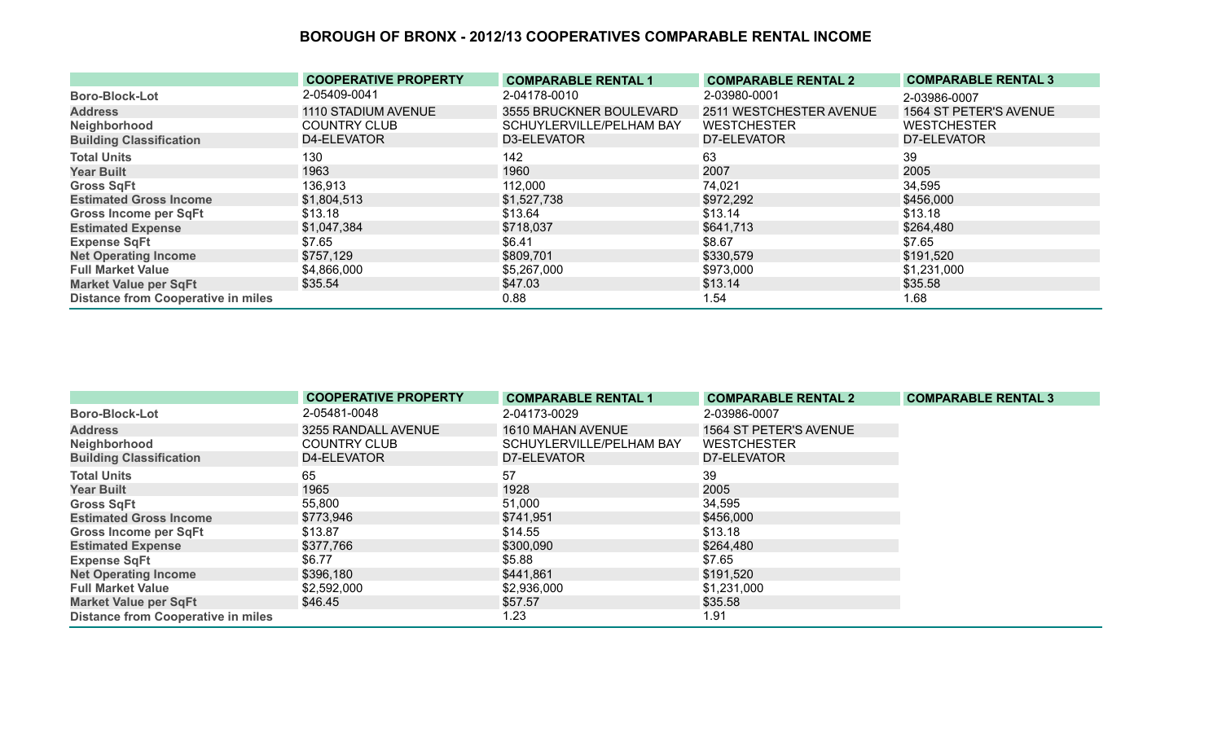## BOROUGH OF BRONX - 2012/13 COOPERATIVES COMPARABLE RENTAL INCOME

| | COOPERATIVE PROPERTY | COMPARABLE RENTAL 1 | COMPARABLE RENTAL 2 | COMPARABLE RENTAL 3 |
|---|---|---|---|---|
| Boro-Block-Lot | 2-05409-0041 | 2-04178-0010 | 2-03980-0001 | 2-03986-0007 |
| Address | 1110 STADIUM AVENUE | 3555 BRUCKNER BOULEVARD | 2511 WESTCHESTER AVENUE | 1564 ST PETER'S AVENUE |
| Neighborhood | COUNTRY CLUB | SCHUYLERVILLE/PELHAM BAY | WESTCHESTER | WESTCHESTER |
| Building Classification | D4-ELEVATOR | D3-ELEVATOR | D7-ELEVATOR | D7-ELEVATOR |
| Total Units | 130 | 142 | 63 | 39 |
| Year Built | 1963 | 1960 | 2007 | 2005 |
| Gross SqFt | 136,913 | 112,000 | 74,021 | 34,595 |
| Estimated Gross Income | $1,804,513 | $1,527,738 | $972,292 | $456,000 |
| Gross Income per SqFt | $13.18 | $13.64 | $13.14 | $13.18 |
| Estimated Expense | $1,047,384 | $718,037 | $641,713 | $264,480 |
| Expense SqFt | $7.65 | $6.41 | $8.67 | $7.65 |
| Net Operating Income | $757,129 | $809,701 | $330,579 | $191,520 |
| Full Market Value | $4,866,000 | $5,267,000 | $973,000 | $1,231,000 |
| Market Value per SqFt | $35.54 | $47.03 | $13.14 | $35.58 |
| Distance from Cooperative in miles | | 0.88 | 1.54 | 1.68 |

| | COOPERATIVE PROPERTY | COMPARABLE RENTAL 1 | COMPARABLE RENTAL 2 | COMPARABLE RENTAL 3 |
|---|---|---|---|---|
| Boro-Block-Lot | 2-05481-0048 | 2-04173-0029 | 2-03986-0007 | |
| Address | 3255 RANDALL AVENUE | 1610 MAHAN AVENUE | 1564 ST PETER'S AVENUE | |
| Neighborhood | COUNTRY CLUB | SCHUYLERVILLE/PELHAM BAY | WESTCHESTER | |
| Building Classification | D4-ELEVATOR | D7-ELEVATOR | D7-ELEVATOR | |
| Total Units | 65 | 57 | 39 | |
| Year Built | 1965 | 1928 | 2005 | |
| Gross SqFt | 55,800 | 51,000 | 34,595 | |
| Estimated Gross Income | $773,946 | $741,951 | $456,000 | |
| Gross Income per SqFt | $13.87 | $14.55 | $13.18 | |
| Estimated Expense | $377,766 | $300,090 | $264,480 | |
| Expense SqFt | $6.77 | $5.88 | $7.65 | |
| Net Operating Income | $396,180 | $441,861 | $191,520 | |
| Full Market Value | $2,592,000 | $2,936,000 | $1,231,000 | |
| Market Value per SqFt | $46.45 | $57.57 | $35.58 | |
| Distance from Cooperative in miles | | 1.23 | 1.91 | |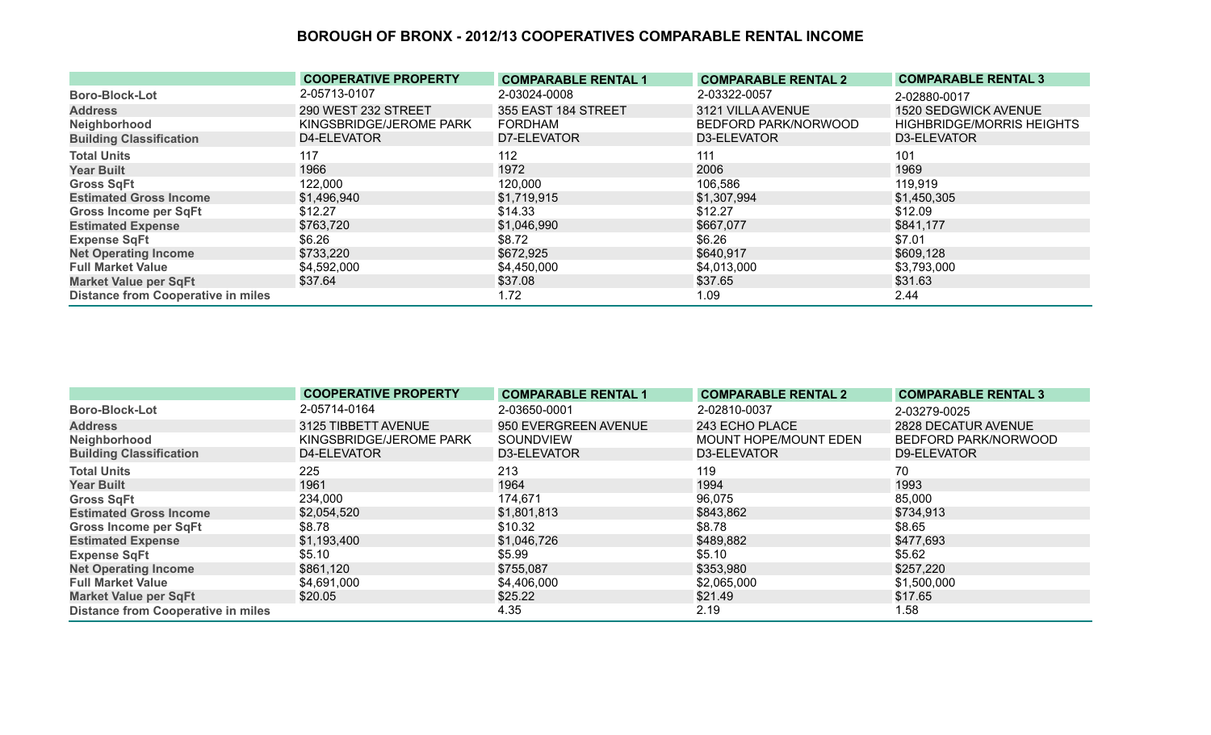# BOROUGH OF BRONX - 2012/13 COOPERATIVES COMPARABLE RENTAL INCOME

| | COOPERATIVE PROPERTY | COMPARABLE RENTAL 1 | COMPARABLE RENTAL 2 | COMPARABLE RENTAL 3 |
|---|---|---|---|---|
| **Boro-Block-Lot** | 2-05713-0107 | 2-03024-0008 | 2-03322-0057 | 2-02880-0017 |
| **Address** | 290 WEST 232 STREET | 355 EAST 184 STREET | 3121 VILLA AVENUE | 1520 SEDGWICK AVENUE |
| **Neighborhood** | KINGSBRIDGE/JEROME PARK | FORDHAM | BEDFORD PARK/NORWOOD | HIGHBRIDGE/MORRIS HEIGHTS |
| **Building Classification** | D4-ELEVATOR | D7-ELEVATOR | D3-ELEVATOR | D3-ELEVATOR |
| **Total Units** | 117 | 112 | 111 | 101 |
| **Year Built** | 1966 | 1972 | 2006 | 1969 |
| **Gross SqFt** | 122,000 | 120,000 | 106,586 | 119,919 |
| **Estimated Gross Income** | $1,496,940 | $1,719,915 | $1,307,994 | $1,450,305 |
| **Gross Income per SqFt** | $12.27 | $14.33 | $12.27 | $12.09 |
| **Estimated Expense** | $763,720 | $1,046,990 | $667,077 | $841,177 |
| **Expense SqFt** | $6.26 | $8.72 | $6.26 | $7.01 |
| **Net Operating Income** | $733,220 | $672,925 | $640,917 | $609,128 |
| **Full Market Value** | $4,592,000 | $4,450,000 | $4,013,000 | $3,793,000 |
| **Market Value per SqFt** | $37.64 | $37.08 | $37.65 | $31.63 |
| **Distance from Cooperative in miles** | | 1.72 | 1.09 | 2.44 |

| | COOPERATIVE PROPERTY | COMPARABLE RENTAL 1 | COMPARABLE RENTAL 2 | COMPARABLE RENTAL 3 |
|---|---|---|---|---|
| **Boro-Block-Lot** | 2-05714-0164 | 2-03650-0001 | 2-02810-0037 | 2-03279-0025 |
| **Address** | 3125 TIBBETT AVENUE | 950 EVERGREEN AVENUE | 243 ECHO PLACE | 2828 DECATUR AVENUE |
| **Neighborhood** | KINGSBRIDGE/JEROME PARK | SOUNDVIEW | MOUNT HOPE/MOUNT EDEN | BEDFORD PARK/NORWOOD |
| **Building Classification** | D4-ELEVATOR | D3-ELEVATOR | D3-ELEVATOR | D9-ELEVATOR |
| **Total Units** | 225 | 213 | 119 | 70 |
| **Year Built** | 1961 | 1964 | 1994 | 1993 |
| **Gross SqFt** | 234,000 | 174,671 | 96,075 | 85,000 |
| **Estimated Gross Income** | $2,054,520 | $1,801,813 | $843,862 | $734,913 |
| **Gross Income per SqFt** | $8.78 | $10.32 | $8.78 | $8.65 |
| **Estimated Expense** | $1,193,400 | $1,046,726 | $489,882 | $477,693 |
| **Expense SqFt** | $5.10 | $5.99 | $5.10 | $5.62 |
| **Net Operating Income** | $861,120 | $755,087 | $353,980 | $257,220 |
| **Full Market Value** | $4,691,000 | $4,406,000 | $2,065,000 | $1,500,000 |
| **Market Value per SqFt** | $20.05 | $25.22 | $21.49 | $17.65 |
| **Distance from Cooperative in miles** | | 4.35 | 2.19 | 1.58 |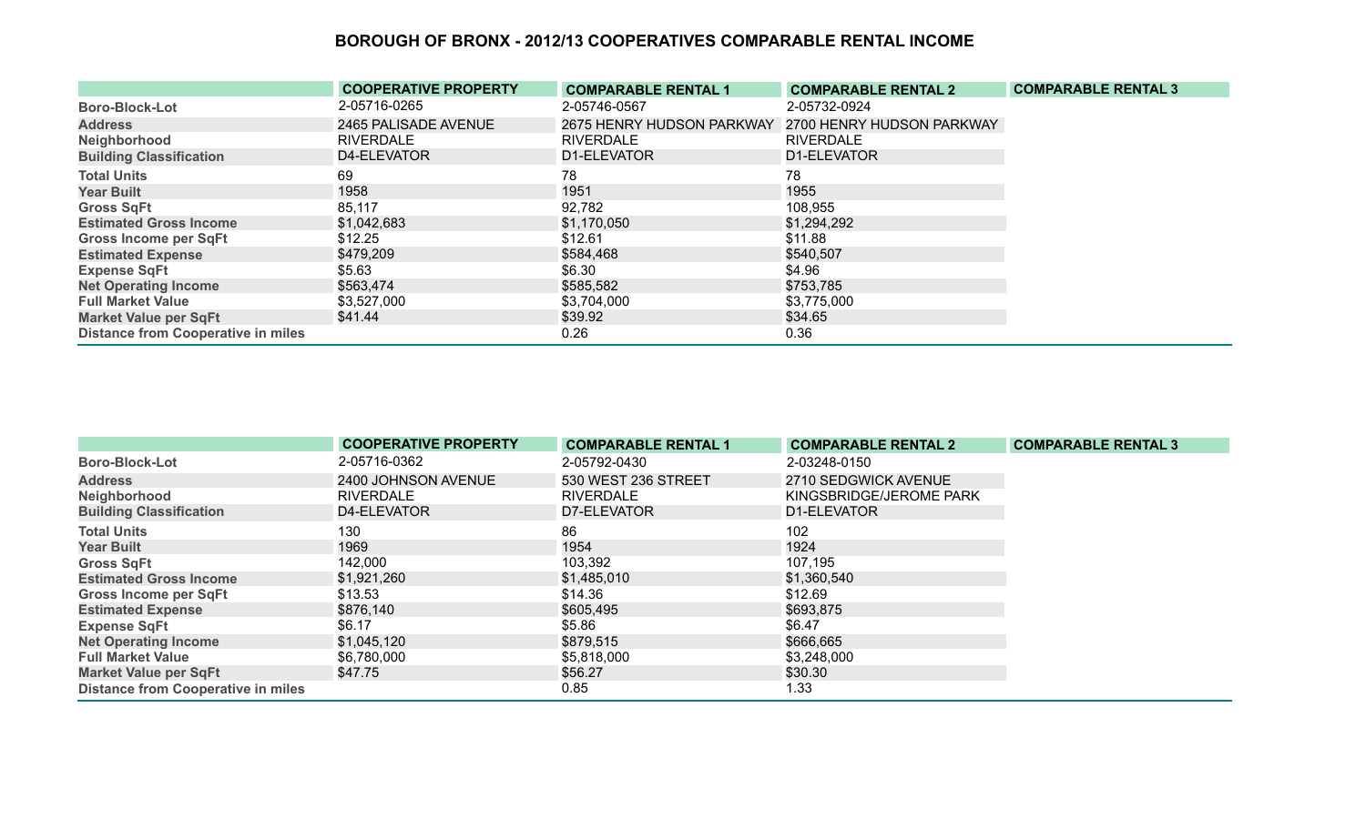# BOROUGH OF BRONX - 2012/13 COOPERATIVES COMPARABLE RENTAL INCOME

| | COOPERATIVE PROPERTY | COMPARABLE RENTAL 1 | COMPARABLE RENTAL 2 | COMPARABLE RENTAL 3 |
|---|---|---|---|---|
| Boro-Block-Lot | 2-05716-0265 | 2-05746-0567 | 2-05732-0924 | |
| Address | 2465 PALISADE AVENUE | 2675 HENRY HUDSON PARKWAY | 2700 HENRY HUDSON PARKWAY | |
| Neighborhood | RIVERDALE | RIVERDALE | RIVERDALE | |
| Building Classification | D4-ELEVATOR | D1-ELEVATOR | D1-ELEVATOR | |
| Total Units | 69 | 78 | 78 | |
| Year Built | 1958 | 1951 | 1955 | |
| Gross SqFt | 85,117 | 92,782 | 108,955 | |
| Estimated Gross Income | $1,042,683 | $1,170,050 | $1,294,292 | |
| Gross Income per SqFt | $12.25 | $12.61 | $11.88 | |
| Estimated Expense | $479,209 | $584,468 | $540,507 | |
| Expense SqFt | $5.63 | $6.30 | $4.96 | |
| Net Operating Income | $563,474 | $585,582 | $753,785 | |
| Full Market Value | $3,527,000 | $3,704,000 | $3,775,000 | |
| Market Value per SqFt | $41.44 | $39.92 | $34.65 | |
| Distance from Cooperative in miles | | 0.26 | 0.36 | |

| | COOPERATIVE PROPERTY | COMPARABLE RENTAL 1 | COMPARABLE RENTAL 2 | COMPARABLE RENTAL 3 |
|---|---|---|---|---|
| Boro-Block-Lot | 2-05716-0362 | 2-05792-0430 | 2-03248-0150 | |
| Address | 2400 JOHNSON AVENUE | 530 WEST 236 STREET | 2710 SEDGWICK AVENUE | |
| Neighborhood | RIVERDALE | RIVERDALE | KINGSBRIDGE/JEROME PARK | |
| Building Classification | D4-ELEVATOR | D7-ELEVATOR | D1-ELEVATOR | |
| Total Units | 130 | 86 | 102 | |
| Year Built | 1969 | 1954 | 1924 | |
| Gross SqFt | 142,000 | 103,392 | 107,195 | |
| Estimated Gross Income | $1,921,260 | $1,485,010 | $1,360,540 | |
| Gross Income per SqFt | $13.53 | $14.36 | $12.69 | |
| Estimated Expense | $876,140 | $605,495 | $693,875 | |
| Expense SqFt | $6.17 | $5.86 | $6.47 | |
| Net Operating Income | $1,045,120 | $879,515 | $666,665 | |
| Full Market Value | $6,780,000 | $5,818,000 | $3,248,000 | |
| Market Value per SqFt | $47.75 | $56.27 | $30.30 | |
| Distance from Cooperative in miles | | 0.85 | 1.33 | |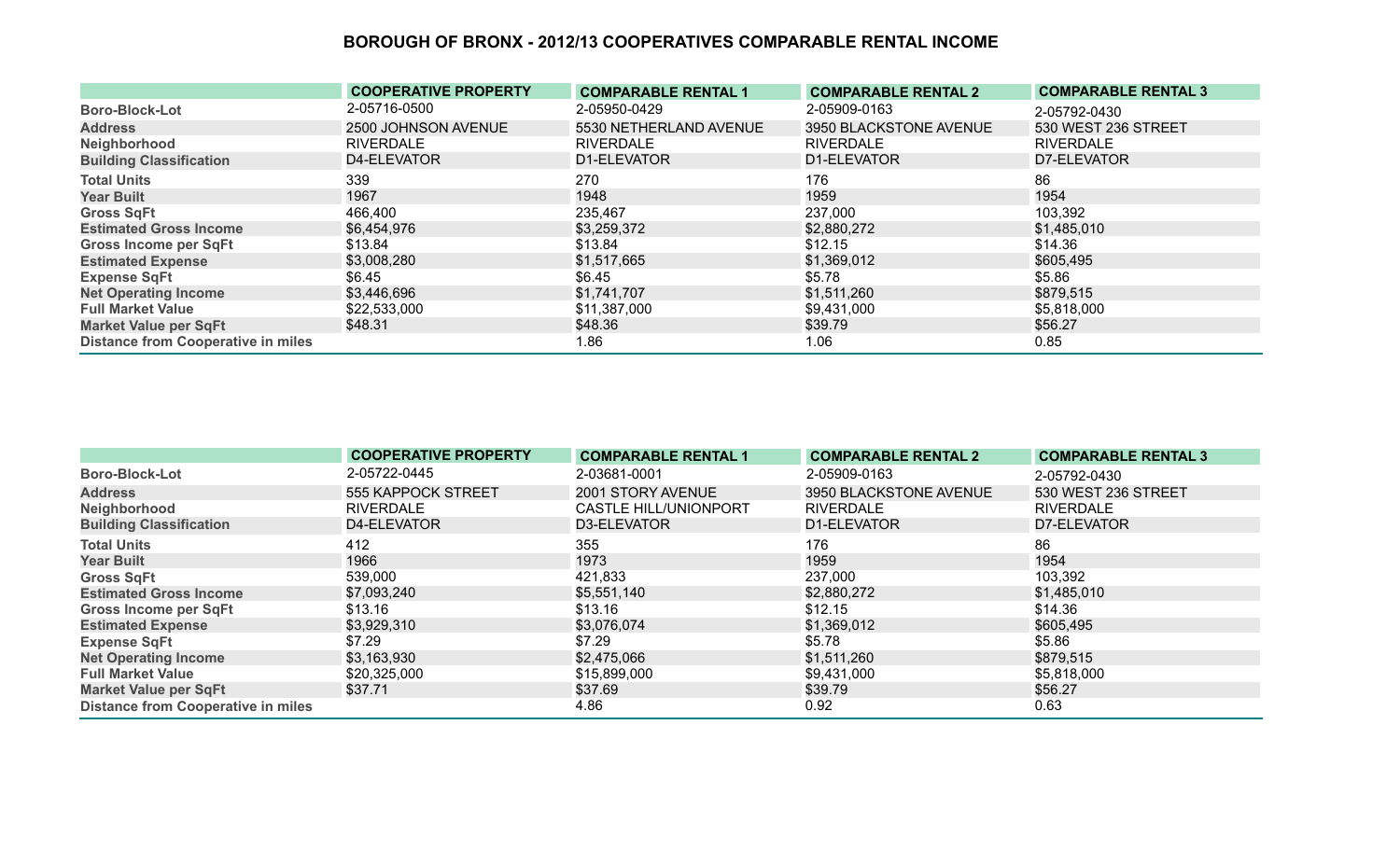# BOROUGH OF BRONX - 2012/13 COOPERATIVES COMPARABLE RENTAL INCOME

| | COOPERATIVE PROPERTY | COMPARABLE RENTAL 1 | COMPARABLE RENTAL 2 | COMPARABLE RENTAL 3 |
|---|---|---|---|---|
| Boro-Block-Lot | 2-05716-0500 | 2-05950-0429 | 2-05909-0163 | 2-05792-0430 |
| Address | 2500 JOHNSON AVENUE | 5530 NETHERLAND AVENUE | 3950 BLACKSTONE AVENUE | 530 WEST 236 STREET |
| Neighborhood | RIVERDALE | RIVERDALE | RIVERDALE | RIVERDALE |
| Building Classification | D4-ELEVATOR | D1-ELEVATOR | D1-ELEVATOR | D7-ELEVATOR |
| Total Units | 339 | 270 | 176 | 86 |
| Year Built | 1967 | 1948 | 1959 | 1954 |
| Gross SqFt | 466,400 | 235,467 | 237,000 | 103,392 |
| Estimated Gross Income | $6,454,976 | $3,259,372 | $2,880,272 | $1,485,010 |
| Gross Income per SqFt | $13.84 | $13.84 | $12.15 | $14.36 |
| Estimated Expense | $3,008,280 | $1,517,665 | $1,369,012 | $605,495 |
| Expense SqFt | $6.45 | $6.45 | $5.78 | $5.86 |
| Net Operating Income | $3,446,696 | $1,741,707 | $1,511,260 | $879,515 |
| Full Market Value | $22,533,000 | $11,387,000 | $9,431,000 | $5,818,000 |
| Market Value per SqFt | $48.31 | $48.36 | $39.79 | $56.27 |
| Distance from Cooperative in miles | | 1.86 | 1.06 | 0.85 |

| | COOPERATIVE PROPERTY | COMPARABLE RENTAL 1 | COMPARABLE RENTAL 2 | COMPARABLE RENTAL 3 |
|---|---|---|---|---|
| Boro-Block-Lot | 2-05722-0445 | 2-03681-0001 | 2-05909-0163 | 2-05792-0430 |
| Address | 555 KAPPOCK STREET | 2001 STORY AVENUE | 3950 BLACKSTONE AVENUE | 530 WEST 236 STREET |
| Neighborhood | RIVERDALE | CASTLE HILL/UNIONPORT | RIVERDALE | RIVERDALE |
| Building Classification | D4-ELEVATOR | D3-ELEVATOR | D1-ELEVATOR | D7-ELEVATOR |
| Total Units | 412 | 355 | 176 | 86 |
| Year Built | 1966 | 1973 | 1959 | 1954 |
| Gross SqFt | 539,000 | 421,833 | 237,000 | 103,392 |
| Estimated Gross Income | $7,093,240 | $5,551,140 | $2,880,272 | $1,485,010 |
| Gross Income per SqFt | $13.16 | $13.16 | $12.15 | $14.36 |
| Estimated Expense | $3,929,310 | $3,076,074 | $1,369,012 | $605,495 |
| Expense SqFt | $7.29 | $7.29 | $5.78 | $5.86 |
| Net Operating Income | $3,163,930 | $2,475,066 | $1,511,260 | $879,515 |
| Full Market Value | $20,325,000 | $15,899,000 | $9,431,000 | $5,818,000 |
| Market Value per SqFt | $37.71 | $37.69 | $39.79 | $56.27 |
| Distance from Cooperative in miles | | 4.86 | 0.92 | 0.63 |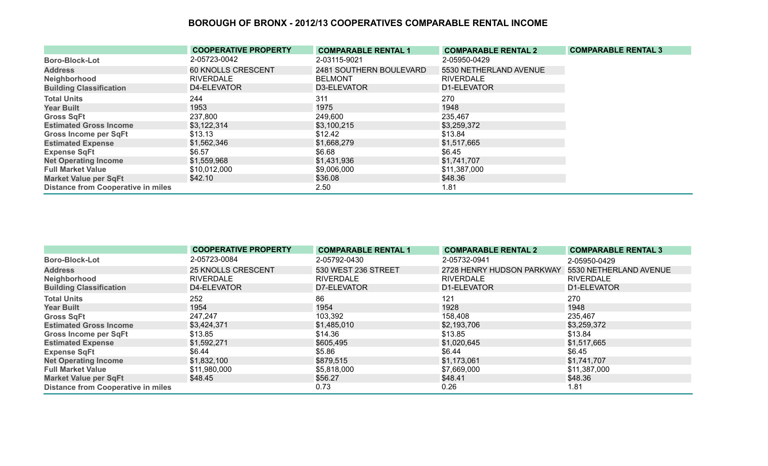# BOROUGH OF BRONX - 2012/13 COOPERATIVES COMPARABLE RENTAL INCOME

| | COOPERATIVE PROPERTY | COMPARABLE RENTAL 1 | COMPARABLE RENTAL 2 | COMPARABLE RENTAL 3 |
|---|---|---|---|---|
| Boro-Block-Lot | 2-05723-0042 | 2-03115-9021 | 2-05950-0429 | |
| Address | 60 KNOLLS CRESCENT | 2481 SOUTHERN BOULEVARD | 5530 NETHERLAND AVENUE | |
| Neighborhood | RIVERDALE | BELMONT | RIVERDALE | |
| Building Classification | D4-ELEVATOR | D3-ELEVATOR | D1-ELEVATOR | |
| Total Units | 244 | 311 | 270 | |
| Year Built | 1953 | 1975 | 1948 | |
| Gross SqFt | 237,800 | 249,600 | 235,467 | |
| Estimated Gross Income | $3,122,314 | $3,100,215 | $3,259,372 | |
| Gross Income per SqFt | $13.13 | $12.42 | $13.84 | |
| Estimated Expense | $1,562,346 | $1,668,279 | $1,517,665 | |
| Expense SqFt | $6.57 | $6.68 | $6.45 | |
| Net Operating Income | $1,559,968 | $1,431,936 | $1,741,707 | |
| Full Market Value | $10,012,000 | $9,006,000 | $11,387,000 | |
| Market Value per SqFt | $42.10 | $36.08 | $48.36 | |
| Distance from Cooperative in miles | | 2.50 | 1.81 | |

| | COOPERATIVE PROPERTY | COMPARABLE RENTAL 1 | COMPARABLE RENTAL 2 | COMPARABLE RENTAL 3 |
|---|---|---|---|---|
| Boro-Block-Lot | 2-05723-0084 | 2-05792-0430 | 2-05732-0941 | 2-05950-0429 |
| Address | 25 KNOLLS CRESCENT | 530 WEST 236 STREET | 2728 HENRY HUDSON PARKWAY | 5530 NETHERLAND AVENUE |
| Neighborhood | RIVERDALE | RIVERDALE | RIVERDALE | RIVERDALE |
| Building Classification | D4-ELEVATOR | D7-ELEVATOR | D1-ELEVATOR | D1-ELEVATOR |
| Total Units | 252 | 86 | 121 | 270 |
| Year Built | 1954 | 1954 | 1928 | 1948 |
| Gross SqFt | 247,247 | 103,392 | 158,408 | 235,467 |
| Estimated Gross Income | $3,424,371 | $1,485,010 | $2,193,706 | $3,259,372 |
| Gross Income per SqFt | $13.85 | $14.36 | $13.85 | $13.84 |
| Estimated Expense | $1,592,271 | $605,495 | $1,020,645 | $1,517,665 |
| Expense SqFt | $6.44 | $5.86 | $6.44 | $6.45 |
| Net Operating Income | $1,832,100 | $879,515 | $1,173,061 | $1,741,707 |
| Full Market Value | $11,980,000 | $5,818,000 | $7,669,000 | $11,387,000 |
| Market Value per SqFt | $48.45 | $56.27 | $48.41 | $48.36 |
| Distance from Cooperative in miles | | 0.73 | 0.26 | 1.81 |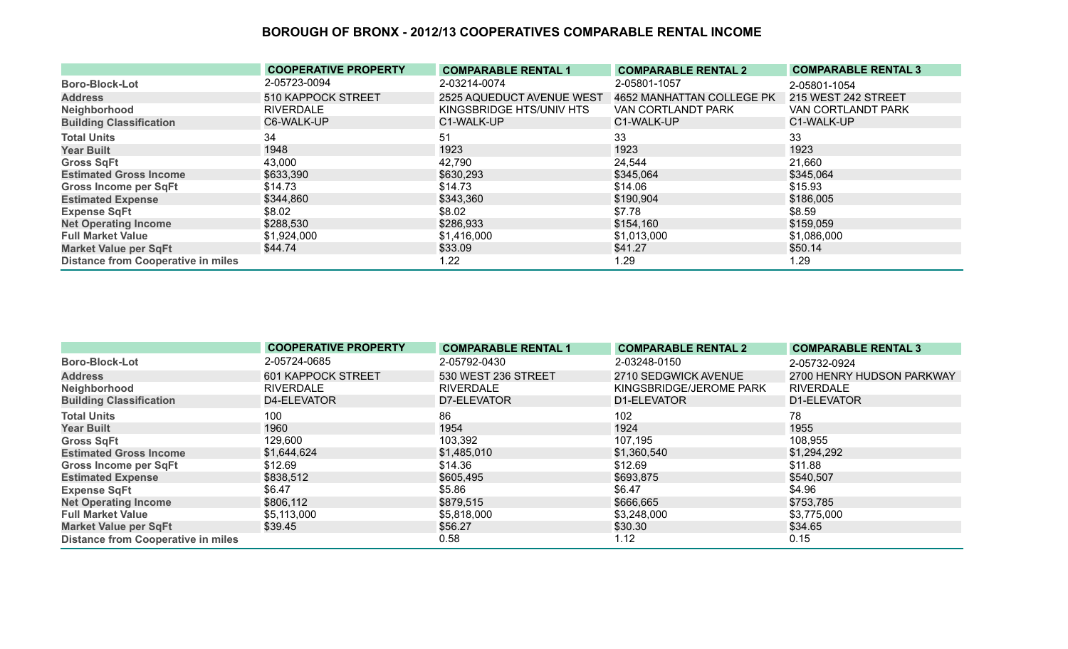# BOROUGH OF BRONX - 2012/13 COOPERATIVES COMPARABLE RENTAL INCOME

| | COOPERATIVE PROPERTY | COMPARABLE RENTAL 1 | COMPARABLE RENTAL 2 | COMPARABLE RENTAL 3 |
|---|---|---|---|---|
| Boro-Block-Lot | 2-05723-0094 | 2-03214-0074 | 2-05801-1057 | 2-05801-1054 |
| Address | 510 KAPPOCK STREET | 2525 AQUEDUCT AVENUE WEST | 4652 MANHATTAN COLLEGE PK | 215 WEST 242 STREET |
| Neighborhood | RIVERDALE | KINGSBRIDGE HTS/UNIV HTS | VAN CORTLANDT PARK | VAN CORTLANDT PARK |
| Building Classification | C6-WALK-UP | C1-WALK-UP | C1-WALK-UP | C1-WALK-UP |
| Total Units | 34 | 51 | 33 | 33 |
| Year Built | 1948 | 1923 | 1923 | 1923 |
| Gross SqFt | 43,000 | 42,790 | 24,544 | 21,660 |
| Estimated Gross Income | $633,390 | $630,293 | $345,064 | $345,064 |
| Gross Income per SqFt | $14.73 | $14.73 | $14.06 | $15.93 |
| Estimated Expense | $344,860 | $343,360 | $190,904 | $186,005 |
| Expense SqFt | $8.02 | $8.02 | $7.78 | $8.59 |
| Net Operating Income | $288,530 | $286,933 | $154,160 | $159,059 |
| Full Market Value | $1,924,000 | $1,416,000 | $1,013,000 | $1,086,000 |
| Market Value per SqFt | $44.74 | $33.09 | $41.27 | $50.14 |
| Distance from Cooperative in miles | | 1.22 | 1.29 | 1.29 |

| | COOPERATIVE PROPERTY | COMPARABLE RENTAL 1 | COMPARABLE RENTAL 2 | COMPARABLE RENTAL 3 |
|---|---|---|---|---|
| Boro-Block-Lot | 2-05724-0685 | 2-05792-0430 | 2-03248-0150 | 2-05732-0924 |
| Address | 601 KAPPOCK STREET | 530 WEST 236 STREET | 2710 SEDGWICK AVENUE | 2700 HENRY HUDSON PARKWAY |
| Neighborhood | RIVERDALE | RIVERDALE | KINGSBRIDGE/JEROME PARK | RIVERDALE |
| Building Classification | D4-ELEVATOR | D7-ELEVATOR | D1-ELEVATOR | D1-ELEVATOR |
| Total Units | 100 | 86 | 102 | 78 |
| Year Built | 1960 | 1954 | 1924 | 1955 |
| Gross SqFt | 129,600 | 103,392 | 107,195 | 108,955 |
| Estimated Gross Income | $1,644,624 | $1,485,010 | $1,360,540 | $1,294,292 |
| Gross Income per SqFt | $12.69 | $14.36 | $12.69 | $11.88 |
| Estimated Expense | $838,512 | $605,495 | $693,875 | $540,507 |
| Expense SqFt | $6.47 | $5.86 | $6.47 | $4.96 |
| Net Operating Income | $806,112 | $879,515 | $666,665 | $753,785 |
| Full Market Value | $5,113,000 | $5,818,000 | $3,248,000 | $3,775,000 |
| Market Value per SqFt | $39.45 | $56.27 | $30.30 | $34.65 |
| Distance from Cooperative in miles | | 0.58 | 1.12 | 0.15 |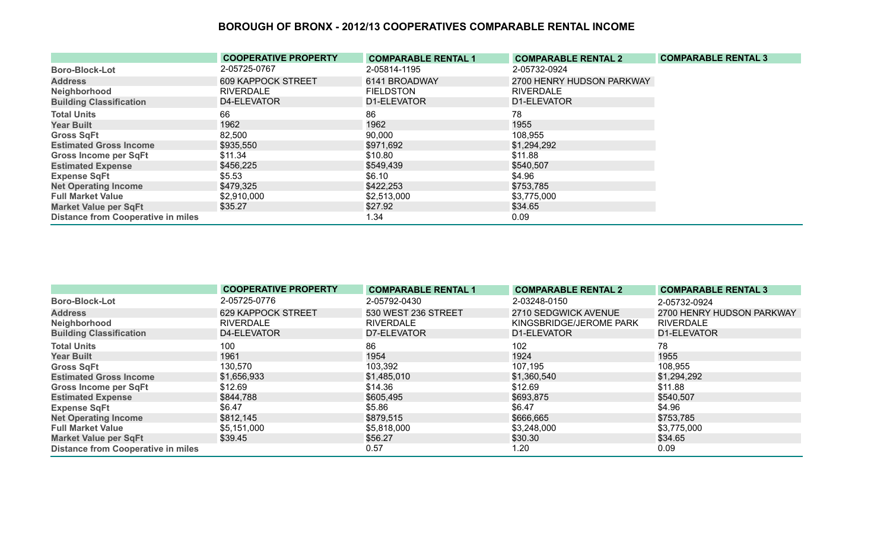# BOROUGH OF BRONX - 2012/13 COOPERATIVES COMPARABLE RENTAL INCOME

| | COOPERATIVE PROPERTY | COMPARABLE RENTAL 1 | COMPARABLE RENTAL 2 | COMPARABLE RENTAL 3 |
|---|---|---|---|---|
| Boro-Block-Lot | 2-05725-0767 | 2-05814-1195 | 2-05732-0924 | |
| Address | 609 KAPPOCK STREET | 6141 BROADWAY | 2700 HENRY HUDSON PARKWAY | |
| Neighborhood | RIVERDALE | FIELDSTON | RIVERDALE | |
| Building Classification | D4-ELEVATOR | D1-ELEVATOR | D1-ELEVATOR | |
| Total Units | 66 | 86 | 78 | |
| Year Built | 1962 | 1962 | 1955 | |
| Gross SqFt | 82,500 | 90,000 | 108,955 | |
| Estimated Gross Income | $935,550 | $971,692 | $1,294,292 | |
| Gross Income per SqFt | $11.34 | $10.80 | $11.88 | |
| Estimated Expense | $456,225 | $549,439 | $540,507 | |
| Expense SqFt | $5.53 | $6.10 | $4.96 | |
| Net Operating Income | $479,325 | $422,253 | $753,785 | |
| Full Market Value | $2,910,000 | $2,513,000 | $3,775,000 | |
| Market Value per SqFt | $35.27 | $27.92 | $34.65 | |
| Distance from Cooperative in miles | | 1.34 | 0.09 | |

| | COOPERATIVE PROPERTY | COMPARABLE RENTAL 1 | COMPARABLE RENTAL 2 | COMPARABLE RENTAL 3 |
|---|---|---|---|---|
| Boro-Block-Lot | 2-05725-0776 | 2-05792-0430 | 2-03248-0150 | 2-05732-0924 |
| Address | 629 KAPPOCK STREET | 530 WEST 236 STREET | 2710 SEDGWICK AVENUE | 2700 HENRY HUDSON PARKWAY |
| Neighborhood | RIVERDALE | RIVERDALE | KINGSBRIDGE/JEROME PARK | RIVERDALE |
| Building Classification | D4-ELEVATOR | D7-ELEVATOR | D1-ELEVATOR | D1-ELEVATOR |
| Total Units | 100 | 86 | 102 | 78 |
| Year Built | 1961 | 1954 | 1924 | 1955 |
| Gross SqFt | 130,570 | 103,392 | 107,195 | 108,955 |
| Estimated Gross Income | $1,656,933 | $1,485,010 | $1,360,540 | $1,294,292 |
| Gross Income per SqFt | $12.69 | $14.36 | $12.69 | $11.88 |
| Estimated Expense | $844,788 | $605,495 | $693,875 | $540,507 |
| Expense SqFt | $6.47 | $5.86 | $6.47 | $4.96 |
| Net Operating Income | $812,145 | $879,515 | $666,665 | $753,785 |
| Full Market Value | $5,151,000 | $5,818,000 | $3,248,000 | $3,775,000 |
| Market Value per SqFt | $39.45 | $56.27 | $30.30 | $34.65 |
| Distance from Cooperative in miles | | 0.57 | 1.20 | 0.09 |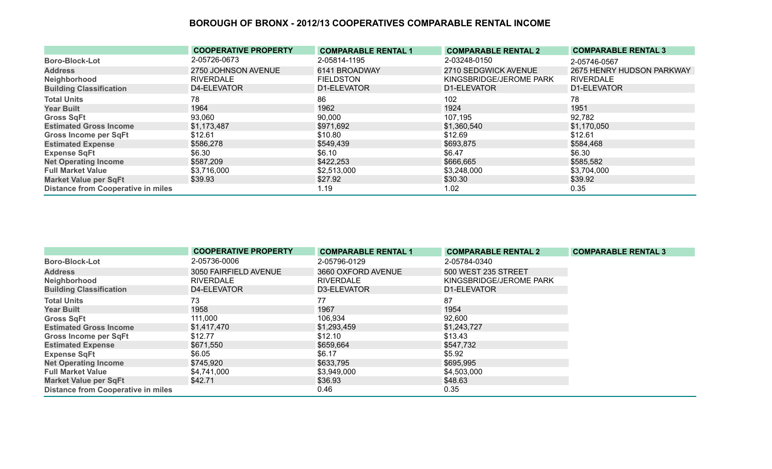# BOROUGH OF BRONX - 2012/13 COOPERATIVES COMPARABLE RENTAL INCOME

| | COOPERATIVE PROPERTY | COMPARABLE RENTAL 1 | COMPARABLE RENTAL 2 | COMPARABLE RENTAL 3 |
|---|---|---|---|---|
| Boro-Block-Lot | 2-05726-0673 | 2-05814-1195 | 2-03248-0150 | 2-05746-0567 |
| Address | 2750 JOHNSON AVENUE | 6141 BROADWAY | 2710 SEDGWICK AVENUE | 2675 HENRY HUDSON PARKWAY |
| Neighborhood | RIVERDALE | FIELDSTON | KINGSBRIDGE/JEROME PARK | RIVERDALE |
| Building Classification | D4-ELEVATOR | D1-ELEVATOR | D1-ELEVATOR | D1-ELEVATOR |
| Total Units | 78 | 86 | 102 | 78 |
| Year Built | 1964 | 1962 | 1924 | 1951 |
| Gross SqFt | 93,060 | 90,000 | 107,195 | 92,782 |
| Estimated Gross Income | $1,173,487 | $971,692 | $1,360,540 | $1,170,050 |
| Gross Income per SqFt | $12.61 | $10.80 | $12.69 | $12.61 |
| Estimated Expense | $586,278 | $549,439 | $693,875 | $584,468 |
| Expense SqFt | $6.30 | $6.10 | $6.47 | $6.30 |
| Net Operating Income | $587,209 | $422,253 | $666,665 | $585,582 |
| Full Market Value | $3,716,000 | $2,513,000 | $3,248,000 | $3,704,000 |
| Market Value per SqFt | $39.93 | $27.92 | $30.30 | $39.92 |
| Distance from Cooperative in miles | | 1.19 | 1.02 | 0.35 |

| | COOPERATIVE PROPERTY | COMPARABLE RENTAL 1 | COMPARABLE RENTAL 2 | COMPARABLE RENTAL 3 |
|---|---|---|---|---|
| Boro-Block-Lot | 2-05736-0006 | 2-05796-0129 | 2-05784-0340 | |
| Address | 3050 FAIRFIELD AVENUE | 3660 OXFORD AVENUE | 500 WEST 235 STREET | |
| Neighborhood | RIVERDALE | RIVERDALE | KINGSBRIDGE/JEROME PARK | |
| Building Classification | D4-ELEVATOR | D3-ELEVATOR | D1-ELEVATOR | |
| Total Units | 73 | 77 | 87 | |
| Year Built | 1958 | 1967 | 1954 | |
| Gross SqFt | 111,000 | 106,934 | 92,600 | |
| Estimated Gross Income | $1,417,470 | $1,293,459 | $1,243,727 | |
| Gross Income per SqFt | $12.77 | $12.10 | $13.43 | |
| Estimated Expense | $671,550 | $659,664 | $547,732 | |
| Expense SqFt | $6.05 | $6.17 | $5.92 | |
| Net Operating Income | $745,920 | $633,795 | $695,995 | |
| Full Market Value | $4,741,000 | $3,949,000 | $4,503,000 | |
| Market Value per SqFt | $42.71 | $36.93 | $48.63 | |
| Distance from Cooperative in miles | | 0.46 | 0.35 | |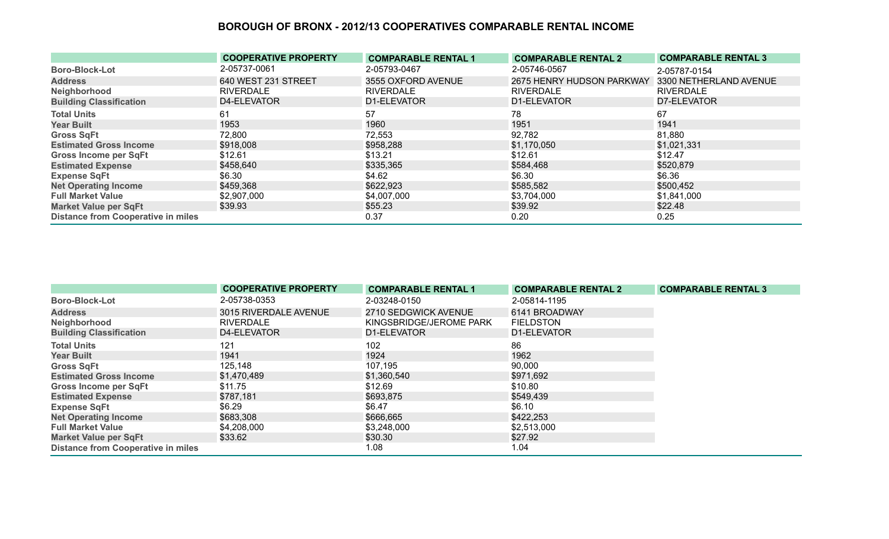# BOROUGH OF BRONX - 2012/13 COOPERATIVES COMPARABLE RENTAL INCOME

| | COOPERATIVE PROPERTY | COMPARABLE RENTAL 1 | COMPARABLE RENTAL 2 | COMPARABLE RENTAL 3 |
|---|---|---|---|---|
| Boro-Block-Lot | 2-05737-0061 | 2-05793-0467 | 2-05746-0567 | 2-05787-0154 |
| Address | 640 WEST 231 STREET | 3555 OXFORD AVENUE | 2675 HENRY HUDSON PARKWAY | 3300 NETHERLAND AVENUE |
| Neighborhood | RIVERDALE | RIVERDALE | RIVERDALE | RIVERDALE |
| Building Classification | D4-ELEVATOR | D1-ELEVATOR | D1-ELEVATOR | D7-ELEVATOR |
| Total Units | 61 | 57 | 78 | 67 |
| Year Built | 1953 | 1960 | 1951 | 1941 |
| Gross SqFt | 72,800 | 72,553 | 92,782 | 81,880 |
| Estimated Gross Income | $918,008 | $958,288 | $1,170,050 | $1,021,331 |
| Gross Income per SqFt | $12.61 | $13.21 | $12.61 | $12.47 |
| Estimated Expense | $458,640 | $335,365 | $584,468 | $520,879 |
| Expense SqFt | $6.30 | $4.62 | $6.30 | $6.36 |
| Net Operating Income | $459,368 | $622,923 | $585,582 | $500,452 |
| Full Market Value | $2,907,000 | $4,007,000 | $3,704,000 | $1,841,000 |
| Market Value per SqFt | $39.93 | $55.23 | $39.92 | $22.48 |
| Distance from Cooperative in miles | | 0.37 | 0.20 | 0.25 |

| | COOPERATIVE PROPERTY | COMPARABLE RENTAL 1 | COMPARABLE RENTAL 2 | COMPARABLE RENTAL 3 |
|---|---|---|---|---|
| Boro-Block-Lot | 2-05738-0353 | 2-03248-0150 | 2-05814-1195 | |
| Address | 3015 RIVERDALE AVENUE | 2710 SEDGWICK AVENUE | 6141 BROADWAY | |
| Neighborhood | RIVERDALE | KINGSBRIDGE/JEROME PARK | FIELDSTON | |
| Building Classification | D4-ELEVATOR | D1-ELEVATOR | D1-ELEVATOR | |
| Total Units | 121 | 102 | 86 | |
| Year Built | 1941 | 1924 | 1962 | |
| Gross SqFt | 125,148 | 107,195 | 90,000 | |
| Estimated Gross Income | $1,470,489 | $1,360,540 | $971,692 | |
| Gross Income per SqFt | $11.75 | $12.69 | $10.80 | |
| Estimated Expense | $787,181 | $693,875 | $549,439 | |
| Expense SqFt | $6.29 | $6.47 | $6.10 | |
| Net Operating Income | $683,308 | $666,665 | $422,253 | |
| Full Market Value | $4,208,000 | $3,248,000 | $2,513,000 | |
| Market Value per SqFt | $33.62 | $30.30 | $27.92 | |
| Distance from Cooperative in miles | | 1.08 | 1.04 | |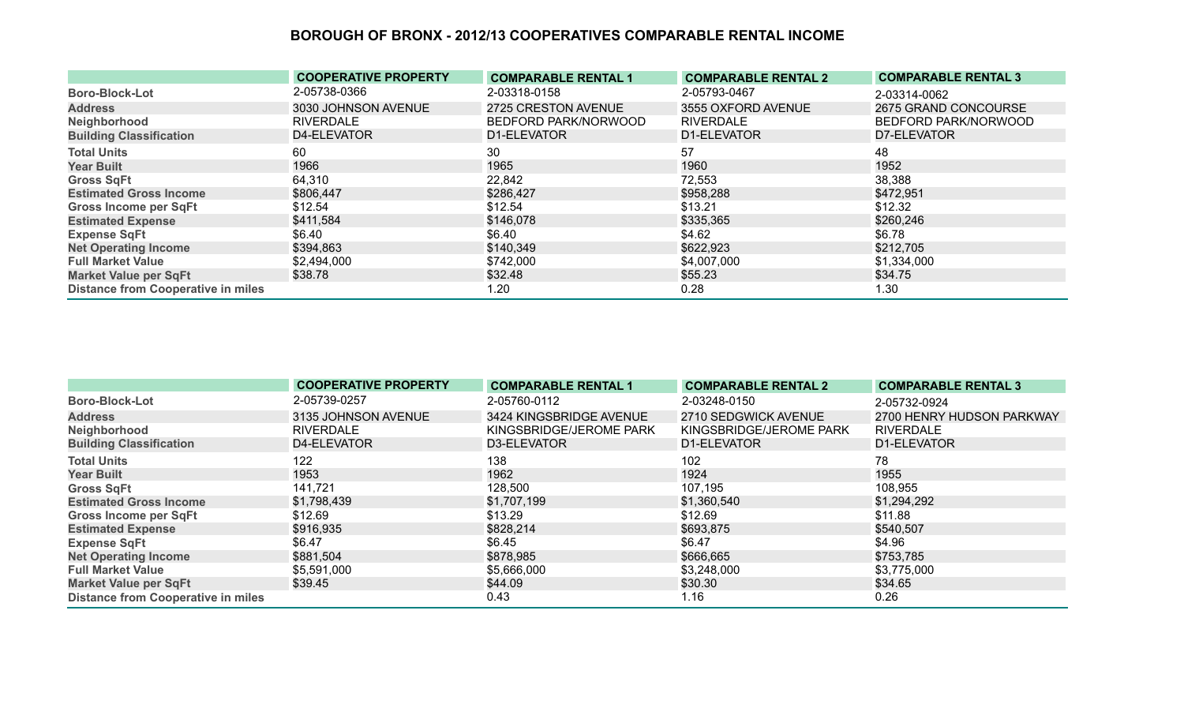# BOROUGH OF BRONX - 2012/13 COOPERATIVES COMPARABLE RENTAL INCOME

| | COOPERATIVE PROPERTY | COMPARABLE RENTAL 1 | COMPARABLE RENTAL 2 | COMPARABLE RENTAL 3 |
|---|---|---|---|---|
| Boro-Block-Lot | 2-05738-0366 | 2-03318-0158 | 2-05793-0467 | 2-03314-0062 |
| Address | 3030 JOHNSON AVENUE | 2725 CRESTON AVENUE | 3555 OXFORD AVENUE | 2675 GRAND CONCOURSE |
| Neighborhood | RIVERDALE | BEDFORD PARK/NORWOOD | RIVERDALE | BEDFORD PARK/NORWOOD |
| Building Classification | D4-ELEVATOR | D1-ELEVATOR | D1-ELEVATOR | D7-ELEVATOR |
| Total Units | 60 | 30 | 57 | 48 |
| Year Built | 1966 | 1965 | 1960 | 1952 |
| Gross SqFt | 64,310 | 22,842 | 72,553 | 38,388 |
| Estimated Gross Income | $806,447 | $286,427 | $958,288 | $472,951 |
| Gross Income per SqFt | $12.54 | $12.54 | $13.21 | $12.32 |
| Estimated Expense | $411,584 | $146,078 | $335,365 | $260,246 |
| Expense SqFt | $6.40 | $6.40 | $4.62 | $6.78 |
| Net Operating Income | $394,863 | $140,349 | $622,923 | $212,705 |
| Full Market Value | $2,494,000 | $742,000 | $4,007,000 | $1,334,000 |
| Market Value per SqFt | $38.78 | $32.48 | $55.23 | $34.75 |
| Distance from Cooperative in miles | | 1.20 | 0.28 | 1.30 |

| | COOPERATIVE PROPERTY | COMPARABLE RENTAL 1 | COMPARABLE RENTAL 2 | COMPARABLE RENTAL 3 |
|---|---|---|---|---|
| Boro-Block-Lot | 2-05739-0257 | 2-05760-0112 | 2-03248-0150 | 2-05732-0924 |
| Address | 3135 JOHNSON AVENUE | 3424 KINGSBRIDGE AVENUE | 2710 SEDGWICK AVENUE | 2700 HENRY HUDSON PARKWAY |
| Neighborhood | RIVERDALE | KINGSBRIDGE/JEROME PARK | KINGSBRIDGE/JEROME PARK | RIVERDALE |
| Building Classification | D4-ELEVATOR | D3-ELEVATOR | D1-ELEVATOR | D1-ELEVATOR |
| Total Units | 122 | 138 | 102 | 78 |
| Year Built | 1953 | 1962 | 1924 | 1955 |
| Gross SqFt | 141,721 | 128,500 | 107,195 | 108,955 |
| Estimated Gross Income | $1,798,439 | $1,707,199 | $1,360,540 | $1,294,292 |
| Gross Income per SqFt | $12.69 | $13.29 | $12.69 | $11.88 |
| Estimated Expense | $916,935 | $828,214 | $693,875 | $540,507 |
| Expense SqFt | $6.47 | $6.45 | $6.47 | $4.96 |
| Net Operating Income | $881,504 | $878,985 | $666,665 | $753,785 |
| Full Market Value | $5,591,000 | $5,666,000 | $3,248,000 | $3,775,000 |
| Market Value per SqFt | $39.45 | $44.09 | $30.30 | $34.65 |
| Distance from Cooperative in miles | | 0.43 | 1.16 | 0.26 |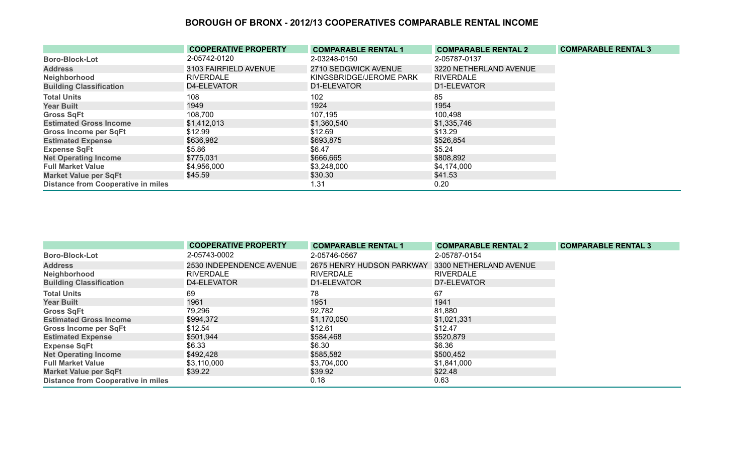# BOROUGH OF BRONX - 2012/13 COOPERATIVES COMPARABLE RENTAL INCOME

| | COOPERATIVE PROPERTY | COMPARABLE RENTAL 1 | COMPARABLE RENTAL 2 | COMPARABLE RENTAL 3 |
|---|---|---|---|---|
| Boro-Block-Lot | 2-05742-0120 | 2-03248-0150 | 2-05787-0137 | |
| Address | 3103 FAIRFIELD AVENUE | 2710 SEDGWICK AVENUE | 3220 NETHERLAND AVENUE | |
| Neighborhood | RIVERDALE | KINGSBRIDGE/JEROME PARK | RIVERDALE | |
| Building Classification | D4-ELEVATOR | D1-ELEVATOR | D1-ELEVATOR | |
| Total Units | 108 | 102 | 85 | |
| Year Built | 1949 | 1924 | 1954 | |
| Gross SqFt | 108,700 | 107,195 | 100,498 | |
| Estimated Gross Income | $1,412,013 | $1,360,540 | $1,335,746 | |
| Gross Income per SqFt | $12.99 | $12.69 | $13.29 | |
| Estimated Expense | $636,982 | $693,875 | $526,854 | |
| Expense SqFt | $5.86 | $6.47 | $5.24 | |
| Net Operating Income | $775,031 | $666,665 | $808,892 | |
| Full Market Value | $4,956,000 | $3,248,000 | $4,174,000 | |
| Market Value per SqFt | $45.59 | $30.30 | $41.53 | |
| Distance from Cooperative in miles | | 1.31 | 0.20 | |

| | COOPERATIVE PROPERTY | COMPARABLE RENTAL 1 | COMPARABLE RENTAL 2 | COMPARABLE RENTAL 3 |
|---|---|---|---|---|
| Boro-Block-Lot | 2-05743-0002 | 2-05746-0567 | 2-05787-0154 | |
| Address | 2530 INDEPENDENCE AVENUE | 2675 HENRY HUDSON PARKWAY | 3300 NETHERLAND AVENUE | |
| Neighborhood | RIVERDALE | RIVERDALE | RIVERDALE | |
| Building Classification | D4-ELEVATOR | D1-ELEVATOR | D7-ELEVATOR | |
| Total Units | 69 | 78 | 67 | |
| Year Built | 1961 | 1951 | 1941 | |
| Gross SqFt | 79,296 | 92,782 | 81,880 | |
| Estimated Gross Income | $994,372 | $1,170,050 | $1,021,331 | |
| Gross Income per SqFt | $12.54 | $12.61 | $12.47 | |
| Estimated Expense | $501,944 | $584,468 | $520,879 | |
| Expense SqFt | $6.33 | $6.30 | $6.36 | |
| Net Operating Income | $492,428 | $585,582 | $500,452 | |
| Full Market Value | $3,110,000 | $3,704,000 | $1,841,000 | |
| Market Value per SqFt | $39.22 | $39.92 | $22.48 | |
| Distance from Cooperative in miles | | 0.18 | 0.63 | |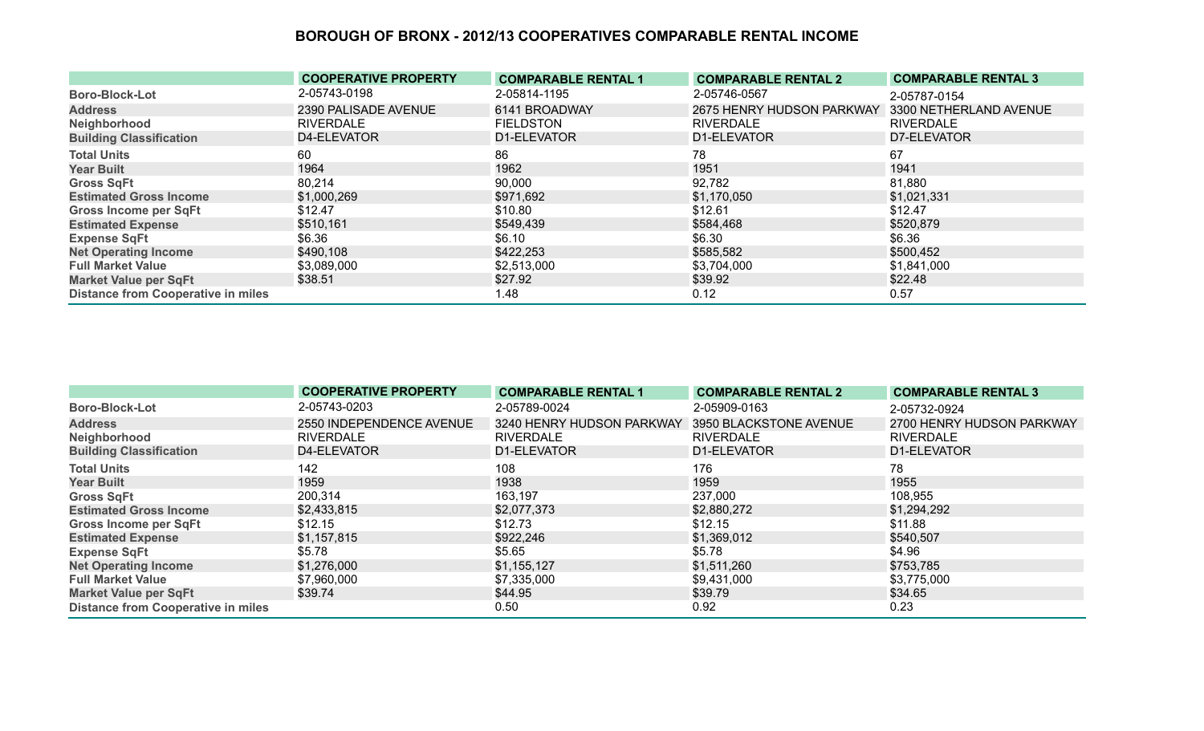# BOROUGH OF BRONX - 2012/13 COOPERATIVES COMPARABLE RENTAL INCOME

| | COOPERATIVE PROPERTY | COMPARABLE RENTAL 1 | COMPARABLE RENTAL 2 | COMPARABLE RENTAL 3 |
|---|---|---|---|---|
| Boro-Block-Lot | 2-05743-0198 | 2-05814-1195 | 2-05746-0567 | 2-05787-0154 |
| Address | 2390 PALISADE AVENUE | 6141 BROADWAY | 2675 HENRY HUDSON PARKWAY | 3300 NETHERLAND AVENUE |
| Neighborhood | RIVERDALE | FIELDSTON | RIVERDALE | RIVERDALE |
| Building Classification | D4-ELEVATOR | D1-ELEVATOR | D1-ELEVATOR | D7-ELEVATOR |
| Total Units | 60 | 86 | 78 | 67 |
| Year Built | 1964 | 1962 | 1951 | 1941 |
| Gross SqFt | 80,214 | 90,000 | 92,782 | 81,880 |
| Estimated Gross Income | $1,000,269 | $971,692 | $1,170,050 | $1,021,331 |
| Gross Income per SqFt | $12.47 | $10.80 | $12.61 | $12.47 |
| Estimated Expense | $510,161 | $549,439 | $584,468 | $520,879 |
| Expense SqFt | $6.36 | $6.10 | $6.30 | $6.36 |
| Net Operating Income | $490,108 | $422,253 | $585,582 | $500,452 |
| Full Market Value | $3,089,000 | $2,513,000 | $3,704,000 | $1,841,000 |
| Market Value per SqFt | $38.51 | $27.92 | $39.92 | $22.48 |
| Distance from Cooperative in miles | | 1.48 | 0.12 | 0.57 |

| | COOPERATIVE PROPERTY | COMPARABLE RENTAL 1 | COMPARABLE RENTAL 2 | COMPARABLE RENTAL 3 |
|---|---|---|---|---|
| Boro-Block-Lot | 2-05743-0203 | 2-05789-0024 | 2-05909-0163 | 2-05732-0924 |
| Address | 2550 INDEPENDENCE AVENUE | 3240 HENRY HUDSON PARKWAY | 3950 BLACKSTONE AVENUE | 2700 HENRY HUDSON PARKWAY |
| Neighborhood | RIVERDALE | RIVERDALE | RIVERDALE | RIVERDALE |
| Building Classification | D4-ELEVATOR | D1-ELEVATOR | D1-ELEVATOR | D1-ELEVATOR |
| Total Units | 142 | 108 | 176 | 78 |
| Year Built | 1959 | 1938 | 1959 | 1955 |
| Gross SqFt | 200,314 | 163,197 | 237,000 | 108,955 |
| Estimated Gross Income | $2,433,815 | $2,077,373 | $2,880,272 | $1,294,292 |
| Gross Income per SqFt | $12.15 | $12.73 | $12.15 | $11.88 |
| Estimated Expense | $1,157,815 | $922,246 | $1,369,012 | $540,507 |
| Expense SqFt | $5.78 | $5.65 | $5.78 | $4.96 |
| Net Operating Income | $1,276,000 | $1,155,127 | $1,511,260 | $753,785 |
| Full Market Value | $7,960,000 | $7,335,000 | $9,431,000 | $3,775,000 |
| Market Value per SqFt | $39.74 | $44.95 | $39.79 | $34.65 |
| Distance from Cooperative in miles | | 0.50 | 0.92 | 0.23 |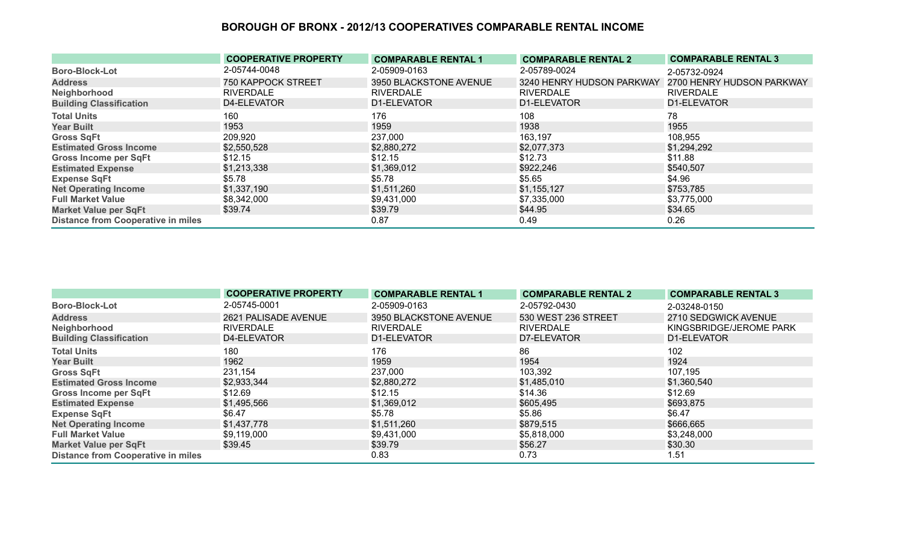## BOROUGH OF BRONX - 2012/13 COOPERATIVES COMPARABLE RENTAL INCOME

| | COOPERATIVE PROPERTY | COMPARABLE RENTAL 1 | COMPARABLE RENTAL 2 | COMPARABLE RENTAL 3 |
|---|---|---|---|---|
| Boro-Block-Lot | 2-05744-0048 | 2-05909-0163 | 2-05789-0024 | 2-05732-0924 |
| Address | 750 KAPPOCK STREET | 3950 BLACKSTONE AVENUE | 3240 HENRY HUDSON PARKWAY | 2700 HENRY HUDSON PARKWAY |
| Neighborhood | RIVERDALE | RIVERDALE | RIVERDALE | RIVERDALE |
| Building Classification | D4-ELEVATOR | D1-ELEVATOR | D1-ELEVATOR | D1-ELEVATOR |
| Total Units | 160 | 176 | 108 | 78 |
| Year Built | 1953 | 1959 | 1938 | 1955 |
| Gross SqFt | 209,920 | 237,000 | 163,197 | 108,955 |
| Estimated Gross Income | $2,550,528 | $2,880,272 | $2,077,373 | $1,294,292 |
| Gross Income per SqFt | $12.15 | $12.15 | $12.73 | $11.88 |
| Estimated Expense | $1,213,338 | $1,369,012 | $922,246 | $540,507 |
| Expense SqFt | $5.78 | $5.78 | $5.65 | $4.96 |
| Net Operating Income | $1,337,190 | $1,511,260 | $1,155,127 | $753,785 |
| Full Market Value | $8,342,000 | $9,431,000 | $7,335,000 | $3,775,000 |
| Market Value per SqFt | $39.74 | $39.79 | $44.95 | $34.65 |
| Distance from Cooperative in miles | | 0.87 | 0.49 | 0.26 |

| | COOPERATIVE PROPERTY | COMPARABLE RENTAL 1 | COMPARABLE RENTAL 2 | COMPARABLE RENTAL 3 |
|---|---|---|---|---|
| Boro-Block-Lot | 2-05745-0001 | 2-05909-0163 | 2-05792-0430 | 2-03248-0150 |
| Address | 2621 PALISADE AVENUE | 3950 BLACKSTONE AVENUE | 530 WEST 236 STREET | 2710 SEDGWICK AVENUE |
| Neighborhood | RIVERDALE | RIVERDALE | RIVERDALE | KINGSBRIDGE/JEROME PARK |
| Building Classification | D4-ELEVATOR | D1-ELEVATOR | D7-ELEVATOR | D1-ELEVATOR |
| Total Units | 180 | 176 | 86 | 102 |
| Year Built | 1962 | 1959 | 1954 | 1924 |
| Gross SqFt | 231,154 | 237,000 | 103,392 | 107,195 |
| Estimated Gross Income | $2,933,344 | $2,880,272 | $1,485,010 | $1,360,540 |
| Gross Income per SqFt | $12.69 | $12.15 | $14.36 | $12.69 |
| Estimated Expense | $1,495,566 | $1,369,012 | $605,495 | $693,875 |
| Expense SqFt | $6.47 | $5.78 | $5.86 | $6.47 |
| Net Operating Income | $1,437,778 | $1,511,260 | $879,515 | $666,665 |
| Full Market Value | $9,119,000 | $9,431,000 | $5,818,000 | $3,248,000 |
| Market Value per SqFt | $39.45 | $39.79 | $56.27 | $30.30 |
| Distance from Cooperative in miles | | 0.83 | 0.73 | 1.51 |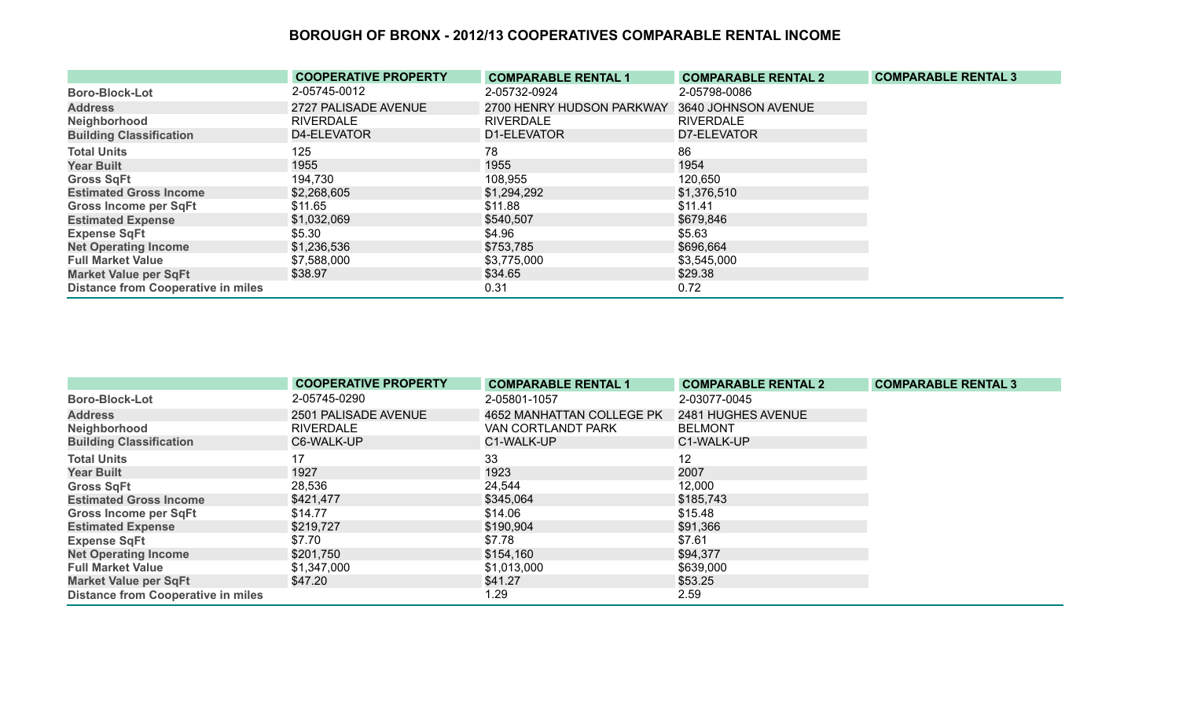# BOROUGH OF BRONX - 2012/13 COOPERATIVES COMPARABLE RENTAL INCOME

| | COOPERATIVE PROPERTY | COMPARABLE RENTAL 1 | COMPARABLE RENTAL 2 | COMPARABLE RENTAL 3 |
|---|---|---|---|---|
| Boro-Block-Lot | 2-05745-0012 | 2-05732-0924 | 2-05798-0086 | |
| Address | 2727 PALISADE AVENUE | 2700 HENRY HUDSON PARKWAY | 3640 JOHNSON AVENUE | |
| Neighborhood | RIVERDALE | RIVERDALE | RIVERDALE | |
| Building Classification | D4-ELEVATOR | D1-ELEVATOR | D7-ELEVATOR | |
| Total Units | 125 | 78 | 86 | |
| Year Built | 1955 | 1955 | 1954 | |
| Gross SqFt | 194,730 | 108,955 | 120,650 | |
| Estimated Gross Income | $2,268,605 | $1,294,292 | $1,376,510 | |
| Gross Income per SqFt | $11.65 | $11.88 | $11.41 | |
| Estimated Expense | $1,032,069 | $540,507 | $679,846 | |
| Expense SqFt | $5.30 | $4.96 | $5.63 | |
| Net Operating Income | $1,236,536 | $753,785 | $696,664 | |
| Full Market Value | $7,588,000 | $3,775,000 | $3,545,000 | |
| Market Value per SqFt | $38.97 | $34.65 | $29.38 | |
| Distance from Cooperative in miles | | 0.31 | 0.72 | |

| | COOPERATIVE PROPERTY | COMPARABLE RENTAL 1 | COMPARABLE RENTAL 2 | COMPARABLE RENTAL 3 |
|---|---|---|---|---|
| Boro-Block-Lot | 2-05745-0290 | 2-05801-1057 | 2-03077-0045 | |
| Address | 2501 PALISADE AVENUE | 4652 MANHATTAN COLLEGE PK | 2481 HUGHES AVENUE | |
| Neighborhood | RIVERDALE | VAN CORTLANDT PARK | BELMONT | |
| Building Classification | C6-WALK-UP | C1-WALK-UP | C1-WALK-UP | |
| Total Units | 17 | 33 | 12 | |
| Year Built | 1927 | 1923 | 2007 | |
| Gross SqFt | 28,536 | 24,544 | 12,000 | |
| Estimated Gross Income | $421,477 | $345,064 | $185,743 | |
| Gross Income per SqFt | $14.77 | $14.06 | $15.48 | |
| Estimated Expense | $219,727 | $190,904 | $91,366 | |
| Expense SqFt | $7.70 | $7.78 | $7.61 | |
| Net Operating Income | $201,750 | $154,160 | $94,377 | |
| Full Market Value | $1,347,000 | $1,013,000 | $639,000 | |
| Market Value per SqFt | $47.20 | $41.27 | $53.25 | |
| Distance from Cooperative in miles | | 1.29 | 2.59 | |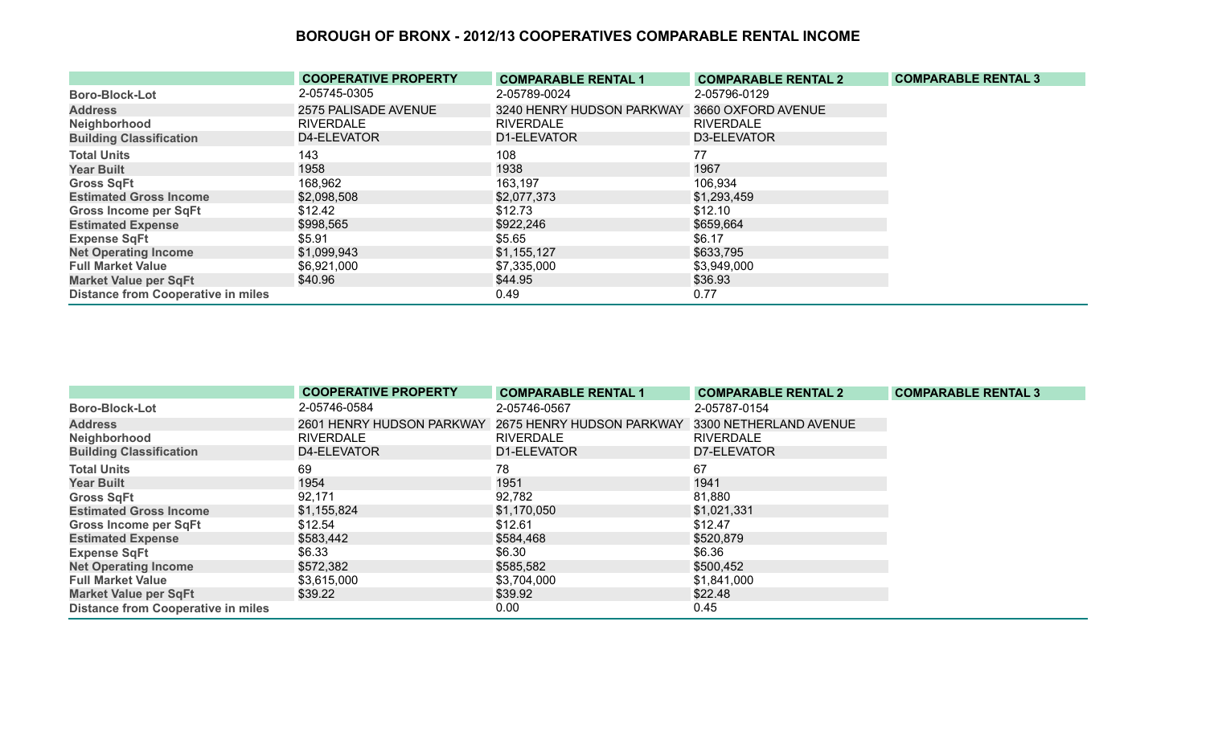# BOROUGH OF BRONX - 2012/13 COOPERATIVES COMPARABLE RENTAL INCOME

| | COOPERATIVE PROPERTY | COMPARABLE RENTAL 1 | COMPARABLE RENTAL 2 | COMPARABLE RENTAL 3 |
|---|---|---|---|---|
| Boro-Block-Lot | 2-05745-0305 | 2-05789-0024 | 2-05796-0129 | |
| Address | 2575 PALISADE AVENUE | 3240 HENRY HUDSON PARKWAY | 3660 OXFORD AVENUE | |
| Neighborhood | RIVERDALE | RIVERDALE | RIVERDALE | |
| Building Classification | D4-ELEVATOR | D1-ELEVATOR | D3-ELEVATOR | |
| Total Units | 143 | 108 | 77 | |
| Year Built | 1958 | 1938 | 1967 | |
| Gross SqFt | 168,962 | 163,197 | 106,934 | |
| Estimated Gross Income | $2,098,508 | $2,077,373 | $1,293,459 | |
| Gross Income per SqFt | $12.42 | $12.73 | $12.10 | |
| Estimated Expense | $998,565 | $922,246 | $659,664 | |
| Expense SqFt | $5.91 | $5.65 | $6.17 | |
| Net Operating Income | $1,099,943 | $1,155,127 | $633,795 | |
| Full Market Value | $6,921,000 | $7,335,000 | $3,949,000 | |
| Market Value per SqFt | $40.96 | $44.95 | $36.93 | |
| Distance from Cooperative in miles | | 0.49 | 0.77 | |

| | COOPERATIVE PROPERTY | COMPARABLE RENTAL 1 | COMPARABLE RENTAL 2 | COMPARABLE RENTAL 3 |
|---|---|---|---|---|
| Boro-Block-Lot | 2-05746-0584 | 2-05746-0567 | 2-05787-0154 | |
| Address | 2601 HENRY HUDSON PARKWAY | 2675 HENRY HUDSON PARKWAY | 3300 NETHERLAND AVENUE | |
| Neighborhood | RIVERDALE | RIVERDALE | RIVERDALE | |
| Building Classification | D4-ELEVATOR | D1-ELEVATOR | D7-ELEVATOR | |
| Total Units | 69 | 78 | 67 | |
| Year Built | 1954 | 1951 | 1941 | |
| Gross SqFt | 92,171 | 92,782 | 81,880 | |
| Estimated Gross Income | $1,155,824 | $1,170,050 | $1,021,331 | |
| Gross Income per SqFt | $12.54 | $12.61 | $12.47 | |
| Estimated Expense | $583,442 | $584,468 | $520,879 | |
| Expense SqFt | $6.33 | $6.30 | $6.36 | |
| Net Operating Income | $572,382 | $585,582 | $500,452 | |
| Full Market Value | $3,615,000 | $3,704,000 | $1,841,000 | |
| Market Value per SqFt | $39.22 | $39.92 | $22.48 | |
| Distance from Cooperative in miles | | 0.00 | 0.45 | |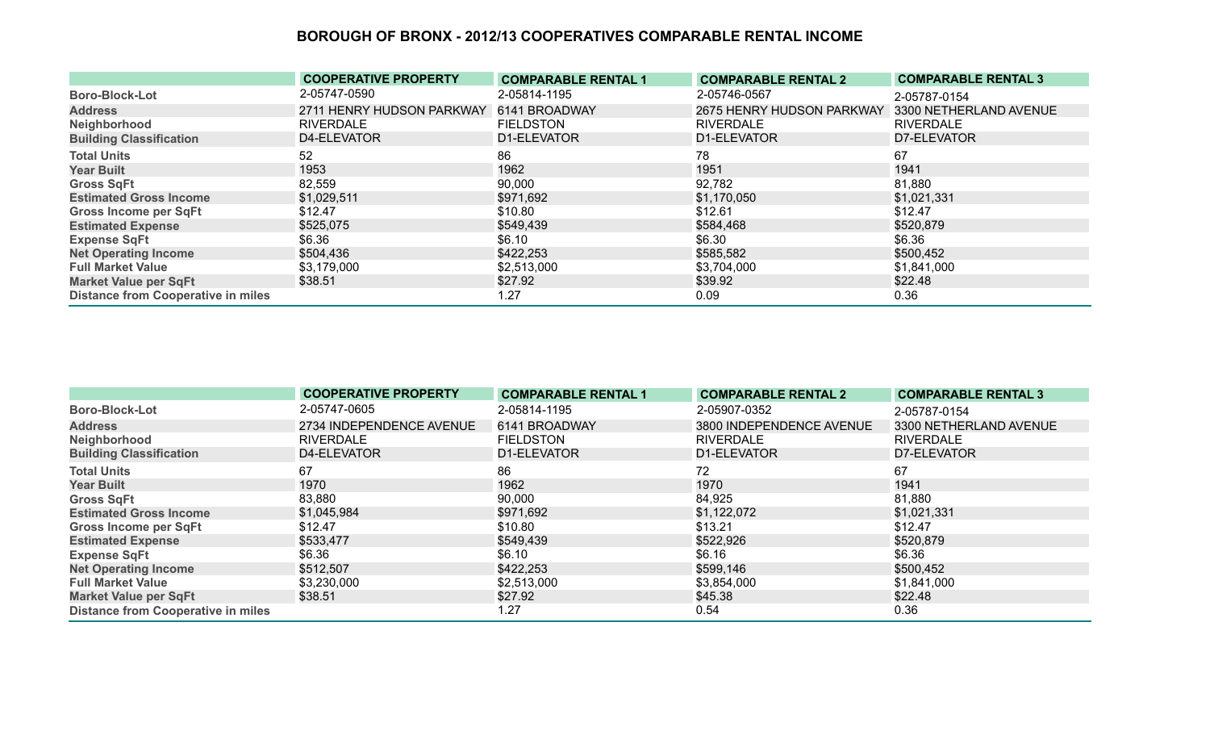# BOROUGH OF BRONX - 2012/13 COOPERATIVES COMPARABLE RENTAL INCOME

| | COOPERATIVE PROPERTY | COMPARABLE RENTAL 1 | COMPARABLE RENTAL 2 | COMPARABLE RENTAL 3 |
|---|---|---|---|---|
| Boro-Block-Lot | 2-05747-0590 | 2-05814-1195 | 2-05746-0567 | 2-05787-0154 |
| Address | 2711 HENRY HUDSON PARKWAY | 6141 BROADWAY | 2675 HENRY HUDSON PARKWAY | 3300 NETHERLAND AVENUE |
| Neighborhood | RIVERDALE | FIELDSTON | RIVERDALE | RIVERDALE |
| Building Classification | D4-ELEVATOR | D1-ELEVATOR | D1-ELEVATOR | D7-ELEVATOR |
| Total Units | 52 | 86 | 78 | 67 |
| Year Built | 1953 | 1962 | 1951 | 1941 |
| Gross SqFt | 82,559 | 90,000 | 92,782 | 81,880 |
| Estimated Gross Income | $1,029,511 | $971,692 | $1,170,050 | $1,021,331 |
| Gross Income per SqFt | $12.47 | $10.80 | $12.61 | $12.47 |
| Estimated Expense | $525,075 | $549,439 | $584,468 | $520,879 |
| Expense SqFt | $6.36 | $6.10 | $6.30 | $6.36 |
| Net Operating Income | $504,436 | $422,253 | $585,582 | $500,452 |
| Full Market Value | $3,179,000 | $2,513,000 | $3,704,000 | $1,841,000 |
| Market Value per SqFt | $38.51 | $27.92 | $39.92 | $22.48 |
| Distance from Cooperative in miles | | 1.27 | 0.09 | 0.36 |

| | COOPERATIVE PROPERTY | COMPARABLE RENTAL 1 | COMPARABLE RENTAL 2 | COMPARABLE RENTAL 3 |
|---|---|---|---|---|
| Boro-Block-Lot | 2-05747-0605 | 2-05814-1195 | 2-05907-0352 | 2-05787-0154 |
| Address | 2734 INDEPENDENCE AVENUE | 6141 BROADWAY | 3800 INDEPENDENCE AVENUE | 3300 NETHERLAND AVENUE |
| Neighborhood | RIVERDALE | FIELDSTON | RIVERDALE | RIVERDALE |
| Building Classification | D4-ELEVATOR | D1-ELEVATOR | D1-ELEVATOR | D7-ELEVATOR |
| Total Units | 67 | 86 | 72 | 67 |
| Year Built | 1970 | 1962 | 1970 | 1941 |
| Gross SqFt | 83,880 | 90,000 | 84,925 | 81,880 |
| Estimated Gross Income | $1,045,984 | $971,692 | $1,122,072 | $1,021,331 |
| Gross Income per SqFt | $12.47 | $10.80 | $13.21 | $12.47 |
| Estimated Expense | $533,477 | $549,439 | $522,926 | $520,879 |
| Expense SqFt | $6.36 | $6.10 | $6.16 | $6.36 |
| Net Operating Income | $512,507 | $422,253 | $599,146 | $500,452 |
| Full Market Value | $3,230,000 | $2,513,000 | $3,854,000 | $1,841,000 |
| Market Value per SqFt | $38.51 | $27.92 | $45.38 | $22.48 |
| Distance from Cooperative in miles | | 1.27 | 0.54 | 0.36 |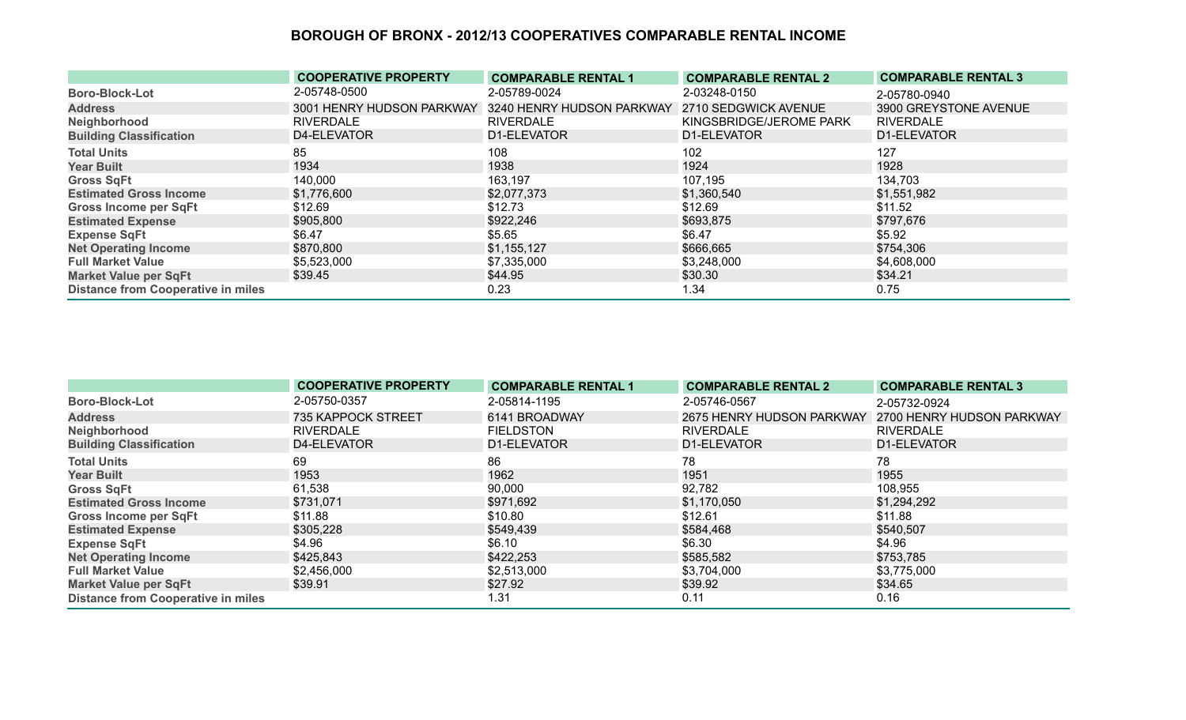# BOROUGH OF BRONX - 2012/13 COOPERATIVES COMPARABLE RENTAL INCOME

| | COOPERATIVE PROPERTY | COMPARABLE RENTAL 1 | COMPARABLE RENTAL 2 | COMPARABLE RENTAL 3 |
|---|---|---|---|---|
| Boro-Block-Lot | 2-05748-0500 | 2-05789-0024 | 2-03248-0150 | 2-05780-0940 |
| Address | 3001 HENRY HUDSON PARKWAY | 3240 HENRY HUDSON PARKWAY | 2710 SEDGWICK AVENUE | 3900 GREYSTONE AVENUE |
| Neighborhood | RIVERDALE | RIVERDALE | KINGSBRIDGE/JEROME PARK | RIVERDALE |
| Building Classification | D4-ELEVATOR | D1-ELEVATOR | D1-ELEVATOR | D1-ELEVATOR |
| Total Units | 85 | 108 | 102 | 127 |
| Year Built | 1934 | 1938 | 1924 | 1928 |
| Gross SqFt | 140,000 | 163,197 | 107,195 | 134,703 |
| Estimated Gross Income | $1,776,600 | $2,077,373 | $1,360,540 | $1,551,982 |
| Gross Income per SqFt | $12.69 | $12.73 | $12.69 | $11.52 |
| Estimated Expense | $905,800 | $922,246 | $693,875 | $797,676 |
| Expense SqFt | $6.47 | $5.65 | $6.47 | $5.92 |
| Net Operating Income | $870,800 | $1,155,127 | $666,665 | $754,306 |
| Full Market Value | $5,523,000 | $7,335,000 | $3,248,000 | $4,608,000 |
| Market Value per SqFt | $39.45 | $44.95 | $30.30 | $34.21 |
| Distance from Cooperative in miles | | 0.23 | 1.34 | 0.75 |

| | COOPERATIVE PROPERTY | COMPARABLE RENTAL 1 | COMPARABLE RENTAL 2 | COMPARABLE RENTAL 3 |
|---|---|---|---|---|
| Boro-Block-Lot | 2-05750-0357 | 2-05814-1195 | 2-05746-0567 | 2-05732-0924 |
| Address | 735 KAPPOCK STREET | 6141 BROADWAY | 2675 HENRY HUDSON PARKWAY | 2700 HENRY HUDSON PARKWAY |
| Neighborhood | RIVERDALE | FIELDSTON | RIVERDALE | RIVERDALE |
| Building Classification | D4-ELEVATOR | D1-ELEVATOR | D1-ELEVATOR | D1-ELEVATOR |
| Total Units | 69 | 86 | 78 | 78 |
| Year Built | 1953 | 1962 | 1951 | 1955 |
| Gross SqFt | 61,538 | 90,000 | 92,782 | 108,955 |
| Estimated Gross Income | $731,071 | $971,692 | $1,170,050 | $1,294,292 |
| Gross Income per SqFt | $11.88 | $10.80 | $12.61 | $11.88 |
| Estimated Expense | $305,228 | $549,439 | $584,468 | $540,507 |
| Expense SqFt | $4.96 | $6.10 | $6.30 | $4.96 |
| Net Operating Income | $425,843 | $422,253 | $585,582 | $753,785 |
| Full Market Value | $2,456,000 | $2,513,000 | $3,704,000 | $3,775,000 |
| Market Value per SqFt | $39.91 | $27.92 | $39.92 | $34.65 |
| Distance from Cooperative in miles | | 1.31 | 0.11 | 0.16 |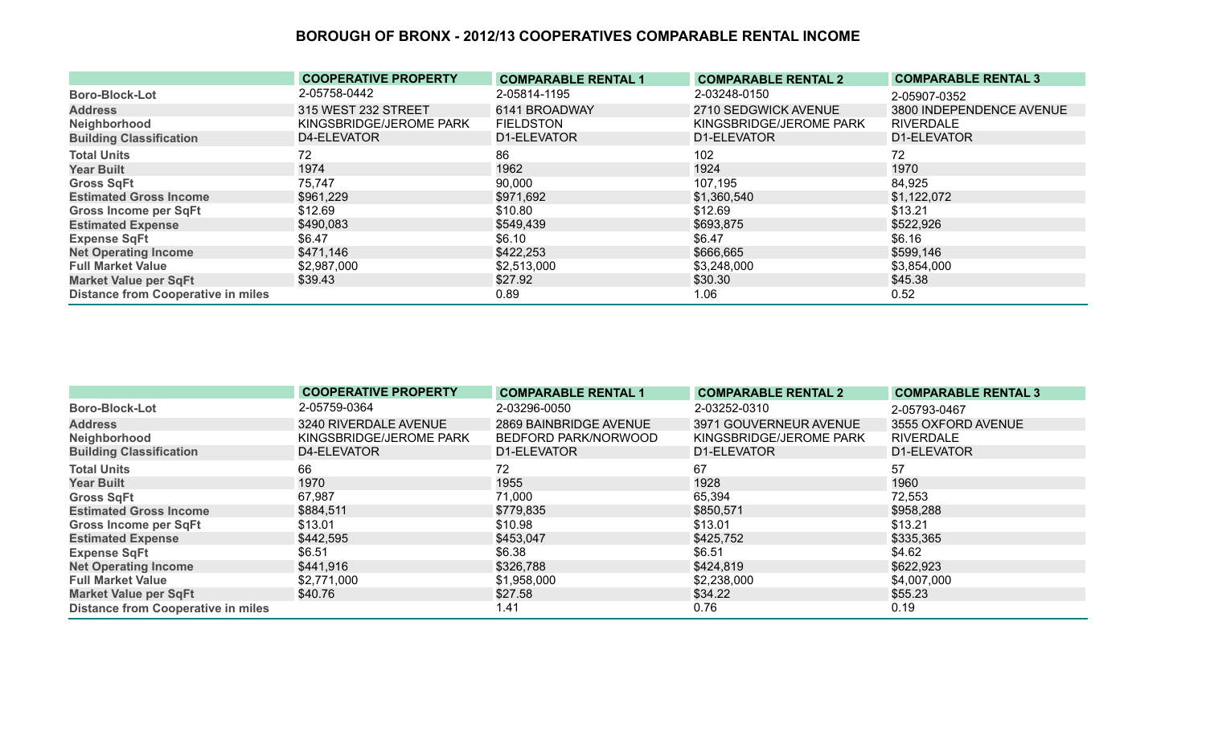# BOROUGH OF BRONX - 2012/13 COOPERATIVES COMPARABLE RENTAL INCOME

| | COOPERATIVE PROPERTY | COMPARABLE RENTAL 1 | COMPARABLE RENTAL 2 | COMPARABLE RENTAL 3 |
|---|---|---|---|---|
| Boro-Block-Lot | 2-05758-0442 | 2-05814-1195 | 2-03248-0150 | 2-05907-0352 |
| Address | 315 WEST 232 STREET | 6141 BROADWAY | 2710 SEDGWICK AVENUE | 3800 INDEPENDENCE AVENUE |
| Neighborhood | KINGSBRIDGE/JEROME PARK | FIELDSTON | KINGSBRIDGE/JEROME PARK | RIVERDALE |
| Building Classification | D4-ELEVATOR | D1-ELEVATOR | D1-ELEVATOR | D1-ELEVATOR |
| Total Units | 72 | 86 | 102 | 72 |
| Year Built | 1974 | 1962 | 1924 | 1970 |
| Gross SqFt | 75,747 | 90,000 | 107,195 | 84,925 |
| Estimated Gross Income | $961,229 | $971,692 | $1,360,540 | $1,122,072 |
| Gross Income per SqFt | $12.69 | $10.80 | $12.69 | $13.21 |
| Estimated Expense | $490,083 | $549,439 | $693,875 | $522,926 |
| Expense SqFt | $6.47 | $6.10 | $6.47 | $6.16 |
| Net Operating Income | $471,146 | $422,253 | $666,665 | $599,146 |
| Full Market Value | $2,987,000 | $2,513,000 | $3,248,000 | $3,854,000 |
| Market Value per SqFt | $39.43 | $27.92 | $30.30 | $45.38 |
| Distance from Cooperative in miles | | 0.89 | 1.06 | 0.52 |

| | COOPERATIVE PROPERTY | COMPARABLE RENTAL 1 | COMPARABLE RENTAL 2 | COMPARABLE RENTAL 3 |
|---|---|---|---|---|
| Boro-Block-Lot | 2-05759-0364 | 2-03296-0050 | 2-03252-0310 | 2-05793-0467 |
| Address | 3240 RIVERDALE AVENUE | 2869 BAINBRIDGE AVENUE | 3971 GOUVERNEUR AVENUE | 3555 OXFORD AVENUE |
| Neighborhood | KINGSBRIDGE/JEROME PARK | BEDFORD PARK/NORWOOD | KINGSBRIDGE/JEROME PARK | RIVERDALE |
| Building Classification | D4-ELEVATOR | D1-ELEVATOR | D1-ELEVATOR | D1-ELEVATOR |
| Total Units | 66 | 72 | 67 | 57 |
| Year Built | 1970 | 1955 | 1928 | 1960 |
| Gross SqFt | 67,987 | 71,000 | 65,394 | 72,553 |
| Estimated Gross Income | $884,511 | $779,835 | $850,571 | $958,288 |
| Gross Income per SqFt | $13.01 | $10.98 | $13.01 | $13.21 |
| Estimated Expense | $442,595 | $453,047 | $425,752 | $335,365 |
| Expense SqFt | $6.51 | $6.38 | $6.51 | $4.62 |
| Net Operating Income | $441,916 | $326,788 | $424,819 | $622,923 |
| Full Market Value | $2,771,000 | $1,958,000 | $2,238,000 | $4,007,000 |
| Market Value per SqFt | $40.76 | $27.58 | $34.22 | $55.23 |
| Distance from Cooperative in miles | | 1.41 | 0.76 | 0.19 |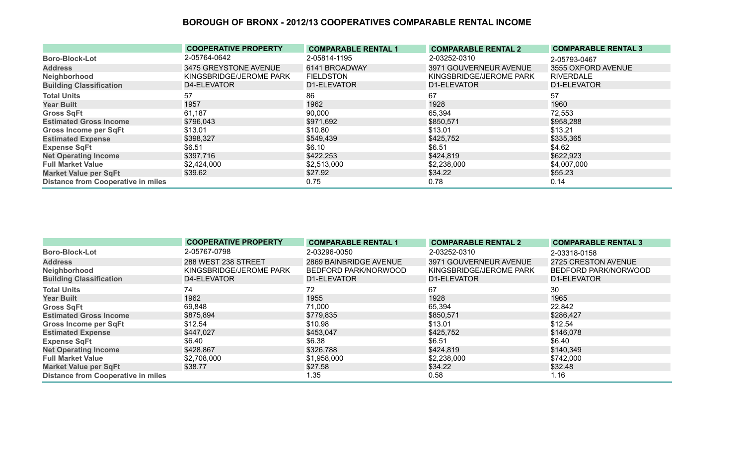# BOROUGH OF BRONX - 2012/13 COOPERATIVES COMPARABLE RENTAL INCOME

| | COOPERATIVE PROPERTY | COMPARABLE RENTAL 1 | COMPARABLE RENTAL 2 | COMPARABLE RENTAL 3 |
|---|---|---|---|---|
| Boro-Block-Lot | 2-05764-0642 | 2-05814-1195 | 2-03252-0310 | 2-05793-0467 |
| Address | 3475 GREYSTONE AVENUE | 6141 BROADWAY | 3971 GOUVERNEUR AVENUE | 3555 OXFORD AVENUE |
| Neighborhood | KINGSBRIDGE/JEROME PARK | FIELDSTON | KINGSBRIDGE/JEROME PARK | RIVERDALE |
| Building Classification | D4-ELEVATOR | D1-ELEVATOR | D1-ELEVATOR | D1-ELEVATOR |
| Total Units | 57 | 86 | 67 | 57 |
| Year Built | 1957 | 1962 | 1928 | 1960 |
| Gross SqFt | 61,187 | 90,000 | 65,394 | 72,553 |
| Estimated Gross Income | $796,043 | $971,692 | $850,571 | $958,288 |
| Gross Income per SqFt | $13.01 | $10.80 | $13.01 | $13.21 |
| Estimated Expense | $398,327 | $549,439 | $425,752 | $335,365 |
| Expense SqFt | $6.51 | $6.10 | $6.51 | $4.62 |
| Net Operating Income | $397,716 | $422,253 | $424,819 | $622,923 |
| Full Market Value | $2,424,000 | $2,513,000 | $2,238,000 | $4,007,000 |
| Market Value per SqFt | $39.62 | $27.92 | $34.22 | $55.23 |
| Distance from Cooperative in miles | | 0.75 | 0.78 | 0.14 |

| | COOPERATIVE PROPERTY | COMPARABLE RENTAL 1 | COMPARABLE RENTAL 2 | COMPARABLE RENTAL 3 |
|---|---|---|---|---|
| Boro-Block-Lot | 2-05767-0798 | 2-03296-0050 | 2-03252-0310 | 2-03318-0158 |
| Address | 288 WEST 238 STREET | 2869 BAINBRIDGE AVENUE | 3971 GOUVERNEUR AVENUE | 2725 CRESTON AVENUE |
| Neighborhood | KINGSBRIDGE/JEROME PARK | BEDFORD PARK/NORWOOD | KINGSBRIDGE/JEROME PARK | BEDFORD PARK/NORWOOD |
| Building Classification | D4-ELEVATOR | D1-ELEVATOR | D1-ELEVATOR | D1-ELEVATOR |
| Total Units | 74 | 72 | 67 | 30 |
| Year Built | 1962 | 1955 | 1928 | 1965 |
| Gross SqFt | 69,848 | 71,000 | 65,394 | 22,842 |
| Estimated Gross Income | $875,894 | $779,835 | $850,571 | $286,427 |
| Gross Income per SqFt | $12.54 | $10.98 | $13.01 | $12.54 |
| Estimated Expense | $447,027 | $453,047 | $425,752 | $146,078 |
| Expense SqFt | $6.40 | $6.38 | $6.51 | $6.40 |
| Net Operating Income | $428,867 | $326,788 | $424,819 | $140,349 |
| Full Market Value | $2,708,000 | $1,958,000 | $2,238,000 | $742,000 |
| Market Value per SqFt | $38.77 | $27.58 | $34.22 | $32.48 |
| Distance from Cooperative in miles | | 1.35 | 0.58 | 1.16 |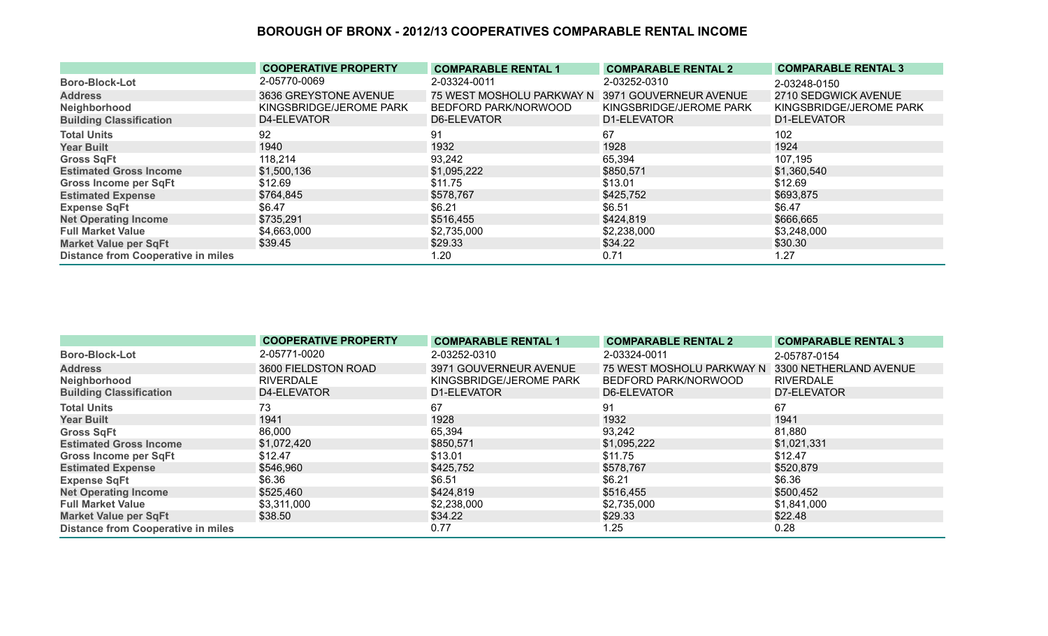# BOROUGH OF BRONX - 2012/13 COOPERATIVES COMPARABLE RENTAL INCOME

| | COOPERATIVE PROPERTY | COMPARABLE RENTAL 1 | COMPARABLE RENTAL 2 | COMPARABLE RENTAL 3 |
|---|---|---|---|---|
| Boro-Block-Lot | 2-05770-0069 | 2-03324-0011 | 2-03252-0310 | 2-03248-0150 |
| Address | 3636 GREYSTONE AVENUE | 75 WEST MOSHOLU PARKWAY N | 3971 GOUVERNEUR AVENUE | 2710 SEDGWICK AVENUE |
| Neighborhood | KINGSBRIDGE/JEROME PARK | BEDFORD PARK/NORWOOD | KINGSBRIDGE/JEROME PARK | KINGSBRIDGE/JEROME PARK |
| Building Classification | D4-ELEVATOR | D6-ELEVATOR | D1-ELEVATOR | D1-ELEVATOR |
| Total Units | 92 | 91 | 67 | 102 |
| Year Built | 1940 | 1932 | 1928 | 1924 |
| Gross SqFt | 118,214 | 93,242 | 65,394 | 107,195 |
| Estimated Gross Income | $1,500,136 | $1,095,222 | $850,571 | $1,360,540 |
| Gross Income per SqFt | $12.69 | $11.75 | $13.01 | $12.69 |
| Estimated Expense | $764,845 | $578,767 | $425,752 | $693,875 |
| Expense SqFt | $6.47 | $6.21 | $6.51 | $6.47 |
| Net Operating Income | $735,291 | $516,455 | $424,819 | $666,665 |
| Full Market Value | $4,663,000 | $2,735,000 | $2,238,000 | $3,248,000 |
| Market Value per SqFt | $39.45 | $29.33 | $34.22 | $30.30 |
| Distance from Cooperative in miles | | 1.20 | 0.71 | 1.27 |

| | COOPERATIVE PROPERTY | COMPARABLE RENTAL 1 | COMPARABLE RENTAL 2 | COMPARABLE RENTAL 3 |
|---|---|---|---|---|
| Boro-Block-Lot | 2-05771-0020 | 2-03252-0310 | 2-03324-0011 | 2-05787-0154 |
| Address | 3600 FIELDSTON ROAD | 3971 GOUVERNEUR AVENUE | 75 WEST MOSHOLU PARKWAY N | 3300 NETHERLAND AVENUE |
| Neighborhood | RIVERDALE | KINGSBRIDGE/JEROME PARK | BEDFORD PARK/NORWOOD | RIVERDALE |
| Building Classification | D4-ELEVATOR | D1-ELEVATOR | D6-ELEVATOR | D7-ELEVATOR |
| Total Units | 73 | 67 | 91 | 67 |
| Year Built | 1941 | 1928 | 1932 | 1941 |
| Gross SqFt | 86,000 | 65,394 | 93,242 | 81,880 |
| Estimated Gross Income | $1,072,420 | $850,571 | $1,095,222 | $1,021,331 |
| Gross Income per SqFt | $12.47 | $13.01 | $11.75 | $12.47 |
| Estimated Expense | $546,960 | $425,752 | $578,767 | $520,879 |
| Expense SqFt | $6.36 | $6.51 | $6.21 | $6.36 |
| Net Operating Income | $525,460 | $424,819 | $516,455 | $500,452 |
| Full Market Value | $3,311,000 | $2,238,000 | $2,735,000 | $1,841,000 |
| Market Value per SqFt | $38.50 | $34.22 | $29.33 | $22.48 |
| Distance from Cooperative in miles | | 0.77 | 1.25 | 0.28 |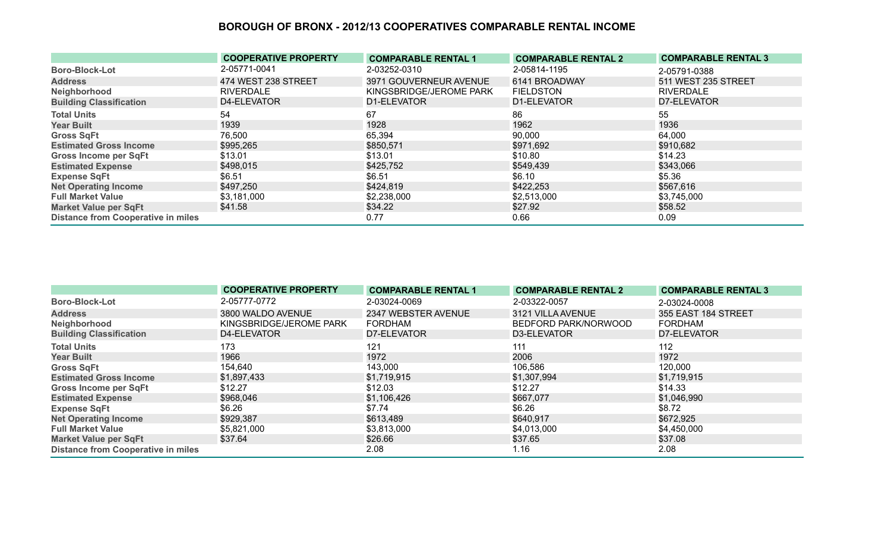## BOROUGH OF BRONX - 2012/13 COOPERATIVES COMPARABLE RENTAL INCOME

| | COOPERATIVE PROPERTY | COMPARABLE RENTAL 1 | COMPARABLE RENTAL 2 | COMPARABLE RENTAL 3 |
|---|---|---|---|---|
| **Boro-Block-Lot** | 2-05771-0041 | 2-03252-0310 | 2-05814-1195 | 2-05791-0388 |
| **Address** | 474 WEST 238 STREET | 3971 GOUVERNEUR AVENUE | 6141 BROADWAY | 511 WEST 235 STREET |
| **Neighborhood** | RIVERDALE | KINGSBRIDGE/JEROME PARK | FIELDSTON | RIVERDALE |
| **Building Classification** | D4-ELEVATOR | D1-ELEVATOR | D1-ELEVATOR | D7-ELEVATOR |
| **Total Units** | 54 | 67 | 86 | 55 |
| **Year Built** | 1939 | 1928 | 1962 | 1936 |
| **Gross SqFt** | 76,500 | 65,394 | 90,000 | 64,000 |
| **Estimated Gross Income** | $995,265 | $850,571 | $971,692 | $910,682 |
| **Gross Income per SqFt** | $13.01 | $13.01 | $10.80 | $14.23 |
| **Estimated Expense** | $498,015 | $425,752 | $549,439 | $343,066 |
| **Expense SqFt** | $6.51 | $6.51 | $6.10 | $5.36 |
| **Net Operating Income** | $497,250 | $424,819 | $422,253 | $567,616 |
| **Full Market Value** | $3,181,000 | $2,238,000 | $2,513,000 | $3,745,000 |
| **Market Value per SqFt** | $41.58 | $34.22 | $27.92 | $58.52 |
| **Distance from Cooperative in miles** | | 0.77 | 0.66 | 0.09 |

| | COOPERATIVE PROPERTY | COMPARABLE RENTAL 1 | COMPARABLE RENTAL 2 | COMPARABLE RENTAL 3 |
|---|---|---|---|---|
| **Boro-Block-Lot** | 2-05777-0772 | 2-03024-0069 | 2-03322-0057 | 2-03024-0008 |
| **Address** | 3800 WALDO AVENUE | 2347 WEBSTER AVENUE | 3121 VILLA AVENUE | 355 EAST 184 STREET |
| **Neighborhood** | KINGSBRIDGE/JEROME PARK | FORDHAM | BEDFORD PARK/NORWOOD | FORDHAM |
| **Building Classification** | D4-ELEVATOR | D7-ELEVATOR | D3-ELEVATOR | D7-ELEVATOR |
| **Total Units** | 173 | 121 | 111 | 112 |
| **Year Built** | 1966 | 1972 | 2006 | 1972 |
| **Gross SqFt** | 154,640 | 143,000 | 106,586 | 120,000 |
| **Estimated Gross Income** | $1,897,433 | $1,719,915 | $1,307,994 | $1,719,915 |
| **Gross Income per SqFt** | $12.27 | $12.03 | $12.27 | $14.33 |
| **Estimated Expense** | $968,046 | $1,106,426 | $667,077 | $1,046,990 |
| **Expense SqFt** | $6.26 | $7.74 | $6.26 | $8.72 |
| **Net Operating Income** | $929,387 | $613,489 | $640,917 | $672,925 |
| **Full Market Value** | $5,821,000 | $3,813,000 | $4,013,000 | $4,450,000 |
| **Market Value per SqFt** | $37.64 | $26.66 | $37.65 | $37.08 |
| **Distance from Cooperative in miles** | | 2.08 | 1.16 | 2.08 |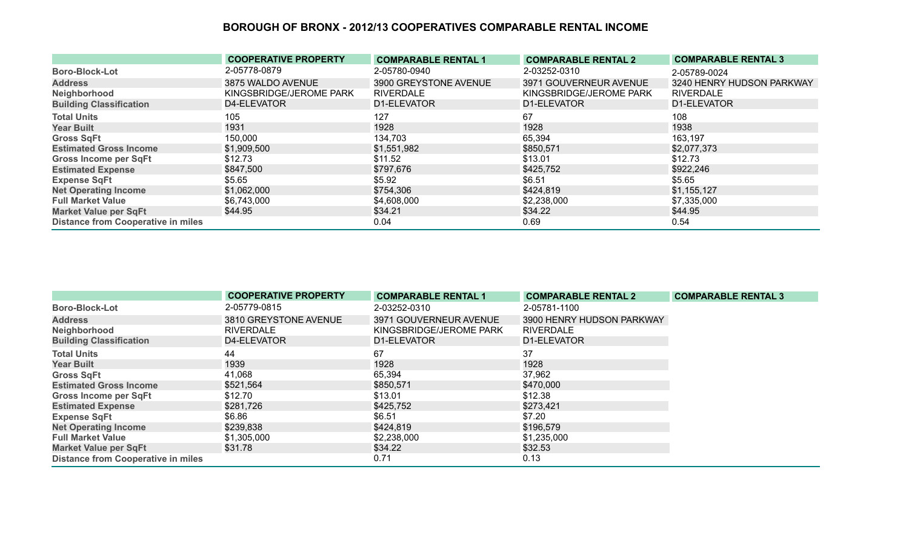# BOROUGH OF BRONX - 2012/13 COOPERATIVES COMPARABLE RENTAL INCOME

| | COOPERATIVE PROPERTY | COMPARABLE RENTAL 1 | COMPARABLE RENTAL 2 | COMPARABLE RENTAL 3 |
|---|---|---|---|---|
| Boro-Block-Lot | 2-05778-0879 | 2-05780-0940 | 2-03252-0310 | 2-05789-0024 |
| Address | 3875 WALDO AVENUE | 3900 GREYSTONE AVENUE | 3971 GOUVERNEUR AVENUE | 3240 HENRY HUDSON PARKWAY |
| Neighborhood | KINGSBRIDGE/JEROME PARK | RIVERDALE | KINGSBRIDGE/JEROME PARK | RIVERDALE |
| Building Classification | D4-ELEVATOR | D1-ELEVATOR | D1-ELEVATOR | D1-ELEVATOR |
| Total Units | 105 | 127 | 67 | 108 |
| Year Built | 1931 | 1928 | 1928 | 1938 |
| Gross SqFt | 150,000 | 134,703 | 65,394 | 163,197 |
| Estimated Gross Income | $1,909,500 | $1,551,982 | $850,571 | $2,077,373 |
| Gross Income per SqFt | $12.73 | $11.52 | $13.01 | $12.73 |
| Estimated Expense | $847,500 | $797,676 | $425,752 | $922,246 |
| Expense SqFt | $5.65 | $5.92 | $6.51 | $5.65 |
| Net Operating Income | $1,062,000 | $754,306 | $424,819 | $1,155,127 |
| Full Market Value | $6,743,000 | $4,608,000 | $2,238,000 | $7,335,000 |
| Market Value per SqFt | $44.95 | $34.21 | $34.22 | $44.95 |
| Distance from Cooperative in miles | | 0.04 | 0.69 | 0.54 |

| | COOPERATIVE PROPERTY | COMPARABLE RENTAL 1 | COMPARABLE RENTAL 2 | COMPARABLE RENTAL 3 |
|---|---|---|---|---|
| Boro-Block-Lot | 2-05779-0815 | 2-03252-0310 | 2-05781-1100 | |
| Address | 3810 GREYSTONE AVENUE | 3971 GOUVERNEUR AVENUE | 3900 HENRY HUDSON PARKWAY | |
| Neighborhood | RIVERDALE | KINGSBRIDGE/JEROME PARK | RIVERDALE | |
| Building Classification | D4-ELEVATOR | D1-ELEVATOR | D1-ELEVATOR | |
| Total Units | 44 | 67 | 37 | |
| Year Built | 1939 | 1928 | 1928 | |
| Gross SqFt | 41,068 | 65,394 | 37,962 | |
| Estimated Gross Income | $521,564 | $850,571 | $470,000 | |
| Gross Income per SqFt | $12.70 | $13.01 | $12.38 | |
| Estimated Expense | $281,726 | $425,752 | $273,421 | |
| Expense SqFt | $6.86 | $6.51 | $7.20 | |
| Net Operating Income | $239,838 | $424,819 | $196,579 | |
| Full Market Value | $1,305,000 | $2,238,000 | $1,235,000 | |
| Market Value per SqFt | $31.78 | $34.22 | $32.53 | |
| Distance from Cooperative in miles | | 0.71 | 0.13 | |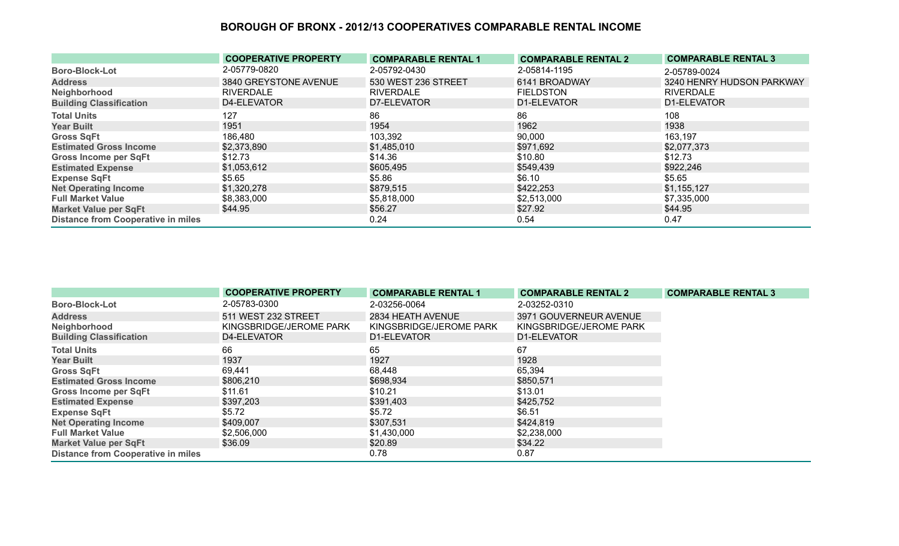# BOROUGH OF BRONX - 2012/13 COOPERATIVES COMPARABLE RENTAL INCOME

| | COOPERATIVE PROPERTY | COMPARABLE RENTAL 1 | COMPARABLE RENTAL 2 | COMPARABLE RENTAL 3 |
|---|---|---|---|---|
| Boro-Block-Lot | 2-05779-0820 | 2-05792-0430 | 2-05814-1195 | 2-05789-0024 |
| Address | 3840 GREYSTONE AVENUE | 530 WEST 236 STREET | 6141 BROADWAY | 3240 HENRY HUDSON PARKWAY |
| Neighborhood | RIVERDALE | RIVERDALE | FIELDSTON | RIVERDALE |
| Building Classification | D4-ELEVATOR | D7-ELEVATOR | D1-ELEVATOR | D1-ELEVATOR |
| Total Units | 127 | 86 | 86 | 108 |
| Year Built | 1951 | 1954 | 1962 | 1938 |
| Gross SqFt | 186,480 | 103,392 | 90,000 | 163,197 |
| Estimated Gross Income | $2,373,890 | $1,485,010 | $971,692 | $2,077,373 |
| Gross Income per SqFt | $12.73 | $14.36 | $10.80 | $12.73 |
| Estimated Expense | $1,053,612 | $605,495 | $549,439 | $922,246 |
| Expense SqFt | $5.65 | $5.86 | $6.10 | $5.65 |
| Net Operating Income | $1,320,278 | $879,515 | $422,253 | $1,155,127 |
| Full Market Value | $8,383,000 | $5,818,000 | $2,513,000 | $7,335,000 |
| Market Value per SqFt | $44.95 | $56.27 | $27.92 | $44.95 |
| Distance from Cooperative in miles | | 0.24 | 0.54 | 0.47 |

| | COOPERATIVE PROPERTY | COMPARABLE RENTAL 1 | COMPARABLE RENTAL 2 | COMPARABLE RENTAL 3 |
|---|---|---|---|---|
| Boro-Block-Lot | 2-05783-0300 | 2-03256-0064 | 2-03252-0310 | |
| Address | 511 WEST 232 STREET | 2834 HEATH AVENUE | 3971 GOUVERNEUR AVENUE | |
| Neighborhood | KINGSBRIDGE/JEROME PARK | KINGSBRIDGE/JEROME PARK | KINGSBRIDGE/JEROME PARK | |
| Building Classification | D4-ELEVATOR | D1-ELEVATOR | D1-ELEVATOR | |
| Total Units | 66 | 65 | 67 | |
| Year Built | 1937 | 1927 | 1928 | |
| Gross SqFt | 69,441 | 68,448 | 65,394 | |
| Estimated Gross Income | $806,210 | $698,934 | $850,571 | |
| Gross Income per SqFt | $11.61 | $10.21 | $13.01 | |
| Estimated Expense | $397,203 | $391,403 | $425,752 | |
| Expense SqFt | $5.72 | $5.72 | $6.51 | |
| Net Operating Income | $409,007 | $307,531 | $424,819 | |
| Full Market Value | $2,506,000 | $1,430,000 | $2,238,000 | |
| Market Value per SqFt | $36.09 | $20.89 | $34.22 | |
| Distance from Cooperative in miles | | 0.78 | 0.87 | |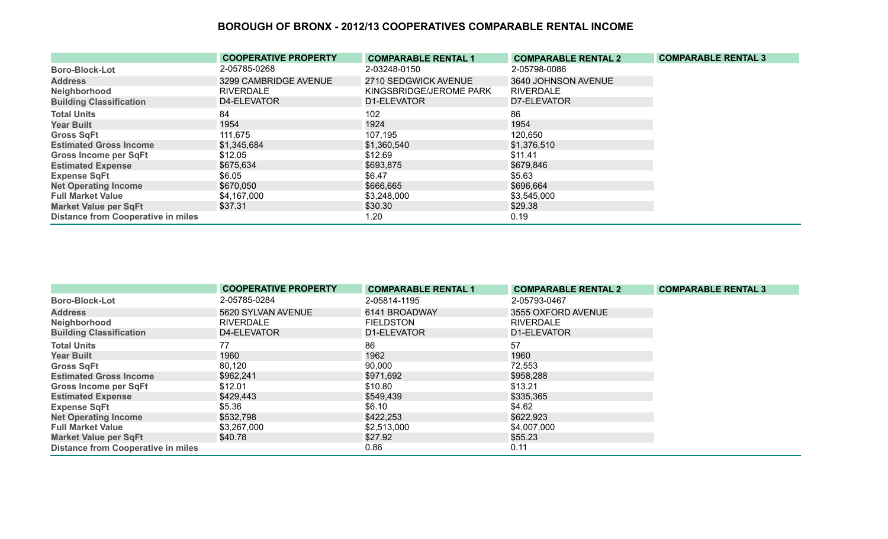# BOROUGH OF BRONX - 2012/13 COOPERATIVES COMPARABLE RENTAL INCOME

| | COOPERATIVE PROPERTY | COMPARABLE RENTAL 1 | COMPARABLE RENTAL 2 | COMPARABLE RENTAL 3 |
|---|---|---|---|---|
| Boro-Block-Lot | 2-05785-0268 | 2-03248-0150 | 2-05798-0086 | |
| Address | 3299 CAMBRIDGE AVENUE | 2710 SEDGWICK AVENUE | 3640 JOHNSON AVENUE | |
| Neighborhood | RIVERDALE | KINGSBRIDGE/JEROME PARK | RIVERDALE | |
| Building Classification | D4-ELEVATOR | D1-ELEVATOR | D7-ELEVATOR | |
| Total Units | 84 | 102 | 86 | |
| Year Built | 1954 | 1924 | 1954 | |
| Gross SqFt | 111,675 | 107,195 | 120,650 | |
| Estimated Gross Income | $1,345,684 | $1,360,540 | $1,376,510 | |
| Gross Income per SqFt | $12.05 | $12.69 | $11.41 | |
| Estimated Expense | $675,634 | $693,875 | $679,846 | |
| Expense SqFt | $6.05 | $6.47 | $5.63 | |
| Net Operating Income | $670,050 | $666,665 | $696,664 | |
| Full Market Value | $4,167,000 | $3,248,000 | $3,545,000 | |
| Market Value per SqFt | $37.31 | $30.30 | $29.38 | |
| Distance from Cooperative in miles | | 1.20 | 0.19 | |

| | COOPERATIVE PROPERTY | COMPARABLE RENTAL 1 | COMPARABLE RENTAL 2 | COMPARABLE RENTAL 3 |
|---|---|---|---|---|
| Boro-Block-Lot | 2-05785-0284 | 2-05814-1195 | 2-05793-0467 | |
| Address | 5620 SYLVAN AVENUE | 6141 BROADWAY | 3555 OXFORD AVENUE | |
| Neighborhood | RIVERDALE | FIELDSTON | RIVERDALE | |
| Building Classification | D4-ELEVATOR | D1-ELEVATOR | D1-ELEVATOR | |
| Total Units | 77 | 86 | 57 | |
| Year Built | 1960 | 1962 | 1960 | |
| Gross SqFt | 80,120 | 90,000 | 72,553 | |
| Estimated Gross Income | $962,241 | $971,692 | $958,288 | |
| Gross Income per SqFt | $12.01 | $10.80 | $13.21 | |
| Estimated Expense | $429,443 | $549,439 | $335,365 | |
| Expense SqFt | $5.36 | $6.10 | $4.62 | |
| Net Operating Income | $532,798 | $422,253 | $622,923 | |
| Full Market Value | $3,267,000 | $2,513,000 | $4,007,000 | |
| Market Value per SqFt | $40.78 | $27.92 | $55.23 | |
| Distance from Cooperative in miles | | 0.86 | 0.11 | |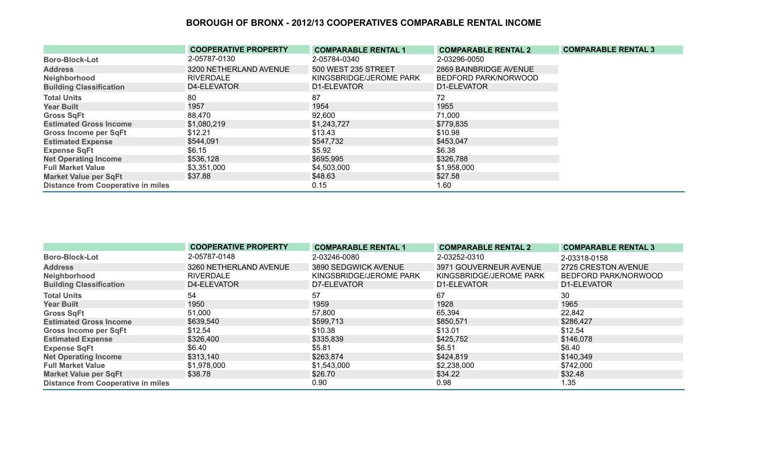## BOROUGH OF BRONX - 2012/13 COOPERATIVES COMPARABLE RENTAL INCOME

| | COOPERATIVE PROPERTY | COMPARABLE RENTAL 1 | COMPARABLE RENTAL 2 | COMPARABLE RENTAL 3 |
|---|---|---|---|---|
| Boro-Block-Lot | 2-05787-0130 | 2-05784-0340 | 2-03296-0050 | |
| Address | 3200 NETHERLAND AVENUE | 500 WEST 235 STREET | 2869 BAINBRIDGE AVENUE | |
| Neighborhood | RIVERDALE | KINGSBRIDGE/JEROME PARK | BEDFORD PARK/NORWOOD | |
| Building Classification | D4-ELEVATOR | D1-ELEVATOR | D1-ELEVATOR | |
| Total Units | 80 | 87 | 72 | |
| Year Built | 1957 | 1954 | 1955 | |
| Gross SqFt | 88,470 | 92,600 | 71,000 | |
| Estimated Gross Income | $1,080,219 | $1,243,727 | $779,835 | |
| Gross Income per SqFt | $12.21 | $13.43 | $10.98 | |
| Estimated Expense | $544,091 | $547,732 | $453,047 | |
| Expense SqFt | $6.15 | $5.92 | $6.38 | |
| Net Operating Income | $536,128 | $695,995 | $326,788 | |
| Full Market Value | $3,351,000 | $4,503,000 | $1,958,000 | |
| Market Value per SqFt | $37.88 | $48.63 | $27.58 | |
| Distance from Cooperative in miles | | 0.15 | 1.60 | |

| | COOPERATIVE PROPERTY | COMPARABLE RENTAL 1 | COMPARABLE RENTAL 2 | COMPARABLE RENTAL 3 |
|---|---|---|---|---|
| Boro-Block-Lot | 2-05787-0148 | 2-03246-0080 | 2-03252-0310 | 2-03318-0158 |
| Address | 3260 NETHERLAND AVENUE | 3890 SEDGWICK AVENUE | 3971 GOUVERNEUR AVENUE | 2725 CRESTON AVENUE |
| Neighborhood | RIVERDALE | KINGSBRIDGE/JEROME PARK | KINGSBRIDGE/JEROME PARK | BEDFORD PARK/NORWOOD |
| Building Classification | D4-ELEVATOR | D7-ELEVATOR | D1-ELEVATOR | D1-ELEVATOR |
| Total Units | 54 | 57 | 67 | 30 |
| Year Built | 1950 | 1959 | 1928 | 1965 |
| Gross SqFt | 51,000 | 57,800 | 65,394 | 22,842 |
| Estimated Gross Income | $639,540 | $599,713 | $850,571 | $286,427 |
| Gross Income per SqFt | $12.54 | $10.38 | $13.01 | $12.54 |
| Estimated Expense | $326,400 | $335,839 | $425,752 | $146,078 |
| Expense SqFt | $6.40 | $5.81 | $6.51 | $6.40 |
| Net Operating Income | $313,140 | $263,874 | $424,819 | $140,349 |
| Full Market Value | $1,978,000 | $1,543,000 | $2,238,000 | $742,000 |
| Market Value per SqFt | $38.78 | $26.70 | $34.22 | $32.48 |
| Distance from Cooperative in miles | | 0.90 | 0.98 | 1.35 |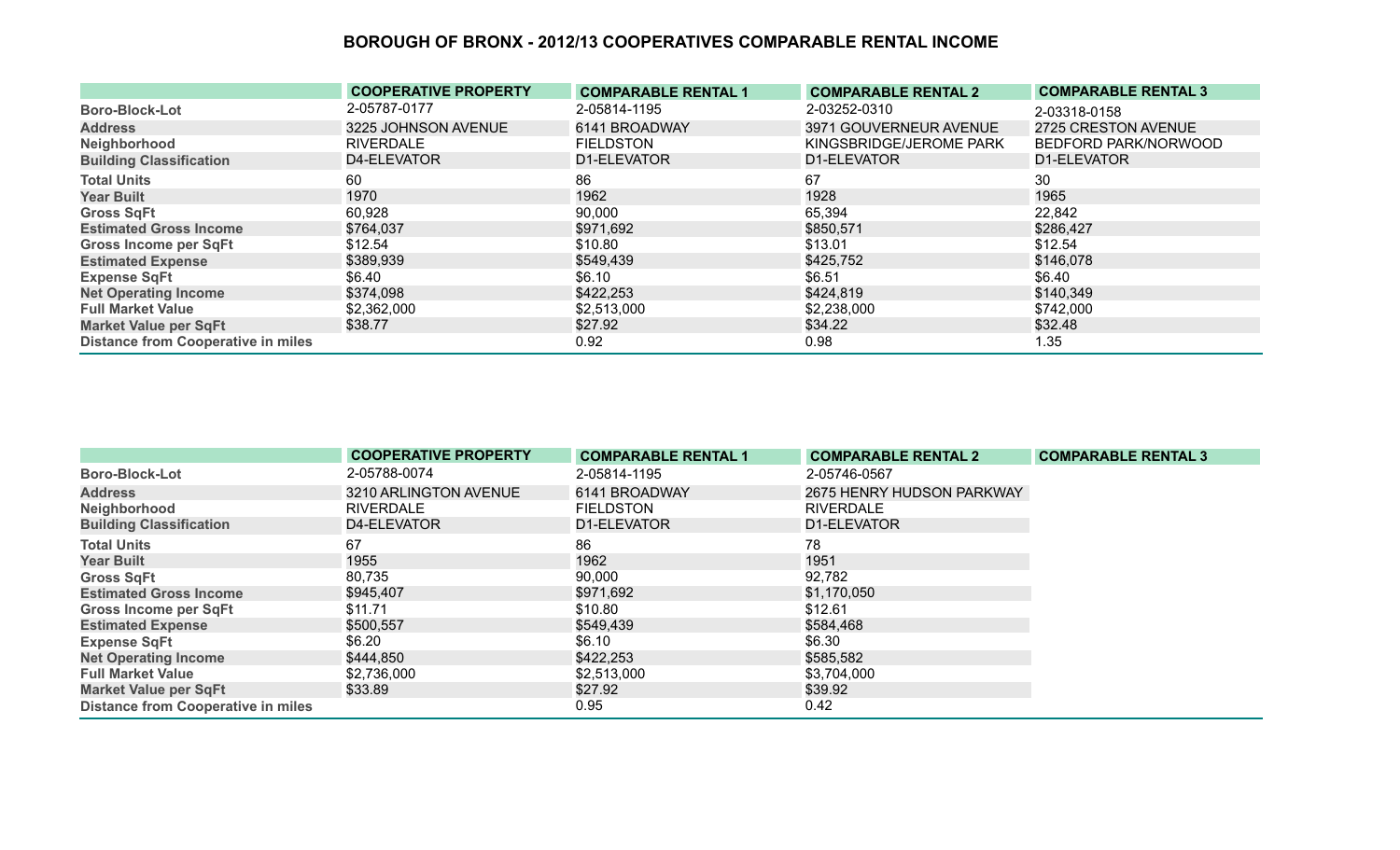# BOROUGH OF BRONX - 2012/13 COOPERATIVES COMPARABLE RENTAL INCOME

| | COOPERATIVE PROPERTY | COMPARABLE RENTAL 1 | COMPARABLE RENTAL 2 | COMPARABLE RENTAL 3 |
|---|---|---|---|---|
| Boro-Block-Lot | 2-05787-0177 | 2-05814-1195 | 2-03252-0310 | 2-03318-0158 |
| Address | 3225 JOHNSON AVENUE | 6141 BROADWAY | 3971 GOUVERNEUR AVENUE | 2725 CRESTON AVENUE |
| Neighborhood | RIVERDALE | FIELDSTON | KINGSBRIDGE/JEROME PARK | BEDFORD PARK/NORWOOD |
| Building Classification | D4-ELEVATOR | D1-ELEVATOR | D1-ELEVATOR | D1-ELEVATOR |
| Total Units | 60 | 86 | 67 | 30 |
| Year Built | 1970 | 1962 | 1928 | 1965 |
| Gross SqFt | 60,928 | 90,000 | 65,394 | 22,842 |
| Estimated Gross Income | $764,037 | $971,692 | $850,571 | $286,427 |
| Gross Income per SqFt | $12.54 | $10.80 | $13.01 | $12.54 |
| Estimated Expense | $389,939 | $549,439 | $425,752 | $146,078 |
| Expense SqFt | $6.40 | $6.10 | $6.51 | $6.40 |
| Net Operating Income | $374,098 | $422,253 | $424,819 | $140,349 |
| Full Market Value | $2,362,000 | $2,513,000 | $2,238,000 | $742,000 |
| Market Value per SqFt | $38.77 | $27.92 | $34.22 | $32.48 |
| Distance from Cooperative in miles | | 0.92 | 0.98 | 1.35 |

| | COOPERATIVE PROPERTY | COMPARABLE RENTAL 1 | COMPARABLE RENTAL 2 | COMPARABLE RENTAL 3 |
|---|---|---|---|---|
| Boro-Block-Lot | 2-05788-0074 | 2-05814-1195 | 2-05746-0567 | |
| Address | 3210 ARLINGTON AVENUE | 6141 BROADWAY | 2675 HENRY HUDSON PARKWAY | |
| Neighborhood | RIVERDALE | FIELDSTON | RIVERDALE | |
| Building Classification | D4-ELEVATOR | D1-ELEVATOR | D1-ELEVATOR | |
| Total Units | 67 | 86 | 78 | |
| Year Built | 1955 | 1962 | 1951 | |
| Gross SqFt | 80,735 | 90,000 | 92,782 | |
| Estimated Gross Income | $945,407 | $971,692 | $1,170,050 | |
| Gross Income per SqFt | $11.71 | $10.80 | $12.61 | |
| Estimated Expense | $500,557 | $549,439 | $584,468 | |
| Expense SqFt | $6.20 | $6.10 | $6.30 | |
| Net Operating Income | $444,850 | $422,253 | $585,582 | |
| Full Market Value | $2,736,000 | $2,513,000 | $3,704,000 | |
| Market Value per SqFt | $33.89 | $27.92 | $39.92 | |
| Distance from Cooperative in miles | | 0.95 | 0.42 | |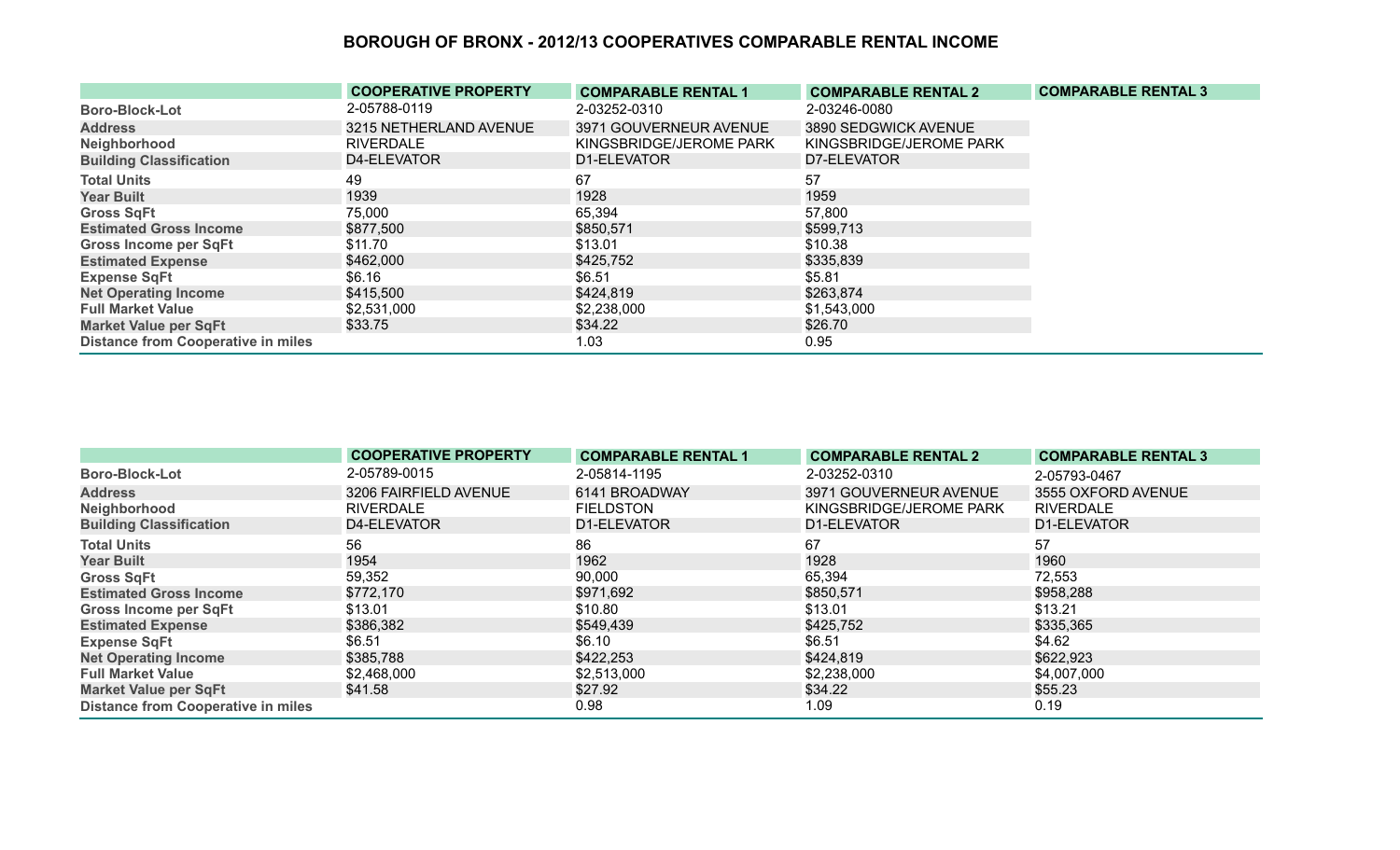# BOROUGH OF BRONX - 2012/13 COOPERATIVES COMPARABLE RENTAL INCOME

| | COOPERATIVE PROPERTY | COMPARABLE RENTAL 1 | COMPARABLE RENTAL 2 | COMPARABLE RENTAL 3 |
|---|---|---|---|---|
| Boro-Block-Lot | 2-05788-0119 | 2-03252-0310 | 2-03246-0080 | |
| Address | 3215 NETHERLAND AVENUE | 3971 GOUVERNEUR AVENUE | 3890 SEDGWICK AVENUE | |
| Neighborhood | RIVERDALE | KINGSBRIDGE/JEROME PARK | KINGSBRIDGE/JEROME PARK | |
| Building Classification | D4-ELEVATOR | D1-ELEVATOR | D7-ELEVATOR | |
| Total Units | 49 | 67 | 57 | |
| Year Built | 1939 | 1928 | 1959 | |
| Gross SqFt | 75,000 | 65,394 | 57,800 | |
| Estimated Gross Income | $877,500 | $850,571 | $599,713 | |
| Gross Income per SqFt | $11.70 | $13.01 | $10.38 | |
| Estimated Expense | $462,000 | $425,752 | $335,839 | |
| Expense SqFt | $6.16 | $6.51 | $5.81 | |
| Net Operating Income | $415,500 | $424,819 | $263,874 | |
| Full Market Value | $2,531,000 | $2,238,000 | $1,543,000 | |
| Market Value per SqFt | $33.75 | $34.22 | $26.70 | |
| Distance from Cooperative in miles | | 1.03 | 0.95 | |

| | COOPERATIVE PROPERTY | COMPARABLE RENTAL 1 | COMPARABLE RENTAL 2 | COMPARABLE RENTAL 3 |
|---|---|---|---|---|
| Boro-Block-Lot | 2-05789-0015 | 2-05814-1195 | 2-03252-0310 | 2-05793-0467 |
| Address | 3206 FAIRFIELD AVENUE | 6141 BROADWAY | 3971 GOUVERNEUR AVENUE | 3555 OXFORD AVENUE |
| Neighborhood | RIVERDALE | FIELDSTON | KINGSBRIDGE/JEROME PARK | RIVERDALE |
| Building Classification | D4-ELEVATOR | D1-ELEVATOR | D1-ELEVATOR | D1-ELEVATOR |
| Total Units | 56 | 86 | 67 | 57 |
| Year Built | 1954 | 1962 | 1928 | 1960 |
| Gross SqFt | 59,352 | 90,000 | 65,394 | 72,553 |
| Estimated Gross Income | $772,170 | $971,692 | $850,571 | $958,288 |
| Gross Income per SqFt | $13.01 | $10.80 | $13.01 | $13.21 |
| Estimated Expense | $386,382 | $549,439 | $425,752 | $335,365 |
| Expense SqFt | $6.51 | $6.10 | $6.51 | $4.62 |
| Net Operating Income | $385,788 | $422,253 | $424,819 | $622,923 |
| Full Market Value | $2,468,000 | $2,513,000 | $2,238,000 | $4,007,000 |
| Market Value per SqFt | $41.58 | $27.92 | $34.22 | $55.23 |
| Distance from Cooperative in miles | | 0.98 | 1.09 | 0.19 |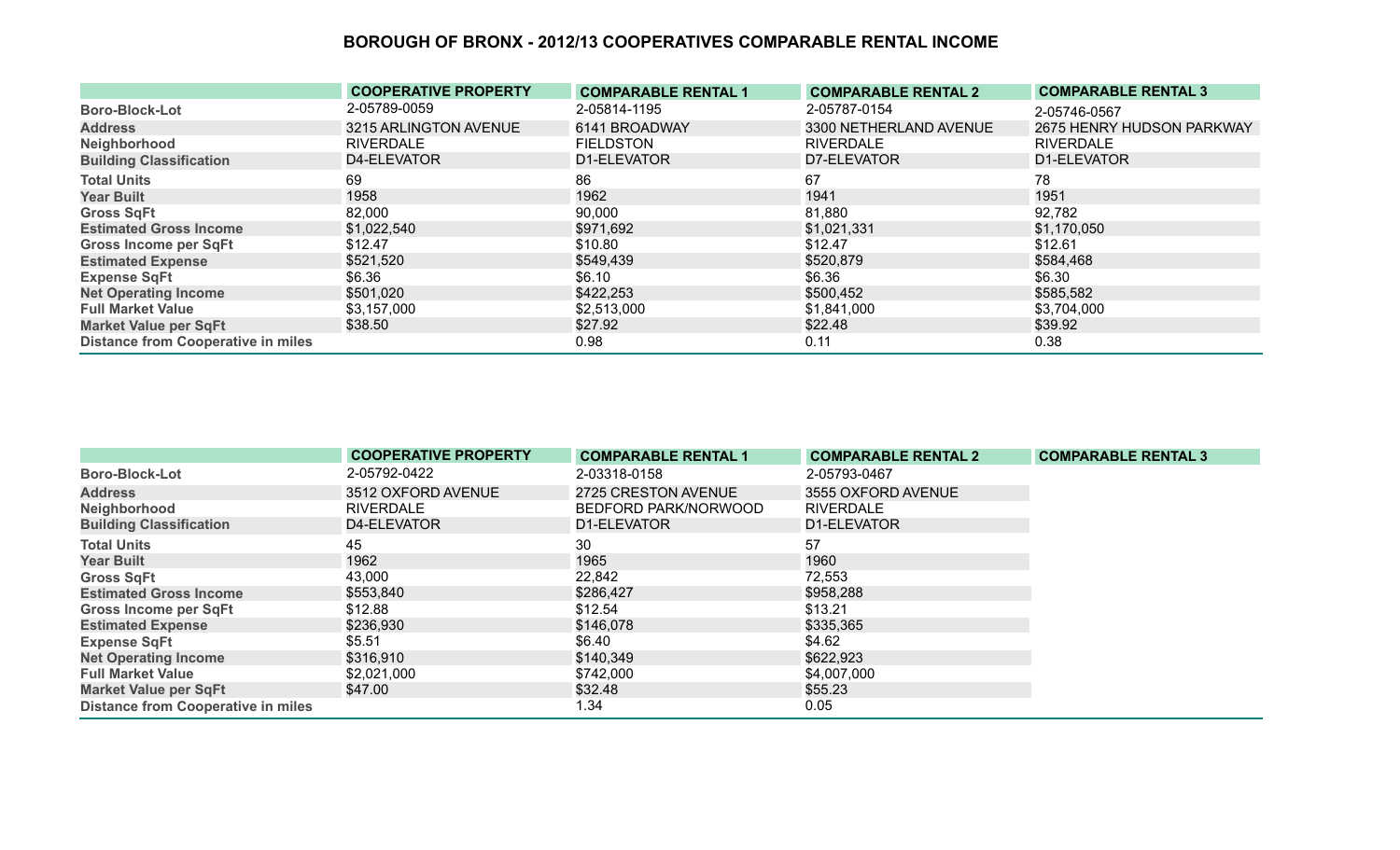# BOROUGH OF BRONX - 2012/13 COOPERATIVES COMPARABLE RENTAL INCOME

| | COOPERATIVE PROPERTY | COMPARABLE RENTAL 1 | COMPARABLE RENTAL 2 | COMPARABLE RENTAL 3 |
|---|---|---|---|---|
| Boro-Block-Lot | 2-05789-0059 | 2-05814-1195 | 2-05787-0154 | 2-05746-0567 |
| Address | 3215 ARLINGTON AVENUE | 6141 BROADWAY | 3300 NETHERLAND AVENUE | 2675 HENRY HUDSON PARKWAY |
| Neighborhood | RIVERDALE | FIELDSTON | RIVERDALE | RIVERDALE |
| Building Classification | D4-ELEVATOR | D1-ELEVATOR | D7-ELEVATOR | D1-ELEVATOR |
| Total Units | 69 | 86 | 67 | 78 |
| Year Built | 1958 | 1962 | 1941 | 1951 |
| Gross SqFt | 82,000 | 90,000 | 81,880 | 92,782 |
| Estimated Gross Income | $1,022,540 | $971,692 | $1,021,331 | $1,170,050 |
| Gross Income per SqFt | $12.47 | $10.80 | $12.47 | $12.61 |
| Estimated Expense | $521,520 | $549,439 | $520,879 | $584,468 |
| Expense SqFt | $6.36 | $6.10 | $6.36 | $6.30 |
| Net Operating Income | $501,020 | $422,253 | $500,452 | $585,582 |
| Full Market Value | $3,157,000 | $2,513,000 | $1,841,000 | $3,704,000 |
| Market Value per SqFt | $38.50 | $27.92 | $22.48 | $39.92 |
| Distance from Cooperative in miles | | 0.98 | 0.11 | 0.38 |

| | COOPERATIVE PROPERTY | COMPARABLE RENTAL 1 | COMPARABLE RENTAL 2 | COMPARABLE RENTAL 3 |
|---|---|---|---|---|
| Boro-Block-Lot | 2-05792-0422 | 2-03318-0158 | 2-05793-0467 | |
| Address | 3512 OXFORD AVENUE | 2725 CRESTON AVENUE | 3555 OXFORD AVENUE | |
| Neighborhood | RIVERDALE | BEDFORD PARK/NORWOOD | RIVERDALE | |
| Building Classification | D4-ELEVATOR | D1-ELEVATOR | D1-ELEVATOR | |
| Total Units | 45 | 30 | 57 | |
| Year Built | 1962 | 1965 | 1960 | |
| Gross SqFt | 43,000 | 22,842 | 72,553 | |
| Estimated Gross Income | $553,840 | $286,427 | $958,288 | |
| Gross Income per SqFt | $12.88 | $12.54 | $13.21 | |
| Estimated Expense | $236,930 | $146,078 | $335,365 | |
| Expense SqFt | $5.51 | $6.40 | $4.62 | |
| Net Operating Income | $316,910 | $140,349 | $622,923 | |
| Full Market Value | $2,021,000 | $742,000 | $4,007,000 | |
| Market Value per SqFt | $47.00 | $32.48 | $55.23 | |
| Distance from Cooperative in miles | | 1.34 | 0.05 | |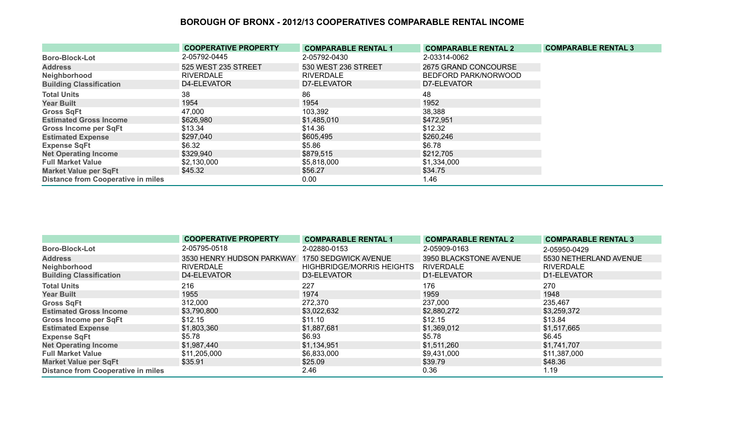# BOROUGH OF BRONX - 2012/13 COOPERATIVES COMPARABLE RENTAL INCOME

| | COOPERATIVE PROPERTY | COMPARABLE RENTAL 1 | COMPARABLE RENTAL 2 | COMPARABLE RENTAL 3 |
|---|---|---|---|---|
| Boro-Block-Lot | 2-05792-0445 | 2-05792-0430 | 2-03314-0062 | |
| Address | 525 WEST 235 STREET | 530 WEST 236 STREET | 2675 GRAND CONCOURSE | |
| Neighborhood | RIVERDALE | RIVERDALE | BEDFORD PARK/NORWOOD | |
| Building Classification | D4-ELEVATOR | D7-ELEVATOR | D7-ELEVATOR | |
| Total Units | 38 | 86 | 48 | |
| Year Built | 1954 | 1954 | 1952 | |
| Gross SqFt | 47,000 | 103,392 | 38,388 | |
| Estimated Gross Income | $626,980 | $1,485,010 | $472,951 | |
| Gross Income per SqFt | $13.34 | $14.36 | $12.32 | |
| Estimated Expense | $297,040 | $605,495 | $260,246 | |
| Expense SqFt | $6.32 | $5.86 | $6.78 | |
| Net Operating Income | $329,940 | $879,515 | $212,705 | |
| Full Market Value | $2,130,000 | $5,818,000 | $1,334,000 | |
| Market Value per SqFt | $45.32 | $56.27 | $34.75 | |
| Distance from Cooperative in miles | | 0.00 | 1.46 | |

| | COOPERATIVE PROPERTY | COMPARABLE RENTAL 1 | COMPARABLE RENTAL 2 | COMPARABLE RENTAL 3 |
|---|---|---|---|---|
| Boro-Block-Lot | 2-05795-0518 | 2-02880-0153 | 2-05909-0163 | 2-05950-0429 |
| Address | 3530 HENRY HUDSON PARKWAY | 1750 SEDGWICK AVENUE | 3950 BLACKSTONE AVENUE | 5530 NETHERLAND AVENUE |
| Neighborhood | RIVERDALE | HIGHBRIDGE/MORRIS HEIGHTS | RIVERDALE | RIVERDALE |
| Building Classification | D4-ELEVATOR | D3-ELEVATOR | D1-ELEVATOR | D1-ELEVATOR |
| Total Units | 216 | 227 | 176 | 270 |
| Year Built | 1955 | 1974 | 1959 | 1948 |
| Gross SqFt | 312,000 | 272,370 | 237,000 | 235,467 |
| Estimated Gross Income | $3,790,800 | $3,022,632 | $2,880,272 | $3,259,372 |
| Gross Income per SqFt | $12.15 | $11.10 | $12.15 | $13.84 |
| Estimated Expense | $1,803,360 | $1,887,681 | $1,369,012 | $1,517,665 |
| Expense SqFt | $5.78 | $6.93 | $5.78 | $6.45 |
| Net Operating Income | $1,987,440 | $1,134,951 | $1,511,260 | $1,741,707 |
| Full Market Value | $11,205,000 | $6,833,000 | $9,431,000 | $11,387,000 |
| Market Value per SqFt | $35.91 | $25.09 | $39.79 | $48.36 |
| Distance from Cooperative in miles | | 2.46 | 0.36 | 1.19 |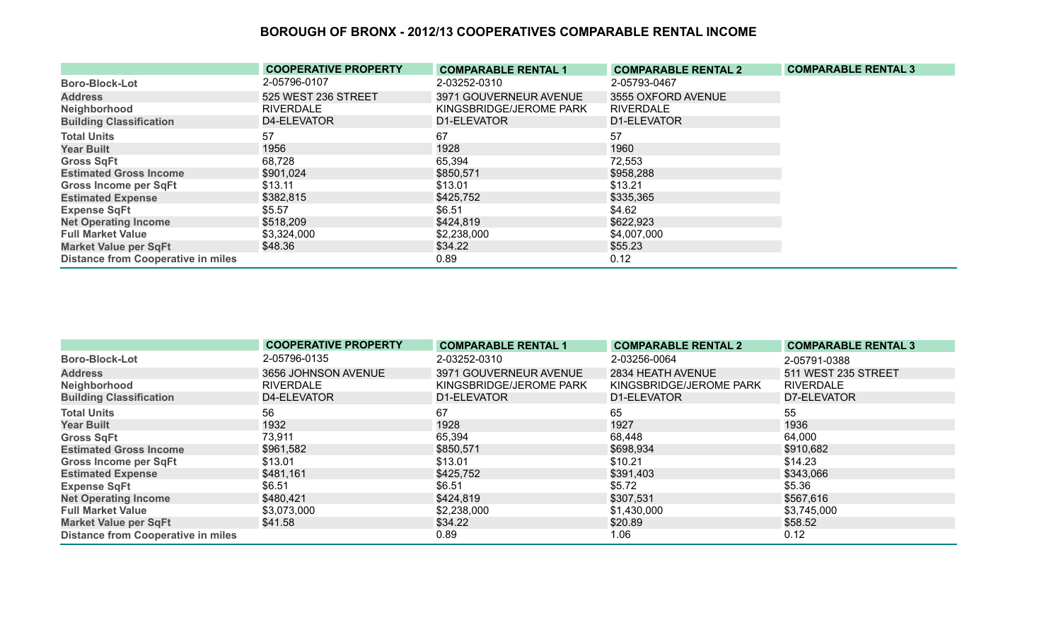## BOROUGH OF BRONX - 2012/13 COOPERATIVES COMPARABLE RENTAL INCOME

| | COOPERATIVE PROPERTY | COMPARABLE RENTAL 1 | COMPARABLE RENTAL 2 | COMPARABLE RENTAL 3 |
|---|---|---|---|---|
| Boro-Block-Lot | 2-05796-0107 | 2-03252-0310 | 2-05793-0467 | |
| Address | 525 WEST 236 STREET | 3971 GOUVERNEUR AVENUE | 3555 OXFORD AVENUE | |
| Neighborhood | RIVERDALE | KINGSBRIDGE/JEROME PARK | RIVERDALE | |
| Building Classification | D4-ELEVATOR | D1-ELEVATOR | D1-ELEVATOR | |
| Total Units | 57 | 67 | 57 | |
| Year Built | 1956 | 1928 | 1960 | |
| Gross SqFt | 68,728 | 65,394 | 72,553 | |
| Estimated Gross Income | $901,024 | $850,571 | $958,288 | |
| Gross Income per SqFt | $13.11 | $13.01 | $13.21 | |
| Estimated Expense | $382,815 | $425,752 | $335,365 | |
| Expense SqFt | $5.57 | $6.51 | $4.62 | |
| Net Operating Income | $518,209 | $424,819 | $622,923 | |
| Full Market Value | $3,324,000 | $2,238,000 | $4,007,000 | |
| Market Value per SqFt | $48.36 | $34.22 | $55.23 | |
| Distance from Cooperative in miles | | 0.89 | 0.12 | |

| | COOPERATIVE PROPERTY | COMPARABLE RENTAL 1 | COMPARABLE RENTAL 2 | COMPARABLE RENTAL 3 |
|---|---|---|---|---|
| Boro-Block-Lot | 2-05796-0135 | 2-03252-0310 | 2-03256-0064 | 2-05791-0388 |
| Address | 3656 JOHNSON AVENUE | 3971 GOUVERNEUR AVENUE | 2834 HEATH AVENUE | 511 WEST 235 STREET |
| Neighborhood | RIVERDALE | KINGSBRIDGE/JEROME PARK | KINGSBRIDGE/JEROME PARK | RIVERDALE |
| Building Classification | D4-ELEVATOR | D1-ELEVATOR | D1-ELEVATOR | D7-ELEVATOR |
| Total Units | 56 | 67 | 65 | 55 |
| Year Built | 1932 | 1928 | 1927 | 1936 |
| Gross SqFt | 73,911 | 65,394 | 68,448 | 64,000 |
| Estimated Gross Income | $961,582 | $850,571 | $698,934 | $910,682 |
| Gross Income per SqFt | $13.01 | $13.01 | $10.21 | $14.23 |
| Estimated Expense | $481,161 | $425,752 | $391,403 | $343,066 |
| Expense SqFt | $6.51 | $6.51 | $5.72 | $5.36 |
| Net Operating Income | $480,421 | $424,819 | $307,531 | $567,616 |
| Full Market Value | $3,073,000 | $2,238,000 | $1,430,000 | $3,745,000 |
| Market Value per SqFt | $41.58 | $34.22 | $20.89 | $58.52 |
| Distance from Cooperative in miles | | 0.89 | 1.06 | 0.12 |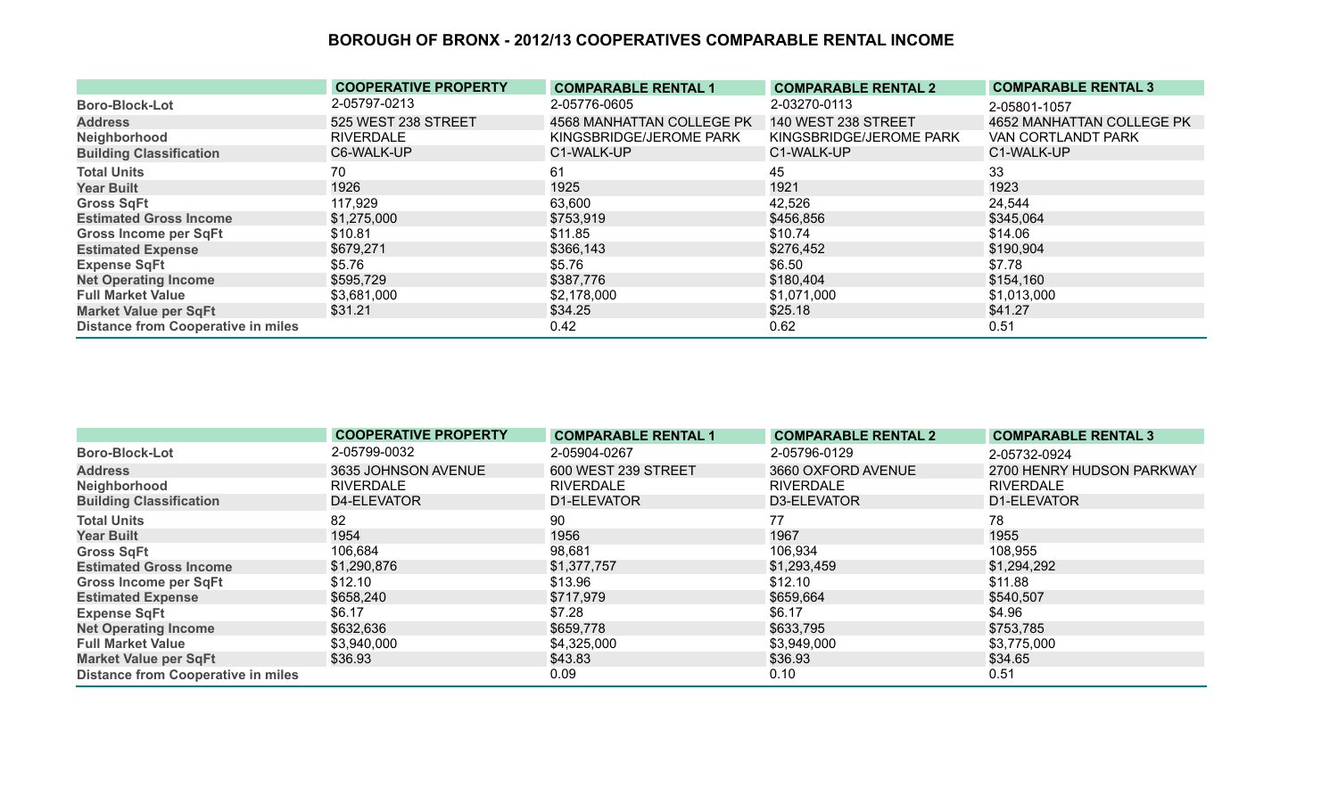# BOROUGH OF BRONX - 2012/13 COOPERATIVES COMPARABLE RENTAL INCOME

| | COOPERATIVE PROPERTY | COMPARABLE RENTAL 1 | COMPARABLE RENTAL 2 | COMPARABLE RENTAL 3 |
|---|---|---|---|---|
| Boro-Block-Lot | 2-05797-0213 | 2-05776-0605 | 2-03270-0113 | 2-05801-1057 |
| Address | 525 WEST 238 STREET | 4568 MANHATTAN COLLEGE PK | 140 WEST 238 STREET | 4652 MANHATTAN COLLEGE PK |
| Neighborhood | RIVERDALE | KINGSBRIDGE/JEROME PARK | KINGSBRIDGE/JEROME PARK | VAN CORTLANDT PARK |
| Building Classification | C6-WALK-UP | C1-WALK-UP | C1-WALK-UP | C1-WALK-UP |
| Total Units | 70 | 61 | 45 | 33 |
| Year Built | 1926 | 1925 | 1921 | 1923 |
| Gross SqFt | 117,929 | 63,600 | 42,526 | 24,544 |
| Estimated Gross Income | $1,275,000 | $753,919 | $456,856 | $345,064 |
| Gross Income per SqFt | $10.81 | $11.85 | $10.74 | $14.06 |
| Estimated Expense | $679,271 | $366,143 | $276,452 | $190,904 |
| Expense SqFt | $5.76 | $5.76 | $6.50 | $7.78 |
| Net Operating Income | $595,729 | $387,776 | $180,404 | $154,160 |
| Full Market Value | $3,681,000 | $2,178,000 | $1,071,000 | $1,013,000 |
| Market Value per SqFt | $31.21 | $34.25 | $25.18 | $41.27 |
| Distance from Cooperative in miles | | 0.42 | 0.62 | 0.51 |

| | COOPERATIVE PROPERTY | COMPARABLE RENTAL 1 | COMPARABLE RENTAL 2 | COMPARABLE RENTAL 3 |
|---|---|---|---|---|
| Boro-Block-Lot | 2-05799-0032 | 2-05904-0267 | 2-05796-0129 | 2-05732-0924 |
| Address | 3635 JOHNSON AVENUE | 600 WEST 239 STREET | 3660 OXFORD AVENUE | 2700 HENRY HUDSON PARKWAY |
| Neighborhood | RIVERDALE | RIVERDALE | RIVERDALE | RIVERDALE |
| Building Classification | D4-ELEVATOR | D1-ELEVATOR | D3-ELEVATOR | D1-ELEVATOR |
| Total Units | 82 | 90 | 77 | 78 |
| Year Built | 1954 | 1956 | 1967 | 1955 |
| Gross SqFt | 106,684 | 98,681 | 106,934 | 108,955 |
| Estimated Gross Income | $1,290,876 | $1,377,757 | $1,293,459 | $1,294,292 |
| Gross Income per SqFt | $12.10 | $13.96 | $12.10 | $11.88 |
| Estimated Expense | $658,240 | $717,979 | $659,664 | $540,507 |
| Expense SqFt | $6.17 | $7.28 | $6.17 | $4.96 |
| Net Operating Income | $632,636 | $659,778 | $633,795 | $753,785 |
| Full Market Value | $3,940,000 | $4,325,000 | $3,949,000 | $3,775,000 |
| Market Value per SqFt | $36.93 | $43.83 | $36.93 | $34.65 |
| Distance from Cooperative in miles | | 0.09 | 0.10 | 0.51 |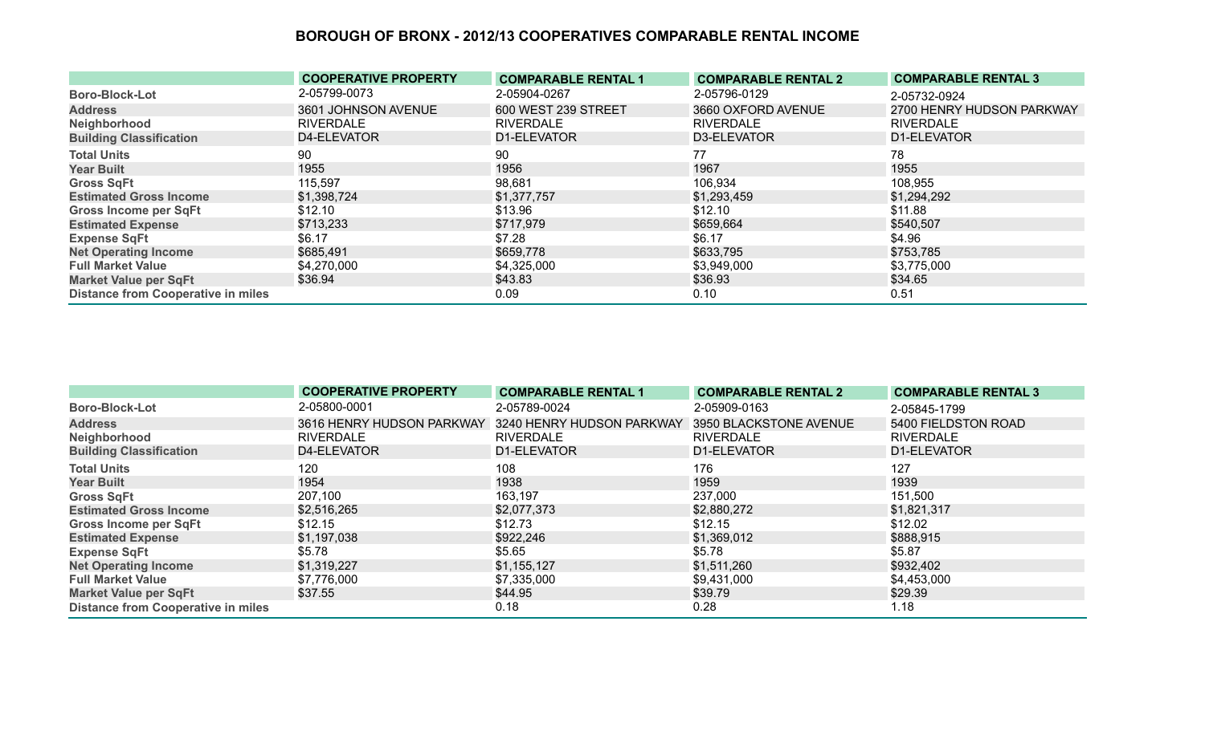# BOROUGH OF BRONX - 2012/13 COOPERATIVES COMPARABLE RENTAL INCOME

| | COOPERATIVE PROPERTY | COMPARABLE RENTAL 1 | COMPARABLE RENTAL 2 | COMPARABLE RENTAL 3 |
|---|---|---|---|---|
| Boro-Block-Lot | 2-05799-0073 | 2-05904-0267 | 2-05796-0129 | 2-05732-0924 |
| Address | 3601 JOHNSON AVENUE | 600 WEST 239 STREET | 3660 OXFORD AVENUE | 2700 HENRY HUDSON PARKWAY |
| Neighborhood | RIVERDALE | RIVERDALE | RIVERDALE | RIVERDALE |
| Building Classification | D4-ELEVATOR | D1-ELEVATOR | D3-ELEVATOR | D1-ELEVATOR |
| Total Units | 90 | 90 | 77 | 78 |
| Year Built | 1955 | 1956 | 1967 | 1955 |
| Gross SqFt | 115,597 | 98,681 | 106,934 | 108,955 |
| Estimated Gross Income | $1,398,724 | $1,377,757 | $1,293,459 | $1,294,292 |
| Gross Income per SqFt | $12.10 | $13.96 | $12.10 | $11.88 |
| Estimated Expense | $713,233 | $717,979 | $659,664 | $540,507 |
| Expense SqFt | $6.17 | $7.28 | $6.17 | $4.96 |
| Net Operating Income | $685,491 | $659,778 | $633,795 | $753,785 |
| Full Market Value | $4,270,000 | $4,325,000 | $3,949,000 | $3,775,000 |
| Market Value per SqFt | $36.94 | $43.83 | $36.93 | $34.65 |
| Distance from Cooperative in miles | | 0.09 | 0.10 | 0.51 |

| | COOPERATIVE PROPERTY | COMPARABLE RENTAL 1 | COMPARABLE RENTAL 2 | COMPARABLE RENTAL 3 |
|---|---|---|---|---|
| Boro-Block-Lot | 2-05800-0001 | 2-05789-0024 | 2-05909-0163 | 2-05845-1799 |
| Address | 3616 HENRY HUDSON PARKWAY | 3240 HENRY HUDSON PARKWAY | 3950 BLACKSTONE AVENUE | 5400 FIELDSTON ROAD |
| Neighborhood | RIVERDALE | RIVERDALE | RIVERDALE | RIVERDALE |
| Building Classification | D4-ELEVATOR | D1-ELEVATOR | D1-ELEVATOR | D1-ELEVATOR |
| Total Units | 120 | 108 | 176 | 127 |
| Year Built | 1954 | 1938 | 1959 | 1939 |
| Gross SqFt | 207,100 | 163,197 | 237,000 | 151,500 |
| Estimated Gross Income | $2,516,265 | $2,077,373 | $2,880,272 | $1,821,317 |
| Gross Income per SqFt | $12.15 | $12.73 | $12.15 | $12.02 |
| Estimated Expense | $1,197,038 | $922,246 | $1,369,012 | $888,915 |
| Expense SqFt | $5.78 | $5.65 | $5.78 | $5.87 |
| Net Operating Income | $1,319,227 | $1,155,127 | $1,511,260 | $932,402 |
| Full Market Value | $7,776,000 | $7,335,000 | $9,431,000 | $4,453,000 |
| Market Value per SqFt | $37.55 | $44.95 | $39.79 | $29.39 |
| Distance from Cooperative in miles | | 0.18 | 0.28 | 1.18 |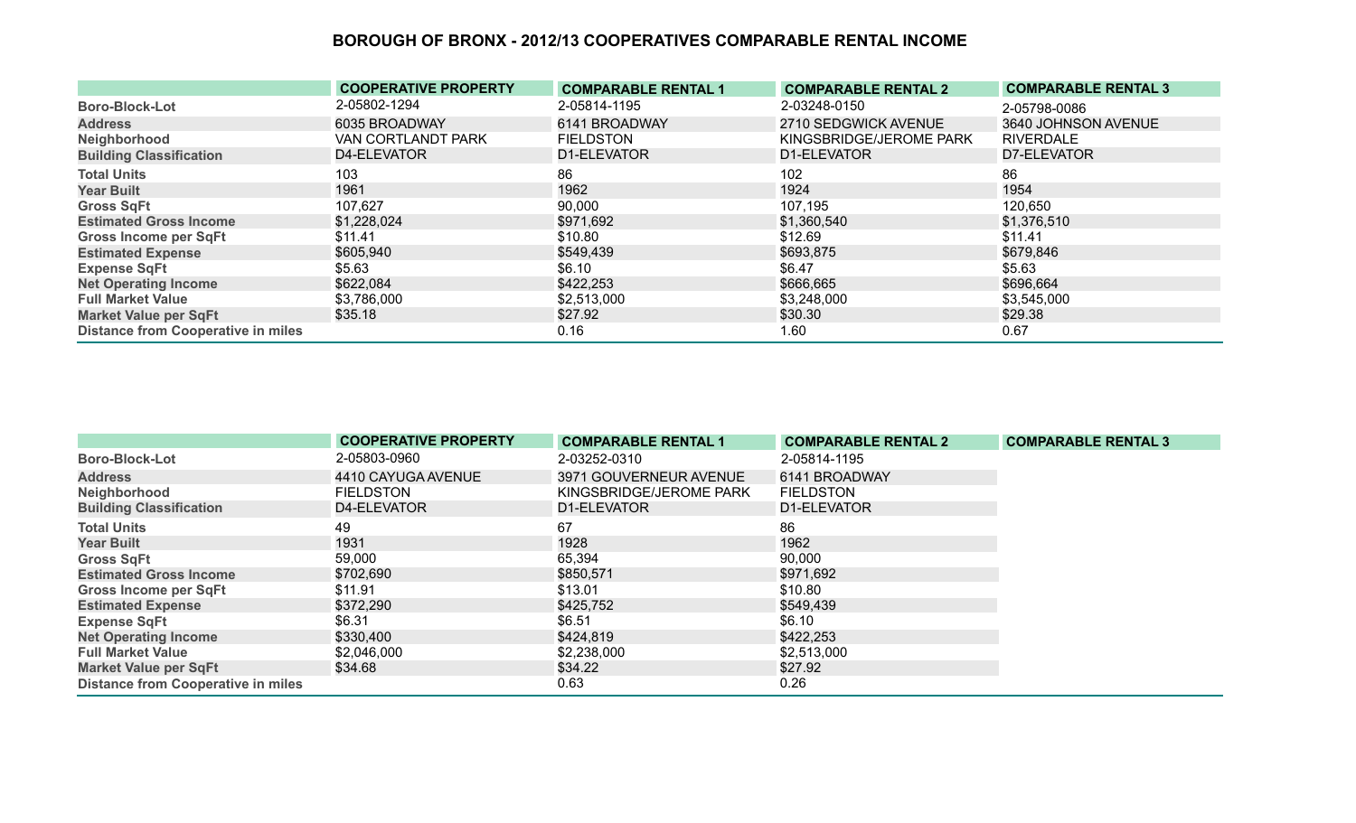# BOROUGH OF BRONX - 2012/13 COOPERATIVES COMPARABLE RENTAL INCOME

| | COOPERATIVE PROPERTY | COMPARABLE RENTAL 1 | COMPARABLE RENTAL 2 | COMPARABLE RENTAL 3 |
|---|---|---|---|---|
| Boro-Block-Lot | 2-05802-1294 | 2-05814-1195 | 2-03248-0150 | 2-05798-0086 |
| Address | 6035 BROADWAY | 6141 BROADWAY | 2710 SEDGWICK AVENUE | 3640 JOHNSON AVENUE |
| Neighborhood | VAN CORTLANDT PARK | FIELDSTON | KINGSBRIDGE/JEROME PARK | RIVERDALE |
| Building Classification | D4-ELEVATOR | D1-ELEVATOR | D1-ELEVATOR | D7-ELEVATOR |
| Total Units | 103 | 86 | 102 | 86 |
| Year Built | 1961 | 1962 | 1924 | 1954 |
| Gross SqFt | 107,627 | 90,000 | 107,195 | 120,650 |
| Estimated Gross Income | $1,228,024 | $971,692 | $1,360,540 | $1,376,510 |
| Gross Income per SqFt | $11.41 | $10.80 | $12.69 | $11.41 |
| Estimated Expense | $605,940 | $549,439 | $693,875 | $679,846 |
| Expense SqFt | $5.63 | $6.10 | $6.47 | $5.63 |
| Net Operating Income | $622,084 | $422,253 | $666,665 | $696,664 |
| Full Market Value | $3,786,000 | $2,513,000 | $3,248,000 | $3,545,000 |
| Market Value per SqFt | $35.18 | $27.92 | $30.30 | $29.38 |
| Distance from Cooperative in miles | | 0.16 | 1.60 | 0.67 |

| | COOPERATIVE PROPERTY | COMPARABLE RENTAL 1 | COMPARABLE RENTAL 2 | COMPARABLE RENTAL 3 |
|---|---|---|---|---|
| Boro-Block-Lot | 2-05803-0960 | 2-03252-0310 | 2-05814-1195 | |
| Address | 4410 CAYUGA AVENUE | 3971 GOUVERNEUR AVENUE | 6141 BROADWAY | |
| Neighborhood | FIELDSTON | KINGSBRIDGE/JEROME PARK | FIELDSTON | |
| Building Classification | D4-ELEVATOR | D1-ELEVATOR | D1-ELEVATOR | |
| Total Units | 49 | 67 | 86 | |
| Year Built | 1931 | 1928 | 1962 | |
| Gross SqFt | 59,000 | 65,394 | 90,000 | |
| Estimated Gross Income | $702,690 | $850,571 | $971,692 | |
| Gross Income per SqFt | $11.91 | $13.01 | $10.80 | |
| Estimated Expense | $372,290 | $425,752 | $549,439 | |
| Expense SqFt | $6.31 | $6.51 | $6.10 | |
| Net Operating Income | $330,400 | $424,819 | $422,253 | |
| Full Market Value | $2,046,000 | $2,238,000 | $2,513,000 | |
| Market Value per SqFt | $34.68 | $34.22 | $27.92 | |
| Distance from Cooperative in miles | | 0.63 | 0.26 | |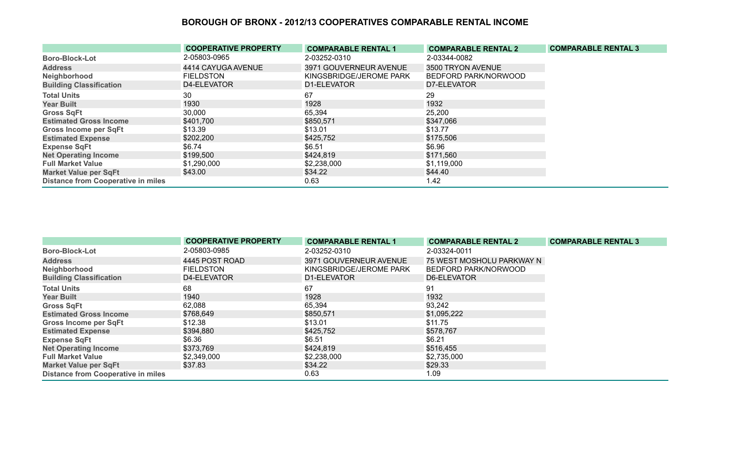# BOROUGH OF BRONX - 2012/13 COOPERATIVES COMPARABLE RENTAL INCOME

| | COOPERATIVE PROPERTY | COMPARABLE RENTAL 1 | COMPARABLE RENTAL 2 | COMPARABLE RENTAL 3 |
|---|---|---|---|---|
| Boro-Block-Lot | 2-05803-0965 | 2-03252-0310 | 2-03344-0082 | |
| Address | 4414 CAYUGA AVENUE | 3971 GOUVERNEUR AVENUE | 3500 TRYON AVENUE | |
| Neighborhood | FIELDSTON | KINGSBRIDGE/JEROME PARK | BEDFORD PARK/NORWOOD | |
| Building Classification | D4-ELEVATOR | D1-ELEVATOR | D7-ELEVATOR | |
| Total Units | 30 | 67 | 29 | |
| Year Built | 1930 | 1928 | 1932 | |
| Gross SqFt | 30,000 | 65,394 | 25,200 | |
| Estimated Gross Income | $401,700 | $850,571 | $347,066 | |
| Gross Income per SqFt | $13.39 | $13.01 | $13.77 | |
| Estimated Expense | $202,200 | $425,752 | $175,506 | |
| Expense SqFt | $6.74 | $6.51 | $6.96 | |
| Net Operating Income | $199,500 | $424,819 | $171,560 | |
| Full Market Value | $1,290,000 | $2,238,000 | $1,119,000 | |
| Market Value per SqFt | $43.00 | $34.22 | $44.40 | |
| Distance from Cooperative in miles | | 0.63 | 1.42 | |

| | COOPERATIVE PROPERTY | COMPARABLE RENTAL 1 | COMPARABLE RENTAL 2 | COMPARABLE RENTAL 3 |
|---|---|---|---|---|
| Boro-Block-Lot | 2-05803-0985 | 2-03252-0310 | 2-03324-0011 | |
| Address | 4445 POST ROAD | 3971 GOUVERNEUR AVENUE | 75 WEST MOSHOLU PARKWAY N | |
| Neighborhood | FIELDSTON | KINGSBRIDGE/JEROME PARK | BEDFORD PARK/NORWOOD | |
| Building Classification | D4-ELEVATOR | D1-ELEVATOR | D6-ELEVATOR | |
| Total Units | 68 | 67 | 91 | |
| Year Built | 1940 | 1928 | 1932 | |
| Gross SqFt | 62,088 | 65,394 | 93,242 | |
| Estimated Gross Income | $768,649 | $850,571 | $1,095,222 | |
| Gross Income per SqFt | $12.38 | $13.01 | $11.75 | |
| Estimated Expense | $394,880 | $425,752 | $578,767 | |
| Expense SqFt | $6.36 | $6.51 | $6.21 | |
| Net Operating Income | $373,769 | $424,819 | $516,455 | |
| Full Market Value | $2,349,000 | $2,238,000 | $2,735,000 | |
| Market Value per SqFt | $37.83 | $34.22 | $29.33 | |
| Distance from Cooperative in miles | | 0.63 | 1.09 | |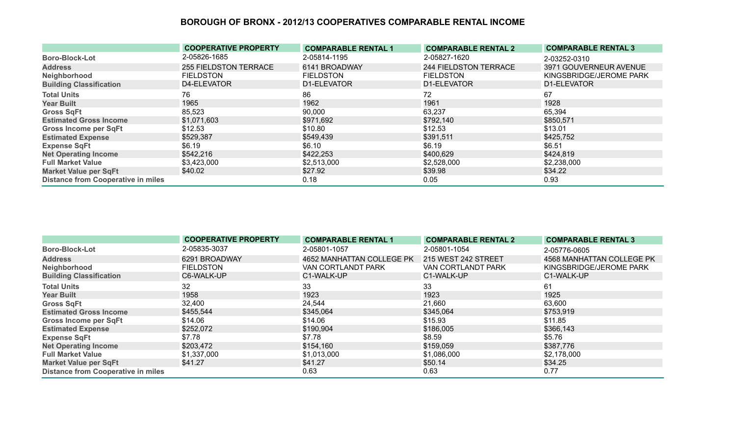## BOROUGH OF BRONX - 2012/13 COOPERATIVES COMPARABLE RENTAL INCOME

| | COOPERATIVE PROPERTY | COMPARABLE RENTAL 1 | COMPARABLE RENTAL 2 | COMPARABLE RENTAL 3 |
|---|---|---|---|---|
| Boro-Block-Lot | 2-05826-1685 | 2-05814-1195 | 2-05827-1620 | 2-03252-0310 |
| Address | 255 FIELDSTON TERRACE | 6141 BROADWAY | 244 FIELDSTON TERRACE | 3971 GOUVERNEUR AVENUE |
| Neighborhood | FIELDSTON | FIELDSTON | FIELDSTON | KINGSBRIDGE/JEROME PARK |
| Building Classification | D4-ELEVATOR | D1-ELEVATOR | D1-ELEVATOR | D1-ELEVATOR |
| Total Units | 76 | 86 | 72 | 67 |
| Year Built | 1965 | 1962 | 1961 | 1928 |
| Gross SqFt | 85,523 | 90,000 | 63,237 | 65,394 |
| Estimated Gross Income | $1,071,603 | $971,692 | $792,140 | $850,571 |
| Gross Income per SqFt | $12.53 | $10.80 | $12.53 | $13.01 |
| Estimated Expense | $529,387 | $549,439 | $391,511 | $425,752 |
| Expense SqFt | $6.19 | $6.10 | $6.19 | $6.51 |
| Net Operating Income | $542,216 | $422,253 | $400,629 | $424,819 |
| Full Market Value | $3,423,000 | $2,513,000 | $2,528,000 | $2,238,000 |
| Market Value per SqFt | $40.02 | $27.92 | $39.98 | $34.22 |
| Distance from Cooperative in miles | | 0.18 | 0.05 | 0.93 |

| | COOPERATIVE PROPERTY | COMPARABLE RENTAL 1 | COMPARABLE RENTAL 2 | COMPARABLE RENTAL 3 |
|---|---|---|---|---|
| Boro-Block-Lot | 2-05835-3037 | 2-05801-1057 | 2-05801-1054 | 2-05776-0605 |
| Address | 6291 BROADWAY | 4652 MANHATTAN COLLEGE PK | 215 WEST 242 STREET | 4568 MANHATTAN COLLEGE PK |
| Neighborhood | FIELDSTON | VAN CORTLANDT PARK | VAN CORTLANDT PARK | KINGSBRIDGE/JEROME PARK |
| Building Classification | C6-WALK-UP | C1-WALK-UP | C1-WALK-UP | C1-WALK-UP |
| Total Units | 32 | 33 | 33 | 61 |
| Year Built | 1958 | 1923 | 1923 | 1925 |
| Gross SqFt | 32,400 | 24,544 | 21,660 | 63,600 |
| Estimated Gross Income | $455,544 | $345,064 | $345,064 | $753,919 |
| Gross Income per SqFt | $14.06 | $14.06 | $15.93 | $11.85 |
| Estimated Expense | $252,072 | $190,904 | $186,005 | $366,143 |
| Expense SqFt | $7.78 | $7.78 | $8.59 | $5.76 |
| Net Operating Income | $203,472 | $154,160 | $159,059 | $387,776 |
| Full Market Value | $1,337,000 | $1,013,000 | $1,086,000 | $2,178,000 |
| Market Value per SqFt | $41.27 | $41.27 | $50.14 | $34.25 |
| Distance from Cooperative in miles | | 0.63 | 0.63 | 0.77 |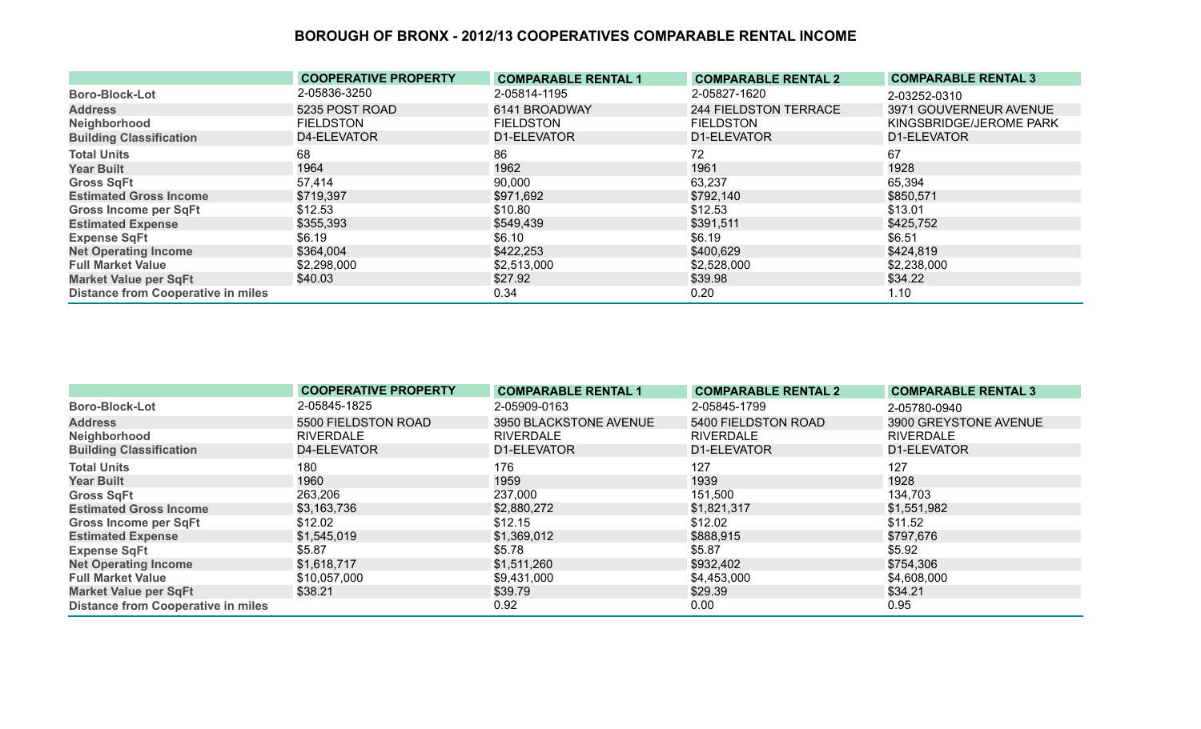# BOROUGH OF BRONX - 2012/13 COOPERATIVES COMPARABLE RENTAL INCOME

| | COOPERATIVE PROPERTY | COMPARABLE RENTAL 1 | COMPARABLE RENTAL 2 | COMPARABLE RENTAL 3 |
|---|---|---|---|---|
| Boro-Block-Lot | 2-05836-3250 | 2-05814-1195 | 2-05827-1620 | 2-03252-0310 |
| Address | 5235 POST ROAD | 6141 BROADWAY | 244 FIELDSTON TERRACE | 3971 GOUVERNEUR AVENUE |
| Neighborhood | FIELDSTON | FIELDSTON | FIELDSTON | KINGSBRIDGE/JEROME PARK |
| Building Classification | D4-ELEVATOR | D1-ELEVATOR | D1-ELEVATOR | D1-ELEVATOR |
| Total Units | 68 | 86 | 72 | 67 |
| Year Built | 1964 | 1962 | 1961 | 1928 |
| Gross SqFt | 57,414 | 90,000 | 63,237 | 65,394 |
| Estimated Gross Income | $719,397 | $971,692 | $792,140 | $850,571 |
| Gross Income per SqFt | $12.53 | $10.80 | $12.53 | $13.01 |
| Estimated Expense | $355,393 | $549,439 | $391,511 | $425,752 |
| Expense SqFt | $6.19 | $6.10 | $6.19 | $6.51 |
| Net Operating Income | $364,004 | $422,253 | $400,629 | $424,819 |
| Full Market Value | $2,298,000 | $2,513,000 | $2,528,000 | $2,238,000 |
| Market Value per SqFt | $40.03 | $27.92 | $39.98 | $34.22 |
| Distance from Cooperative in miles | | 0.34 | 0.20 | 1.10 |

| | COOPERATIVE PROPERTY | COMPARABLE RENTAL 1 | COMPARABLE RENTAL 2 | COMPARABLE RENTAL 3 |
|---|---|---|---|---|
| Boro-Block-Lot | 2-05845-1825 | 2-05909-0163 | 2-05845-1799 | 2-05780-0940 |
| Address | 5500 FIELDSTON ROAD | 3950 BLACKSTONE AVENUE | 5400 FIELDSTON ROAD | 3900 GREYSTONE AVENUE |
| Neighborhood | RIVERDALE | RIVERDALE | RIVERDALE | RIVERDALE |
| Building Classification | D4-ELEVATOR | D1-ELEVATOR | D1-ELEVATOR | D1-ELEVATOR |
| Total Units | 180 | 176 | 127 | 127 |
| Year Built | 1960 | 1959 | 1939 | 1928 |
| Gross SqFt | 263,206 | 237,000 | 151,500 | 134,703 |
| Estimated Gross Income | $3,163,736 | $2,880,272 | $1,821,317 | $1,551,982 |
| Gross Income per SqFt | $12.02 | $12.15 | $12.02 | $11.52 |
| Estimated Expense | $1,545,019 | $1,369,012 | $888,915 | $797,676 |
| Expense SqFt | $5.87 | $5.78 | $5.87 | $5.92 |
| Net Operating Income | $1,618,717 | $1,511,260 | $932,402 | $754,306 |
| Full Market Value | $10,057,000 | $9,431,000 | $4,453,000 | $4,608,000 |
| Market Value per SqFt | $38.21 | $39.79 | $29.39 | $34.21 |
| Distance from Cooperative in miles | | 0.92 | 0.00 | 0.95 |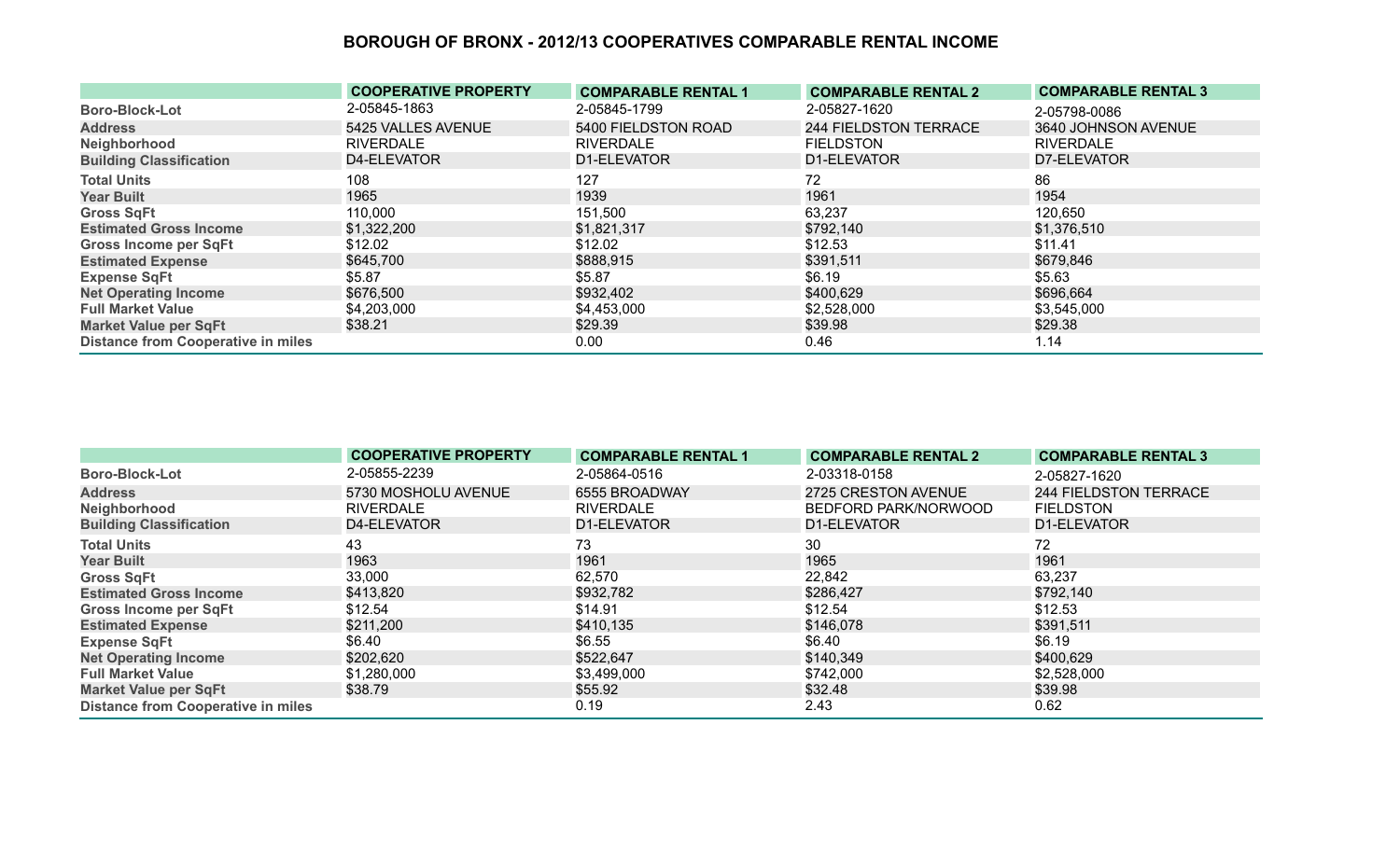# BOROUGH OF BRONX - 2012/13 COOPERATIVES COMPARABLE RENTAL INCOME

| | COOPERATIVE PROPERTY | COMPARABLE RENTAL 1 | COMPARABLE RENTAL 2 | COMPARABLE RENTAL 3 |
|---|---|---|---|---|
| Boro-Block-Lot | 2-05845-1863 | 2-05845-1799 | 2-05827-1620 | 2-05798-0086 |
| Address | 5425 VALLES AVENUE | 5400 FIELDSTON ROAD | 244 FIELDSTON TERRACE | 3640 JOHNSON AVENUE |
| Neighborhood | RIVERDALE | RIVERDALE | FIELDSTON | RIVERDALE |
| Building Classification | D4-ELEVATOR | D1-ELEVATOR | D1-ELEVATOR | D7-ELEVATOR |
| Total Units | 108 | 127 | 72 | 86 |
| Year Built | 1965 | 1939 | 1961 | 1954 |
| Gross SqFt | 110,000 | 151,500 | 63,237 | 120,650 |
| Estimated Gross Income | $1,322,200 | $1,821,317 | $792,140 | $1,376,510 |
| Gross Income per SqFt | $12.02 | $12.02 | $12.53 | $11.41 |
| Estimated Expense | $645,700 | $888,915 | $391,511 | $679,846 |
| Expense SqFt | $5.87 | $5.87 | $6.19 | $5.63 |
| Net Operating Income | $676,500 | $932,402 | $400,629 | $696,664 |
| Full Market Value | $4,203,000 | $4,453,000 | $2,528,000 | $3,545,000 |
| Market Value per SqFt | $38.21 | $29.39 | $39.98 | $29.38 |
| Distance from Cooperative in miles | | 0.00 | 0.46 | 1.14 |

| | COOPERATIVE PROPERTY | COMPARABLE RENTAL 1 | COMPARABLE RENTAL 2 | COMPARABLE RENTAL 3 |
|---|---|---|---|---|
| Boro-Block-Lot | 2-05855-2239 | 2-05864-0516 | 2-03318-0158 | 2-05827-1620 |
| Address | 5730 MOSHOLU AVENUE | 6555 BROADWAY | 2725 CRESTON AVENUE | 244 FIELDSTON TERRACE |
| Neighborhood | RIVERDALE | RIVERDALE | BEDFORD PARK/NORWOOD | FIELDSTON |
| Building Classification | D4-ELEVATOR | D1-ELEVATOR | D1-ELEVATOR | D1-ELEVATOR |
| Total Units | 43 | 73 | 30 | 72 |
| Year Built | 1963 | 1961 | 1965 | 1961 |
| Gross SqFt | 33,000 | 62,570 | 22,842 | 63,237 |
| Estimated Gross Income | $413,820 | $932,782 | $286,427 | $792,140 |
| Gross Income per SqFt | $12.54 | $14.91 | $12.54 | $12.53 |
| Estimated Expense | $211,200 | $410,135 | $146,078 | $391,511 |
| Expense SqFt | $6.40 | $6.55 | $6.40 | $6.19 |
| Net Operating Income | $202,620 | $522,647 | $140,349 | $400,629 |
| Full Market Value | $1,280,000 | $3,499,000 | $742,000 | $2,528,000 |
| Market Value per SqFt | $38.79 | $55.92 | $32.48 | $39.98 |
| Distance from Cooperative in miles | | 0.19 | 2.43 | 0.62 |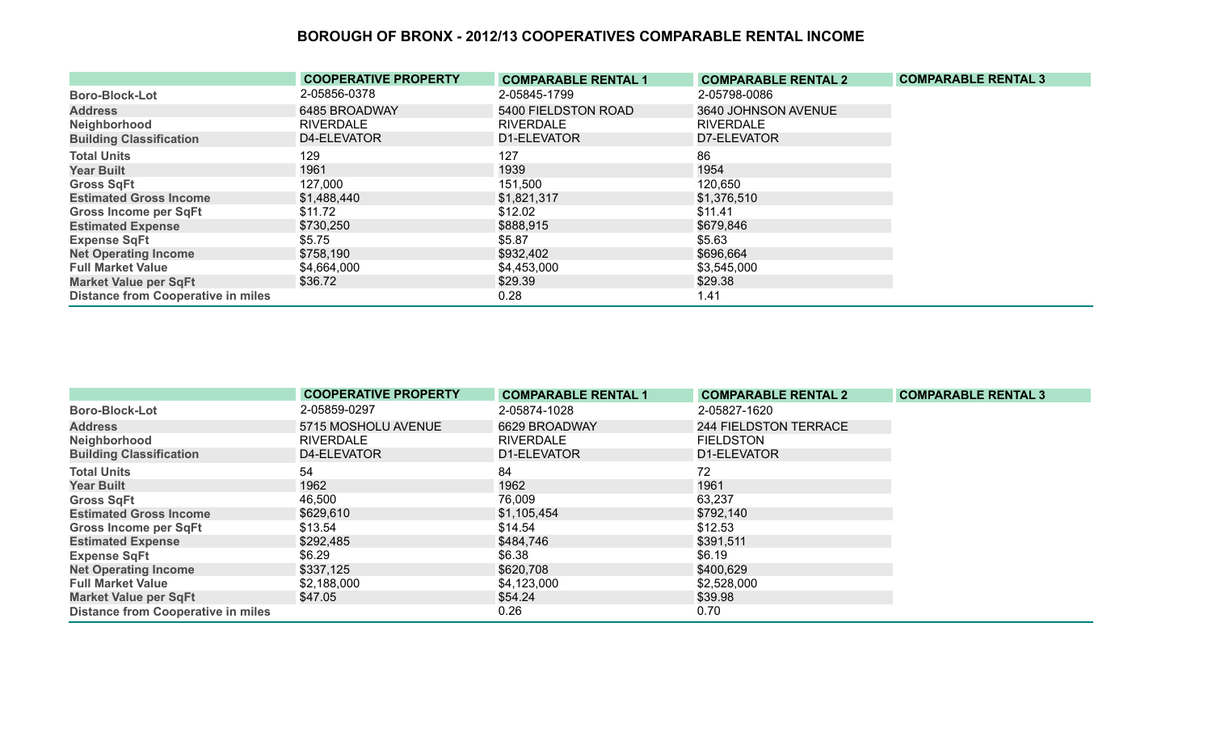# BOROUGH OF BRONX - 2012/13 COOPERATIVES COMPARABLE RENTAL INCOME

| | COOPERATIVE PROPERTY | COMPARABLE RENTAL 1 | COMPARABLE RENTAL 2 | COMPARABLE RENTAL 3 |
|---|---|---|---|---|
| Boro-Block-Lot | 2-05856-0378 | 2-05845-1799 | 2-05798-0086 | |
| Address | 6485 BROADWAY | 5400 FIELDSTON ROAD | 3640 JOHNSON AVENUE | |
| Neighborhood | RIVERDALE | RIVERDALE | RIVERDALE | |
| Building Classification | D4-ELEVATOR | D1-ELEVATOR | D7-ELEVATOR | |
| Total Units | 129 | 127 | 86 | |
| Year Built | 1961 | 1939 | 1954 | |
| Gross SqFt | 127,000 | 151,500 | 120,650 | |
| Estimated Gross Income | $1,488,440 | $1,821,317 | $1,376,510 | |
| Gross Income per SqFt | $11.72 | $12.02 | $11.41 | |
| Estimated Expense | $730,250 | $888,915 | $679,846 | |
| Expense SqFt | $5.75 | $5.87 | $5.63 | |
| Net Operating Income | $758,190 | $932,402 | $696,664 | |
| Full Market Value | $4,664,000 | $4,453,000 | $3,545,000 | |
| Market Value per SqFt | $36.72 | $29.39 | $29.38 | |
| Distance from Cooperative in miles | | 0.28 | 1.41 | |

| | COOPERATIVE PROPERTY | COMPARABLE RENTAL 1 | COMPARABLE RENTAL 2 | COMPARABLE RENTAL 3 |
|---|---|---|---|---|
| Boro-Block-Lot | 2-05859-0297 | 2-05874-1028 | 2-05827-1620 | |
| Address | 5715 MOSHOLU AVENUE | 6629 BROADWAY | 244 FIELDSTON TERRACE | |
| Neighborhood | RIVERDALE | RIVERDALE | FIELDSTON | |
| Building Classification | D4-ELEVATOR | D1-ELEVATOR | D1-ELEVATOR | |
| Total Units | 54 | 84 | 72 | |
| Year Built | 1962 | 1962 | 1961 | |
| Gross SqFt | 46,500 | 76,009 | 63,237 | |
| Estimated Gross Income | $629,610 | $1,105,454 | $792,140 | |
| Gross Income per SqFt | $13.54 | $14.54 | $12.53 | |
| Estimated Expense | $292,485 | $484,746 | $391,511 | |
| Expense SqFt | $6.29 | $6.38 | $6.19 | |
| Net Operating Income | $337,125 | $620,708 | $400,629 | |
| Full Market Value | $2,188,000 | $4,123,000 | $2,528,000 | |
| Market Value per SqFt | $47.05 | $54.24 | $39.98 | |
| Distance from Cooperative in miles | | 0.26 | 0.70 | |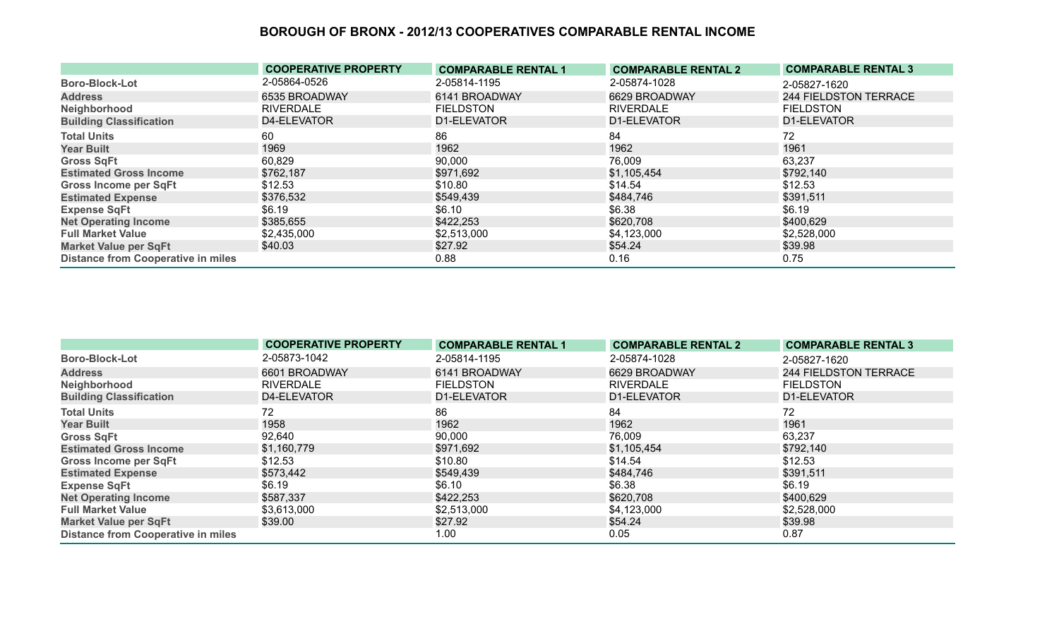# BOROUGH OF BRONX - 2012/13 COOPERATIVES COMPARABLE RENTAL INCOME

| | COOPERATIVE PROPERTY | COMPARABLE RENTAL 1 | COMPARABLE RENTAL 2 | COMPARABLE RENTAL 3 |
|---|---|---|---|---|
| Boro-Block-Lot | 2-05864-0526 | 2-05814-1195 | 2-05874-1028 | 2-05827-1620 |
| Address | 6535 BROADWAY | 6141 BROADWAY | 6629 BROADWAY | 244 FIELDSTON TERRACE |
| Neighborhood | RIVERDALE | FIELDSTON | RIVERDALE | FIELDSTON |
| Building Classification | D4-ELEVATOR | D1-ELEVATOR | D1-ELEVATOR | D1-ELEVATOR |
| Total Units | 60 | 86 | 84 | 72 |
| Year Built | 1969 | 1962 | 1962 | 1961 |
| Gross SqFt | 60,829 | 90,000 | 76,009 | 63,237 |
| Estimated Gross Income | $762,187 | $971,692 | $1,105,454 | $792,140 |
| Gross Income per SqFt | $12.53 | $10.80 | $14.54 | $12.53 |
| Estimated Expense | $376,532 | $549,439 | $484,746 | $391,511 |
| Expense SqFt | $6.19 | $6.10 | $6.38 | $6.19 |
| Net Operating Income | $385,655 | $422,253 | $620,708 | $400,629 |
| Full Market Value | $2,435,000 | $2,513,000 | $4,123,000 | $2,528,000 |
| Market Value per SqFt | $40.03 | $27.92 | $54.24 | $39.98 |
| Distance from Cooperative in miles | | 0.88 | 0.16 | 0.75 |

| | COOPERATIVE PROPERTY | COMPARABLE RENTAL 1 | COMPARABLE RENTAL 2 | COMPARABLE RENTAL 3 |
|---|---|---|---|---|
| Boro-Block-Lot | 2-05873-1042 | 2-05814-1195 | 2-05874-1028 | 2-05827-1620 |
| Address | 6601 BROADWAY | 6141 BROADWAY | 6629 BROADWAY | 244 FIELDSTON TERRACE |
| Neighborhood | RIVERDALE | FIELDSTON | RIVERDALE | FIELDSTON |
| Building Classification | D4-ELEVATOR | D1-ELEVATOR | D1-ELEVATOR | D1-ELEVATOR |
| Total Units | 72 | 86 | 84 | 72 |
| Year Built | 1958 | 1962 | 1962 | 1961 |
| Gross SqFt | 92,640 | 90,000 | 76,009 | 63,237 |
| Estimated Gross Income | $1,160,779 | $971,692 | $1,105,454 | $792,140 |
| Gross Income per SqFt | $12.53 | $10.80 | $14.54 | $12.53 |
| Estimated Expense | $573,442 | $549,439 | $484,746 | $391,511 |
| Expense SqFt | $6.19 | $6.10 | $6.38 | $6.19 |
| Net Operating Income | $587,337 | $422,253 | $620,708 | $400,629 |
| Full Market Value | $3,613,000 | $2,513,000 | $4,123,000 | $2,528,000 |
| Market Value per SqFt | $39.00 | $27.92 | $54.24 | $39.98 |
| Distance from Cooperative in miles | | 1.00 | 0.05 | 0.87 |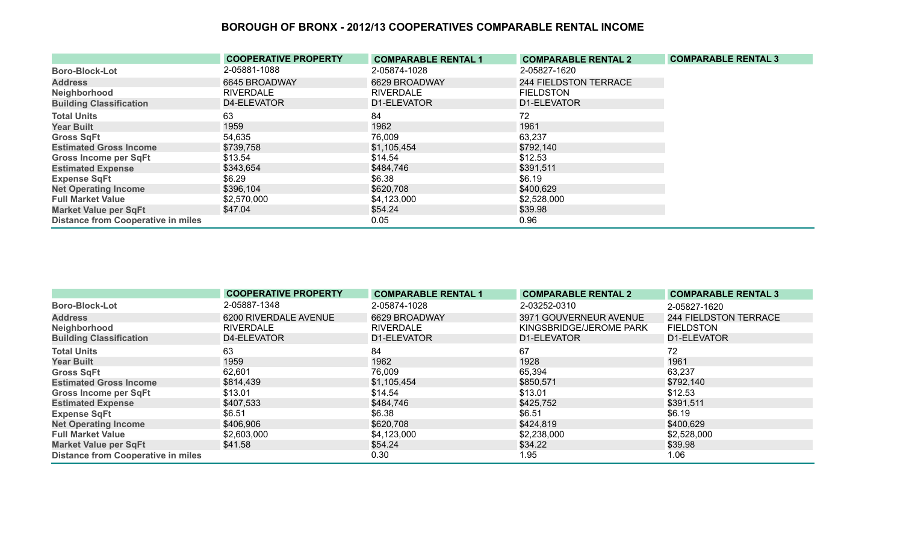## BOROUGH OF BRONX - 2012/13 COOPERATIVES COMPARABLE RENTAL INCOME

| | COOPERATIVE PROPERTY | COMPARABLE RENTAL 1 | COMPARABLE RENTAL 2 | COMPARABLE RENTAL 3 |
|---|---|---|---|---|
| Boro-Block-Lot | 2-05881-1088 | 2-05874-1028 | 2-05827-1620 | |
| Address | 6645 BROADWAY | 6629 BROADWAY | 244 FIELDSTON TERRACE | |
| Neighborhood | RIVERDALE | RIVERDALE | FIELDSTON | |
| Building Classification | D4-ELEVATOR | D1-ELEVATOR | D1-ELEVATOR | |
| Total Units | 63 | 84 | 72 | |
| Year Built | 1959 | 1962 | 1961 | |
| Gross SqFt | 54,635 | 76,009 | 63,237 | |
| Estimated Gross Income | $739,758 | $1,105,454 | $792,140 | |
| Gross Income per SqFt | $13.54 | $14.54 | $12.53 | |
| Estimated Expense | $343,654 | $484,746 | $391,511 | |
| Expense SqFt | $6.29 | $6.38 | $6.19 | |
| Net Operating Income | $396,104 | $620,708 | $400,629 | |
| Full Market Value | $2,570,000 | $4,123,000 | $2,528,000 | |
| Market Value per SqFt | $47.04 | $54.24 | $39.98 | |
| Distance from Cooperative in miles | | 0.05 | 0.96 | |

| | COOPERATIVE PROPERTY | COMPARABLE RENTAL 1 | COMPARABLE RENTAL 2 | COMPARABLE RENTAL 3 |
|---|---|---|---|---|
| Boro-Block-Lot | 2-05887-1348 | 2-05874-1028 | 2-03252-0310 | 2-05827-1620 |
| Address | 6200 RIVERDALE AVENUE | 6629 BROADWAY | 3971 GOUVERNEUR AVENUE | 244 FIELDSTON TERRACE |
| Neighborhood | RIVERDALE | RIVERDALE | KINGSBRIDGE/JEROME PARK | FIELDSTON |
| Building Classification | D4-ELEVATOR | D1-ELEVATOR | D1-ELEVATOR | D1-ELEVATOR |
| Total Units | 63 | 84 | 67 | 72 |
| Year Built | 1959 | 1962 | 1928 | 1961 |
| Gross SqFt | 62,601 | 76,009 | 65,394 | 63,237 |
| Estimated Gross Income | $814,439 | $1,105,454 | $850,571 | $792,140 |
| Gross Income per SqFt | $13.01 | $14.54 | $13.01 | $12.53 |
| Estimated Expense | $407,533 | $484,746 | $425,752 | $391,511 |
| Expense SqFt | $6.51 | $6.38 | $6.51 | $6.19 |
| Net Operating Income | $406,906 | $620,708 | $424,819 | $400,629 |
| Full Market Value | $2,603,000 | $4,123,000 | $2,238,000 | $2,528,000 |
| Market Value per SqFt | $41.58 | $54.24 | $34.22 | $39.98 |
| Distance from Cooperative in miles | | 0.30 | 1.95 | 1.06 |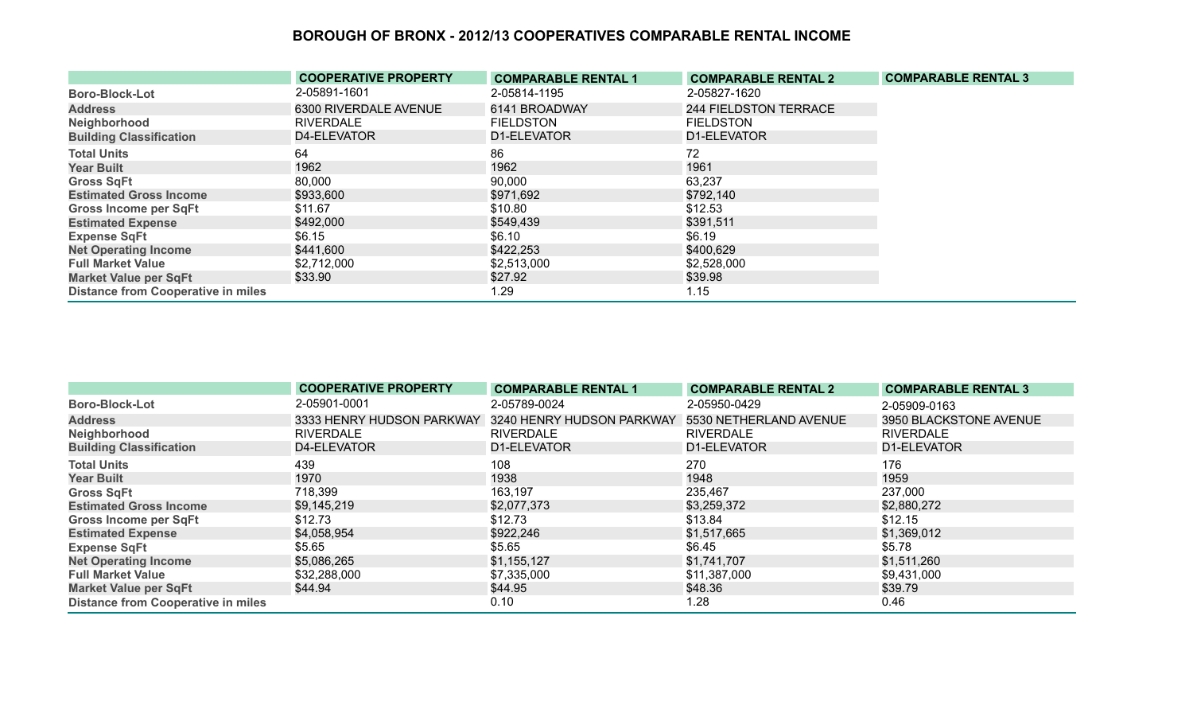# BOROUGH OF BRONX - 2012/13 COOPERATIVES COMPARABLE RENTAL INCOME

| | COOPERATIVE PROPERTY | COMPARABLE RENTAL 1 | COMPARABLE RENTAL 2 | COMPARABLE RENTAL 3 |
|---|---|---|---|---|
| Boro-Block-Lot | 2-05891-1601 | 2-05814-1195 | 2-05827-1620 | |
| Address | 6300 RIVERDALE AVENUE | 6141 BROADWAY | 244 FIELDSTON TERRACE | |
| Neighborhood | RIVERDALE | FIELDSTON | FIELDSTON | |
| Building Classification | D4-ELEVATOR | D1-ELEVATOR | D1-ELEVATOR | |
| Total Units | 64 | 86 | 72 | |
| Year Built | 1962 | 1962 | 1961 | |
| Gross SqFt | 80,000 | 90,000 | 63,237 | |
| Estimated Gross Income | $933,600 | $971,692 | $792,140 | |
| Gross Income per SqFt | $11.67 | $10.80 | $12.53 | |
| Estimated Expense | $492,000 | $549,439 | $391,511 | |
| Expense SqFt | $6.15 | $6.10 | $6.19 | |
| Net Operating Income | $441,600 | $422,253 | $400,629 | |
| Full Market Value | $2,712,000 | $2,513,000 | $2,528,000 | |
| Market Value per SqFt | $33.90 | $27.92 | $39.98 | |
| Distance from Cooperative in miles | | 1.29 | 1.15 | |

| | COOPERATIVE PROPERTY | COMPARABLE RENTAL 1 | COMPARABLE RENTAL 2 | COMPARABLE RENTAL 3 |
|---|---|---|---|---|
| Boro-Block-Lot | 2-05901-0001 | 2-05789-0024 | 2-05950-0429 | 2-05909-0163 |
| Address | 3333 HENRY HUDSON PARKWAY | 3240 HENRY HUDSON PARKWAY | 5530 NETHERLAND AVENUE | 3950 BLACKSTONE AVENUE |
| Neighborhood | RIVERDALE | RIVERDALE | RIVERDALE | RIVERDALE |
| Building Classification | D4-ELEVATOR | D1-ELEVATOR | D1-ELEVATOR | D1-ELEVATOR |
| Total Units | 439 | 108 | 270 | 176 |
| Year Built | 1970 | 1938 | 1948 | 1959 |
| Gross SqFt | 718,399 | 163,197 | 235,467 | 237,000 |
| Estimated Gross Income | $9,145,219 | $2,077,373 | $3,259,372 | $2,880,272 |
| Gross Income per SqFt | $12.73 | $12.73 | $13.84 | $12.15 |
| Estimated Expense | $4,058,954 | $922,246 | $1,517,665 | $1,369,012 |
| Expense SqFt | $5.65 | $5.65 | $6.45 | $5.78 |
| Net Operating Income | $5,086,265 | $1,155,127 | $1,741,707 | $1,511,260 |
| Full Market Value | $32,288,000 | $7,335,000 | $11,387,000 | $9,431,000 |
| Market Value per SqFt | $44.94 | $44.95 | $48.36 | $39.79 |
| Distance from Cooperative in miles | | 0.10 | 1.28 | 0.46 |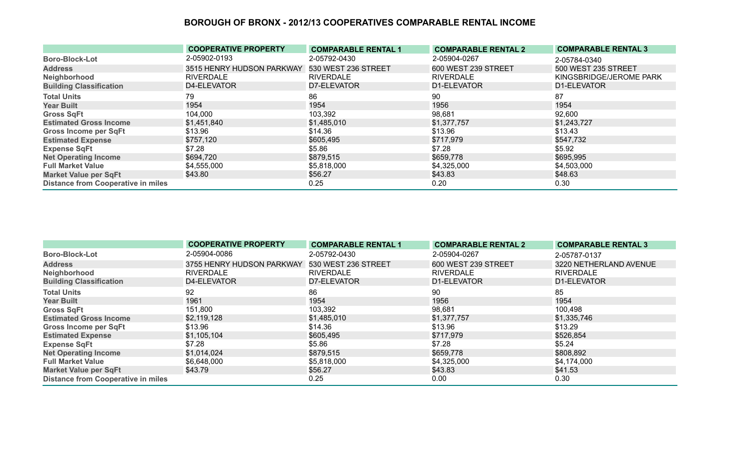# BOROUGH OF BRONX - 2012/13 COOPERATIVES COMPARABLE RENTAL INCOME

| | COOPERATIVE PROPERTY | COMPARABLE RENTAL 1 | COMPARABLE RENTAL 2 | COMPARABLE RENTAL 3 |
|---|---|---|---|---|
| Boro-Block-Lot | 2-05902-0193 | 2-05792-0430 | 2-05904-0267 | 2-05784-0340 |
| Address | 3515 HENRY HUDSON PARKWAY | 530 WEST 236 STREET | 600 WEST 239 STREET | 500 WEST 235 STREET |
| Neighborhood | RIVERDALE | RIVERDALE | RIVERDALE | KINGSBRIDGE/JEROME PARK |
| Building Classification | D4-ELEVATOR | D7-ELEVATOR | D1-ELEVATOR | D1-ELEVATOR |
| Total Units | 79 | 86 | 90 | 87 |
| Year Built | 1954 | 1954 | 1956 | 1954 |
| Gross SqFt | 104,000 | 103,392 | 98,681 | 92,600 |
| Estimated Gross Income | $1,451,840 | $1,485,010 | $1,377,757 | $1,243,727 |
| Gross Income per SqFt | $13.96 | $14.36 | $13.96 | $13.43 |
| Estimated Expense | $757,120 | $605,495 | $717,979 | $547,732 |
| Expense SqFt | $7.28 | $5.86 | $7.28 | $5.92 |
| Net Operating Income | $694,720 | $879,515 | $659,778 | $695,995 |
| Full Market Value | $4,555,000 | $5,818,000 | $4,325,000 | $4,503,000 |
| Market Value per SqFt | $43.80 | $56.27 | $43.83 | $48.63 |
| Distance from Cooperative in miles | | 0.25 | 0.20 | 0.30 |

| | COOPERATIVE PROPERTY | COMPARABLE RENTAL 1 | COMPARABLE RENTAL 2 | COMPARABLE RENTAL 3 |
|---|---|---|---|---|
| Boro-Block-Lot | 2-05904-0086 | 2-05792-0430 | 2-05904-0267 | 2-05787-0137 |
| Address | 3755 HENRY HUDSON PARKWAY | 530 WEST 236 STREET | 600 WEST 239 STREET | 3220 NETHERLAND AVENUE |
| Neighborhood | RIVERDALE | RIVERDALE | RIVERDALE | RIVERDALE |
| Building Classification | D4-ELEVATOR | D7-ELEVATOR | D1-ELEVATOR | D1-ELEVATOR |
| Total Units | 92 | 86 | 90 | 85 |
| Year Built | 1961 | 1954 | 1956 | 1954 |
| Gross SqFt | 151,800 | 103,392 | 98,681 | 100,498 |
| Estimated Gross Income | $2,119,128 | $1,485,010 | $1,377,757 | $1,335,746 |
| Gross Income per SqFt | $13.96 | $14.36 | $13.96 | $13.29 |
| Estimated Expense | $1,105,104 | $605,495 | $717,979 | $526,854 |
| Expense SqFt | $7.28 | $5.86 | $7.28 | $5.24 |
| Net Operating Income | $1,014,024 | $879,515 | $659,778 | $808,892 |
| Full Market Value | $6,648,000 | $5,818,000 | $4,325,000 | $4,174,000 |
| Market Value per SqFt | $43.79 | $56.27 | $43.83 | $41.53 |
| Distance from Cooperative in miles | | 0.25 | 0.00 | 0.30 |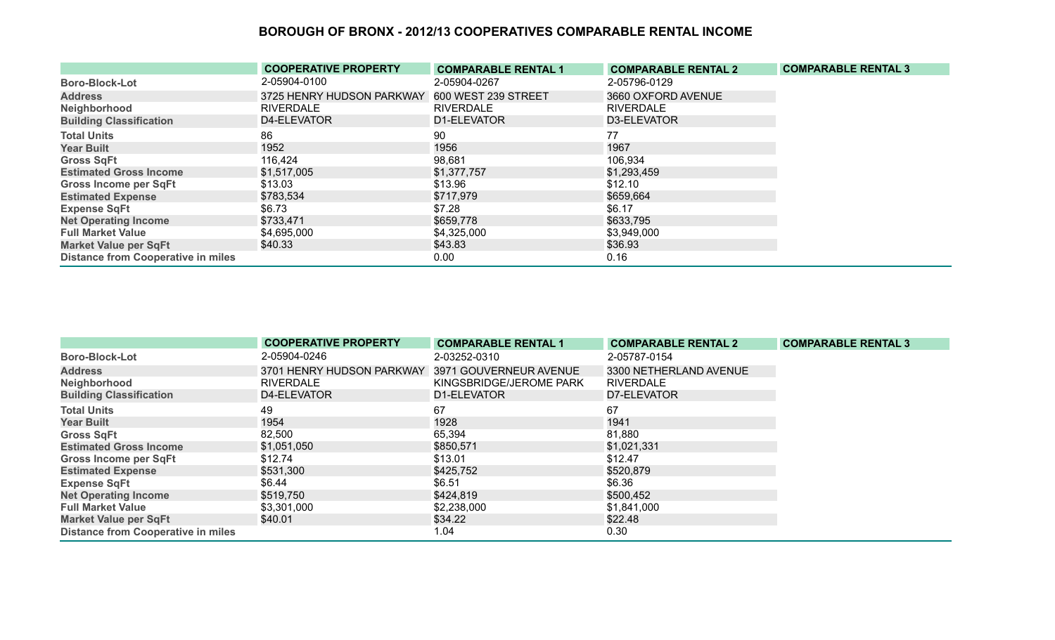# BOROUGH OF BRONX - 2012/13 COOPERATIVES COMPARABLE RENTAL INCOME

| | COOPERATIVE PROPERTY | COMPARABLE RENTAL 1 | COMPARABLE RENTAL 2 | COMPARABLE RENTAL 3 |
|---|---|---|---|---|
| Boro-Block-Lot | 2-05904-0100 | 2-05904-0267 | 2-05796-0129 | |
| Address | 3725 HENRY HUDSON PARKWAY | 600 WEST 239 STREET | 3660 OXFORD AVENUE | |
| Neighborhood | RIVERDALE | RIVERDALE | RIVERDALE | |
| Building Classification | D4-ELEVATOR | D1-ELEVATOR | D3-ELEVATOR | |
| Total Units | 86 | 90 | 77 | |
| Year Built | 1952 | 1956 | 1967 | |
| Gross SqFt | 116,424 | 98,681 | 106,934 | |
| Estimated Gross Income | $1,517,005 | $1,377,757 | $1,293,459 | |
| Gross Income per SqFt | $13.03 | $13.96 | $12.10 | |
| Estimated Expense | $783,534 | $717,979 | $659,664 | |
| Expense SqFt | $6.73 | $7.28 | $6.17 | |
| Net Operating Income | $733,471 | $659,778 | $633,795 | |
| Full Market Value | $4,695,000 | $4,325,000 | $3,949,000 | |
| Market Value per SqFt | $40.33 | $43.83 | $36.93 | |
| Distance from Cooperative in miles | | 0.00 | 0.16 | |

| | COOPERATIVE PROPERTY | COMPARABLE RENTAL 1 | COMPARABLE RENTAL 2 | COMPARABLE RENTAL 3 |
|---|---|---|---|---|
| Boro-Block-Lot | 2-05904-0246 | 2-03252-0310 | 2-05787-0154 | |
| Address | 3701 HENRY HUDSON PARKWAY | 3971 GOUVERNEUR AVENUE | 3300 NETHERLAND AVENUE | |
| Neighborhood | RIVERDALE | KINGSBRIDGE/JEROME PARK | RIVERDALE | |
| Building Classification | D4-ELEVATOR | D1-ELEVATOR | D7-ELEVATOR | |
| Total Units | 49 | 67 | 67 | |
| Year Built | 1954 | 1928 | 1941 | |
| Gross SqFt | 82,500 | 65,394 | 81,880 | |
| Estimated Gross Income | $1,051,050 | $850,571 | $1,021,331 | |
| Gross Income per SqFt | $12.74 | $13.01 | $12.47 | |
| Estimated Expense | $531,300 | $425,752 | $520,879 | |
| Expense SqFt | $6.44 | $6.51 | $6.36 | |
| Net Operating Income | $519,750 | $424,819 | $500,452 | |
| Full Market Value | $3,301,000 | $2,238,000 | $1,841,000 | |
| Market Value per SqFt | $40.01 | $34.22 | $22.48 | |
| Distance from Cooperative in miles | | 1.04 | 0.30 | |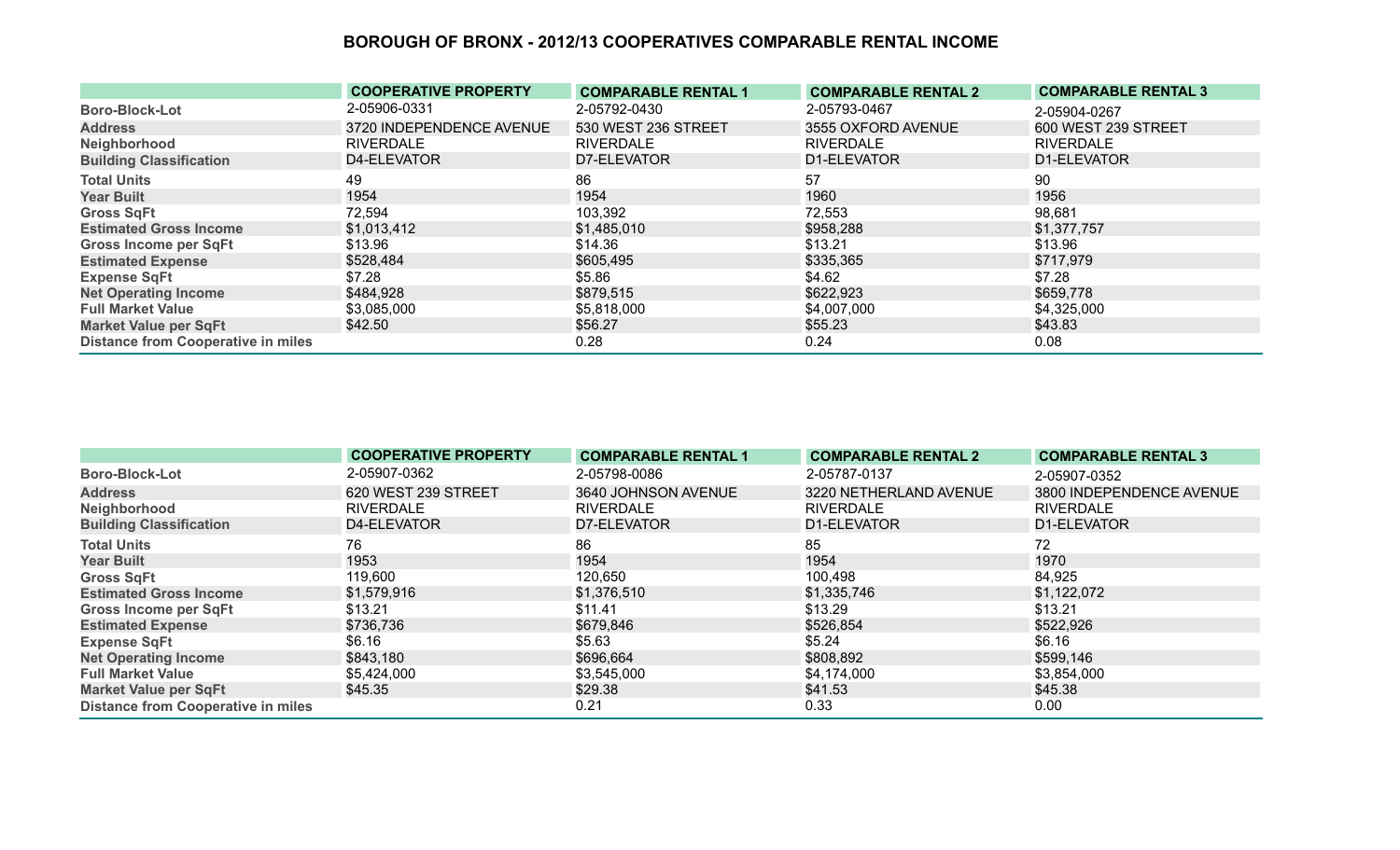# BOROUGH OF BRONX - 2012/13 COOPERATIVES COMPARABLE RENTAL INCOME

| | COOPERATIVE PROPERTY | COMPARABLE RENTAL 1 | COMPARABLE RENTAL 2 | COMPARABLE RENTAL 3 |
|---|---|---|---|---|
| Boro-Block-Lot | 2-05906-0331 | 2-05792-0430 | 2-05793-0467 | 2-05904-0267 |
| Address | 3720 INDEPENDENCE AVENUE | 530 WEST 236 STREET | 3555 OXFORD AVENUE | 600 WEST 239 STREET |
| Neighborhood | RIVERDALE | RIVERDALE | RIVERDALE | RIVERDALE |
| Building Classification | D4-ELEVATOR | D7-ELEVATOR | D1-ELEVATOR | D1-ELEVATOR |
| Total Units | 49 | 86 | 57 | 90 |
| Year Built | 1954 | 1954 | 1960 | 1956 |
| Gross SqFt | 72,594 | 103,392 | 72,553 | 98,681 |
| Estimated Gross Income | $1,013,412 | $1,485,010 | $958,288 | $1,377,757 |
| Gross Income per SqFt | $13.96 | $14.36 | $13.21 | $13.96 |
| Estimated Expense | $528,484 | $605,495 | $335,365 | $717,979 |
| Expense SqFt | $7.28 | $5.86 | $4.62 | $7.28 |
| Net Operating Income | $484,928 | $879,515 | $622,923 | $659,778 |
| Full Market Value | $3,085,000 | $5,818,000 | $4,007,000 | $4,325,000 |
| Market Value per SqFt | $42.50 | $56.27 | $55.23 | $43.83 |
| Distance from Cooperative in miles | | 0.28 | 0.24 | 0.08 |

| | COOPERATIVE PROPERTY | COMPARABLE RENTAL 1 | COMPARABLE RENTAL 2 | COMPARABLE RENTAL 3 |
|---|---|---|---|---|
| Boro-Block-Lot | 2-05907-0362 | 2-05798-0086 | 2-05787-0137 | 2-05907-0352 |
| Address | 620 WEST 239 STREET | 3640 JOHNSON AVENUE | 3220 NETHERLAND AVENUE | 3800 INDEPENDENCE AVENUE |
| Neighborhood | RIVERDALE | RIVERDALE | RIVERDALE | RIVERDALE |
| Building Classification | D4-ELEVATOR | D7-ELEVATOR | D1-ELEVATOR | D1-ELEVATOR |
| Total Units | 76 | 86 | 85 | 72 |
| Year Built | 1953 | 1954 | 1954 | 1970 |
| Gross SqFt | 119,600 | 120,650 | 100,498 | 84,925 |
| Estimated Gross Income | $1,579,916 | $1,376,510 | $1,335,746 | $1,122,072 |
| Gross Income per SqFt | $13.21 | $11.41 | $13.29 | $13.21 |
| Estimated Expense | $736,736 | $679,846 | $526,854 | $522,926 |
| Expense SqFt | $6.16 | $5.63 | $5.24 | $6.16 |
| Net Operating Income | $843,180 | $696,664 | $808,892 | $599,146 |
| Full Market Value | $5,424,000 | $3,545,000 | $4,174,000 | $3,854,000 |
| Market Value per SqFt | $45.35 | $29.38 | $41.53 | $45.38 |
| Distance from Cooperative in miles | | 0.21 | 0.33 | 0.00 |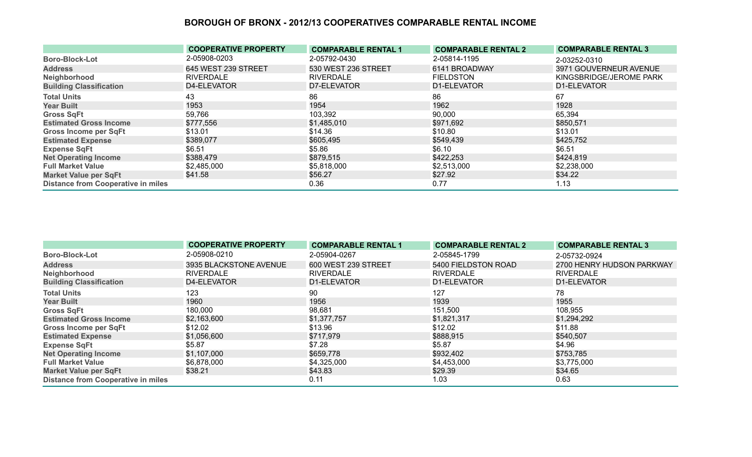## BOROUGH OF BRONX - 2012/13 COOPERATIVES COMPARABLE RENTAL INCOME

| | COOPERATIVE PROPERTY | COMPARABLE RENTAL 1 | COMPARABLE RENTAL 2 | COMPARABLE RENTAL 3 |
|---|---|---|---|---|
| **Boro-Block-Lot** | 2-05908-0203 | 2-05792-0430 | 2-05814-1195 | 2-03252-0310 |
| **Address** | 645 WEST 239 STREET | 530 WEST 236 STREET | 6141 BROADWAY | 3971 GOUVERNEUR AVENUE |
| **Neighborhood** | RIVERDALE | RIVERDALE | FIELDSTON | KINGSBRIDGE/JEROME PARK |
| **Building Classification** | D4-ELEVATOR | D7-ELEVATOR | D1-ELEVATOR | D1-ELEVATOR |
| **Total Units** | 43 | 86 | 86 | 67 |
| **Year Built** | 1953 | 1954 | 1962 | 1928 |
| **Gross SqFt** | 59,766 | 103,392 | 90,000 | 65,394 |
| **Estimated Gross Income** | $777,556 | $1,485,010 | $971,692 | $850,571 |
| **Gross Income per SqFt** | $13.01 | $14.36 | $10.80 | $13.01 |
| **Estimated Expense** | $389,077 | $605,495 | $549,439 | $425,752 |
| **Expense SqFt** | $6.51 | $5.86 | $6.10 | $6.51 |
| **Net Operating Income** | $388,479 | $879,515 | $422,253 | $424,819 |
| **Full Market Value** | $2,485,000 | $5,818,000 | $2,513,000 | $2,238,000 |
| **Market Value per SqFt** | $41.58 | $56.27 | $27.92 | $34.22 |
| **Distance from Cooperative in miles** | | 0.36 | 0.77 | 1.13 |

| | COOPERATIVE PROPERTY | COMPARABLE RENTAL 1 | COMPARABLE RENTAL 2 | COMPARABLE RENTAL 3 |
|---|---|---|---|---|
| **Boro-Block-Lot** | 2-05908-0210 | 2-05904-0267 | 2-05845-1799 | 2-05732-0924 |
| **Address** | 3935 BLACKSTONE AVENUE | 600 WEST 239 STREET | 5400 FIELDSTON ROAD | 2700 HENRY HUDSON PARKWAY |
| **Neighborhood** | RIVERDALE | RIVERDALE | RIVERDALE | RIVERDALE |
| **Building Classification** | D4-ELEVATOR | D1-ELEVATOR | D1-ELEVATOR | D1-ELEVATOR |
| **Total Units** | 123 | 90 | 127 | 78 |
| **Year Built** | 1960 | 1956 | 1939 | 1955 |
| **Gross SqFt** | 180,000 | 98,681 | 151,500 | 108,955 |
| **Estimated Gross Income** | $2,163,600 | $1,377,757 | $1,821,317 | $1,294,292 |
| **Gross Income per SqFt** | $12.02 | $13.96 | $12.02 | $11.88 |
| **Estimated Expense** | $1,056,600 | $717,979 | $888,915 | $540,507 |
| **Expense SqFt** | $5.87 | $7.28 | $5.87 | $4.96 |
| **Net Operating Income** | $1,107,000 | $659,778 | $932,402 | $753,785 |
| **Full Market Value** | $6,878,000 | $4,325,000 | $4,453,000 | $3,775,000 |
| **Market Value per SqFt** | $38.21 | $43.83 | $29.39 | $34.65 |
| **Distance from Cooperative in miles** | | 0.11 | 1.03 | 0.63 |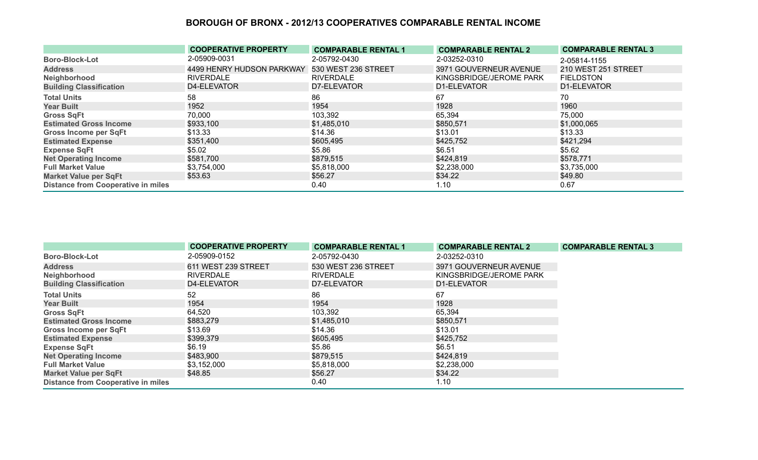# BOROUGH OF BRONX - 2012/13 COOPERATIVES COMPARABLE RENTAL INCOME

| | COOPERATIVE PROPERTY | COMPARABLE RENTAL 1 | COMPARABLE RENTAL 2 | COMPARABLE RENTAL 3 |
|---|---|---|---|---|
| Boro-Block-Lot | 2-05909-0031 | 2-05792-0430 | 2-03252-0310 | 2-05814-1155 |
| Address | 4499 HENRY HUDSON PARKWAY | 530 WEST 236 STREET | 3971 GOUVERNEUR AVENUE | 210 WEST 251 STREET |
| Neighborhood | RIVERDALE | RIVERDALE | KINGSBRIDGE/JEROME PARK | FIELDSTON |
| Building Classification | D4-ELEVATOR | D7-ELEVATOR | D1-ELEVATOR | D1-ELEVATOR |
| Total Units | 58 | 86 | 67 | 70 |
| Year Built | 1952 | 1954 | 1928 | 1960 |
| Gross SqFt | 70,000 | 103,392 | 65,394 | 75,000 |
| Estimated Gross Income | $933,100 | $1,485,010 | $850,571 | $1,000,065 |
| Gross Income per SqFt | $13.33 | $14.36 | $13.01 | $13.33 |
| Estimated Expense | $351,400 | $605,495 | $425,752 | $421,294 |
| Expense SqFt | $5.02 | $5.86 | $6.51 | $5.62 |
| Net Operating Income | $581,700 | $879,515 | $424,819 | $578,771 |
| Full Market Value | $3,754,000 | $5,818,000 | $2,238,000 | $3,735,000 |
| Market Value per SqFt | $53.63 | $56.27 | $34.22 | $49.80 |
| Distance from Cooperative in miles | | 0.40 | 1.10 | 0.67 |

| | COOPERATIVE PROPERTY | COMPARABLE RENTAL 1 | COMPARABLE RENTAL 2 | COMPARABLE RENTAL 3 |
|---|---|---|---|---|
| Boro-Block-Lot | 2-05909-0152 | 2-05792-0430 | 2-03252-0310 | |
| Address | 611 WEST 239 STREET | 530 WEST 236 STREET | 3971 GOUVERNEUR AVENUE | |
| Neighborhood | RIVERDALE | RIVERDALE | KINGSBRIDGE/JEROME PARK | |
| Building Classification | D4-ELEVATOR | D7-ELEVATOR | D1-ELEVATOR | |
| Total Units | 52 | 86 | 67 | |
| Year Built | 1954 | 1954 | 1928 | |
| Gross SqFt | 64,520 | 103,392 | 65,394 | |
| Estimated Gross Income | $883,279 | $1,485,010 | $850,571 | |
| Gross Income per SqFt | $13.69 | $14.36 | $13.01 | |
| Estimated Expense | $399,379 | $605,495 | $425,752 | |
| Expense SqFt | $6.19 | $5.86 | $6.51 | |
| Net Operating Income | $483,900 | $879,515 | $424,819 | |
| Full Market Value | $3,152,000 | $5,818,000 | $2,238,000 | |
| Market Value per SqFt | $48.85 | $56.27 | $34.22 | |
| Distance from Cooperative in miles | | 0.40 | 1.10 | |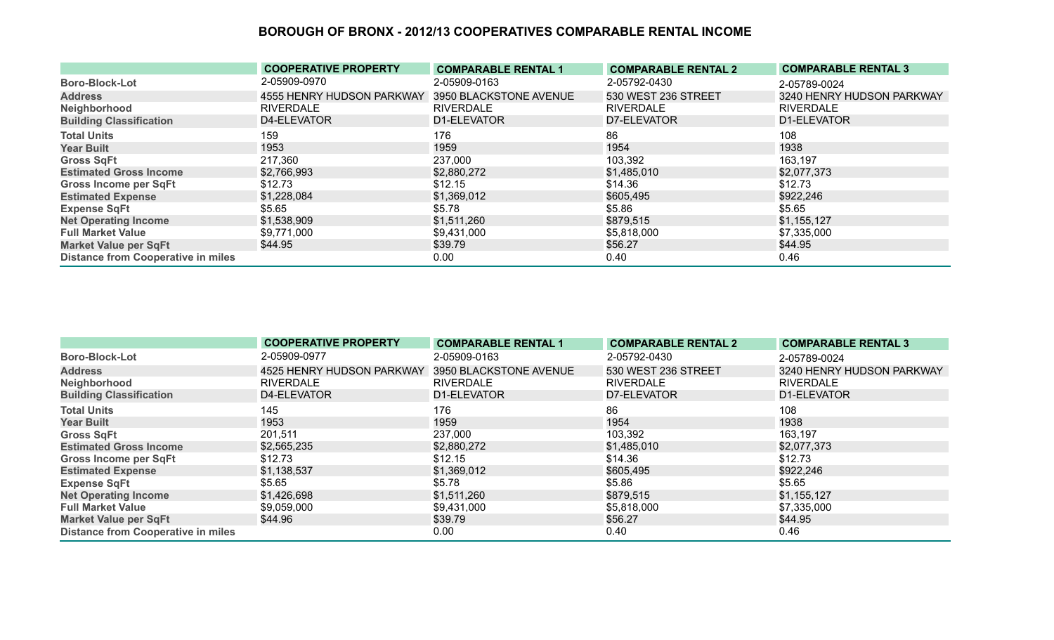# BOROUGH OF BRONX - 2012/13 COOPERATIVES COMPARABLE RENTAL INCOME

| | COOPERATIVE PROPERTY | COMPARABLE RENTAL 1 | COMPARABLE RENTAL 2 | COMPARABLE RENTAL 3 |
|---|---|---|---|---|
| Boro-Block-Lot | 2-05909-0970 | 2-05909-0163 | 2-05792-0430 | 2-05789-0024 |
| Address | 4555 HENRY HUDSON PARKWAY | 3950 BLACKSTONE AVENUE | 530 WEST 236 STREET | 3240 HENRY HUDSON PARKWAY |
| Neighborhood | RIVERDALE | RIVERDALE | RIVERDALE | RIVERDALE |
| Building Classification | D4-ELEVATOR | D1-ELEVATOR | D7-ELEVATOR | D1-ELEVATOR |
| Total Units | 159 | 176 | 86 | 108 |
| Year Built | 1953 | 1959 | 1954 | 1938 |
| Gross SqFt | 217,360 | 237,000 | 103,392 | 163,197 |
| Estimated Gross Income | $2,766,993 | $2,880,272 | $1,485,010 | $2,077,373 |
| Gross Income per SqFt | $12.73 | $12.15 | $14.36 | $12.73 |
| Estimated Expense | $1,228,084 | $1,369,012 | $605,495 | $922,246 |
| Expense SqFt | $5.65 | $5.78 | $5.86 | $5.65 |
| Net Operating Income | $1,538,909 | $1,511,260 | $879,515 | $1,155,127 |
| Full Market Value | $9,771,000 | $9,431,000 | $5,818,000 | $7,335,000 |
| Market Value per SqFt | $44.95 | $39.79 | $56.27 | $44.95 |
| Distance from Cooperative in miles | | 0.00 | 0.40 | 0.46 |

| | COOPERATIVE PROPERTY | COMPARABLE RENTAL 1 | COMPARABLE RENTAL 2 | COMPARABLE RENTAL 3 |
|---|---|---|---|---|
| Boro-Block-Lot | 2-05909-0977 | 2-05909-0163 | 2-05792-0430 | 2-05789-0024 |
| Address | 4525 HENRY HUDSON PARKWAY | 3950 BLACKSTONE AVENUE | 530 WEST 236 STREET | 3240 HENRY HUDSON PARKWAY |
| Neighborhood | RIVERDALE | RIVERDALE | RIVERDALE | RIVERDALE |
| Building Classification | D4-ELEVATOR | D1-ELEVATOR | D7-ELEVATOR | D1-ELEVATOR |
| Total Units | 145 | 176 | 86 | 108 |
| Year Built | 1953 | 1959 | 1954 | 1938 |
| Gross SqFt | 201,511 | 237,000 | 103,392 | 163,197 |
| Estimated Gross Income | $2,565,235 | $2,880,272 | $1,485,010 | $2,077,373 |
| Gross Income per SqFt | $12.73 | $12.15 | $14.36 | $12.73 |
| Estimated Expense | $1,138,537 | $1,369,012 | $605,495 | $922,246 |
| Expense SqFt | $5.65 | $5.78 | $5.86 | $5.65 |
| Net Operating Income | $1,426,698 | $1,511,260 | $879,515 | $1,155,127 |
| Full Market Value | $9,059,000 | $9,431,000 | $5,818,000 | $7,335,000 |
| Market Value per SqFt | $44.96 | $39.79 | $56.27 | $44.95 |
| Distance from Cooperative in miles | | 0.00 | 0.40 | 0.46 |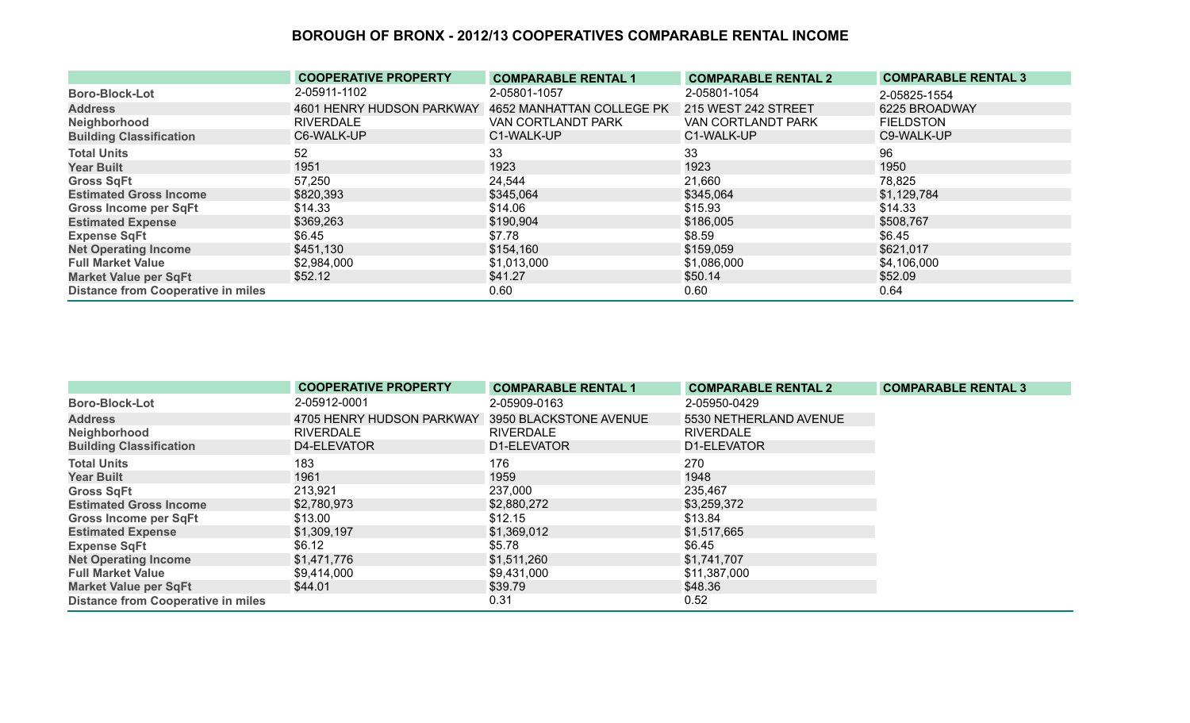## BOROUGH OF BRONX - 2012/13 COOPERATIVES COMPARABLE RENTAL INCOME

| | COOPERATIVE PROPERTY | COMPARABLE RENTAL 1 | COMPARABLE RENTAL 2 | COMPARABLE RENTAL 3 |
|---|---|---|---|---|
| Boro-Block-Lot | 2-05911-1102 | 2-05801-1057 | 2-05801-1054 | 2-05825-1554 |
| Address | 4601 HENRY HUDSON PARKWAY | 4652 MANHATTAN COLLEGE PK | 215 WEST 242 STREET | 6225 BROADWAY |
| Neighborhood | RIVERDALE | VAN CORTLANDT PARK | VAN CORTLANDT PARK | FIELDSTON |
| Building Classification | C6-WALK-UP | C1-WALK-UP | C1-WALK-UP | C9-WALK-UP |
| Total Units | 52 | 33 | 33 | 96 |
| Year Built | 1951 | 1923 | 1923 | 1950 |
| Gross SqFt | 57,250 | 24,544 | 21,660 | 78,825 |
| Estimated Gross Income | $820,393 | $345,064 | $345,064 | $1,129,784 |
| Gross Income per SqFt | $14.33 | $14.06 | $15.93 | $14.33 |
| Estimated Expense | $369,263 | $190,904 | $186,005 | $508,767 |
| Expense SqFt | $6.45 | $7.78 | $8.59 | $6.45 |
| Net Operating Income | $451,130 | $154,160 | $159,059 | $621,017 |
| Full Market Value | $2,984,000 | $1,013,000 | $1,086,000 | $4,106,000 |
| Market Value per SqFt | $52.12 | $41.27 | $50.14 | $52.09 |
| Distance from Cooperative in miles | | 0.60 | 0.60 | 0.64 |

| | COOPERATIVE PROPERTY | COMPARABLE RENTAL 1 | COMPARABLE RENTAL 2 | COMPARABLE RENTAL 3 |
|---|---|---|---|---|
| Boro-Block-Lot | 2-05912-0001 | 2-05909-0163 | 2-05950-0429 | |
| Address | 4705 HENRY HUDSON PARKWAY | 3950 BLACKSTONE AVENUE | 5530 NETHERLAND AVENUE | |
| Neighborhood | RIVERDALE | RIVERDALE | RIVERDALE | |
| Building Classification | D4-ELEVATOR | D1-ELEVATOR | D1-ELEVATOR | |
| Total Units | 183 | 176 | 270 | |
| Year Built | 1961 | 1959 | 1948 | |
| Gross SqFt | 213,921 | 237,000 | 235,467 | |
| Estimated Gross Income | $2,780,973 | $2,880,272 | $3,259,372 | |
| Gross Income per SqFt | $13.00 | $12.15 | $13.84 | |
| Estimated Expense | $1,309,197 | $1,369,012 | $1,517,665 | |
| Expense SqFt | $6.12 | $5.78 | $6.45 | |
| Net Operating Income | $1,471,776 | $1,511,260 | $1,741,707 | |
| Full Market Value | $9,414,000 | $9,431,000 | $11,387,000 | |
| Market Value per SqFt | $44.01 | $39.79 | $48.36 | |
| Distance from Cooperative in miles | | 0.31 | 0.52 | |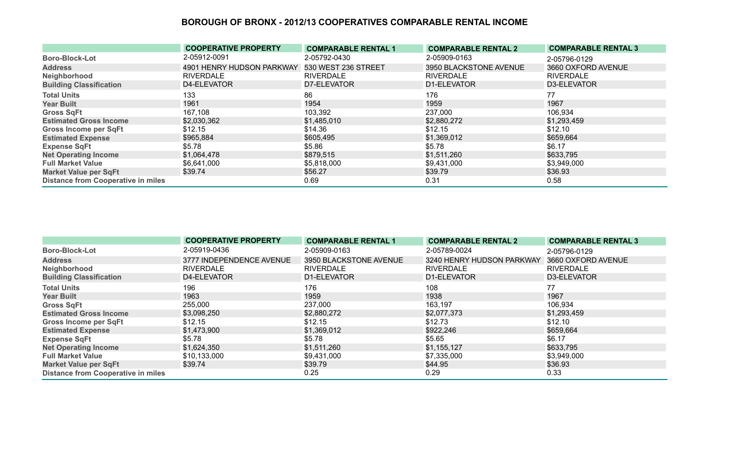## BOROUGH OF BRONX - 2012/13 COOPERATIVES COMPARABLE RENTAL INCOME

| | COOPERATIVE PROPERTY | COMPARABLE RENTAL 1 | COMPARABLE RENTAL 2 | COMPARABLE RENTAL 3 |
|---|---|---|---|---|
| Boro-Block-Lot | 2-05912-0091 | 2-05792-0430 | 2-05909-0163 | 2-05796-0129 |
| Address | 4901 HENRY HUDSON PARKWAY | 530 WEST 236 STREET | 3950 BLACKSTONE AVENUE | 3660 OXFORD AVENUE |
| Neighborhood | RIVERDALE | RIVERDALE | RIVERDALE | RIVERDALE |
| Building Classification | D4-ELEVATOR | D7-ELEVATOR | D1-ELEVATOR | D3-ELEVATOR |
| Total Units | 133 | 86 | 176 | 77 |
| Year Built | 1961 | 1954 | 1959 | 1967 |
| Gross SqFt | 167,108 | 103,392 | 237,000 | 106,934 |
| Estimated Gross Income | $2,030,362 | $1,485,010 | $2,880,272 | $1,293,459 |
| Gross Income per SqFt | $12.15 | $14.36 | $12.15 | $12.10 |
| Estimated Expense | $965,884 | $605,495 | $1,369,012 | $659,664 |
| Expense SqFt | $5.78 | $5.86 | $5.78 | $6.17 |
| Net Operating Income | $1,064,478 | $879,515 | $1,511,260 | $633,795 |
| Full Market Value | $6,641,000 | $5,818,000 | $9,431,000 | $3,949,000 |
| Market Value per SqFt | $39.74 | $56.27 | $39.79 | $36.93 |
| Distance from Cooperative in miles | | 0.69 | 0.31 | 0.58 |

| | COOPERATIVE PROPERTY | COMPARABLE RENTAL 1 | COMPARABLE RENTAL 2 | COMPARABLE RENTAL 3 |
|---|---|---|---|---|
| Boro-Block-Lot | 2-05919-0436 | 2-05909-0163 | 2-05789-0024 | 2-05796-0129 |
| Address | 3777 INDEPENDENCE AVENUE | 3950 BLACKSTONE AVENUE | 3240 HENRY HUDSON PARKWAY | 3660 OXFORD AVENUE |
| Neighborhood | RIVERDALE | RIVERDALE | RIVERDALE | RIVERDALE |
| Building Classification | D4-ELEVATOR | D1-ELEVATOR | D1-ELEVATOR | D3-ELEVATOR |
| Total Units | 196 | 176 | 108 | 77 |
| Year Built | 1963 | 1959 | 1938 | 1967 |
| Gross SqFt | 255,000 | 237,000 | 163,197 | 106,934 |
| Estimated Gross Income | $3,098,250 | $2,880,272 | $2,077,373 | $1,293,459 |
| Gross Income per SqFt | $12.15 | $12.15 | $12.73 | $12.10 |
| Estimated Expense | $1,473,900 | $1,369,012 | $922,246 | $659,664 |
| Expense SqFt | $5.78 | $5.78 | $5.65 | $6.17 |
| Net Operating Income | $1,624,350 | $1,511,260 | $1,155,127 | $633,795 |
| Full Market Value | $10,133,000 | $9,431,000 | $7,335,000 | $3,949,000 |
| Market Value per SqFt | $39.74 | $39.79 | $44.95 | $36.93 |
| Distance from Cooperative in miles | | 0.25 | 0.29 | 0.33 |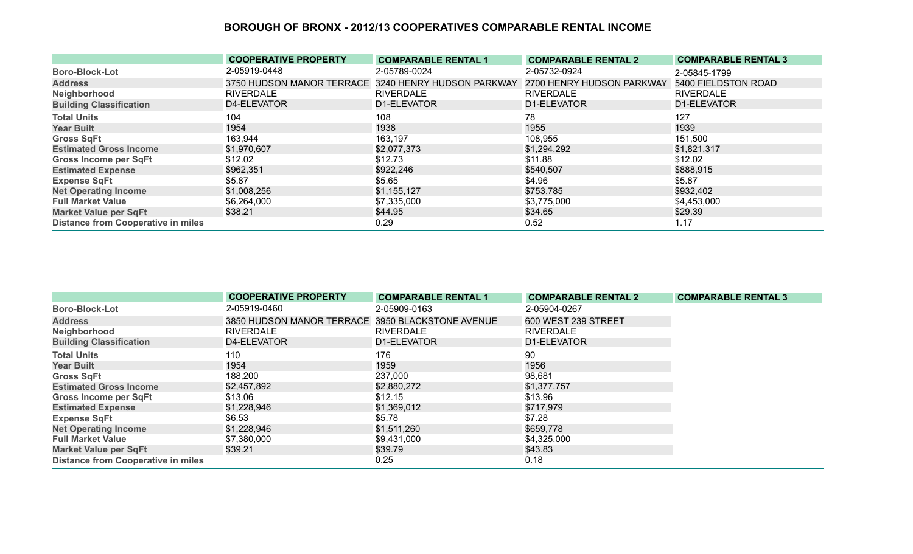# BOROUGH OF BRONX - 2012/13 COOPERATIVES COMPARABLE RENTAL INCOME

| | COOPERATIVE PROPERTY | COMPARABLE RENTAL 1 | COMPARABLE RENTAL 2 | COMPARABLE RENTAL 3 |
|---|---|---|---|---|
| Boro-Block-Lot | 2-05919-0448 | 2-05789-0024 | 2-05732-0924 | 2-05845-1799 |
| Address | 3750 HUDSON MANOR TERRACE | 3240 HENRY HUDSON PARKWAY | 2700 HENRY HUDSON PARKWAY | 5400 FIELDSTON ROAD |
| Neighborhood | RIVERDALE | RIVERDALE | RIVERDALE | RIVERDALE |
| Building Classification | D4-ELEVATOR | D1-ELEVATOR | D1-ELEVATOR | D1-ELEVATOR |
| Total Units | 104 | 108 | 78 | 127 |
| Year Built | 1954 | 1938 | 1955 | 1939 |
| Gross SqFt | 163,944 | 163,197 | 108,955 | 151,500 |
| Estimated Gross Income | $1,970,607 | $2,077,373 | $1,294,292 | $1,821,317 |
| Gross Income per SqFt | $12.02 | $12.73 | $11.88 | $12.02 |
| Estimated Expense | $962,351 | $922,246 | $540,507 | $888,915 |
| Expense SqFt | $5.87 | $5.65 | $4.96 | $5.87 |
| Net Operating Income | $1,008,256 | $1,155,127 | $753,785 | $932,402 |
| Full Market Value | $6,264,000 | $7,335,000 | $3,775,000 | $4,453,000 |
| Market Value per SqFt | $38.21 | $44.95 | $34.65 | $29.39 |
| Distance from Cooperative in miles | | 0.29 | 0.52 | 1.17 |

| | COOPERATIVE PROPERTY | COMPARABLE RENTAL 1 | COMPARABLE RENTAL 2 | COMPARABLE RENTAL 3 |
|---|---|---|---|---|
| Boro-Block-Lot | 2-05919-0460 | 2-05909-0163 | 2-05904-0267 | |
| Address | 3850 HUDSON MANOR TERRACE | 3950 BLACKSTONE AVENUE | 600 WEST 239 STREET | |
| Neighborhood | RIVERDALE | RIVERDALE | RIVERDALE | |
| Building Classification | D4-ELEVATOR | D1-ELEVATOR | D1-ELEVATOR | |
| Total Units | 110 | 176 | 90 | |
| Year Built | 1954 | 1959 | 1956 | |
| Gross SqFt | 188,200 | 237,000 | 98,681 | |
| Estimated Gross Income | $2,457,892 | $2,880,272 | $1,377,757 | |
| Gross Income per SqFt | $13.06 | $12.15 | $13.96 | |
| Estimated Expense | $1,228,946 | $1,369,012 | $717,979 | |
| Expense SqFt | $6.53 | $5.78 | $7.28 | |
| Net Operating Income | $1,228,946 | $1,511,260 | $659,778 | |
| Full Market Value | $7,380,000 | $9,431,000 | $4,325,000 | |
| Market Value per SqFt | $39.21 | $39.79 | $43.83 | |
| Distance from Cooperative in miles | | 0.25 | 0.18 | |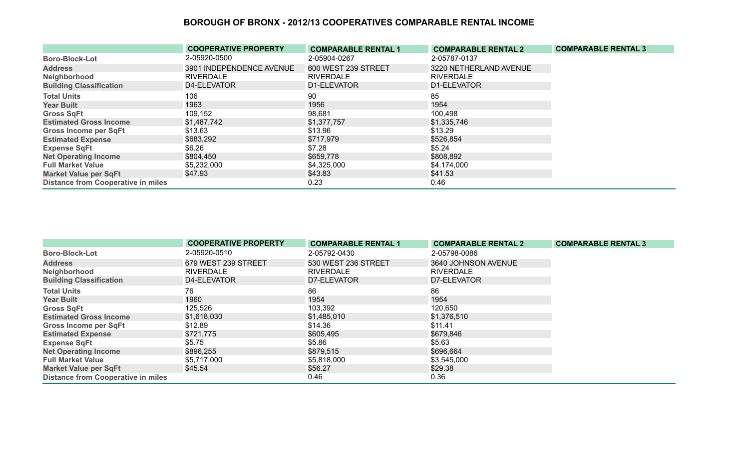## BOROUGH OF BRONX - 2012/13 COOPERATIVES COMPARABLE RENTAL INCOME

| | COOPERATIVE PROPERTY | COMPARABLE RENTAL 1 | COMPARABLE RENTAL 2 | COMPARABLE RENTAL 3 |
|---|---|---|---|---|
| Boro-Block-Lot | 2-05920-0500 | 2-05904-0267 | 2-05787-0137 | |
| Address | 3901 INDEPENDENCE AVENUE | 600 WEST 239 STREET | 3220 NETHERLAND AVENUE | |
| Neighborhood | RIVERDALE | RIVERDALE | RIVERDALE | |
| Building Classification | D4-ELEVATOR | D1-ELEVATOR | D1-ELEVATOR | |
| Total Units | 106 | 90 | 85 | |
| Year Built | 1963 | 1956 | 1954 | |
| Gross SqFt | 109,152 | 98,681 | 100,498 | |
| Estimated Gross Income | $1,487,742 | $1,377,757 | $1,335,746 | |
| Gross Income per SqFt | $13.63 | $13.96 | $13.29 | |
| Estimated Expense | $683,292 | $717,979 | $526,854 | |
| Expense SqFt | $6.26 | $7.28 | $5.24 | |
| Net Operating Income | $804,450 | $659,778 | $808,892 | |
| Full Market Value | $5,232,000 | $4,325,000 | $4,174,000 | |
| Market Value per SqFt | $47.93 | $43.83 | $41.53 | |
| Distance from Cooperative in miles | | 0.23 | 0.46 | |

| | COOPERATIVE PROPERTY | COMPARABLE RENTAL 1 | COMPARABLE RENTAL 2 | COMPARABLE RENTAL 3 |
|---|---|---|---|---|
| Boro-Block-Lot | 2-05920-0510 | 2-05792-0430 | 2-05798-0086 | |
| Address | 679 WEST 239 STREET | 530 WEST 236 STREET | 3640 JOHNSON AVENUE | |
| Neighborhood | RIVERDALE | RIVERDALE | RIVERDALE | |
| Building Classification | D4-ELEVATOR | D7-ELEVATOR | D7-ELEVATOR | |
| Total Units | 76 | 86 | 86 | |
| Year Built | 1960 | 1954 | 1954 | |
| Gross SqFt | 125,526 | 103,392 | 120,650 | |
| Estimated Gross Income | $1,618,030 | $1,485,010 | $1,376,510 | |
| Gross Income per SqFt | $12.89 | $14.36 | $11.41 | |
| Estimated Expense | $721,775 | $605,495 | $679,846 | |
| Expense SqFt | $5.75 | $5.86 | $5.63 | |
| Net Operating Income | $896,255 | $879,515 | $696,664 | |
| Full Market Value | $5,717,000 | $5,818,000 | $3,545,000 | |
| Market Value per SqFt | $45.54 | $56.27 | $29.38 | |
| Distance from Cooperative in miles | | 0.46 | 0.36 | |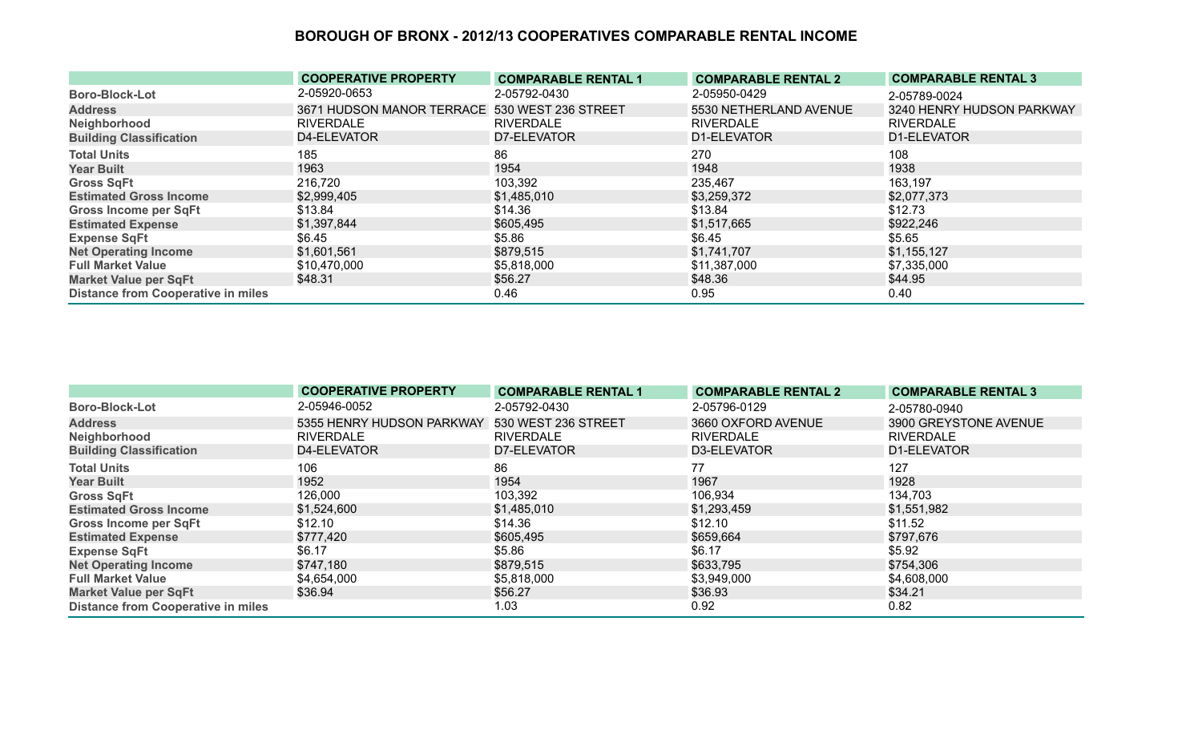# BOROUGH OF BRONX - 2012/13 COOPERATIVES COMPARABLE RENTAL INCOME

| | COOPERATIVE PROPERTY | COMPARABLE RENTAL 1 | COMPARABLE RENTAL 2 | COMPARABLE RENTAL 3 |
|---|---|---|---|---|
| Boro-Block-Lot | 2-05920-0653 | 2-05792-0430 | 2-05950-0429 | 2-05789-0024 |
| Address | 3671 HUDSON MANOR TERRACE | 530 WEST 236 STREET | 5530 NETHERLAND AVENUE | 3240 HENRY HUDSON PARKWAY |
| Neighborhood | RIVERDALE | RIVERDALE | RIVERDALE | RIVERDALE |
| Building Classification | D4-ELEVATOR | D7-ELEVATOR | D1-ELEVATOR | D1-ELEVATOR |
| Total Units | 185 | 86 | 270 | 108 |
| Year Built | 1963 | 1954 | 1948 | 1938 |
| Gross SqFt | 216,720 | 103,392 | 235,467 | 163,197 |
| Estimated Gross Income | $2,999,405 | $1,485,010 | $3,259,372 | $2,077,373 |
| Gross Income per SqFt | $13.84 | $14.36 | $13.84 | $12.73 |
| Estimated Expense | $1,397,844 | $605,495 | $1,517,665 | $922,246 |
| Expense SqFt | $6.45 | $5.86 | $6.45 | $5.65 |
| Net Operating Income | $1,601,561 | $879,515 | $1,741,707 | $1,155,127 |
| Full Market Value | $10,470,000 | $5,818,000 | $11,387,000 | $7,335,000 |
| Market Value per SqFt | $48.31 | $56.27 | $48.36 | $44.95 |
| Distance from Cooperative in miles | | 0.46 | 0.95 | 0.40 |

| | COOPERATIVE PROPERTY | COMPARABLE RENTAL 1 | COMPARABLE RENTAL 2 | COMPARABLE RENTAL 3 |
|---|---|---|---|---|
| Boro-Block-Lot | 2-05946-0052 | 2-05792-0430 | 2-05796-0129 | 2-05780-0940 |
| Address | 5355 HENRY HUDSON PARKWAY | 530 WEST 236 STREET | 3660 OXFORD AVENUE | 3900 GREYSTONE AVENUE |
| Neighborhood | RIVERDALE | RIVERDALE | RIVERDALE | RIVERDALE |
| Building Classification | D4-ELEVATOR | D7-ELEVATOR | D3-ELEVATOR | D1-ELEVATOR |
| Total Units | 106 | 86 | 77 | 127 |
| Year Built | 1952 | 1954 | 1967 | 1928 |
| Gross SqFt | 126,000 | 103,392 | 106,934 | 134,703 |
| Estimated Gross Income | $1,524,600 | $1,485,010 | $1,293,459 | $1,551,982 |
| Gross Income per SqFt | $12.10 | $14.36 | $12.10 | $11.52 |
| Estimated Expense | $777,420 | $605,495 | $659,664 | $797,676 |
| Expense SqFt | $6.17 | $5.86 | $6.17 | $5.92 |
| Net Operating Income | $747,180 | $879,515 | $633,795 | $754,306 |
| Full Market Value | $4,654,000 | $5,818,000 | $3,949,000 | $4,608,000 |
| Market Value per SqFt | $36.94 | $56.27 | $36.93 | $34.21 |
| Distance from Cooperative in miles | | 1.03 | 0.92 | 0.82 |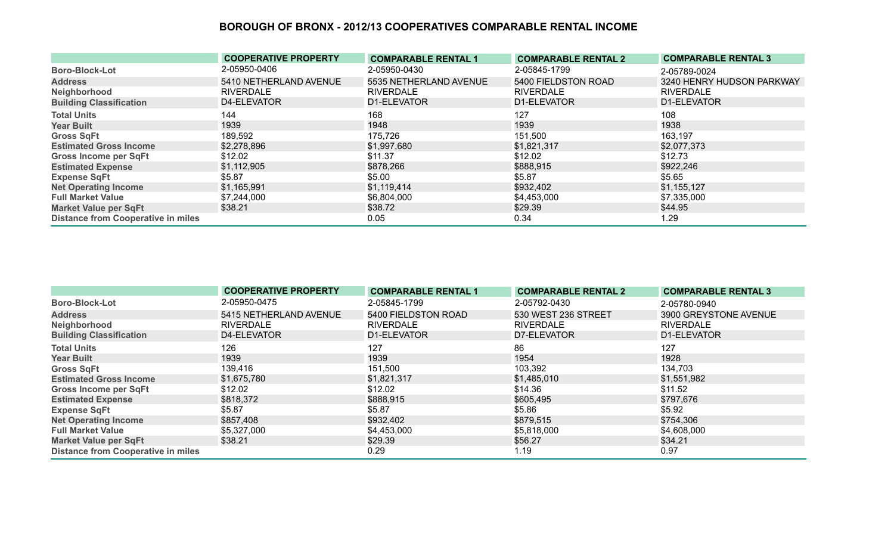# BOROUGH OF BRONX - 2012/13 COOPERATIVES COMPARABLE RENTAL INCOME

| | COOPERATIVE PROPERTY | COMPARABLE RENTAL 1 | COMPARABLE RENTAL 2 | COMPARABLE RENTAL 3 |
|---|---|---|---|---|
| Boro-Block-Lot | 2-05950-0406 | 2-05950-0430 | 2-05845-1799 | 2-05789-0024 |
| Address | 5410 NETHERLAND AVENUE | 5535 NETHERLAND AVENUE | 5400 FIELDSTON ROAD | 3240 HENRY HUDSON PARKWAY |
| Neighborhood | RIVERDALE | RIVERDALE | RIVERDALE | RIVERDALE |
| Building Classification | D4-ELEVATOR | D1-ELEVATOR | D1-ELEVATOR | D1-ELEVATOR |
| Total Units | 144 | 168 | 127 | 108 |
| Year Built | 1939 | 1948 | 1939 | 1938 |
| Gross SqFt | 189,592 | 175,726 | 151,500 | 163,197 |
| Estimated Gross Income | $2,278,896 | $1,997,680 | $1,821,317 | $2,077,373 |
| Gross Income per SqFt | $12.02 | $11.37 | $12.02 | $12.73 |
| Estimated Expense | $1,112,905 | $878,266 | $888,915 | $922,246 |
| Expense SqFt | $5.87 | $5.00 | $5.87 | $5.65 |
| Net Operating Income | $1,165,991 | $1,119,414 | $932,402 | $1,155,127 |
| Full Market Value | $7,244,000 | $6,804,000 | $4,453,000 | $7,335,000 |
| Market Value per SqFt | $38.21 | $38.72 | $29.39 | $44.95 |
| Distance from Cooperative in miles | | 0.05 | 0.34 | 1.29 |

| | COOPERATIVE PROPERTY | COMPARABLE RENTAL 1 | COMPARABLE RENTAL 2 | COMPARABLE RENTAL 3 |
|---|---|---|---|---|
| Boro-Block-Lot | 2-05950-0475 | 2-05845-1799 | 2-05792-0430 | 2-05780-0940 |
| Address | 5415 NETHERLAND AVENUE | 5400 FIELDSTON ROAD | 530 WEST 236 STREET | 3900 GREYSTONE AVENUE |
| Neighborhood | RIVERDALE | RIVERDALE | RIVERDALE | RIVERDALE |
| Building Classification | D4-ELEVATOR | D1-ELEVATOR | D7-ELEVATOR | D1-ELEVATOR |
| Total Units | 126 | 127 | 86 | 127 |
| Year Built | 1939 | 1939 | 1954 | 1928 |
| Gross SqFt | 139,416 | 151,500 | 103,392 | 134,703 |
| Estimated Gross Income | $1,675,780 | $1,821,317 | $1,485,010 | $1,551,982 |
| Gross Income per SqFt | $12.02 | $12.02 | $14.36 | $11.52 |
| Estimated Expense | $818,372 | $888,915 | $605,495 | $797,676 |
| Expense SqFt | $5.87 | $5.87 | $5.86 | $5.92 |
| Net Operating Income | $857,408 | $932,402 | $879,515 | $754,306 |
| Full Market Value | $5,327,000 | $4,453,000 | $5,818,000 | $4,608,000 |
| Market Value per SqFt | $38.21 | $29.39 | $56.27 | $34.21 |
| Distance from Cooperative in miles | | 0.29 | 1.19 | 0.97 |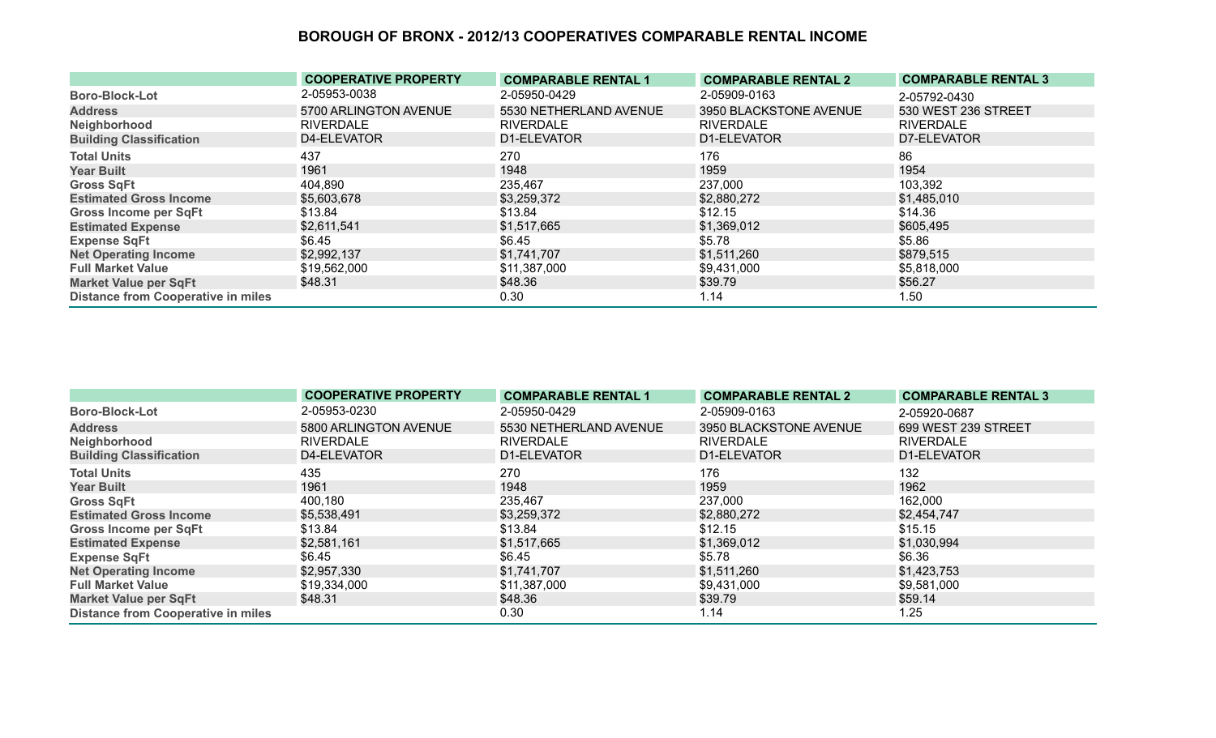# BOROUGH OF BRONX - 2012/13 COOPERATIVES COMPARABLE RENTAL INCOME

| | COOPERATIVE PROPERTY | COMPARABLE RENTAL 1 | COMPARABLE RENTAL 2 | COMPARABLE RENTAL 3 |
|---|---|---|---|---|
| Boro-Block-Lot | 2-05953-0038 | 2-05950-0429 | 2-05909-0163 | 2-05792-0430 |
| Address | 5700 ARLINGTON AVENUE | 5530 NETHERLAND AVENUE | 3950 BLACKSTONE AVENUE | 530 WEST 236 STREET |
| Neighborhood | RIVERDALE | RIVERDALE | RIVERDALE | RIVERDALE |
| Building Classification | D4-ELEVATOR | D1-ELEVATOR | D1-ELEVATOR | D7-ELEVATOR |
| Total Units | 437 | 270 | 176 | 86 |
| Year Built | 1961 | 1948 | 1959 | 1954 |
| Gross SqFt | 404,890 | 235,467 | 237,000 | 103,392 |
| Estimated Gross Income | $5,603,678 | $3,259,372 | $2,880,272 | $1,485,010 |
| Gross Income per SqFt | $13.84 | $13.84 | $12.15 | $14.36 |
| Estimated Expense | $2,611,541 | $1,517,665 | $1,369,012 | $605,495 |
| Expense SqFt | $6.45 | $6.45 | $5.78 | $5.86 |
| Net Operating Income | $2,992,137 | $1,741,707 | $1,511,260 | $879,515 |
| Full Market Value | $19,562,000 | $11,387,000 | $9,431,000 | $5,818,000 |
| Market Value per SqFt | $48.31 | $48.36 | $39.79 | $56.27 |
| Distance from Cooperative in miles | | 0.30 | 1.14 | 1.50 |

| | COOPERATIVE PROPERTY | COMPARABLE RENTAL 1 | COMPARABLE RENTAL 2 | COMPARABLE RENTAL 3 |
|---|---|---|---|---|
| Boro-Block-Lot | 2-05953-0230 | 2-05950-0429 | 2-05909-0163 | 2-05920-0687 |
| Address | 5800 ARLINGTON AVENUE | 5530 NETHERLAND AVENUE | 3950 BLACKSTONE AVENUE | 699 WEST 239 STREET |
| Neighborhood | RIVERDALE | RIVERDALE | RIVERDALE | RIVERDALE |
| Building Classification | D4-ELEVATOR | D1-ELEVATOR | D1-ELEVATOR | D1-ELEVATOR |
| Total Units | 435 | 270 | 176 | 132 |
| Year Built | 1961 | 1948 | 1959 | 1962 |
| Gross SqFt | 400,180 | 235,467 | 237,000 | 162,000 |
| Estimated Gross Income | $5,538,491 | $3,259,372 | $2,880,272 | $2,454,747 |
| Gross Income per SqFt | $13.84 | $13.84 | $12.15 | $15.15 |
| Estimated Expense | $2,581,161 | $1,517,665 | $1,369,012 | $1,030,994 |
| Expense SqFt | $6.45 | $6.45 | $5.78 | $6.36 |
| Net Operating Income | $2,957,330 | $1,741,707 | $1,511,260 | $1,423,753 |
| Full Market Value | $19,334,000 | $11,387,000 | $9,431,000 | $9,581,000 |
| Market Value per SqFt | $48.31 | $48.36 | $39.79 | $59.14 |
| Distance from Cooperative in miles | | 0.30 | 1.14 | 1.25 |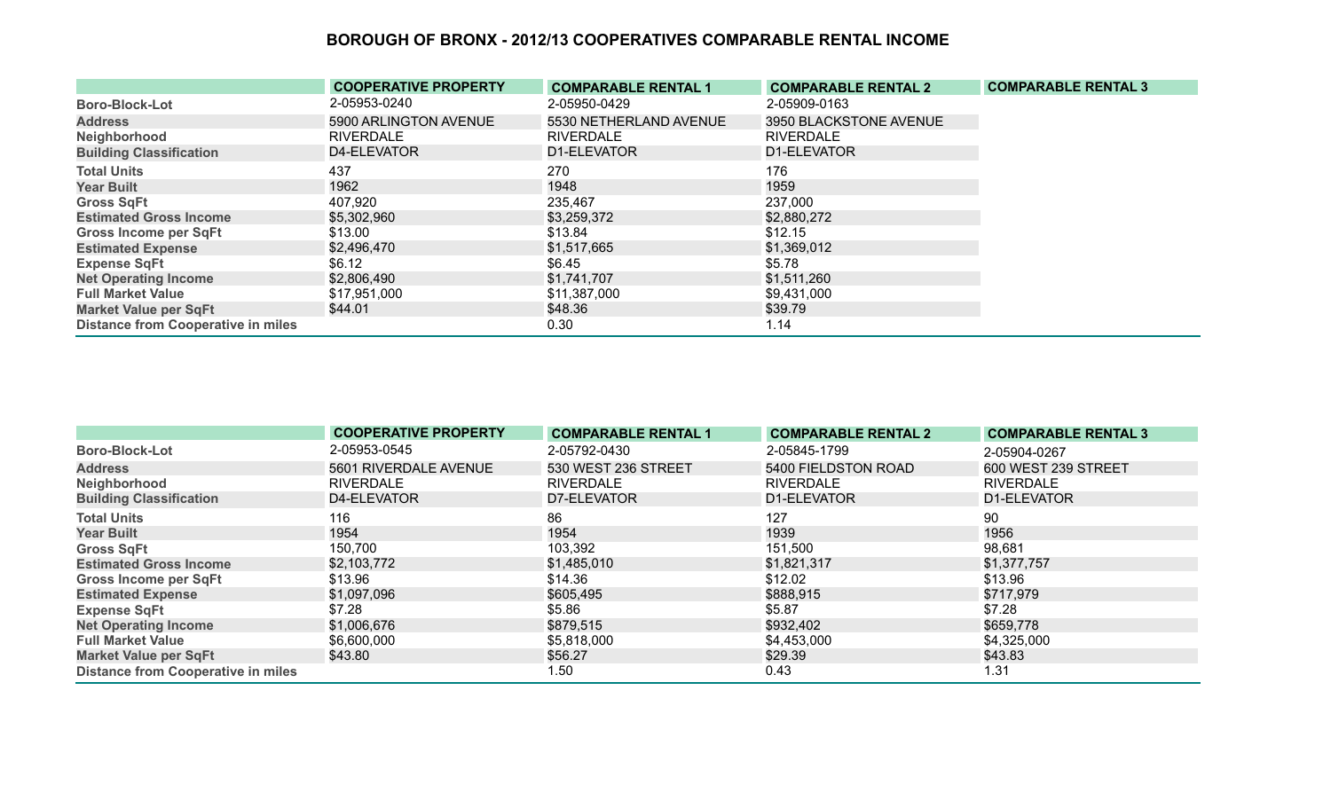# BOROUGH OF BRONX - 2012/13 COOPERATIVES COMPARABLE RENTAL INCOME

| | COOPERATIVE PROPERTY | COMPARABLE RENTAL 1 | COMPARABLE RENTAL 2 | COMPARABLE RENTAL 3 |
|---|---|---|---|---|
| Boro-Block-Lot | 2-05953-0240 | 2-05950-0429 | 2-05909-0163 | |
| Address | 5900 ARLINGTON AVENUE | 5530 NETHERLAND AVENUE | 3950 BLACKSTONE AVENUE | |
| Neighborhood | RIVERDALE | RIVERDALE | RIVERDALE | |
| Building Classification | D4-ELEVATOR | D1-ELEVATOR | D1-ELEVATOR | |
| Total Units | 437 | 270 | 176 | |
| Year Built | 1962 | 1948 | 1959 | |
| Gross SqFt | 407,920 | 235,467 | 237,000 | |
| Estimated Gross Income | $5,302,960 | $3,259,372 | $2,880,272 | |
| Gross Income per SqFt | $13.00 | $13.84 | $12.15 | |
| Estimated Expense | $2,496,470 | $1,517,665 | $1,369,012 | |
| Expense SqFt | $6.12 | $6.45 | $5.78 | |
| Net Operating Income | $2,806,490 | $1,741,707 | $1,511,260 | |
| Full Market Value | $17,951,000 | $11,387,000 | $9,431,000 | |
| Market Value per SqFt | $44.01 | $48.36 | $39.79 | |
| Distance from Cooperative in miles | | 0.30 | 1.14 | |

| | COOPERATIVE PROPERTY | COMPARABLE RENTAL 1 | COMPARABLE RENTAL 2 | COMPARABLE RENTAL 3 |
|---|---|---|---|---|
| Boro-Block-Lot | 2-05953-0545 | 2-05792-0430 | 2-05845-1799 | 2-05904-0267 |
| Address | 5601 RIVERDALE AVENUE | 530 WEST 236 STREET | 5400 FIELDSTON ROAD | 600 WEST 239 STREET |
| Neighborhood | RIVERDALE | RIVERDALE | RIVERDALE | RIVERDALE |
| Building Classification | D4-ELEVATOR | D7-ELEVATOR | D1-ELEVATOR | D1-ELEVATOR |
| Total Units | 116 | 86 | 127 | 90 |
| Year Built | 1954 | 1954 | 1939 | 1956 |
| Gross SqFt | 150,700 | 103,392 | 151,500 | 98,681 |
| Estimated Gross Income | $2,103,772 | $1,485,010 | $1,821,317 | $1,377,757 |
| Gross Income per SqFt | $13.96 | $14.36 | $12.02 | $13.96 |
| Estimated Expense | $1,097,096 | $605,495 | $888,915 | $717,979 |
| Expense SqFt | $7.28 | $5.86 | $5.87 | $7.28 |
| Net Operating Income | $1,006,676 | $879,515 | $932,402 | $659,778 |
| Full Market Value | $6,600,000 | $5,818,000 | $4,453,000 | $4,325,000 |
| Market Value per SqFt | $43.80 | $56.27 | $29.39 | $43.83 |
| Distance from Cooperative in miles | | 1.50 | 0.43 | 1.31 |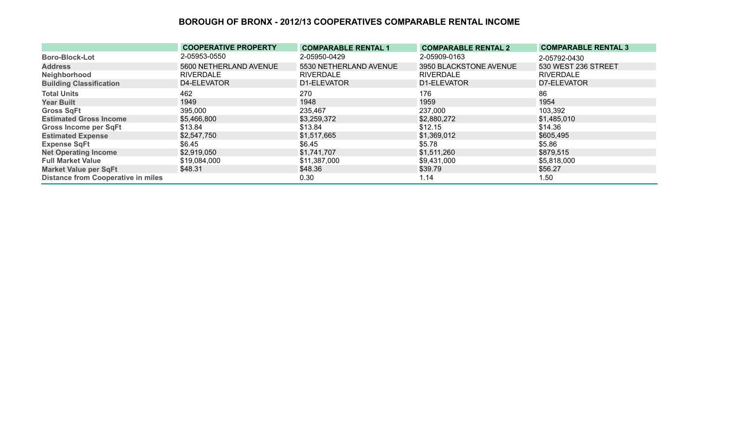# BOROUGH OF BRONX - 2012/13 COOPERATIVES COMPARABLE RENTAL INCOME

| | COOPERATIVE PROPERTY | COMPARABLE RENTAL 1 | COMPARABLE RENTAL 2 | COMPARABLE RENTAL 3 |
|---|---|---|---|---|
| **Boro-Block-Lot** | 2-05953-0550 | 2-05950-0429 | 2-05909-0163 | 2-05792-0430 |
| **Address** | 5600 NETHERLAND AVENUE | 5530 NETHERLAND AVENUE | 3950 BLACKSTONE AVENUE | 530 WEST 236 STREET |
| **Neighborhood** | RIVERDALE | RIVERDALE | RIVERDALE | RIVERDALE |
| **Building Classification** | D4-ELEVATOR | D1-ELEVATOR | D1-ELEVATOR | D7-ELEVATOR |
| **Total Units** | 462 | 270 | 176 | 86 |
| **Year Built** | 1949 | 1948 | 1959 | 1954 |
| **Gross SqFt** | 395,000 | 235,467 | 237,000 | 103,392 |
| **Estimated Gross Income** | $5,466,800 | $3,259,372 | $2,880,272 | $1,485,010 |
| **Gross Income per SqFt** | $13.84 | $13.84 | $12.15 | $14.36 |
| **Estimated Expense** | $2,547,750 | $1,517,665 | $1,369,012 | $605,495 |
| **Expense SqFt** | $6.45 | $6.45 | $5.78 | $5.86 |
| **Net Operating Income** | $2,919,050 | $1,741,707 | $1,511,260 | $879,515 |
| **Full Market Value** | $19,084,000 | $11,387,000 | $9,431,000 | $5,818,000 |
| **Market Value per SqFt** | $48.31 | $48.36 | $39.79 | $56.27 |
| **Distance from Cooperative in miles** | | 0.30 | 1.14 | 1.50 |